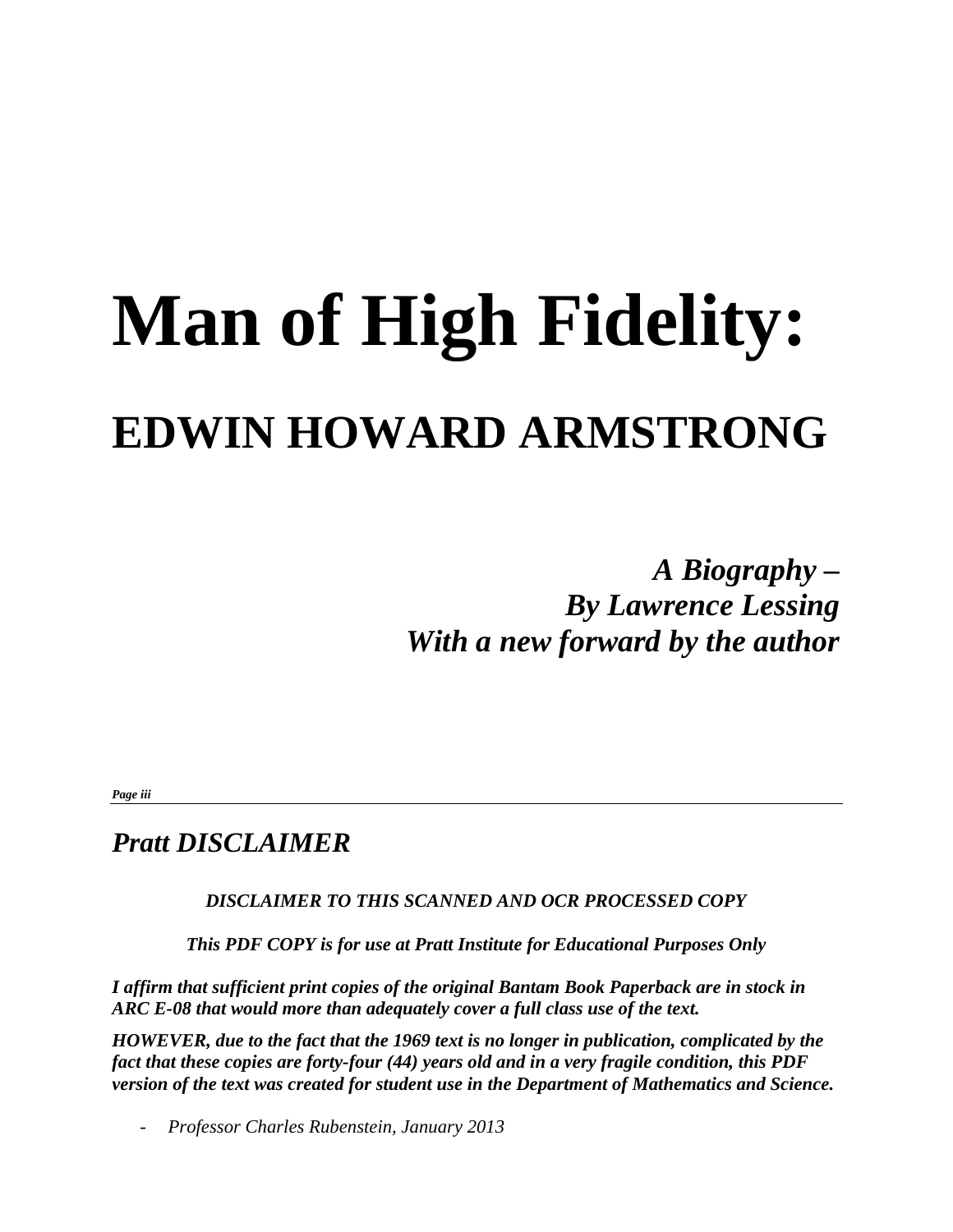# Man of High Fidelity:

## EDWIN HOWARD ARMSTRONG

***A Biography –***
***By Lawrence Lessing***
***With a new forward by the author***

***Page iii***

## *Pratt DISCLAIMER*

***DISCLAIMER TO THIS SCANNED AND OCR PROCESSED COPY***

***This PDF COPY is for use at Pratt Institute for Educational Purposes Only***

***I affirm that sufficient print copies of the original Bantam Book Paperback are in stock in ARC E-08 that would more than adequately cover a full class use of the text.***

***HOWEVER, due to the fact that the 1969 text is no longer in publication, complicated by the fact that these copies are forty-four (44) years old and in a very fragile condition, this PDF version of the text was created for student use in the Department of Mathematics and Science.***

- *Professor Charles Rubenstein, January 2013*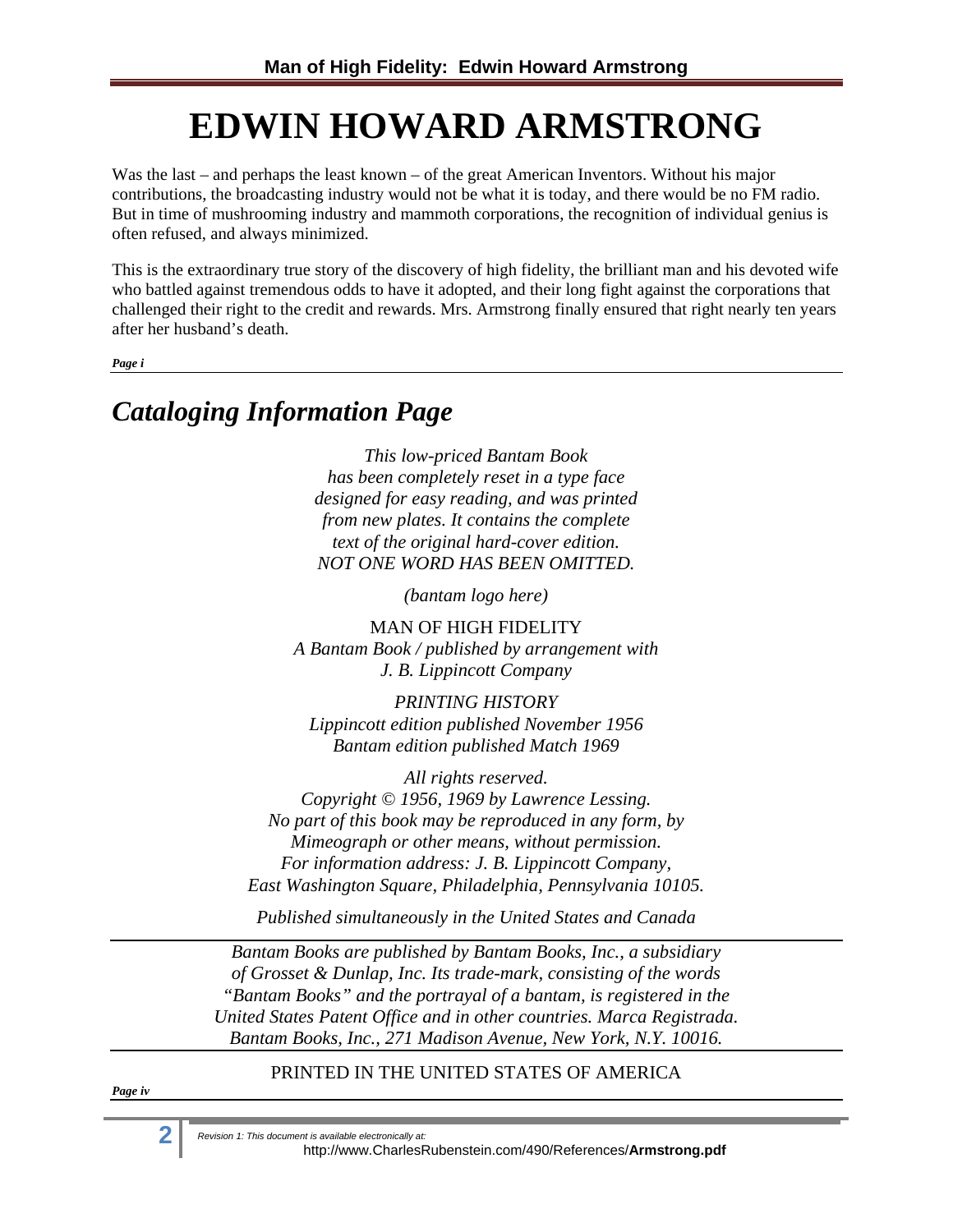# EDWIN HOWARD ARMSTRONG

Was the last – and perhaps the least known – of the great American Inventors. Without his major contributions, the broadcasting industry would not be what it is today, and there would be no FM radio. But in time of mushrooming industry and mammoth corporations, the recognition of individual genius is often refused, and always minimized.

This is the extraordinary true story of the discovery of high fidelity, the brilliant man and his devoted wife who battled against tremendous odds to have it adopted, and their long fight against the corporations that challenged their right to the credit and rewards. Mrs. Armstrong finally ensured that right nearly ten years after her husband's death.

***Page i***

---

## *Cataloging Information Page*

*This low-priced Bantam Book*
*has been completely reset in a type face*
*designed for easy reading, and was printed*
*from new plates. It contains the complete*
*text of the original hard-cover edition.*
*NOT ONE WORD HAS BEEN OMITTED.*

*(bantam logo here)*

MAN OF HIGH FIDELITY
*A Bantam Book / published by arrangement with*
*J. B. Lippincott Company*

*PRINTING HISTORY*
*Lippincott edition published November 1956*
*Bantam edition published Match 1969*

*All rights reserved.*
*Copyright © 1956, 1969 by Lawrence Lessing.*
*No part of this book may be reproduced in any form, by*
*Mimeograph or other means, without permission.*
*For information address: J. B. Lippincott Company,*
*East Washington Square, Philadelphia, Pennsylvania 10105.*

*Published simultaneously in the United States and Canada*

---

*Bantam Books are published by Bantam Books, Inc., a subsidiary*
*of Grosset & Dunlap, Inc. Its trade-mark, consisting of the words*
*"Bantam Books" and the portrayal of a bantam, is registered in the*
*United States Patent Office and in other countries. Marca Registrada.*
*Bantam Books, Inc., 271 Madison Avenue, New York, N.Y. 10016.*

---

PRINTED IN THE UNITED STATES OF AMERICA

***Page iv***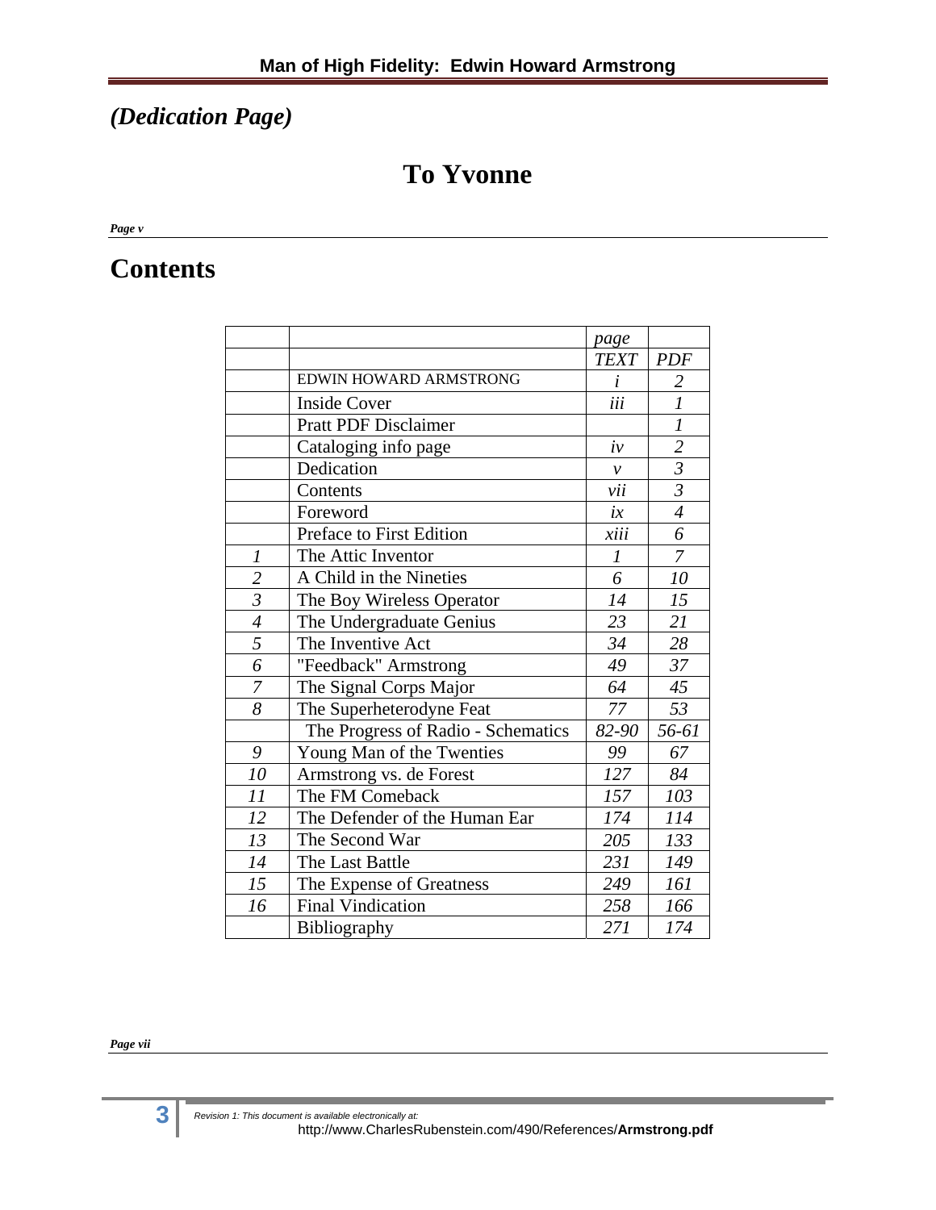*(Dedication Page)*

# To Yvonne

***Page v***

# Contents

| | | page | |
|---|---|---|---|
| | | *TEXT* | *PDF* |
| | EDWIN HOWARD ARMSTRONG | *i* | *2* |
| | Inside Cover | *iii* | *1* |
| | Pratt PDF Disclaimer | | *1* |
| | Cataloging info page | *iv* | *2* |
| | Dedication | *v* | *3* |
| | Contents | *vii* | *3* |
| | Foreword | *ix* | *4* |
| | Preface to First Edition | *xiii* | *6* |
| *1* | The Attic Inventor | *1* | *7* |
| *2* | A Child in the Nineties | *6* | *10* |
| *3* | The Boy Wireless Operator | *14* | *15* |
| *4* | The Undergraduate Genius | *23* | *21* |
| *5* | The Inventive Act | *34* | *28* |
| *6* | "Feedback" Armstrong | *49* | *37* |
| *7* | The Signal Corps Major | *64* | *45* |
| *8* | The Superheterodyne Feat | *77* | *53* |
| | The Progress of Radio - Schematics | *82-90* | *56-61* |
| *9* | Young Man of the Twenties | *99* | *67* |
| *10* | Armstrong vs. de Forest | *127* | *84* |
| *11* | The FM Comeback | *157* | *103* |
| *12* | The Defender of the Human Ear | *174* | *114* |
| *13* | The Second War | *205* | *133* |
| *14* | The Last Battle | *231* | *149* |
| *15* | The Expense of Greatness | *249* | *161* |
| *16* | Final Vindication | *258* | *166* |
| | Bibliography | *271* | *174* |

***Page vii***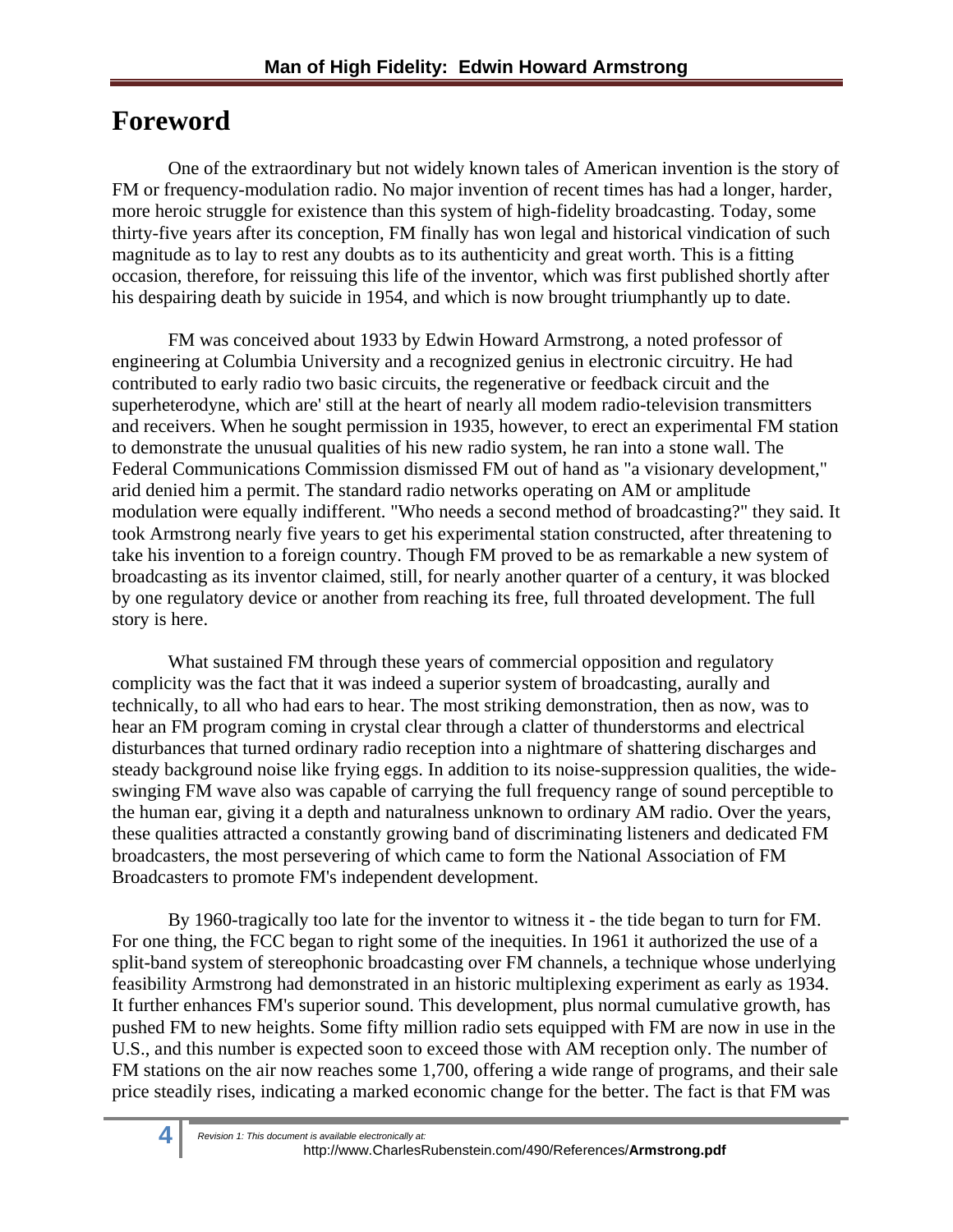# Foreword

One of the extraordinary but not widely known tales of American invention is the story of FM or frequency-modulation radio. No major invention of recent times has had a longer, harder, more heroic struggle for existence than this system of high-fidelity broadcasting. Today, some thirty-five years after its conception, FM finally has won legal and historical vindication of such magnitude as to lay to rest any doubts as to its authenticity and great worth. This is a fitting occasion, therefore, for reissuing this life of the inventor, which was first published shortly after his despairing death by suicide in 1954, and which is now brought triumphantly up to date.

FM was conceived about 1933 by Edwin Howard Armstrong, a noted professor of engineering at Columbia University and a recognized genius in electronic circuitry. He had contributed to early radio two basic circuits, the regenerative or feedback circuit and the superheterodyne, which are' still at the heart of nearly all modem radio-television transmitters and receivers. When he sought permission in 1935, however, to erect an experimental FM station to demonstrate the unusual qualities of his new radio system, he ran into a stone wall. The Federal Communications Commission dismissed FM out of hand as "a visionary development," arid denied him a permit. The standard radio networks operating on AM or amplitude modulation were equally indifferent. "Who needs a second method of broadcasting?" they said. It took Armstrong nearly five years to get his experimental station constructed, after threatening to take his invention to a foreign country. Though FM proved to be as remarkable a new system of broadcasting as its inventor claimed, still, for nearly another quarter of a century, it was blocked by one regulatory device or another from reaching its free, full throated development. The full story is here.

What sustained FM through these years of commercial opposition and regulatory complicity was the fact that it was indeed a superior system of broadcasting, aurally and technically, to all who had ears to hear. The most striking demonstration, then as now, was to hear an FM program coming in crystal clear through a clatter of thunderstorms and electrical disturbances that turned ordinary radio reception into a nightmare of shattering discharges and steady background noise like frying eggs. In addition to its noise-suppression qualities, the wide-swinging FM wave also was capable of carrying the full frequency range of sound perceptible to the human ear, giving it a depth and naturalness unknown to ordinary AM radio. Over the years, these qualities attracted a constantly growing band of discriminating listeners and dedicated FM broadcasters, the most persevering of which came to form the National Association of FM Broadcasters to promote FM's independent development.

By 1960-tragically too late for the inventor to witness it - the tide began to turn for FM. For one thing, the FCC began to right some of the inequities. In 1961 it authorized the use of a split-band system of stereophonic broadcasting over FM channels, a technique whose underlying feasibility Armstrong had demonstrated in an historic multiplexing experiment as early as 1934. It further enhances FM's superior sound. This development, plus normal cumulative growth, has pushed FM to new heights. Some fifty million radio sets equipped with FM are now in use in the U.S., and this number is expected soon to exceed those with AM reception only. The number of FM stations on the air now reaches some 1,700, offering a wide range of programs, and their sale price steadily rises, indicating a marked economic change for the better. The fact is that FM was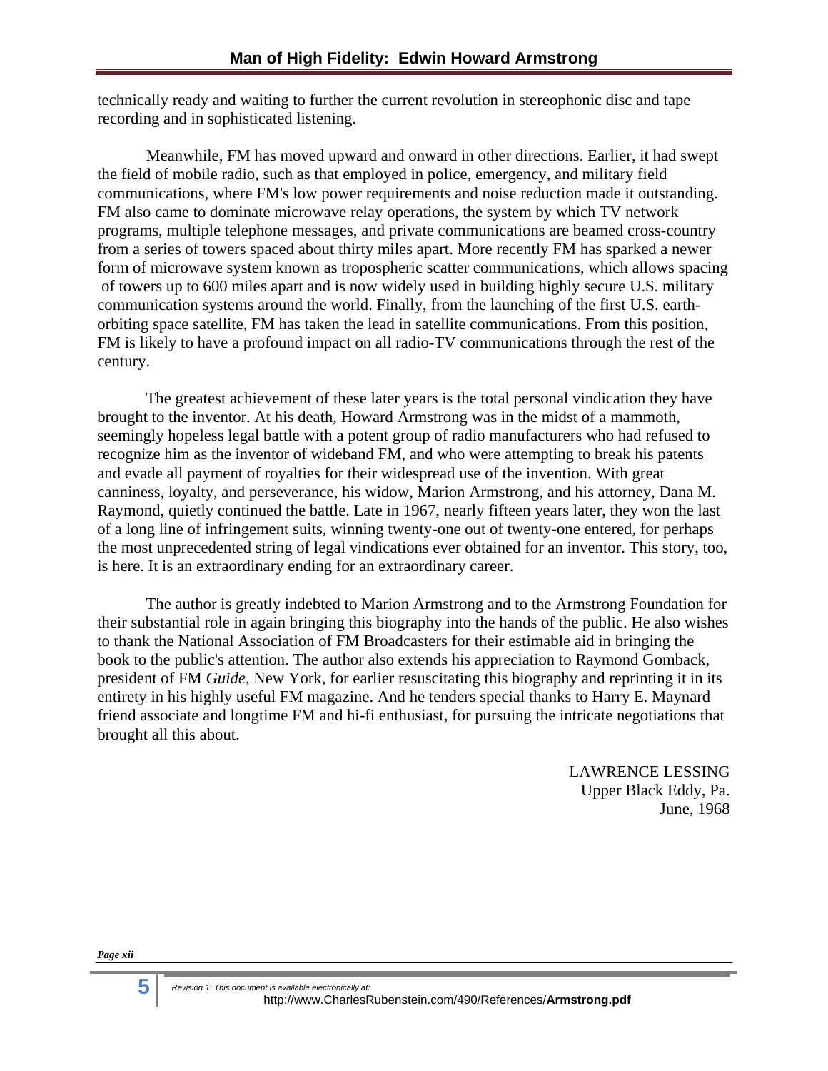technically ready and waiting to further the current revolution in stereophonic disc and tape recording and in sophisticated listening.

Meanwhile, FM has moved upward and onward in other directions. Earlier, it had swept the field of mobile radio, such as that employed in police, emergency, and military field communications, where FM's low power requirements and noise reduction made it outstanding. FM also came to dominate microwave relay operations, the system by which TV network programs, multiple telephone messages, and private communications are beamed cross-country from a series of towers spaced about thirty miles apart. More recently FM has sparked a newer form of microwave system known as tropospheric scatter communications, which allows spacing of towers up to 600 miles apart and is now widely used in building highly secure U.S. military communication systems around the world. Finally, from the launching of the first U.S. earth-orbiting space satellite, FM has taken the lead in satellite communications. From this position, FM is likely to have a profound impact on all radio-TV communications through the rest of the century.

The greatest achievement of these later years is the total personal vindication they have brought to the inventor. At his death, Howard Armstrong was in the midst of a mammoth, seemingly hopeless legal battle with a potent group of radio manufacturers who had refused to recognize him as the inventor of wideband FM, and who were attempting to break his patents and evade all payment of royalties for their widespread use of the invention. With great canniness, loyalty, and perseverance, his widow, Marion Armstrong, and his attorney, Dana M. Raymond, quietly continued the battle. Late in 1967, nearly fifteen years later, they won the last of a long line of infringement suits, winning twenty-one out of twenty-one entered, for perhaps the most unprecedented string of legal vindications ever obtained for an inventor. This story, too, is here. It is an extraordinary ending for an extraordinary career.

The author is greatly indebted to Marion Armstrong and to the Armstrong Foundation for their substantial role in again bringing this biography into the hands of the public. He also wishes to thank the National Association of FM Broadcasters for their estimable aid in bringing the book to the public's attention. The author also extends his appreciation to Raymond Gomback, president of FM *Guide,* New York, for earlier resuscitating this biography and reprinting it in its entirety in his highly useful FM magazine. And he tenders special thanks to Harry E. Maynard friend associate and longtime FM and hi-fi enthusiast, for pursuing the intricate negotiations that brought all this about.

LAWRENCE LESSING
Upper Black Eddy, Pa.
June, 1968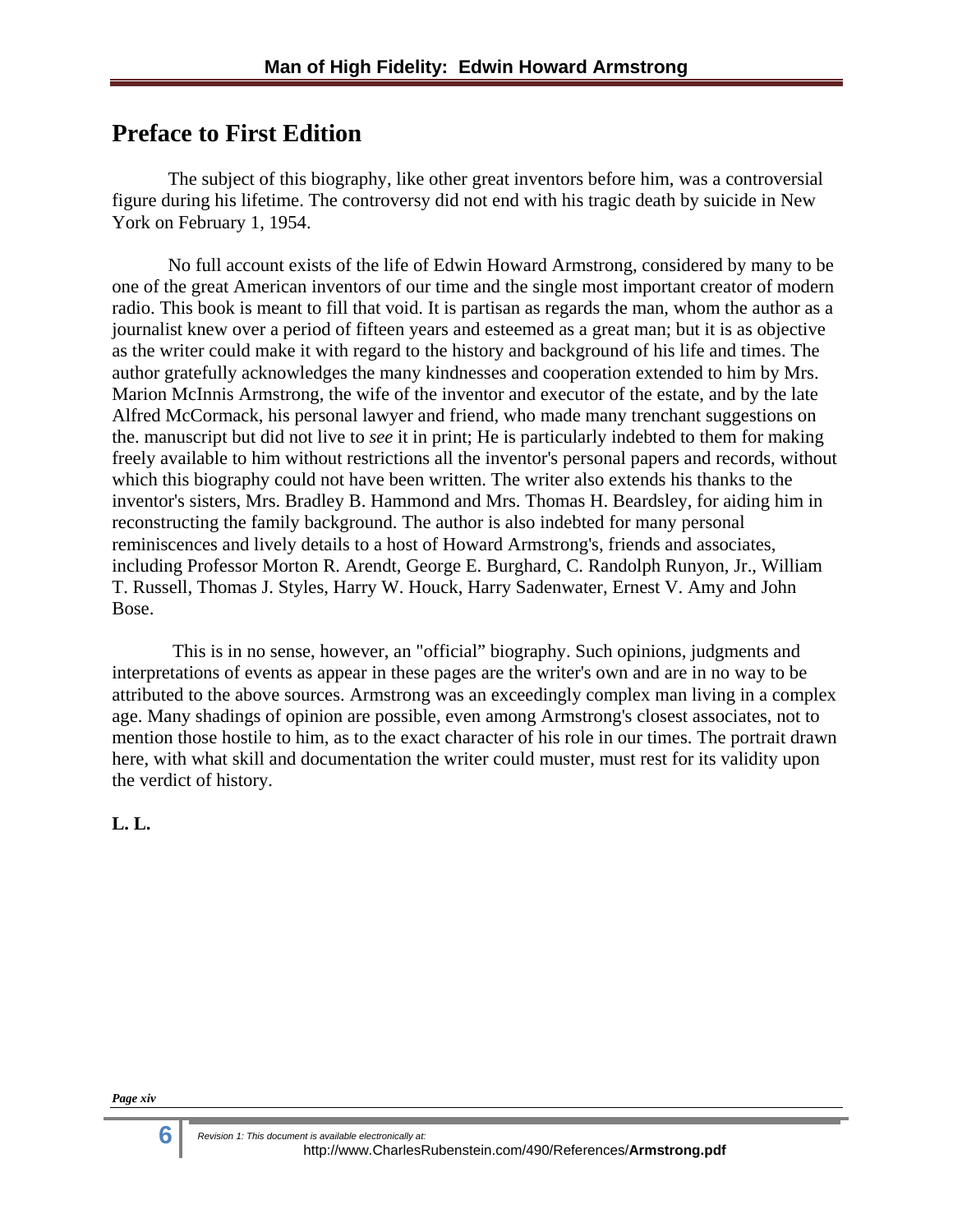## Preface to First Edition

The subject of this biography, like other great inventors before him, was a controversial figure during his lifetime. The controversy did not end with his tragic death by suicide in New York on February 1, 1954.

No full account exists of the life of Edwin Howard Armstrong, considered by many to be one of the great American inventors of our time and the single most important creator of modern radio. This book is meant to fill that void. It is partisan as regards the man, whom the author as a journalist knew over a period of fifteen years and esteemed as a great man; but it is as objective as the writer could make it with regard to the history and background of his life and times. The author gratefully acknowledges the many kindnesses and cooperation extended to him by Mrs. Marion McInnis Armstrong, the wife of the inventor and executor of the estate, and by the late Alfred McCormack, his personal lawyer and friend, who made many trenchant suggestions on the. manuscript but did not live to *see* it in print; He is particularly indebted to them for making freely available to him without restrictions all the inventor's personal papers and records, without which this biography could not have been written. The writer also extends his thanks to the inventor's sisters, Mrs. Bradley B. Hammond and Mrs. Thomas H. Beardsley, for aiding him in reconstructing the family background. The author is also indebted for many personal reminiscences and lively details to a host of Howard Armstrong's, friends and associates, including Professor Morton R. Arendt, George E. Burghard, C. Randolph Runyon, Jr., William T. Russell, Thomas J. Styles, Harry W. Houck, Harry Sadenwater, Ernest V. Amy and John Bose.

This is in no sense, however, an "official" biography. Such opinions, judgments and interpretations of events as appear in these pages are the writer's own and are in no way to be attributed to the above sources. Armstrong was an exceedingly complex man living in a complex age. Many shadings of opinion are possible, even among Armstrong's closest associates, not to mention those hostile to him, as to the exact character of his role in our times. The portrait drawn here, with what skill and documentation the writer could muster, must rest for its validity upon the verdict of history.

**L. L.**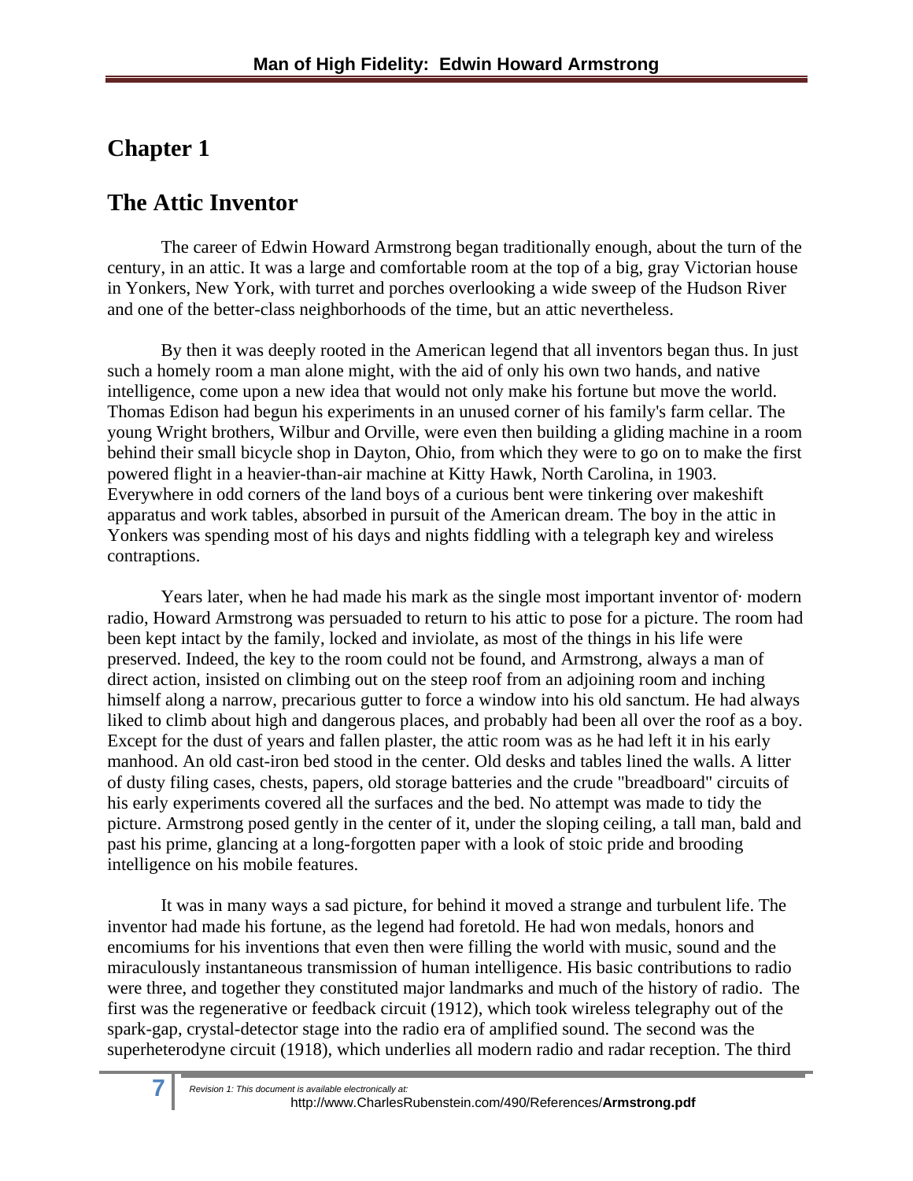# Chapter 1

# The Attic Inventor

The career of Edwin Howard Armstrong began traditionally enough, about the turn of the century, in an attic. It was a large and comfortable room at the top of a big, gray Victorian house in Yonkers, New York, with turret and porches overlooking a wide sweep of the Hudson River and one of the better-class neighborhoods of the time, but an attic nevertheless.

By then it was deeply rooted in the American legend that all inventors began thus. In just such a homely room a man alone might, with the aid of only his own two hands, and native intelligence, come upon a new idea that would not only make his fortune but move the world. Thomas Edison had begun his experiments in an unused corner of his family's farm cellar. The young Wright brothers, Wilbur and Orville, were even then building a gliding machine in a room behind their small bicycle shop in Dayton, Ohio, from which they were to go on to make the first powered flight in a heavier-than-air machine at Kitty Hawk, North Carolina, in 1903. Everywhere in odd corners of the land boys of a curious bent were tinkering over makeshift apparatus and work tables, absorbed in pursuit of the American dream. The boy in the attic in Yonkers was spending most of his days and nights fiddling with a telegraph key and wireless contraptions.

Years later, when he had made his mark as the single most important inventor of· modern radio, Howard Armstrong was persuaded to return to his attic to pose for a picture. The room had been kept intact by the family, locked and inviolate, as most of the things in his life were preserved. Indeed, the key to the room could not be found, and Armstrong, always a man of direct action, insisted on climbing out on the steep roof from an adjoining room and inching himself along a narrow, precarious gutter to force a window into his old sanctum. He had always liked to climb about high and dangerous places, and probably had been all over the roof as a boy. Except for the dust of years and fallen plaster, the attic room was as he had left it in his early manhood. An old cast-iron bed stood in the center. Old desks and tables lined the walls. A litter of dusty filing cases, chests, papers, old storage batteries and the crude "breadboard" circuits of his early experiments covered all the surfaces and the bed. No attempt was made to tidy the picture. Armstrong posed gently in the center of it, under the sloping ceiling, a tall man, bald and past his prime, glancing at a long-forgotten paper with a look of stoic pride and brooding intelligence on his mobile features.

It was in many ways a sad picture, for behind it moved a strange and turbulent life. The inventor had made his fortune, as the legend had foretold. He had won medals, honors and encomiums for his inventions that even then were filling the world with music, sound and the miraculously instantaneous transmission of human intelligence. His basic contributions to radio were three, and together they constituted major landmarks and much of the history of radio. The first was the regenerative or feedback circuit (1912), which took wireless telegraphy out of the spark-gap, crystal-detector stage into the radio era of amplified sound. The second was the superheterodyne circuit (1918), which underlies all modern radio and radar reception. The third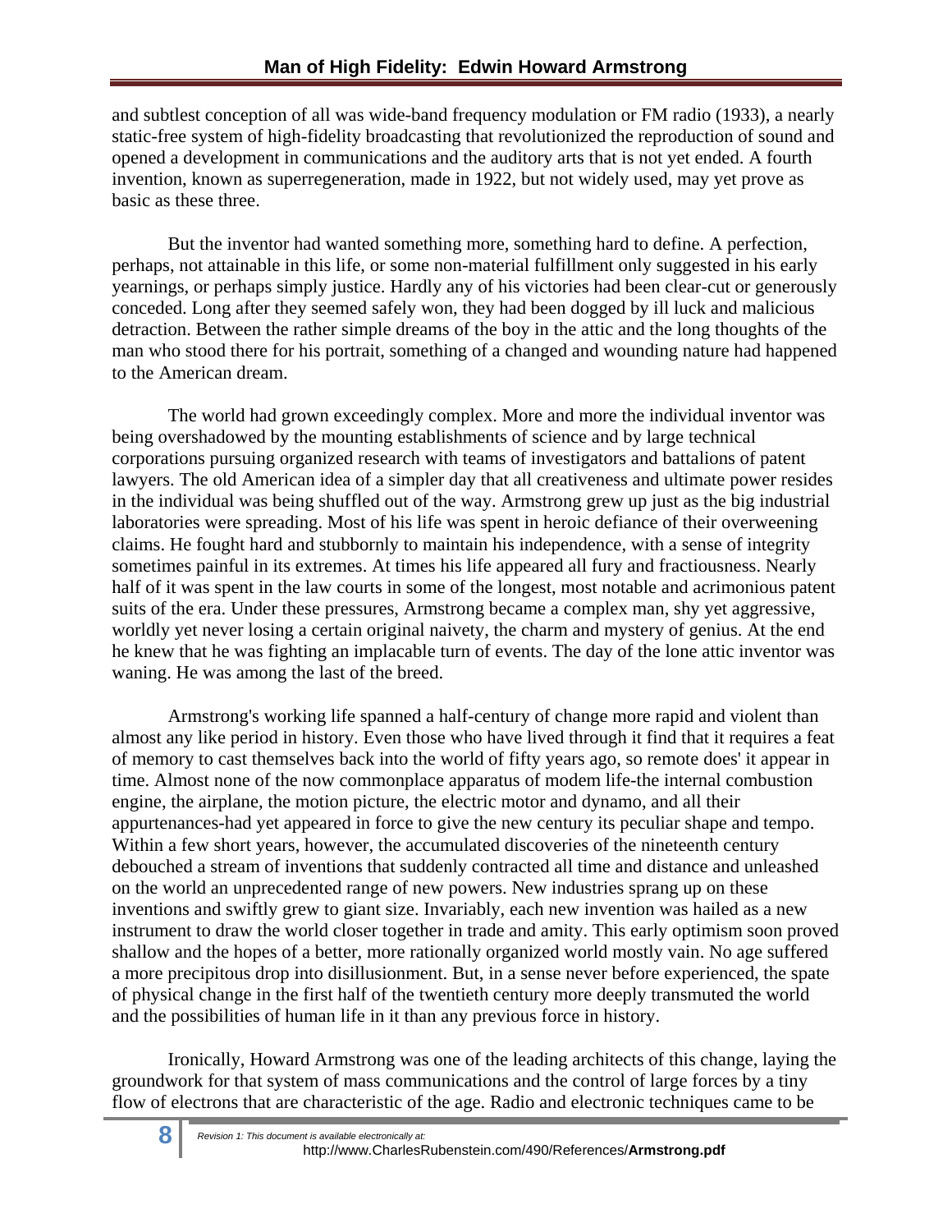and subtlest conception of all was wide-band frequency modulation or FM radio (1933), a nearly static-free system of high-fidelity broadcasting that revolutionized the reproduction of sound and opened a development in communications and the auditory arts that is not yet ended. A fourth invention, known as superregeneration, made in 1922, but not widely used, may yet prove as basic as these three.

But the inventor had wanted something more, something hard to define. A perfection, perhaps, not attainable in this life, or some non-material fulfillment only suggested in his early yearnings, or perhaps simply justice. Hardly any of his victories had been clear-cut or generously conceded. Long after they seemed safely won, they had been dogged by ill luck and malicious detraction. Between the rather simple dreams of the boy in the attic and the long thoughts of the man who stood there for his portrait, something of a changed and wounding nature had happened to the American dream.

The world had grown exceedingly complex. More and more the individual inventor was being overshadowed by the mounting establishments of science and by large technical corporations pursuing organized research with teams of investigators and battalions of patent lawyers. The old American idea of a simpler day that all creativeness and ultimate power resides in the individual was being shuffled out of the way. Armstrong grew up just as the big industrial laboratories were spreading. Most of his life was spent in heroic defiance of their overweening claims. He fought hard and stubbornly to maintain his independence, with a sense of integrity sometimes painful in its extremes. At times his life appeared all fury and fractiousness. Nearly half of it was spent in the law courts in some of the longest, most notable and acrimonious patent suits of the era. Under these pressures, Armstrong became a complex man, shy yet aggressive, worldly yet never losing a certain original naivety, the charm and mystery of genius. At the end he knew that he was fighting an implacable turn of events. The day of the lone attic inventor was waning. He was among the last of the breed.

Armstrong's working life spanned a half-century of change more rapid and violent than almost any like period in history. Even those who have lived through it find that it requires a feat of memory to cast themselves back into the world of fifty years ago, so remote does' it appear in time. Almost none of the now commonplace apparatus of modem life-the internal combustion engine, the airplane, the motion picture, the electric motor and dynamo, and all their appurtenances-had yet appeared in force to give the new century its peculiar shape and tempo. Within a few short years, however, the accumulated discoveries of the nineteenth century debouched a stream of inventions that suddenly contracted all time and distance and unleashed on the world an unprecedented range of new powers. New industries sprang up on these inventions and swiftly grew to giant size. Invariably, each new invention was hailed as a new instrument to draw the world closer together in trade and amity. This early optimism soon proved shallow and the hopes of a better, more rationally organized world mostly vain. No age suffered a more precipitous drop into disillusionment. But, in a sense never before experienced, the spate of physical change in the first half of the twentieth century more deeply transmuted the world and the possibilities of human life in it than any previous force in history.

Ironically, Howard Armstrong was one of the leading architects of this change, laying the groundwork for that system of mass communications and the control of large forces by a tiny flow of electrons that are characteristic of the age. Radio and electronic techniques came to be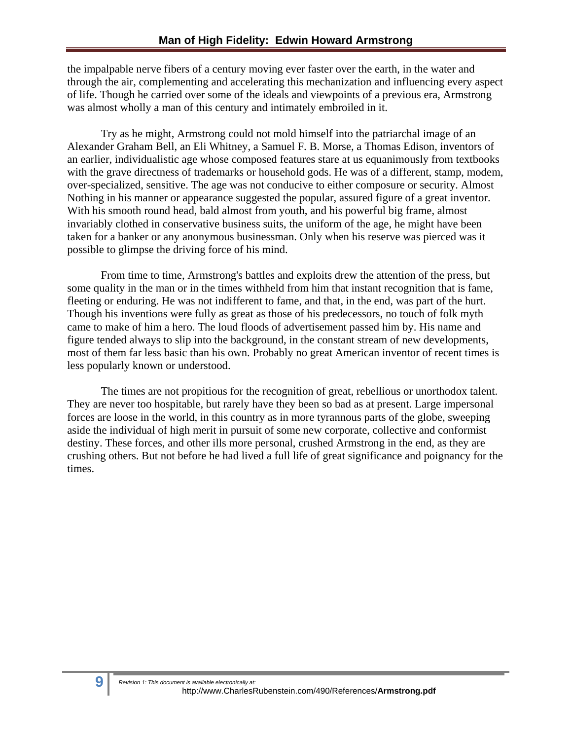the impalpable nerve fibers of a century moving ever faster over the earth, in the water and through the air, complementing and accelerating this mechanization and influencing every aspect of life. Though he carried over some of the ideals and viewpoints of a previous era, Armstrong was almost wholly a man of this century and intimately embroiled in it.

Try as he might, Armstrong could not mold himself into the patriarchal image of an Alexander Graham Bell, an Eli Whitney, a Samuel F. B. Morse, a Thomas Edison, inventors of an earlier, individualistic age whose composed features stare at us equanimously from textbooks with the grave directness of trademarks or household gods. He was of a different, stamp, modem, over-specialized, sensitive. The age was not conducive to either composure or security. Almost Nothing in his manner or appearance suggested the popular, assured figure of a great inventor. With his smooth round head, bald almost from youth, and his powerful big frame, almost invariably clothed in conservative business suits, the uniform of the age, he might have been taken for a banker or any anonymous businessman. Only when his reserve was pierced was it possible to glimpse the driving force of his mind.

From time to time, Armstrong's battles and exploits drew the attention of the press, but some quality in the man or in the times withheld from him that instant recognition that is fame, fleeting or enduring. He was not indifferent to fame, and that, in the end, was part of the hurt. Though his inventions were fully as great as those of his predecessors, no touch of folk myth came to make of him a hero. The loud floods of advertisement passed him by. His name and figure tended always to slip into the background, in the constant stream of new developments, most of them far less basic than his own. Probably no great American inventor of recent times is less popularly known or understood.

The times are not propitious for the recognition of great, rebellious or unorthodox talent. They are never too hospitable, but rarely have they been so bad as at present. Large impersonal forces are loose in the world, in this country as in more tyrannous parts of the globe, sweeping aside the individual of high merit in pursuit of some new corporate, collective and conformist destiny. These forces, and other ills more personal, crushed Armstrong in the end, as they are crushing others. But not before he had lived a full life of great significance and poignancy for the times.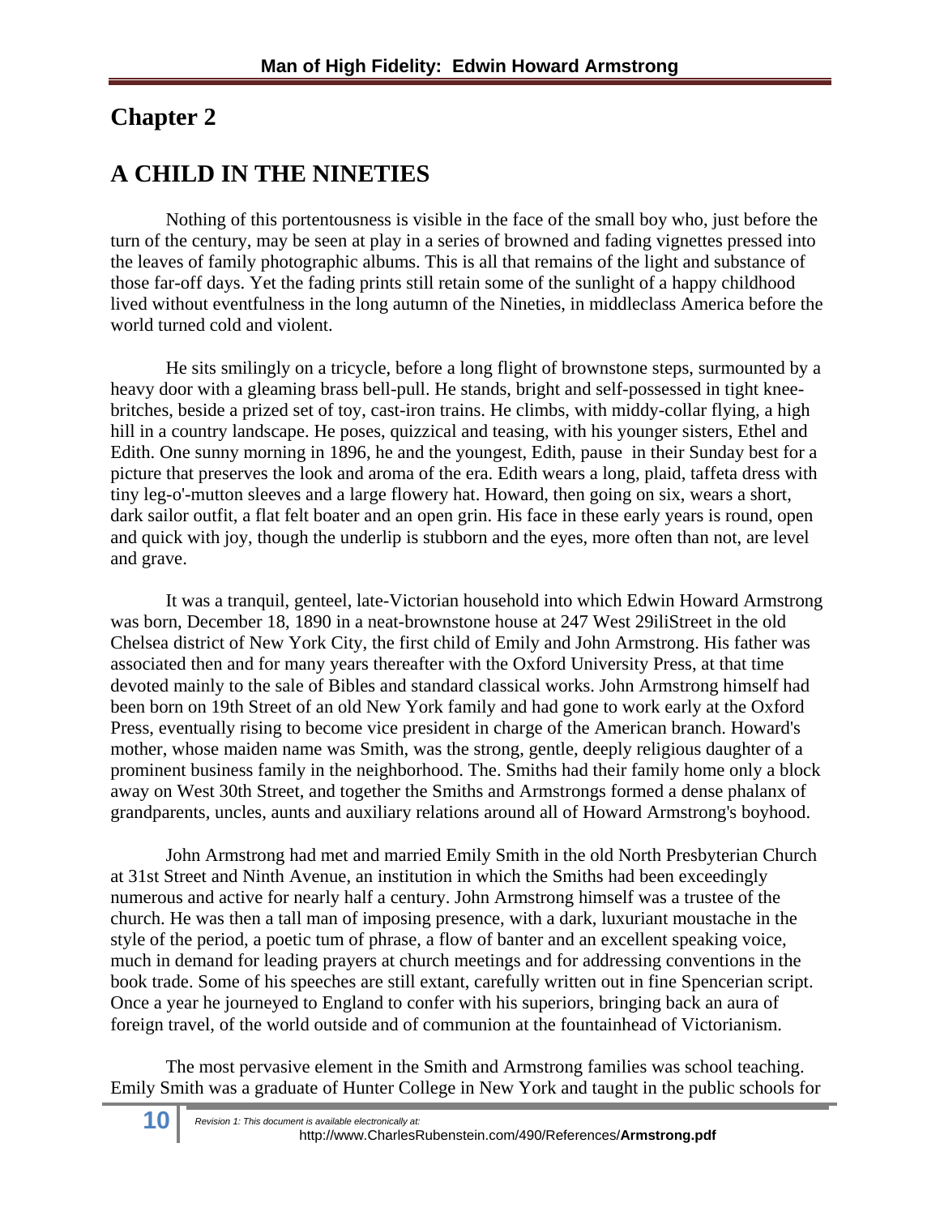# Chapter 2

## A CHILD IN THE NINETIES

Nothing of this portentousness is visible in the face of the small boy who, just before the turn of the century, may be seen at play in a series of browned and fading vignettes pressed into the leaves of family photographic albums. This is all that remains of the light and substance of those far-off days. Yet the fading prints still retain some of the sunlight of a happy childhood lived without eventfulness in the long autumn of the Nineties, in middleclass America before the world turned cold and violent.

He sits smilingly on a tricycle, before a long flight of brownstone steps, surmounted by a heavy door with a gleaming brass bell-pull. He stands, bright and self-possessed in tight knee-britches, beside a prized set of toy, cast-iron trains. He climbs, with middy-collar flying, a high hill in a country landscape. He poses, quizzical and teasing, with his younger sisters, Ethel and Edith. One sunny morning in 1896, he and the youngest, Edith, pause in their Sunday best for a picture that preserves the look and aroma of the era. Edith wears a long, plaid, taffeta dress with tiny leg-o'-mutton sleeves and a large flowery hat. Howard, then going on six, wears a short, dark sailor outfit, a flat felt boater and an open grin. His face in these early years is round, open and quick with joy, though the underlip is stubborn and the eyes, more often than not, are level and grave.

It was a tranquil, genteel, late-Victorian household into which Edwin Howard Armstrong was born, December 18, 1890 in a neat-brownstone house at 247 West 29iliStreet in the old Chelsea district of New York City, the first child of Emily and John Armstrong. His father was associated then and for many years thereafter with the Oxford University Press, at that time devoted mainly to the sale of Bibles and standard classical works. John Armstrong himself had been born on 19th Street of an old New York family and had gone to work early at the Oxford Press, eventually rising to become vice president in charge of the American branch. Howard's mother, whose maiden name was Smith, was the strong, gentle, deeply religious daughter of a prominent business family in the neighborhood. The. Smiths had their family home only a block away on West 30th Street, and together the Smiths and Armstrongs formed a dense phalanx of grandparents, uncles, aunts and auxiliary relations around all of Howard Armstrong's boyhood.

John Armstrong had met and married Emily Smith in the old North Presbyterian Church at 31st Street and Ninth Avenue, an institution in which the Smiths had been exceedingly numerous and active for nearly half a century. John Armstrong himself was a trustee of the church. He was then a tall man of imposing presence, with a dark, luxuriant moustache in the style of the period, a poetic tum of phrase, a flow of banter and an excellent speaking voice, much in demand for leading prayers at church meetings and for addressing conventions in the book trade. Some of his speeches are still extant, carefully written out in fine Spencerian script. Once a year he journeyed to England to confer with his superiors, bringing back an aura of foreign travel, of the world outside and of communion at the fountainhead of Victorianism.

The most pervasive element in the Smith and Armstrong families was school teaching. Emily Smith was a graduate of Hunter College in New York and taught in the public schools for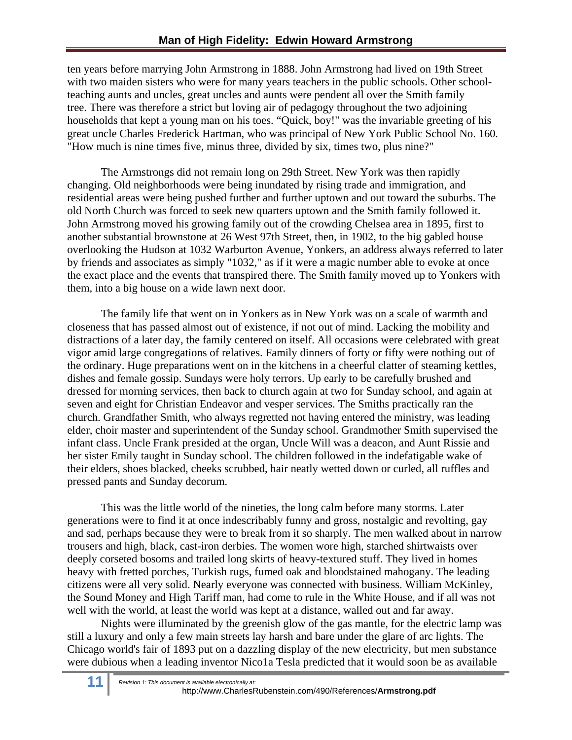ten years before marrying John Armstrong in 1888. John Armstrong had lived on 19th Street with two maiden sisters who were for many years teachers in the public schools. Other school-teaching aunts and uncles, great uncles and aunts were pendent all over the Smith family tree. There was therefore a strict but loving air of pedagogy throughout the two adjoining households that kept a young man on his toes. "Quick, boy!" was the invariable greeting of his great uncle Charles Frederick Hartman, who was principal of New York Public School No. 160. "How much is nine times five, minus three, divided by six, times two, plus nine?"

The Armstrongs did not remain long on 29th Street. New York was then rapidly changing. Old neighborhoods were being inundated by rising trade and immigration, and residential areas were being pushed further and further uptown and out toward the suburbs. The old North Church was forced to seek new quarters uptown and the Smith family followed it. John Armstrong moved his growing family out of the crowding Chelsea area in 1895, first to another substantial brownstone at 26 West 97th Street, then, in 1902, to the big gabled house overlooking the Hudson at 1032 Warburton Avenue, Yonkers, an address always referred to later by friends and associates as simply "1032," as if it were a magic number able to evoke at once the exact place and the events that transpired there. The Smith family moved up to Yonkers with them, into a big house on a wide lawn next door.

The family life that went on in Yonkers as in New York was on a scale of warmth and closeness that has passed almost out of existence, if not out of mind. Lacking the mobility and distractions of a later day, the family centered on itself. All occasions were celebrated with great vigor amid large congregations of relatives. Family dinners of forty or fifty were nothing out of the ordinary. Huge preparations went on in the kitchens in a cheerful clatter of steaming kettles, dishes and female gossip. Sundays were holy terrors. Up early to be carefully brushed and dressed for morning services, then back to church again at two for Sunday school, and again at seven and eight for Christian Endeavor and vesper services. The Smiths practically ran the church. Grandfather Smith, who always regretted not having entered the ministry, was leading elder, choir master and superintendent of the Sunday school. Grandmother Smith supervised the infant class. Uncle Frank presided at the organ, Uncle Will was a deacon, and Aunt Rissie and her sister Emily taught in Sunday school. The children followed in the indefatigable wake of their elders, shoes blacked, cheeks scrubbed, hair neatly wetted down or curled, all ruffles and pressed pants and Sunday decorum.

This was the little world of the nineties, the long calm before many storms. Later generations were to find it at once indescribably funny and gross, nostalgic and revolting, gay and sad, perhaps because they were to break from it so sharply. The men walked about in narrow trousers and high, black, cast-iron derbies. The women wore high, starched shirtwaists over deeply corseted bosoms and trailed long skirts of heavy-textured stuff. They lived in homes heavy with fretted porches, Turkish rugs, fumed oak and bloodstained mahogany. The leading citizens were all very solid. Nearly everyone was connected with business. William McKinley, the Sound Money and High Tariff man, had come to rule in the White House, and if all was not well with the world, at least the world was kept at a distance, walled out and far away.

Nights were illuminated by the greenish glow of the gas mantle, for the electric lamp was still a luxury and only a few main streets lay harsh and bare under the glare of arc lights. The Chicago world's fair of 1893 put on a dazzling display of the new electricity, but men substance were dubious when a leading inventor Nico1a Tesla predicted that it would soon be as available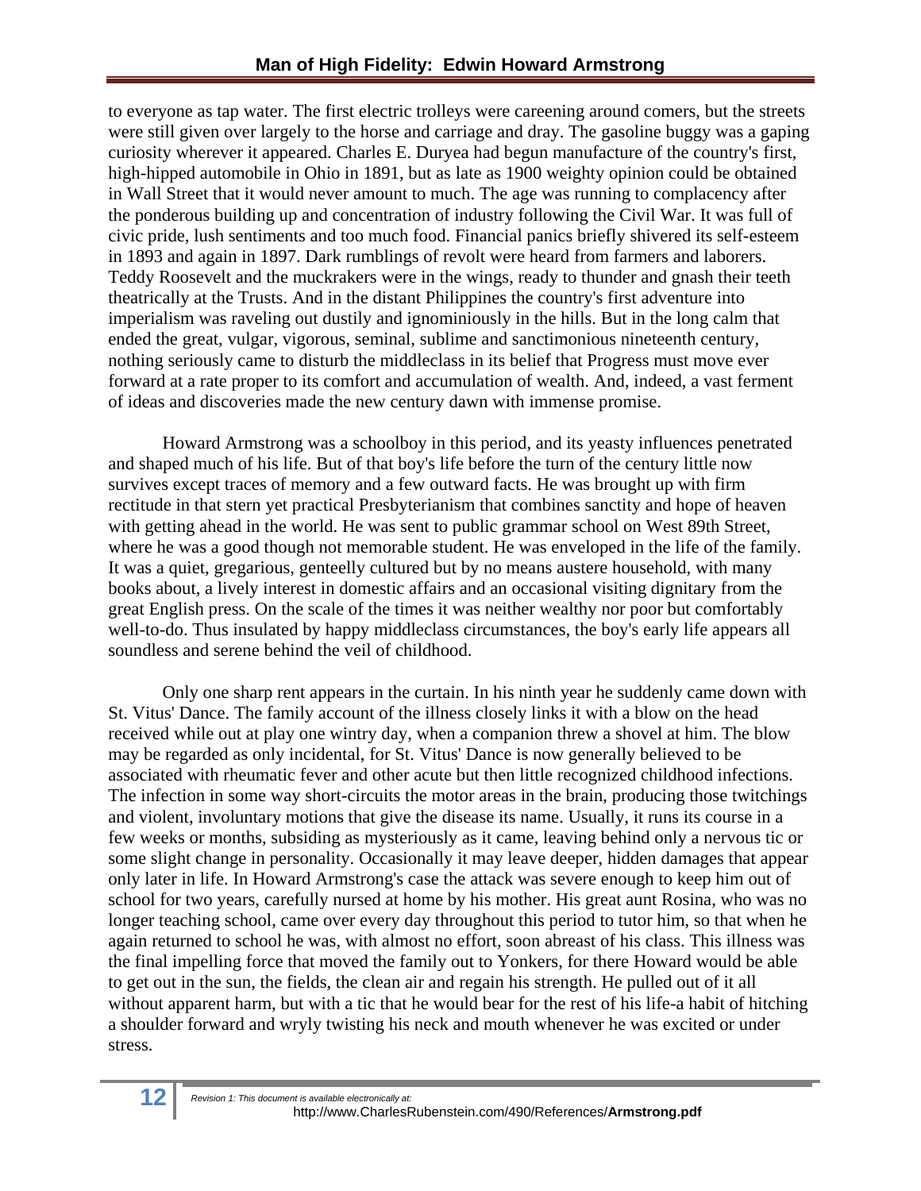to everyone as tap water. The first electric trolleys were careening around comers, but the streets were still given over largely to the horse and carriage and dray. The gasoline buggy was a gaping curiosity wherever it appeared. Charles E. Duryea had begun manufacture of the country's first, high-hipped automobile in Ohio in 1891, but as late as 1900 weighty opinion could be obtained in Wall Street that it would never amount to much. The age was running to complacency after the ponderous building up and concentration of industry following the Civil War. It was full of civic pride, lush sentiments and too much food. Financial panics briefly shivered its self-esteem in 1893 and again in 1897. Dark rumblings of revolt were heard from farmers and laborers. Teddy Roosevelt and the muckrakers were in the wings, ready to thunder and gnash their teeth theatrically at the Trusts. And in the distant Philippines the country's first adventure into imperialism was raveling out dustily and ignominiously in the hills. But in the long calm that ended the great, vulgar, vigorous, seminal, sublime and sanctimonious nineteenth century, nothing seriously came to disturb the middleclass in its belief that Progress must move ever forward at a rate proper to its comfort and accumulation of wealth. And, indeed, a vast ferment of ideas and discoveries made the new century dawn with immense promise.

Howard Armstrong was a schoolboy in this period, and its yeasty influences penetrated and shaped much of his life. But of that boy's life before the turn of the century little now survives except traces of memory and a few outward facts. He was brought up with firm rectitude in that stern yet practical Presbyterianism that combines sanctity and hope of heaven with getting ahead in the world. He was sent to public grammar school on West 89th Street, where he was a good though not memorable student. He was enveloped in the life of the family. It was a quiet, gregarious, genteelly cultured but by no means austere household, with many books about, a lively interest in domestic affairs and an occasional visiting dignitary from the great English press. On the scale of the times it was neither wealthy nor poor but comfortably well-to-do. Thus insulated by happy middleclass circumstances, the boy's early life appears all soundless and serene behind the veil of childhood.

Only one sharp rent appears in the curtain. In his ninth year he suddenly came down with St. Vitus' Dance. The family account of the illness closely links it with a blow on the head received while out at play one wintry day, when a companion threw a shovel at him. The blow may be regarded as only incidental, for St. Vitus' Dance is now generally believed to be associated with rheumatic fever and other acute but then little recognized childhood infections. The infection in some way short-circuits the motor areas in the brain, producing those twitchings and violent, involuntary motions that give the disease its name. Usually, it runs its course in a few weeks or months, subsiding as mysteriously as it came, leaving behind only a nervous tic or some slight change in personality. Occasionally it may leave deeper, hidden damages that appear only later in life. In Howard Armstrong's case the attack was severe enough to keep him out of school for two years, carefully nursed at home by his mother. His great aunt Rosina, who was no longer teaching school, came over every day throughout this period to tutor him, so that when he again returned to school he was, with almost no effort, soon abreast of his class. This illness was the final impelling force that moved the family out to Yonkers, for there Howard would be able to get out in the sun, the fields, the clean air and regain his strength. He pulled out of it all without apparent harm, but with a tic that he would bear for the rest of his life-a habit of hitching a shoulder forward and wryly twisting his neck and mouth whenever he was excited or under stress.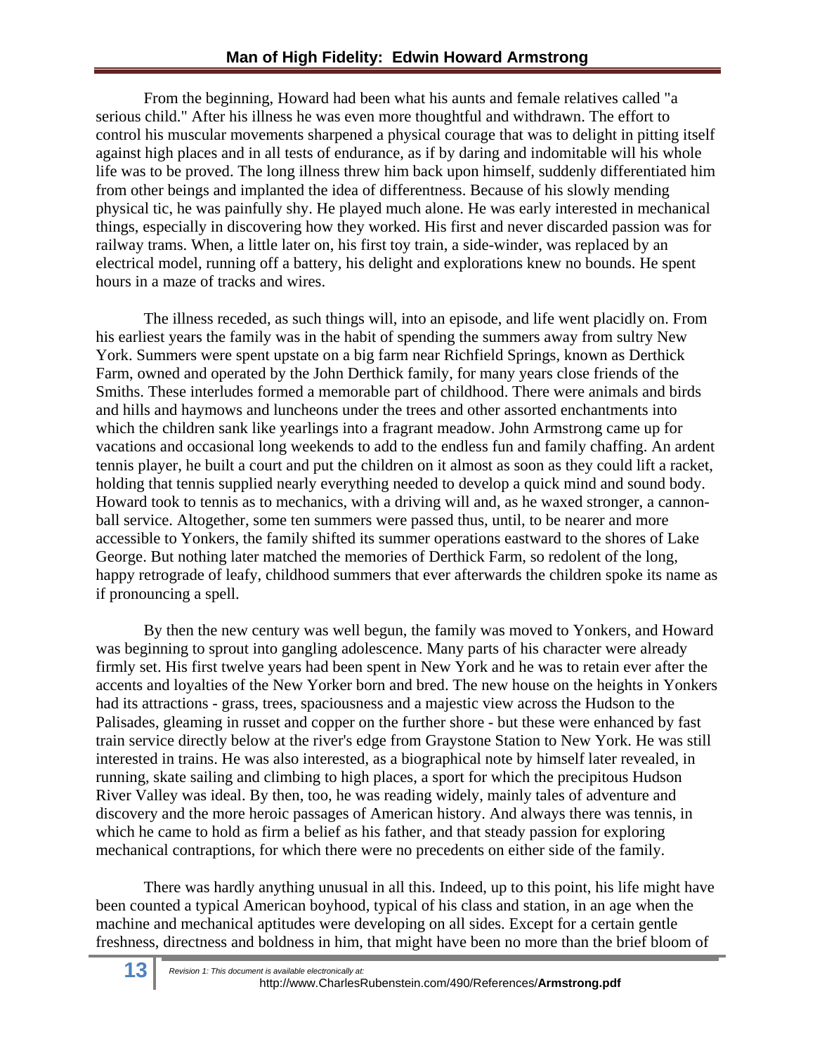From the beginning, Howard had been what his aunts and female relatives called "a serious child." After his illness he was even more thoughtful and withdrawn. The effort to control his muscular movements sharpened a physical courage that was to delight in pitting itself against high places and in all tests of endurance, as if by daring and indomitable will his whole life was to be proved. The long illness threw him back upon himself, suddenly differentiated him from other beings and implanted the idea of differentness. Because of his slowly mending physical tic, he was painfully shy. He played much alone. He was early interested in mechanical things, especially in discovering how they worked. His first and never discarded passion was for railway trams. When, a little later on, his first toy train, a side-winder, was replaced by an electrical model, running off a battery, his delight and explorations knew no bounds. He spent hours in a maze of tracks and wires.

The illness receded, as such things will, into an episode, and life went placidly on. From his earliest years the family was in the habit of spending the summers away from sultry New York. Summers were spent upstate on a big farm near Richfield Springs, known as Derthick Farm, owned and operated by the John Derthick family, for many years close friends of the Smiths. These interludes formed a memorable part of childhood. There were animals and birds and hills and haymows and luncheons under the trees and other assorted enchantments into which the children sank like yearlings into a fragrant meadow. John Armstrong came up for vacations and occasional long weekends to add to the endless fun and family chaffing. An ardent tennis player, he built a court and put the children on it almost as soon as they could lift a racket, holding that tennis supplied nearly everything needed to develop a quick mind and sound body. Howard took to tennis as to mechanics, with a driving will and, as he waxed stronger, a cannon-ball service. Altogether, some ten summers were passed thus, until, to be nearer and more accessible to Yonkers, the family shifted its summer operations eastward to the shores of Lake George. But nothing later matched the memories of Derthick Farm, so redolent of the long, happy retrograde of leafy, childhood summers that ever afterwards the children spoke its name as if pronouncing a spell.

By then the new century was well begun, the family was moved to Yonkers, and Howard was beginning to sprout into gangling adolescence. Many parts of his character were already firmly set. His first twelve years had been spent in New York and he was to retain ever after the accents and loyalties of the New Yorker born and bred. The new house on the heights in Yonkers had its attractions - grass, trees, spaciousness and a majestic view across the Hudson to the Palisades, gleaming in russet and copper on the further shore - but these were enhanced by fast train service directly below at the river's edge from Graystone Station to New York. He was still interested in trains. He was also interested, as a biographical note by himself later revealed, in running, skate sailing and climbing to high places, a sport for which the precipitous Hudson River Valley was ideal. By then, too, he was reading widely, mainly tales of adventure and discovery and the more heroic passages of American history. And always there was tennis, in which he came to hold as firm a belief as his father, and that steady passion for exploring mechanical contraptions, for which there were no precedents on either side of the family.

There was hardly anything unusual in all this. Indeed, up to this point, his life might have been counted a typical American boyhood, typical of his class and station, in an age when the machine and mechanical aptitudes were developing on all sides. Except for a certain gentle freshness, directness and boldness in him, that might have been no more than the brief bloom of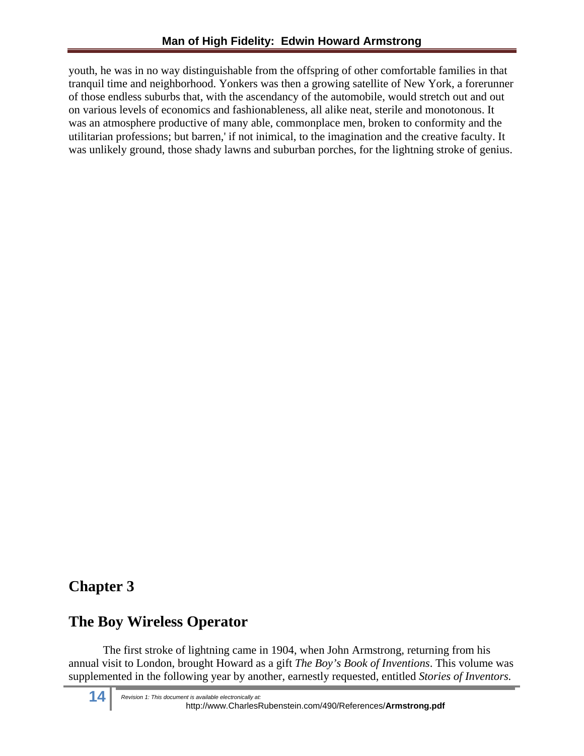youth, he was in no way distinguishable from the offspring of other comfortable families in that tranquil time and neighborhood. Yonkers was then a growing satellite of New York, a forerunner of those endless suburbs that, with the ascendancy of the automobile, would stretch out and out on various levels of economics and fashionableness, all alike neat, sterile and monotonous. It was an atmosphere productive of many able, commonplace men, broken to conformity and the utilitarian professions; but barren,' if not inimical, to the imagination and the creative faculty. It was unlikely ground, those shady lawns and suburban porches, for the lightning stroke of genius.

# Chapter 3

## The Boy Wireless Operator

The first stroke of lightning came in 1904, when John Armstrong, returning from his annual visit to London, brought Howard as a gift *The Boy's Book of Inventions*. This volume was supplemented in the following year by another, earnestly requested, entitled *Stories of Inventors.*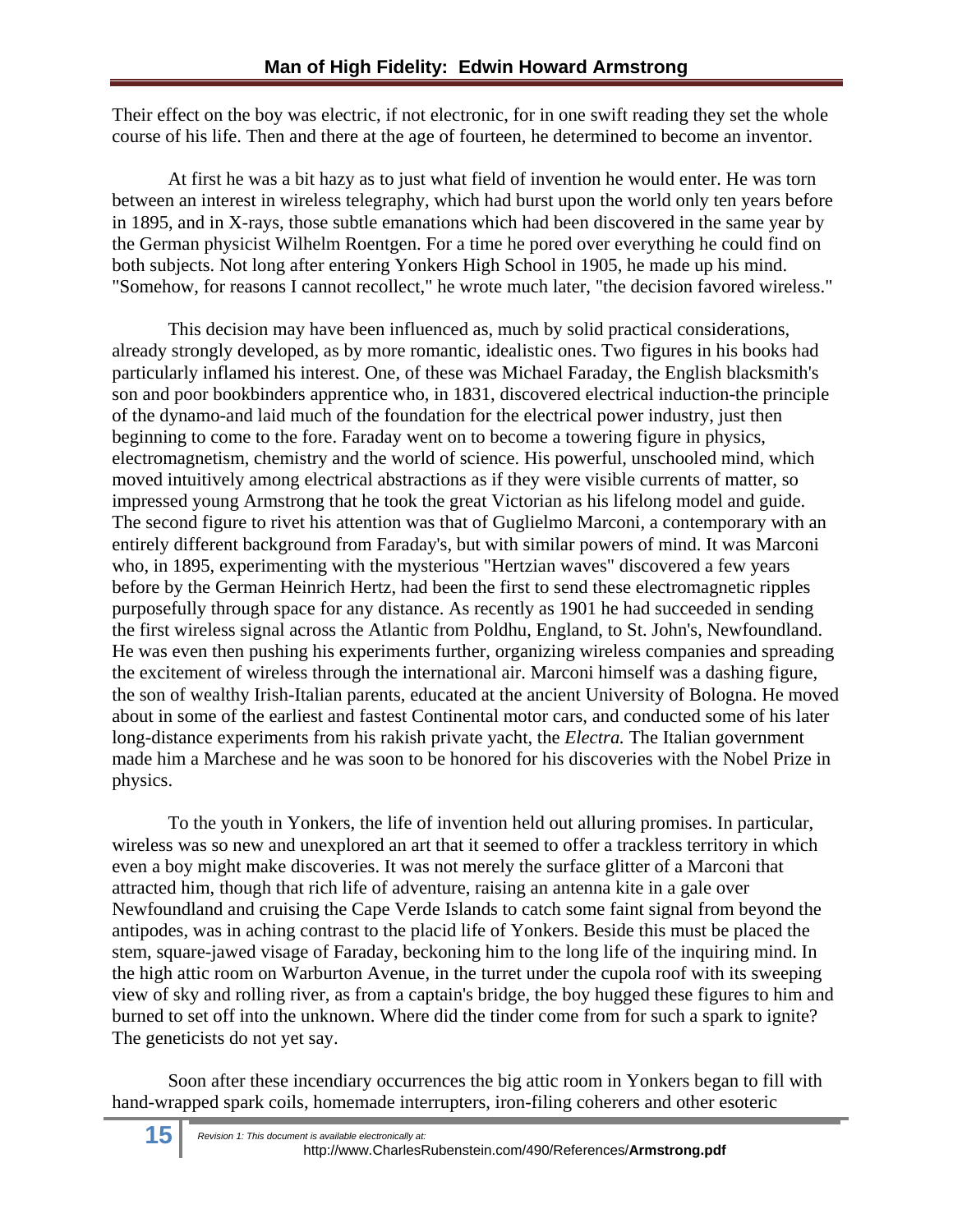Their effect on the boy was electric, if not electronic, for in one swift reading they set the whole course of his life. Then and there at the age of fourteen, he determined to become an inventor.

At first he was a bit hazy as to just what field of invention he would enter. He was torn between an interest in wireless telegraphy, which had burst upon the world only ten years before in 1895, and in X-rays, those subtle emanations which had been discovered in the same year by the German physicist Wilhelm Roentgen. For a time he pored over everything he could find on both subjects. Not long after entering Yonkers High School in 1905, he made up his mind. "Somehow, for reasons I cannot recollect," he wrote much later, "the decision favored wireless."

This decision may have been influenced as, much by solid practical considerations, already strongly developed, as by more romantic, idealistic ones. Two figures in his books had particularly inflamed his interest. One, of these was Michael Faraday, the English blacksmith's son and poor bookbinders apprentice who, in 1831, discovered electrical induction-the principle of the dynamo-and laid much of the foundation for the electrical power industry, just then beginning to come to the fore. Faraday went on to become a towering figure in physics, electromagnetism, chemistry and the world of science. His powerful, unschooled mind, which moved intuitively among electrical abstractions as if they were visible currents of matter, so impressed young Armstrong that he took the great Victorian as his lifelong model and guide. The second figure to rivet his attention was that of Guglielmo Marconi, a contemporary with an entirely different background from Faraday's, but with similar powers of mind. It was Marconi who, in 1895, experimenting with the mysterious "Hertzian waves" discovered a few years before by the German Heinrich Hertz, had been the first to send these electromagnetic ripples purposefully through space for any distance. As recently as 1901 he had succeeded in sending the first wireless signal across the Atlantic from Poldhu, England, to St. John's, Newfoundland. He was even then pushing his experiments further, organizing wireless companies and spreading the excitement of wireless through the international air. Marconi himself was a dashing figure, the son of wealthy Irish-Italian parents, educated at the ancient University of Bologna. He moved about in some of the earliest and fastest Continental motor cars, and conducted some of his later long-distance experiments from his rakish private yacht, the *Electra.* The Italian government made him a Marchese and he was soon to be honored for his discoveries with the Nobel Prize in physics.

To the youth in Yonkers, the life of invention held out alluring promises. In particular, wireless was so new and unexplored an art that it seemed to offer a trackless territory in which even a boy might make discoveries. It was not merely the surface glitter of a Marconi that attracted him, though that rich life of adventure, raising an antenna kite in a gale over Newfoundland and cruising the Cape Verde Islands to catch some faint signal from beyond the antipodes, was in aching contrast to the placid life of Yonkers. Beside this must be placed the stem, square-jawed visage of Faraday, beckoning him to the long life of the inquiring mind. In the high attic room on Warburton Avenue, in the turret under the cupola roof with its sweeping view of sky and rolling river, as from a captain's bridge, the boy hugged these figures to him and burned to set off into the unknown. Where did the tinder come from for such a spark to ignite? The geneticists do not yet say.

Soon after these incendiary occurrences the big attic room in Yonkers began to fill with hand-wrapped spark coils, homemade interrupters, iron-filing coherers and other esoteric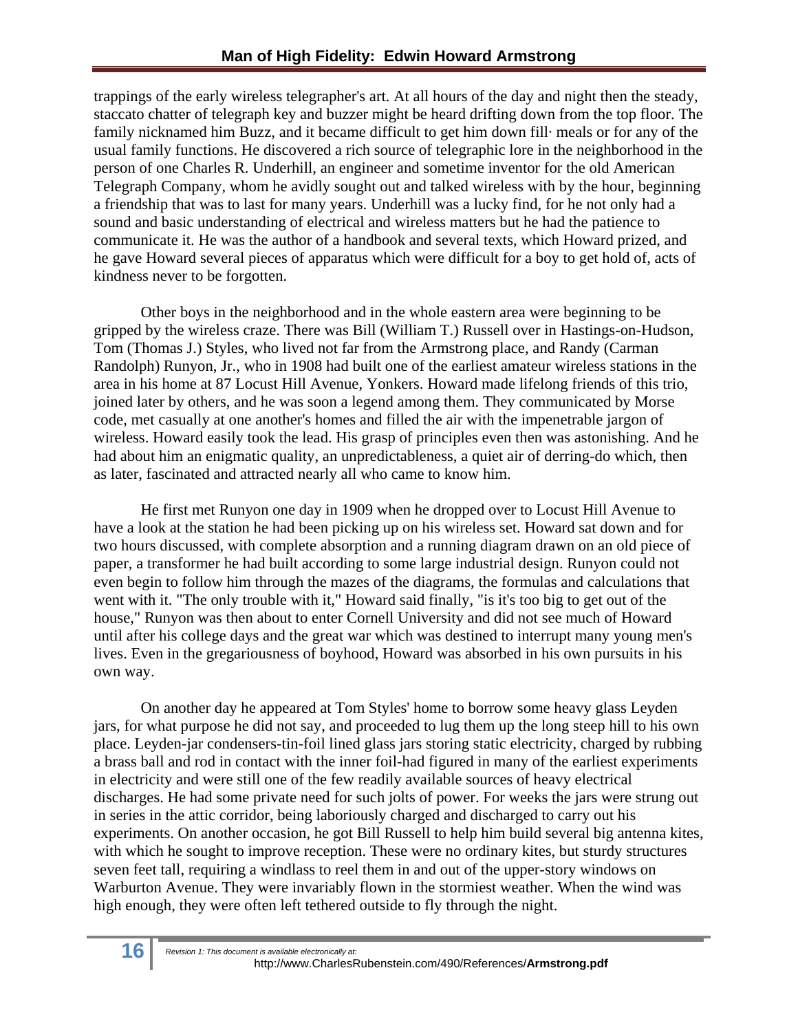trappings of the early wireless telegrapher's art. At all hours of the day and night then the steady, staccato chatter of telegraph key and buzzer might be heard drifting down from the top floor. The family nicknamed him Buzz, and it became difficult to get him down fill· meals or for any of the usual family functions. He discovered a rich source of telegraphic lore in the neighborhood in the person of one Charles R. Underhill, an engineer and sometime inventor for the old American Telegraph Company, whom he avidly sought out and talked wireless with by the hour, beginning a friendship that was to last for many years. Underhill was a lucky find, for he not only had a sound and basic understanding of electrical and wireless matters but he had the patience to communicate it. He was the author of a handbook and several texts, which Howard prized, and he gave Howard several pieces of apparatus which were difficult for a boy to get hold of, acts of kindness never to be forgotten.

Other boys in the neighborhood and in the whole eastern area were beginning to be gripped by the wireless craze. There was Bill (William T.) Russell over in Hastings-on-Hudson, Tom (Thomas J.) Styles, who lived not far from the Armstrong place, and Randy (Carman Randolph) Runyon, Jr., who in 1908 had built one of the earliest amateur wireless stations in the area in his home at 87 Locust Hill Avenue, Yonkers. Howard made lifelong friends of this trio, joined later by others, and he was soon a legend among them. They communicated by Morse code, met casually at one another's homes and filled the air with the impenetrable jargon of wireless. Howard easily took the lead. His grasp of principles even then was astonishing. And he had about him an enigmatic quality, an unpredictableness, a quiet air of derring-do which, then as later, fascinated and attracted nearly all who came to know him.

He first met Runyon one day in 1909 when he dropped over to Locust Hill Avenue to have a look at the station he had been picking up on his wireless set. Howard sat down and for two hours discussed, with complete absorption and a running diagram drawn on an old piece of paper, a transformer he had built according to some large industrial design. Runyon could not even begin to follow him through the mazes of the diagrams, the formulas and calculations that went with it. "The only trouble with it," Howard said finally, "is it's too big to get out of the house," Runyon was then about to enter Cornell University and did not see much of Howard until after his college days and the great war which was destined to interrupt many young men's lives. Even in the gregariousness of boyhood, Howard was absorbed in his own pursuits in his own way.

On another day he appeared at Tom Styles' home to borrow some heavy glass Leyden jars, for what purpose he did not say, and proceeded to lug them up the long steep hill to his own place. Leyden-jar condensers-tin-foil lined glass jars storing static electricity, charged by rubbing a brass ball and rod in contact with the inner foil-had figured in many of the earliest experiments in electricity and were still one of the few readily available sources of heavy electrical discharges. He had some private need for such jolts of power. For weeks the jars were strung out in series in the attic corridor, being laboriously charged and discharged to carry out his experiments. On another occasion, he got Bill Russell to help him build several big antenna kites, with which he sought to improve reception. These were no ordinary kites, but sturdy structures seven feet tall, requiring a windlass to reel them in and out of the upper-story windows on Warburton Avenue. They were invariably flown in the stormiest weather. When the wind was high enough, they were often left tethered outside to fly through the night.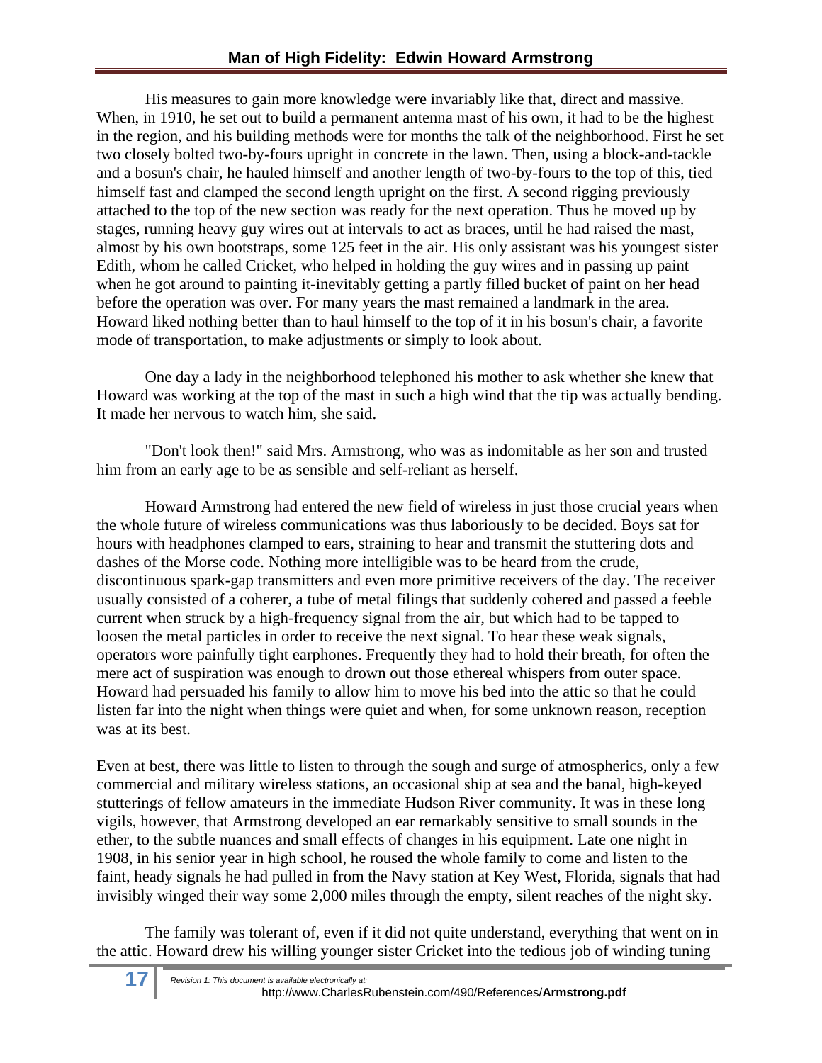His measures to gain more knowledge were invariably like that, direct and massive. When, in 1910, he set out to build a permanent antenna mast of his own, it had to be the highest in the region, and his building methods were for months the talk of the neighborhood. First he set two closely bolted two-by-fours upright in concrete in the lawn. Then, using a block-and-tackle and a bosun's chair, he hauled himself and another length of two-by-fours to the top of this, tied himself fast and clamped the second length upright on the first. A second rigging previously attached to the top of the new section was ready for the next operation. Thus he moved up by stages, running heavy guy wires out at intervals to act as braces, until he had raised the mast, almost by his own bootstraps, some 125 feet in the air. His only assistant was his youngest sister Edith, whom he called Cricket, who helped in holding the guy wires and in passing up paint when he got around to painting it-inevitably getting a partly filled bucket of paint on her head before the operation was over. For many years the mast remained a landmark in the area. Howard liked nothing better than to haul himself to the top of it in his bosun's chair, a favorite mode of transportation, to make adjustments or simply to look about.

One day a lady in the neighborhood telephoned his mother to ask whether she knew that Howard was working at the top of the mast in such a high wind that the tip was actually bending. It made her nervous to watch him, she said.

"Don't look then!" said Mrs. Armstrong, who was as indomitable as her son and trusted him from an early age to be as sensible and self-reliant as herself.

Howard Armstrong had entered the new field of wireless in just those crucial years when the whole future of wireless communications was thus laboriously to be decided. Boys sat for hours with headphones clamped to ears, straining to hear and transmit the stuttering dots and dashes of the Morse code. Nothing more intelligible was to be heard from the crude, discontinuous spark-gap transmitters and even more primitive receivers of the day. The receiver usually consisted of a coherer, a tube of metal filings that suddenly cohered and passed a feeble current when struck by a high-frequency signal from the air, but which had to be tapped to loosen the metal particles in order to receive the next signal. To hear these weak signals, operators wore painfully tight earphones. Frequently they had to hold their breath, for often the mere act of suspiration was enough to drown out those ethereal whispers from outer space. Howard had persuaded his family to allow him to move his bed into the attic so that he could listen far into the night when things were quiet and when, for some unknown reason, reception was at its best.

Even at best, there was little to listen to through the sough and surge of atmospherics, only a few commercial and military wireless stations, an occasional ship at sea and the banal, high-keyed stutterings of fellow amateurs in the immediate Hudson River community. It was in these long vigils, however, that Armstrong developed an ear remarkably sensitive to small sounds in the ether, to the subtle nuances and small effects of changes in his equipment. Late one night in 1908, in his senior year in high school, he roused the whole family to come and listen to the faint, heady signals he had pulled in from the Navy station at Key West, Florida, signals that had invisibly winged their way some 2,000 miles through the empty, silent reaches of the night sky.

The family was tolerant of, even if it did not quite understand, everything that went on in the attic. Howard drew his willing younger sister Cricket into the tedious job of winding tuning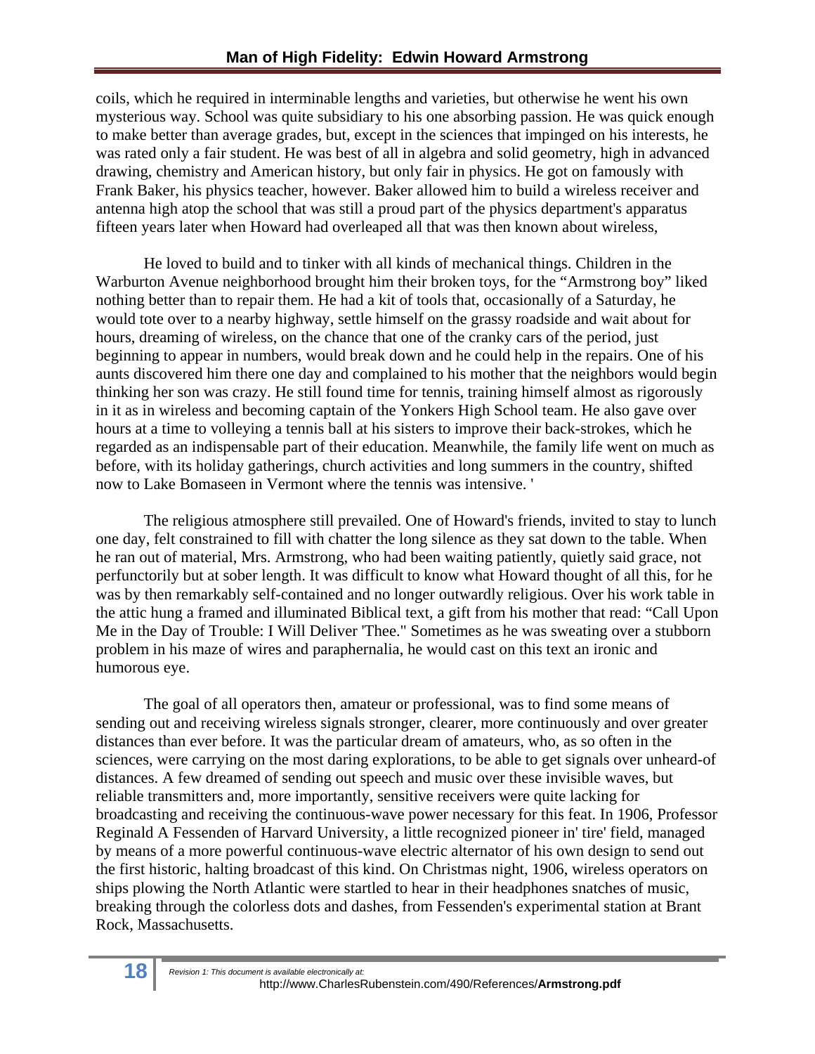coils, which he required in interminable lengths and varieties, but otherwise he went his own mysterious way. School was quite subsidiary to his one absorbing passion. He was quick enough to make better than average grades, but, except in the sciences that impinged on his interests, he was rated only a fair student. He was best of all in algebra and solid geometry, high in advanced drawing, chemistry and American history, but only fair in physics. He got on famously with Frank Baker, his physics teacher, however. Baker allowed him to build a wireless receiver and antenna high atop the school that was still a proud part of the physics department's apparatus fifteen years later when Howard had overleaped all that was then known about wireless,

He loved to build and to tinker with all kinds of mechanical things. Children in the Warburton Avenue neighborhood brought him their broken toys, for the "Armstrong boy" liked nothing better than to repair them. He had a kit of tools that, occasionally of a Saturday, he would tote over to a nearby highway, settle himself on the grassy roadside and wait about for hours, dreaming of wireless, on the chance that one of the cranky cars of the period, just beginning to appear in numbers, would break down and he could help in the repairs. One of his aunts discovered him there one day and complained to his mother that the neighbors would begin thinking her son was crazy. He still found time for tennis, training himself almost as rigorously in it as in wireless and becoming captain of the Yonkers High School team. He also gave over hours at a time to volleying a tennis ball at his sisters to improve their back-strokes, which he regarded as an indispensable part of their education. Meanwhile, the family life went on much as before, with its holiday gatherings, church activities and long summers in the country, shifted now to Lake Bomaseen in Vermont where the tennis was intensive. '

The religious atmosphere still prevailed. One of Howard's friends, invited to stay to lunch one day, felt constrained to fill with chatter the long silence as they sat down to the table. When he ran out of material, Mrs. Armstrong, who had been waiting patiently, quietly said grace, not perfunctorily but at sober length. It was difficult to know what Howard thought of all this, for he was by then remarkably self-contained and no longer outwardly religious. Over his work table in the attic hung a framed and illuminated Biblical text, a gift from his mother that read: "Call Upon Me in the Day of Trouble: I Will Deliver 'Thee." Sometimes as he was sweating over a stubborn problem in his maze of wires and paraphernalia, he would cast on this text an ironic and humorous eye.

The goal of all operators then, amateur or professional, was to find some means of sending out and receiving wireless signals stronger, clearer, more continuously and over greater distances than ever before. It was the particular dream of amateurs, who, as so often in the sciences, were carrying on the most daring explorations, to be able to get signals over unheard-of distances. A few dreamed of sending out speech and music over these invisible waves, but reliable transmitters and, more importantly, sensitive receivers were quite lacking for broadcasting and receiving the continuous-wave power necessary for this feat. In 1906, Professor Reginald A Fessenden of Harvard University, a little recognized pioneer in' tire' field, managed by means of a more powerful continuous-wave electric alternator of his own design to send out the first historic, halting broadcast of this kind. On Christmas night, 1906, wireless operators on ships plowing the North Atlantic were startled to hear in their headphones snatches of music, breaking through the colorless dots and dashes, from Fessenden's experimental station at Brant Rock, Massachusetts.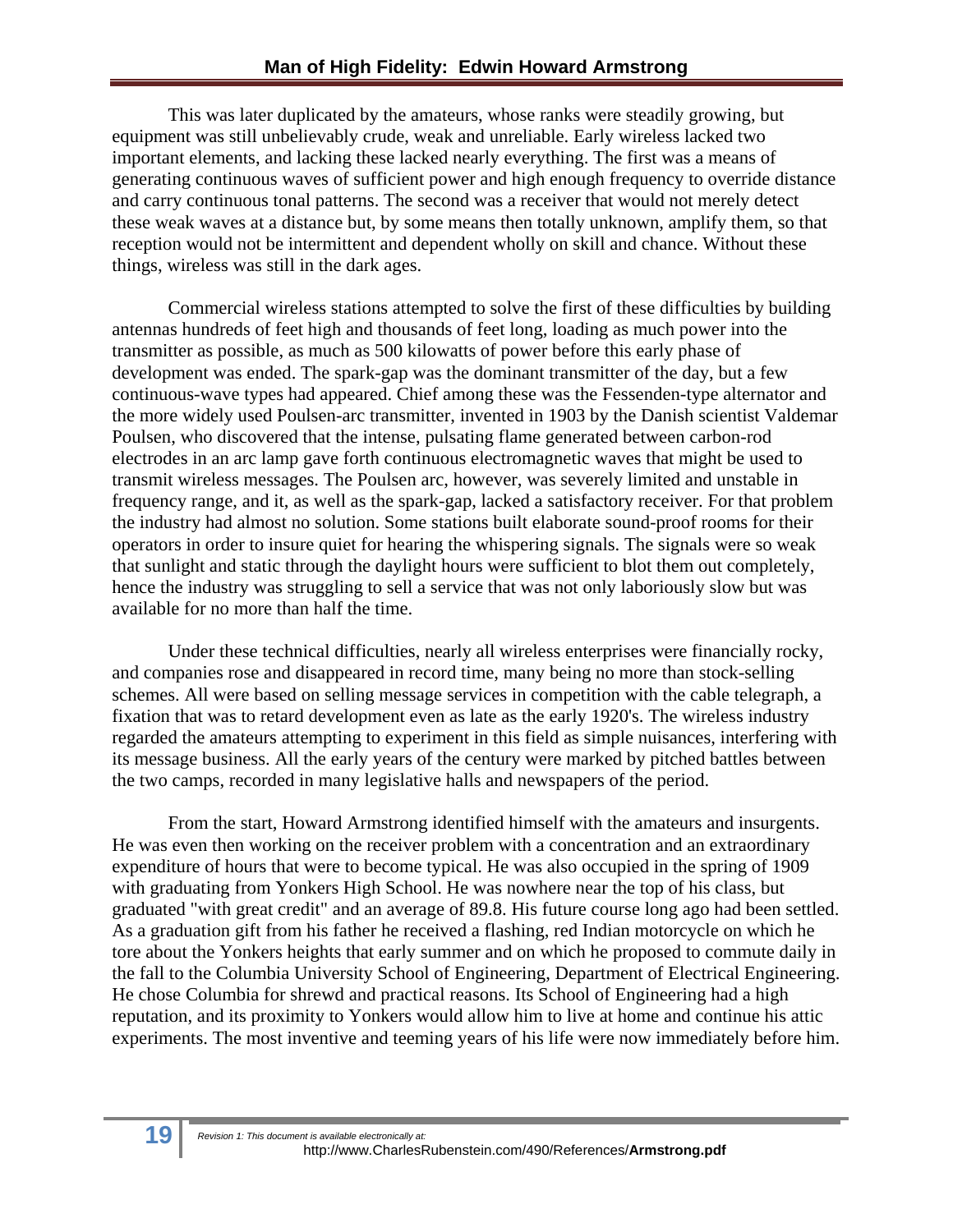This was later duplicated by the amateurs, whose ranks were steadily growing, but equipment was still unbelievably crude, weak and unreliable. Early wireless lacked two important elements, and lacking these lacked nearly everything. The first was a means of generating continuous waves of sufficient power and high enough frequency to override distance and carry continuous tonal patterns. The second was a receiver that would not merely detect these weak waves at a distance but, by some means then totally unknown, amplify them, so that reception would not be intermittent and dependent wholly on skill and chance. Without these things, wireless was still in the dark ages.

Commercial wireless stations attempted to solve the first of these difficulties by building antennas hundreds of feet high and thousands of feet long, loading as much power into the transmitter as possible, as much as 500 kilowatts of power before this early phase of development was ended. The spark-gap was the dominant transmitter of the day, but a few continuous-wave types had appeared. Chief among these was the Fessenden-type alternator and the more widely used Poulsen-arc transmitter, invented in 1903 by the Danish scientist Valdemar Poulsen, who discovered that the intense, pulsating flame generated between carbon-rod electrodes in an arc lamp gave forth continuous electromagnetic waves that might be used to transmit wireless messages. The Poulsen arc, however, was severely limited and unstable in frequency range, and it, as well as the spark-gap, lacked a satisfactory receiver. For that problem the industry had almost no solution. Some stations built elaborate sound-proof rooms for their operators in order to insure quiet for hearing the whispering signals. The signals were so weak that sunlight and static through the daylight hours were sufficient to blot them out completely, hence the industry was struggling to sell a service that was not only laboriously slow but was available for no more than half the time.

Under these technical difficulties, nearly all wireless enterprises were financially rocky, and companies rose and disappeared in record time, many being no more than stock-selling schemes. All were based on selling message services in competition with the cable telegraph, a fixation that was to retard development even as late as the early 1920's. The wireless industry regarded the amateurs attempting to experiment in this field as simple nuisances, interfering with its message business. All the early years of the century were marked by pitched battles between the two camps, recorded in many legislative halls and newspapers of the period.

From the start, Howard Armstrong identified himself with the amateurs and insurgents. He was even then working on the receiver problem with a concentration and an extraordinary expenditure of hours that were to become typical. He was also occupied in the spring of 1909 with graduating from Yonkers High School. He was nowhere near the top of his class, but graduated "with great credit" and an average of 89.8. His future course long ago had been settled. As a graduation gift from his father he received a flashing, red Indian motorcycle on which he tore about the Yonkers heights that early summer and on which he proposed to commute daily in the fall to the Columbia University School of Engineering, Department of Electrical Engineering. He chose Columbia for shrewd and practical reasons. Its School of Engineering had a high reputation, and its proximity to Yonkers would allow him to live at home and continue his attic experiments. The most inventive and teeming years of his life were now immediately before him.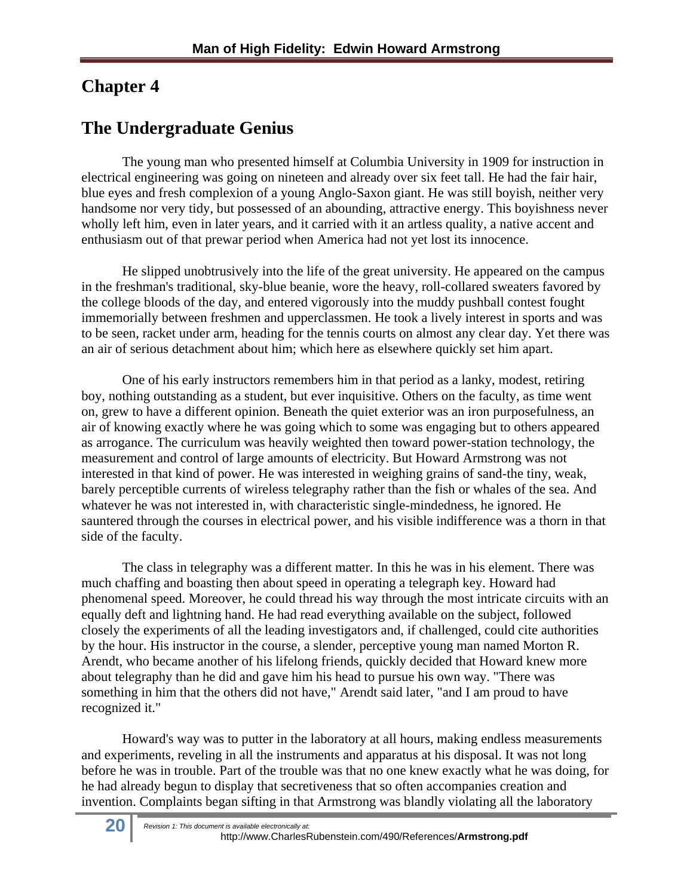## Chapter 4

## The Undergraduate Genius

The young man who presented himself at Columbia University in 1909 for instruction in electrical engineering was going on nineteen and already over six feet tall. He had the fair hair, blue eyes and fresh complexion of a young Anglo-Saxon giant. He was still boyish, neither very handsome nor very tidy, but possessed of an abounding, attractive energy. This boyishness never wholly left him, even in later years, and it carried with it an artless quality, a native accent and enthusiasm out of that prewar period when America had not yet lost its innocence.

He slipped unobtrusively into the life of the great university. He appeared on the campus in the freshman's traditional, sky-blue beanie, wore the heavy, roll-collared sweaters favored by the college bloods of the day, and entered vigorously into the muddy pushball contest fought immemorially between freshmen and upperclassmen. He took a lively interest in sports and was to be seen, racket under arm, heading for the tennis courts on almost any clear day. Yet there was an air of serious detachment about him; which here as elsewhere quickly set him apart.

One of his early instructors remembers him in that period as a lanky, modest, retiring boy, nothing outstanding as a student, but ever inquisitive. Others on the faculty, as time went on, grew to have a different opinion. Beneath the quiet exterior was an iron purposefulness, an air of knowing exactly where he was going which to some was engaging but to others appeared as arrogance. The curriculum was heavily weighted then toward power-station technology, the measurement and control of large amounts of electricity. But Howard Armstrong was not interested in that kind of power. He was interested in weighing grains of sand-the tiny, weak, barely perceptible currents of wireless telegraphy rather than the fish or whales of the sea. And whatever he was not interested in, with characteristic single-mindedness, he ignored. He sauntered through the courses in electrical power, and his visible indifference was a thorn in that side of the faculty.

The class in telegraphy was a different matter. In this he was in his element. There was much chaffing and boasting then about speed in operating a telegraph key. Howard had phenomenal speed. Moreover, he could thread his way through the most intricate circuits with an equally deft and lightning hand. He had read everything available on the subject, followed closely the experiments of all the leading investigators and, if challenged, could cite authorities by the hour. His instructor in the course, a slender, perceptive young man named Morton R. Arendt, who became another of his lifelong friends, quickly decided that Howard knew more about telegraphy than he did and gave him his head to pursue his own way. "There was something in him that the others did not have," Arendt said later, "and I am proud to have recognized it."

Howard's way was to putter in the laboratory at all hours, making endless measurements and experiments, reveling in all the instruments and apparatus at his disposal. It was not long before he was in trouble. Part of the trouble was that no one knew exactly what he was doing, for he had already begun to display that secretiveness that so often accompanies creation and invention. Complaints began sifting in that Armstrong was blandly violating all the laboratory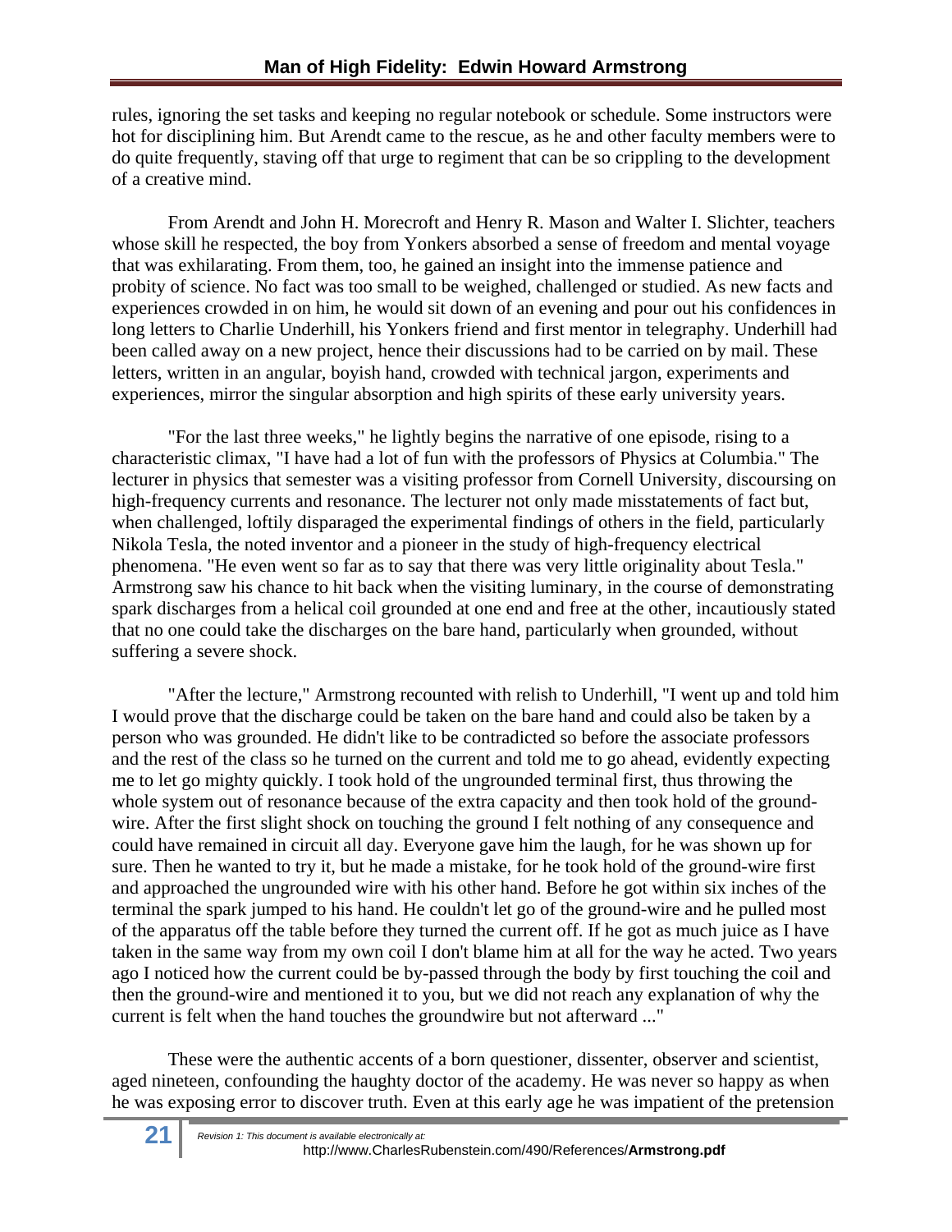rules, ignoring the set tasks and keeping no regular notebook or schedule. Some instructors were hot for disciplining him. But Arendt came to the rescue, as he and other faculty members were to do quite frequently, staving off that urge to regiment that can be so crippling to the development of a creative mind.

From Arendt and John H. Morecroft and Henry R. Mason and Walter I. Slichter, teachers whose skill he respected, the boy from Yonkers absorbed a sense of freedom and mental voyage that was exhilarating. From them, too, he gained an insight into the immense patience and probity of science. No fact was too small to be weighed, challenged or studied. As new facts and experiences crowded in on him, he would sit down of an evening and pour out his confidences in long letters to Charlie Underhill, his Yonkers friend and first mentor in telegraphy. Underhill had been called away on a new project, hence their discussions had to be carried on by mail. These letters, written in an angular, boyish hand, crowded with technical jargon, experiments and experiences, mirror the singular absorption and high spirits of these early university years.

"For the last three weeks," he lightly begins the narrative of one episode, rising to a characteristic climax, "I have had a lot of fun with the professors of Physics at Columbia." The lecturer in physics that semester was a visiting professor from Cornell University, discoursing on high-frequency currents and resonance. The lecturer not only made misstatements of fact but, when challenged, loftily disparaged the experimental findings of others in the field, particularly Nikola Tesla, the noted inventor and a pioneer in the study of high-frequency electrical phenomena. "He even went so far as to say that there was very little originality about Tesla." Armstrong saw his chance to hit back when the visiting luminary, in the course of demonstrating spark discharges from a helical coil grounded at one end and free at the other, incautiously stated that no one could take the discharges on the bare hand, particularly when grounded, without suffering a severe shock.

"After the lecture," Armstrong recounted with relish to Underhill, "I went up and told him I would prove that the discharge could be taken on the bare hand and could also be taken by a person who was grounded. He didn't like to be contradicted so before the associate professors and the rest of the class so he turned on the current and told me to go ahead, evidently expecting me to let go mighty quickly. I took hold of the ungrounded terminal first, thus throwing the whole system out of resonance because of the extra capacity and then took hold of the ground-wire. After the first slight shock on touching the ground I felt nothing of any consequence and could have remained in circuit all day. Everyone gave him the laugh, for he was shown up for sure. Then he wanted to try it, but he made a mistake, for he took hold of the ground-wire first and approached the ungrounded wire with his other hand. Before he got within six inches of the terminal the spark jumped to his hand. He couldn't let go of the ground-wire and he pulled most of the apparatus off the table before they turned the current off. If he got as much juice as I have taken in the same way from my own coil I don't blame him at all for the way he acted. Two years ago I noticed how the current could be by-passed through the body by first touching the coil and then the ground-wire and mentioned it to you, but we did not reach any explanation of why the current is felt when the hand touches the groundwire but not afterward ..."

These were the authentic accents of a born questioner, dissenter, observer and scientist, aged nineteen, confounding the haughty doctor of the academy. He was never so happy as when he was exposing error to discover truth. Even at this early age he was impatient of the pretension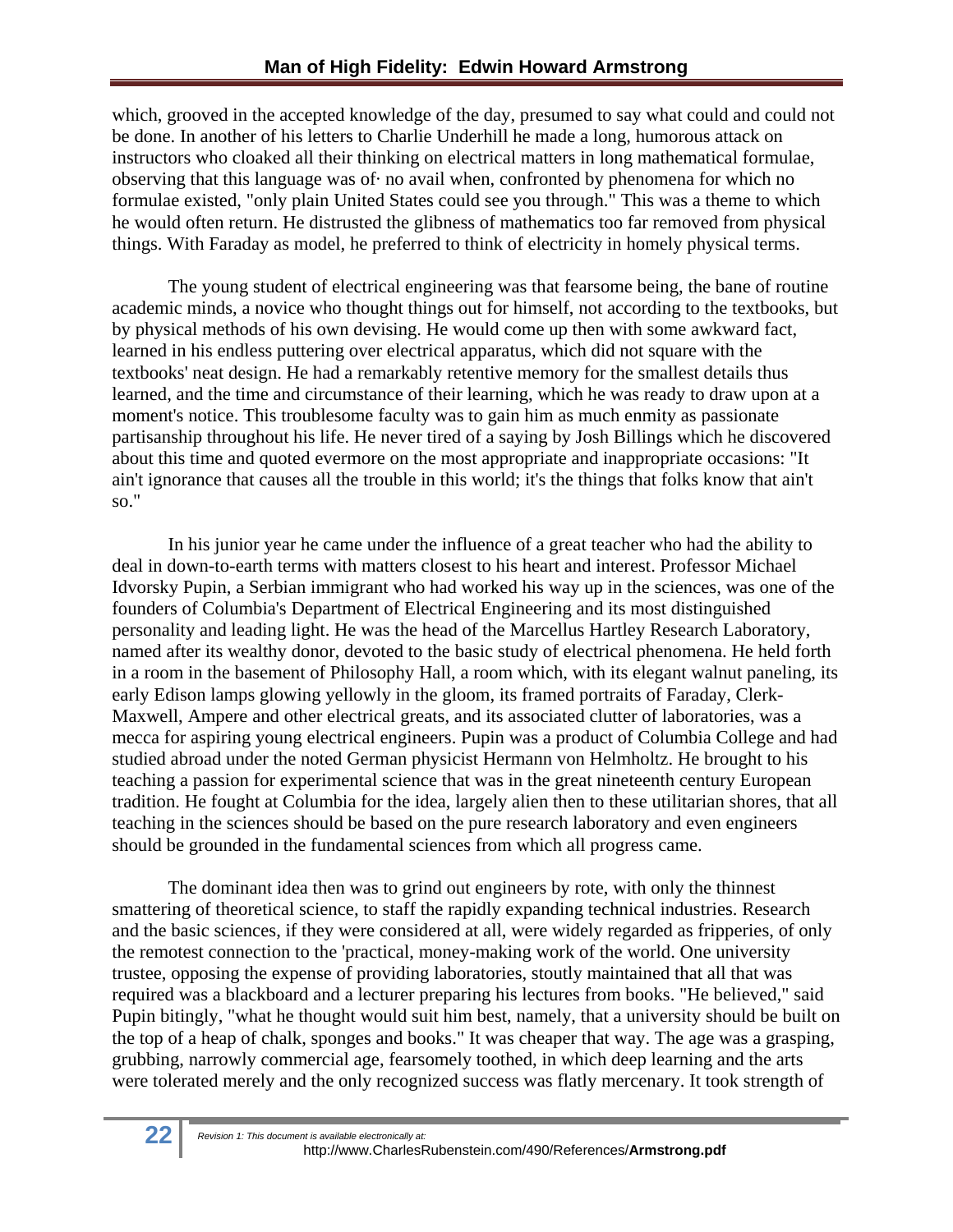which, grooved in the accepted knowledge of the day, presumed to say what could and could not be done. In another of his letters to Charlie Underhill he made a long, humorous attack on instructors who cloaked all their thinking on electrical matters in long mathematical formulae, observing that this language was of· no avail when, confronted by phenomena for which no formulae existed, "only plain United States could see you through." This was a theme to which he would often return. He distrusted the glibness of mathematics too far removed from physical things. With Faraday as model, he preferred to think of electricity in homely physical terms.

The young student of electrical engineering was that fearsome being, the bane of routine academic minds, a novice who thought things out for himself, not according to the textbooks, but by physical methods of his own devising. He would come up then with some awkward fact, learned in his endless puttering over electrical apparatus, which did not square with the textbooks' neat design. He had a remarkably retentive memory for the smallest details thus learned, and the time and circumstance of their learning, which he was ready to draw upon at a moment's notice. This troublesome faculty was to gain him as much enmity as passionate partisanship throughout his life. He never tired of a saying by Josh Billings which he discovered about this time and quoted evermore on the most appropriate and inappropriate occasions: "It ain't ignorance that causes all the trouble in this world; it's the things that folks know that ain't so."

In his junior year he came under the influence of a great teacher who had the ability to deal in down-to-earth terms with matters closest to his heart and interest. Professor Michael Idvorsky Pupin, a Serbian immigrant who had worked his way up in the sciences, was one of the founders of Columbia's Department of Electrical Engineering and its most distinguished personality and leading light. He was the head of the Marcellus Hartley Research Laboratory, named after its wealthy donor, devoted to the basic study of electrical phenomena. He held forth in a room in the basement of Philosophy Hall, a room which, with its elegant walnut paneling, its early Edison lamps glowing yellowly in the gloom, its framed portraits of Faraday, Clerk-Maxwell, Ampere and other electrical greats, and its associated clutter of laboratories, was a mecca for aspiring young electrical engineers. Pupin was a product of Columbia College and had studied abroad under the noted German physicist Hermann von Helmholtz. He brought to his teaching a passion for experimental science that was in the great nineteenth century European tradition. He fought at Columbia for the idea, largely alien then to these utilitarian shores, that all teaching in the sciences should be based on the pure research laboratory and even engineers should be grounded in the fundamental sciences from which all progress came.

The dominant idea then was to grind out engineers by rote, with only the thinnest smattering of theoretical science, to staff the rapidly expanding technical industries. Research and the basic sciences, if they were considered at all, were widely regarded as fripperies, of only the remotest connection to the 'practical, money-making work of the world. One university trustee, opposing the expense of providing laboratories, stoutly maintained that all that was required was a blackboard and a lecturer preparing his lectures from books. "He believed," said Pupin bitingly, "what he thought would suit him best, namely, that a university should be built on the top of a heap of chalk, sponges and books." It was cheaper that way. The age was a grasping, grubbing, narrowly commercial age, fearsomely toothed, in which deep learning and the arts were tolerated merely and the only recognized success was flatly mercenary. It took strength of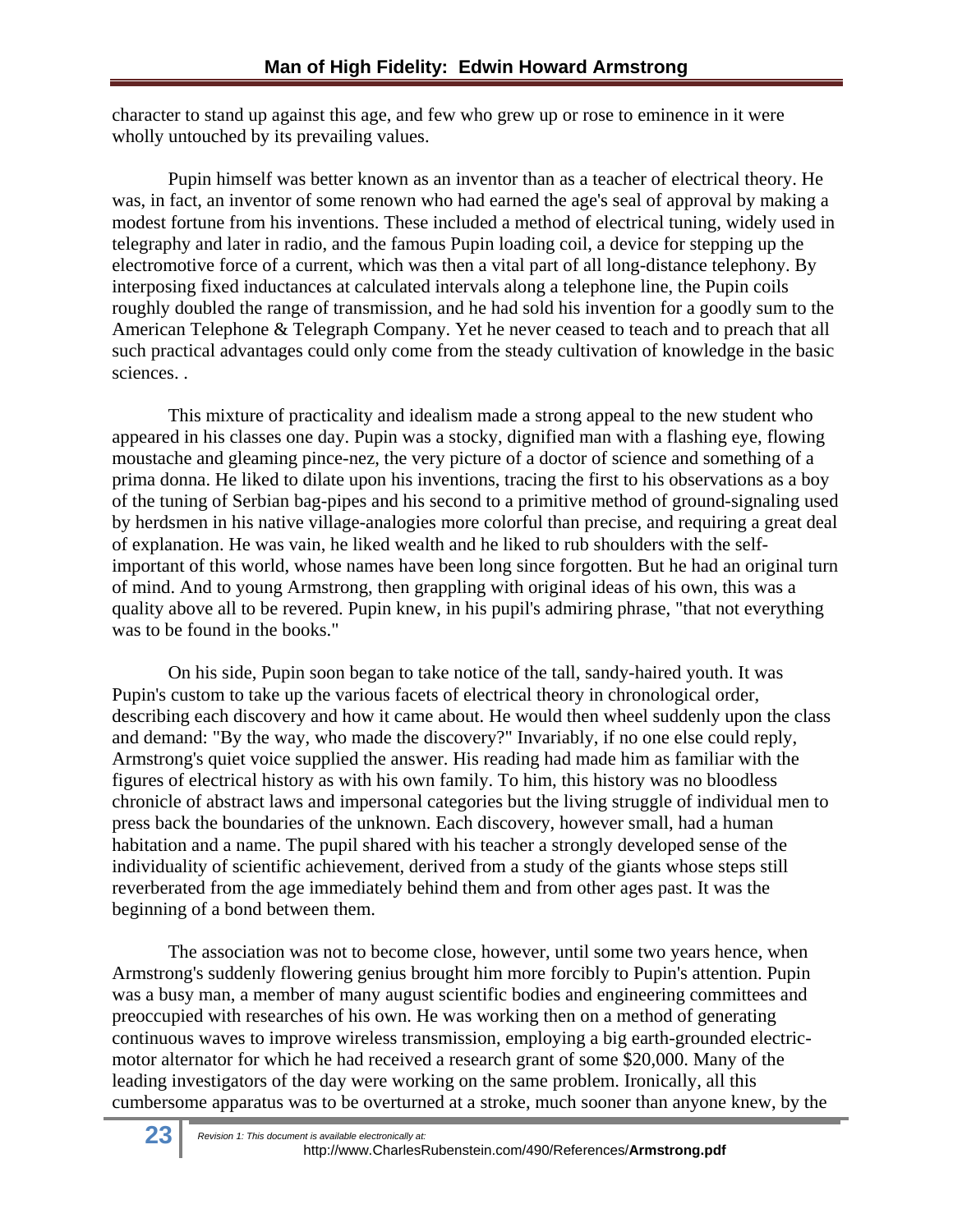character to stand up against this age, and few who grew up or rose to eminence in it were wholly untouched by its prevailing values.

Pupin himself was better known as an inventor than as a teacher of electrical theory. He was, in fact, an inventor of some renown who had earned the age's seal of approval by making a modest fortune from his inventions. These included a method of electrical tuning, widely used in telegraphy and later in radio, and the famous Pupin loading coil, a device for stepping up the electromotive force of a current, which was then a vital part of all long-distance telephony. By interposing fixed inductances at calculated intervals along a telephone line, the Pupin coils roughly doubled the range of transmission, and he had sold his invention for a goodly sum to the American Telephone & Telegraph Company. Yet he never ceased to teach and to preach that all such practical advantages could only come from the steady cultivation of knowledge in the basic sciences. .

This mixture of practicality and idealism made a strong appeal to the new student who appeared in his classes one day. Pupin was a stocky, dignified man with a flashing eye, flowing moustache and gleaming pince-nez, the very picture of a doctor of science and something of a prima donna. He liked to dilate upon his inventions, tracing the first to his observations as a boy of the tuning of Serbian bag-pipes and his second to a primitive method of ground-signaling used by herdsmen in his native village-analogies more colorful than precise, and requiring a great deal of explanation. He was vain, he liked wealth and he liked to rub shoulders with the self-important of this world, whose names have been long since forgotten. But he had an original turn of mind. And to young Armstrong, then grappling with original ideas of his own, this was a quality above all to be revered. Pupin knew, in his pupil's admiring phrase, "that not everything was to be found in the books."

On his side, Pupin soon began to take notice of the tall, sandy-haired youth. It was Pupin's custom to take up the various facets of electrical theory in chronological order, describing each discovery and how it came about. He would then wheel suddenly upon the class and demand: "By the way, who made the discovery?" Invariably, if no one else could reply, Armstrong's quiet voice supplied the answer. His reading had made him as familiar with the figures of electrical history as with his own family. To him, this history was no bloodless chronicle of abstract laws and impersonal categories but the living struggle of individual men to press back the boundaries of the unknown. Each discovery, however small, had a human habitation and a name. The pupil shared with his teacher a strongly developed sense of the individuality of scientific achievement, derived from a study of the giants whose steps still reverberated from the age immediately behind them and from other ages past. It was the beginning of a bond between them.

The association was not to become close, however, until some two years hence, when Armstrong's suddenly flowering genius brought him more forcibly to Pupin's attention. Pupin was a busy man, a member of many august scientific bodies and engineering committees and preoccupied with researches of his own. He was working then on a method of generating continuous waves to improve wireless transmission, employing a big earth-grounded electric-motor alternator for which he had received a research grant of some $20,000. Many of the leading investigators of the day were working on the same problem. Ironically, all this cumbersome apparatus was to be overturned at a stroke, much sooner than anyone knew, by the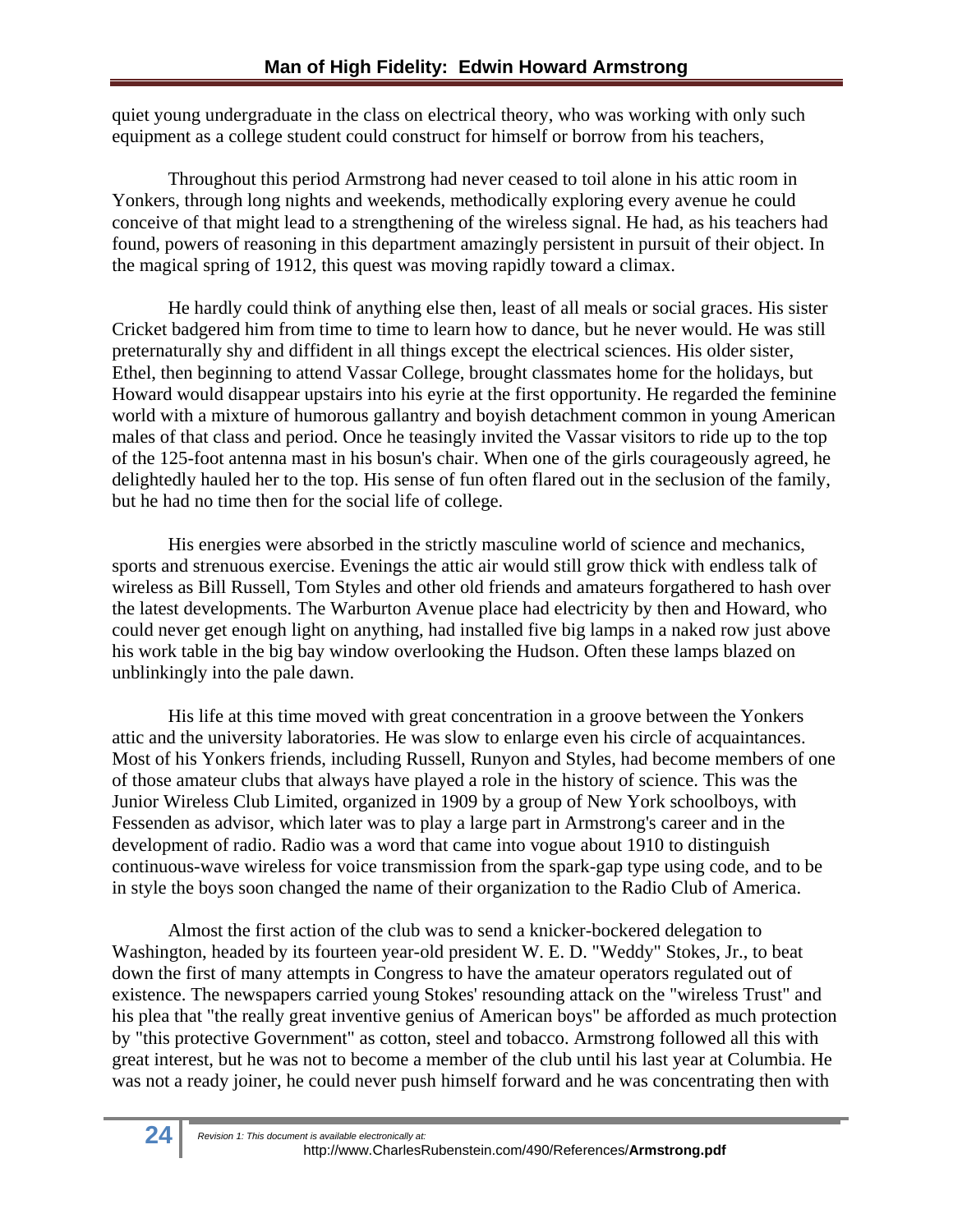quiet young undergraduate in the class on electrical theory, who was working with only such equipment as a college student could construct for himself or borrow from his teachers,

Throughout this period Armstrong had never ceased to toil alone in his attic room in Yonkers, through long nights and weekends, methodically exploring every avenue he could conceive of that might lead to a strengthening of the wireless signal. He had, as his teachers had found, powers of reasoning in this department amazingly persistent in pursuit of their object. In the magical spring of 1912, this quest was moving rapidly toward a climax.

He hardly could think of anything else then, least of all meals or social graces. His sister Cricket badgered him from time to time to learn how to dance, but he never would. He was still preternaturally shy and diffident in all things except the electrical sciences. His older sister, Ethel, then beginning to attend Vassar College, brought classmates home for the holidays, but Howard would disappear upstairs into his eyrie at the first opportunity. He regarded the feminine world with a mixture of humorous gallantry and boyish detachment common in young American males of that class and period. Once he teasingly invited the Vassar visitors to ride up to the top of the 125-foot antenna mast in his bosun's chair. When one of the girls courageously agreed, he delightedly hauled her to the top. His sense of fun often flared out in the seclusion of the family, but he had no time then for the social life of college.

His energies were absorbed in the strictly masculine world of science and mechanics, sports and strenuous exercise. Evenings the attic air would still grow thick with endless talk of wireless as Bill Russell, Tom Styles and other old friends and amateurs forgathered to hash over the latest developments. The Warburton Avenue place had electricity by then and Howard, who could never get enough light on anything, had installed five big lamps in a naked row just above his work table in the big bay window overlooking the Hudson. Often these lamps blazed on unblinkingly into the pale dawn.

His life at this time moved with great concentration in a groove between the Yonkers attic and the university laboratories. He was slow to enlarge even his circle of acquaintances. Most of his Yonkers friends, including Russell, Runyon and Styles, had become members of one of those amateur clubs that always have played a role in the history of science. This was the Junior Wireless Club Limited, organized in 1909 by a group of New York schoolboys, with Fessenden as advisor, which later was to play a large part in Armstrong's career and in the development of radio. Radio was a word that came into vogue about 1910 to distinguish continuous-wave wireless for voice transmission from the spark-gap type using code, and to be in style the boys soon changed the name of their organization to the Radio Club of America.

Almost the first action of the club was to send a knicker-bockered delegation to Washington, headed by its fourteen year-old president W. E. D. "Weddy" Stokes, Jr., to beat down the first of many attempts in Congress to have the amateur operators regulated out of existence. The newspapers carried young Stokes' resounding attack on the "wireless Trust" and his plea that "the really great inventive genius of American boys" be afforded as much protection by "this protective Government" as cotton, steel and tobacco. Armstrong followed all this with great interest, but he was not to become a member of the club until his last year at Columbia. He was not a ready joiner, he could never push himself forward and he was concentrating then with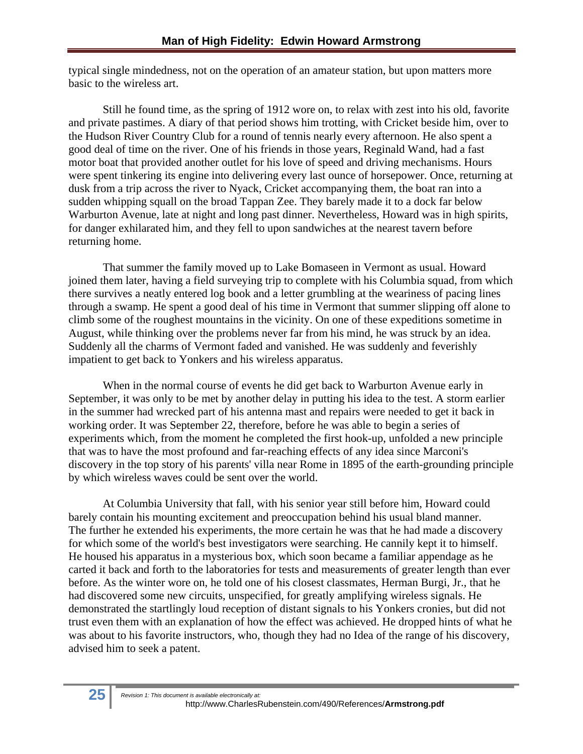typical single mindedness, not on the operation of an amateur station, but upon matters more basic to the wireless art.

Still he found time, as the spring of 1912 wore on, to relax with zest into his old, favorite and private pastimes. A diary of that period shows him trotting, with Cricket beside him, over to the Hudson River Country Club for a round of tennis nearly every afternoon. He also spent a good deal of time on the river. One of his friends in those years, Reginald Wand, had a fast motor boat that provided another outlet for his love of speed and driving mechanisms. Hours were spent tinkering its engine into delivering every last ounce of horsepower. Once, returning at dusk from a trip across the river to Nyack, Cricket accompanying them, the boat ran into a sudden whipping squall on the broad Tappan Zee. They barely made it to a dock far below Warburton Avenue, late at night and long past dinner. Nevertheless, Howard was in high spirits, for danger exhilarated him, and they fell to upon sandwiches at the nearest tavern before returning home.

That summer the family moved up to Lake Bomaseen in Vermont as usual. Howard joined them later, having a field surveying trip to complete with his Columbia squad, from which there survives a neatly entered log book and a letter grumbling at the weariness of pacing lines through a swamp. He spent a good deal of his time in Vermont that summer slipping off alone to climb some of the roughest mountains in the vicinity. On one of these expeditions sometime in August, while thinking over the problems never far from his mind, he was struck by an idea. Suddenly all the charms of Vermont faded and vanished. He was suddenly and feverishly impatient to get back to Yonkers and his wireless apparatus.

When in the normal course of events he did get back to Warburton Avenue early in September, it was only to be met by another delay in putting his idea to the test. A storm earlier in the summer had wrecked part of his antenna mast and repairs were needed to get it back in working order. It was September 22, therefore, before he was able to begin a series of experiments which, from the moment he completed the first hook-up, unfolded a new principle that was to have the most profound and far-reaching effects of any idea since Marconi's discovery in the top story of his parents' villa near Rome in 1895 of the earth-grounding principle by which wireless waves could be sent over the world.

At Columbia University that fall, with his senior year still before him, Howard could barely contain his mounting excitement and preoccupation behind his usual bland manner. The further he extended his experiments, the more certain he was that he had made a discovery for which some of the world's best investigators were searching. He cannily kept it to himself. He housed his apparatus in a mysterious box, which soon became a familiar appendage as he carted it back and forth to the laboratories for tests and measurements of greater length than ever before. As the winter wore on, he told one of his closest classmates, Herman Burgi, Jr., that he had discovered some new circuits, unspecified, for greatly amplifying wireless signals. He demonstrated the startlingly loud reception of distant signals to his Yonkers cronies, but did not trust even them with an explanation of how the effect was achieved. He dropped hints of what he was about to his favorite instructors, who, though they had no Idea of the range of his discovery, advised him to seek a patent.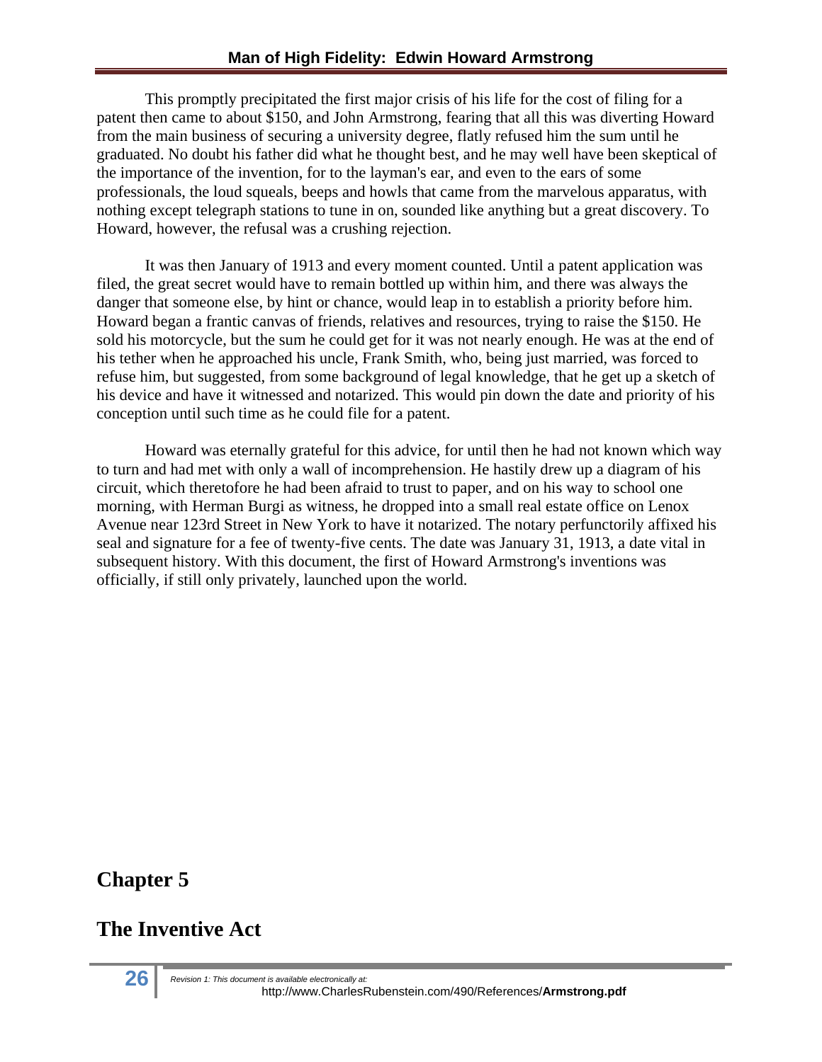This promptly precipitated the first major crisis of his life for the cost of filing for a patent then came to about $150, and John Armstrong, fearing that all this was diverting Howard from the main business of securing a university degree, flatly refused him the sum until he graduated. No doubt his father did what he thought best, and he may well have been skeptical of the importance of the invention, for to the layman's ear, and even to the ears of some professionals, the loud squeals, beeps and howls that came from the marvelous apparatus, with nothing except telegraph stations to tune in on, sounded like anything but a great discovery. To Howard, however, the refusal was a crushing rejection.

It was then January of 1913 and every moment counted. Until a patent application was filed, the great secret would have to remain bottled up within him, and there was always the danger that someone else, by hint or chance, would leap in to establish a priority before him. Howard began a frantic canvas of friends, relatives and resources, trying to raise the $150. He sold his motorcycle, but the sum he could get for it was not nearly enough. He was at the end of his tether when he approached his uncle, Frank Smith, who, being just married, was forced to refuse him, but suggested, from some background of legal knowledge, that he get up a sketch of his device and have it witnessed and notarized. This would pin down the date and priority of his conception until such time as he could file for a patent.

Howard was eternally grateful for this advice, for until then he had not known which way to turn and had met with only a wall of incomprehension. He hastily drew up a diagram of his circuit, which theretofore he had been afraid to trust to paper, and on his way to school one morning, with Herman Burgi as witness, he dropped into a small real estate office on Lenox Avenue near 123rd Street in New York to have it notarized. The notary perfunctorily affixed his seal and signature for a fee of twenty-five cents. The date was January 31, 1913, a date vital in subsequent history. With this document, the first of Howard Armstrong's inventions was officially, if still only privately, launched upon the world.

## Chapter 5

## The Inventive Act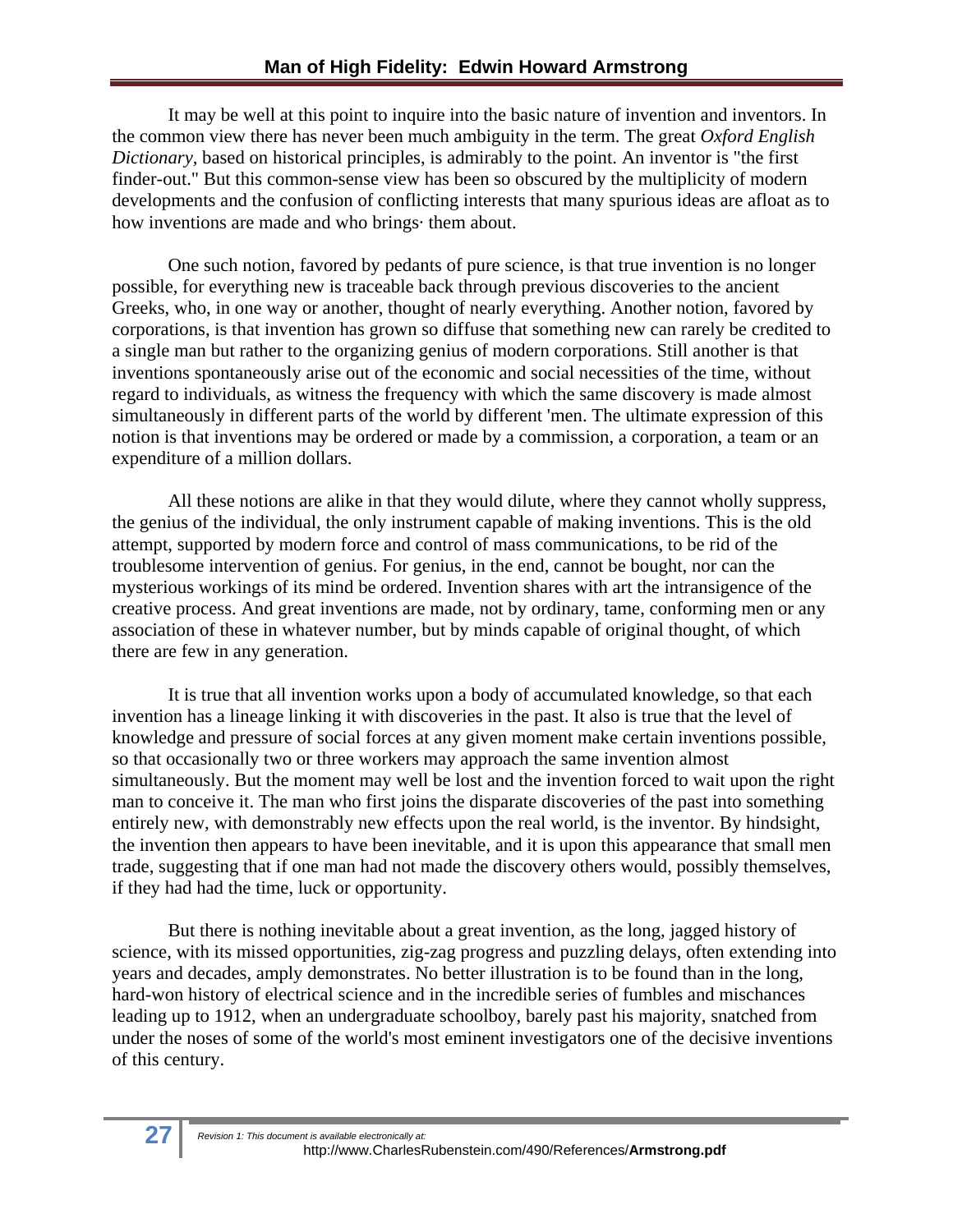It may be well at this point to inquire into the basic nature of invention and inventors. In the common view there has never been much ambiguity in the term. The great *Oxford English Dictionary*, based on historical principles, is admirably to the point. An inventor is "the first finder-out." But this common-sense view has been so obscured by the multiplicity of modern developments and the confusion of conflicting interests that many spurious ideas are afloat as to how inventions are made and who brings· them about.

One such notion, favored by pedants of pure science, is that true invention is no longer possible, for everything new is traceable back through previous discoveries to the ancient Greeks, who, in one way or another, thought of nearly everything. Another notion, favored by corporations, is that invention has grown so diffuse that something new can rarely be credited to a single man but rather to the organizing genius of modern corporations. Still another is that inventions spontaneously arise out of the economic and social necessities of the time, without regard to individuals, as witness the frequency with which the same discovery is made almost simultaneously in different parts of the world by different 'men. The ultimate expression of this notion is that inventions may be ordered or made by a commission, a corporation, a team or an expenditure of a million dollars.

All these notions are alike in that they would dilute, where they cannot wholly suppress, the genius of the individual, the only instrument capable of making inventions. This is the old attempt, supported by modern force and control of mass communications, to be rid of the troublesome intervention of genius. For genius, in the end, cannot be bought, nor can the mysterious workings of its mind be ordered. Invention shares with art the intransigence of the creative process. And great inventions are made, not by ordinary, tame, conforming men or any association of these in whatever number, but by minds capable of original thought, of which there are few in any generation.

It is true that all invention works upon a body of accumulated knowledge, so that each invention has a lineage linking it with discoveries in the past. It also is true that the level of knowledge and pressure of social forces at any given moment make certain inventions possible, so that occasionally two or three workers may approach the same invention almost simultaneously. But the moment may well be lost and the invention forced to wait upon the right man to conceive it. The man who first joins the disparate discoveries of the past into something entirely new, with demonstrably new effects upon the real world, is the inventor. By hindsight, the invention then appears to have been inevitable, and it is upon this appearance that small men trade, suggesting that if one man had not made the discovery others would, possibly themselves, if they had had the time, luck or opportunity.

But there is nothing inevitable about a great invention, as the long, jagged history of science, with its missed opportunities, zig-zag progress and puzzling delays, often extending into years and decades, amply demonstrates. No better illustration is to be found than in the long, hard-won history of electrical science and in the incredible series of fumbles and mischances leading up to 1912, when an undergraduate schoolboy, barely past his majority, snatched from under the noses of some of the world's most eminent investigators one of the decisive inventions of this century.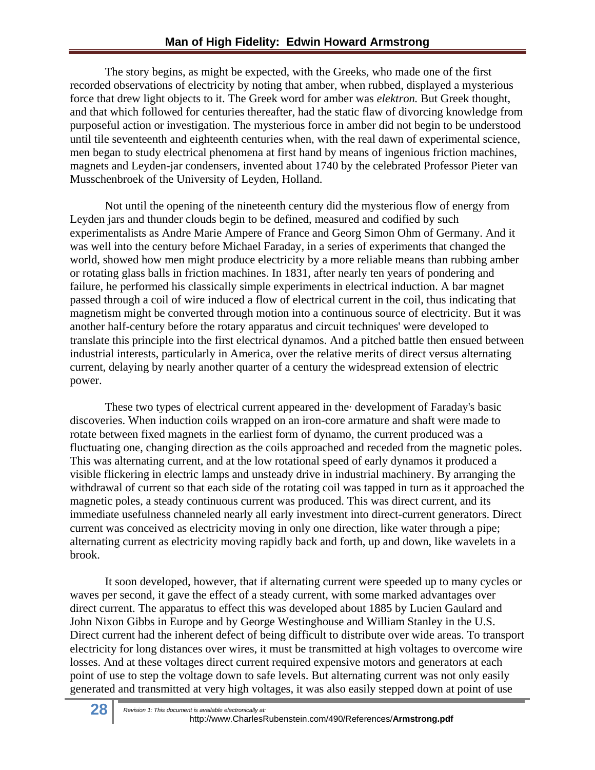The story begins, as might be expected, with the Greeks, who made one of the first recorded observations of electricity by noting that amber, when rubbed, displayed a mysterious force that drew light objects to it. The Greek word for amber was *elektron.* But Greek thought, and that which followed for centuries thereafter, had the static flaw of divorcing knowledge from purposeful action or investigation. The mysterious force in amber did not begin to be understood until tile seventeenth and eighteenth centuries when, with the real dawn of experimental science, men began to study electrical phenomena at first hand by means of ingenious friction machines, magnets and Leyden-jar condensers, invented about 1740 by the celebrated Professor Pieter van Musschenbroek of the University of Leyden, Holland.

Not until the opening of the nineteenth century did the mysterious flow of energy from Leyden jars and thunder clouds begin to be defined, measured and codified by such experimentalists as Andre Marie Ampere of France and Georg Simon Ohm of Germany. And it was well into the century before Michael Faraday, in a series of experiments that changed the world, showed how men might produce electricity by a more reliable means than rubbing amber or rotating glass balls in friction machines. In 1831, after nearly ten years of pondering and failure, he performed his classically simple experiments in electrical induction. A bar magnet passed through a coil of wire induced a flow of electrical current in the coil, thus indicating that magnetism might be converted through motion into a continuous source of electricity. But it was another half-century before the rotary apparatus and circuit techniques' were developed to translate this principle into the first electrical dynamos. And a pitched battle then ensued between industrial interests, particularly in America, over the relative merits of direct versus alternating current, delaying by nearly another quarter of a century the widespread extension of electric power.

These two types of electrical current appeared in the· development of Faraday's basic discoveries. When induction coils wrapped on an iron-core armature and shaft were made to rotate between fixed magnets in the earliest form of dynamo, the current produced was a fluctuating one, changing direction as the coils approached and receded from the magnetic poles. This was alternating current, and at the low rotational speed of early dynamos it produced a visible flickering in electric lamps and unsteady drive in industrial machinery. By arranging the withdrawal of current so that each side of the rotating coil was tapped in turn as it approached the magnetic poles, a steady continuous current was produced. This was direct current, and its immediate usefulness channeled nearly all early investment into direct-current generators. Direct current was conceived as electricity moving in only one direction, like water through a pipe; alternating current as electricity moving rapidly back and forth, up and down, like wavelets in a brook.

It soon developed, however, that if alternating current were speeded up to many cycles or waves per second, it gave the effect of a steady current, with some marked advantages over direct current. The apparatus to effect this was developed about 1885 by Lucien Gaulard and John Nixon Gibbs in Europe and by George Westinghouse and William Stanley in the U.S. Direct current had the inherent defect of being difficult to distribute over wide areas. To transport electricity for long distances over wires, it must be transmitted at high voltages to overcome wire losses. And at these voltages direct current required expensive motors and generators at each point of use to step the voltage down to safe levels. But alternating current was not only easily generated and transmitted at very high voltages, it was also easily stepped down at point of use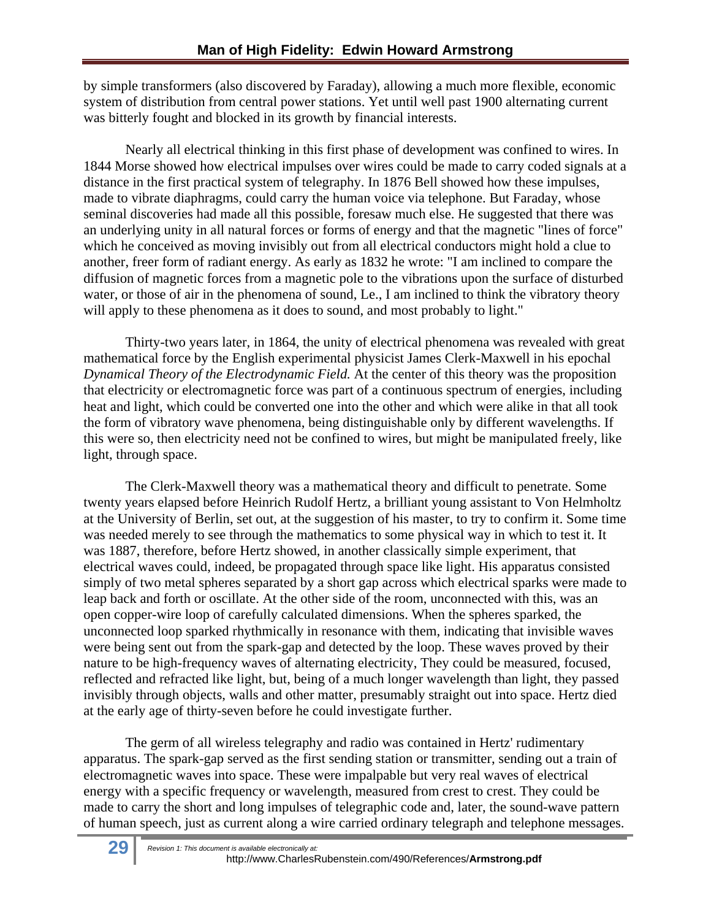by simple transformers (also discovered by Faraday), allowing a much more flexible, economic system of distribution from central power stations. Yet until well past 1900 alternating current was bitterly fought and blocked in its growth by financial interests.

Nearly all electrical thinking in this first phase of development was confined to wires. In 1844 Morse showed how electrical impulses over wires could be made to carry coded signals at a distance in the first practical system of telegraphy. In 1876 Bell showed how these impulses, made to vibrate diaphragms, could carry the human voice via telephone. But Faraday, whose seminal discoveries had made all this possible, foresaw much else. He suggested that there was an underlying unity in all natural forces or forms of energy and that the magnetic "lines of force" which he conceived as moving invisibly out from all electrical conductors might hold a clue to another, freer form of radiant energy. As early as 1832 he wrote: "I am inclined to compare the diffusion of magnetic forces from a magnetic pole to the vibrations upon the surface of disturbed water, or those of air in the phenomena of sound, Le., I am inclined to think the vibratory theory will apply to these phenomena as it does to sound, and most probably to light."

Thirty-two years later, in 1864, the unity of electrical phenomena was revealed with great mathematical force by the English experimental physicist James Clerk-Maxwell in his epochal *Dynamical Theory of the Electrodynamic Field.* At the center of this theory was the proposition that electricity or electromagnetic force was part of a continuous spectrum of energies, including heat and light, which could be converted one into the other and which were alike in that all took the form of vibratory wave phenomena, being distinguishable only by different wavelengths. If this were so, then electricity need not be confined to wires, but might be manipulated freely, like light, through space.

The Clerk-Maxwell theory was a mathematical theory and difficult to penetrate. Some twenty years elapsed before Heinrich Rudolf Hertz, a brilliant young assistant to Von Helmholtz at the University of Berlin, set out, at the suggestion of his master, to try to confirm it. Some time was needed merely to see through the mathematics to some physical way in which to test it. It was 1887, therefore, before Hertz showed, in another classically simple experiment, that electrical waves could, indeed, be propagated through space like light. His apparatus consisted simply of two metal spheres separated by a short gap across which electrical sparks were made to leap back and forth or oscillate. At the other side of the room, unconnected with this, was an open copper-wire loop of carefully calculated dimensions. When the spheres sparked, the unconnected loop sparked rhythmically in resonance with them, indicating that invisible waves were being sent out from the spark-gap and detected by the loop. These waves proved by their nature to be high-frequency waves of alternating electricity, They could be measured, focused, reflected and refracted like light, but, being of a much longer wavelength than light, they passed invisibly through objects, walls and other matter, presumably straight out into space. Hertz died at the early age of thirty-seven before he could investigate further.

The germ of all wireless telegraphy and radio was contained in Hertz' rudimentary apparatus. The spark-gap served as the first sending station or transmitter, sending out a train of electromagnetic waves into space. These were impalpable but very real waves of electrical energy with a specific frequency or wavelength, measured from crest to crest. They could be made to carry the short and long impulses of telegraphic code and, later, the sound-wave pattern of human speech, just as current along a wire carried ordinary telegraph and telephone messages.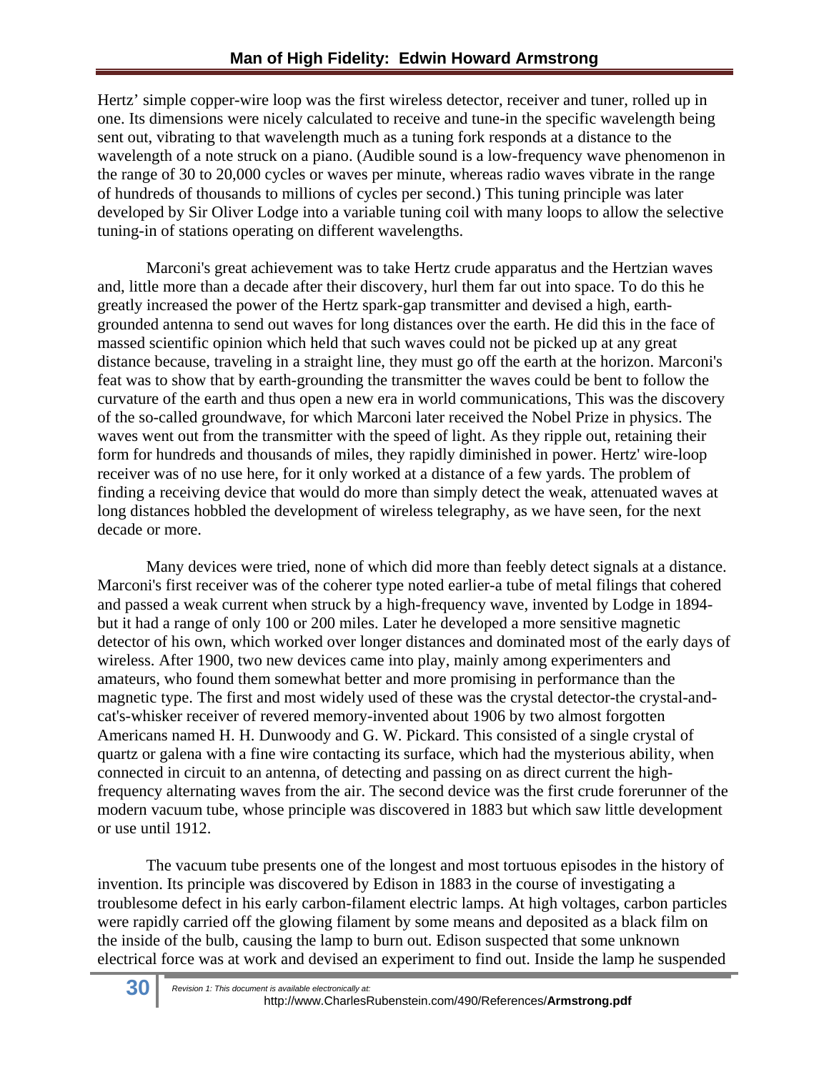Hertz' simple copper-wire loop was the first wireless detector, receiver and tuner, rolled up in one. Its dimensions were nicely calculated to receive and tune-in the specific wavelength being sent out, vibrating to that wavelength much as a tuning fork responds at a distance to the wavelength of a note struck on a piano. (Audible sound is a low-frequency wave phenomenon in the range of 30 to 20,000 cycles or waves per minute, whereas radio waves vibrate in the range of hundreds of thousands to millions of cycles per second.) This tuning principle was later developed by Sir Oliver Lodge into a variable tuning coil with many loops to allow the selective tuning-in of stations operating on different wavelengths.

Marconi's great achievement was to take Hertz crude apparatus and the Hertzian waves and, little more than a decade after their discovery, hurl them far out into space. To do this he greatly increased the power of the Hertz spark-gap transmitter and devised a high, earth-grounded antenna to send out waves for long distances over the earth. He did this in the face of massed scientific opinion which held that such waves could not be picked up at any great distance because, traveling in a straight line, they must go off the earth at the horizon. Marconi's feat was to show that by earth-grounding the transmitter the waves could be bent to follow the curvature of the earth and thus open a new era in world communications, This was the discovery of the so-called groundwave, for which Marconi later received the Nobel Prize in physics. The waves went out from the transmitter with the speed of light. As they ripple out, retaining their form for hundreds and thousands of miles, they rapidly diminished in power. Hertz' wire-loop receiver was of no use here, for it only worked at a distance of a few yards. The problem of finding a receiving device that would do more than simply detect the weak, attenuated waves at long distances hobbled the development of wireless telegraphy, as we have seen, for the next decade or more.

Many devices were tried, none of which did more than feebly detect signals at a distance. Marconi's first receiver was of the coherer type noted earlier-a tube of metal filings that cohered and passed a weak current when struck by a high-frequency wave, invented by Lodge in 1894-but it had a range of only 100 or 200 miles. Later he developed a more sensitive magnetic detector of his own, which worked over longer distances and dominated most of the early days of wireless. After 1900, two new devices came into play, mainly among experimenters and amateurs, who found them somewhat better and more promising in performance than the magnetic type. The first and most widely used of these was the crystal detector-the crystal-and-cat's-whisker receiver of revered memory-invented about 1906 by two almost forgotten Americans named H. H. Dunwoody and G. W. Pickard. This consisted of a single crystal of quartz or galena with a fine wire contacting its surface, which had the mysterious ability, when connected in circuit to an antenna, of detecting and passing on as direct current the high-frequency alternating waves from the air. The second device was the first crude forerunner of the modern vacuum tube, whose principle was discovered in 1883 but which saw little development or use until 1912.

The vacuum tube presents one of the longest and most tortuous episodes in the history of invention. Its principle was discovered by Edison in 1883 in the course of investigating a troublesome defect in his early carbon-filament electric lamps. At high voltages, carbon particles were rapidly carried off the glowing filament by some means and deposited as a black film on the inside of the bulb, causing the lamp to burn out. Edison suspected that some unknown electrical force was at work and devised an experiment to find out. Inside the lamp he suspended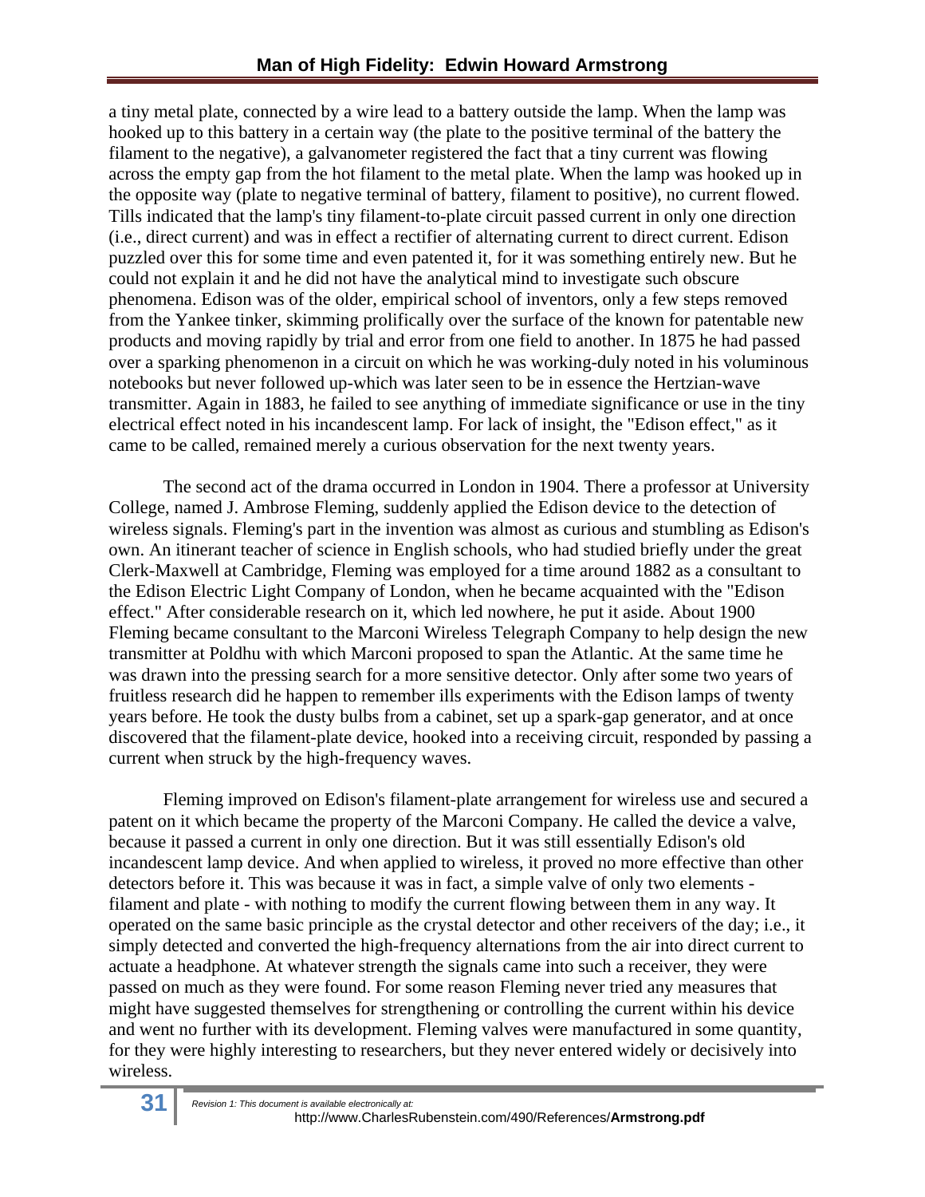a tiny metal plate, connected by a wire lead to a battery outside the lamp. When the lamp was hooked up to this battery in a certain way (the plate to the positive terminal of the battery the filament to the negative), a galvanometer registered the fact that a tiny current was flowing across the empty gap from the hot filament to the metal plate. When the lamp was hooked up in the opposite way (plate to negative terminal of battery, filament to positive), no current flowed. Tills indicated that the lamp's tiny filament-to-plate circuit passed current in only one direction (i.e., direct current) and was in effect a rectifier of alternating current to direct current. Edison puzzled over this for some time and even patented it, for it was something entirely new. But he could not explain it and he did not have the analytical mind to investigate such obscure phenomena. Edison was of the older, empirical school of inventors, only a few steps removed from the Yankee tinker, skimming prolifically over the surface of the known for patentable new products and moving rapidly by trial and error from one field to another. In 1875 he had passed over a sparking phenomenon in a circuit on which he was working-duly noted in his voluminous notebooks but never followed up-which was later seen to be in essence the Hertzian-wave transmitter. Again in 1883, he failed to see anything of immediate significance or use in the tiny electrical effect noted in his incandescent lamp. For lack of insight, the "Edison effect," as it came to be called, remained merely a curious observation for the next twenty years.

The second act of the drama occurred in London in 1904. There a professor at University College, named J. Ambrose Fleming, suddenly applied the Edison device to the detection of wireless signals. Fleming's part in the invention was almost as curious and stumbling as Edison's own. An itinerant teacher of science in English schools, who had studied briefly under the great Clerk-Maxwell at Cambridge, Fleming was employed for a time around 1882 as a consultant to the Edison Electric Light Company of London, when he became acquainted with the "Edison effect." After considerable research on it, which led nowhere, he put it aside. About 1900 Fleming became consultant to the Marconi Wireless Telegraph Company to help design the new transmitter at Poldhu with which Marconi proposed to span the Atlantic. At the same time he was drawn into the pressing search for a more sensitive detector. Only after some two years of fruitless research did he happen to remember ills experiments with the Edison lamps of twenty years before. He took the dusty bulbs from a cabinet, set up a spark-gap generator, and at once discovered that the filament-plate device, hooked into a receiving circuit, responded by passing a current when struck by the high-frequency waves.

Fleming improved on Edison's filament-plate arrangement for wireless use and secured a patent on it which became the property of the Marconi Company. He called the device a valve, because it passed a current in only one direction. But it was still essentially Edison's old incandescent lamp device. And when applied to wireless, it proved no more effective than other detectors before it. This was because it was in fact, a simple valve of only two elements - filament and plate - with nothing to modify the current flowing between them in any way. It operated on the same basic principle as the crystal detector and other receivers of the day; i.e., it simply detected and converted the high-frequency alternations from the air into direct current to actuate a headphone. At whatever strength the signals came into such a receiver, they were passed on much as they were found. For some reason Fleming never tried any measures that might have suggested themselves for strengthening or controlling the current within his device and went no further with its development. Fleming valves were manufactured in some quantity, for they were highly interesting to researchers, but they never entered widely or decisively into wireless.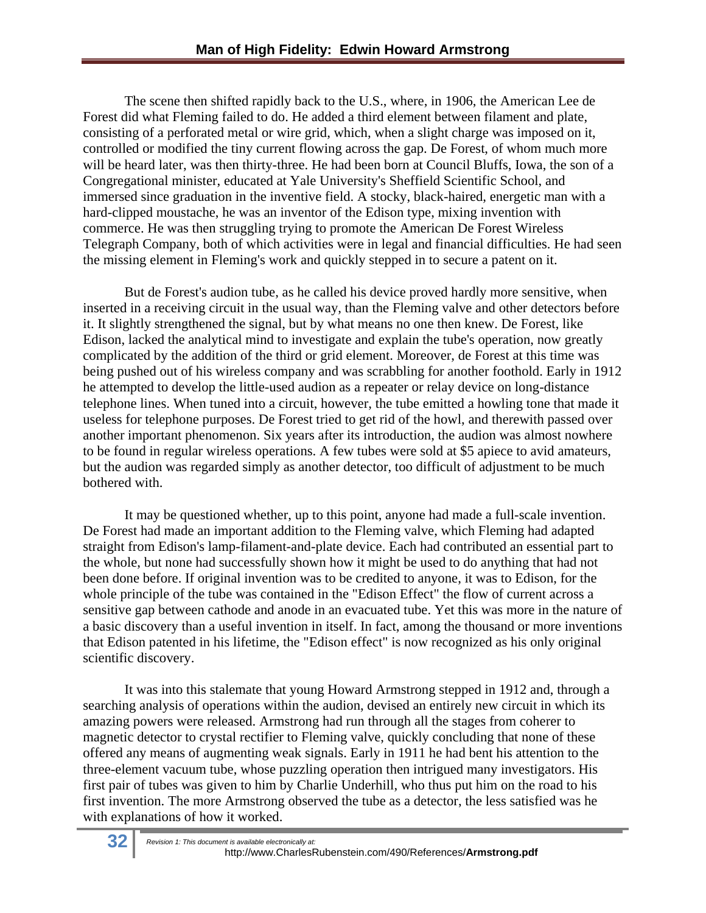The scene then shifted rapidly back to the U.S., where, in 1906, the American Lee de Forest did what Fleming failed to do. He added a third element between filament and plate, consisting of a perforated metal or wire grid, which, when a slight charge was imposed on it, controlled or modified the tiny current flowing across the gap. De Forest, of whom much more will be heard later, was then thirty-three. He had been born at Council Bluffs, Iowa, the son of a Congregational minister, educated at Yale University's Sheffield Scientific School, and immersed since graduation in the inventive field. A stocky, black-haired, energetic man with a hard-clipped moustache, he was an inventor of the Edison type, mixing invention with commerce. He was then struggling trying to promote the American De Forest Wireless Telegraph Company, both of which activities were in legal and financial difficulties. He had seen the missing element in Fleming's work and quickly stepped in to secure a patent on it.

But de Forest's audion tube, as he called his device proved hardly more sensitive, when inserted in a receiving circuit in the usual way, than the Fleming valve and other detectors before it. It slightly strengthened the signal, but by what means no one then knew. De Forest, like Edison, lacked the analytical mind to investigate and explain the tube's operation, now greatly complicated by the addition of the third or grid element. Moreover, de Forest at this time was being pushed out of his wireless company and was scrabbling for another foothold. Early in 1912 he attempted to develop the little-used audion as a repeater or relay device on long-distance telephone lines. When tuned into a circuit, however, the tube emitted a howling tone that made it useless for telephone purposes. De Forest tried to get rid of the howl, and therewith passed over another important phenomenon. Six years after its introduction, the audion was almost nowhere to be found in regular wireless operations. A few tubes were sold at $5 apiece to avid amateurs, but the audion was regarded simply as another detector, too difficult of adjustment to be much bothered with.

It may be questioned whether, up to this point, anyone had made a full-scale invention. De Forest had made an important addition to the Fleming valve, which Fleming had adapted straight from Edison's lamp-filament-and-plate device. Each had contributed an essential part to the whole, but none had successfully shown how it might be used to do anything that had not been done before. If original invention was to be credited to anyone, it was to Edison, for the whole principle of the tube was contained in the "Edison Effect" the flow of current across a sensitive gap between cathode and anode in an evacuated tube. Yet this was more in the nature of a basic discovery than a useful invention in itself. In fact, among the thousand or more inventions that Edison patented in his lifetime, the "Edison effect" is now recognized as his only original scientific discovery.

It was into this stalemate that young Howard Armstrong stepped in 1912 and, through a searching analysis of operations within the audion, devised an entirely new circuit in which its amazing powers were released. Armstrong had run through all the stages from coherer to magnetic detector to crystal rectifier to Fleming valve, quickly concluding that none of these offered any means of augmenting weak signals. Early in 1911 he had bent his attention to the three-element vacuum tube, whose puzzling operation then intrigued many investigators. His first pair of tubes was given to him by Charlie Underhill, who thus put him on the road to his first invention. The more Armstrong observed the tube as a detector, the less satisfied was he with explanations of how it worked.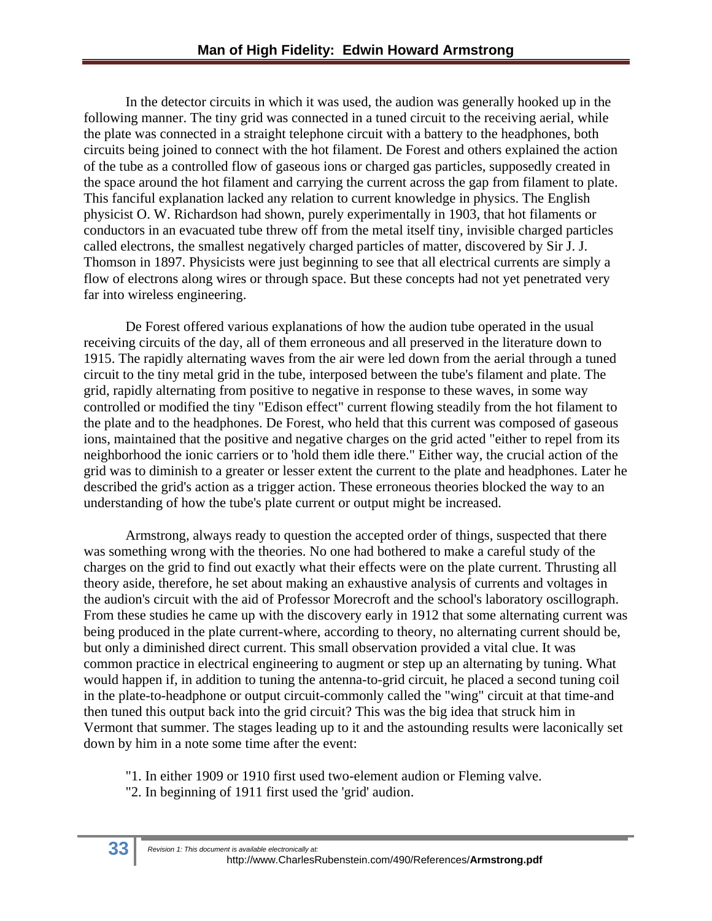In the detector circuits in which it was used, the audion was generally hooked up in the following manner. The tiny grid was connected in a tuned circuit to the receiving aerial, while the plate was connected in a straight telephone circuit with a battery to the headphones, both circuits being joined to connect with the hot filament. De Forest and others explained the action of the tube as a controlled flow of gaseous ions or charged gas particles, supposedly created in the space around the hot filament and carrying the current across the gap from filament to plate. This fanciful explanation lacked any relation to current knowledge in physics. The English physicist O. W. Richardson had shown, purely experimentally in 1903, that hot filaments or conductors in an evacuated tube threw off from the metal itself tiny, invisible charged particles called electrons, the smallest negatively charged particles of matter, discovered by Sir J. J. Thomson in 1897. Physicists were just beginning to see that all electrical currents are simply a flow of electrons along wires or through space. But these concepts had not yet penetrated very far into wireless engineering.

De Forest offered various explanations of how the audion tube operated in the usual receiving circuits of the day, all of them erroneous and all preserved in the literature down to 1915. The rapidly alternating waves from the air were led down from the aerial through a tuned circuit to the tiny metal grid in the tube, interposed between the tube's filament and plate. The grid, rapidly alternating from positive to negative in response to these waves, in some way controlled or modified the tiny "Edison effect" current flowing steadily from the hot filament to the plate and to the headphones. De Forest, who held that this current was composed of gaseous ions, maintained that the positive and negative charges on the grid acted "either to repel from its neighborhood the ionic carriers or to 'hold them idle there." Either way, the crucial action of the grid was to diminish to a greater or lesser extent the current to the plate and headphones. Later he described the grid's action as a trigger action. These erroneous theories blocked the way to an understanding of how the tube's plate current or output might be increased.

Armstrong, always ready to question the accepted order of things, suspected that there was something wrong with the theories. No one had bothered to make a careful study of the charges on the grid to find out exactly what their effects were on the plate current. Thrusting all theory aside, therefore, he set about making an exhaustive analysis of currents and voltages in the audion's circuit with the aid of Professor Morecroft and the school's laboratory oscillograph. From these studies he came up with the discovery early in 1912 that some alternating current was being produced in the plate current-where, according to theory, no alternating current should be, but only a diminished direct current. This small observation provided a vital clue. It was common practice in electrical engineering to augment or step up an alternating by tuning. What would happen if, in addition to tuning the antenna-to-grid circuit, he placed a second tuning coil in the plate-to-headphone or output circuit-commonly called the "wing" circuit at that time-and then tuned this output back into the grid circuit? This was the big idea that struck him in Vermont that summer. The stages leading up to it and the astounding results were laconically set down by him in a note some time after the event:

"1. In either 1909 or 1910 first used two-element audion or Fleming valve.

"2. In beginning of 1911 first used the 'grid' audion.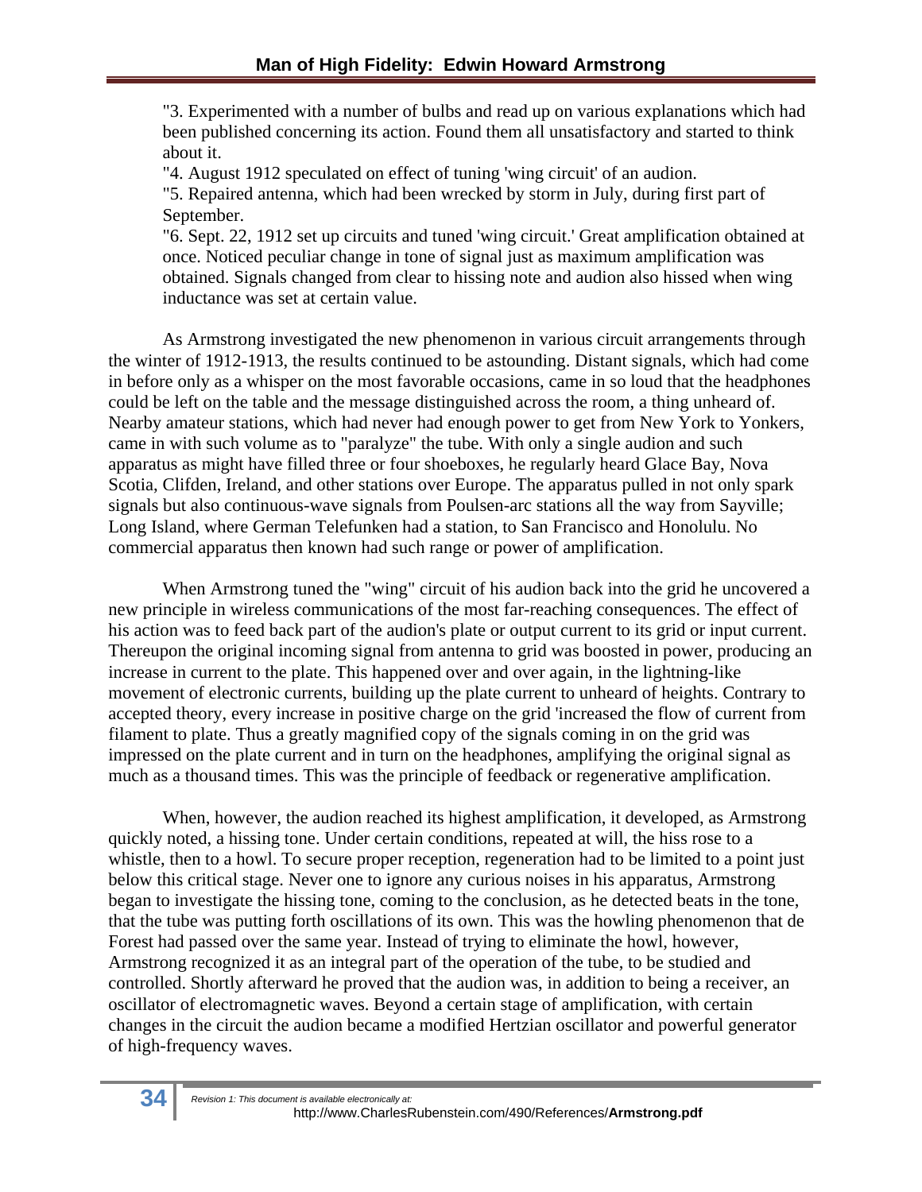"3. Experimented with a number of bulbs and read up on various explanations which had been published concerning its action. Found them all unsatisfactory and started to think about it.

"4. August 1912 speculated on effect of tuning 'wing circuit' of an audion.

"5. Repaired antenna, which had been wrecked by storm in July, during first part of September.

"6. Sept. 22, 1912 set up circuits and tuned 'wing circuit.' Great amplification obtained at once. Noticed peculiar change in tone of signal just as maximum amplification was obtained. Signals changed from clear to hissing note and audion also hissed when wing inductance was set at certain value.

As Armstrong investigated the new phenomenon in various circuit arrangements through the winter of 1912-1913, the results continued to be astounding. Distant signals, which had come in before only as a whisper on the most favorable occasions, came in so loud that the headphones could be left on the table and the message distinguished across the room, a thing unheard of. Nearby amateur stations, which had never had enough power to get from New York to Yonkers, came in with such volume as to "paralyze" the tube. With only a single audion and such apparatus as might have filled three or four shoeboxes, he regularly heard Glace Bay, Nova Scotia, Clifden, Ireland, and other stations over Europe. The apparatus pulled in not only spark signals but also continuous-wave signals from Poulsen-arc stations all the way from Sayville; Long Island, where German Telefunken had a station, to San Francisco and Honolulu. No commercial apparatus then known had such range or power of amplification.

When Armstrong tuned the "wing" circuit of his audion back into the grid he uncovered a new principle in wireless communications of the most far-reaching consequences. The effect of his action was to feed back part of the audion's plate or output current to its grid or input current. Thereupon the original incoming signal from antenna to grid was boosted in power, producing an increase in current to the plate. This happened over and over again, in the lightning-like movement of electronic currents, building up the plate current to unheard of heights. Contrary to accepted theory, every increase in positive charge on the grid 'increased the flow of current from filament to plate. Thus a greatly magnified copy of the signals coming in on the grid was impressed on the plate current and in turn on the headphones, amplifying the original signal as much as a thousand times. This was the principle of feedback or regenerative amplification.

When, however, the audion reached its highest amplification, it developed, as Armstrong quickly noted, a hissing tone. Under certain conditions, repeated at will, the hiss rose to a whistle, then to a howl. To secure proper reception, regeneration had to be limited to a point just below this critical stage. Never one to ignore any curious noises in his apparatus, Armstrong began to investigate the hissing tone, coming to the conclusion, as he detected beats in the tone, that the tube was putting forth oscillations of its own. This was the howling phenomenon that de Forest had passed over the same year. Instead of trying to eliminate the howl, however, Armstrong recognized it as an integral part of the operation of the tube, to be studied and controlled. Shortly afterward he proved that the audion was, in addition to being a receiver, an oscillator of electromagnetic waves. Beyond a certain stage of amplification, with certain changes in the circuit the audion became a modified Hertzian oscillator and powerful generator of high-frequency waves.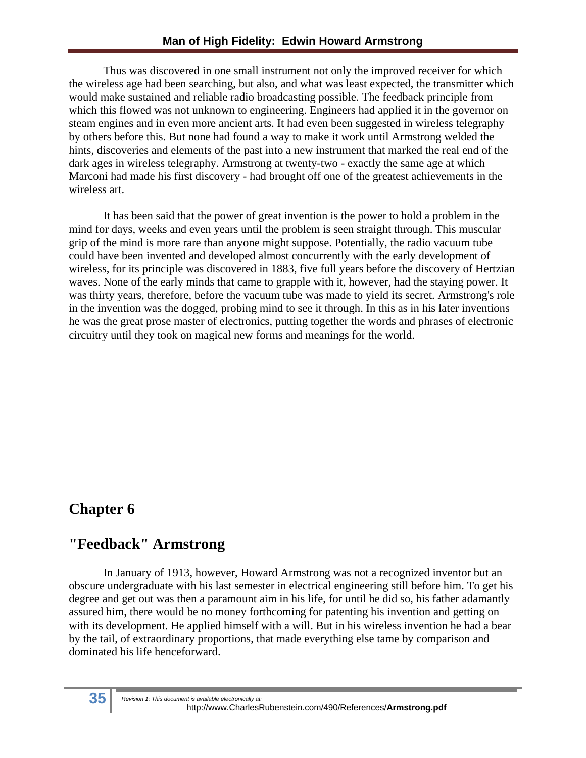Thus was discovered in one small instrument not only the improved receiver for which the wireless age had been searching, but also, and what was least expected, the transmitter which would make sustained and reliable radio broadcasting possible. The feedback principle from which this flowed was not unknown to engineering. Engineers had applied it in the governor on steam engines and in even more ancient arts. It had even been suggested in wireless telegraphy by others before this. But none had found a way to make it work until Armstrong welded the hints, discoveries and elements of the past into a new instrument that marked the real end of the dark ages in wireless telegraphy. Armstrong at twenty-two - exactly the same age at which Marconi had made his first discovery - had brought off one of the greatest achievements in the wireless art.

It has been said that the power of great invention is the power to hold a problem in the mind for days, weeks and even years until the problem is seen straight through. This muscular grip of the mind is more rare than anyone might suppose. Potentially, the radio vacuum tube could have been invented and developed almost concurrently with the early development of wireless, for its principle was discovered in 1883, five full years before the discovery of Hertzian waves. None of the early minds that came to grapple with it, however, had the staying power. It was thirty years, therefore, before the vacuum tube was made to yield its secret. Armstrong's role in the invention was the dogged, probing mind to see it through. In this as in his later inventions he was the great prose master of electronics, putting together the words and phrases of electronic circuitry until they took on magical new forms and meanings for the world.

# Chapter 6

# "Feedback" Armstrong

In January of 1913, however, Howard Armstrong was not a recognized inventor but an obscure undergraduate with his last semester in electrical engineering still before him. To get his degree and get out was then a paramount aim in his life, for until he did so, his father adamantly assured him, there would be no money forthcoming for patenting his invention and getting on with its development. He applied himself with a will. But in his wireless invention he had a bear by the tail, of extraordinary proportions, that made everything else tame by comparison and dominated his life henceforward.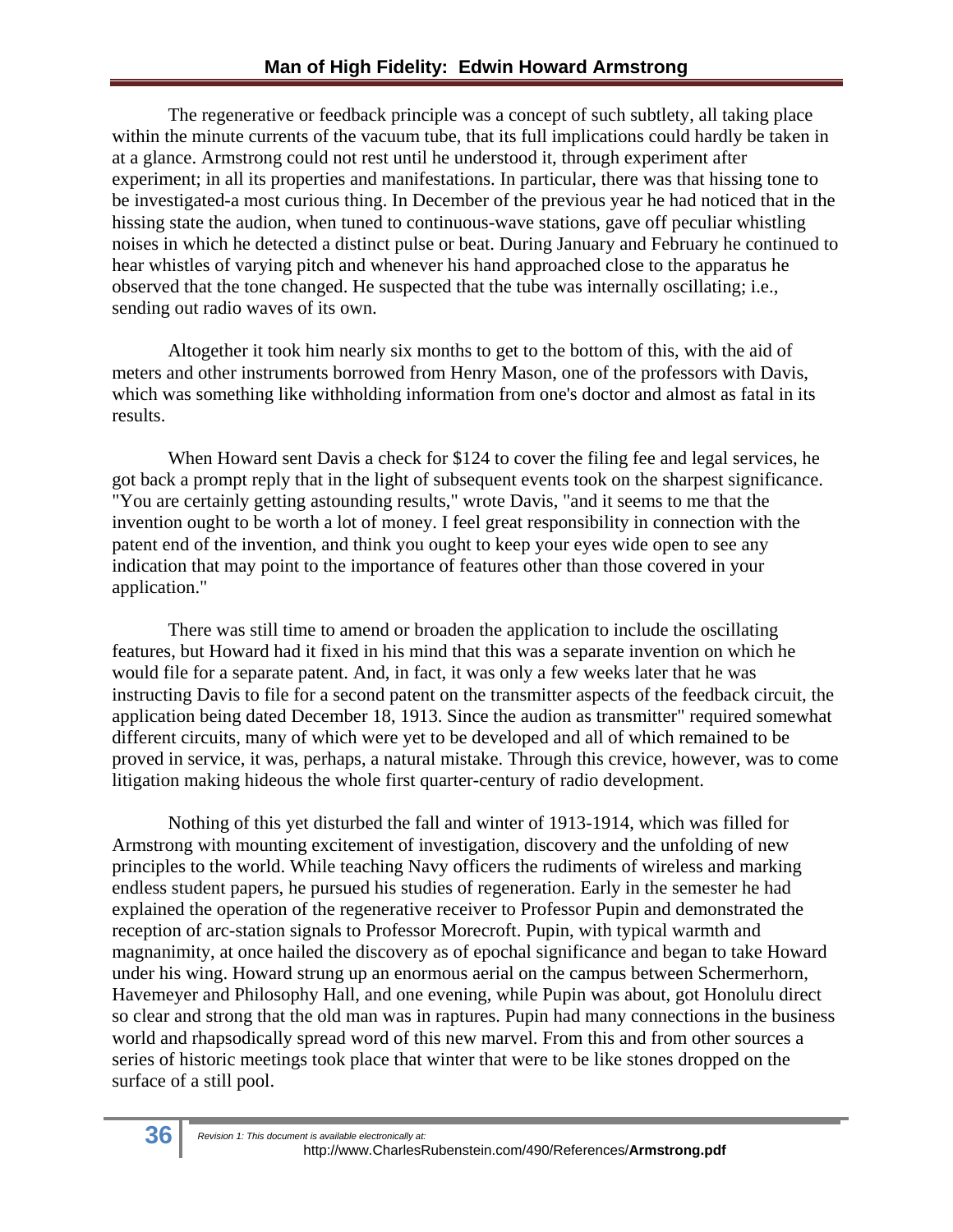The regenerative or feedback principle was a concept of such subtlety, all taking place within the minute currents of the vacuum tube, that its full implications could hardly be taken in at a glance. Armstrong could not rest until he understood it, through experiment after experiment; in all its properties and manifestations. In particular, there was that hissing tone to be investigated-a most curious thing. In December of the previous year he had noticed that in the hissing state the audion, when tuned to continuous-wave stations, gave off peculiar whistling noises in which he detected a distinct pulse or beat. During January and February he continued to hear whistles of varying pitch and whenever his hand approached close to the apparatus he observed that the tone changed. He suspected that the tube was internally oscillating; i.e., sending out radio waves of its own.

Altogether it took him nearly six months to get to the bottom of this, with the aid of meters and other instruments borrowed from Henry Mason, one of the professors with Davis, which was something like withholding information from one's doctor and almost as fatal in its results.

When Howard sent Davis a check for $124 to cover the filing fee and legal services, he got back a prompt reply that in the light of subsequent events took on the sharpest significance. "You are certainly getting astounding results," wrote Davis, "and it seems to me that the invention ought to be worth a lot of money. I feel great responsibility in connection with the patent end of the invention, and think you ought to keep your eyes wide open to see any indication that may point to the importance of features other than those covered in your application."

There was still time to amend or broaden the application to include the oscillating features, but Howard had it fixed in his mind that this was a separate invention on which he would file for a separate patent. And, in fact, it was only a few weeks later that he was instructing Davis to file for a second patent on the transmitter aspects of the feedback circuit, the application being dated December 18, 1913. Since the audion as transmitter" required somewhat different circuits, many of which were yet to be developed and all of which remained to be proved in service, it was, perhaps, a natural mistake. Through this crevice, however, was to come litigation making hideous the whole first quarter-century of radio development.

Nothing of this yet disturbed the fall and winter of 1913-1914, which was filled for Armstrong with mounting excitement of investigation, discovery and the unfolding of new principles to the world. While teaching Navy officers the rudiments of wireless and marking endless student papers, he pursued his studies of regeneration. Early in the semester he had explained the operation of the regenerative receiver to Professor Pupin and demonstrated the reception of arc-station signals to Professor Morecroft. Pupin, with typical warmth and magnanimity, at once hailed the discovery as of epochal significance and began to take Howard under his wing. Howard strung up an enormous aerial on the campus between Schermerhorn, Havemeyer and Philosophy Hall, and one evening, while Pupin was about, got Honolulu direct so clear and strong that the old man was in raptures. Pupin had many connections in the business world and rhapsodically spread word of this new marvel. From this and from other sources a series of historic meetings took place that winter that were to be like stones dropped on the surface of a still pool.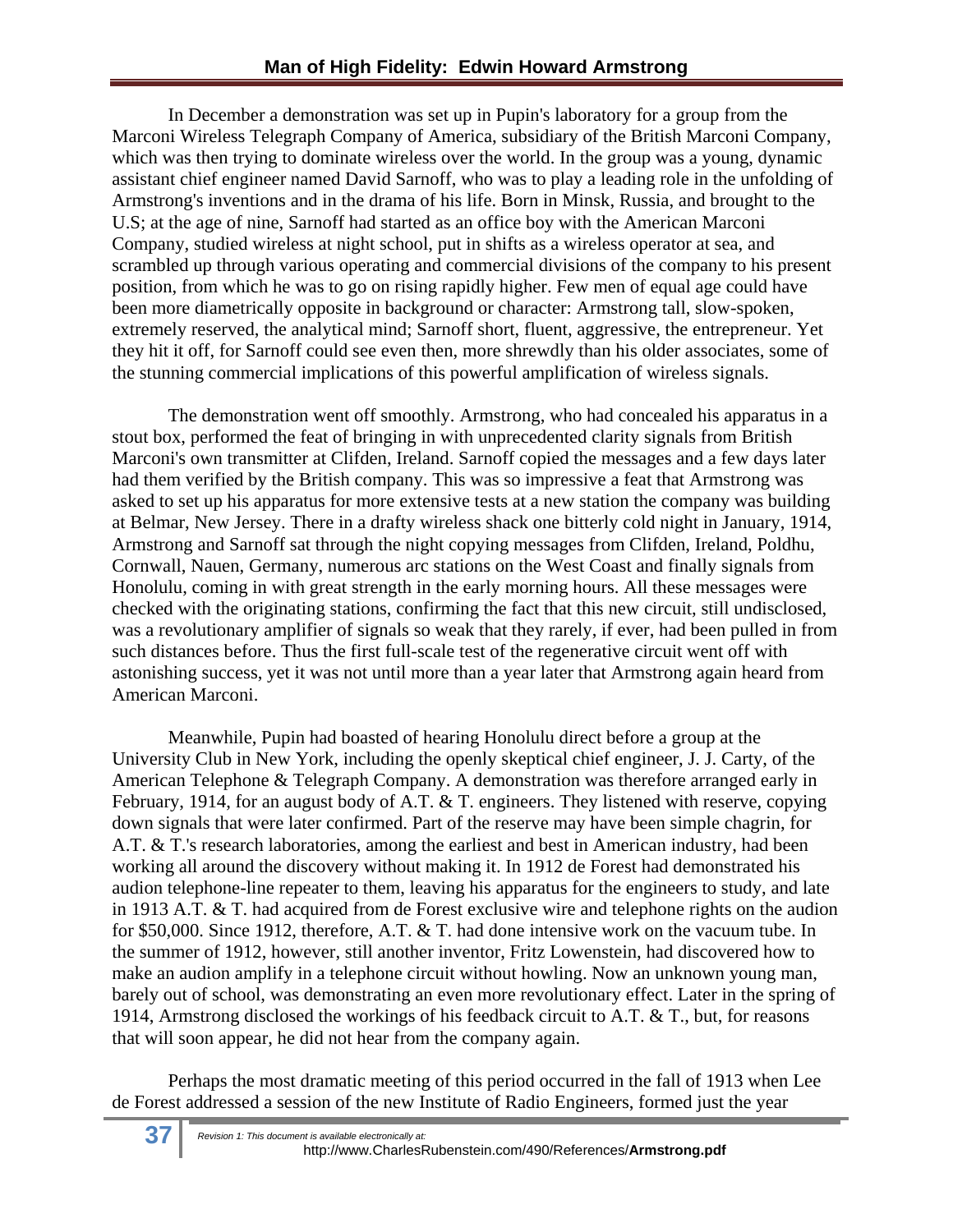In December a demonstration was set up in Pupin's laboratory for a group from the Marconi Wireless Telegraph Company of America, subsidiary of the British Marconi Company, which was then trying to dominate wireless over the world. In the group was a young, dynamic assistant chief engineer named David Sarnoff, who was to play a leading role in the unfolding of Armstrong's inventions and in the drama of his life. Born in Minsk, Russia, and brought to the U.S; at the age of nine, Sarnoff had started as an office boy with the American Marconi Company, studied wireless at night school, put in shifts as a wireless operator at sea, and scrambled up through various operating and commercial divisions of the company to his present position, from which he was to go on rising rapidly higher. Few men of equal age could have been more diametrically opposite in background or character: Armstrong tall, slow-spoken, extremely reserved, the analytical mind; Sarnoff short, fluent, aggressive, the entrepreneur. Yet they hit it off, for Sarnoff could see even then, more shrewdly than his older associates, some of the stunning commercial implications of this powerful amplification of wireless signals.

The demonstration went off smoothly. Armstrong, who had concealed his apparatus in a stout box, performed the feat of bringing in with unprecedented clarity signals from British Marconi's own transmitter at Clifden, Ireland. Sarnoff copied the messages and a few days later had them verified by the British company. This was so impressive a feat that Armstrong was asked to set up his apparatus for more extensive tests at a new station the company was building at Belmar, New Jersey. There in a drafty wireless shack one bitterly cold night in January, 1914, Armstrong and Sarnoff sat through the night copying messages from Clifden, Ireland, Poldhu, Cornwall, Nauen, Germany, numerous arc stations on the West Coast and finally signals from Honolulu, coming in with great strength in the early morning hours. All these messages were checked with the originating stations, confirming the fact that this new circuit, still undisclosed, was a revolutionary amplifier of signals so weak that they rarely, if ever, had been pulled in from such distances before. Thus the first full-scale test of the regenerative circuit went off with astonishing success, yet it was not until more than a year later that Armstrong again heard from American Marconi.

Meanwhile, Pupin had boasted of hearing Honolulu direct before a group at the University Club in New York, including the openly skeptical chief engineer, J. J. Carty, of the American Telephone & Telegraph Company. A demonstration was therefore arranged early in February, 1914, for an august body of A.T. & T. engineers. They listened with reserve, copying down signals that were later confirmed. Part of the reserve may have been simple chagrin, for A.T. & T.'s research laboratories, among the earliest and best in American industry, had been working all around the discovery without making it. In 1912 de Forest had demonstrated his audion telephone-line repeater to them, leaving his apparatus for the engineers to study, and late in 1913 A.T. & T. had acquired from de Forest exclusive wire and telephone rights on the audion for $50,000. Since 1912, therefore, A.T. & T. had done intensive work on the vacuum tube. In the summer of 1912, however, still another inventor, Fritz Lowenstein, had discovered how to make an audion amplify in a telephone circuit without howling. Now an unknown young man, barely out of school, was demonstrating an even more revolutionary effect. Later in the spring of 1914, Armstrong disclosed the workings of his feedback circuit to A.T. & T., but, for reasons that will soon appear, he did not hear from the company again.

Perhaps the most dramatic meeting of this period occurred in the fall of 1913 when Lee de Forest addressed a session of the new Institute of Radio Engineers, formed just the year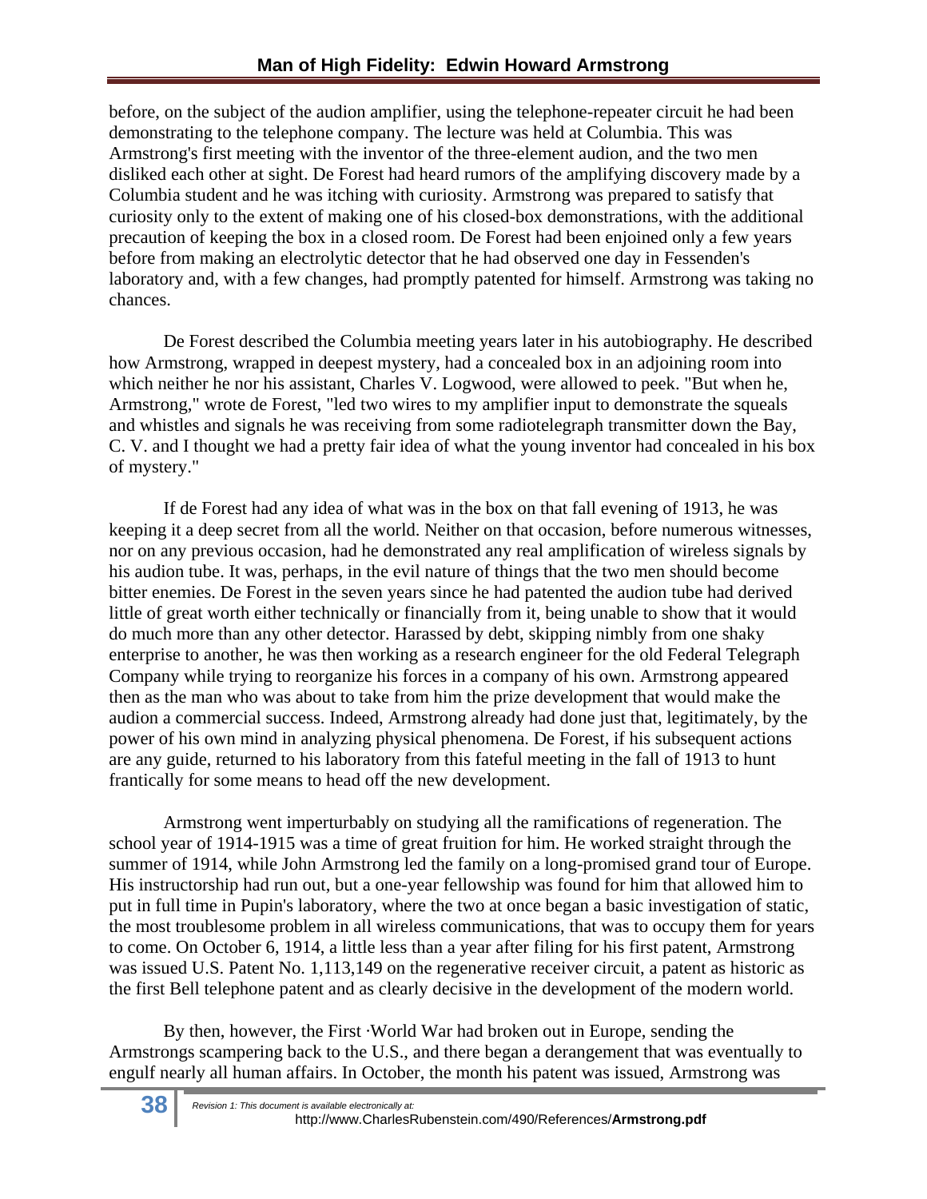before, on the subject of the audion amplifier, using the telephone-repeater circuit he had been demonstrating to the telephone company. The lecture was held at Columbia. This was Armstrong's first meeting with the inventor of the three-element audion, and the two men disliked each other at sight. De Forest had heard rumors of the amplifying discovery made by a Columbia student and he was itching with curiosity. Armstrong was prepared to satisfy that curiosity only to the extent of making one of his closed-box demonstrations, with the additional precaution of keeping the box in a closed room. De Forest had been enjoined only a few years before from making an electrolytic detector that he had observed one day in Fessenden's laboratory and, with a few changes, had promptly patented for himself. Armstrong was taking no chances.

De Forest described the Columbia meeting years later in his autobiography. He described how Armstrong, wrapped in deepest mystery, had a concealed box in an adjoining room into which neither he nor his assistant, Charles V. Logwood, were allowed to peek. "But when he, Armstrong," wrote de Forest, "led two wires to my amplifier input to demonstrate the squeals and whistles and signals he was receiving from some radiotelegraph transmitter down the Bay, C. V. and I thought we had a pretty fair idea of what the young inventor had concealed in his box of mystery."

If de Forest had any idea of what was in the box on that fall evening of 1913, he was keeping it a deep secret from all the world. Neither on that occasion, before numerous witnesses, nor on any previous occasion, had he demonstrated any real amplification of wireless signals by his audion tube. It was, perhaps, in the evil nature of things that the two men should become bitter enemies. De Forest in the seven years since he had patented the audion tube had derived little of great worth either technically or financially from it, being unable to show that it would do much more than any other detector. Harassed by debt, skipping nimbly from one shaky enterprise to another, he was then working as a research engineer for the old Federal Telegraph Company while trying to reorganize his forces in a company of his own. Armstrong appeared then as the man who was about to take from him the prize development that would make the audion a commercial success. Indeed, Armstrong already had done just that, legitimately, by the power of his own mind in analyzing physical phenomena. De Forest, if his subsequent actions are any guide, returned to his laboratory from this fateful meeting in the fall of 1913 to hunt frantically for some means to head off the new development.

Armstrong went imperturbably on studying all the ramifications of regeneration. The school year of 1914-1915 was a time of great fruition for him. He worked straight through the summer of 1914, while John Armstrong led the family on a long-promised grand tour of Europe. His instructorship had run out, but a one-year fellowship was found for him that allowed him to put in full time in Pupin's laboratory, where the two at once began a basic investigation of static, the most troublesome problem in all wireless communications, that was to occupy them for years to come. On October 6, 1914, a little less than a year after filing for his first patent, Armstrong was issued U.S. Patent No. 1,113,149 on the regenerative receiver circuit, a patent as historic as the first Bell telephone patent and as clearly decisive in the development of the modern world.

By then, however, the First ·World War had broken out in Europe, sending the Armstrongs scampering back to the U.S., and there began a derangement that was eventually to engulf nearly all human affairs. In October, the month his patent was issued, Armstrong was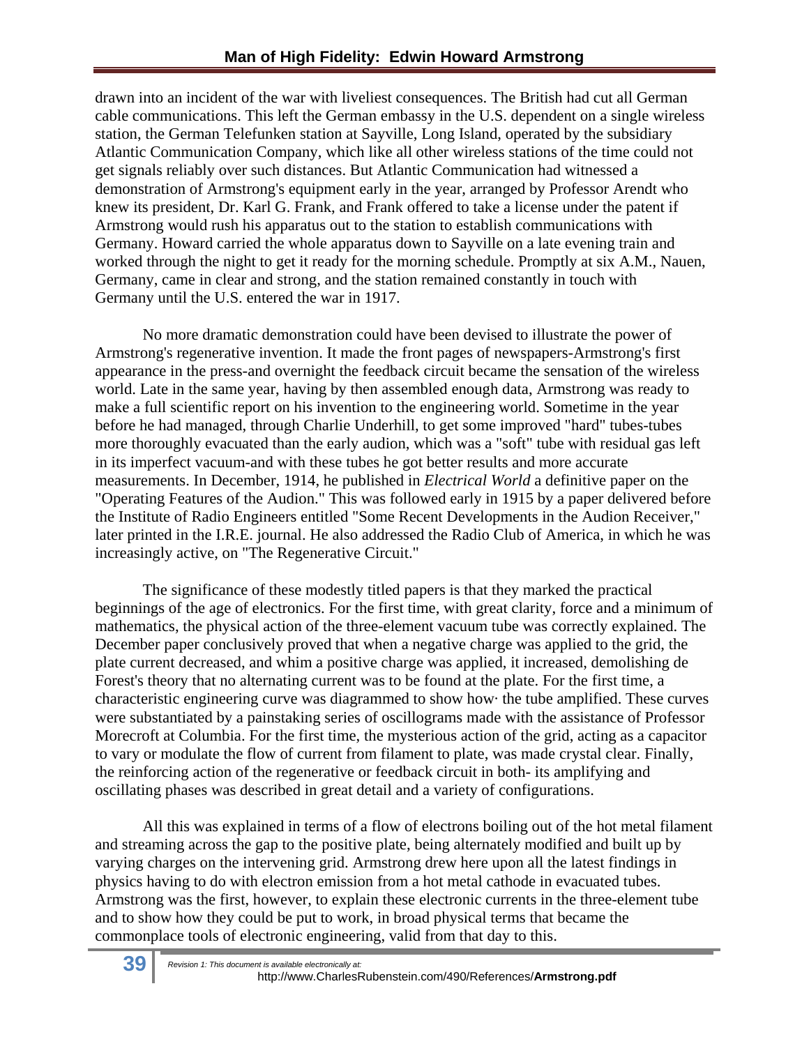drawn into an incident of the war with liveliest consequences. The British had cut all German cable communications. This left the German embassy in the U.S. dependent on a single wireless station, the German Telefunken station at Sayville, Long Island, operated by the subsidiary Atlantic Communication Company, which like all other wireless stations of the time could not get signals reliably over such distances. But Atlantic Communication had witnessed a demonstration of Armstrong's equipment early in the year, arranged by Professor Arendt who knew its president, Dr. Karl G. Frank, and Frank offered to take a license under the patent if Armstrong would rush his apparatus out to the station to establish communications with Germany. Howard carried the whole apparatus down to Sayville on a late evening train and worked through the night to get it ready for the morning schedule. Promptly at six A.M., Nauen, Germany, came in clear and strong, and the station remained constantly in touch with Germany until the U.S. entered the war in 1917.

No more dramatic demonstration could have been devised to illustrate the power of Armstrong's regenerative invention. It made the front pages of newspapers-Armstrong's first appearance in the press-and overnight the feedback circuit became the sensation of the wireless world. Late in the same year, having by then assembled enough data, Armstrong was ready to make a full scientific report on his invention to the engineering world. Sometime in the year before he had managed, through Charlie Underhill, to get some improved "hard" tubes-tubes more thoroughly evacuated than the early audion, which was a "soft" tube with residual gas left in its imperfect vacuum-and with these tubes he got better results and more accurate measurements. In December, 1914, he published in *Electrical World* a definitive paper on the "Operating Features of the Audion." This was followed early in 1915 by a paper delivered before the Institute of Radio Engineers entitled "Some Recent Developments in the Audion Receiver," later printed in the I.R.E. journal. He also addressed the Radio Club of America, in which he was increasingly active, on "The Regenerative Circuit."

The significance of these modestly titled papers is that they marked the practical beginnings of the age of electronics. For the first time, with great clarity, force and a minimum of mathematics, the physical action of the three-element vacuum tube was correctly explained. The December paper conclusively proved that when a negative charge was applied to the grid, the plate current decreased, and whim a positive charge was applied, it increased, demolishing de Forest's theory that no alternating current was to be found at the plate. For the first time, a characteristic engineering curve was diagrammed to show how· the tube amplified. These curves were substantiated by a painstaking series of oscillograms made with the assistance of Professor Morecroft at Columbia. For the first time, the mysterious action of the grid, acting as a capacitor to vary or modulate the flow of current from filament to plate, was made crystal clear. Finally, the reinforcing action of the regenerative or feedback circuit in both- its amplifying and oscillating phases was described in great detail and a variety of configurations.

All this was explained in terms of a flow of electrons boiling out of the hot metal filament and streaming across the gap to the positive plate, being alternately modified and built up by varying charges on the intervening grid. Armstrong drew here upon all the latest findings in physics having to do with electron emission from a hot metal cathode in evacuated tubes. Armstrong was the first, however, to explain these electronic currents in the three-element tube and to show how they could be put to work, in broad physical terms that became the commonplace tools of electronic engineering, valid from that day to this.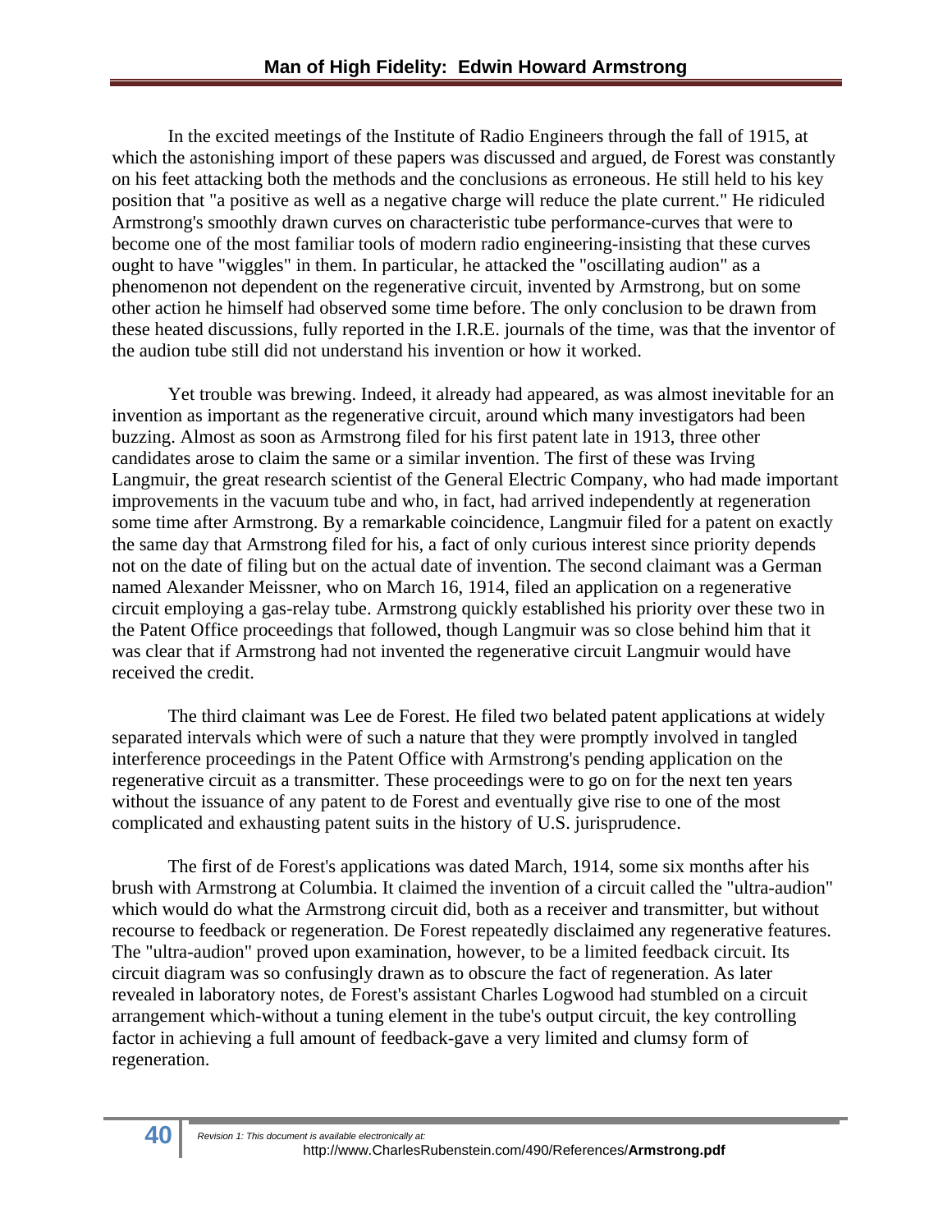In the excited meetings of the Institute of Radio Engineers through the fall of 1915, at which the astonishing import of these papers was discussed and argued, de Forest was constantly on his feet attacking both the methods and the conclusions as erroneous. He still held to his key position that "a positive as well as a negative charge will reduce the plate current." He ridiculed Armstrong's smoothly drawn curves on characteristic tube performance-curves that were to become one of the most familiar tools of modern radio engineering-insisting that these curves ought to have "wiggles" in them. In particular, he attacked the "oscillating audion" as a phenomenon not dependent on the regenerative circuit, invented by Armstrong, but on some other action he himself had observed some time before. The only conclusion to be drawn from these heated discussions, fully reported in the I.R.E. journals of the time, was that the inventor of the audion tube still did not understand his invention or how it worked.

Yet trouble was brewing. Indeed, it already had appeared, as was almost inevitable for an invention as important as the regenerative circuit, around which many investigators had been buzzing. Almost as soon as Armstrong filed for his first patent late in 1913, three other candidates arose to claim the same or a similar invention. The first of these was Irving Langmuir, the great research scientist of the General Electric Company, who had made important improvements in the vacuum tube and who, in fact, had arrived independently at regeneration some time after Armstrong. By a remarkable coincidence, Langmuir filed for a patent on exactly the same day that Armstrong filed for his, a fact of only curious interest since priority depends not on the date of filing but on the actual date of invention. The second claimant was a German named Alexander Meissner, who on March 16, 1914, filed an application on a regenerative circuit employing a gas-relay tube. Armstrong quickly established his priority over these two in the Patent Office proceedings that followed, though Langmuir was so close behind him that it was clear that if Armstrong had not invented the regenerative circuit Langmuir would have received the credit.

The third claimant was Lee de Forest. He filed two belated patent applications at widely separated intervals which were of such a nature that they were promptly involved in tangled interference proceedings in the Patent Office with Armstrong's pending application on the regenerative circuit as a transmitter. These proceedings were to go on for the next ten years without the issuance of any patent to de Forest and eventually give rise to one of the most complicated and exhausting patent suits in the history of U.S. jurisprudence.

The first of de Forest's applications was dated March, 1914, some six months after his brush with Armstrong at Columbia. It claimed the invention of a circuit called the "ultra-audion" which would do what the Armstrong circuit did, both as a receiver and transmitter, but without recourse to feedback or regeneration. De Forest repeatedly disclaimed any regenerative features. The "ultra-audion" proved upon examination, however, to be a limited feedback circuit. Its circuit diagram was so confusingly drawn as to obscure the fact of regeneration. As later revealed in laboratory notes, de Forest's assistant Charles Logwood had stumbled on a circuit arrangement which-without a tuning element in the tube's output circuit, the key controlling factor in achieving a full amount of feedback-gave a very limited and clumsy form of regeneration.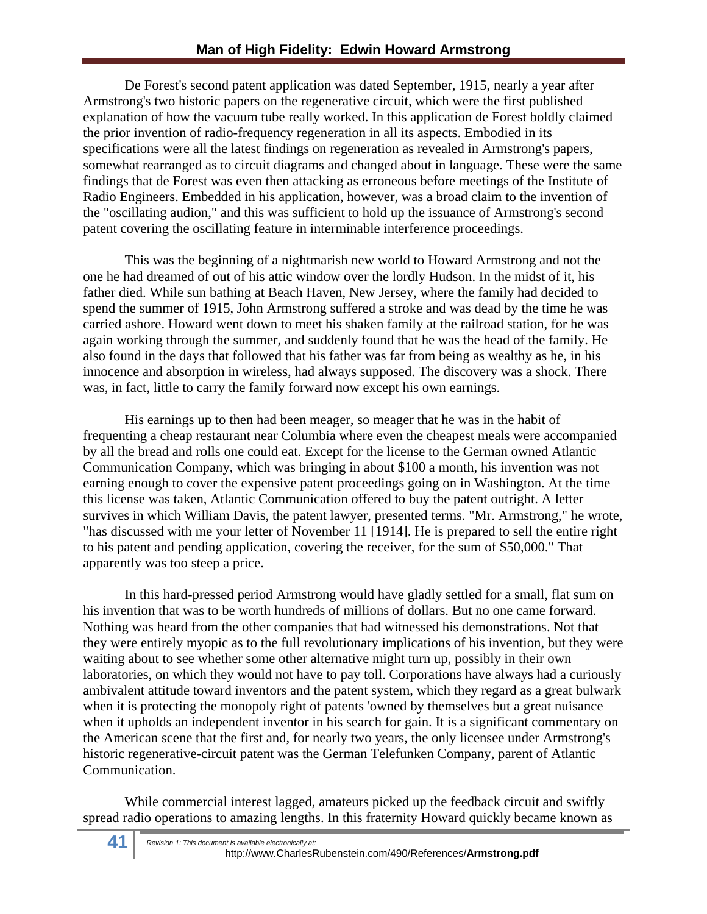De Forest's second patent application was dated September, 1915, nearly a year after Armstrong's two historic papers on the regenerative circuit, which were the first published explanation of how the vacuum tube really worked. In this application de Forest boldly claimed the prior invention of radio-frequency regeneration in all its aspects. Embodied in its specifications were all the latest findings on regeneration as revealed in Armstrong's papers, somewhat rearranged as to circuit diagrams and changed about in language. These were the same findings that de Forest was even then attacking as erroneous before meetings of the Institute of Radio Engineers. Embedded in his application, however, was a broad claim to the invention of the "oscillating audion," and this was sufficient to hold up the issuance of Armstrong's second patent covering the oscillating feature in interminable interference proceedings.

This was the beginning of a nightmarish new world to Howard Armstrong and not the one he had dreamed of out of his attic window over the lordly Hudson. In the midst of it, his father died. While sun bathing at Beach Haven, New Jersey, where the family had decided to spend the summer of 1915, John Armstrong suffered a stroke and was dead by the time he was carried ashore. Howard went down to meet his shaken family at the railroad station, for he was again working through the summer, and suddenly found that he was the head of the family. He also found in the days that followed that his father was far from being as wealthy as he, in his innocence and absorption in wireless, had always supposed. The discovery was a shock. There was, in fact, little to carry the family forward now except his own earnings.

His earnings up to then had been meager, so meager that he was in the habit of frequenting a cheap restaurant near Columbia where even the cheapest meals were accompanied by all the bread and rolls one could eat. Except for the license to the German owned Atlantic Communication Company, which was bringing in about $100 a month, his invention was not earning enough to cover the expensive patent proceedings going on in Washington. At the time this license was taken, Atlantic Communication offered to buy the patent outright. A letter survives in which William Davis, the patent lawyer, presented terms. "Mr. Armstrong," he wrote, "has discussed with me your letter of November 11 [1914]. He is prepared to sell the entire right to his patent and pending application, covering the receiver, for the sum of $50,000." That apparently was too steep a price.

In this hard-pressed period Armstrong would have gladly settled for a small, flat sum on his invention that was to be worth hundreds of millions of dollars. But no one came forward. Nothing was heard from the other companies that had witnessed his demonstrations. Not that they were entirely myopic as to the full revolutionary implications of his invention, but they were waiting about to see whether some other alternative might turn up, possibly in their own laboratories, on which they would not have to pay toll. Corporations have always had a curiously ambivalent attitude toward inventors and the patent system, which they regard as a great bulwark when it is protecting the monopoly right of patents 'owned by themselves but a great nuisance when it upholds an independent inventor in his search for gain. It is a significant commentary on the American scene that the first and, for nearly two years, the only licensee under Armstrong's historic regenerative-circuit patent was the German Telefunken Company, parent of Atlantic Communication.

While commercial interest lagged, amateurs picked up the feedback circuit and swiftly spread radio operations to amazing lengths. In this fraternity Howard quickly became known as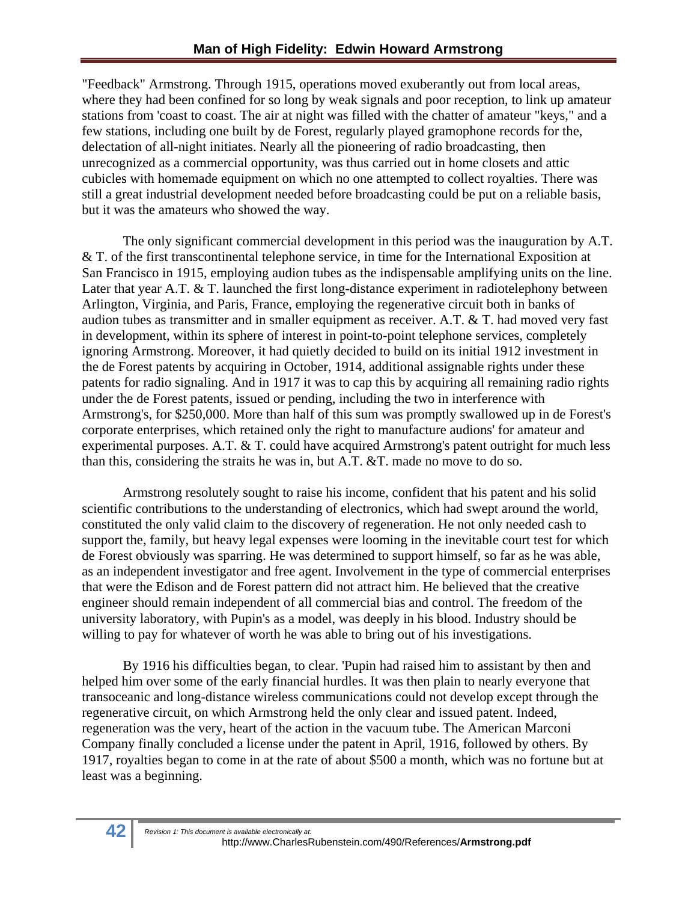"Feedback" Armstrong. Through 1915, operations moved exuberantly out from local areas, where they had been confined for so long by weak signals and poor reception, to link up amateur stations from 'coast to coast. The air at night was filled with the chatter of amateur "keys," and a few stations, including one built by de Forest, regularly played gramophone records for the, delectation of all-night initiates. Nearly all the pioneering of radio broadcasting, then unrecognized as a commercial opportunity, was thus carried out in home closets and attic cubicles with homemade equipment on which no one attempted to collect royalties. There was still a great industrial development needed before broadcasting could be put on a reliable basis, but it was the amateurs who showed the way.

The only significant commercial development in this period was the inauguration by A.T. & T. of the first transcontinental telephone service, in time for the International Exposition at San Francisco in 1915, employing audion tubes as the indispensable amplifying units on the line. Later that year A.T. & T. launched the first long-distance experiment in radiotelephony between Arlington, Virginia, and Paris, France, employing the regenerative circuit both in banks of audion tubes as transmitter and in smaller equipment as receiver. A.T. & T. had moved very fast in development, within its sphere of interest in point-to-point telephone services, completely ignoring Armstrong. Moreover, it had quietly decided to build on its initial 1912 investment in the de Forest patents by acquiring in October, 1914, additional assignable rights under these patents for radio signaling. And in 1917 it was to cap this by acquiring all remaining radio rights under the de Forest patents, issued or pending, including the two in interference with Armstrong's, for $250,000. More than half of this sum was promptly swallowed up in de Forest's corporate enterprises, which retained only the right to manufacture audions' for amateur and experimental purposes. A.T. & T. could have acquired Armstrong's patent outright for much less than this, considering the straits he was in, but A.T. &T. made no move to do so.

Armstrong resolutely sought to raise his income, confident that his patent and his solid scientific contributions to the understanding of electronics, which had swept around the world, constituted the only valid claim to the discovery of regeneration. He not only needed cash to support the, family, but heavy legal expenses were looming in the inevitable court test for which de Forest obviously was sparring. He was determined to support himself, so far as he was able, as an independent investigator and free agent. Involvement in the type of commercial enterprises that were the Edison and de Forest pattern did not attract him. He believed that the creative engineer should remain independent of all commercial bias and control. The freedom of the university laboratory, with Pupin's as a model, was deeply in his blood. Industry should be willing to pay for whatever of worth he was able to bring out of his investigations.

By 1916 his difficulties began, to clear. 'Pupin had raised him to assistant by then and helped him over some of the early financial hurdles. It was then plain to nearly everyone that transoceanic and long-distance wireless communications could not develop except through the regenerative circuit, on which Armstrong held the only clear and issued patent. Indeed, regeneration was the very, heart of the action in the vacuum tube. The American Marconi Company finally concluded a license under the patent in April, 1916, followed by others. By 1917, royalties began to come in at the rate of about $500 a month, which was no fortune but at least was a beginning.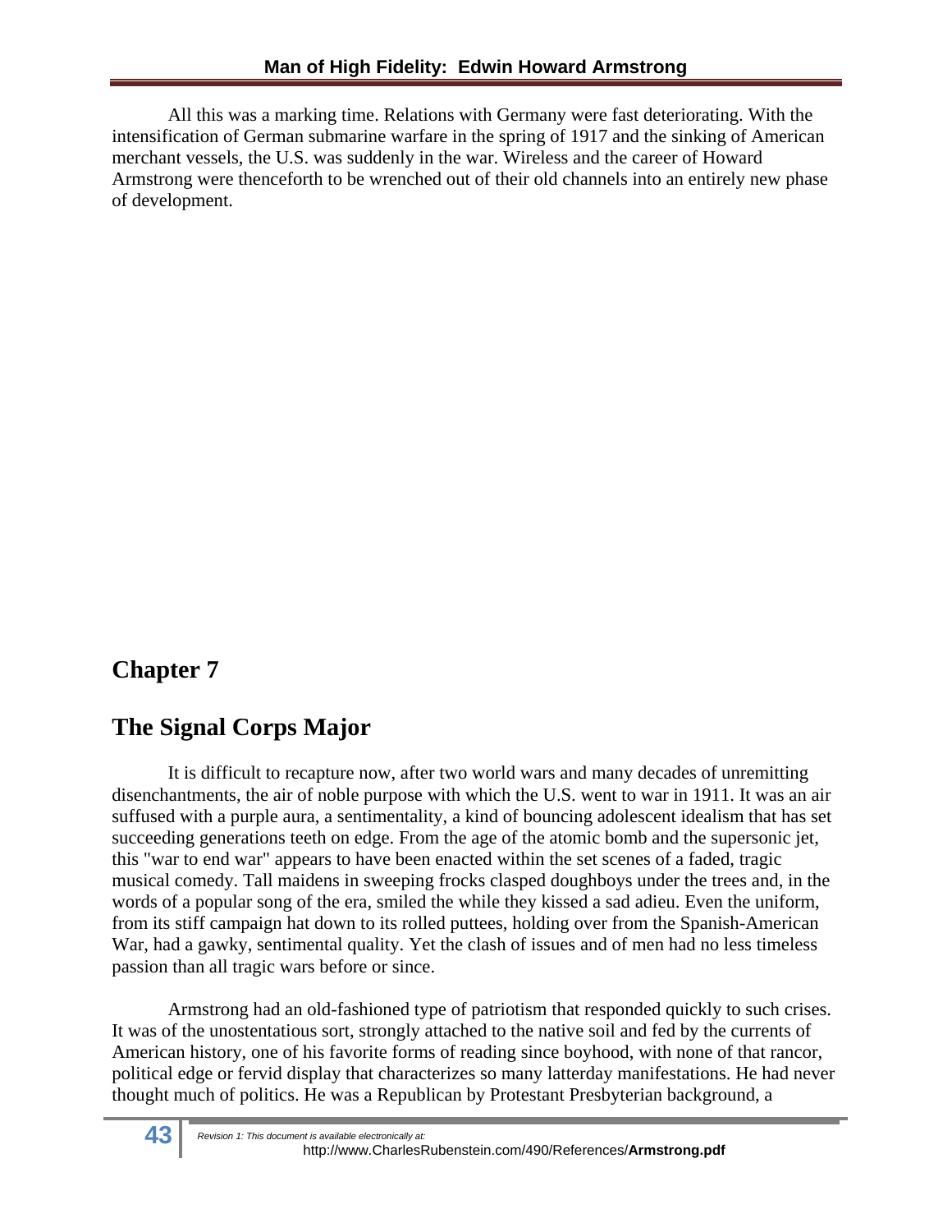All this was a marking time. Relations with Germany were fast deteriorating. With the intensification of German submarine warfare in the spring of 1917 and the sinking of American merchant vessels, the U.S. was suddenly in the war. Wireless and the career of Howard Armstrong were thenceforth to be wrenched out of their old channels into an entirely new phase of development.

# Chapter 7

## The Signal Corps Major

It is difficult to recapture now, after two world wars and many decades of unremitting disenchantments, the air of noble purpose with which the U.S. went to war in 1911. It was an air suffused with a purple aura, a sentimentality, a kind of bouncing adolescent idealism that has set succeeding generations teeth on edge. From the age of the atomic bomb and the supersonic jet, this "war to end war" appears to have been enacted within the set scenes of a faded, tragic musical comedy. Tall maidens in sweeping frocks clasped doughboys under the trees and, in the words of a popular song of the era, smiled the while they kissed a sad adieu. Even the uniform, from its stiff campaign hat down to its rolled puttees, holding over from the Spanish-American War, had a gawky, sentimental quality. Yet the clash of issues and of men had no less timeless passion than all tragic wars before or since.

Armstrong had an old-fashioned type of patriotism that responded quickly to such crises. It was of the unostentatious sort, strongly attached to the native soil and fed by the currents of American history, one of his favorite forms of reading since boyhood, with none of that rancor, political edge or fervid display that characterizes so many latterday manifestations. He had never thought much of politics. He was a Republican by Protestant Presbyterian background, a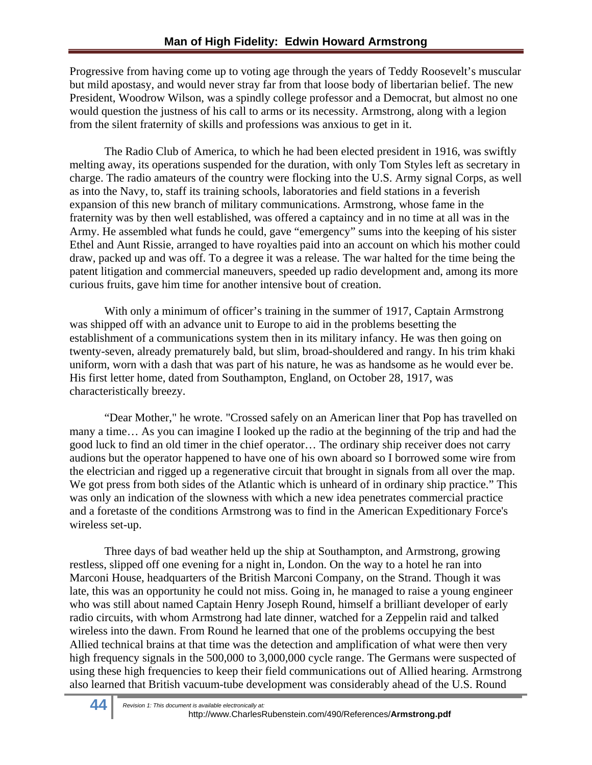Progressive from having come up to voting age through the years of Teddy Roosevelt's muscular but mild apostasy, and would never stray far from that loose body of libertarian belief. The new President, Woodrow Wilson, was a spindly college professor and a Democrat, but almost no one would question the justness of his call to arms or its necessity. Armstrong, along with a legion from the silent fraternity of skills and professions was anxious to get in it.

The Radio Club of America, to which he had been elected president in 1916, was swiftly melting away, its operations suspended for the duration, with only Tom Styles left as secretary in charge. The radio amateurs of the country were flocking into the U.S. Army signal Corps, as well as into the Navy, to, staff its training schools, laboratories and field stations in a feverish expansion of this new branch of military communications. Armstrong, whose fame in the fraternity was by then well established, was offered a captaincy and in no time at all was in the Army. He assembled what funds he could, gave "emergency" sums into the keeping of his sister Ethel and Aunt Rissie, arranged to have royalties paid into an account on which his mother could draw, packed up and was off. To a degree it was a release. The war halted for the time being the patent litigation and commercial maneuvers, speeded up radio development and, among its more curious fruits, gave him time for another intensive bout of creation.

With only a minimum of officer's training in the summer of 1917, Captain Armstrong was shipped off with an advance unit to Europe to aid in the problems besetting the establishment of a communications system then in its military infancy. He was then going on twenty-seven, already prematurely bald, but slim, broad-shouldered and rangy. In his trim khaki uniform, worn with a dash that was part of his nature, he was as handsome as he would ever be. His first letter home, dated from Southampton, England, on October 28, 1917, was characteristically breezy.

"Dear Mother," he wrote. "Crossed safely on an American liner that Pop has travelled on many a time… As you can imagine I looked up the radio at the beginning of the trip and had the good luck to find an old timer in the chief operator… The ordinary ship receiver does not carry audions but the operator happened to have one of his own aboard so I borrowed some wire from the electrician and rigged up a regenerative circuit that brought in signals from all over the map. We got press from both sides of the Atlantic which is unheard of in ordinary ship practice." This was only an indication of the slowness with which a new idea penetrates commercial practice and a foretaste of the conditions Armstrong was to find in the American Expeditionary Force's wireless set-up.

Three days of bad weather held up the ship at Southampton, and Armstrong, growing restless, slipped off one evening for a night in, London. On the way to a hotel he ran into Marconi House, headquarters of the British Marconi Company, on the Strand. Though it was late, this was an opportunity he could not miss. Going in, he managed to raise a young engineer who was still about named Captain Henry Joseph Round, himself a brilliant developer of early radio circuits, with whom Armstrong had late dinner, watched for a Zeppelin raid and talked wireless into the dawn. From Round he learned that one of the problems occupying the best Allied technical brains at that time was the detection and amplification of what were then very high frequency signals in the 500,000 to 3,000,000 cycle range. The Germans were suspected of using these high frequencies to keep their field communications out of Allied hearing. Armstrong also learned that British vacuum-tube development was considerably ahead of the U.S. Round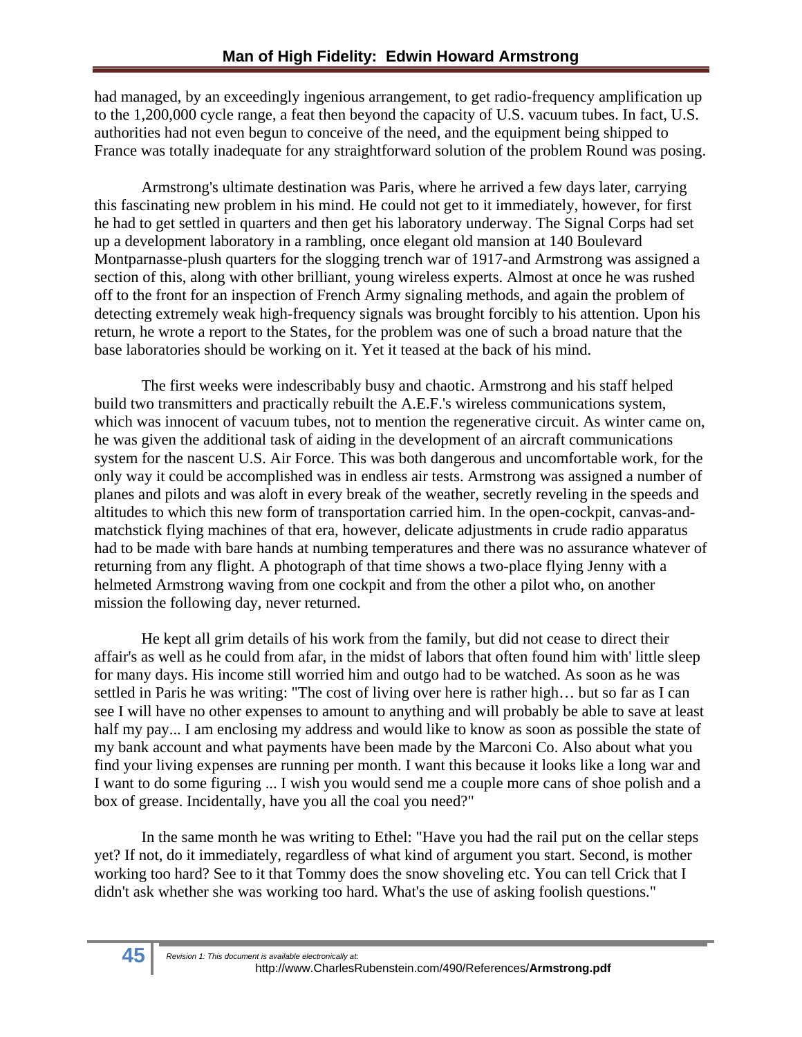had managed, by an exceedingly ingenious arrangement, to get radio-frequency amplification up to the 1,200,000 cycle range, a feat then beyond the capacity of U.S. vacuum tubes. In fact, U.S. authorities had not even begun to conceive of the need, and the equipment being shipped to France was totally inadequate for any straightforward solution of the problem Round was posing.

Armstrong's ultimate destination was Paris, where he arrived a few days later, carrying this fascinating new problem in his mind. He could not get to it immediately, however, for first he had to get settled in quarters and then get his laboratory underway. The Signal Corps had set up a development laboratory in a rambling, once elegant old mansion at 140 Boulevard Montparnasse-plush quarters for the slogging trench war of 1917-and Armstrong was assigned a section of this, along with other brilliant, young wireless experts. Almost at once he was rushed off to the front for an inspection of French Army signaling methods, and again the problem of detecting extremely weak high-frequency signals was brought forcibly to his attention. Upon his return, he wrote a report to the States, for the problem was one of such a broad nature that the base laboratories should be working on it. Yet it teased at the back of his mind.

The first weeks were indescribably busy and chaotic. Armstrong and his staff helped build two transmitters and practically rebuilt the A.E.F.'s wireless communications system, which was innocent of vacuum tubes, not to mention the regenerative circuit. As winter came on, he was given the additional task of aiding in the development of an aircraft communications system for the nascent U.S. Air Force. This was both dangerous and uncomfortable work, for the only way it could be accomplished was in endless air tests. Armstrong was assigned a number of planes and pilots and was aloft in every break of the weather, secretly reveling in the speeds and altitudes to which this new form of transportation carried him. In the open-cockpit, canvas-and-matchstick flying machines of that era, however, delicate adjustments in crude radio apparatus had to be made with bare hands at numbing temperatures and there was no assurance whatever of returning from any flight. A photograph of that time shows a two-place flying Jenny with a helmeted Armstrong waving from one cockpit and from the other a pilot who, on another mission the following day, never returned.

He kept all grim details of his work from the family, but did not cease to direct their affair's as well as he could from afar, in the midst of labors that often found him with' little sleep for many days. His income still worried him and outgo had to be watched. As soon as he was settled in Paris he was writing: "The cost of living over here is rather high… but so far as I can see I will have no other expenses to amount to anything and will probably be able to save at least half my pay... I am enclosing my address and would like to know as soon as possible the state of my bank account and what payments have been made by the Marconi Co. Also about what you find your living expenses are running per month. I want this because it looks like a long war and I want to do some figuring ... I wish you would send me a couple more cans of shoe polish and a box of grease. Incidentally, have you all the coal you need?"

In the same month he was writing to Ethel: "Have you had the rail put on the cellar steps yet? If not, do it immediately, regardless of what kind of argument you start. Second, is mother working too hard? See to it that Tommy does the snow shoveling etc. You can tell Crick that I didn't ask whether she was working too hard. What's the use of asking foolish questions."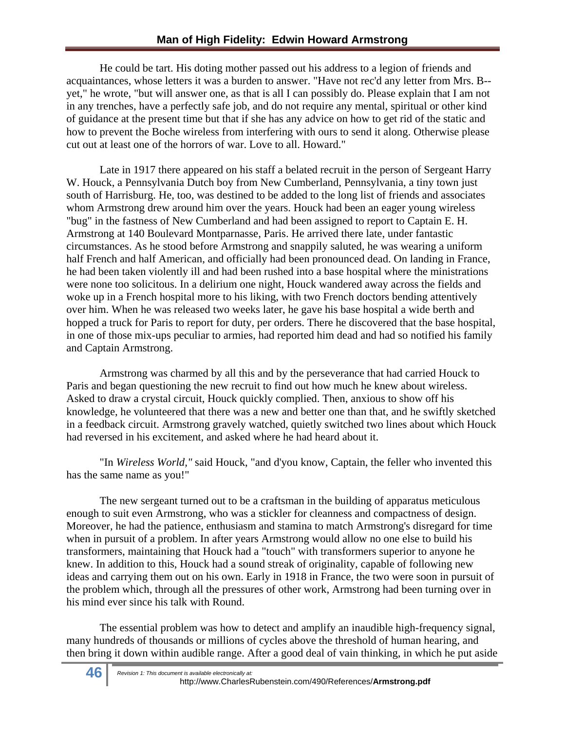He could be tart. His doting mother passed out his address to a legion of friends and acquaintances, whose letters it was a burden to answer. "Have not rec'd any letter from Mrs. B-- yet," he wrote, "but will answer one, as that is all I can possibly do. Please explain that I am not in any trenches, have a perfectly safe job, and do not require any mental, spiritual or other kind of guidance at the present time but that if she has any advice on how to get rid of the static and how to prevent the Boche wireless from interfering with ours to send it along. Otherwise please cut out at least one of the horrors of war. Love to all. Howard."

Late in 1917 there appeared on his staff a belated recruit in the person of Sergeant Harry W. Houck, a Pennsylvania Dutch boy from New Cumberland, Pennsylvania, a tiny town just south of Harrisburg. He, too, was destined to be added to the long list of friends and associates whom Armstrong drew around him over the years. Houck had been an eager young wireless "bug" in the fastness of New Cumberland and had been assigned to report to Captain E. H. Armstrong at 140 Boulevard Montparnasse, Paris. He arrived there late, under fantastic circumstances. As he stood before Armstrong and snappily saluted, he was wearing a uniform half French and half American, and officially had been pronounced dead. On landing in France, he had been taken violently ill and had been rushed into a base hospital where the ministrations were none too solicitous. In a delirium one night, Houck wandered away across the fields and woke up in a French hospital more to his liking, with two French doctors bending attentively over him. When he was released two weeks later, he gave his base hospital a wide berth and hopped a truck for Paris to report for duty, per orders. There he discovered that the base hospital, in one of those mix-ups peculiar to armies, had reported him dead and had so notified his family and Captain Armstrong.

Armstrong was charmed by all this and by the perseverance that had carried Houck to Paris and began questioning the new recruit to find out how much he knew about wireless. Asked to draw a crystal circuit, Houck quickly complied. Then, anxious to show off his knowledge, he volunteered that there was a new and better one than that, and he swiftly sketched in a feedback circuit. Armstrong gravely watched, quietly switched two lines about which Houck had reversed in his excitement, and asked where he had heard about it.

"In *Wireless World,"* said Houck, "and d'you know, Captain, the feller who invented this has the same name as you!"

The new sergeant turned out to be a craftsman in the building of apparatus meticulous enough to suit even Armstrong, who was a stickler for cleanness and compactness of design. Moreover, he had the patience, enthusiasm and stamina to match Armstrong's disregard for time when in pursuit of a problem. In after years Armstrong would allow no one else to build his transformers, maintaining that Houck had a "touch" with transformers superior to anyone he knew. In addition to this, Houck had a sound streak of originality, capable of following new ideas and carrying them out on his own. Early in 1918 in France, the two were soon in pursuit of the problem which, through all the pressures of other work, Armstrong had been turning over in his mind ever since his talk with Round.

The essential problem was how to detect and amplify an inaudible high-frequency signal, many hundreds of thousands or millions of cycles above the threshold of human hearing, and then bring it down within audible range. After a good deal of vain thinking, in which he put aside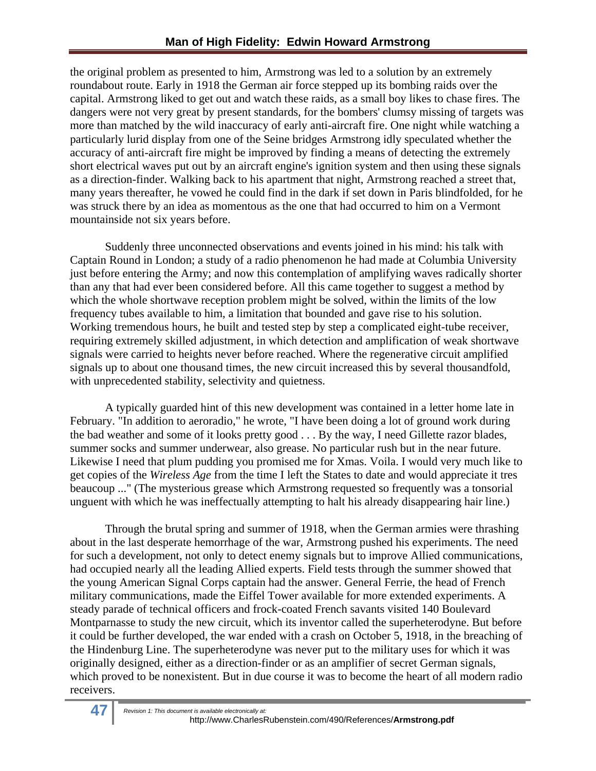the original problem as presented to him, Armstrong was led to a solution by an extremely roundabout route. Early in 1918 the German air force stepped up its bombing raids over the capital. Armstrong liked to get out and watch these raids, as a small boy likes to chase fires. The dangers were not very great by present standards, for the bombers' clumsy missing of targets was more than matched by the wild inaccuracy of early anti-aircraft fire. One night while watching a particularly lurid display from one of the Seine bridges Armstrong idly speculated whether the accuracy of anti-aircraft fire might be improved by finding a means of detecting the extremely short electrical waves put out by an aircraft engine's ignition system and then using these signals as a direction-finder. Walking back to his apartment that night, Armstrong reached a street that, many years thereafter, he vowed he could find in the dark if set down in Paris blindfolded, for he was struck there by an idea as momentous as the one that had occurred to him on a Vermont mountainside not six years before.

Suddenly three unconnected observations and events joined in his mind: his talk with Captain Round in London; a study of a radio phenomenon he had made at Columbia University just before entering the Army; and now this contemplation of amplifying waves radically shorter than any that had ever been considered before. All this came together to suggest a method by which the whole shortwave reception problem might be solved, within the limits of the low frequency tubes available to him, a limitation that bounded and gave rise to his solution. Working tremendous hours, he built and tested step by step a complicated eight-tube receiver, requiring extremely skilled adjustment, in which detection and amplification of weak shortwave signals were carried to heights never before reached. Where the regenerative circuit amplified signals up to about one thousand times, the new circuit increased this by several thousandfold, with unprecedented stability, selectivity and quietness.

A typically guarded hint of this new development was contained in a letter home late in February. "In addition to aeroradio," he wrote, "I have been doing a lot of ground work during the bad weather and some of it looks pretty good . . . By the way, I need Gillette razor blades, summer socks and summer underwear, also grease. No particular rush but in the near future. Likewise I need that plum pudding you promised me for Xmas. Voila. I would very much like to get copies of the *Wireless Age* from the time I left the States to date and would appreciate it tres beaucoup ..." (The mysterious grease which Armstrong requested so frequently was a tonsorial unguent with which he was ineffectually attempting to halt his already disappearing hair line.)

Through the brutal spring and summer of 1918, when the German armies were thrashing about in the last desperate hemorrhage of the war, Armstrong pushed his experiments. The need for such a development, not only to detect enemy signals but to improve Allied communications, had occupied nearly all the leading Allied experts. Field tests through the summer showed that the young American Signal Corps captain had the answer. General Ferrie, the head of French military communications, made the Eiffel Tower available for more extended experiments. A steady parade of technical officers and frock-coated French savants visited 140 Boulevard Montparnasse to study the new circuit, which its inventor called the superheterodyne. But before it could be further developed, the war ended with a crash on October 5, 1918, in the breaching of the Hindenburg Line. The superheterodyne was never put to the military uses for which it was originally designed, either as a direction-finder or as an amplifier of secret German signals, which proved to be nonexistent. But in due course it was to become the heart of all modern radio receivers.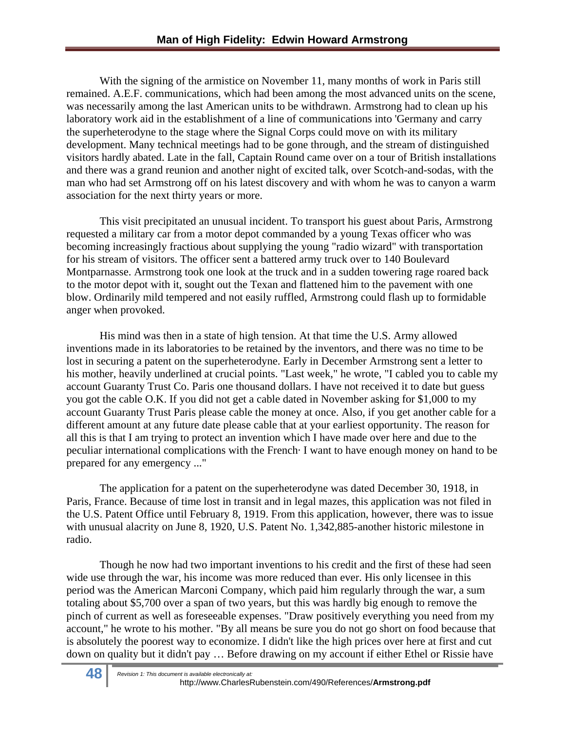With the signing of the armistice on November 11, many months of work in Paris still remained. A.E.F. communications, which had been among the most advanced units on the scene, was necessarily among the last American units to be withdrawn. Armstrong had to clean up his laboratory work aid in the establishment of a line of communications into 'Germany and carry the superheterodyne to the stage where the Signal Corps could move on with its military development. Many technical meetings had to be gone through, and the stream of distinguished visitors hardly abated. Late in the fall, Captain Round came over on a tour of British installations and there was a grand reunion and another night of excited talk, over Scotch-and-sodas, with the man who had set Armstrong off on his latest discovery and with whom he was to canyon a warm association for the next thirty years or more.

This visit precipitated an unusual incident. To transport his guest about Paris, Armstrong requested a military car from a motor depot commanded by a young Texas officer who was becoming increasingly fractious about supplying the young "radio wizard" with transportation for his stream of visitors. The officer sent a battered army truck over to 140 Boulevard Montparnasse. Armstrong took one look at the truck and in a sudden towering rage roared back to the motor depot with it, sought out the Texan and flattened him to the pavement with one blow. Ordinarily mild tempered and not easily ruffled, Armstrong could flash up to formidable anger when provoked.

His mind was then in a state of high tension. At that time the U.S. Army allowed inventions made in its laboratories to be retained by the inventors, and there was no time to be lost in securing a patent on the superheterodyne. Early in December Armstrong sent a letter to his mother, heavily underlined at crucial points. "Last week," he wrote, "I cabled you to cable my account Guaranty Trust Co. Paris one thousand dollars. I have not received it to date but guess you got the cable O.K. If you did not get a cable dated in November asking for $1,000 to my account Guaranty Trust Paris please cable the money at once. Also, if you get another cable for a different amount at any future date please cable that at your earliest opportunity. The reason for all this is that I am trying to protect an invention which I have made over here and due to the peculiar international complications with the French· I want to have enough money on hand to be prepared for any emergency ..."

The application for a patent on the superheterodyne was dated December 30, 1918, in Paris, France. Because of time lost in transit and in legal mazes, this application was not filed in the U.S. Patent Office until February 8, 1919. From this application, however, there was to issue with unusual alacrity on June 8, 1920, U.S. Patent No. 1,342,885-another historic milestone in radio.

Though he now had two important inventions to his credit and the first of these had seen wide use through the war, his income was more reduced than ever. His only licensee in this period was the American Marconi Company, which paid him regularly through the war, a sum totaling about $5,700 over a span of two years, but this was hardly big enough to remove the pinch of current as well as foreseeable expenses. "Draw positively everything you need from my account," he wrote to his mother. "By all means be sure you do not go short on food because that is absolutely the poorest way to economize. I didn't like the high prices over here at first and cut down on quality but it didn't pay … Before drawing on my account if either Ethel or Rissie have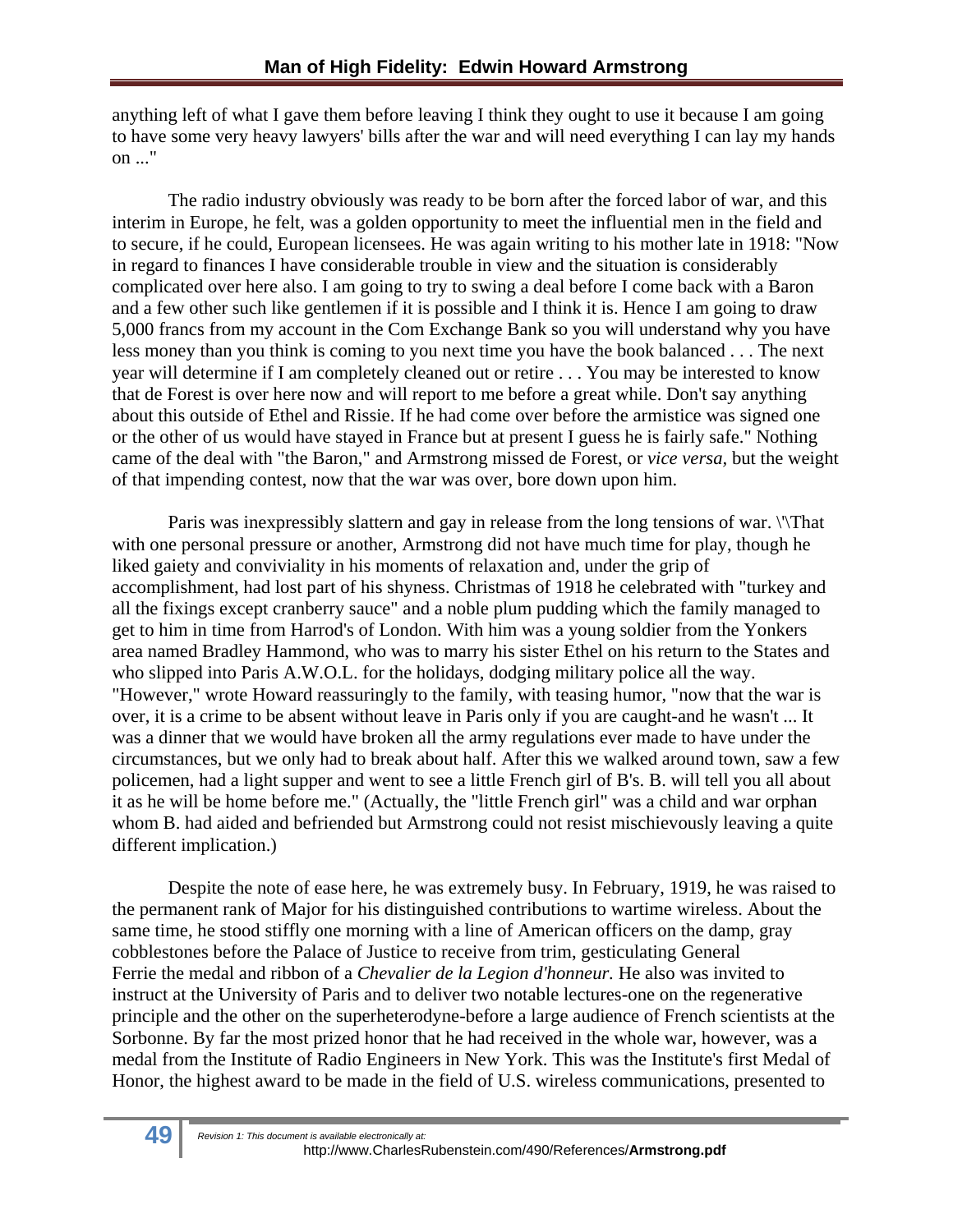anything left of what I gave them before leaving I think they ought to use it because I am going to have some very heavy lawyers' bills after the war and will need everything I can lay my hands on ..."

The radio industry obviously was ready to be born after the forced labor of war, and this interim in Europe, he felt, was a golden opportunity to meet the influential men in the field and to secure, if he could, European licensees. He was again writing to his mother late in 1918: "Now in regard to finances I have considerable trouble in view and the situation is considerably complicated over here also. I am going to try to swing a deal before I come back with a Baron and a few other such like gentlemen if it is possible and I think it is. Hence I am going to draw 5,000 francs from my account in the Com Exchange Bank so you will understand why you have less money than you think is coming to you next time you have the book balanced . . . The next year will determine if I am completely cleaned out or retire . . . You may be interested to know that de Forest is over here now and will report to me before a great while. Don't say anything about this outside of Ethel and Rissie. If he had come over before the armistice was signed one or the other of us would have stayed in France but at present I guess he is fairly safe." Nothing came of the deal with "the Baron," and Armstrong missed de Forest, or *vice versa,* but the weight of that impending contest, now that the war was over, bore down upon him.

Paris was inexpressibly slattern and gay in release from the long tensions of war. \'\That with one personal pressure or another, Armstrong did not have much time for play, though he liked gaiety and conviviality in his moments of relaxation and, under the grip of accomplishment, had lost part of his shyness. Christmas of 1918 he celebrated with "turkey and all the fixings except cranberry sauce" and a noble plum pudding which the family managed to get to him in time from Harrod's of London. With him was a young soldier from the Yonkers area named Bradley Hammond, who was to marry his sister Ethel on his return to the States and who slipped into Paris A.W.O.L. for the holidays, dodging military police all the way. "However," wrote Howard reassuringly to the family, with teasing humor, "now that the war is over, it is a crime to be absent without leave in Paris only if you are caught-and he wasn't ... It was a dinner that we would have broken all the army regulations ever made to have under the circumstances, but we only had to break about half. After this we walked around town, saw a few policemen, had a light supper and went to see a little French girl of B's. B. will tell you all about it as he will be home before me." (Actually, the "little French girl" was a child and war orphan whom B. had aided and befriended but Armstrong could not resist mischievously leaving a quite different implication.)

Despite the note of ease here, he was extremely busy. In February, 1919, he was raised to the permanent rank of Major for his distinguished contributions to wartime wireless. About the same time, he stood stiffly one morning with a line of American officers on the damp, gray cobblestones before the Palace of Justice to receive from trim, gesticulating General Ferrie the medal and ribbon of a *Chevalier de la Legion d'honneur.* He also was invited to instruct at the University of Paris and to deliver two notable lectures-one on the regenerative principle and the other on the superheterodyne-before a large audience of French scientists at the Sorbonne. By far the most prized honor that he had received in the whole war, however, was a medal from the Institute of Radio Engineers in New York. This was the Institute's first Medal of Honor, the highest award to be made in the field of U.S. wireless communications, presented to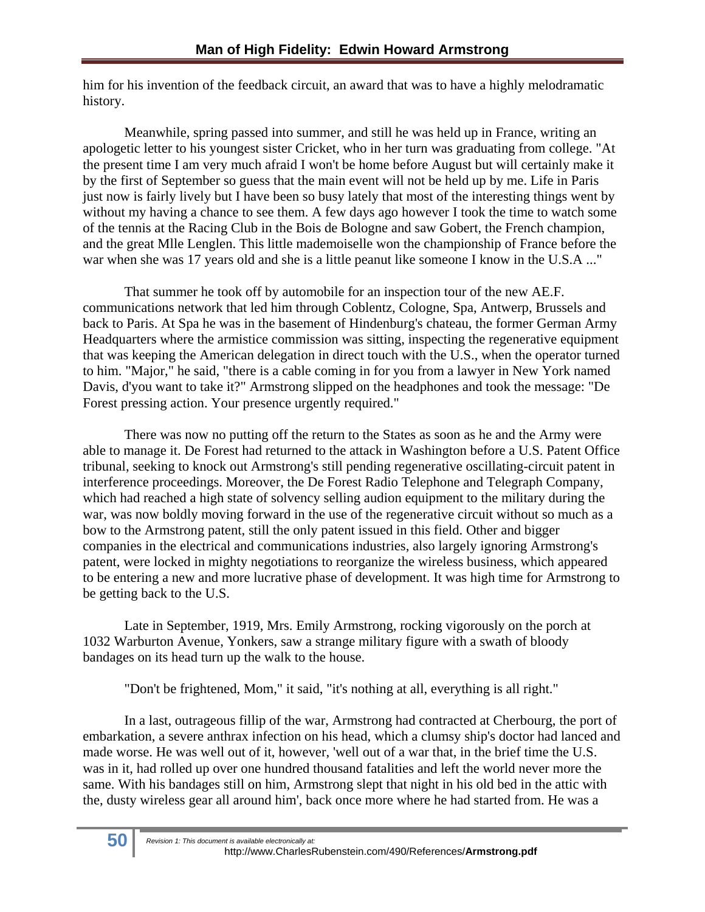him for his invention of the feedback circuit, an award that was to have a highly melodramatic history.

Meanwhile, spring passed into summer, and still he was held up in France, writing an apologetic letter to his youngest sister Cricket, who in her turn was graduating from college. "At the present time I am very much afraid I won't be home before August but will certainly make it by the first of September so guess that the main event will not be held up by me. Life in Paris just now is fairly lively but I have been so busy lately that most of the interesting things went by without my having a chance to see them. A few days ago however I took the time to watch some of the tennis at the Racing Club in the Bois de Bologne and saw Gobert, the French champion, and the great Mlle Lenglen. This little mademoiselle won the championship of France before the war when she was 17 years old and she is a little peanut like someone I know in the U.S.A ..."

That summer he took off by automobile for an inspection tour of the new AE.F. communications network that led him through Coblentz, Cologne, Spa, Antwerp, Brussels and back to Paris. At Spa he was in the basement of Hindenburg's chateau, the former German Army Headquarters where the armistice commission was sitting, inspecting the regenerative equipment that was keeping the American delegation in direct touch with the U.S., when the operator turned to him. "Major," he said, "there is a cable coming in for you from a lawyer in New York named Davis, d'you want to take it?" Armstrong slipped on the headphones and took the message: "De Forest pressing action. Your presence urgently required."

There was now no putting off the return to the States as soon as he and the Army were able to manage it. De Forest had returned to the attack in Washington before a U.S. Patent Office tribunal, seeking to knock out Armstrong's still pending regenerative oscillating-circuit patent in interference proceedings. Moreover, the De Forest Radio Telephone and Telegraph Company, which had reached a high state of solvency selling audion equipment to the military during the war, was now boldly moving forward in the use of the regenerative circuit without so much as a bow to the Armstrong patent, still the only patent issued in this field. Other and bigger companies in the electrical and communications industries, also largely ignoring Armstrong's patent, were locked in mighty negotiations to reorganize the wireless business, which appeared to be entering a new and more lucrative phase of development. It was high time for Armstrong to be getting back to the U.S.

Late in September, 1919, Mrs. Emily Armstrong, rocking vigorously on the porch at 1032 Warburton Avenue, Yonkers, saw a strange military figure with a swath of bloody bandages on its head turn up the walk to the house.

"Don't be frightened, Mom," it said, "it's nothing at all, everything is all right."

In a last, outrageous fillip of the war, Armstrong had contracted at Cherbourg, the port of embarkation, a severe anthrax infection on his head, which a clumsy ship's doctor had lanced and made worse. He was well out of it, however, 'well out of a war that, in the brief time the U.S. was in it, had rolled up over one hundred thousand fatalities and left the world never more the same. With his bandages still on him, Armstrong slept that night in his old bed in the attic with the, dusty wireless gear all around him', back once more where he had started from. He was a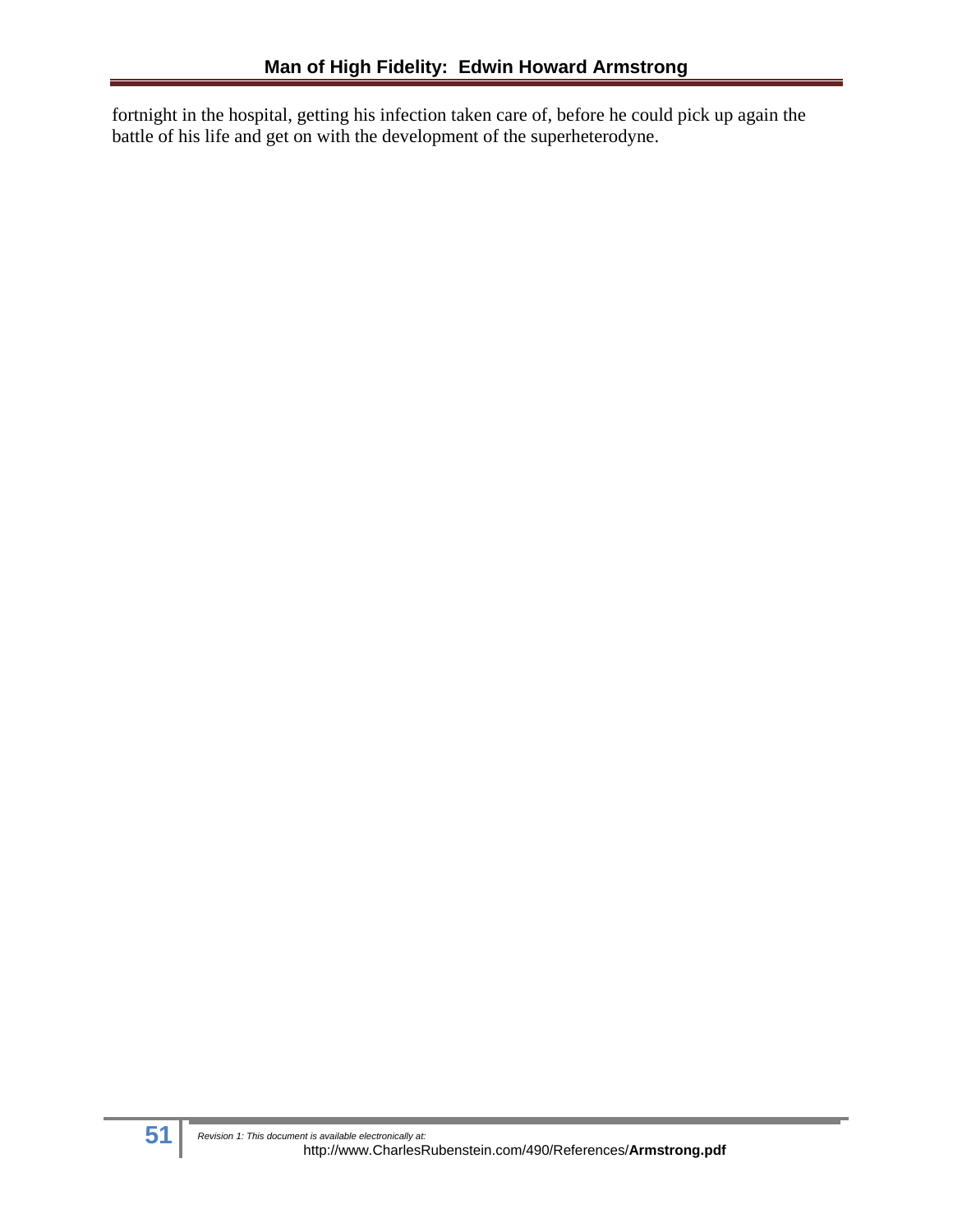fortnight in the hospital, getting his infection taken care of, before he could pick up again the battle of his life and get on with the development of the superheterodyne.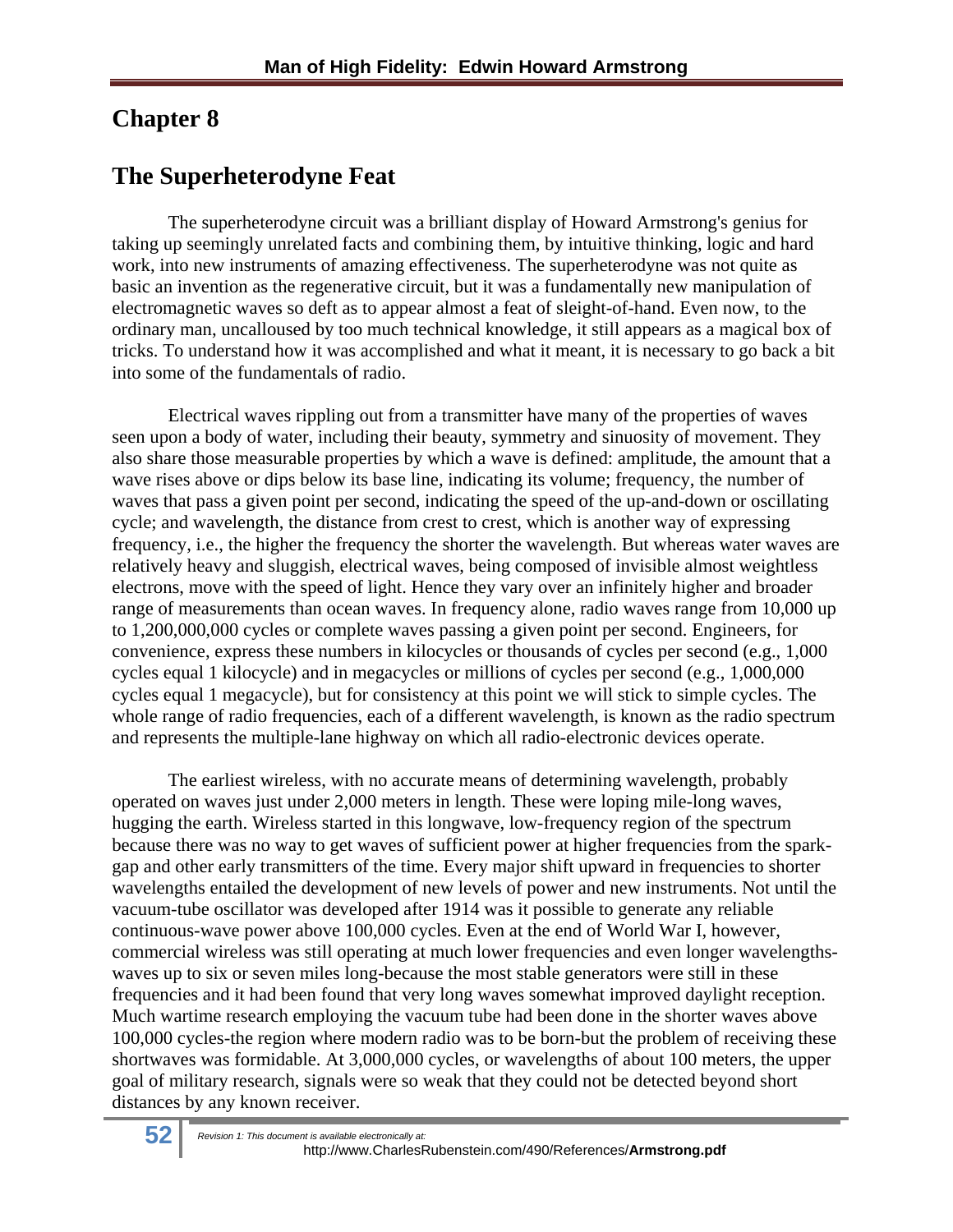# Chapter 8

## The Superheterodyne Feat

The superheterodyne circuit was a brilliant display of Howard Armstrong's genius for taking up seemingly unrelated facts and combining them, by intuitive thinking, logic and hard work, into new instruments of amazing effectiveness. The superheterodyne was not quite as basic an invention as the regenerative circuit, but it was a fundamentally new manipulation of electromagnetic waves so deft as to appear almost a feat of sleight-of-hand. Even now, to the ordinary man, uncalloused by too much technical knowledge, it still appears as a magical box of tricks. To understand how it was accomplished and what it meant, it is necessary to go back a bit into some of the fundamentals of radio.

Electrical waves rippling out from a transmitter have many of the properties of waves seen upon a body of water, including their beauty, symmetry and sinuosity of movement. They also share those measurable properties by which a wave is defined: amplitude, the amount that a wave rises above or dips below its base line, indicating its volume; frequency, the number of waves that pass a given point per second, indicating the speed of the up-and-down or oscillating cycle; and wavelength, the distance from crest to crest, which is another way of expressing frequency, i.e., the higher the frequency the shorter the wavelength. But whereas water waves are relatively heavy and sluggish, electrical waves, being composed of invisible almost weightless electrons, move with the speed of light. Hence they vary over an infinitely higher and broader range of measurements than ocean waves. In frequency alone, radio waves range from 10,000 up to 1,200,000,000 cycles or complete waves passing a given point per second. Engineers, for convenience, express these numbers in kilocycles or thousands of cycles per second (e.g., 1,000 cycles equal 1 kilocycle) and in megacycles or millions of cycles per second (e.g., 1,000,000 cycles equal 1 megacycle), but for consistency at this point we will stick to simple cycles. The whole range of radio frequencies, each of a different wavelength, is known as the radio spectrum and represents the multiple-lane highway on which all radio-electronic devices operate.

The earliest wireless, with no accurate means of determining wavelength, probably operated on waves just under 2,000 meters in length. These were loping mile-long waves, hugging the earth. Wireless started in this longwave, low-frequency region of the spectrum because there was no way to get waves of sufficient power at higher frequencies from the spark-gap and other early transmitters of the time. Every major shift upward in frequencies to shorter wavelengths entailed the development of new levels of power and new instruments. Not until the vacuum-tube oscillator was developed after 1914 was it possible to generate any reliable continuous-wave power above 100,000 cycles. Even at the end of World War I, however, commercial wireless was still operating at much lower frequencies and even longer wavelengths-waves up to six or seven miles long-because the most stable generators were still in these frequencies and it had been found that very long waves somewhat improved daylight reception. Much wartime research employing the vacuum tube had been done in the shorter waves above 100,000 cycles-the region where modern radio was to be born-but the problem of receiving these shortwaves was formidable. At 3,000,000 cycles, or wavelengths of about 100 meters, the upper goal of military research, signals were so weak that they could not be detected beyond short distances by any known receiver.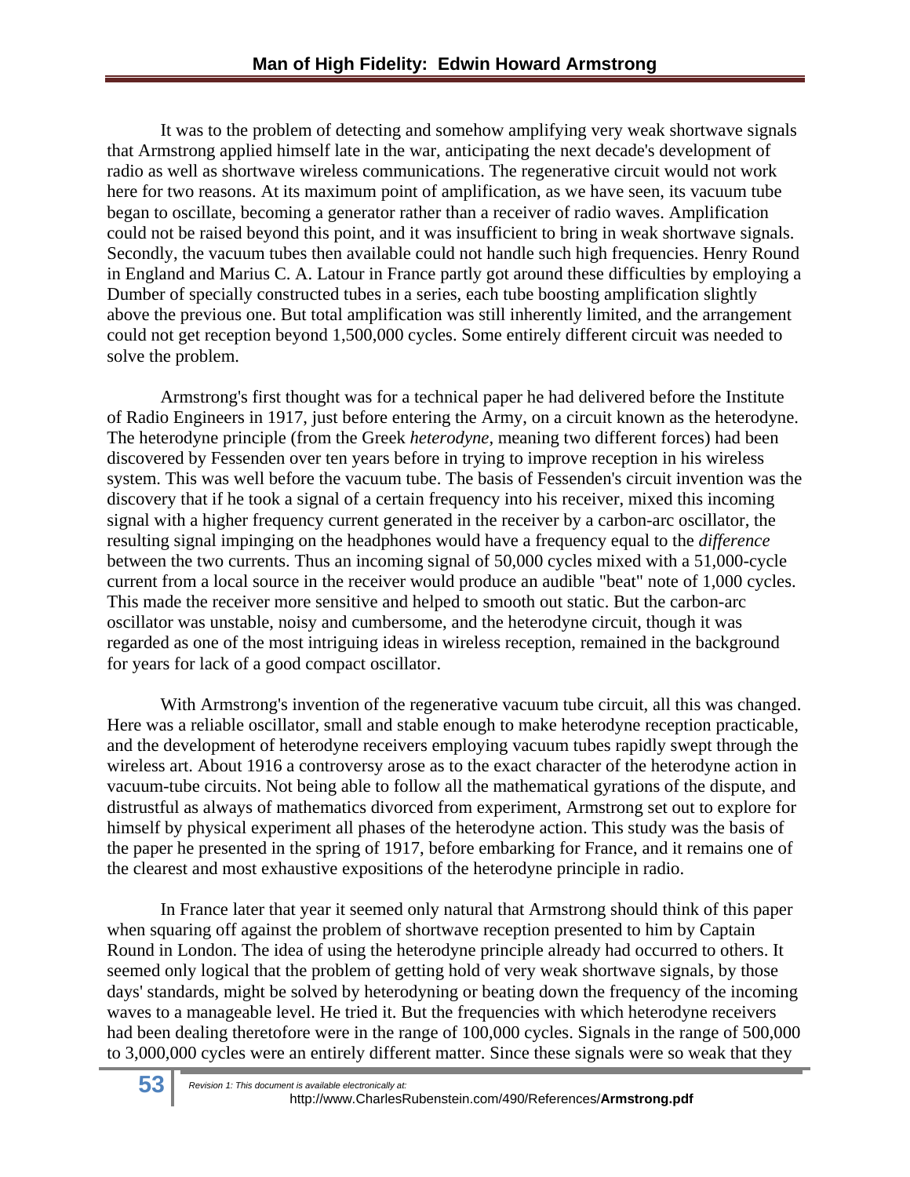It was to the problem of detecting and somehow amplifying very weak shortwave signals that Armstrong applied himself late in the war, anticipating the next decade's development of radio as well as shortwave wireless communications. The regenerative circuit would not work here for two reasons. At its maximum point of amplification, as we have seen, its vacuum tube began to oscillate, becoming a generator rather than a receiver of radio waves. Amplification could not be raised beyond this point, and it was insufficient to bring in weak shortwave signals. Secondly, the vacuum tubes then available could not handle such high frequencies. Henry Round in England and Marius C. A. Latour in France partly got around these difficulties by employing a Dumber of specially constructed tubes in a series, each tube boosting amplification slightly above the previous one. But total amplification was still inherently limited, and the arrangement could not get reception beyond 1,500,000 cycles. Some entirely different circuit was needed to solve the problem.

Armstrong's first thought was for a technical paper he had delivered before the Institute of Radio Engineers in 1917, just before entering the Army, on a circuit known as the heterodyne. The heterodyne principle (from the Greek *heterodyne,* meaning two different forces) had been discovered by Fessenden over ten years before in trying to improve reception in his wireless system. This was well before the vacuum tube. The basis of Fessenden's circuit invention was the discovery that if he took a signal of a certain frequency into his receiver, mixed this incoming signal with a higher frequency current generated in the receiver by a carbon-arc oscillator, the resulting signal impinging on the headphones would have a frequency equal to the *difference* between the two currents. Thus an incoming signal of 50,000 cycles mixed with a 51,000-cycle current from a local source in the receiver would produce an audible "beat" note of 1,000 cycles. This made the receiver more sensitive and helped to smooth out static. But the carbon-arc oscillator was unstable, noisy and cumbersome, and the heterodyne circuit, though it was regarded as one of the most intriguing ideas in wireless reception, remained in the background for years for lack of a good compact oscillator.

With Armstrong's invention of the regenerative vacuum tube circuit, all this was changed. Here was a reliable oscillator, small and stable enough to make heterodyne reception practicable, and the development of heterodyne receivers employing vacuum tubes rapidly swept through the wireless art. About 1916 a controversy arose as to the exact character of the heterodyne action in vacuum-tube circuits. Not being able to follow all the mathematical gyrations of the dispute, and distrustful as always of mathematics divorced from experiment, Armstrong set out to explore for himself by physical experiment all phases of the heterodyne action. This study was the basis of the paper he presented in the spring of 1917, before embarking for France, and it remains one of the clearest and most exhaustive expositions of the heterodyne principle in radio.

In France later that year it seemed only natural that Armstrong should think of this paper when squaring off against the problem of shortwave reception presented to him by Captain Round in London. The idea of using the heterodyne principle already had occurred to others. It seemed only logical that the problem of getting hold of very weak shortwave signals, by those days' standards, might be solved by heterodyning or beating down the frequency of the incoming waves to a manageable level. He tried it. But the frequencies with which heterodyne receivers had been dealing theretofore were in the range of 100,000 cycles. Signals in the range of 500,000 to 3,000,000 cycles were an entirely different matter. Since these signals were so weak that they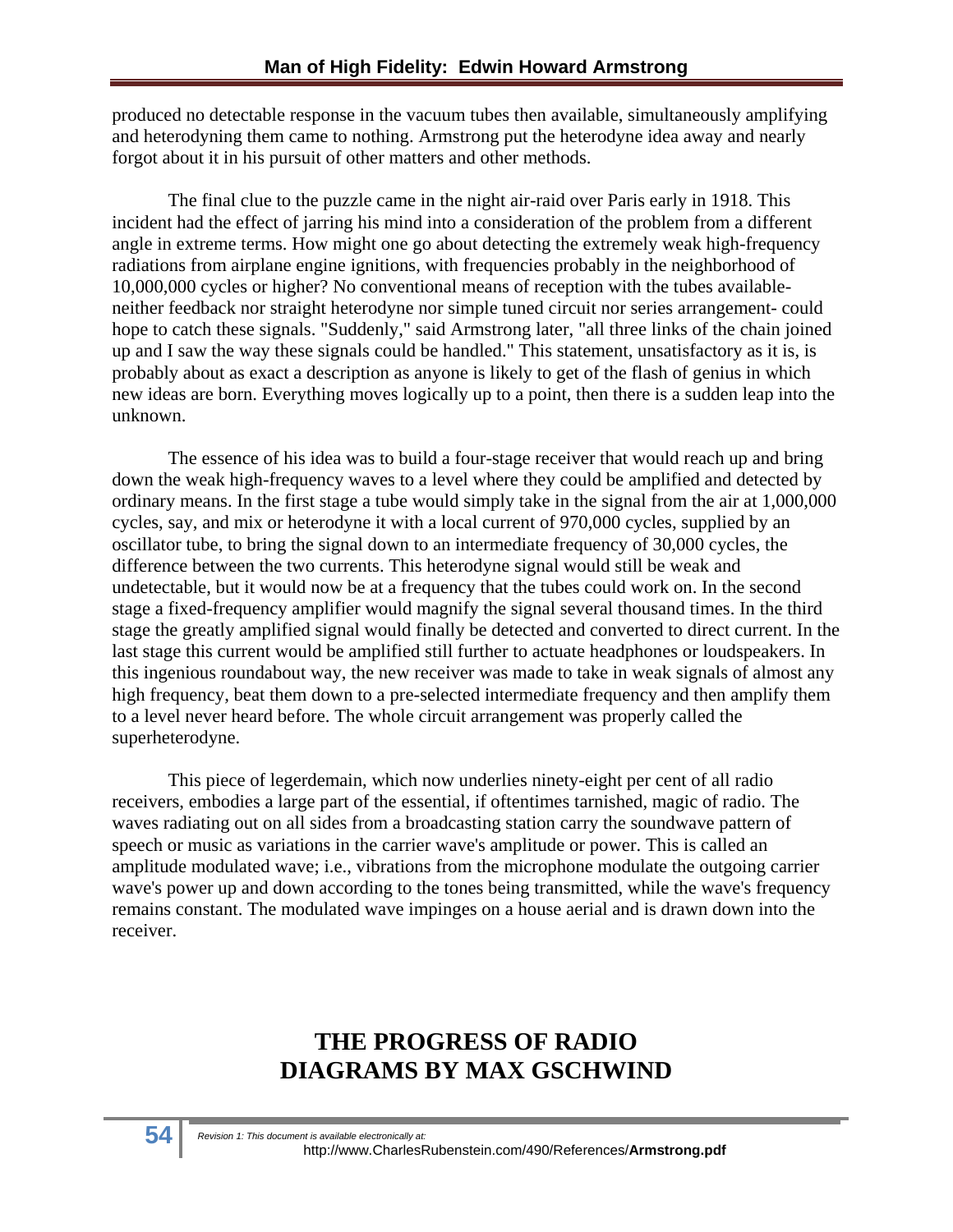produced no detectable response in the vacuum tubes then available, simultaneously amplifying and heterodyning them came to nothing. Armstrong put the heterodyne idea away and nearly forgot about it in his pursuit of other matters and other methods.

The final clue to the puzzle came in the night air-raid over Paris early in 1918. This incident had the effect of jarring his mind into a consideration of the problem from a different angle in extreme terms. How might one go about detecting the extremely weak high-frequency radiations from airplane engine ignitions, with frequencies probably in the neighborhood of 10,000,000 cycles or higher? No conventional means of reception with the tubes available- neither feedback nor straight heterodyne nor simple tuned circuit nor series arrangement- could hope to catch these signals. "Suddenly," said Armstrong later, "all three links of the chain joined up and I saw the way these signals could be handled." This statement, unsatisfactory as it is, is probably about as exact a description as anyone is likely to get of the flash of genius in which new ideas are born. Everything moves logically up to a point, then there is a sudden leap into the unknown.

The essence of his idea was to build a four-stage receiver that would reach up and bring down the weak high-frequency waves to a level where they could be amplified and detected by ordinary means. In the first stage a tube would simply take in the signal from the air at 1,000,000 cycles, say, and mix or heterodyne it with a local current of 970,000 cycles, supplied by an oscillator tube, to bring the signal down to an intermediate frequency of 30,000 cycles, the difference between the two currents. This heterodyne signal would still be weak and undetectable, but it would now be at a frequency that the tubes could work on. In the second stage a fixed-frequency amplifier would magnify the signal several thousand times. In the third stage the greatly amplified signal would finally be detected and converted to direct current. In the last stage this current would be amplified still further to actuate headphones or loudspeakers. In this ingenious roundabout way, the new receiver was made to take in weak signals of almost any high frequency, beat them down to a pre-selected intermediate frequency and then amplify them to a level never heard before. The whole circuit arrangement was properly called the superheterodyne.

This piece of legerdemain, which now underlies ninety-eight per cent of all radio receivers, embodies a large part of the essential, if oftentimes tarnished, magic of radio. The waves radiating out on all sides from a broadcasting station carry the soundwave pattern of speech or music as variations in the carrier wave's amplitude or power. This is called an amplitude modulated wave; i.e., vibrations from the microphone modulate the outgoing carrier wave's power up and down according to the tones being transmitted, while the wave's frequency remains constant. The modulated wave impinges on a house aerial and is drawn down into the receiver.

## THE PROGRESS OF RADIO
## DIAGRAMS BY MAX GSCHWIND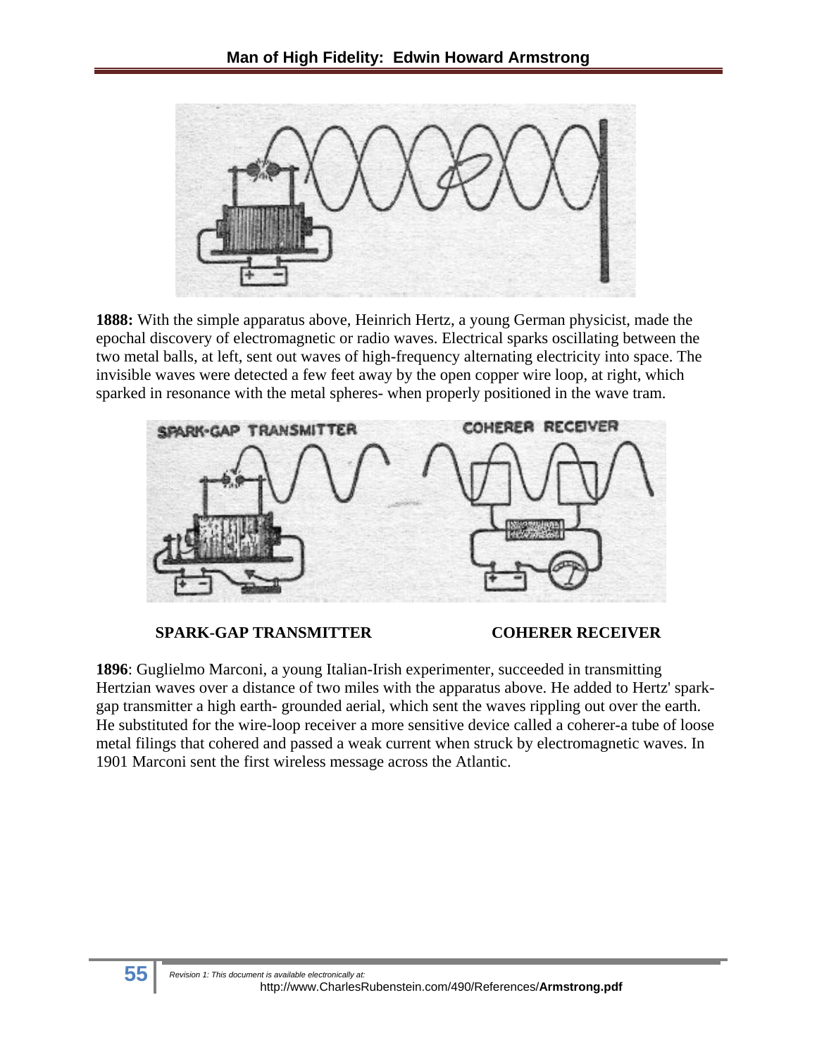**1888:** With the simple apparatus above, Heinrich Hertz, a young German physicist, made the epochal discovery of electromagnetic or radio waves. Electrical sparks oscillating between the two metal balls, at left, sent out waves of high-frequency alternating electricity into space. The invisible waves were detected a few feet away by the open copper wire loop, at right, which sparked in resonance with the metal spheres- when properly positioned in the wave tram.

**SPARK-GAP TRANSMITTER** **COHERER RECEIVER**

**1896**: Guglielmo Marconi, a young Italian-Irish experimenter, succeeded in transmitting Hertzian waves over a distance of two miles with the apparatus above. He added to Hertz' spark-gap transmitter a high earth- grounded aerial, which sent the waves rippling out over the earth. He substituted for the wire-loop receiver a more sensitive device called a coherer-a tube of loose metal filings that cohered and passed a weak current when struck by electromagnetic waves. In 1901 Marconi sent the first wireless message across the Atlantic.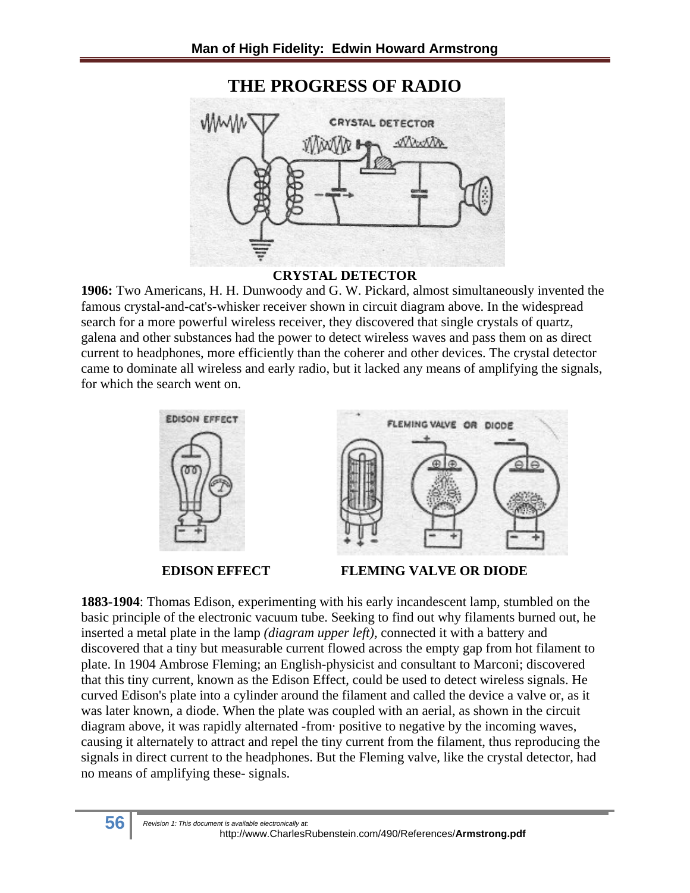# THE PROGRESS OF RADIO

CRYSTAL DETECTOR

**1906:** Two Americans, H. H. Dunwoody and G. W. Pickard, almost simultaneously invented the famous crystal-and-cat's-whisker receiver shown in circuit diagram above. In the widespread search for a more powerful wireless receiver, they discovered that single crystals of quartz, galena and other substances had the power to detect wireless waves and pass them on as direct current to headphones, more efficiently than the coherer and other devices. The crystal detector came to dominate all wireless and early radio, but it lacked any means of amplifying the signals, for which the search went on.

**EDISON EFFECT** **FLEMING VALVE OR DIODE**

**1883-1904**: Thomas Edison, experimenting with his early incandescent lamp, stumbled on the basic principle of the electronic vacuum tube. Seeking to find out why filaments burned out, he inserted a metal plate in the lamp *(diagram upper left),* connected it with a battery and discovered that a tiny but measurable current flowed across the empty gap from hot filament to plate. In 1904 Ambrose Fleming; an English-physicist and consultant to Marconi; discovered that this tiny current, known as the Edison Effect, could be used to detect wireless signals. He curved Edison's plate into a cylinder around the filament and called the device a valve or, as it was later known, a diode. When the plate was coupled with an aerial, as shown in the circuit diagram above, it was rapidly alternated -from· positive to negative by the incoming waves, causing it alternately to attract and repel the tiny current from the filament, thus reproducing the signals in direct current to the headphones. But the Fleming valve, like the crystal detector, had no means of amplifying these- signals.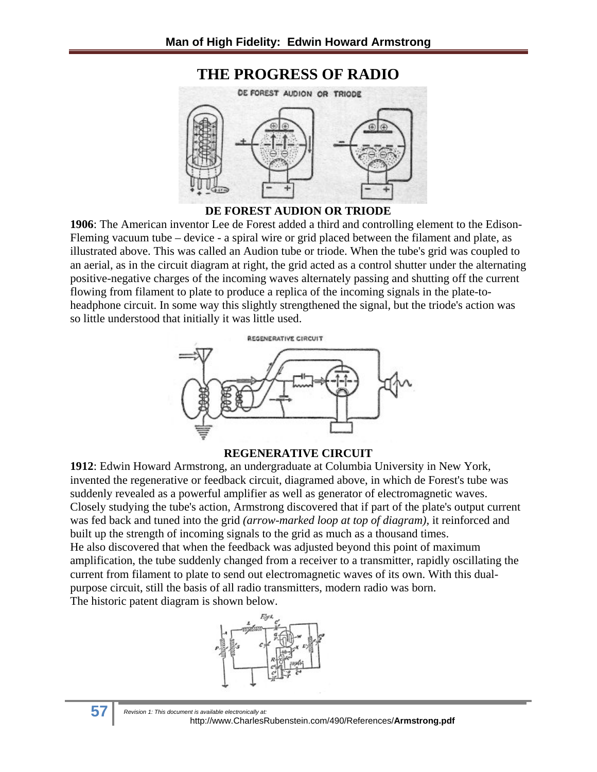# THE PROGRESS OF RADIO

**DE FOREST AUDION OR TRIODE**

**1906**: The American inventor Lee de Forest added a third and controlling element to the Edison-Fleming vacuum tube – device - a spiral wire or grid placed between the filament and plate, as illustrated above. This was called an Audion tube or triode. When the tube's grid was coupled to an aerial, as in the circuit diagram at right, the grid acted as a control shutter under the alternating positive-negative charges of the incoming waves alternately passing and shutting off the current flowing from filament to plate to produce a replica of the incoming signals in the plate-to-headphone circuit. In some way this slightly strengthened the signal, but the triode's action was so little understood that initially it was little used.

**REGENERATIVE CIRCUIT**

**1912**: Edwin Howard Armstrong, an undergraduate at Columbia University in New York, invented the regenerative or feedback circuit, diagramed above, in which de Forest's tube was suddenly revealed as a powerful amplifier as well as generator of electromagnetic waves. Closely studying the tube's action, Armstrong discovered that if part of the plate's output current was fed back and tuned into the grid *(arrow-marked loop at top of diagram)*, it reinforced and built up the strength of incoming signals to the grid as much as a thousand times.
He also discovered that when the feedback was adjusted beyond this point of maximum amplification, the tube suddenly changed from a receiver to a transmitter, rapidly oscillating the current from filament to plate to send out electromagnetic waves of its own. With this dual-purpose circuit, still the basis of all radio transmitters, modern radio was born.
The historic patent diagram is shown below.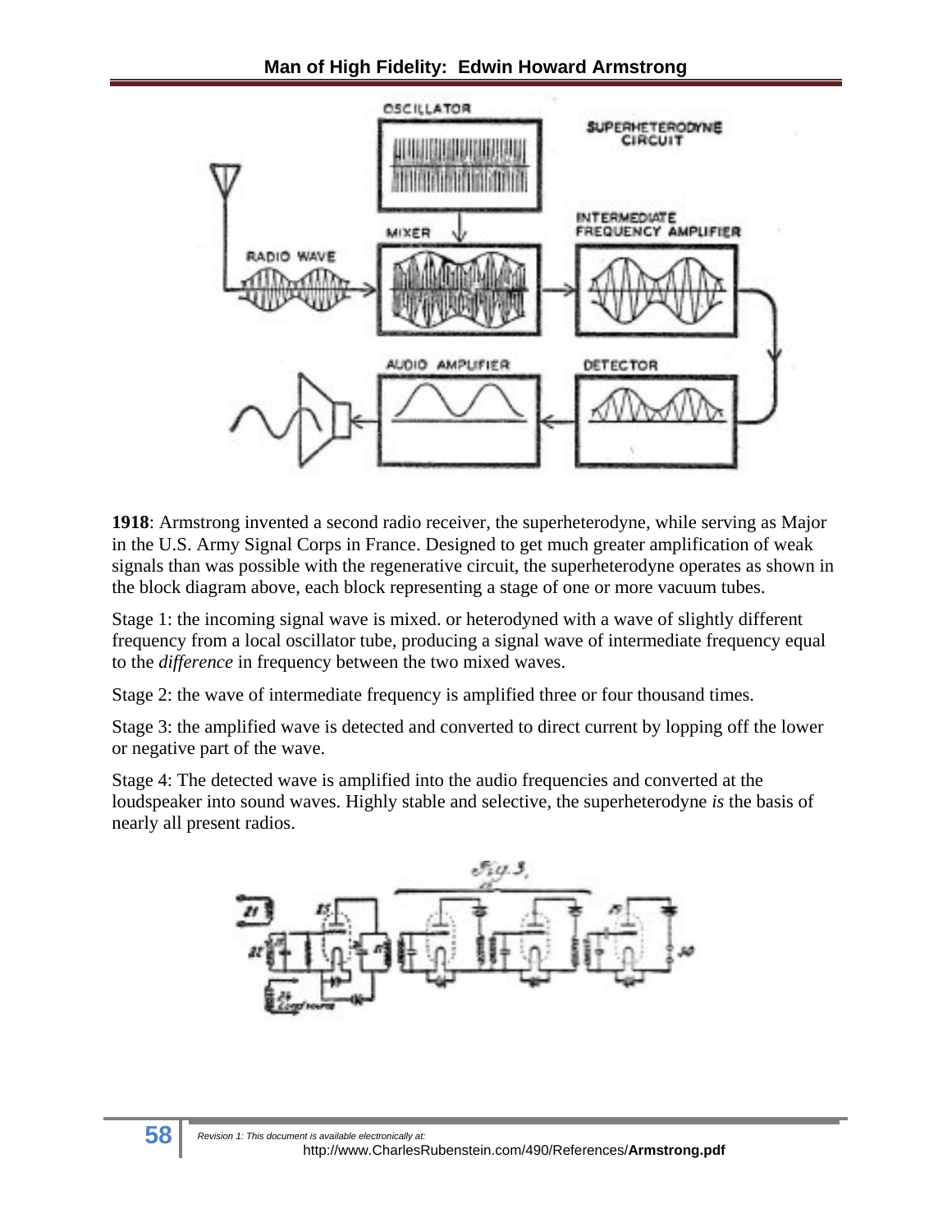**1918**: Armstrong invented a second radio receiver, the superheterodyne, while serving as Major in the U.S. Army Signal Corps in France. Designed to get much greater amplification of weak signals than was possible with the regenerative circuit, the superheterodyne operates as shown in the block diagram above, each block representing a stage of one or more vacuum tubes.

Stage 1: the incoming signal wave is mixed. or heterodyned with a wave of slightly different frequency from a local oscillator tube, producing a signal wave of intermediate frequency equal to the *difference* in frequency between the two mixed waves.

Stage 2: the wave of intermediate frequency is amplified three or four thousand times.

Stage 3: the amplified wave is detected and converted to direct current by lopping off the lower or negative part of the wave.

Stage 4: The detected wave is amplified into the audio frequencies and converted at the loudspeaker into sound waves. Highly stable and selective, the superheterodyne *is* the basis of nearly all present radios.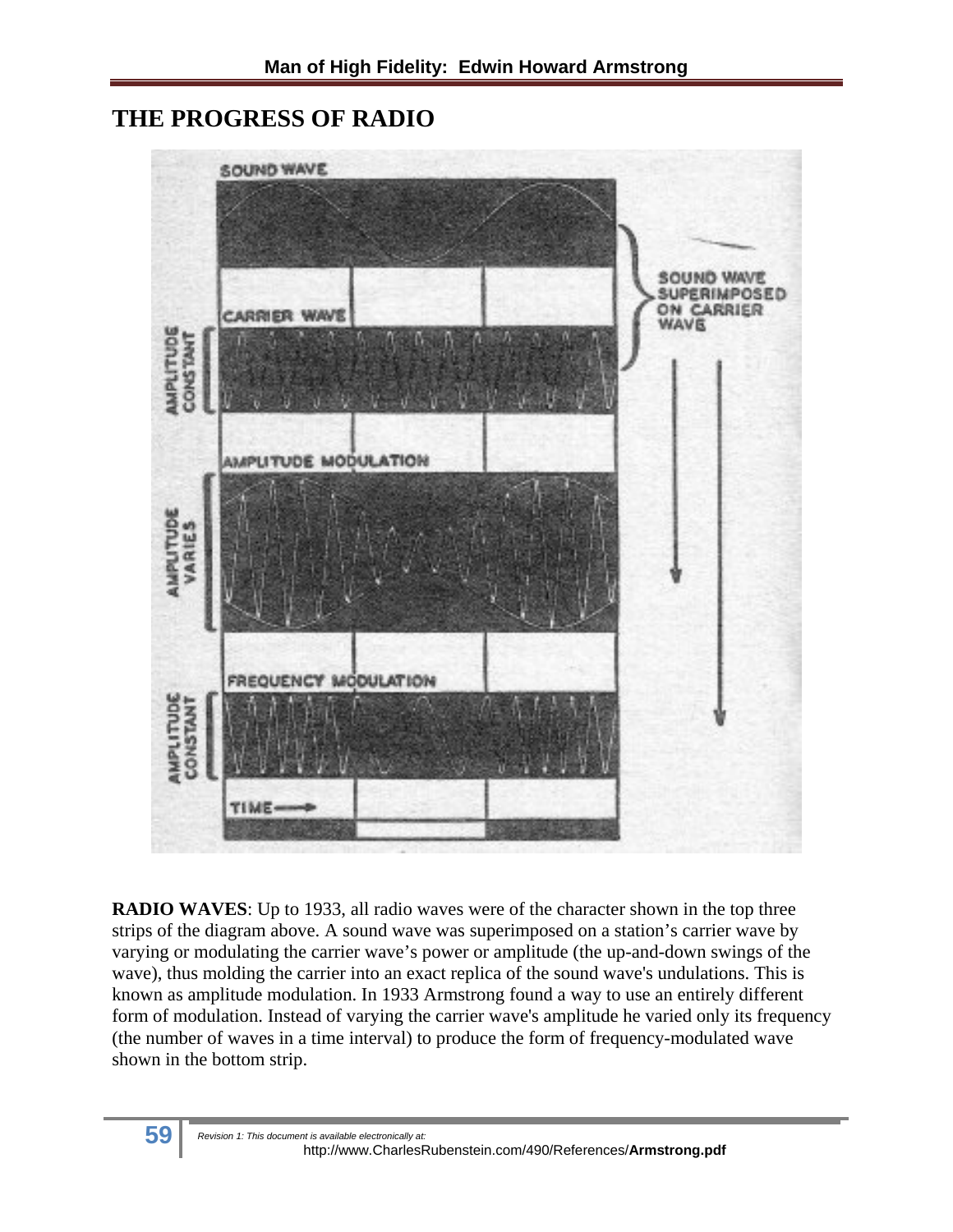## THE PROGRESS OF RADIO

**RADIO WAVES**: Up to 1933, all radio waves were of the character shown in the top three strips of the diagram above. A sound wave was superimposed on a station's carrier wave by varying or modulating the carrier wave's power or amplitude (the up-and-down swings of the wave), thus molding the carrier into an exact replica of the sound wave's undulations. This is known as amplitude modulation. In 1933 Armstrong found a way to use an entirely different form of modulation. Instead of varying the carrier wave's amplitude he varied only its frequency (the number of waves in a time interval) to produce the form of frequency-modulated wave shown in the bottom strip.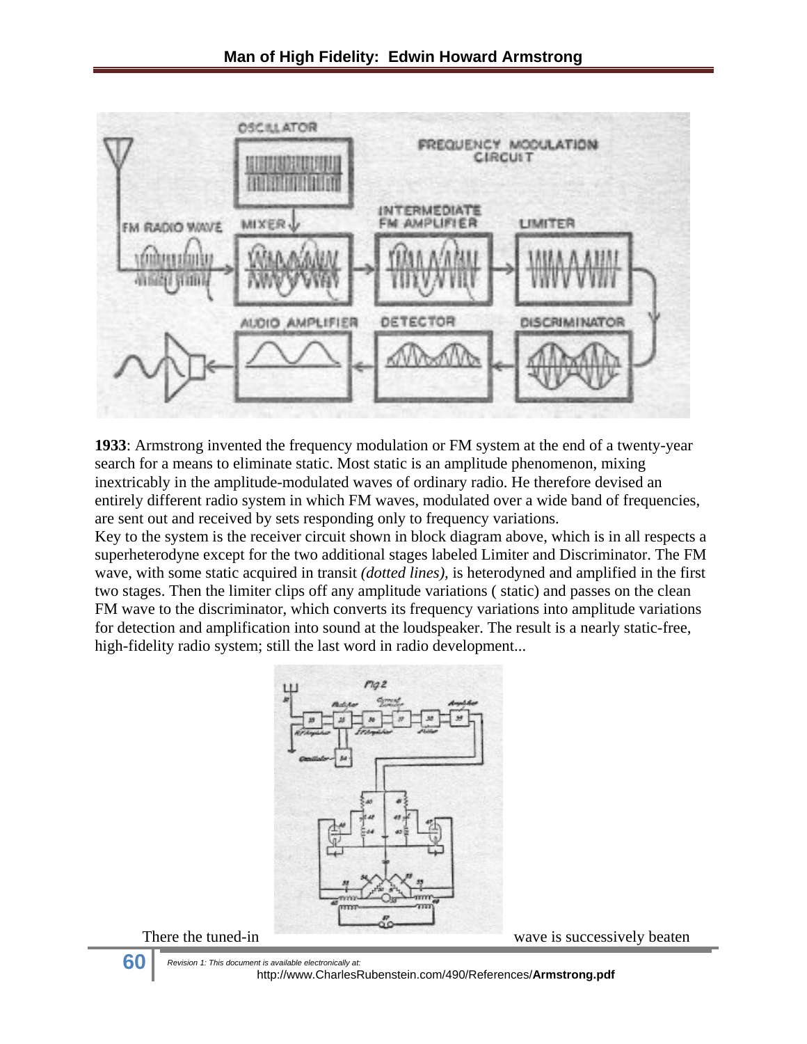**1933**: Armstrong invented the frequency modulation or FM system at the end of a twenty-year search for a means to eliminate static. Most static is an amplitude phenomenon, mixing inextricably in the amplitude-modulated waves of ordinary radio. He therefore devised an entirely different radio system in which FM waves, modulated over a wide band of frequencies, are sent out and received by sets responding only to frequency variations.

Key to the system is the receiver circuit shown in block diagram above, which is in all respects a superheterodyne except for the two additional stages labeled Limiter and Discriminator. The FM wave, with some static acquired in transit *(dotted lines),* is heterodyned and amplified in the first two stages. Then the limiter clips off any amplitude variations ( static) and passes on the clean FM wave to the discriminator, which converts its frequency variations into amplitude variations for detection and amplification into sound at the loudspeaker. The result is a nearly static-free, high-fidelity radio system; still the last word in radio development...

There the tuned-in wave is successively beaten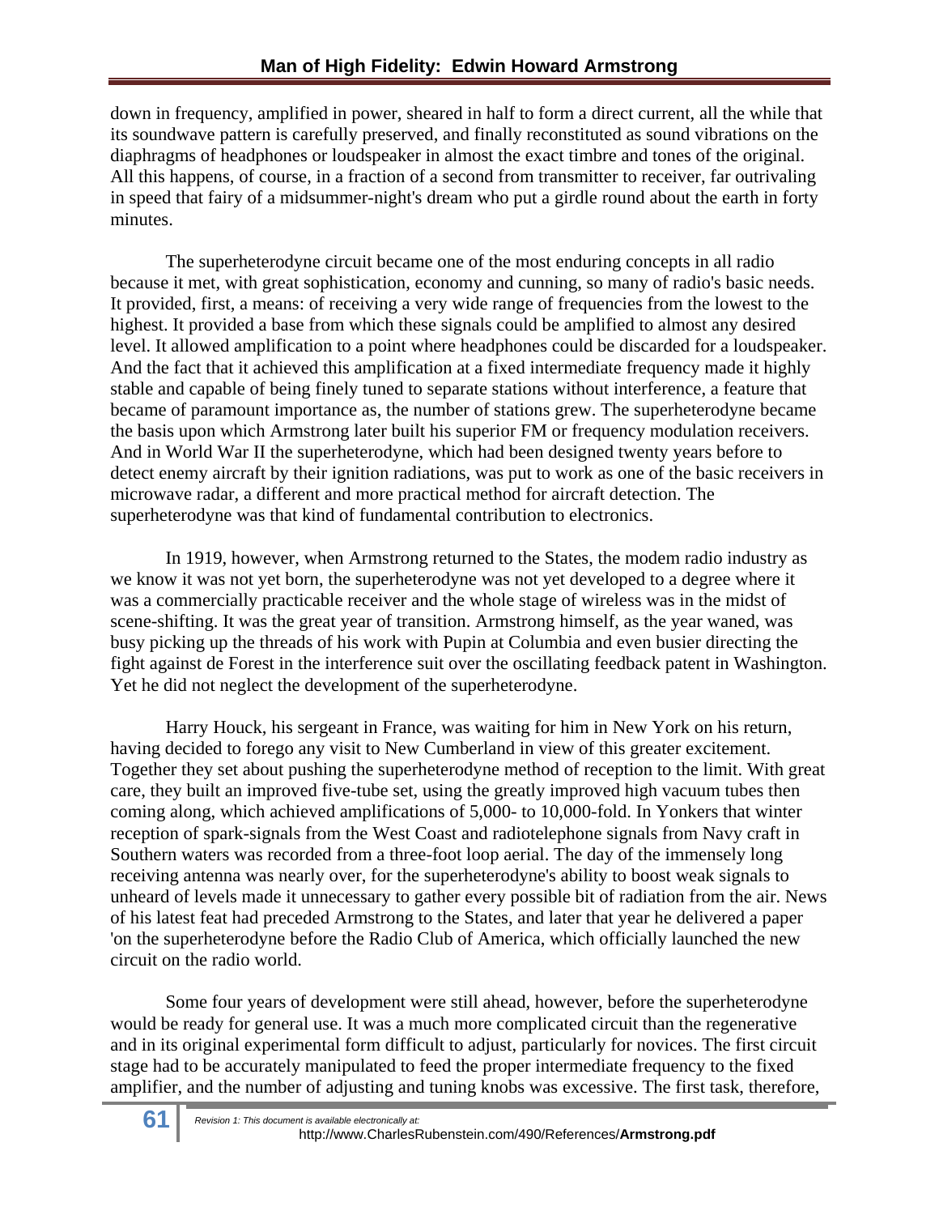down in frequency, amplified in power, sheared in half to form a direct current, all the while that its soundwave pattern is carefully preserved, and finally reconstituted as sound vibrations on the diaphragms of headphones or loudspeaker in almost the exact timbre and tones of the original. All this happens, of course, in a fraction of a second from transmitter to receiver, far outrivaling in speed that fairy of a midsummer-night's dream who put a girdle round about the earth in forty minutes.

The superheterodyne circuit became one of the most enduring concepts in all radio because it met, with great sophistication, economy and cunning, so many of radio's basic needs. It provided, first, a means: of receiving a very wide range of frequencies from the lowest to the highest. It provided a base from which these signals could be amplified to almost any desired level. It allowed amplification to a point where headphones could be discarded for a loudspeaker. And the fact that it achieved this amplification at a fixed intermediate frequency made it highly stable and capable of being finely tuned to separate stations without interference, a feature that became of paramount importance as, the number of stations grew. The superheterodyne became the basis upon which Armstrong later built his superior FM or frequency modulation receivers. And in World War II the superheterodyne, which had been designed twenty years before to detect enemy aircraft by their ignition radiations, was put to work as one of the basic receivers in microwave radar, a different and more practical method for aircraft detection. The superheterodyne was that kind of fundamental contribution to electronics.

In 1919, however, when Armstrong returned to the States, the modem radio industry as we know it was not yet born, the superheterodyne was not yet developed to a degree where it was a commercially practicable receiver and the whole stage of wireless was in the midst of scene-shifting. It was the great year of transition. Armstrong himself, as the year waned, was busy picking up the threads of his work with Pupin at Columbia and even busier directing the fight against de Forest in the interference suit over the oscillating feedback patent in Washington. Yet he did not neglect the development of the superheterodyne.

Harry Houck, his sergeant in France, was waiting for him in New York on his return, having decided to forego any visit to New Cumberland in view of this greater excitement. Together they set about pushing the superheterodyne method of reception to the limit. With great care, they built an improved five-tube set, using the greatly improved high vacuum tubes then coming along, which achieved amplifications of 5,000- to 10,000-fold. In Yonkers that winter reception of spark-signals from the West Coast and radiotelephone signals from Navy craft in Southern waters was recorded from a three-foot loop aerial. The day of the immensely long receiving antenna was nearly over, for the superheterodyne's ability to boost weak signals to unheard of levels made it unnecessary to gather every possible bit of radiation from the air. News of his latest feat had preceded Armstrong to the States, and later that year he delivered a paper 'on the superheterodyne before the Radio Club of America, which officially launched the new circuit on the radio world.

Some four years of development were still ahead, however, before the superheterodyne would be ready for general use. It was a much more complicated circuit than the regenerative and in its original experimental form difficult to adjust, particularly for novices. The first circuit stage had to be accurately manipulated to feed the proper intermediate frequency to the fixed amplifier, and the number of adjusting and tuning knobs was excessive. The first task, therefore,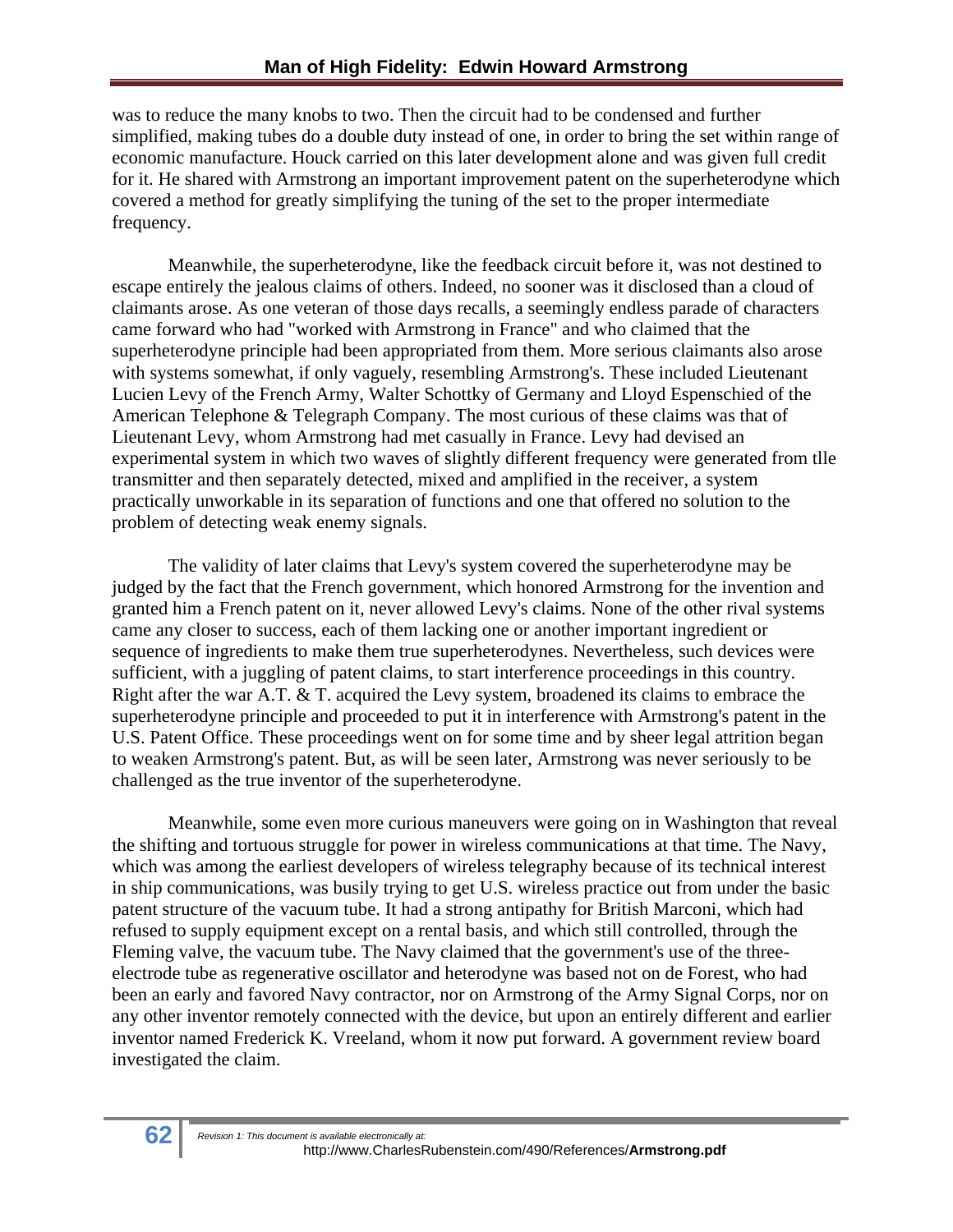was to reduce the many knobs to two. Then the circuit had to be condensed and further simplified, making tubes do a double duty instead of one, in order to bring the set within range of economic manufacture. Houck carried on this later development alone and was given full credit for it. He shared with Armstrong an important improvement patent on the superheterodyne which covered a method for greatly simplifying the tuning of the set to the proper intermediate frequency.

Meanwhile, the superheterodyne, like the feedback circuit before it, was not destined to escape entirely the jealous claims of others. Indeed, no sooner was it disclosed than a cloud of claimants arose. As one veteran of those days recalls, a seemingly endless parade of characters came forward who had "worked with Armstrong in France" and who claimed that the superheterodyne principle had been appropriated from them. More serious claimants also arose with systems somewhat, if only vaguely, resembling Armstrong's. These included Lieutenant Lucien Levy of the French Army, Walter Schottky of Germany and Lloyd Espenschied of the American Telephone & Telegraph Company. The most curious of these claims was that of Lieutenant Levy, whom Armstrong had met casually in France. Levy had devised an experimental system in which two waves of slightly different frequency were generated from tlle transmitter and then separately detected, mixed and amplified in the receiver, a system practically unworkable in its separation of functions and one that offered no solution to the problem of detecting weak enemy signals.

The validity of later claims that Levy's system covered the superheterodyne may be judged by the fact that the French government, which honored Armstrong for the invention and granted him a French patent on it, never allowed Levy's claims. None of the other rival systems came any closer to success, each of them lacking one or another important ingredient or sequence of ingredients to make them true superheterodynes. Nevertheless, such devices were sufficient, with a juggling of patent claims, to start interference proceedings in this country. Right after the war A.T. & T. acquired the Levy system, broadened its claims to embrace the superheterodyne principle and proceeded to put it in interference with Armstrong's patent in the U.S. Patent Office. These proceedings went on for some time and by sheer legal attrition began to weaken Armstrong's patent. But, as will be seen later, Armstrong was never seriously to be challenged as the true inventor of the superheterodyne.

Meanwhile, some even more curious maneuvers were going on in Washington that reveal the shifting and tortuous struggle for power in wireless communications at that time. The Navy, which was among the earliest developers of wireless telegraphy because of its technical interest in ship communications, was busily trying to get U.S. wireless practice out from under the basic patent structure of the vacuum tube. It had a strong antipathy for British Marconi, which had refused to supply equipment except on a rental basis, and which still controlled, through the Fleming valve, the vacuum tube. The Navy claimed that the government's use of the three-electrode tube as regenerative oscillator and heterodyne was based not on de Forest, who had been an early and favored Navy contractor, nor on Armstrong of the Army Signal Corps, nor on any other inventor remotely connected with the device, but upon an entirely different and earlier inventor named Frederick K. Vreeland, whom it now put forward. A government review board investigated the claim.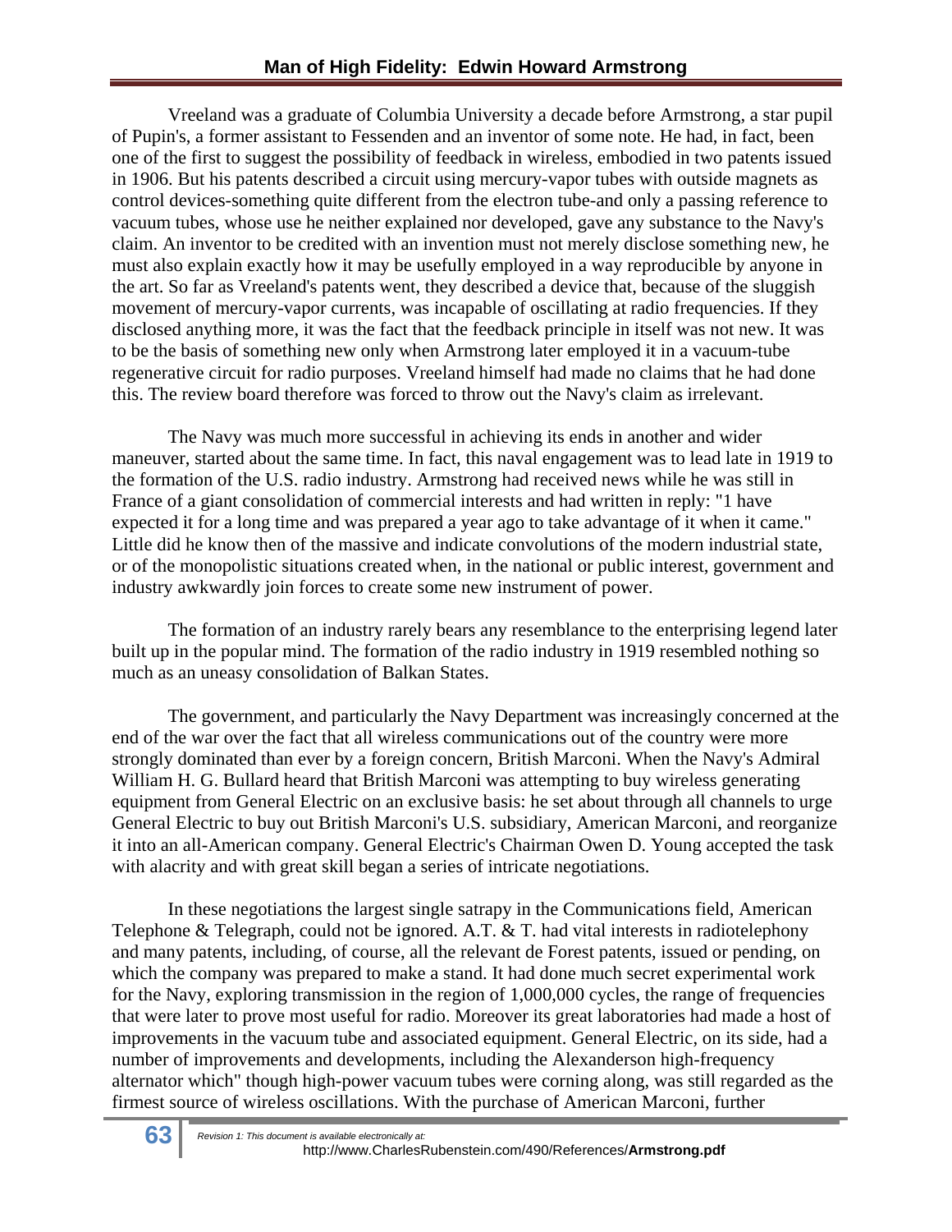Vreeland was a graduate of Columbia University a decade before Armstrong, a star pupil of Pupin's, a former assistant to Fessenden and an inventor of some note. He had, in fact, been one of the first to suggest the possibility of feedback in wireless, embodied in two patents issued in 1906. But his patents described a circuit using mercury-vapor tubes with outside magnets as control devices-something quite different from the electron tube-and only a passing reference to vacuum tubes, whose use he neither explained nor developed, gave any substance to the Navy's claim. An inventor to be credited with an invention must not merely disclose something new, he must also explain exactly how it may be usefully employed in a way reproducible by anyone in the art. So far as Vreeland's patents went, they described a device that, because of the sluggish movement of mercury-vapor currents, was incapable of oscillating at radio frequencies. If they disclosed anything more, it was the fact that the feedback principle in itself was not new. It was to be the basis of something new only when Armstrong later employed it in a vacuum-tube regenerative circuit for radio purposes. Vreeland himself had made no claims that he had done this. The review board therefore was forced to throw out the Navy's claim as irrelevant.

The Navy was much more successful in achieving its ends in another and wider maneuver, started about the same time. In fact, this naval engagement was to lead late in 1919 to the formation of the U.S. radio industry. Armstrong had received news while he was still in France of a giant consolidation of commercial interests and had written in reply: "1 have expected it for a long time and was prepared a year ago to take advantage of it when it came." Little did he know then of the massive and indicate convolutions of the modern industrial state, or of the monopolistic situations created when, in the national or public interest, government and industry awkwardly join forces to create some new instrument of power.

The formation of an industry rarely bears any resemblance to the enterprising legend later built up in the popular mind. The formation of the radio industry in 1919 resembled nothing so much as an uneasy consolidation of Balkan States.

The government, and particularly the Navy Department was increasingly concerned at the end of the war over the fact that all wireless communications out of the country were more strongly dominated than ever by a foreign concern, British Marconi. When the Navy's Admiral William H. G. Bullard heard that British Marconi was attempting to buy wireless generating equipment from General Electric on an exclusive basis: he set about through all channels to urge General Electric to buy out British Marconi's U.S. subsidiary, American Marconi, and reorganize it into an all-American company. General Electric's Chairman Owen D. Young accepted the task with alacrity and with great skill began a series of intricate negotiations.

In these negotiations the largest single satrapy in the Communications field, American Telephone & Telegraph, could not be ignored. A.T. & T. had vital interests in radiotelephony and many patents, including, of course, all the relevant de Forest patents, issued or pending, on which the company was prepared to make a stand. It had done much secret experimental work for the Navy, exploring transmission in the region of 1,000,000 cycles, the range of frequencies that were later to prove most useful for radio. Moreover its great laboratories had made a host of improvements in the vacuum tube and associated equipment. General Electric, on its side, had a number of improvements and developments, including the Alexanderson high-frequency alternator which" though high-power vacuum tubes were corning along, was still regarded as the firmest source of wireless oscillations. With the purchase of American Marconi, further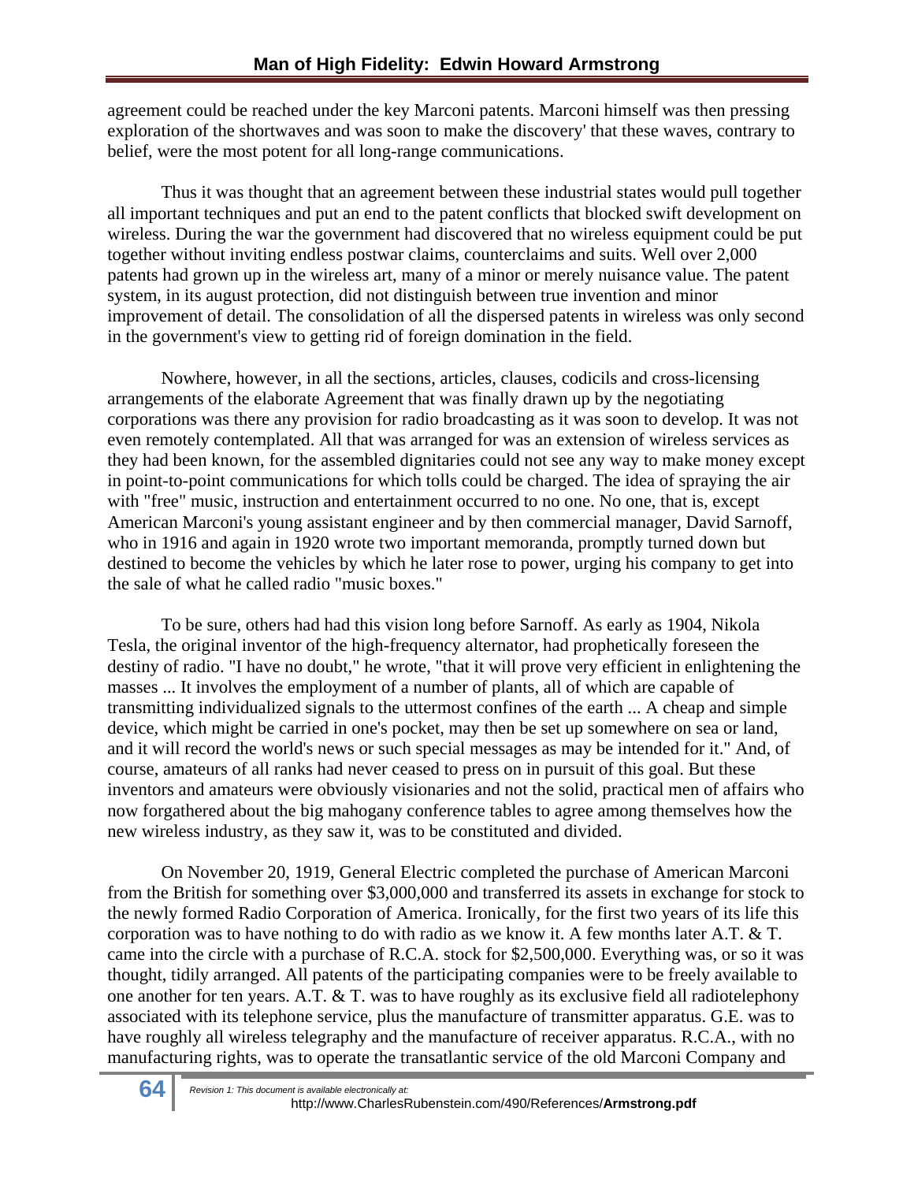agreement could be reached under the key Marconi patents. Marconi himself was then pressing exploration of the shortwaves and was soon to make the discovery' that these waves, contrary to belief, were the most potent for all long-range communications.

Thus it was thought that an agreement between these industrial states would pull together all important techniques and put an end to the patent conflicts that blocked swift development on wireless. During the war the government had discovered that no wireless equipment could be put together without inviting endless postwar claims, counterclaims and suits. Well over 2,000 patents had grown up in the wireless art, many of a minor or merely nuisance value. The patent system, in its august protection, did not distinguish between true invention and minor improvement of detail. The consolidation of all the dispersed patents in wireless was only second in the government's view to getting rid of foreign domination in the field.

Nowhere, however, in all the sections, articles, clauses, codicils and cross-licensing arrangements of the elaborate Agreement that was finally drawn up by the negotiating corporations was there any provision for radio broadcasting as it was soon to develop. It was not even remotely contemplated. All that was arranged for was an extension of wireless services as they had been known, for the assembled dignitaries could not see any way to make money except in point-to-point communications for which tolls could be charged. The idea of spraying the air with "free" music, instruction and entertainment occurred to no one. No one, that is, except American Marconi's young assistant engineer and by then commercial manager, David Sarnoff, who in 1916 and again in 1920 wrote two important memoranda, promptly turned down but destined to become the vehicles by which he later rose to power, urging his company to get into the sale of what he called radio "music boxes."

To be sure, others had had this vision long before Sarnoff. As early as 1904, Nikola Tesla, the original inventor of the high-frequency alternator, had prophetically foreseen the destiny of radio. "I have no doubt," he wrote, "that it will prove very efficient in enlightening the masses ... It involves the employment of a number of plants, all of which are capable of transmitting individualized signals to the uttermost confines of the earth ... A cheap and simple device, which might be carried in one's pocket, may then be set up somewhere on sea or land, and it will record the world's news or such special messages as may be intended for it." And, of course, amateurs of all ranks had never ceased to press on in pursuit of this goal. But these inventors and amateurs were obviously visionaries and not the solid, practical men of affairs who now forgathered about the big mahogany conference tables to agree among themselves how the new wireless industry, as they saw it, was to be constituted and divided.

On November 20, 1919, General Electric completed the purchase of American Marconi from the British for something over $3,000,000 and transferred its assets in exchange for stock to the newly formed Radio Corporation of America. Ironically, for the first two years of its life this corporation was to have nothing to do with radio as we know it. A few months later A.T. & T. came into the circle with a purchase of R.C.A. stock for $2,500,000. Everything was, or so it was thought, tidily arranged. All patents of the participating companies were to be freely available to one another for ten years. A.T. & T. was to have roughly as its exclusive field all radiotelephony associated with its telephone service, plus the manufacture of transmitter apparatus. G.E. was to have roughly all wireless telegraphy and the manufacture of receiver apparatus. R.C.A., with no manufacturing rights, was to operate the transatlantic service of the old Marconi Company and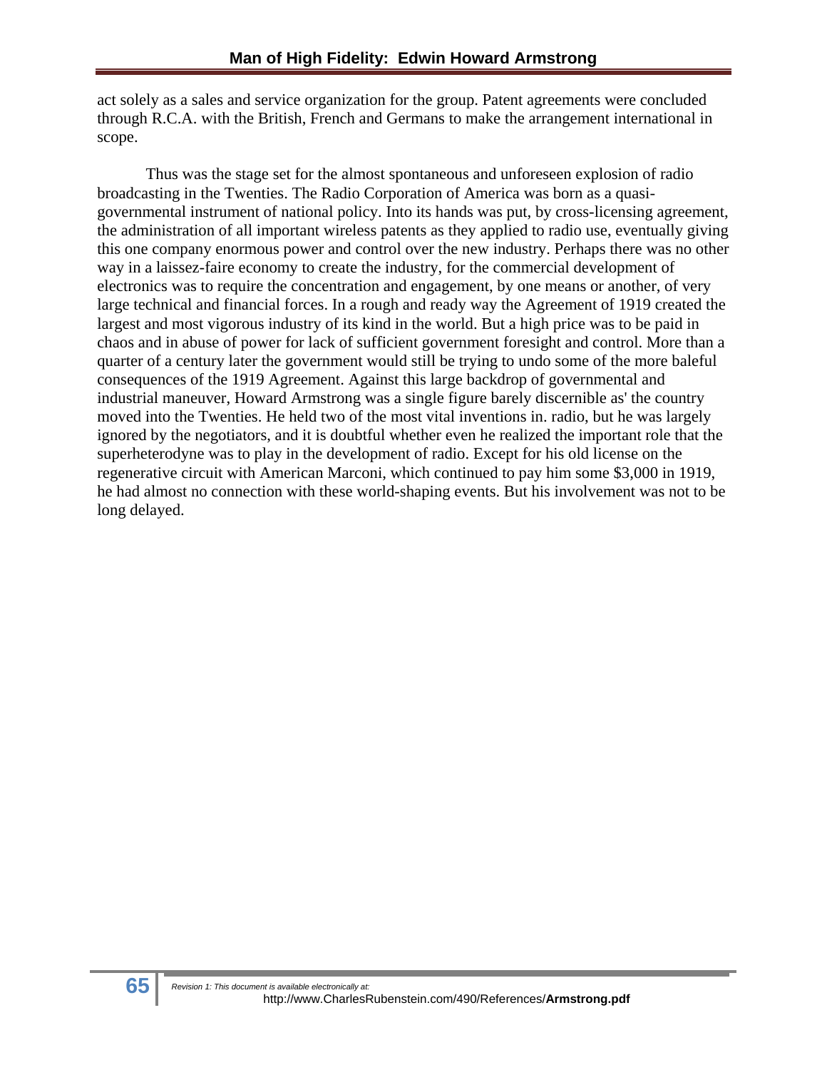act solely as a sales and service organization for the group. Patent agreements were concluded through R.C.A. with the British, French and Germans to make the arrangement international in scope.

Thus was the stage set for the almost spontaneous and unforeseen explosion of radio broadcasting in the Twenties. The Radio Corporation of America was born as a quasi-governmental instrument of national policy. Into its hands was put, by cross-licensing agreement, the administration of all important wireless patents as they applied to radio use, eventually giving this one company enormous power and control over the new industry. Perhaps there was no other way in a laissez-faire economy to create the industry, for the commercial development of electronics was to require the concentration and engagement, by one means or another, of very large technical and financial forces. In a rough and ready way the Agreement of 1919 created the largest and most vigorous industry of its kind in the world. But a high price was to be paid in chaos and in abuse of power for lack of sufficient government foresight and control. More than a quarter of a century later the government would still be trying to undo some of the more baleful consequences of the 1919 Agreement. Against this large backdrop of governmental and industrial maneuver, Howard Armstrong was a single figure barely discernible as' the country moved into the Twenties. He held two of the most vital inventions in. radio, but he was largely ignored by the negotiators, and it is doubtful whether even he realized the important role that the superheterodyne was to play in the development of radio. Except for his old license on the regenerative circuit with American Marconi, which continued to pay him some $3,000 in 1919, he had almost no connection with these world-shaping events. But his involvement was not to be long delayed.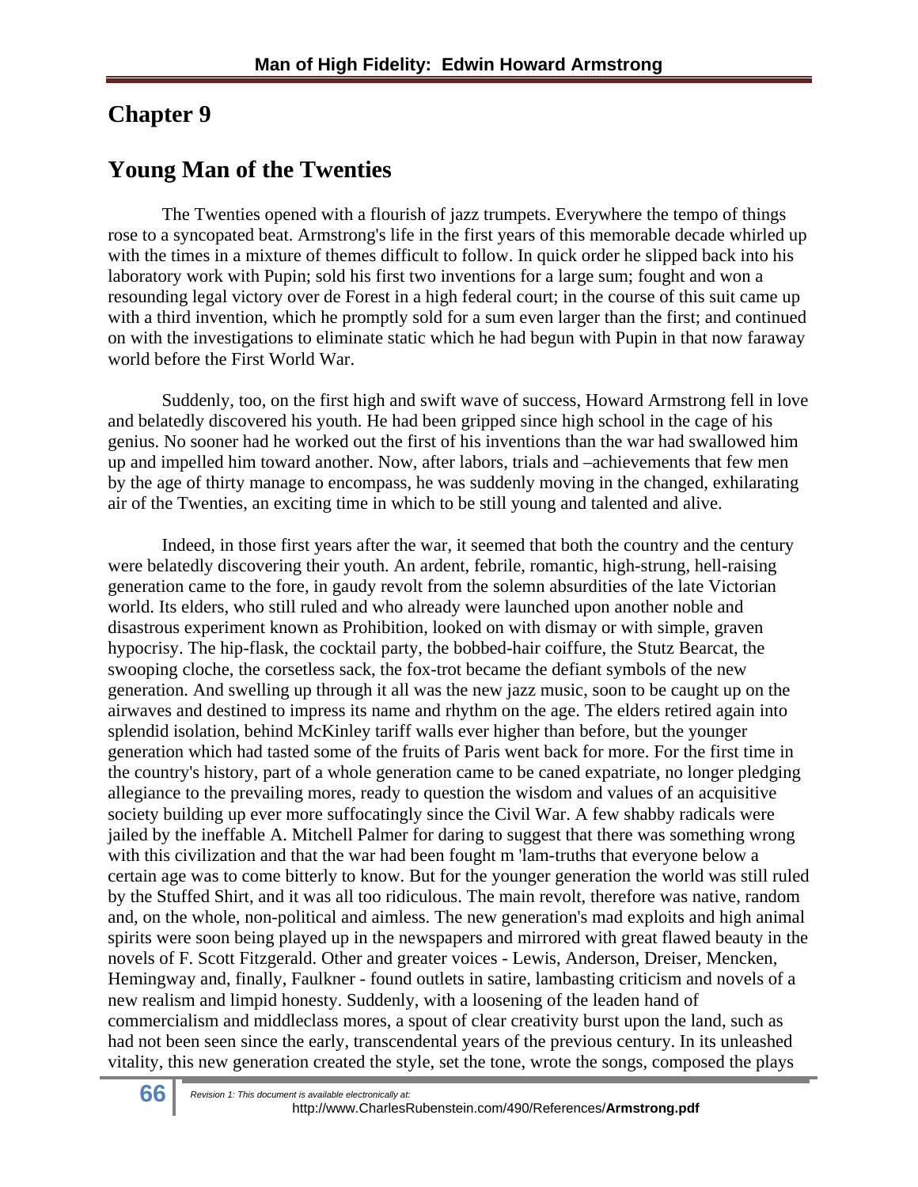# Chapter 9

## Young Man of the Twenties

The Twenties opened with a flourish of jazz trumpets. Everywhere the tempo of things rose to a syncopated beat. Armstrong's life in the first years of this memorable decade whirled up with the times in a mixture of themes difficult to follow. In quick order he slipped back into his laboratory work with Pupin; sold his first two inventions for a large sum; fought and won a resounding legal victory over de Forest in a high federal court; in the course of this suit came up with a third invention, which he promptly sold for a sum even larger than the first; and continued on with the investigations to eliminate static which he had begun with Pupin in that now faraway world before the First World War.

Suddenly, too, on the first high and swift wave of success, Howard Armstrong fell in love and belatedly discovered his youth. He had been gripped since high school in the cage of his genius. No sooner had he worked out the first of his inventions than the war had swallowed him up and impelled him toward another. Now, after labors, trials and –achievements that few men by the age of thirty manage to encompass, he was suddenly moving in the changed, exhilarating air of the Twenties, an exciting time in which to be still young and talented and alive.

Indeed, in those first years after the war, it seemed that both the country and the century were belatedly discovering their youth. An ardent, febrile, romantic, high-strung, hell-raising generation came to the fore, in gaudy revolt from the solemn absurdities of the late Victorian world. Its elders, who still ruled and who already were launched upon another noble and disastrous experiment known as Prohibition, looked on with dismay or with simple, graven hypocrisy. The hip-flask, the cocktail party, the bobbed-hair coiffure, the Stutz Bearcat, the swooping cloche, the corsetless sack, the fox-trot became the defiant symbols of the new generation. And swelling up through it all was the new jazz music, soon to be caught up on the airwaves and destined to impress its name and rhythm on the age. The elders retired again into splendid isolation, behind McKinley tariff walls ever higher than before, but the younger generation which had tasted some of the fruits of Paris went back for more. For the first time in the country's history, part of a whole generation came to be caned expatriate, no longer pledging allegiance to the prevailing mores, ready to question the wisdom and values of an acquisitive society building up ever more suffocatingly since the Civil War. A few shabby radicals were jailed by the ineffable A. Mitchell Palmer for daring to suggest that there was something wrong with this civilization and that the war had been fought m 'lam-truths that everyone below a certain age was to come bitterly to know. But for the younger generation the world was still ruled by the Stuffed Shirt, and it was all too ridiculous. The main revolt, therefore was native, random and, on the whole, non-political and aimless. The new generation's mad exploits and high animal spirits were soon being played up in the newspapers and mirrored with great flawed beauty in the novels of F. Scott Fitzgerald. Other and greater voices - Lewis, Anderson, Dreiser, Mencken, Hemingway and, finally, Faulkner - found outlets in satire, lambasting criticism and novels of a new realism and limpid honesty. Suddenly, with a loosening of the leaden hand of commercialism and middleclass mores, a spout of clear creativity burst upon the land, such as had not been seen since the early, transcendental years of the previous century. In its unleashed vitality, this new generation created the style, set the tone, wrote the songs, composed the plays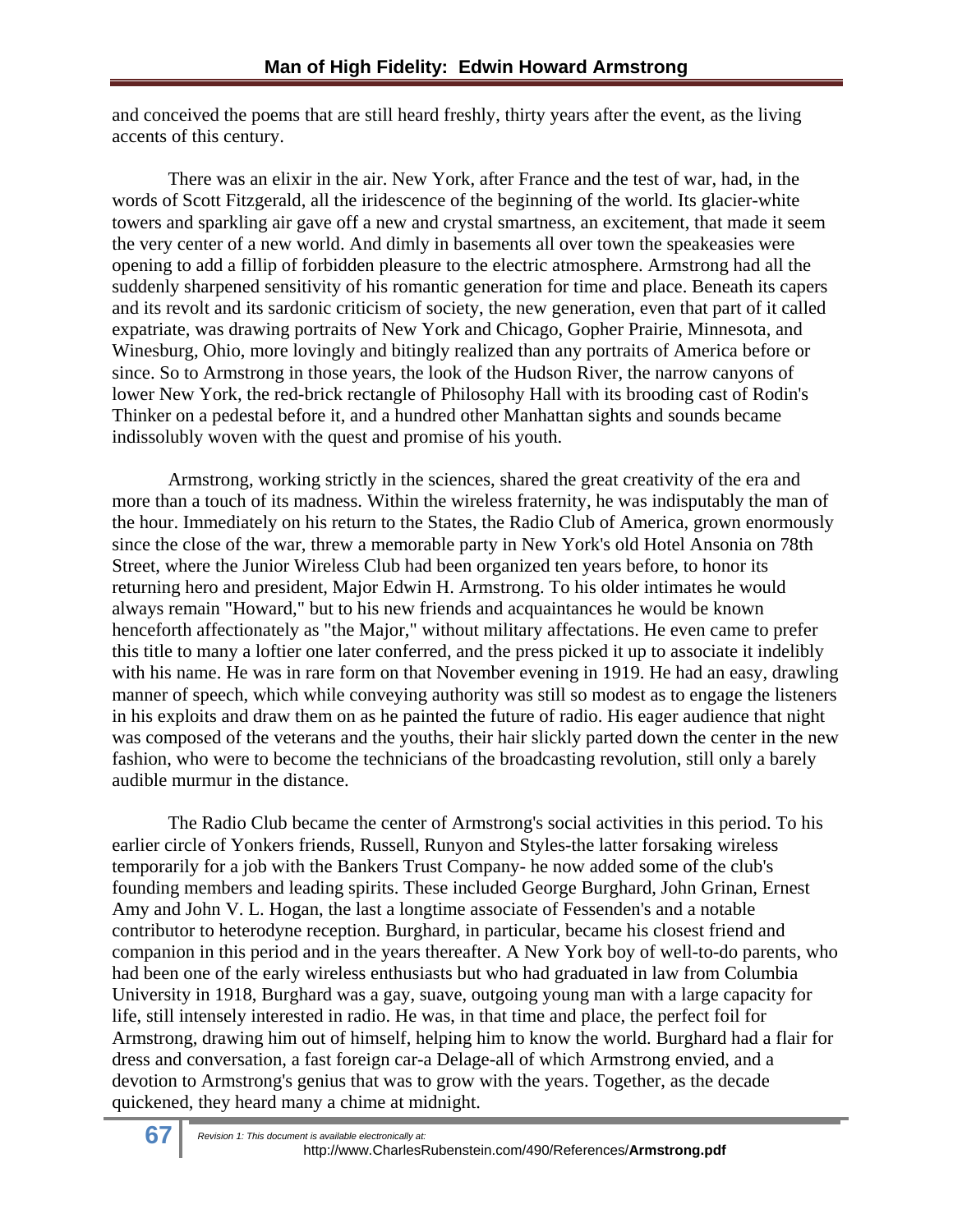and conceived the poems that are still heard freshly, thirty years after the event, as the living accents of this century.

There was an elixir in the air. New York, after France and the test of war, had, in the words of Scott Fitzgerald, all the iridescence of the beginning of the world. Its glacier-white towers and sparkling air gave off a new and crystal smartness, an excitement, that made it seem the very center of a new world. And dimly in basements all over town the speakeasies were opening to add a fillip of forbidden pleasure to the electric atmosphere. Armstrong had all the suddenly sharpened sensitivity of his romantic generation for time and place. Beneath its capers and its revolt and its sardonic criticism of society, the new generation, even that part of it called expatriate, was drawing portraits of New York and Chicago, Gopher Prairie, Minnesota, and Winesburg, Ohio, more lovingly and bitingly realized than any portraits of America before or since. So to Armstrong in those years, the look of the Hudson River, the narrow canyons of lower New York, the red-brick rectangle of Philosophy Hall with its brooding cast of Rodin's Thinker on a pedestal before it, and a hundred other Manhattan sights and sounds became indissolubly woven with the quest and promise of his youth.

Armstrong, working strictly in the sciences, shared the great creativity of the era and more than a touch of its madness. Within the wireless fraternity, he was indisputably the man of the hour. Immediately on his return to the States, the Radio Club of America, grown enormously since the close of the war, threw a memorable party in New York's old Hotel Ansonia on 78th Street, where the Junior Wireless Club had been organized ten years before, to honor its returning hero and president, Major Edwin H. Armstrong. To his older intimates he would always remain "Howard," but to his new friends and acquaintances he would be known henceforth affectionately as "the Major," without military affectations. He even came to prefer this title to many a loftier one later conferred, and the press picked it up to associate it indelibly with his name. He was in rare form on that November evening in 1919. He had an easy, drawling manner of speech, which while conveying authority was still so modest as to engage the listeners in his exploits and draw them on as he painted the future of radio. His eager audience that night was composed of the veterans and the youths, their hair slickly parted down the center in the new fashion, who were to become the technicians of the broadcasting revolution, still only a barely audible murmur in the distance.

The Radio Club became the center of Armstrong's social activities in this period. To his earlier circle of Yonkers friends, Russell, Runyon and Styles-the latter forsaking wireless temporarily for a job with the Bankers Trust Company- he now added some of the club's founding members and leading spirits. These included George Burghard, John Grinan, Ernest Amy and John V. L. Hogan, the last a longtime associate of Fessenden's and a notable contributor to heterodyne reception. Burghard, in particular, became his closest friend and companion in this period and in the years thereafter. A New York boy of well-to-do parents, who had been one of the early wireless enthusiasts but who had graduated in law from Columbia University in 1918, Burghard was a gay, suave, outgoing young man with a large capacity for life, still intensely interested in radio. He was, in that time and place, the perfect foil for Armstrong, drawing him out of himself, helping him to know the world. Burghard had a flair for dress and conversation, a fast foreign car-a Delage-all of which Armstrong envied, and a devotion to Armstrong's genius that was to grow with the years. Together, as the decade quickened, they heard many a chime at midnight.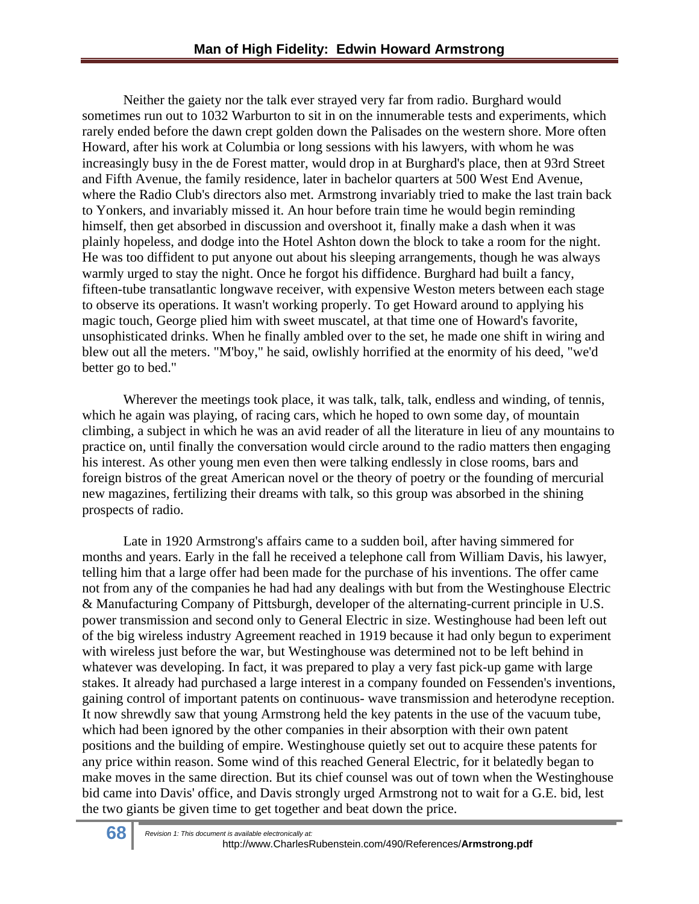Neither the gaiety nor the talk ever strayed very far from radio. Burghard would sometimes run out to 1032 Warburton to sit in on the innumerable tests and experiments, which rarely ended before the dawn crept golden down the Palisades on the western shore. More often Howard, after his work at Columbia or long sessions with his lawyers, with whom he was increasingly busy in the de Forest matter, would drop in at Burghard's place, then at 93rd Street and Fifth Avenue, the family residence, later in bachelor quarters at 500 West End Avenue, where the Radio Club's directors also met. Armstrong invariably tried to make the last train back to Yonkers, and invariably missed it. An hour before train time he would begin reminding himself, then get absorbed in discussion and overshoot it, finally make a dash when it was plainly hopeless, and dodge into the Hotel Ashton down the block to take a room for the night. He was too diffident to put anyone out about his sleeping arrangements, though he was always warmly urged to stay the night. Once he forgot his diffidence. Burghard had built a fancy, fifteen-tube transatlantic longwave receiver, with expensive Weston meters between each stage to observe its operations. It wasn't working properly. To get Howard around to applying his magic touch, George plied him with sweet muscatel, at that time one of Howard's favorite, unsophisticated drinks. When he finally ambled over to the set, he made one shift in wiring and blew out all the meters. "M'boy," he said, owlishly horrified at the enormity of his deed, "we'd better go to bed."

Wherever the meetings took place, it was talk, talk, talk, endless and winding, of tennis, which he again was playing, of racing cars, which he hoped to own some day, of mountain climbing, a subject in which he was an avid reader of all the literature in lieu of any mountains to practice on, until finally the conversation would circle around to the radio matters then engaging his interest. As other young men even then were talking endlessly in close rooms, bars and foreign bistros of the great American novel or the theory of poetry or the founding of mercurial new magazines, fertilizing their dreams with talk, so this group was absorbed in the shining prospects of radio.

Late in 1920 Armstrong's affairs came to a sudden boil, after having simmered for months and years. Early in the fall he received a telephone call from William Davis, his lawyer, telling him that a large offer had been made for the purchase of his inventions. The offer came not from any of the companies he had had any dealings with but from the Westinghouse Electric & Manufacturing Company of Pittsburgh, developer of the alternating-current principle in U.S. power transmission and second only to General Electric in size. Westinghouse had been left out of the big wireless industry Agreement reached in 1919 because it had only begun to experiment with wireless just before the war, but Westinghouse was determined not to be left behind in whatever was developing. In fact, it was prepared to play a very fast pick-up game with large stakes. It already had purchased a large interest in a company founded on Fessenden's inventions, gaining control of important patents on continuous- wave transmission and heterodyne reception. It now shrewdly saw that young Armstrong held the key patents in the use of the vacuum tube, which had been ignored by the other companies in their absorption with their own patent positions and the building of empire. Westinghouse quietly set out to acquire these patents for any price within reason. Some wind of this reached General Electric, for it belatedly began to make moves in the same direction. But its chief counsel was out of town when the Westinghouse bid came into Davis' office, and Davis strongly urged Armstrong not to wait for a G.E. bid, lest the two giants be given time to get together and beat down the price.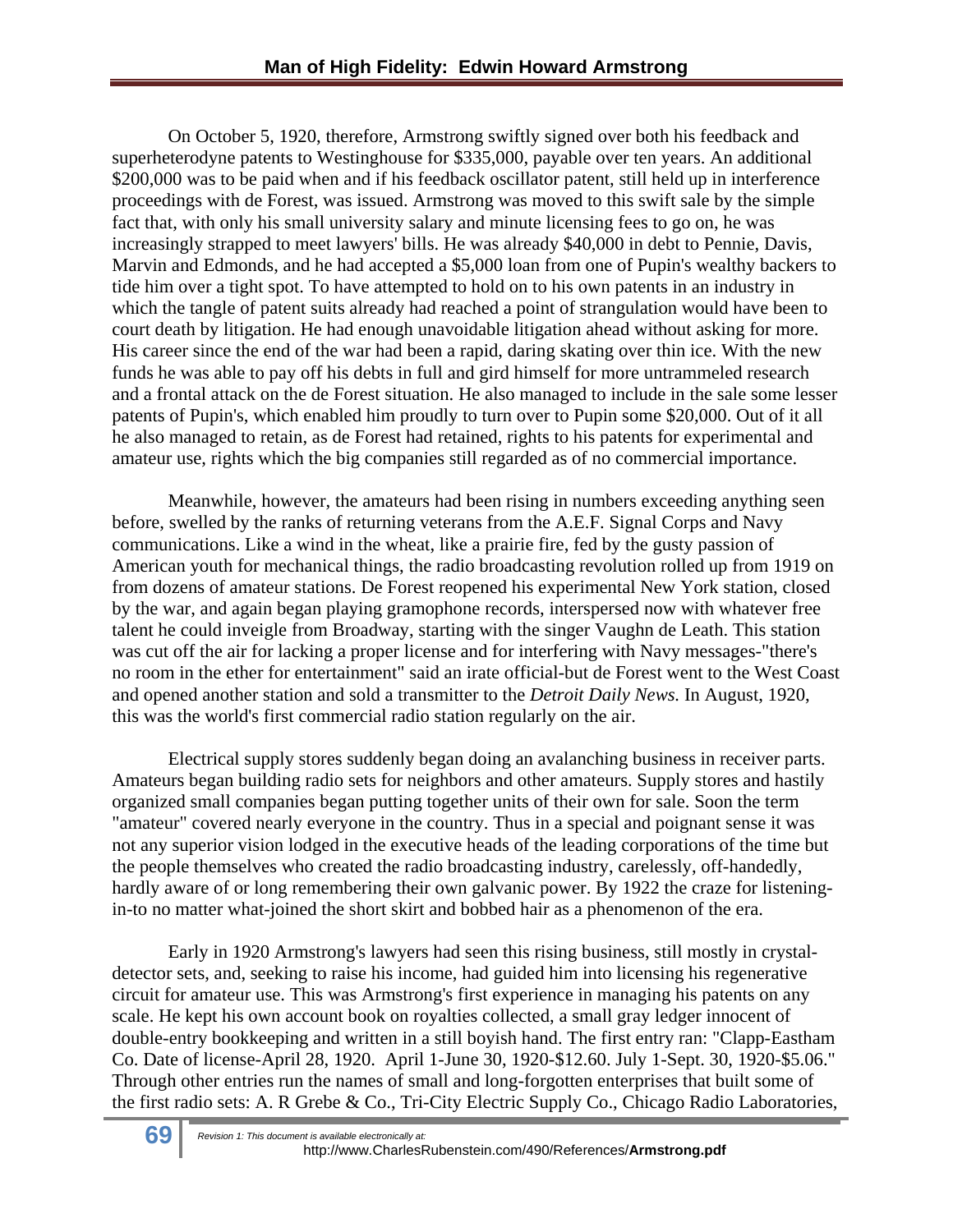On October 5, 1920, therefore, Armstrong swiftly signed over both his feedback and superheterodyne patents to Westinghouse for $335,000, payable over ten years. An additional $200,000 was to be paid when and if his feedback oscillator patent, still held up in interference proceedings with de Forest, was issued. Armstrong was moved to this swift sale by the simple fact that, with only his small university salary and minute licensing fees to go on, he was increasingly strapped to meet lawyers' bills. He was already $40,000 in debt to Pennie, Davis, Marvin and Edmonds, and he had accepted a $5,000 loan from one of Pupin's wealthy backers to tide him over a tight spot. To have attempted to hold on to his own patents in an industry in which the tangle of patent suits already had reached a point of strangulation would have been to court death by litigation. He had enough unavoidable litigation ahead without asking for more. His career since the end of the war had been a rapid, daring skating over thin ice. With the new funds he was able to pay off his debts in full and gird himself for more untrammeled research and a frontal attack on the de Forest situation. He also managed to include in the sale some lesser patents of Pupin's, which enabled him proudly to turn over to Pupin some $20,000. Out of it all he also managed to retain, as de Forest had retained, rights to his patents for experimental and amateur use, rights which the big companies still regarded as of no commercial importance.

Meanwhile, however, the amateurs had been rising in numbers exceeding anything seen before, swelled by the ranks of returning veterans from the A.E.F. Signal Corps and Navy communications. Like a wind in the wheat, like a prairie fire, fed by the gusty passion of American youth for mechanical things, the radio broadcasting revolution rolled up from 1919 on from dozens of amateur stations. De Forest reopened his experimental New York station, closed by the war, and again began playing gramophone records, interspersed now with whatever free talent he could inveigle from Broadway, starting with the singer Vaughn de Leath. This station was cut off the air for lacking a proper license and for interfering with Navy messages-"there's no room in the ether for entertainment" said an irate official-but de Forest went to the West Coast and opened another station and sold a transmitter to the *Detroit Daily News.* In August, 1920, this was the world's first commercial radio station regularly on the air.

Electrical supply stores suddenly began doing an avalanching business in receiver parts. Amateurs began building radio sets for neighbors and other amateurs. Supply stores and hastily organized small companies began putting together units of their own for sale. Soon the term "amateur" covered nearly everyone in the country. Thus in a special and poignant sense it was not any superior vision lodged in the executive heads of the leading corporations of the time but the people themselves who created the radio broadcasting industry, carelessly, off-handedly, hardly aware of or long remembering their own galvanic power. By 1922 the craze for listening-in-to no matter what-joined the short skirt and bobbed hair as a phenomenon of the era.

Early in 1920 Armstrong's lawyers had seen this rising business, still mostly in crystal-detector sets, and, seeking to raise his income, had guided him into licensing his regenerative circuit for amateur use. This was Armstrong's first experience in managing his patents on any scale. He kept his own account book on royalties collected, a small gray ledger innocent of double-entry bookkeeping and written in a still boyish hand. The first entry ran: "Clapp-Eastham Co. Date of license-April 28, 1920. April 1-June 30, 1920-$12.60. July 1-Sept. 30, 1920-$5.06." Through other entries run the names of small and long-forgotten enterprises that built some of the first radio sets: A. R Grebe & Co., Tri-City Electric Supply Co., Chicago Radio Laboratories,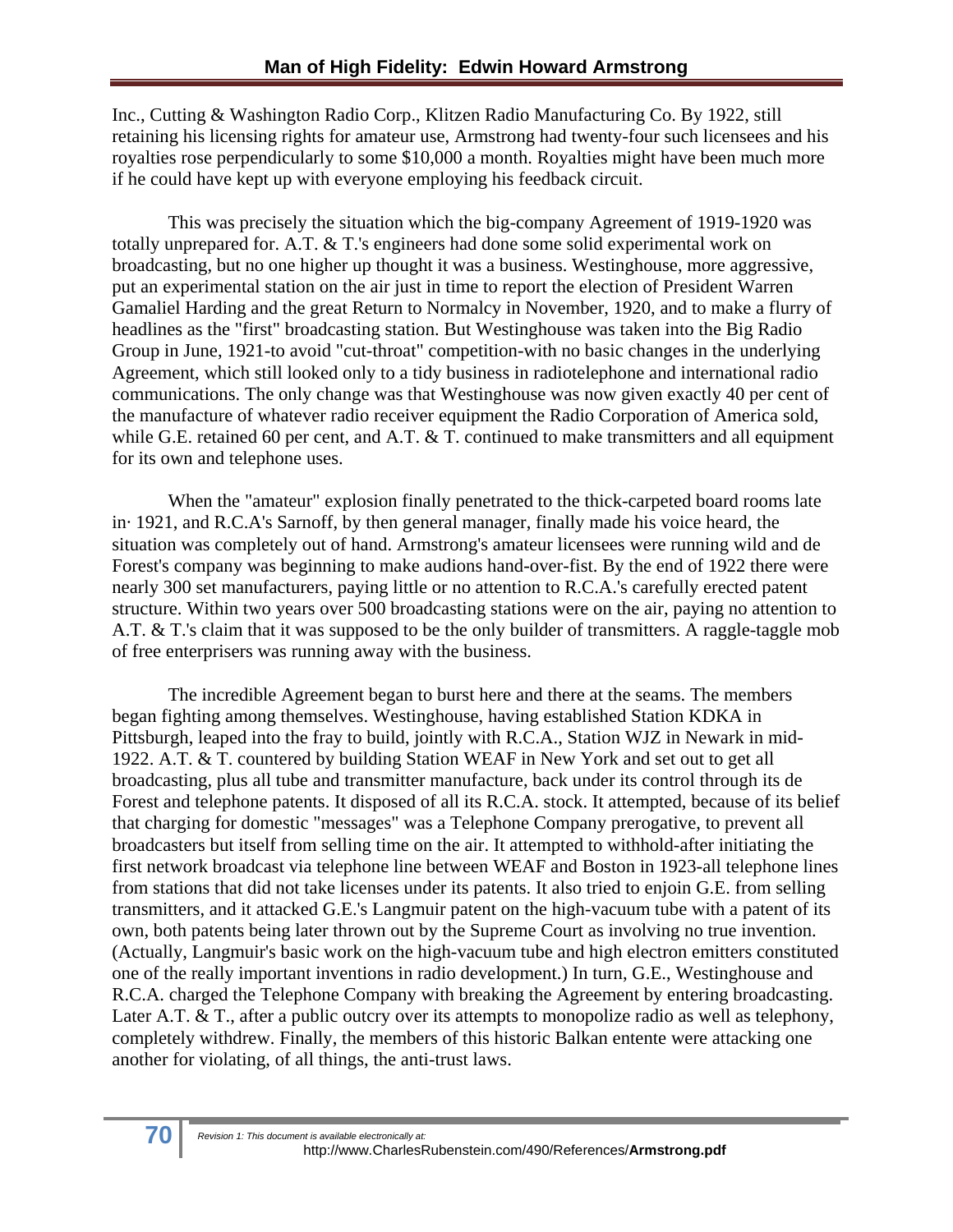Inc., Cutting & Washington Radio Corp., Klitzen Radio Manufacturing Co. By 1922, still retaining his licensing rights for amateur use, Armstrong had twenty-four such licensees and his royalties rose perpendicularly to some $10,000 a month. Royalties might have been much more if he could have kept up with everyone employing his feedback circuit.

This was precisely the situation which the big-company Agreement of 1919-1920 was totally unprepared for. A.T. & T.'s engineers had done some solid experimental work on broadcasting, but no one higher up thought it was a business. Westinghouse, more aggressive, put an experimental station on the air just in time to report the election of President Warren Gamaliel Harding and the great Return to Normalcy in November, 1920, and to make a flurry of headlines as the "first" broadcasting station. But Westinghouse was taken into the Big Radio Group in June, 1921-to avoid "cut-throat" competition-with no basic changes in the underlying Agreement, which still looked only to a tidy business in radiotelephone and international radio communications. The only change was that Westinghouse was now given exactly 40 per cent of the manufacture of whatever radio receiver equipment the Radio Corporation of America sold, while G.E. retained 60 per cent, and A.T. & T. continued to make transmitters and all equipment for its own and telephone uses.

When the "amateur" explosion finally penetrated to the thick-carpeted board rooms late in· 1921, and R.C.A's Sarnoff, by then general manager, finally made his voice heard, the situation was completely out of hand. Armstrong's amateur licensees were running wild and de Forest's company was beginning to make audions hand-over-fist. By the end of 1922 there were nearly 300 set manufacturers, paying little or no attention to R.C.A.'s carefully erected patent structure. Within two years over 500 broadcasting stations were on the air, paying no attention to A.T. & T.'s claim that it was supposed to be the only builder of transmitters. A raggle-taggle mob of free enterprisers was running away with the business.

The incredible Agreement began to burst here and there at the seams. The members began fighting among themselves. Westinghouse, having established Station KDKA in Pittsburgh, leaped into the fray to build, jointly with R.C.A., Station WJZ in Newark in mid-1922. A.T. & T. countered by building Station WEAF in New York and set out to get all broadcasting, plus all tube and transmitter manufacture, back under its control through its de Forest and telephone patents. It disposed of all its R.C.A. stock. It attempted, because of its belief that charging for domestic "messages" was a Telephone Company prerogative, to prevent all broadcasters but itself from selling time on the air. It attempted to withhold-after initiating the first network broadcast via telephone line between WEAF and Boston in 1923-all telephone lines from stations that did not take licenses under its patents. It also tried to enjoin G.E. from selling transmitters, and it attacked G.E.'s Langmuir patent on the high-vacuum tube with a patent of its own, both patents being later thrown out by the Supreme Court as involving no true invention. (Actually, Langmuir's basic work on the high-vacuum tube and high electron emitters constituted one of the really important inventions in radio development.) In turn, G.E., Westinghouse and R.C.A. charged the Telephone Company with breaking the Agreement by entering broadcasting. Later A.T. & T., after a public outcry over its attempts to monopolize radio as well as telephony, completely withdrew. Finally, the members of this historic Balkan entente were attacking one another for violating, of all things, the anti-trust laws.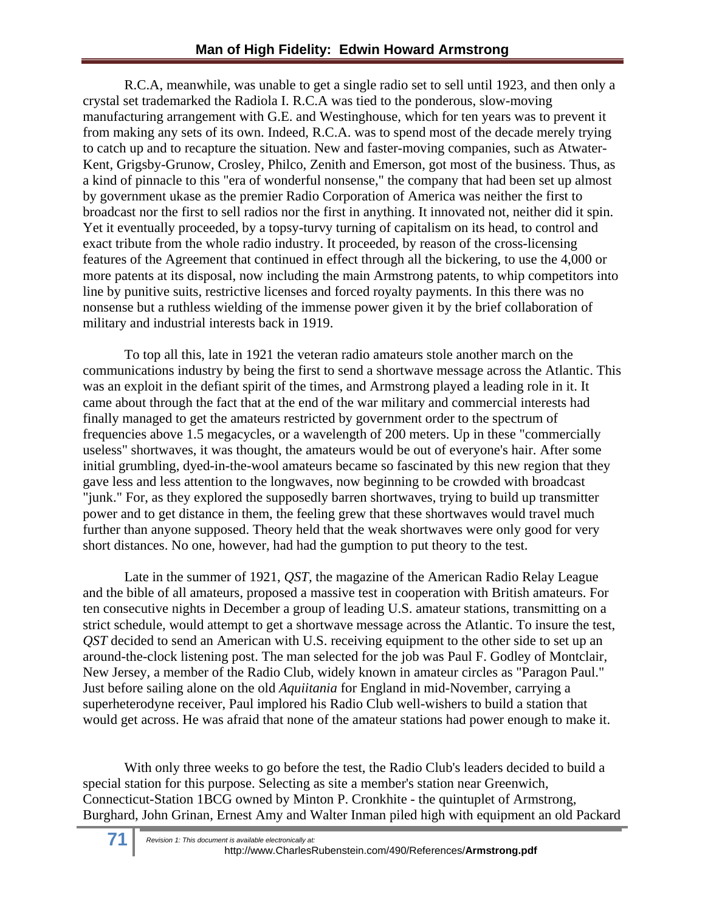R.C.A, meanwhile, was unable to get a single radio set to sell until 1923, and then only a crystal set trademarked the Radiola I. R.C.A was tied to the ponderous, slow-moving manufacturing arrangement with G.E. and Westinghouse, which for ten years was to prevent it from making any sets of its own. Indeed, R.C.A. was to spend most of the decade merely trying to catch up and to recapture the situation. New and faster-moving companies, such as Atwater-Kent, Grigsby-Grunow, Crosley, Philco, Zenith and Emerson, got most of the business. Thus, as a kind of pinnacle to this "era of wonderful nonsense," the company that had been set up almost by government ukase as the premier Radio Corporation of America was neither the first to broadcast nor the first to sell radios nor the first in anything. It innovated not, neither did it spin. Yet it eventually proceeded, by a topsy-turvy turning of capitalism on its head, to control and exact tribute from the whole radio industry. It proceeded, by reason of the cross-licensing features of the Agreement that continued in effect through all the bickering, to use the 4,000 or more patents at its disposal, now including the main Armstrong patents, to whip competitors into line by punitive suits, restrictive licenses and forced royalty payments. In this there was no nonsense but a ruthless wielding of the immense power given it by the brief collaboration of military and industrial interests back in 1919.

To top all this, late in 1921 the veteran radio amateurs stole another march on the communications industry by being the first to send a shortwave message across the Atlantic. This was an exploit in the defiant spirit of the times, and Armstrong played a leading role in it. It came about through the fact that at the end of the war military and commercial interests had finally managed to get the amateurs restricted by government order to the spectrum of frequencies above 1.5 megacycles, or a wavelength of 200 meters. Up in these "commercially useless" shortwaves, it was thought, the amateurs would be out of everyone's hair. After some initial grumbling, dyed-in-the-wool amateurs became so fascinated by this new region that they gave less and less attention to the longwaves, now beginning to be crowded with broadcast "junk." For, as they explored the supposedly barren shortwaves, trying to build up transmitter power and to get distance in them, the feeling grew that these shortwaves would travel much further than anyone supposed. Theory held that the weak shortwaves were only good for very short distances. No one, however, had had the gumption to put theory to the test.

Late in the summer of 1921, *QST,* the magazine of the American Radio Relay League and the bible of all amateurs, proposed a massive test in cooperation with British amateurs. For ten consecutive nights in December a group of leading U.S. amateur stations, transmitting on a strict schedule, would attempt to get a shortwave message across the Atlantic. To insure the test, *QST* decided to send an American with U.S. receiving equipment to the other side to set up an around-the-clock listening post. The man selected for the job was Paul F. Godley of Montclair, New Jersey, a member of the Radio Club, widely known in amateur circles as "Paragon Paul." Just before sailing alone on the old *Aquiitania* for England in mid-November, carrying a superheterodyne receiver, Paul implored his Radio Club well-wishers to build a station that would get across. He was afraid that none of the amateur stations had power enough to make it.

With only three weeks to go before the test, the Radio Club's leaders decided to build a special station for this purpose. Selecting as site a member's station near Greenwich, Connecticut-Station 1BCG owned by Minton P. Cronkhite - the quintuplet of Armstrong, Burghard, John Grinan, Ernest Amy and Walter Inman piled high with equipment an old Packard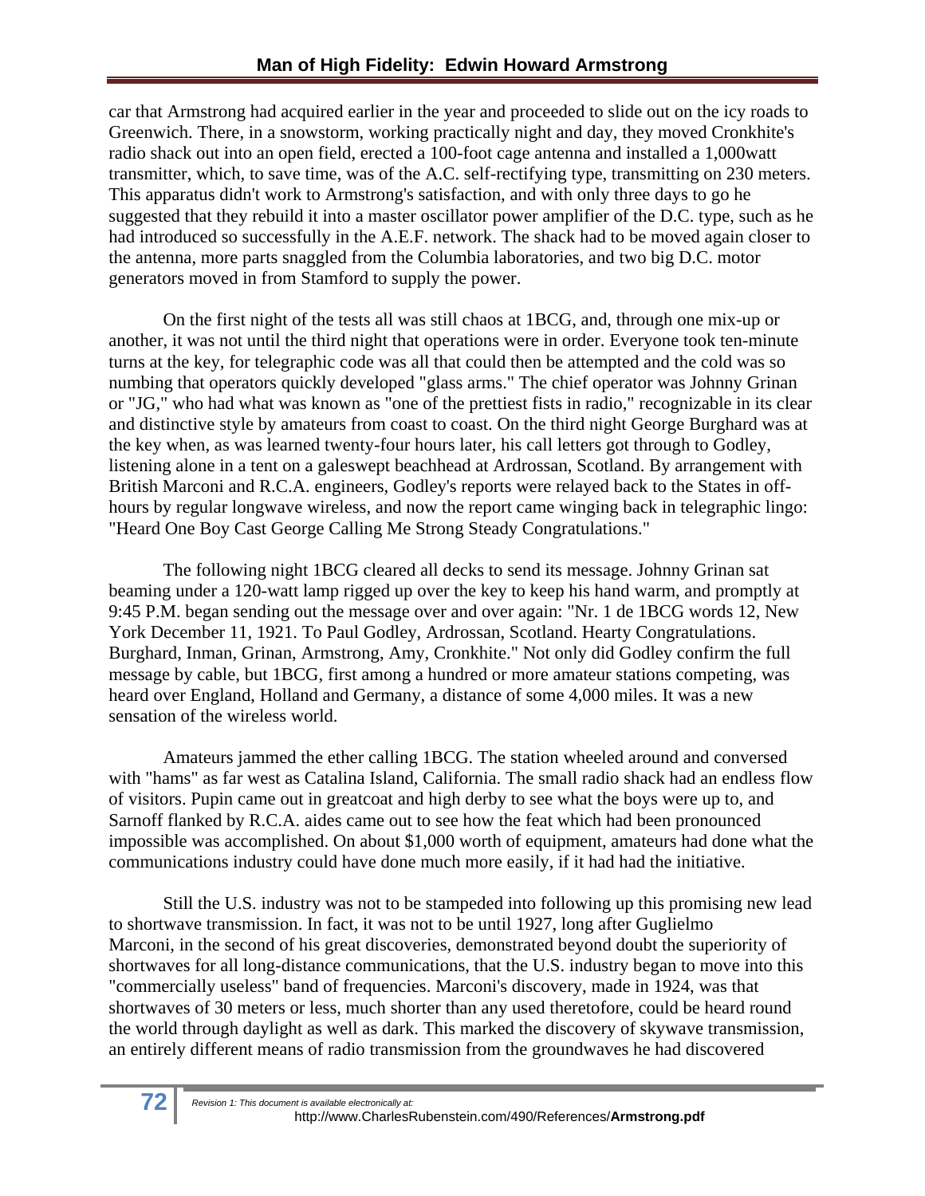car that Armstrong had acquired earlier in the year and proceeded to slide out on the icy roads to Greenwich. There, in a snowstorm, working practically night and day, they moved Cronkhite's radio shack out into an open field, erected a 100-foot cage antenna and installed a 1,000watt transmitter, which, to save time, was of the A.C. self-rectifying type, transmitting on 230 meters. This apparatus didn't work to Armstrong's satisfaction, and with only three days to go he suggested that they rebuild it into a master oscillator power amplifier of the D.C. type, such as he had introduced so successfully in the A.E.F. network. The shack had to be moved again closer to the antenna, more parts snaggled from the Columbia laboratories, and two big D.C. motor generators moved in from Stamford to supply the power.

On the first night of the tests all was still chaos at 1BCG, and, through one mix-up or another, it was not until the third night that operations were in order. Everyone took ten-minute turns at the key, for telegraphic code was all that could then be attempted and the cold was so numbing that operators quickly developed "glass arms." The chief operator was Johnny Grinan or "JG," who had what was known as "one of the prettiest fists in radio," recognizable in its clear and distinctive style by amateurs from coast to coast. On the third night George Burghard was at the key when, as was learned twenty-four hours later, his call letters got through to Godley, listening alone in a tent on a galeswept beachhead at Ardrossan, Scotland. By arrangement with British Marconi and R.C.A. engineers, Godley's reports were relayed back to the States in off-hours by regular longwave wireless, and now the report came winging back in telegraphic lingo: "Heard One Boy Cast George Calling Me Strong Steady Congratulations."

The following night 1BCG cleared all decks to send its message. Johnny Grinan sat beaming under a 120-watt lamp rigged up over the key to keep his hand warm, and promptly at 9:45 P.M. began sending out the message over and over again: "Nr. 1 de 1BCG words 12, New York December 11, 1921. To Paul Godley, Ardrossan, Scotland. Hearty Congratulations. Burghard, Inman, Grinan, Armstrong, Amy, Cronkhite." Not only did Godley confirm the full message by cable, but 1BCG, first among a hundred or more amateur stations competing, was heard over England, Holland and Germany, a distance of some 4,000 miles. It was a new sensation of the wireless world.

Amateurs jammed the ether calling 1BCG. The station wheeled around and conversed with "hams" as far west as Catalina Island, California. The small radio shack had an endless flow of visitors. Pupin came out in greatcoat and high derby to see what the boys were up to, and Sarnoff flanked by R.C.A. aides came out to see how the feat which had been pronounced impossible was accomplished. On about $1,000 worth of equipment, amateurs had done what the communications industry could have done much more easily, if it had had the initiative.

Still the U.S. industry was not to be stampeded into following up this promising new lead to shortwave transmission. In fact, it was not to be until 1927, long after Guglielmo Marconi, in the second of his great discoveries, demonstrated beyond doubt the superiority of shortwaves for all long-distance communications, that the U.S. industry began to move into this "commercially useless" band of frequencies. Marconi's discovery, made in 1924, was that shortwaves of 30 meters or less, much shorter than any used theretofore, could be heard round the world through daylight as well as dark. This marked the discovery of skywave transmission, an entirely different means of radio transmission from the groundwaves he had discovered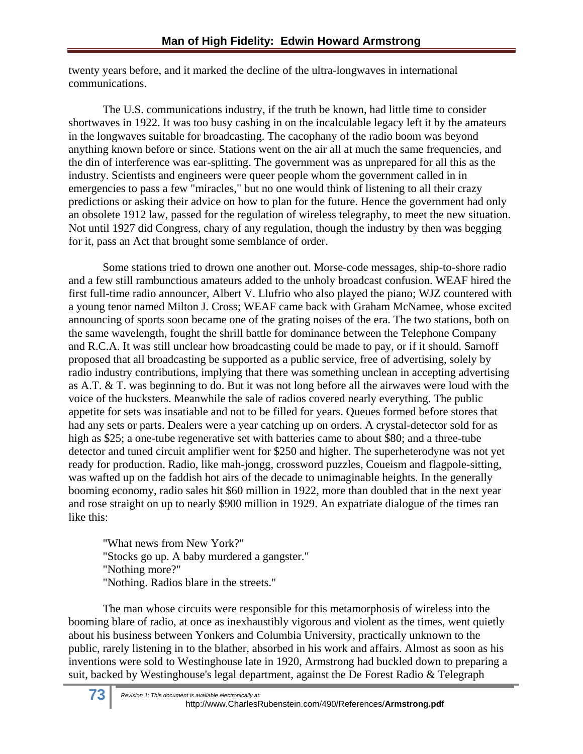twenty years before, and it marked the decline of the ultra-longwaves in international communications.

The U.S. communications industry, if the truth be known, had little time to consider shortwaves in 1922. It was too busy cashing in on the incalculable legacy left it by the amateurs in the longwaves suitable for broadcasting. The cacophany of the radio boom was beyond anything known before or since. Stations went on the air all at much the same frequencies, and the din of interference was ear-splitting. The government was as unprepared for all this as the industry. Scientists and engineers were queer people whom the government called in in emergencies to pass a few "miracles," but no one would think of listening to all their crazy predictions or asking their advice on how to plan for the future. Hence the government had only an obsolete 1912 law, passed for the regulation of wireless telegraphy, to meet the new situation. Not until 1927 did Congress, chary of any regulation, though the industry by then was begging for it, pass an Act that brought some semblance of order.

Some stations tried to drown one another out. Morse-code messages, ship-to-shore radio and a few still rambunctious amateurs added to the unholy broadcast confusion. WEAF hired the first full-time radio announcer, Albert V. Llufrio who also played the piano; WJZ countered with a young tenor named Milton J. Cross; WEAF came back with Graham McNamee, whose excited announcing of sports soon became one of the grating noises of the era. The two stations, both on the same wavelength, fought the shrill battle for dominance between the Telephone Company and R.C.A. It was still unclear how broadcasting could be made to pay, or if it should. Sarnoff proposed that all broadcasting be supported as a public service, free of advertising, solely by radio industry contributions, implying that there was something unclean in accepting advertising as A.T. & T. was beginning to do. But it was not long before all the airwaves were loud with the voice of the hucksters. Meanwhile the sale of radios covered nearly everything. The public appetite for sets was insatiable and not to be filled for years. Queues formed before stores that had any sets or parts. Dealers were a year catching up on orders. A crystal-detector sold for as high as $25; a one-tube regenerative set with batteries came to about $80; and a three-tube detector and tuned circuit amplifier went for $250 and higher. The superheterodyne was not yet ready for production. Radio, like mah-jongg, crossword puzzles, Coueism and flagpole-sitting, was wafted up on the faddish hot airs of the decade to unimaginable heights. In the generally booming economy, radio sales hit $60 million in 1922, more than doubled that in the next year and rose straight on up to nearly $900 million in 1929. An expatriate dialogue of the times ran like this:

> "What news from New York?"
> "Stocks go up. A baby murdered a gangster."
> "Nothing more?"
> "Nothing. Radios blare in the streets."

The man whose circuits were responsible for this metamorphosis of wireless into the booming blare of radio, at once as inexhaustibly vigorous and violent as the times, went quietly about his business between Yonkers and Columbia University, practically unknown to the public, rarely listening in to the blather, absorbed in his work and affairs. Almost as soon as his inventions were sold to Westinghouse late in 1920, Armstrong had buckled down to preparing a suit, backed by Westinghouse's legal department, against the De Forest Radio & Telegraph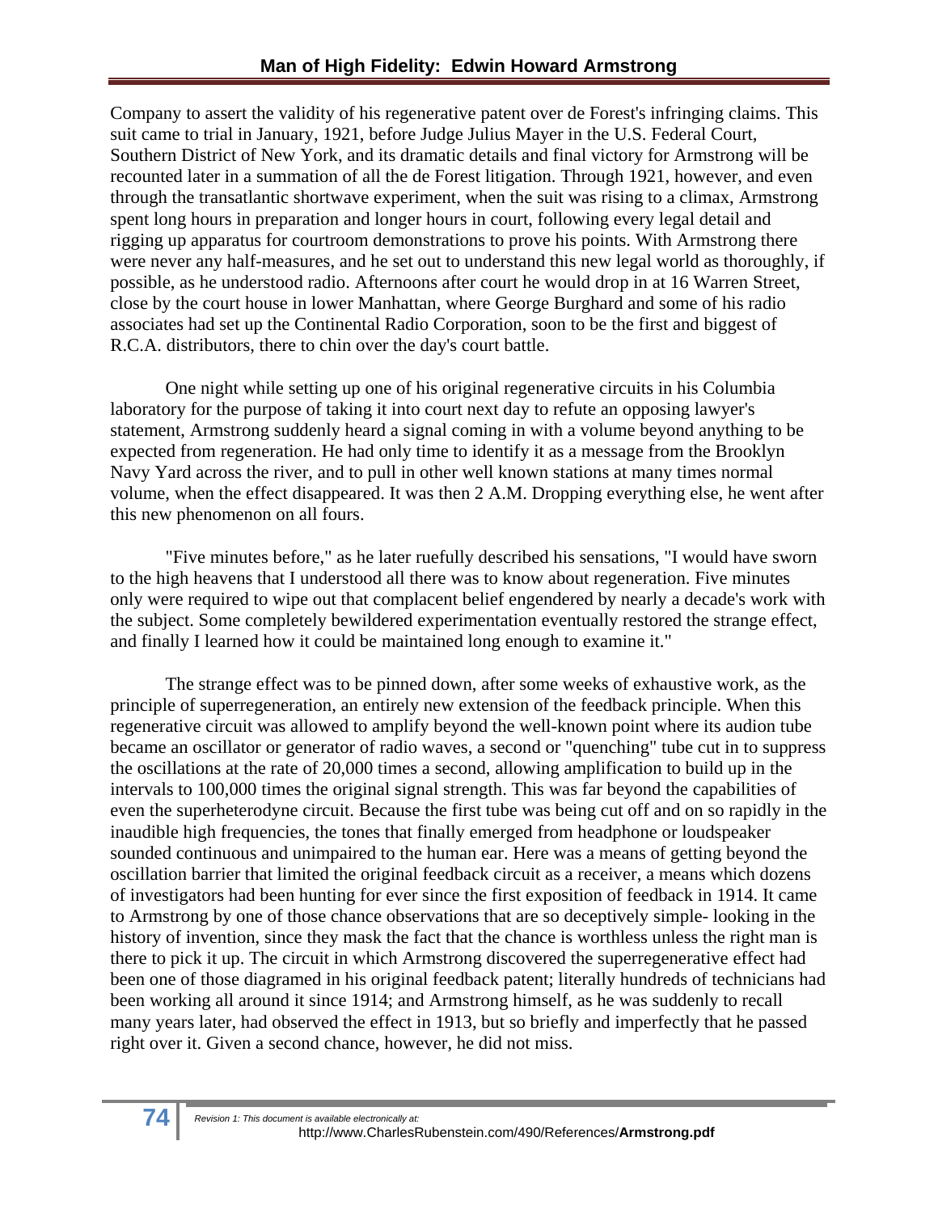Company to assert the validity of his regenerative patent over de Forest's infringing claims. This suit came to trial in January, 1921, before Judge Julius Mayer in the U.S. Federal Court, Southern District of New York, and its dramatic details and final victory for Armstrong will be recounted later in a summation of all the de Forest litigation. Through 1921, however, and even through the transatlantic shortwave experiment, when the suit was rising to a climax, Armstrong spent long hours in preparation and longer hours in court, following every legal detail and rigging up apparatus for courtroom demonstrations to prove his points. With Armstrong there were never any half-measures, and he set out to understand this new legal world as thoroughly, if possible, as he understood radio. Afternoons after court he would drop in at 16 Warren Street, close by the court house in lower Manhattan, where George Burghard and some of his radio associates had set up the Continental Radio Corporation, soon to be the first and biggest of R.C.A. distributors, there to chin over the day's court battle.

One night while setting up one of his original regenerative circuits in his Columbia laboratory for the purpose of taking it into court next day to refute an opposing lawyer's statement, Armstrong suddenly heard a signal coming in with a volume beyond anything to be expected from regeneration. He had only time to identify it as a message from the Brooklyn Navy Yard across the river, and to pull in other well known stations at many times normal volume, when the effect disappeared. It was then 2 A.M. Dropping everything else, he went after this new phenomenon on all fours.

"Five minutes before," as he later ruefully described his sensations, "I would have sworn to the high heavens that I understood all there was to know about regeneration. Five minutes only were required to wipe out that complacent belief engendered by nearly a decade's work with the subject. Some completely bewildered experimentation eventually restored the strange effect, and finally I learned how it could be maintained long enough to examine it."

The strange effect was to be pinned down, after some weeks of exhaustive work, as the principle of superregeneration, an entirely new extension of the feedback principle. When this regenerative circuit was allowed to amplify beyond the well-known point where its audion tube became an oscillator or generator of radio waves, a second or "quenching" tube cut in to suppress the oscillations at the rate of 20,000 times a second, allowing amplification to build up in the intervals to 100,000 times the original signal strength. This was far beyond the capabilities of even the superheterodyne circuit. Because the first tube was being cut off and on so rapidly in the inaudible high frequencies, the tones that finally emerged from headphone or loudspeaker sounded continuous and unimpaired to the human ear. Here was a means of getting beyond the oscillation barrier that limited the original feedback circuit as a receiver, a means which dozens of investigators had been hunting for ever since the first exposition of feedback in 1914. It came to Armstrong by one of those chance observations that are so deceptively simple- looking in the history of invention, since they mask the fact that the chance is worthless unless the right man is there to pick it up. The circuit in which Armstrong discovered the superregenerative effect had been one of those diagramed in his original feedback patent; literally hundreds of technicians had been working all around it since 1914; and Armstrong himself, as he was suddenly to recall many years later, had observed the effect in 1913, but so briefly and imperfectly that he passed right over it. Given a second chance, however, he did not miss.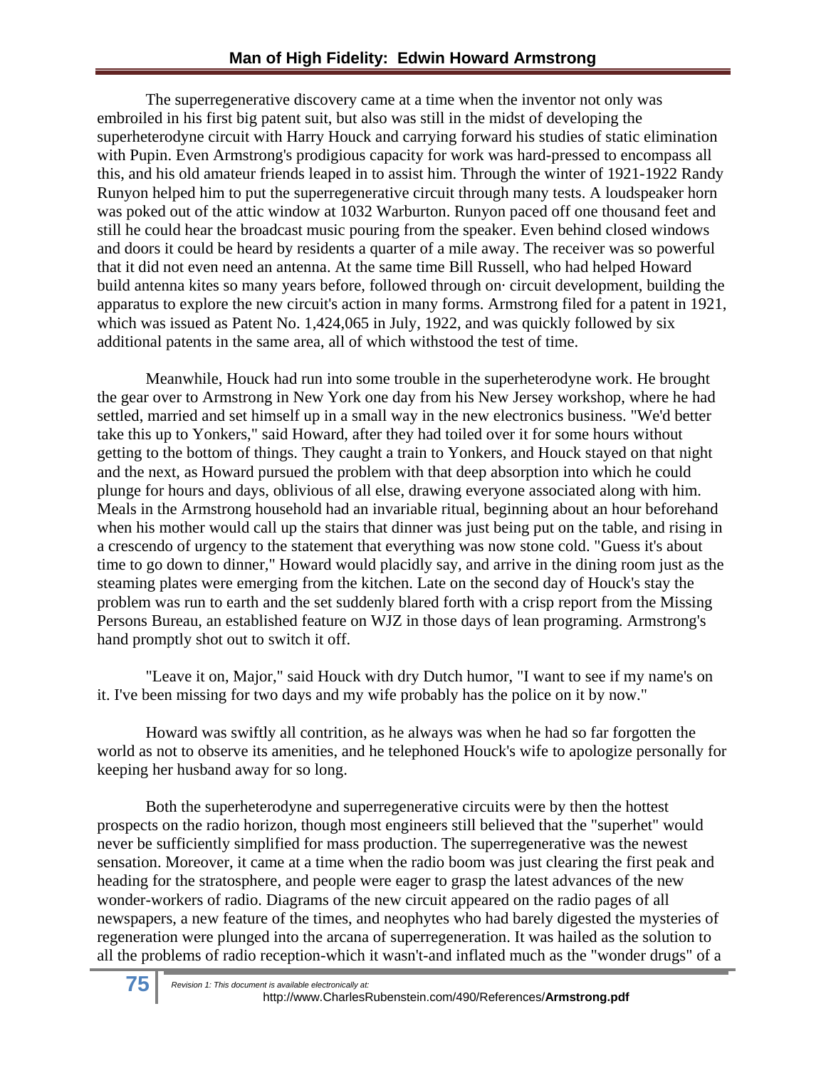The superregenerative discovery came at a time when the inventor not only was embroiled in his first big patent suit, but also was still in the midst of developing the superheterodyne circuit with Harry Houck and carrying forward his studies of static elimination with Pupin. Even Armstrong's prodigious capacity for work was hard-pressed to encompass all this, and his old amateur friends leaped in to assist him. Through the winter of 1921-1922 Randy Runyon helped him to put the superregenerative circuit through many tests. A loudspeaker horn was poked out of the attic window at 1032 Warburton. Runyon paced off one thousand feet and still he could hear the broadcast music pouring from the speaker. Even behind closed windows and doors it could be heard by residents a quarter of a mile away. The receiver was so powerful that it did not even need an antenna. At the same time Bill Russell, who had helped Howard build antenna kites so many years before, followed through on· circuit development, building the apparatus to explore the new circuit's action in many forms. Armstrong filed for a patent in 1921, which was issued as Patent No. 1,424,065 in July, 1922, and was quickly followed by six additional patents in the same area, all of which withstood the test of time.

Meanwhile, Houck had run into some trouble in the superheterodyne work. He brought the gear over to Armstrong in New York one day from his New Jersey workshop, where he had settled, married and set himself up in a small way in the new electronics business. "We'd better take this up to Yonkers," said Howard, after they had toiled over it for some hours without getting to the bottom of things. They caught a train to Yonkers, and Houck stayed on that night and the next, as Howard pursued the problem with that deep absorption into which he could plunge for hours and days, oblivious of all else, drawing everyone associated along with him. Meals in the Armstrong household had an invariable ritual, beginning about an hour beforehand when his mother would call up the stairs that dinner was just being put on the table, and rising in a crescendo of urgency to the statement that everything was now stone cold. "Guess it's about time to go down to dinner," Howard would placidly say, and arrive in the dining room just as the steaming plates were emerging from the kitchen. Late on the second day of Houck's stay the problem was run to earth and the set suddenly blared forth with a crisp report from the Missing Persons Bureau, an established feature on WJZ in those days of lean programing. Armstrong's hand promptly shot out to switch it off.

"Leave it on, Major," said Houck with dry Dutch humor, "I want to see if my name's on it. I've been missing for two days and my wife probably has the police on it by now."

Howard was swiftly all contrition, as he always was when he had so far forgotten the world as not to observe its amenities, and he telephoned Houck's wife to apologize personally for keeping her husband away for so long.

Both the superheterodyne and superregenerative circuits were by then the hottest prospects on the radio horizon, though most engineers still believed that the "superhet" would never be sufficiently simplified for mass production. The superregenerative was the newest sensation. Moreover, it came at a time when the radio boom was just clearing the first peak and heading for the stratosphere, and people were eager to grasp the latest advances of the new wonder-workers of radio. Diagrams of the new circuit appeared on the radio pages of all newspapers, a new feature of the times, and neophytes who had barely digested the mysteries of regeneration were plunged into the arcana of superregeneration. It was hailed as the solution to all the problems of radio reception-which it wasn't-and inflated much as the "wonder drugs" of a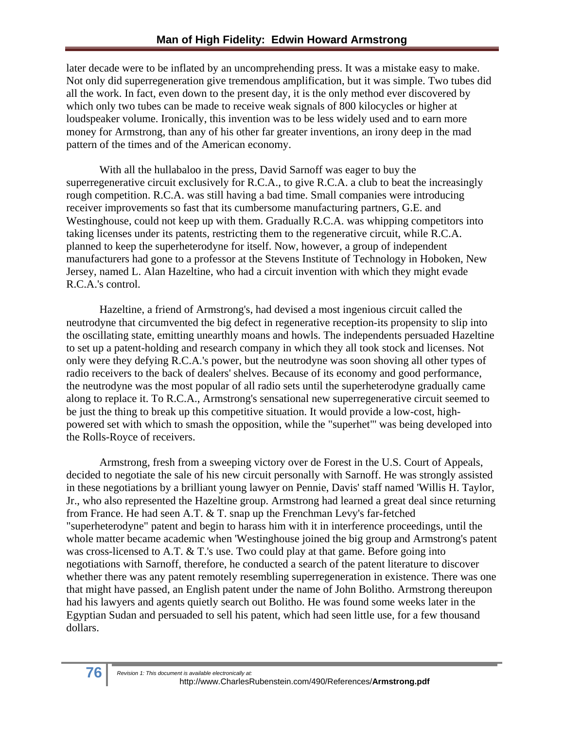later decade were to be inflated by an uncomprehending press. It was a mistake easy to make. Not only did superregeneration give tremendous amplification, but it was simple. Two tubes did all the work. In fact, even down to the present day, it is the only method ever discovered by which only two tubes can be made to receive weak signals of 800 kilocycles or higher at loudspeaker volume. Ironically, this invention was to be less widely used and to earn more money for Armstrong, than any of his other far greater inventions, an irony deep in the mad pattern of the times and of the American economy.

With all the hullabaloo in the press, David Sarnoff was eager to buy the superregenerative circuit exclusively for R.C.A., to give R.C.A. a club to beat the increasingly rough competition. R.C.A. was still having a bad time. Small companies were introducing receiver improvements so fast that its cumbersome manufacturing partners, G.E. and Westinghouse, could not keep up with them. Gradually R.C.A. was whipping competitors into taking licenses under its patents, restricting them to the regenerative circuit, while R.C.A. planned to keep the superheterodyne for itself. Now, however, a group of independent manufacturers had gone to a professor at the Stevens Institute of Technology in Hoboken, New Jersey, named L. Alan Hazeltine, who had a circuit invention with which they might evade R.C.A.'s control.

Hazeltine, a friend of Armstrong's, had devised a most ingenious circuit called the neutrodyne that circumvented the big defect in regenerative reception-its propensity to slip into the oscillating state, emitting unearthly moans and howls. The independents persuaded Hazeltine to set up a patent-holding and research company in which they all took stock and licenses. Not only were they defying R.C.A.'s power, but the neutrodyne was soon shoving all other types of radio receivers to the back of dealers' shelves. Because of its economy and good performance, the neutrodyne was the most popular of all radio sets until the superheterodyne gradually came along to replace it. To R.C.A., Armstrong's sensational new superregenerative circuit seemed to be just the thing to break up this competitive situation. It would provide a low-cost, high-powered set with which to smash the opposition, while the "superhet'" was being developed into the Rolls-Royce of receivers.

Armstrong, fresh from a sweeping victory over de Forest in the U.S. Court of Appeals, decided to negotiate the sale of his new circuit personally with Sarnoff. He was strongly assisted in these negotiations by a brilliant young lawyer on Pennie, Davis' staff named 'Willis H. Taylor, Jr., who also represented the Hazeltine group. Armstrong had learned a great deal since returning from France. He had seen A.T. & T. snap up the Frenchman Levy's far-fetched "superheterodyne" patent and begin to harass him with it in interference proceedings, until the whole matter became academic when 'Westinghouse joined the big group and Armstrong's patent was cross-licensed to A.T. & T.'s use. Two could play at that game. Before going into negotiations with Sarnoff, therefore, he conducted a search of the patent literature to discover whether there was any patent remotely resembling superregeneration in existence. There was one that might have passed, an English patent under the name of John Bolitho. Armstrong thereupon had his lawyers and agents quietly search out Bolitho. He was found some weeks later in the Egyptian Sudan and persuaded to sell his patent, which had seen little use, for a few thousand dollars.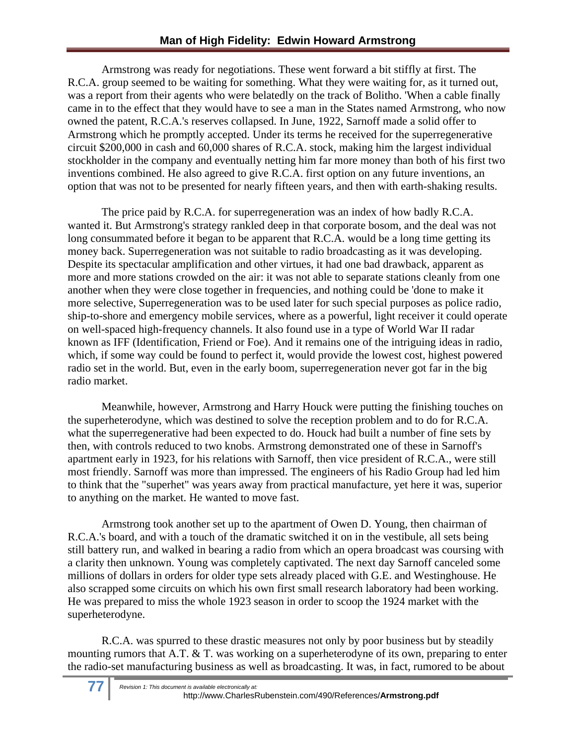Armstrong was ready for negotiations. These went forward a bit stiffly at first. The R.C.A. group seemed to be waiting for something. What they were waiting for, as it turned out, was a report from their agents who were belatedly on the track of Bolitho. 'When a cable finally came in to the effect that they would have to see a man in the States named Armstrong, who now owned the patent, R.C.A.'s reserves collapsed. In June, 1922, Sarnoff made a solid offer to Armstrong which he promptly accepted. Under its terms he received for the superregenerative circuit $200,000 in cash and 60,000 shares of R.C.A. stock, making him the largest individual stockholder in the company and eventually netting him far more money than both of his first two inventions combined. He also agreed to give R.C.A. first option on any future inventions, an option that was not to be presented for nearly fifteen years, and then with earth-shaking results.

The price paid by R.C.A. for superregeneration was an index of how badly R.C.A. wanted it. But Armstrong's strategy rankled deep in that corporate bosom, and the deal was not long consummated before it began to be apparent that R.C.A. would be a long time getting its money back. Superregeneration was not suitable to radio broadcasting as it was developing. Despite its spectacular amplification and other virtues, it had one bad drawback, apparent as more and more stations crowded on the air: it was not able to separate stations cleanly from one another when they were close together in frequencies, and nothing could be 'done to make it more selective, Superregeneration was to be used later for such special purposes as police radio, ship-to-shore and emergency mobile services, where as a powerful, light receiver it could operate on well-spaced high-frequency channels. It also found use in a type of World War II radar known as IFF (Identification, Friend or Foe). And it remains one of the intriguing ideas in radio, which, if some way could be found to perfect it, would provide the lowest cost, highest powered radio set in the world. But, even in the early boom, superregeneration never got far in the big radio market.

Meanwhile, however, Armstrong and Harry Houck were putting the finishing touches on the superheterodyne, which was destined to solve the reception problem and to do for R.C.A. what the superregenerative had been expected to do. Houck had built a number of fine sets by then, with controls reduced to two knobs. Armstrong demonstrated one of these in Sarnoff's apartment early in 1923, for his relations with Sarnoff, then vice president of R.C.A., were still most friendly. Sarnoff was more than impressed. The engineers of his Radio Group had led him to think that the "superhet" was years away from practical manufacture, yet here it was, superior to anything on the market. He wanted to move fast.

Armstrong took another set up to the apartment of Owen D. Young, then chairman of R.C.A.'s board, and with a touch of the dramatic switched it on in the vestibule, all sets being still battery run, and walked in bearing a radio from which an opera broadcast was coursing with a clarity then unknown. Young was completely captivated. The next day Sarnoff canceled some millions of dollars in orders for older type sets already placed with G.E. and Westinghouse. He also scrapped some circuits on which his own first small research laboratory had been working. He was prepared to miss the whole 1923 season in order to scoop the 1924 market with the superheterodyne.

R.C.A. was spurred to these drastic measures not only by poor business but by steadily mounting rumors that A.T. & T. was working on a superheterodyne of its own, preparing to enter the radio-set manufacturing business as well as broadcasting. It was, in fact, rumored to be about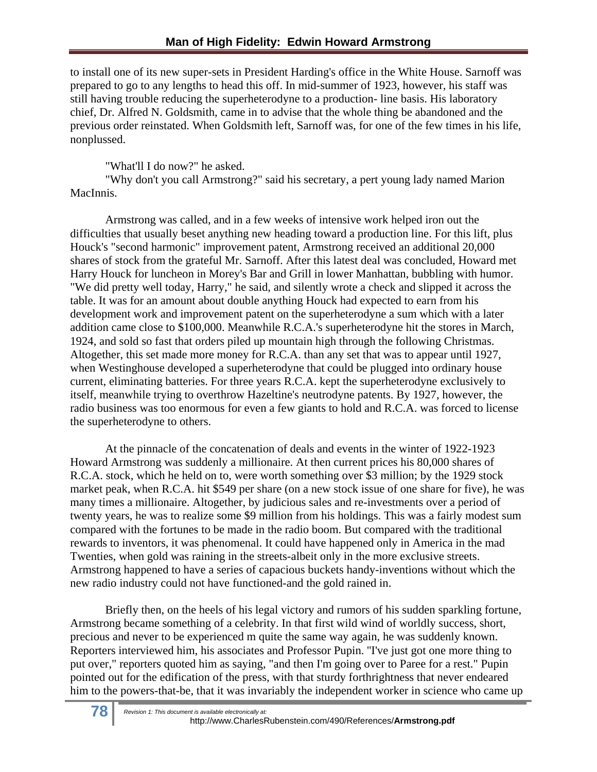to install one of its new super-sets in President Harding's office in the White House. Sarnoff was prepared to go to any lengths to head this off. In mid-summer of 1923, however, his staff was still having trouble reducing the superheterodyne to a production- line basis. His laboratory chief, Dr. Alfred N. Goldsmith, came in to advise that the whole thing be abandoned and the previous order reinstated. When Goldsmith left, Sarnoff was, for one of the few times in his life, nonplussed.

"What'll I do now?" he asked.

"Why don't you call Armstrong?" said his secretary, a pert young lady named Marion MacInnis.

Armstrong was called, and in a few weeks of intensive work helped iron out the difficulties that usually beset anything new heading toward a production line. For this lift, plus Houck's "second harmonic" improvement patent, Armstrong received an additional 20,000 shares of stock from the grateful Mr. Sarnoff. After this latest deal was concluded, Howard met Harry Houck for luncheon in Morey's Bar and Grill in lower Manhattan, bubbling with humor. "We did pretty well today, Harry," he said, and silently wrote a check and slipped it across the table. It was for an amount about double anything Houck had expected to earn from his development work and improvement patent on the superheterodyne a sum which with a later addition came close to $100,000. Meanwhile R.C.A.'s superheterodyne hit the stores in March, 1924, and sold so fast that orders piled up mountain high through the following Christmas. Altogether, this set made more money for R.C.A. than any set that was to appear until 1927, when Westinghouse developed a superheterodyne that could be plugged into ordinary house current, eliminating batteries. For three years R.C.A. kept the superheterodyne exclusively to itself, meanwhile trying to overthrow Hazeltine's neutrodyne patents. By 1927, however, the radio business was too enormous for even a few giants to hold and R.C.A. was forced to license the superheterodyne to others.

At the pinnacle of the concatenation of deals and events in the winter of 1922-1923 Howard Armstrong was suddenly a millionaire. At then current prices his 80,000 shares of R.C.A. stock, which he held on to, were worth something over $3 million; by the 1929 stock market peak, when R.C.A. hit $549 per share (on a new stock issue of one share for five), he was many times a millionaire. Altogether, by judicious sales and re-investments over a period of twenty years, he was to realize some $9 million from his holdings. This was a fairly modest sum compared with the fortunes to be made in the radio boom. But compared with the traditional rewards to inventors, it was phenomenal. It could have happened only in America in the mad Twenties, when gold was raining in the streets-albeit only in the more exclusive streets. Armstrong happened to have a series of capacious buckets handy-inventions without which the new radio industry could not have functioned-and the gold rained in.

Briefly then, on the heels of his legal victory and rumors of his sudden sparkling fortune, Armstrong became something of a celebrity. In that first wild wind of worldly success, short, precious and never to be experienced m quite the same way again, he was suddenly known. Reporters interviewed him, his associates and Professor Pupin. "I've just got one more thing to put over," reporters quoted him as saying, "and then I'm going over to Paree for a rest." Pupin pointed out for the edification of the press, with that sturdy forthrightness that never endeared him to the powers-that-be, that it was invariably the independent worker in science who came up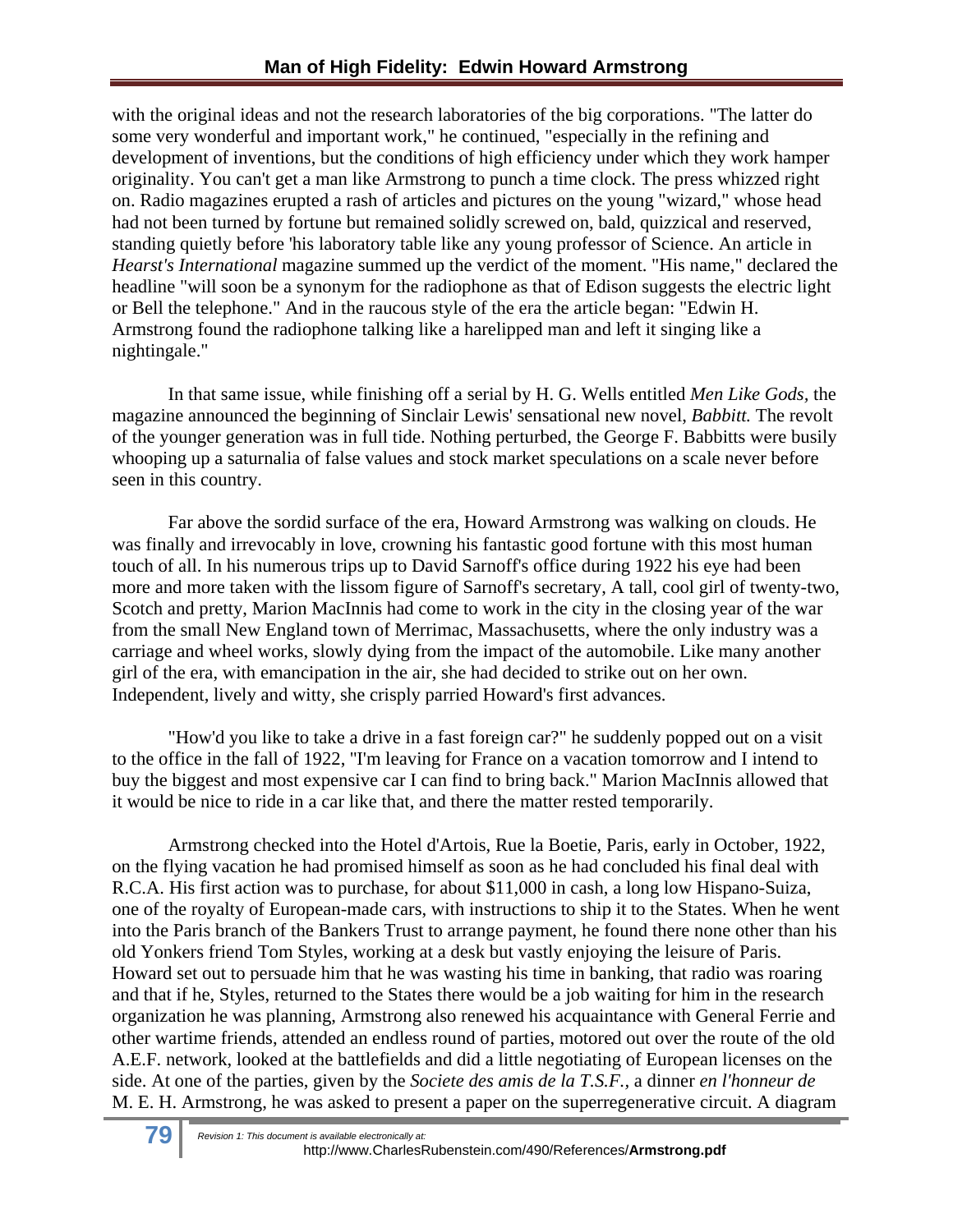with the original ideas and not the research laboratories of the big corporations. "The latter do some very wonderful and important work," he continued, "especially in the refining and development of inventions, but the conditions of high efficiency under which they work hamper originality. You can't get a man like Armstrong to punch a time clock. The press whizzed right on. Radio magazines erupted a rash of articles and pictures on the young "wizard," whose head had not been turned by fortune but remained solidly screwed on, bald, quizzical and reserved, standing quietly before 'his laboratory table like any young professor of Science. An article in *Hearst's International* magazine summed up the verdict of the moment. "His name," declared the headline "will soon be a synonym for the radiophone as that of Edison suggests the electric light or Bell the telephone." And in the raucous style of the era the article began: "Edwin H. Armstrong found the radiophone talking like a harelipped man and left it singing like a nightingale."

In that same issue, while finishing off a serial by H. G. Wells entitled *Men Like Gods*, the magazine announced the beginning of Sinclair Lewis' sensational new novel, *Babbitt.* The revolt of the younger generation was in full tide. Nothing perturbed, the George F. Babbitts were busily whooping up a saturnalia of false values and stock market speculations on a scale never before seen in this country.

Far above the sordid surface of the era, Howard Armstrong was walking on clouds. He was finally and irrevocably in love, crowning his fantastic good fortune with this most human touch of all. In his numerous trips up to David Sarnoff's office during 1922 his eye had been more and more taken with the lissom figure of Sarnoff's secretary, A tall, cool girl of twenty-two, Scotch and pretty, Marion MacInnis had come to work in the city in the closing year of the war from the small New England town of Merrimac, Massachusetts, where the only industry was a carriage and wheel works, slowly dying from the impact of the automobile. Like many another girl of the era, with emancipation in the air, she had decided to strike out on her own. Independent, lively and witty, she crisply parried Howard's first advances.

"How'd you like to take a drive in a fast foreign car?" he suddenly popped out on a visit to the office in the fall of 1922, "I'm leaving for France on a vacation tomorrow and I intend to buy the biggest and most expensive car I can find to bring back." Marion MacInnis allowed that it would be nice to ride in a car like that, and there the matter rested temporarily.

Armstrong checked into the Hotel d'Artois, Rue la Boetie, Paris, early in October, 1922, on the flying vacation he had promised himself as soon as he had concluded his final deal with R.C.A. His first action was to purchase, for about $11,000 in cash, a long low Hispano-Suiza, one of the royalty of European-made cars, with instructions to ship it to the States. When he went into the Paris branch of the Bankers Trust to arrange payment, he found there none other than his old Yonkers friend Tom Styles, working at a desk but vastly enjoying the leisure of Paris. Howard set out to persuade him that he was wasting his time in banking, that radio was roaring and that if he, Styles, returned to the States there would be a job waiting for him in the research organization he was planning, Armstrong also renewed his acquaintance with General Ferrie and other wartime friends, attended an endless round of parties, motored out over the route of the old A.E.F. network, looked at the battlefields and did a little negotiating of European licenses on the side. At one of the parties, given by the *Societe des amis de la T.S.F.*, a dinner *en l'honneur de* M. E. H. Armstrong, he was asked to present a paper on the superregenerative circuit. A diagram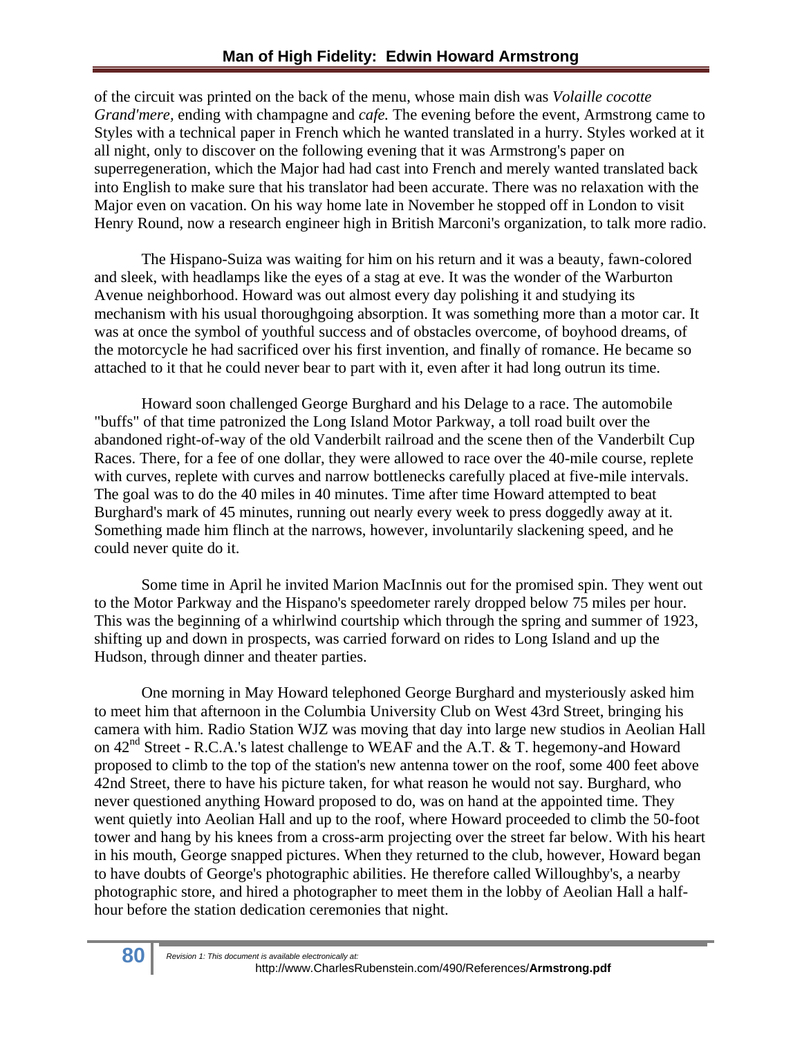of the circuit was printed on the back of the menu, whose main dish was *Volaille cocotte Grand'mere,* ending with champagne and *cafe.* The evening before the event, Armstrong came to Styles with a technical paper in French which he wanted translated in a hurry. Styles worked at it all night, only to discover on the following evening that it was Armstrong's paper on superregeneration, which the Major had had cast into French and merely wanted translated back into English to make sure that his translator had been accurate. There was no relaxation with the Major even on vacation. On his way home late in November he stopped off in London to visit Henry Round, now a research engineer high in British Marconi's organization, to talk more radio.

The Hispano-Suiza was waiting for him on his return and it was a beauty, fawn-colored and sleek, with headlamps like the eyes of a stag at eve. It was the wonder of the Warburton Avenue neighborhood. Howard was out almost every day polishing it and studying its mechanism with his usual thoroughgoing absorption. It was something more than a motor car. It was at once the symbol of youthful success and of obstacles overcome, of boyhood dreams, of the motorcycle he had sacrificed over his first invention, and finally of romance. He became so attached to it that he could never bear to part with it, even after it had long outrun its time.

Howard soon challenged George Burghard and his Delage to a race. The automobile "buffs" of that time patronized the Long Island Motor Parkway, a toll road built over the abandoned right-of-way of the old Vanderbilt railroad and the scene then of the Vanderbilt Cup Races. There, for a fee of one dollar, they were allowed to race over the 40-mile course, replete with curves, replete with curves and narrow bottlenecks carefully placed at five-mile intervals. The goal was to do the 40 miles in 40 minutes. Time after time Howard attempted to beat Burghard's mark of 45 minutes, running out nearly every week to press doggedly away at it. Something made him flinch at the narrows, however, involuntarily slackening speed, and he could never quite do it.

Some time in April he invited Marion MacInnis out for the promised spin. They went out to the Motor Parkway and the Hispano's speedometer rarely dropped below 75 miles per hour. This was the beginning of a whirlwind courtship which through the spring and summer of 1923, shifting up and down in prospects, was carried forward on rides to Long Island and up the Hudson, through dinner and theater parties.

One morning in May Howard telephoned George Burghard and mysteriously asked him to meet him that afternoon in the Columbia University Club on West 43rd Street, bringing his camera with him. Radio Station WJZ was moving that day into large new studios in Aeolian Hall on 42nd Street - R.C.A.'s latest challenge to WEAF and the A.T. & T. hegemony-and Howard proposed to climb to the top of the station's new antenna tower on the roof, some 400 feet above 42nd Street, there to have his picture taken, for what reason he would not say. Burghard, who never questioned anything Howard proposed to do, was on hand at the appointed time. They went quietly into Aeolian Hall and up to the roof, where Howard proceeded to climb the 50-foot tower and hang by his knees from a cross-arm projecting over the street far below. With his heart in his mouth, George snapped pictures. When they returned to the club, however, Howard began to have doubts of George's photographic abilities. He therefore called Willoughby's, a nearby photographic store, and hired a photographer to meet them in the lobby of Aeolian Hall a half-hour before the station dedication ceremonies that night.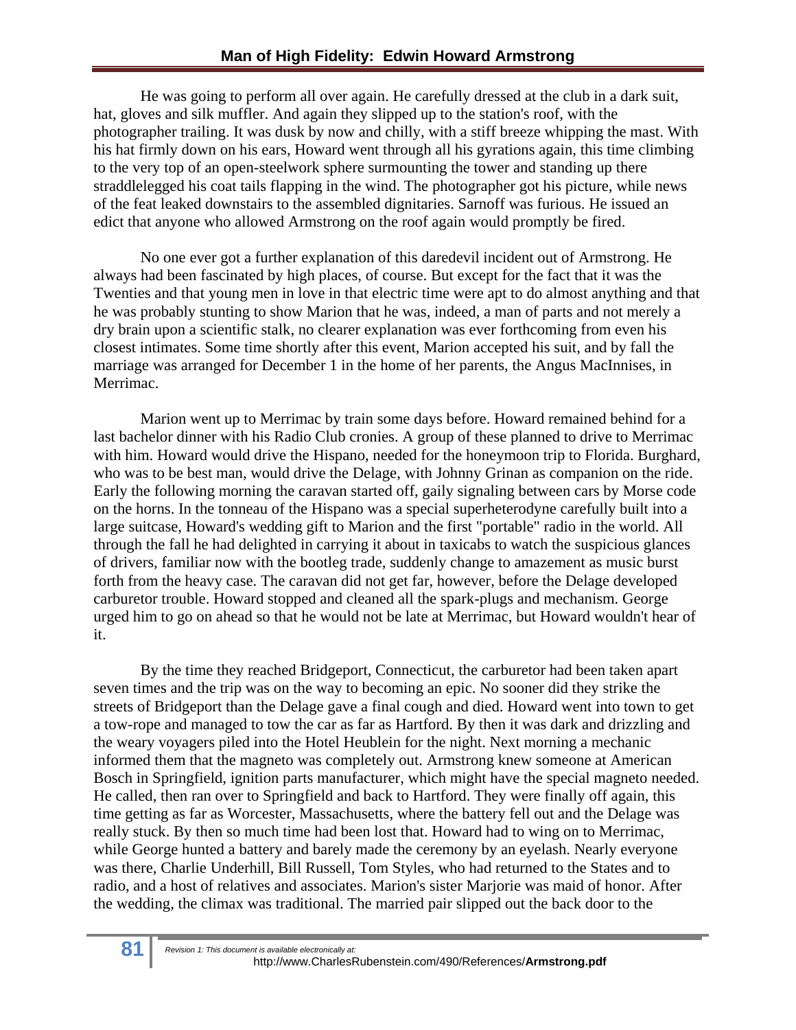He was going to perform all over again. He carefully dressed at the club in a dark suit, hat, gloves and silk muffler. And again they slipped up to the station's roof, with the photographer trailing. It was dusk by now and chilly, with a stiff breeze whipping the mast. With his hat firmly down on his ears, Howard went through all his gyrations again, this time climbing to the very top of an open-steelwork sphere surmounting the tower and standing up there straddlelegged his coat tails flapping in the wind. The photographer got his picture, while news of the feat leaked downstairs to the assembled dignitaries. Sarnoff was furious. He issued an edict that anyone who allowed Armstrong on the roof again would promptly be fired.

No one ever got a further explanation of this daredevil incident out of Armstrong. He always had been fascinated by high places, of course. But except for the fact that it was the Twenties and that young men in love in that electric time were apt to do almost anything and that he was probably stunting to show Marion that he was, indeed, a man of parts and not merely a dry brain upon a scientific stalk, no clearer explanation was ever forthcoming from even his closest intimates. Some time shortly after this event, Marion accepted his suit, and by fall the marriage was arranged for December 1 in the home of her parents, the Angus MacInnises, in Merrimac.

Marion went up to Merrimac by train some days before. Howard remained behind for a last bachelor dinner with his Radio Club cronies. A group of these planned to drive to Merrimac with him. Howard would drive the Hispano, needed for the honeymoon trip to Florida. Burghard, who was to be best man, would drive the Delage, with Johnny Grinan as companion on the ride. Early the following morning the caravan started off, gaily signaling between cars by Morse code on the horns. In the tonneau of the Hispano was a special superheterodyne carefully built into a large suitcase, Howard's wedding gift to Marion and the first "portable" radio in the world. All through the fall he had delighted in carrying it about in taxicabs to watch the suspicious glances of drivers, familiar now with the bootleg trade, suddenly change to amazement as music burst forth from the heavy case. The caravan did not get far, however, before the Delage developed carburetor trouble. Howard stopped and cleaned all the spark-plugs and mechanism. George urged him to go on ahead so that he would not be late at Merrimac, but Howard wouldn't hear of it.

By the time they reached Bridgeport, Connecticut, the carburetor had been taken apart seven times and the trip was on the way to becoming an epic. No sooner did they strike the streets of Bridgeport than the Delage gave a final cough and died. Howard went into town to get a tow-rope and managed to tow the car as far as Hartford. By then it was dark and drizzling and the weary voyagers piled into the Hotel Heublein for the night. Next morning a mechanic informed them that the magneto was completely out. Armstrong knew someone at American Bosch in Springfield, ignition parts manufacturer, which might have the special magneto needed. He called, then ran over to Springfield and back to Hartford. They were finally off again, this time getting as far as Worcester, Massachusetts, where the battery fell out and the Delage was really stuck. By then so much time had been lost that. Howard had to wing on to Merrimac, while George hunted a battery and barely made the ceremony by an eyelash. Nearly everyone was there, Charlie Underhill, Bill Russell, Tom Styles, who had returned to the States and to radio, and a host of relatives and associates. Marion's sister Marjorie was maid of honor. After the wedding, the climax was traditional. The married pair slipped out the back door to the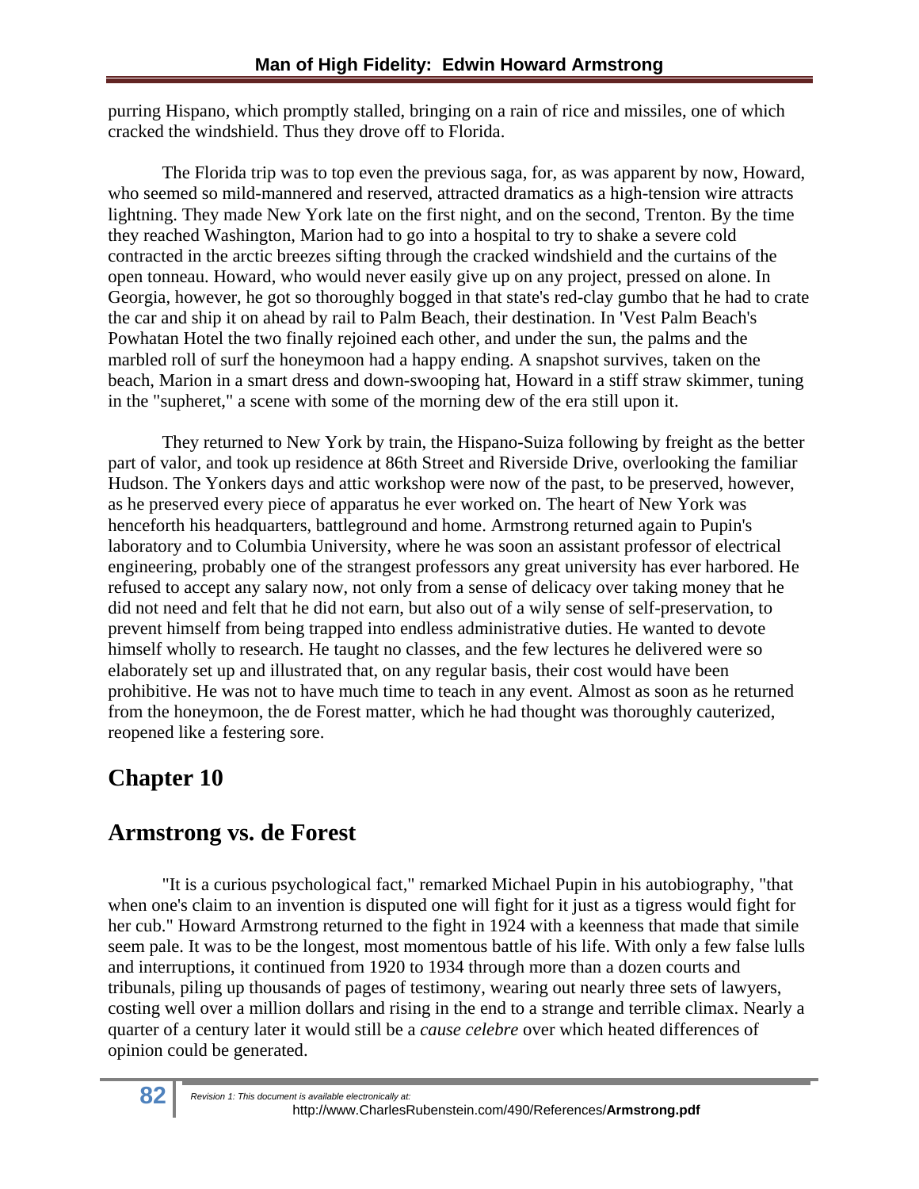purring Hispano, which promptly stalled, bringing on a rain of rice and missiles, one of which cracked the windshield. Thus they drove off to Florida.

The Florida trip was to top even the previous saga, for, as was apparent by now, Howard, who seemed so mild-mannered and reserved, attracted dramatics as a high-tension wire attracts lightning. They made New York late on the first night, and on the second, Trenton. By the time they reached Washington, Marion had to go into a hospital to try to shake a severe cold contracted in the arctic breezes sifting through the cracked windshield and the curtains of the open tonneau. Howard, who would never easily give up on any project, pressed on alone. In Georgia, however, he got so thoroughly bogged in that state's red-clay gumbo that he had to crate the car and ship it on ahead by rail to Palm Beach, their destination. In 'Vest Palm Beach's Powhatan Hotel the two finally rejoined each other, and under the sun, the palms and the marbled roll of surf the honeymoon had a happy ending. A snapshot survives, taken on the beach, Marion in a smart dress and down-swooping hat, Howard in a stiff straw skimmer, tuning in the "supheret," a scene with some of the morning dew of the era still upon it.

They returned to New York by train, the Hispano-Suiza following by freight as the better part of valor, and took up residence at 86th Street and Riverside Drive, overlooking the familiar Hudson. The Yonkers days and attic workshop were now of the past, to be preserved, however, as he preserved every piece of apparatus he ever worked on. The heart of New York was henceforth his headquarters, battleground and home. Armstrong returned again to Pupin's laboratory and to Columbia University, where he was soon an assistant professor of electrical engineering, probably one of the strangest professors any great university has ever harbored. He refused to accept any salary now, not only from a sense of delicacy over taking money that he did not need and felt that he did not earn, but also out of a wily sense of self-preservation, to prevent himself from being trapped into endless administrative duties. He wanted to devote himself wholly to research. He taught no classes, and the few lectures he delivered were so elaborately set up and illustrated that, on any regular basis, their cost would have been prohibitive. He was not to have much time to teach in any event. Almost as soon as he returned from the honeymoon, the de Forest matter, which he had thought was thoroughly cauterized, reopened like a festering sore.

# Chapter 10

## Armstrong vs. de Forest

"It is a curious psychological fact," remarked Michael Pupin in his autobiography, "that when one's claim to an invention is disputed one will fight for it just as a tigress would fight for her cub." Howard Armstrong returned to the fight in 1924 with a keenness that made that simile seem pale. It was to be the longest, most momentous battle of his life. With only a few false lulls and interruptions, it continued from 1920 to 1934 through more than a dozen courts and tribunals, piling up thousands of pages of testimony, wearing out nearly three sets of lawyers, costing well over a million dollars and rising in the end to a strange and terrible climax. Nearly a quarter of a century later it would still be a *cause celebre* over which heated differences of opinion could be generated.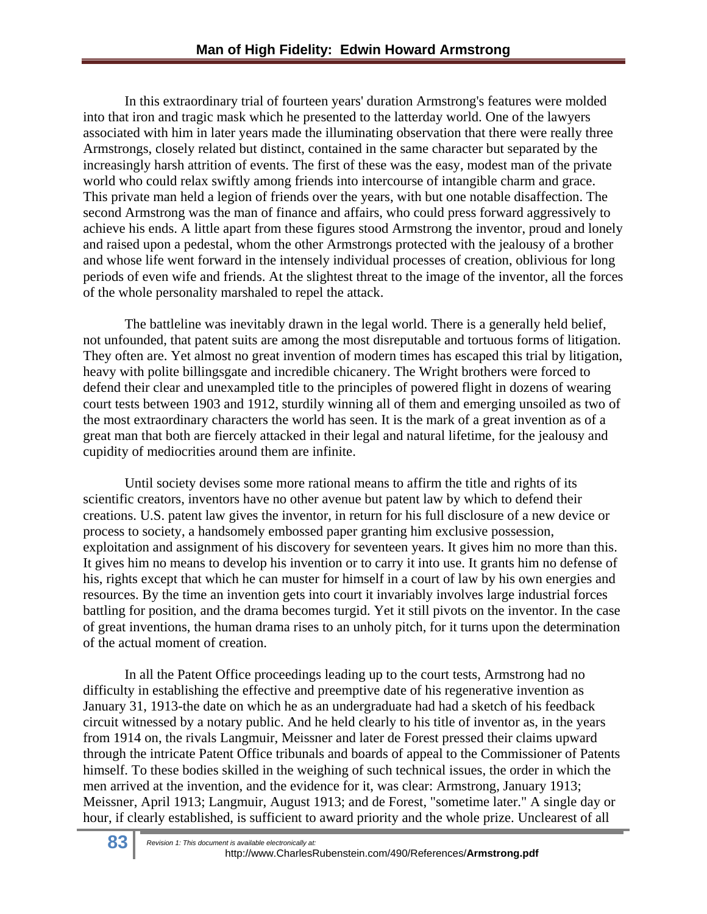In this extraordinary trial of fourteen years' duration Armstrong's features were molded into that iron and tragic mask which he presented to the latterday world. One of the lawyers associated with him in later years made the illuminating observation that there were really three Armstrongs, closely related but distinct, contained in the same character but separated by the increasingly harsh attrition of events. The first of these was the easy, modest man of the private world who could relax swiftly among friends into intercourse of intangible charm and grace. This private man held a legion of friends over the years, with but one notable disaffection. The second Armstrong was the man of finance and affairs, who could press forward aggressively to achieve his ends. A little apart from these figures stood Armstrong the inventor, proud and lonely and raised upon a pedestal, whom the other Armstrongs protected with the jealousy of a brother and whose life went forward in the intensely individual processes of creation, oblivious for long periods of even wife and friends. At the slightest threat to the image of the inventor, all the forces of the whole personality marshaled to repel the attack.

The battleline was inevitably drawn in the legal world. There is a generally held belief, not unfounded, that patent suits are among the most disreputable and tortuous forms of litigation. They often are. Yet almost no great invention of modern times has escaped this trial by litigation, heavy with polite billingsgate and incredible chicanery. The Wright brothers were forced to defend their clear and unexampled title to the principles of powered flight in dozens of wearing court tests between 1903 and 1912, sturdily winning all of them and emerging unsoiled as two of the most extraordinary characters the world has seen. It is the mark of a great invention as of a great man that both are fiercely attacked in their legal and natural lifetime, for the jealousy and cupidity of mediocrities around them are infinite.

Until society devises some more rational means to affirm the title and rights of its scientific creators, inventors have no other avenue but patent law by which to defend their creations. U.S. patent law gives the inventor, in return for his full disclosure of a new device or process to society, a handsomely embossed paper granting him exclusive possession, exploitation and assignment of his discovery for seventeen years. It gives him no more than this. It gives him no means to develop his invention or to carry it into use. It grants him no defense of his, rights except that which he can muster for himself in a court of law by his own energies and resources. By the time an invention gets into court it invariably involves large industrial forces battling for position, and the drama becomes turgid. Yet it still pivots on the inventor. In the case of great inventions, the human drama rises to an unholy pitch, for it turns upon the determination of the actual moment of creation.

In all the Patent Office proceedings leading up to the court tests, Armstrong had no difficulty in establishing the effective and preemptive date of his regenerative invention as January 31, 1913-the date on which he as an undergraduate had had a sketch of his feedback circuit witnessed by a notary public. And he held clearly to his title of inventor as, in the years from 1914 on, the rivals Langmuir, Meissner and later de Forest pressed their claims upward through the intricate Patent Office tribunals and boards of appeal to the Commissioner of Patents himself. To these bodies skilled in the weighing of such technical issues, the order in which the men arrived at the invention, and the evidence for it, was clear: Armstrong, January 1913; Meissner, April 1913; Langmuir, August 1913; and de Forest, "sometime later." A single day or hour, if clearly established, is sufficient to award priority and the whole prize. Unclearest of all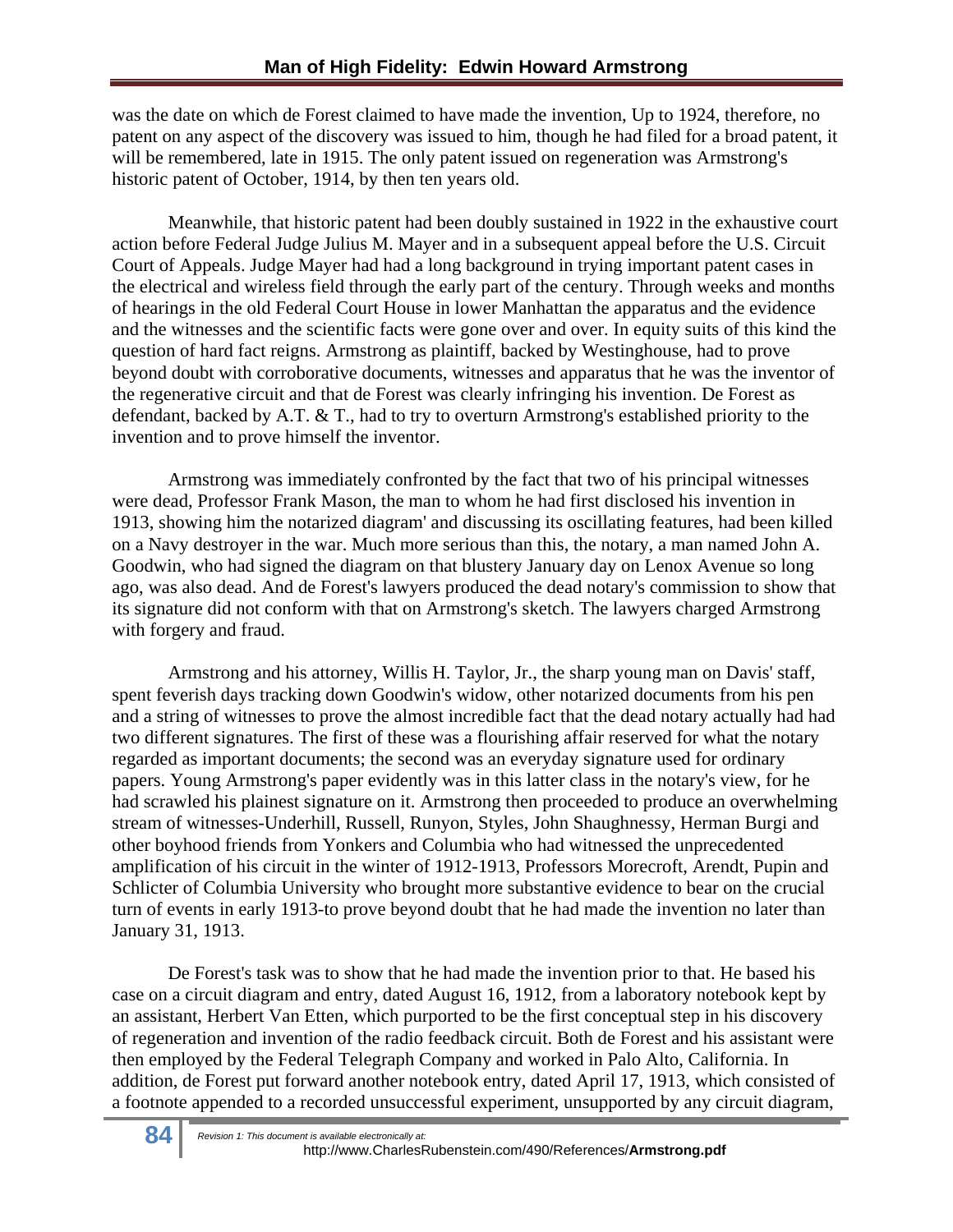was the date on which de Forest claimed to have made the invention, Up to 1924, therefore, no patent on any aspect of the discovery was issued to him, though he had filed for a broad patent, it will be remembered, late in 1915. The only patent issued on regeneration was Armstrong's historic patent of October, 1914, by then ten years old.

Meanwhile, that historic patent had been doubly sustained in 1922 in the exhaustive court action before Federal Judge Julius M. Mayer and in a subsequent appeal before the U.S. Circuit Court of Appeals. Judge Mayer had had a long background in trying important patent cases in the electrical and wireless field through the early part of the century. Through weeks and months of hearings in the old Federal Court House in lower Manhattan the apparatus and the evidence and the witnesses and the scientific facts were gone over and over. In equity suits of this kind the question of hard fact reigns. Armstrong as plaintiff, backed by Westinghouse, had to prove beyond doubt with corroborative documents, witnesses and apparatus that he was the inventor of the regenerative circuit and that de Forest was clearly infringing his invention. De Forest as defendant, backed by A.T. & T., had to try to overturn Armstrong's established priority to the invention and to prove himself the inventor.

Armstrong was immediately confronted by the fact that two of his principal witnesses were dead, Professor Frank Mason, the man to whom he had first disclosed his invention in 1913, showing him the notarized diagram' and discussing its oscillating features, had been killed on a Navy destroyer in the war. Much more serious than this, the notary, a man named John A. Goodwin, who had signed the diagram on that blustery January day on Lenox Avenue so long ago, was also dead. And de Forest's lawyers produced the dead notary's commission to show that its signature did not conform with that on Armstrong's sketch. The lawyers charged Armstrong with forgery and fraud.

Armstrong and his attorney, Willis H. Taylor, Jr., the sharp young man on Davis' staff, spent feverish days tracking down Goodwin's widow, other notarized documents from his pen and a string of witnesses to prove the almost incredible fact that the dead notary actually had had two different signatures. The first of these was a flourishing affair reserved for what the notary regarded as important documents; the second was an everyday signature used for ordinary papers. Young Armstrong's paper evidently was in this latter class in the notary's view, for he had scrawled his plainest signature on it. Armstrong then proceeded to produce an overwhelming stream of witnesses-Underhill, Russell, Runyon, Styles, John Shaughnessy, Herman Burgi and other boyhood friends from Yonkers and Columbia who had witnessed the unprecedented amplification of his circuit in the winter of 1912-1913, Professors Morecroft, Arendt, Pupin and Schlicter of Columbia University who brought more substantive evidence to bear on the crucial turn of events in early 1913-to prove beyond doubt that he had made the invention no later than January 31, 1913.

De Forest's task was to show that he had made the invention prior to that. He based his case on a circuit diagram and entry, dated August 16, 1912, from a laboratory notebook kept by an assistant, Herbert Van Etten, which purported to be the first conceptual step in his discovery of regeneration and invention of the radio feedback circuit. Both de Forest and his assistant were then employed by the Federal Telegraph Company and worked in Palo Alto, California. In addition, de Forest put forward another notebook entry, dated April 17, 1913, which consisted of a footnote appended to a recorded unsuccessful experiment, unsupported by any circuit diagram,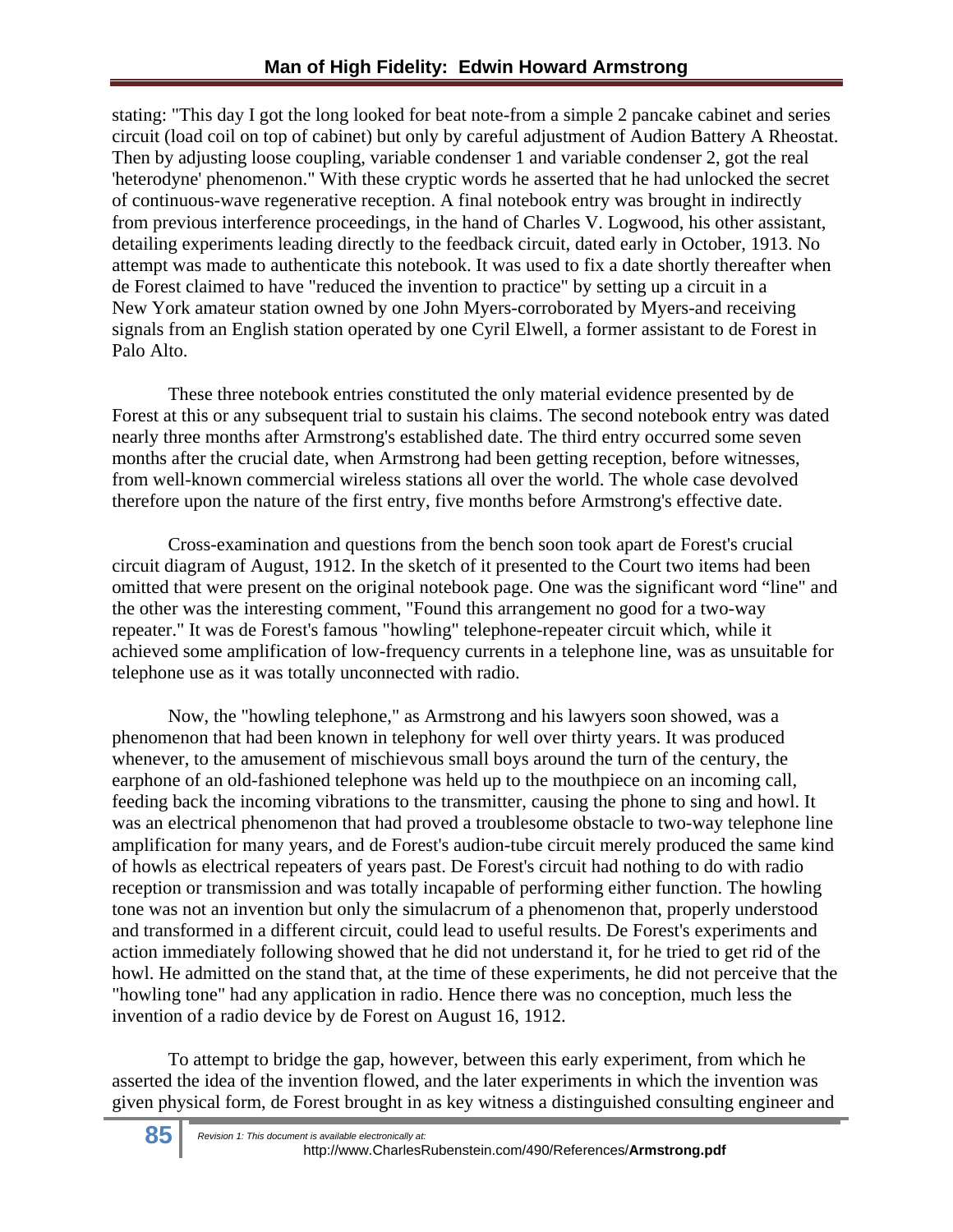stating: "This day I got the long looked for beat note-from a simple 2 pancake cabinet and series circuit (load coil on top of cabinet) but only by careful adjustment of Audion Battery A Rheostat. Then by adjusting loose coupling, variable condenser 1 and variable condenser 2, got the real 'heterodyne' phenomenon." With these cryptic words he asserted that he had unlocked the secret of continuous-wave regenerative reception. A final notebook entry was brought in indirectly from previous interference proceedings, in the hand of Charles V. Logwood, his other assistant, detailing experiments leading directly to the feedback circuit, dated early in October, 1913. No attempt was made to authenticate this notebook. It was used to fix a date shortly thereafter when de Forest claimed to have "reduced the invention to practice" by setting up a circuit in a New York amateur station owned by one John Myers-corroborated by Myers-and receiving signals from an English station operated by one Cyril Elwell, a former assistant to de Forest in Palo Alto.

These three notebook entries constituted the only material evidence presented by de Forest at this or any subsequent trial to sustain his claims. The second notebook entry was dated nearly three months after Armstrong's established date. The third entry occurred some seven months after the crucial date, when Armstrong had been getting reception, before witnesses, from well-known commercial wireless stations all over the world. The whole case devolved therefore upon the nature of the first entry, five months before Armstrong's effective date.

Cross-examination and questions from the bench soon took apart de Forest's crucial circuit diagram of August, 1912. In the sketch of it presented to the Court two items had been omitted that were present on the original notebook page. One was the significant word "line" and the other was the interesting comment, "Found this arrangement no good for a two-way repeater." It was de Forest's famous "howling" telephone-repeater circuit which, while it achieved some amplification of low-frequency currents in a telephone line, was as unsuitable for telephone use as it was totally unconnected with radio.

Now, the "howling telephone," as Armstrong and his lawyers soon showed, was a phenomenon that had been known in telephony for well over thirty years. It was produced whenever, to the amusement of mischievous small boys around the turn of the century, the earphone of an old-fashioned telephone was held up to the mouthpiece on an incoming call, feeding back the incoming vibrations to the transmitter, causing the phone to sing and howl. It was an electrical phenomenon that had proved a troublesome obstacle to two-way telephone line amplification for many years, and de Forest's audion-tube circuit merely produced the same kind of howls as electrical repeaters of years past. De Forest's circuit had nothing to do with radio reception or transmission and was totally incapable of performing either function. The howling tone was not an invention but only the simulacrum of a phenomenon that, properly understood and transformed in a different circuit, could lead to useful results. De Forest's experiments and action immediately following showed that he did not understand it, for he tried to get rid of the howl. He admitted on the stand that, at the time of these experiments, he did not perceive that the "howling tone" had any application in radio. Hence there was no conception, much less the invention of a radio device by de Forest on August 16, 1912.

To attempt to bridge the gap, however, between this early experiment, from which he asserted the idea of the invention flowed, and the later experiments in which the invention was given physical form, de Forest brought in as key witness a distinguished consulting engineer and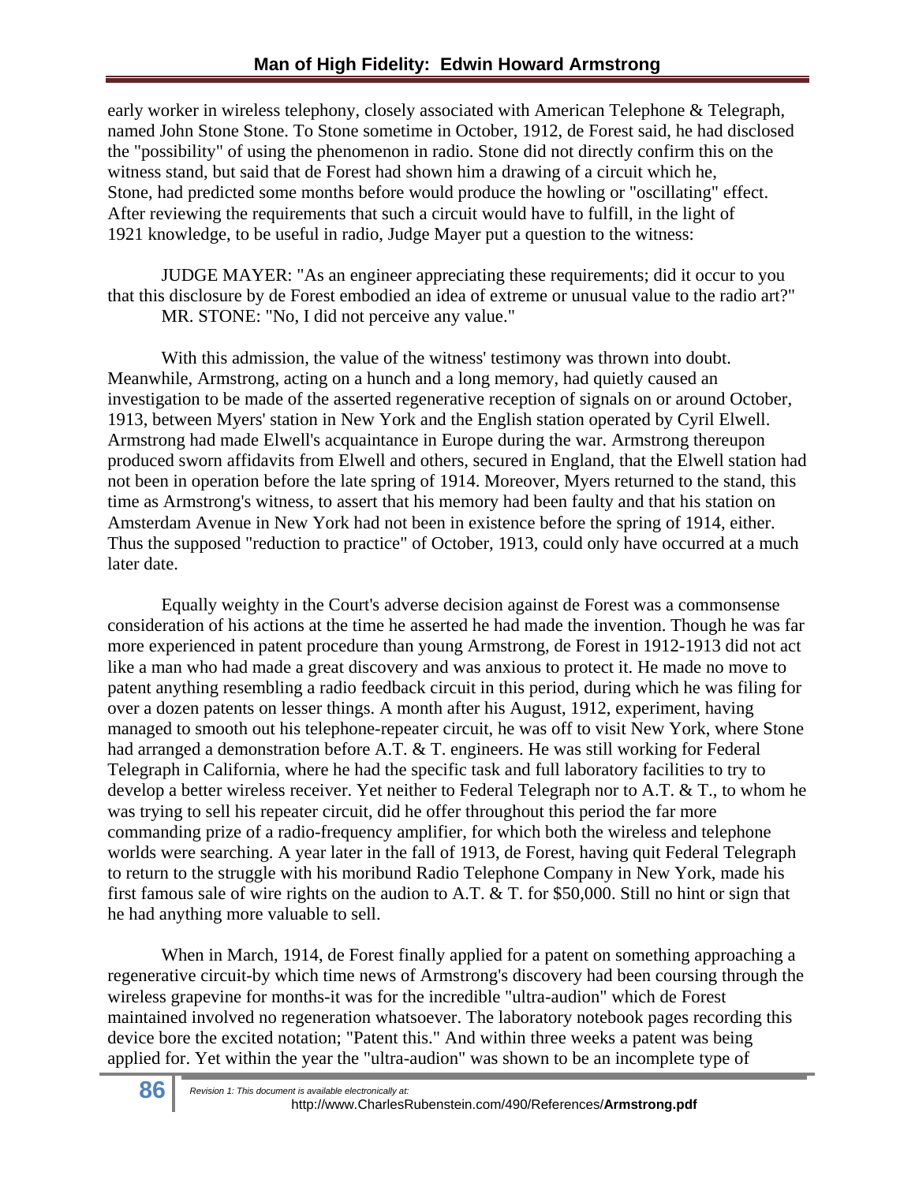early worker in wireless telephony, closely associated with American Telephone & Telegraph, named John Stone Stone. To Stone sometime in October, 1912, de Forest said, he had disclosed the "possibility" of using the phenomenon in radio. Stone did not directly confirm this on the witness stand, but said that de Forest had shown him a drawing of a circuit which he, Stone, had predicted some months before would produce the howling or "oscillating" effect. After reviewing the requirements that such a circuit would have to fulfill, in the light of 1921 knowledge, to be useful in radio, Judge Mayer put a question to the witness:

JUDGE MAYER: "As an engineer appreciating these requirements; did it occur to you that this disclosure by de Forest embodied an idea of extreme or unusual value to the radio art?"
MR. STONE: "No, I did not perceive any value."

With this admission, the value of the witness' testimony was thrown into doubt. Meanwhile, Armstrong, acting on a hunch and a long memory, had quietly caused an investigation to be made of the asserted regenerative reception of signals on or around October, 1913, between Myers' station in New York and the English station operated by Cyril Elwell. Armstrong had made Elwell's acquaintance in Europe during the war. Armstrong thereupon produced sworn affidavits from Elwell and others, secured in England, that the Elwell station had not been in operation before the late spring of 1914. Moreover, Myers returned to the stand, this time as Armstrong's witness, to assert that his memory had been faulty and that his station on Amsterdam Avenue in New York had not been in existence before the spring of 1914, either. Thus the supposed "reduction to practice" of October, 1913, could only have occurred at a much later date.

Equally weighty in the Court's adverse decision against de Forest was a commonsense consideration of his actions at the time he asserted he had made the invention. Though he was far more experienced in patent procedure than young Armstrong, de Forest in 1912-1913 did not act like a man who had made a great discovery and was anxious to protect it. He made no move to patent anything resembling a radio feedback circuit in this period, during which he was filing for over a dozen patents on lesser things. A month after his August, 1912, experiment, having managed to smooth out his telephone-repeater circuit, he was off to visit New York, where Stone had arranged a demonstration before A.T. & T. engineers. He was still working for Federal Telegraph in California, where he had the specific task and full laboratory facilities to try to develop a better wireless receiver. Yet neither to Federal Telegraph nor to A.T. & T., to whom he was trying to sell his repeater circuit, did he offer throughout this period the far more commanding prize of a radio-frequency amplifier, for which both the wireless and telephone worlds were searching. A year later in the fall of 1913, de Forest, having quit Federal Telegraph to return to the struggle with his moribund Radio Telephone Company in New York, made his first famous sale of wire rights on the audion to A.T. & T. for $50,000. Still no hint or sign that he had anything more valuable to sell.

When in March, 1914, de Forest finally applied for a patent on something approaching a regenerative circuit-by which time news of Armstrong's discovery had been coursing through the wireless grapevine for months-it was for the incredible "ultra-audion" which de Forest maintained involved no regeneration whatsoever. The laboratory notebook pages recording this device bore the excited notation; "Patent this." And within three weeks a patent was being applied for. Yet within the year the "ultra-audion" was shown to be an incomplete type of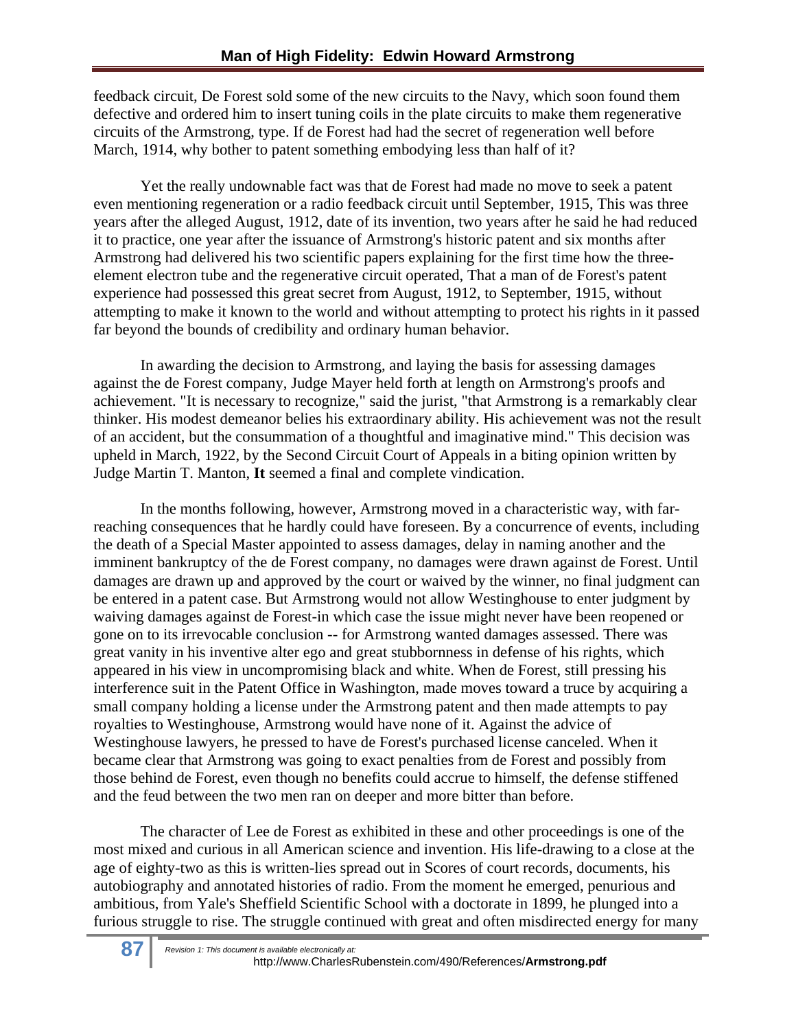feedback circuit, De Forest sold some of the new circuits to the Navy, which soon found them defective and ordered him to insert tuning coils in the plate circuits to make them regenerative circuits of the Armstrong, type. If de Forest had had the secret of regeneration well before March, 1914, why bother to patent something embodying less than half of it?

Yet the really undownable fact was that de Forest had made no move to seek a patent even mentioning regeneration or a radio feedback circuit until September, 1915, This was three years after the alleged August, 1912, date of its invention, two years after he said he had reduced it to practice, one year after the issuance of Armstrong's historic patent and six months after Armstrong had delivered his two scientific papers explaining for the first time how the three-element electron tube and the regenerative circuit operated, That a man of de Forest's patent experience had possessed this great secret from August, 1912, to September, 1915, without attempting to make it known to the world and without attempting to protect his rights in it passed far beyond the bounds of credibility and ordinary human behavior.

In awarding the decision to Armstrong, and laying the basis for assessing damages against the de Forest company, Judge Mayer held forth at length on Armstrong's proofs and achievement. "It is necessary to recognize," said the jurist, "that Armstrong is a remarkably clear thinker. His modest demeanor belies his extraordinary ability. His achievement was not the result of an accident, but the consummation of a thoughtful and imaginative mind." This decision was upheld in March, 1922, by the Second Circuit Court of Appeals in a biting opinion written by Judge Martin T. Manton, **It** seemed a final and complete vindication.

In the months following, however, Armstrong moved in a characteristic way, with far-reaching consequences that he hardly could have foreseen. By a concurrence of events, including the death of a Special Master appointed to assess damages, delay in naming another and the imminent bankruptcy of the de Forest company, no damages were drawn against de Forest. Until damages are drawn up and approved by the court or waived by the winner, no final judgment can be entered in a patent case. But Armstrong would not allow Westinghouse to enter judgment by waiving damages against de Forest-in which case the issue might never have been reopened or gone on to its irrevocable conclusion -- for Armstrong wanted damages assessed. There was great vanity in his inventive alter ego and great stubbornness in defense of his rights, which appeared in his view in uncompromising black and white. When de Forest, still pressing his interference suit in the Patent Office in Washington, made moves toward a truce by acquiring a small company holding a license under the Armstrong patent and then made attempts to pay royalties to Westinghouse, Armstrong would have none of it. Against the advice of Westinghouse lawyers, he pressed to have de Forest's purchased license canceled. When it became clear that Armstrong was going to exact penalties from de Forest and possibly from those behind de Forest, even though no benefits could accrue to himself, the defense stiffened and the feud between the two men ran on deeper and more bitter than before.

The character of Lee de Forest as exhibited in these and other proceedings is one of the most mixed and curious in all American science and invention. His life-drawing to a close at the age of eighty-two as this is written-lies spread out in Scores of court records, documents, his autobiography and annotated histories of radio. From the moment he emerged, penurious and ambitious, from Yale's Sheffield Scientific School with a doctorate in 1899, he plunged into a furious struggle to rise. The struggle continued with great and often misdirected energy for many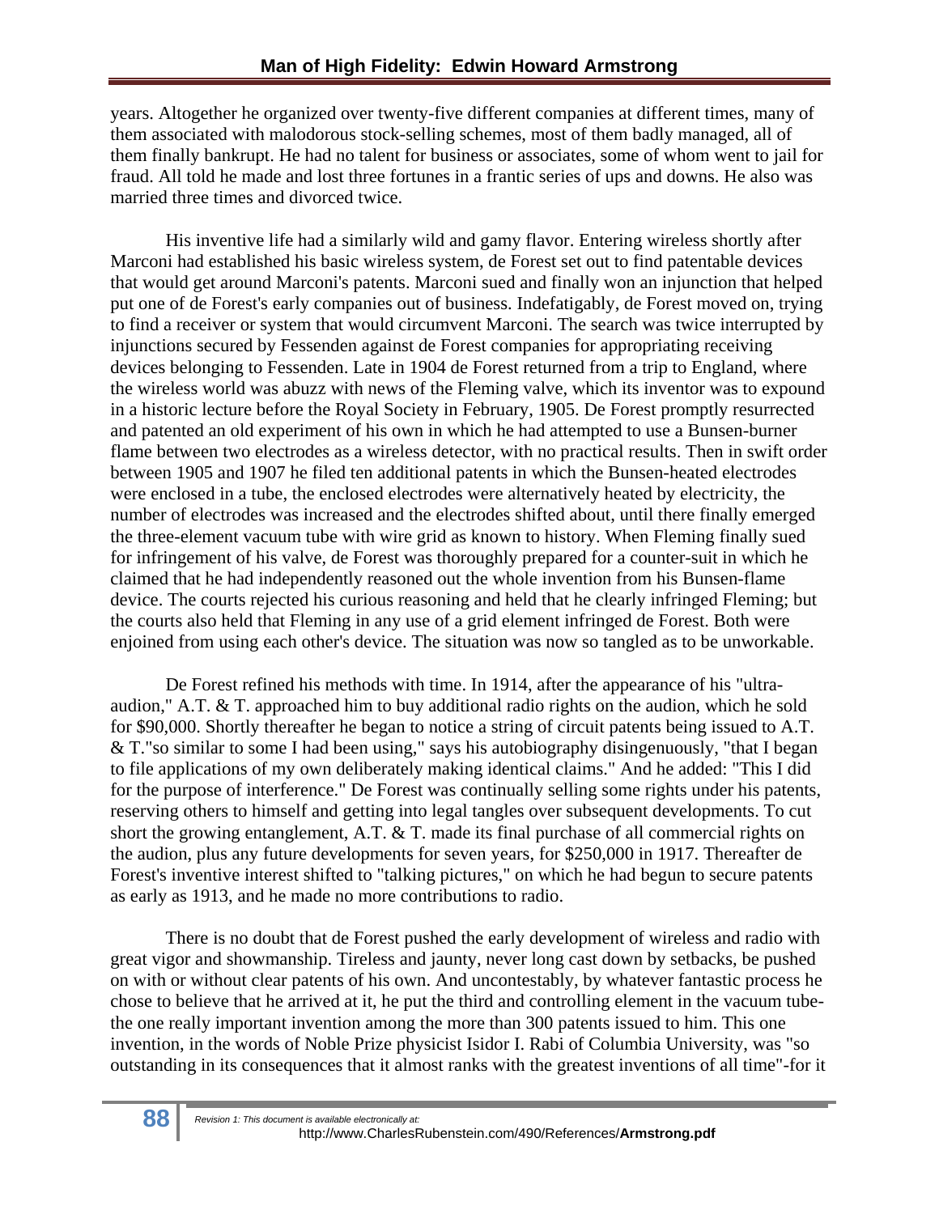years. Altogether he organized over twenty-five different companies at different times, many of them associated with malodorous stock-selling schemes, most of them badly managed, all of them finally bankrupt. He had no talent for business or associates, some of whom went to jail for fraud. All told he made and lost three fortunes in a frantic series of ups and downs. He also was married three times and divorced twice.

His inventive life had a similarly wild and gamy flavor. Entering wireless shortly after Marconi had established his basic wireless system, de Forest set out to find patentable devices that would get around Marconi's patents. Marconi sued and finally won an injunction that helped put one of de Forest's early companies out of business. Indefatigably, de Forest moved on, trying to find a receiver or system that would circumvent Marconi. The search was twice interrupted by injunctions secured by Fessenden against de Forest companies for appropriating receiving devices belonging to Fessenden. Late in 1904 de Forest returned from a trip to England, where the wireless world was abuzz with news of the Fleming valve, which its inventor was to expound in a historic lecture before the Royal Society in February, 1905. De Forest promptly resurrected and patented an old experiment of his own in which he had attempted to use a Bunsen-burner flame between two electrodes as a wireless detector, with no practical results. Then in swift order between 1905 and 1907 he filed ten additional patents in which the Bunsen-heated electrodes were enclosed in a tube, the enclosed electrodes were alternatively heated by electricity, the number of electrodes was increased and the electrodes shifted about, until there finally emerged the three-element vacuum tube with wire grid as known to history. When Fleming finally sued for infringement of his valve, de Forest was thoroughly prepared for a counter-suit in which he claimed that he had independently reasoned out the whole invention from his Bunsen-flame device. The courts rejected his curious reasoning and held that he clearly infringed Fleming; but the courts also held that Fleming in any use of a grid element infringed de Forest. Both were enjoined from using each other's device. The situation was now so tangled as to be unworkable.

De Forest refined his methods with time. In 1914, after the appearance of his "ultra-audion," A.T. & T. approached him to buy additional radio rights on the audion, which he sold for $90,000. Shortly thereafter he began to notice a string of circuit patents being issued to A.T. & T."so similar to some I had been using," says his autobiography disingenuously, "that I began to file applications of my own deliberately making identical claims." And he added: "This I did for the purpose of interference." De Forest was continually selling some rights under his patents, reserving others to himself and getting into legal tangles over subsequent developments. To cut short the growing entanglement, A.T. & T. made its final purchase of all commercial rights on the audion, plus any future developments for seven years, for $250,000 in 1917. Thereafter de Forest's inventive interest shifted to "talking pictures," on which he had begun to secure patents as early as 1913, and he made no more contributions to radio.

There is no doubt that de Forest pushed the early development of wireless and radio with great vigor and showmanship. Tireless and jaunty, never long cast down by setbacks, be pushed on with or without clear patents of his own. And uncontestably, by whatever fantastic process he chose to believe that he arrived at it, he put the third and controlling element in the vacuum tube-the one really important invention among the more than 300 patents issued to him. This one invention, in the words of Noble Prize physicist Isidor I. Rabi of Columbia University, was "so outstanding in its consequences that it almost ranks with the greatest inventions of all time"-for it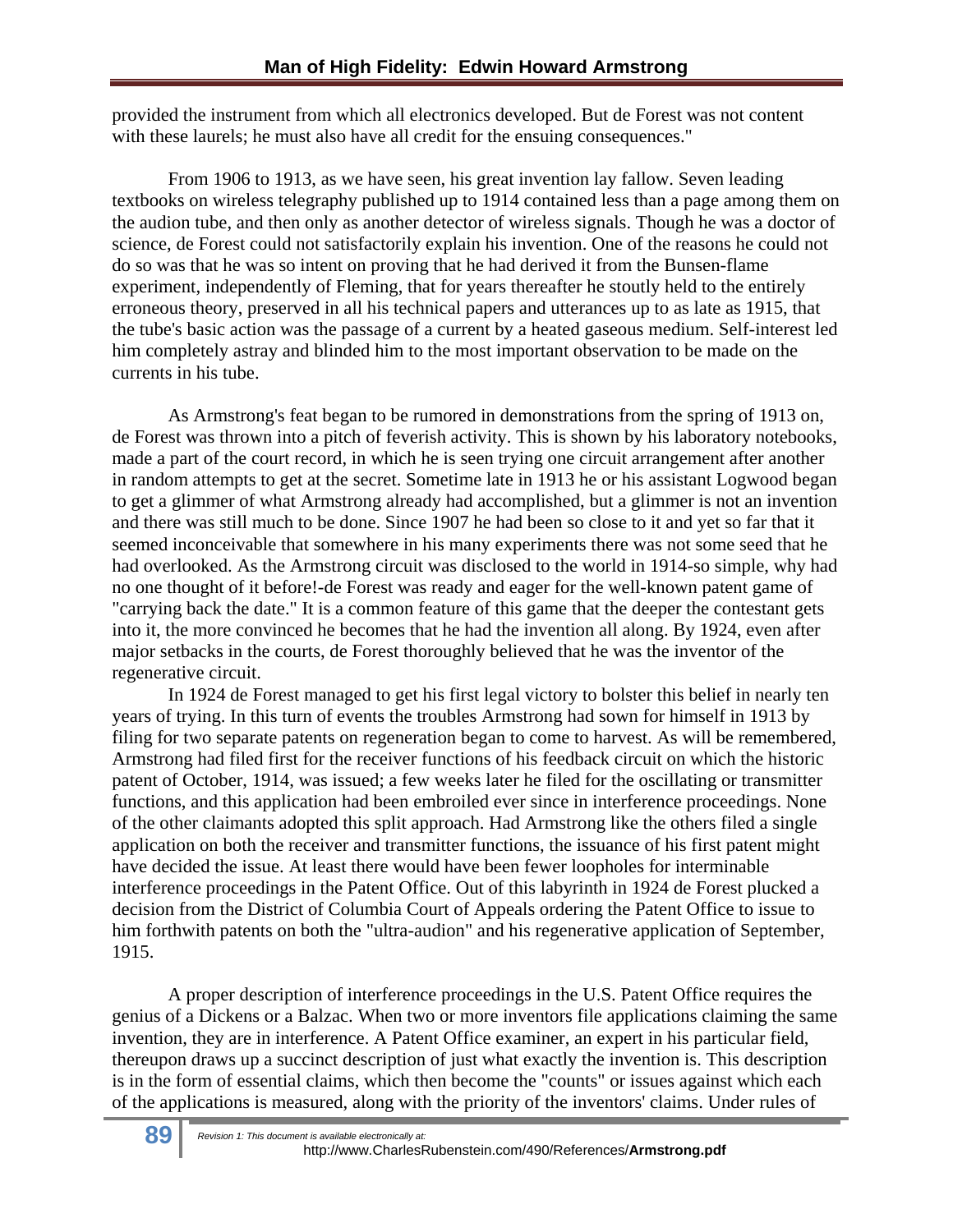provided the instrument from which all electronics developed. But de Forest was not content with these laurels; he must also have all credit for the ensuing consequences."

From 1906 to 1913, as we have seen, his great invention lay fallow. Seven leading textbooks on wireless telegraphy published up to 1914 contained less than a page among them on the audion tube, and then only as another detector of wireless signals. Though he was a doctor of science, de Forest could not satisfactorily explain his invention. One of the reasons he could not do so was that he was so intent on proving that he had derived it from the Bunsen-flame experiment, independently of Fleming, that for years thereafter he stoutly held to the entirely erroneous theory, preserved in all his technical papers and utterances up to as late as 1915, that the tube's basic action was the passage of a current by a heated gaseous medium. Self-interest led him completely astray and blinded him to the most important observation to be made on the currents in his tube.

As Armstrong's feat began to be rumored in demonstrations from the spring of 1913 on, de Forest was thrown into a pitch of feverish activity. This is shown by his laboratory notebooks, made a part of the court record, in which he is seen trying one circuit arrangement after another in random attempts to get at the secret. Sometime late in 1913 he or his assistant Logwood began to get a glimmer of what Armstrong already had accomplished, but a glimmer is not an invention and there was still much to be done. Since 1907 he had been so close to it and yet so far that it seemed inconceivable that somewhere in his many experiments there was not some seed that he had overlooked. As the Armstrong circuit was disclosed to the world in 1914-so simple, why had no one thought of it before!-de Forest was ready and eager for the well-known patent game of "carrying back the date." It is a common feature of this game that the deeper the contestant gets into it, the more convinced he becomes that he had the invention all along. By 1924, even after major setbacks in the courts, de Forest thoroughly believed that he was the inventor of the regenerative circuit.

In 1924 de Forest managed to get his first legal victory to bolster this belief in nearly ten years of trying. In this turn of events the troubles Armstrong had sown for himself in 1913 by filing for two separate patents on regeneration began to come to harvest. As will be remembered, Armstrong had filed first for the receiver functions of his feedback circuit on which the historic patent of October, 1914, was issued; a few weeks later he filed for the oscillating or transmitter functions, and this application had been embroiled ever since in interference proceedings. None of the other claimants adopted this split approach. Had Armstrong like the others filed a single application on both the receiver and transmitter functions, the issuance of his first patent might have decided the issue. At least there would have been fewer loopholes for interminable interference proceedings in the Patent Office. Out of this labyrinth in 1924 de Forest plucked a decision from the District of Columbia Court of Appeals ordering the Patent Office to issue to him forthwith patents on both the "ultra-audion" and his regenerative application of September, 1915.

A proper description of interference proceedings in the U.S. Patent Office requires the genius of a Dickens or a Balzac. When two or more inventors file applications claiming the same invention, they are in interference. A Patent Office examiner, an expert in his particular field, thereupon draws up a succinct description of just what exactly the invention is. This description is in the form of essential claims, which then become the "counts" or issues against which each of the applications is measured, along with the priority of the inventors' claims. Under rules of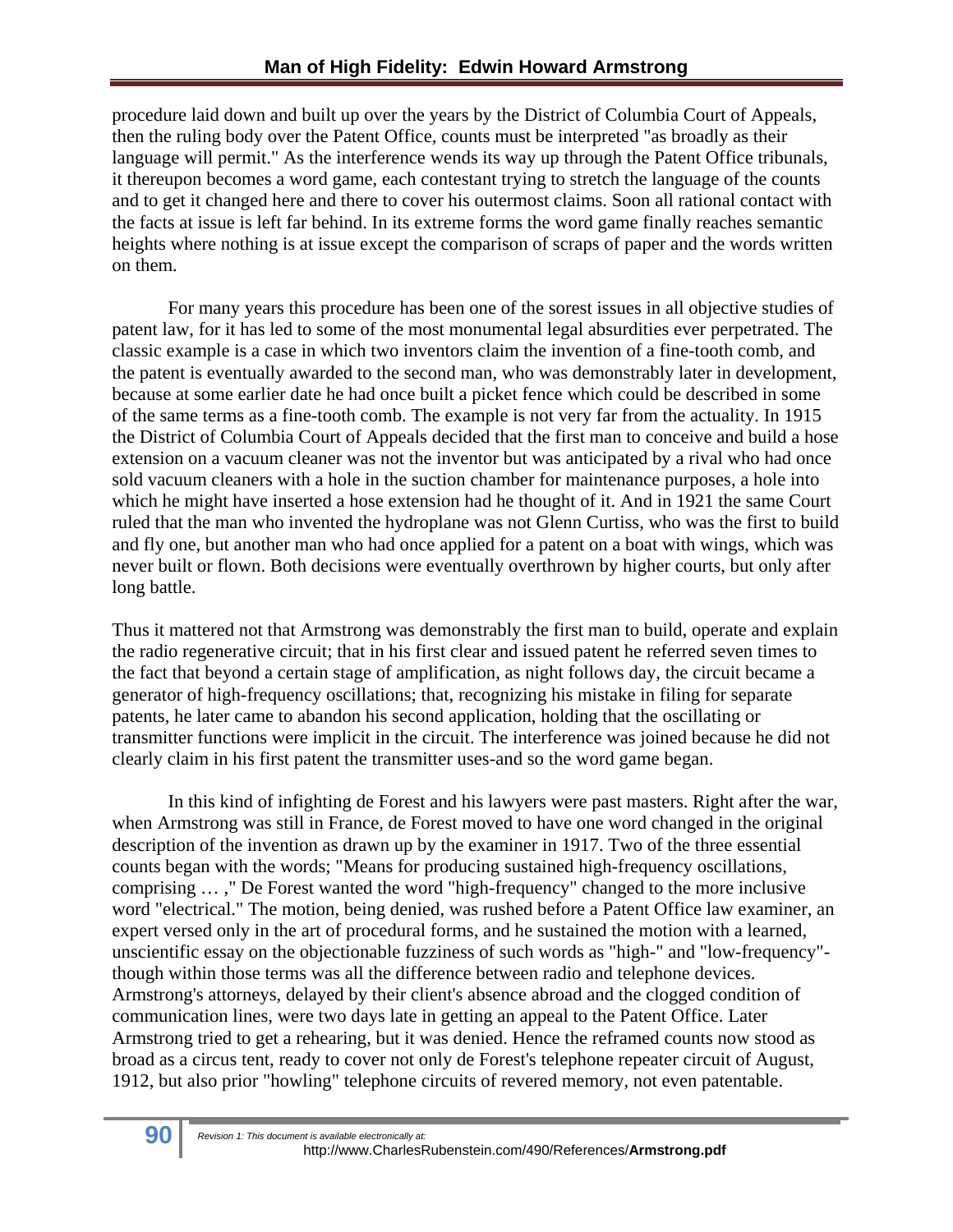procedure laid down and built up over the years by the District of Columbia Court of Appeals, then the ruling body over the Patent Office, counts must be interpreted "as broadly as their language will permit." As the interference wends its way up through the Patent Office tribunals, it thereupon becomes a word game, each contestant trying to stretch the language of the counts and to get it changed here and there to cover his outermost claims. Soon all rational contact with the facts at issue is left far behind. In its extreme forms the word game finally reaches semantic heights where nothing is at issue except the comparison of scraps of paper and the words written on them.

For many years this procedure has been one of the sorest issues in all objective studies of patent law, for it has led to some of the most monumental legal absurdities ever perpetrated. The classic example is a case in which two inventors claim the invention of a fine-tooth comb, and the patent is eventually awarded to the second man, who was demonstrably later in development, because at some earlier date he had once built a picket fence which could be described in some of the same terms as a fine-tooth comb. The example is not very far from the actuality. In 1915 the District of Columbia Court of Appeals decided that the first man to conceive and build a hose extension on a vacuum cleaner was not the inventor but was anticipated by a rival who had once sold vacuum cleaners with a hole in the suction chamber for maintenance purposes, a hole into which he might have inserted a hose extension had he thought of it. And in 1921 the same Court ruled that the man who invented the hydroplane was not Glenn Curtiss, who was the first to build and fly one, but another man who had once applied for a patent on a boat with wings, which was never built or flown. Both decisions were eventually overthrown by higher courts, but only after long battle.

Thus it mattered not that Armstrong was demonstrably the first man to build, operate and explain the radio regenerative circuit; that in his first clear and issued patent he referred seven times to the fact that beyond a certain stage of amplification, as night follows day, the circuit became a generator of high-frequency oscillations; that, recognizing his mistake in filing for separate patents, he later came to abandon his second application, holding that the oscillating or transmitter functions were implicit in the circuit. The interference was joined because he did not clearly claim in his first patent the transmitter uses-and so the word game began.

In this kind of infighting de Forest and his lawyers were past masters. Right after the war, when Armstrong was still in France, de Forest moved to have one word changed in the original description of the invention as drawn up by the examiner in 1917. Two of the three essential counts began with the words; "Means for producing sustained high-frequency oscillations, comprising … ," De Forest wanted the word "high-frequency" changed to the more inclusive word "electrical." The motion, being denied, was rushed before a Patent Office law examiner, an expert versed only in the art of procedural forms, and he sustained the motion with a learned, unscientific essay on the objectionable fuzziness of such words as "high-" and "low-frequency"- though within those terms was all the difference between radio and telephone devices. Armstrong's attorneys, delayed by their client's absence abroad and the clogged condition of communication lines, were two days late in getting an appeal to the Patent Office. Later Armstrong tried to get a rehearing, but it was denied. Hence the reframed counts now stood as broad as a circus tent, ready to cover not only de Forest's telephone repeater circuit of August, 1912, but also prior "howling" telephone circuits of revered memory, not even patentable.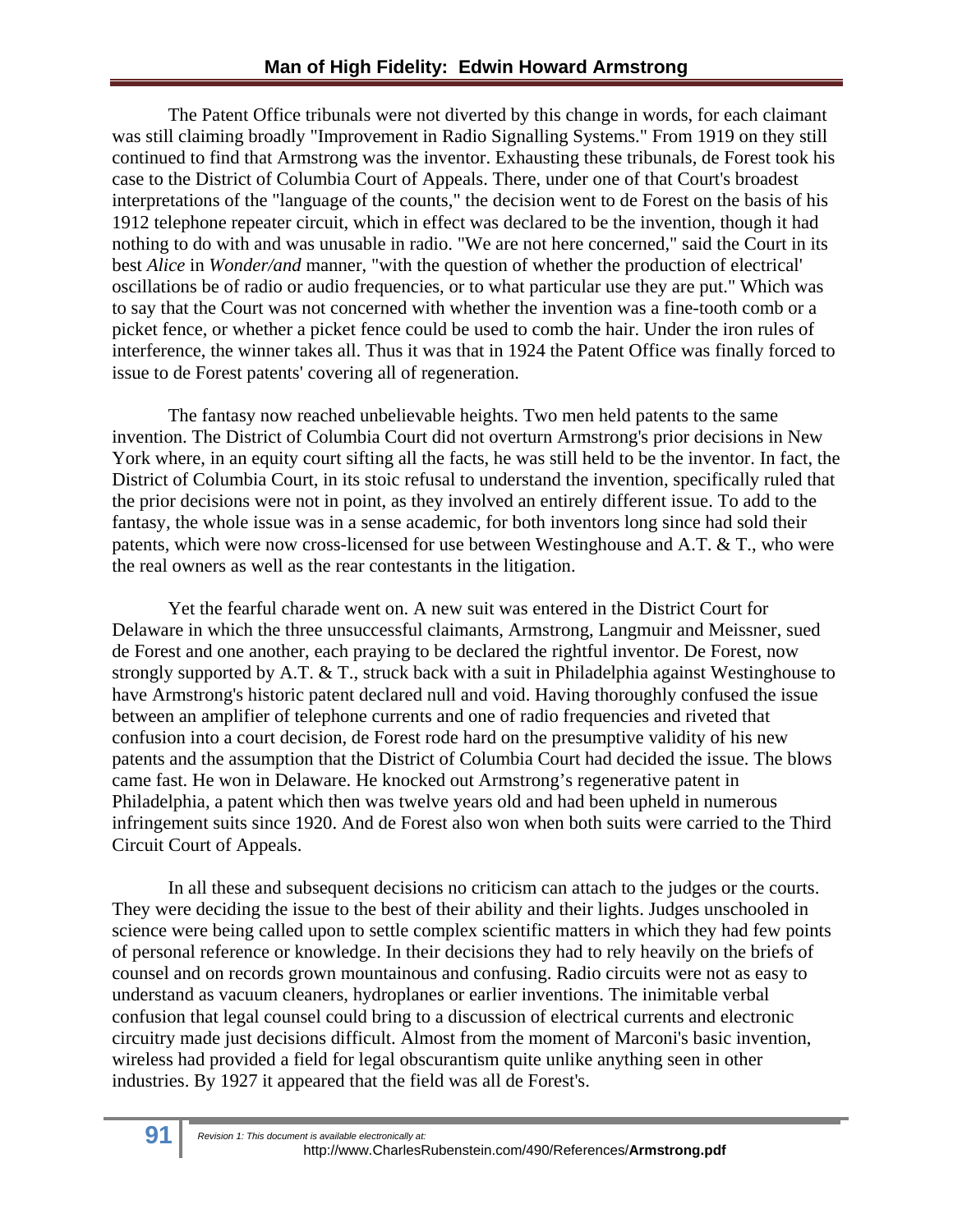The Patent Office tribunals were not diverted by this change in words, for each claimant was still claiming broadly "Improvement in Radio Signalling Systems." From 1919 on they still continued to find that Armstrong was the inventor. Exhausting these tribunals, de Forest took his case to the District of Columbia Court of Appeals. There, under one of that Court's broadest interpretations of the "language of the counts," the decision went to de Forest on the basis of his 1912 telephone repeater circuit, which in effect was declared to be the invention, though it had nothing to do with and was unusable in radio. "We are not here concerned," said the Court in its best *Alice* in *Wonder/and* manner, "with the question of whether the production of electrical' oscillations be of radio or audio frequencies, or to what particular use they are put." Which was to say that the Court was not concerned with whether the invention was a fine-tooth comb or a picket fence, or whether a picket fence could be used to comb the hair. Under the iron rules of interference, the winner takes all. Thus it was that in 1924 the Patent Office was finally forced to issue to de Forest patents' covering all of regeneration.

The fantasy now reached unbelievable heights. Two men held patents to the same invention. The District of Columbia Court did not overturn Armstrong's prior decisions in New York where, in an equity court sifting all the facts, he was still held to be the inventor. In fact, the District of Columbia Court, in its stoic refusal to understand the invention, specifically ruled that the prior decisions were not in point, as they involved an entirely different issue. To add to the fantasy, the whole issue was in a sense academic, for both inventors long since had sold their patents, which were now cross-licensed for use between Westinghouse and A.T. & T., who were the real owners as well as the rear contestants in the litigation.

Yet the fearful charade went on. A new suit was entered in the District Court for Delaware in which the three unsuccessful claimants, Armstrong, Langmuir and Meissner, sued de Forest and one another, each praying to be declared the rightful inventor. De Forest, now strongly supported by A.T. & T., struck back with a suit in Philadelphia against Westinghouse to have Armstrong's historic patent declared null and void. Having thoroughly confused the issue between an amplifier of telephone currents and one of radio frequencies and riveted that confusion into a court decision, de Forest rode hard on the presumptive validity of his new patents and the assumption that the District of Columbia Court had decided the issue. The blows came fast. He won in Delaware. He knocked out Armstrong's regenerative patent in Philadelphia, a patent which then was twelve years old and had been upheld in numerous infringement suits since 1920. And de Forest also won when both suits were carried to the Third Circuit Court of Appeals.

In all these and subsequent decisions no criticism can attach to the judges or the courts. They were deciding the issue to the best of their ability and their lights. Judges unschooled in science were being called upon to settle complex scientific matters in which they had few points of personal reference or knowledge. In their decisions they had to rely heavily on the briefs of counsel and on records grown mountainous and confusing. Radio circuits were not as easy to understand as vacuum cleaners, hydroplanes or earlier inventions. The inimitable verbal confusion that legal counsel could bring to a discussion of electrical currents and electronic circuitry made just decisions difficult. Almost from the moment of Marconi's basic invention, wireless had provided a field for legal obscurantism quite unlike anything seen in other industries. By 1927 it appeared that the field was all de Forest's.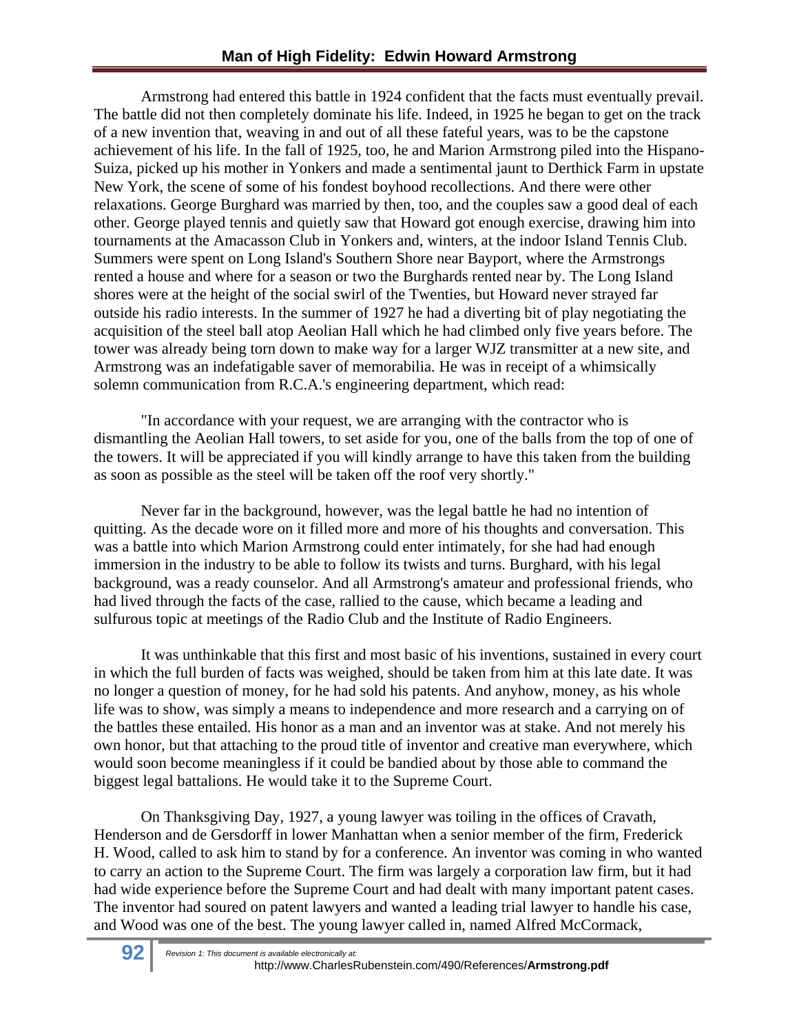Armstrong had entered this battle in 1924 confident that the facts must eventually prevail. The battle did not then completely dominate his life. Indeed, in 1925 he began to get on the track of a new invention that, weaving in and out of all these fateful years, was to be the capstone achievement of his life. In the fall of 1925, too, he and Marion Armstrong piled into the Hispano-Suiza, picked up his mother in Yonkers and made a sentimental jaunt to Derthick Farm in upstate New York, the scene of some of his fondest boyhood recollections. And there were other relaxations. George Burghard was married by then, too, and the couples saw a good deal of each other. George played tennis and quietly saw that Howard got enough exercise, drawing him into tournaments at the Amacasson Club in Yonkers and, winters, at the indoor Island Tennis Club. Summers were spent on Long Island's Southern Shore near Bayport, where the Armstrongs rented a house and where for a season or two the Burghards rented near by. The Long Island shores were at the height of the social swirl of the Twenties, but Howard never strayed far outside his radio interests. In the summer of 1927 he had a diverting bit of play negotiating the acquisition of the steel ball atop Aeolian Hall which he had climbed only five years before. The tower was already being torn down to make way for a larger WJZ transmitter at a new site, and Armstrong was an indefatigable saver of memorabilia. He was in receipt of a whimsically solemn communication from R.C.A.'s engineering department, which read:

"In accordance with your request, we are arranging with the contractor who is dismantling the Aeolian Hall towers, to set aside for you, one of the balls from the top of one of the towers. It will be appreciated if you will kindly arrange to have this taken from the building as soon as possible as the steel will be taken off the roof very shortly."

Never far in the background, however, was the legal battle he had no intention of quitting. As the decade wore on it filled more and more of his thoughts and conversation. This was a battle into which Marion Armstrong could enter intimately, for she had had enough immersion in the industry to be able to follow its twists and turns. Burghard, with his legal background, was a ready counselor. And all Armstrong's amateur and professional friends, who had lived through the facts of the case, rallied to the cause, which became a leading and sulfurous topic at meetings of the Radio Club and the Institute of Radio Engineers.

It was unthinkable that this first and most basic of his inventions, sustained in every court in which the full burden of facts was weighed, should be taken from him at this late date. It was no longer a question of money, for he had sold his patents. And anyhow, money, as his whole life was to show, was simply a means to independence and more research and a carrying on of the battles these entailed. His honor as a man and an inventor was at stake. And not merely his own honor, but that attaching to the proud title of inventor and creative man everywhere, which would soon become meaningless if it could be bandied about by those able to command the biggest legal battalions. He would take it to the Supreme Court.

On Thanksgiving Day, 1927, a young lawyer was toiling in the offices of Cravath, Henderson and de Gersdorff in lower Manhattan when a senior member of the firm, Frederick H. Wood, called to ask him to stand by for a conference. An inventor was coming in who wanted to carry an action to the Supreme Court. The firm was largely a corporation law firm, but it had had wide experience before the Supreme Court and had dealt with many important patent cases. The inventor had soured on patent lawyers and wanted a leading trial lawyer to handle his case, and Wood was one of the best. The young lawyer called in, named Alfred McCormack,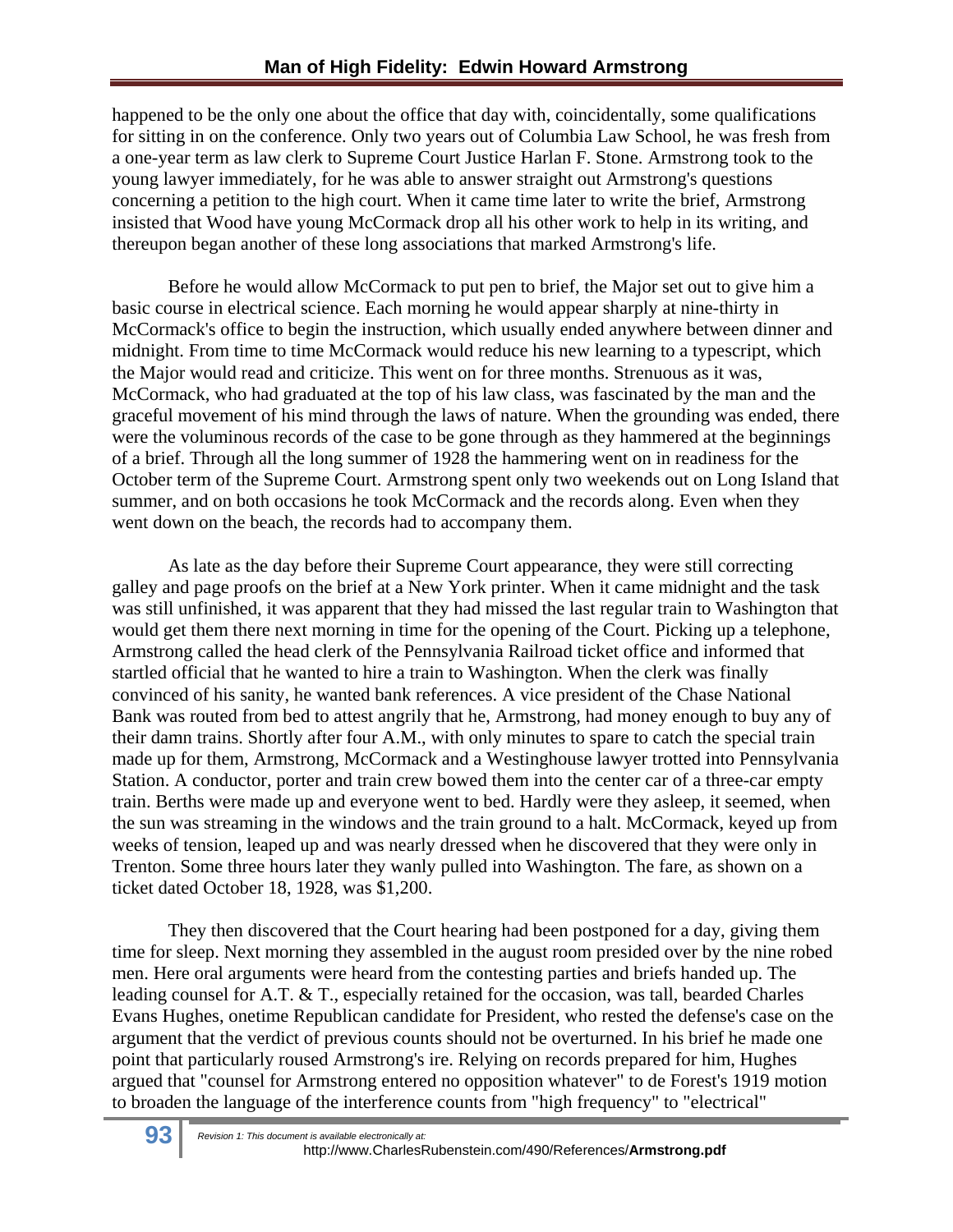happened to be the only one about the office that day with, coincidentally, some qualifications for sitting in on the conference. Only two years out of Columbia Law School, he was fresh from a one-year term as law clerk to Supreme Court Justice Harlan F. Stone. Armstrong took to the young lawyer immediately, for he was able to answer straight out Armstrong's questions concerning a petition to the high court. When it came time later to write the brief, Armstrong insisted that Wood have young McCormack drop all his other work to help in its writing, and thereupon began another of these long associations that marked Armstrong's life.

Before he would allow McCormack to put pen to brief, the Major set out to give him a basic course in electrical science. Each morning he would appear sharply at nine-thirty in McCormack's office to begin the instruction, which usually ended anywhere between dinner and midnight. From time to time McCormack would reduce his new learning to a typescript, which the Major would read and criticize. This went on for three months. Strenuous as it was, McCormack, who had graduated at the top of his law class, was fascinated by the man and the graceful movement of his mind through the laws of nature. When the grounding was ended, there were the voluminous records of the case to be gone through as they hammered at the beginnings of a brief. Through all the long summer of 1928 the hammering went on in readiness for the October term of the Supreme Court. Armstrong spent only two weekends out on Long Island that summer, and on both occasions he took McCormack and the records along. Even when they went down on the beach, the records had to accompany them.

As late as the day before their Supreme Court appearance, they were still correcting galley and page proofs on the brief at a New York printer. When it came midnight and the task was still unfinished, it was apparent that they had missed the last regular train to Washington that would get them there next morning in time for the opening of the Court. Picking up a telephone, Armstrong called the head clerk of the Pennsylvania Railroad ticket office and informed that startled official that he wanted to hire a train to Washington. When the clerk was finally convinced of his sanity, he wanted bank references. A vice president of the Chase National Bank was routed from bed to attest angrily that he, Armstrong, had money enough to buy any of their damn trains. Shortly after four A.M., with only minutes to spare to catch the special train made up for them, Armstrong, McCormack and a Westinghouse lawyer trotted into Pennsylvania Station. A conductor, porter and train crew bowed them into the center car of a three-car empty train. Berths were made up and everyone went to bed. Hardly were they asleep, it seemed, when the sun was streaming in the windows and the train ground to a halt. McCormack, keyed up from weeks of tension, leaped up and was nearly dressed when he discovered that they were only in Trenton. Some three hours later they wanly pulled into Washington. The fare, as shown on a ticket dated October 18, 1928, was $1,200.

They then discovered that the Court hearing had been postponed for a day, giving them time for sleep. Next morning they assembled in the august room presided over by the nine robed men. Here oral arguments were heard from the contesting parties and briefs handed up. The leading counsel for A.T. & T., especially retained for the occasion, was tall, bearded Charles Evans Hughes, onetime Republican candidate for President, who rested the defense's case on the argument that the verdict of previous counts should not be overturned. In his brief he made one point that particularly roused Armstrong's ire. Relying on records prepared for him, Hughes argued that "counsel for Armstrong entered no opposition whatever" to de Forest's 1919 motion to broaden the language of the interference counts from "high frequency" to "electrical"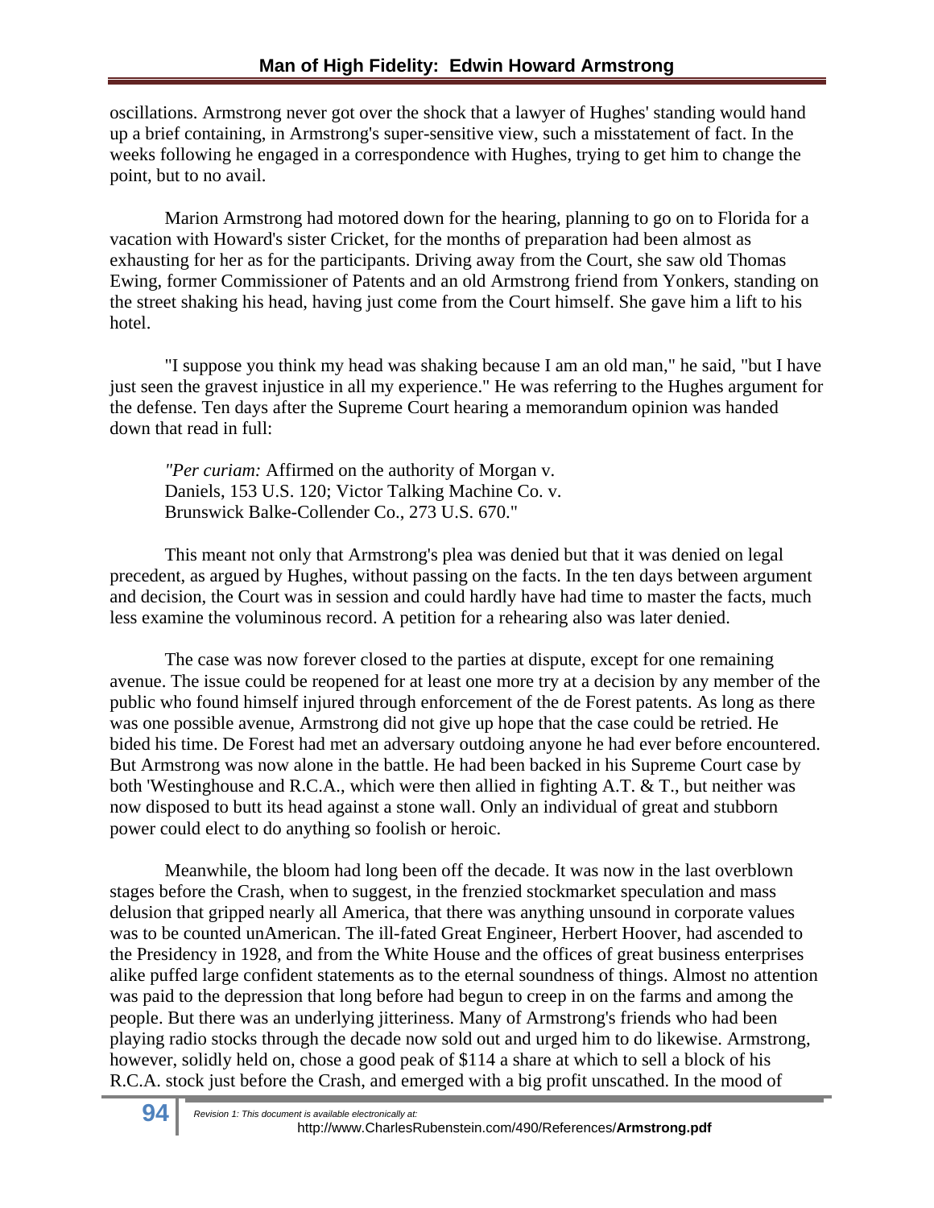oscillations. Armstrong never got over the shock that a lawyer of Hughes' standing would hand up a brief containing, in Armstrong's super-sensitive view, such a misstatement of fact. In the weeks following he engaged in a correspondence with Hughes, trying to get him to change the point, but to no avail.

Marion Armstrong had motored down for the hearing, planning to go on to Florida for a vacation with Howard's sister Cricket, for the months of preparation had been almost as exhausting for her as for the participants. Driving away from the Court, she saw old Thomas Ewing, former Commissioner of Patents and an old Armstrong friend from Yonkers, standing on the street shaking his head, having just come from the Court himself. She gave him a lift to his hotel.

"I suppose you think my head was shaking because I am an old man," he said, "but I have just seen the gravest injustice in all my experience." He was referring to the Hughes argument for the defense. Ten days after the Supreme Court hearing a memorandum opinion was handed down that read in full:

> *"Per curiam:* Affirmed on the authority of Morgan v. Daniels, 153 U.S. 120; Victor Talking Machine Co. v. Brunswick Balke-Collender Co., 273 U.S. 670."

This meant not only that Armstrong's plea was denied but that it was denied on legal precedent, as argued by Hughes, without passing on the facts. In the ten days between argument and decision, the Court was in session and could hardly have had time to master the facts, much less examine the voluminous record. A petition for a rehearing also was later denied.

The case was now forever closed to the parties at dispute, except for one remaining avenue. The issue could be reopened for at least one more try at a decision by any member of the public who found himself injured through enforcement of the de Forest patents. As long as there was one possible avenue, Armstrong did not give up hope that the case could be retried. He bided his time. De Forest had met an adversary outdoing anyone he had ever before encountered. But Armstrong was now alone in the battle. He had been backed in his Supreme Court case by both 'Westinghouse and R.C.A., which were then allied in fighting A.T. & T., but neither was now disposed to butt its head against a stone wall. Only an individual of great and stubborn power could elect to do anything so foolish or heroic.

Meanwhile, the bloom had long been off the decade. It was now in the last overblown stages before the Crash, when to suggest, in the frenzied stockmarket speculation and mass delusion that gripped nearly all America, that there was anything unsound in corporate values was to be counted unAmerican. The ill-fated Great Engineer, Herbert Hoover, had ascended to the Presidency in 1928, and from the White House and the offices of great business enterprises alike puffed large confident statements as to the eternal soundness of things. Almost no attention was paid to the depression that long before had begun to creep in on the farms and among the people. But there was an underlying jitteriness. Many of Armstrong's friends who had been playing radio stocks through the decade now sold out and urged him to do likewise. Armstrong, however, solidly held on, chose a good peak of $114 a share at which to sell a block of his R.C.A. stock just before the Crash, and emerged with a big profit unscathed. In the mood of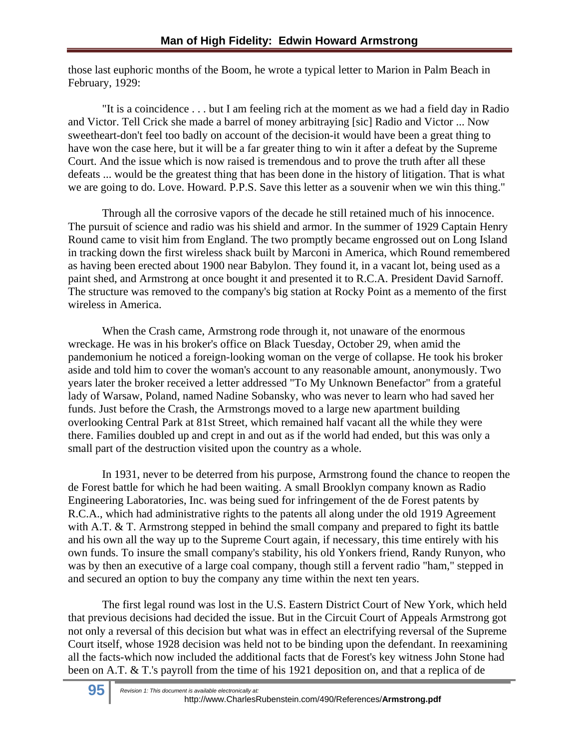those last euphoric months of the Boom, he wrote a typical letter to Marion in Palm Beach in February, 1929:

"It is a coincidence . . . but I am feeling rich at the moment as we had a field day in Radio and Victor. Tell Crick she made a barrel of money arbitraying [sic] Radio and Victor ... Now sweetheart-don't feel too badly on account of the decision-it would have been a great thing to have won the case here, but it will be a far greater thing to win it after a defeat by the Supreme Court. And the issue which is now raised is tremendous and to prove the truth after all these defeats ... would be the greatest thing that has been done in the history of litigation. That is what we are going to do. Love. Howard. P.P.S. Save this letter as a souvenir when we win this thing."

Through all the corrosive vapors of the decade he still retained much of his innocence. The pursuit of science and radio was his shield and armor. In the summer of 1929 Captain Henry Round came to visit him from England. The two promptly became engrossed out on Long Island in tracking down the first wireless shack built by Marconi in America, which Round remembered as having been erected about 1900 near Babylon. They found it, in a vacant lot, being used as a paint shed, and Armstrong at once bought it and presented it to R.C.A. President David Sarnoff. The structure was removed to the company's big station at Rocky Point as a memento of the first wireless in America.

When the Crash came, Armstrong rode through it, not unaware of the enormous wreckage. He was in his broker's office on Black Tuesday, October 29, when amid the pandemonium he noticed a foreign-looking woman on the verge of collapse. He took his broker aside and told him to cover the woman's account to any reasonable amount, anonymously. Two years later the broker received a letter addressed "To My Unknown Benefactor" from a grateful lady of Warsaw, Poland, named Nadine Sobansky, who was never to learn who had saved her funds. Just before the Crash, the Armstrongs moved to a large new apartment building overlooking Central Park at 81st Street, which remained half vacant all the while they were there. Families doubled up and crept in and out as if the world had ended, but this was only a small part of the destruction visited upon the country as a whole.

In 1931, never to be deterred from his purpose, Armstrong found the chance to reopen the de Forest battle for which he had been waiting. A small Brooklyn company known as Radio Engineering Laboratories, Inc. was being sued for infringement of the de Forest patents by R.C.A., which had administrative rights to the patents all along under the old 1919 Agreement with A.T. & T. Armstrong stepped in behind the small company and prepared to fight its battle and his own all the way up to the Supreme Court again, if necessary, this time entirely with his own funds. To insure the small company's stability, his old Yonkers friend, Randy Runyon, who was by then an executive of a large coal company, though still a fervent radio "ham," stepped in and secured an option to buy the company any time within the next ten years.

The first legal round was lost in the U.S. Eastern District Court of New York, which held that previous decisions had decided the issue. But in the Circuit Court of Appeals Armstrong got not only a reversal of this decision but what was in effect an electrifying reversal of the Supreme Court itself, whose 1928 decision was held not to be binding upon the defendant. In reexamining all the facts-which now included the additional facts that de Forest's key witness John Stone had been on A.T. & T.'s payroll from the time of his 1921 deposition on, and that a replica of de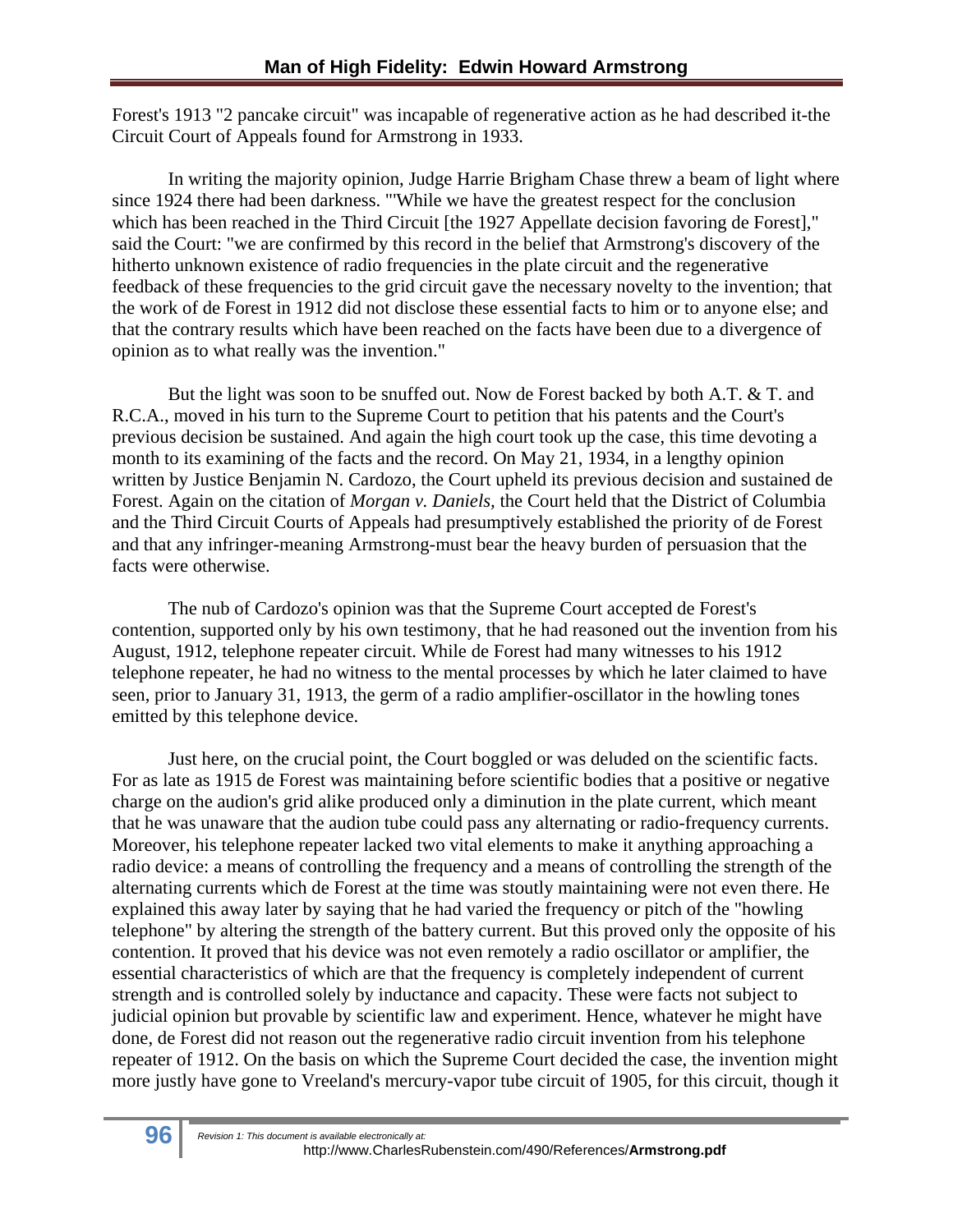Forest's 1913 "2 pancake circuit" was incapable of regenerative action as he had described it-the Circuit Court of Appeals found for Armstrong in 1933.

In writing the majority opinion, Judge Harrie Brigham Chase threw a beam of light where since 1924 there had been darkness. "'While we have the greatest respect for the conclusion which has been reached in the Third Circuit [the 1927 Appellate decision favoring de Forest]," said the Court: "we are confirmed by this record in the belief that Armstrong's discovery of the hitherto unknown existence of radio frequencies in the plate circuit and the regenerative feedback of these frequencies to the grid circuit gave the necessary novelty to the invention; that the work of de Forest in 1912 did not disclose these essential facts to him or to anyone else; and that the contrary results which have been reached on the facts have been due to a divergence of opinion as to what really was the invention."

But the light was soon to be snuffed out. Now de Forest backed by both A.T. & T. and R.C.A., moved in his turn to the Supreme Court to petition that his patents and the Court's previous decision be sustained. And again the high court took up the case, this time devoting a month to its examining of the facts and the record. On May 21, 1934, in a lengthy opinion written by Justice Benjamin N. Cardozo, the Court upheld its previous decision and sustained de Forest. Again on the citation of *Morgan v. Daniels*, the Court held that the District of Columbia and the Third Circuit Courts of Appeals had presumptively established the priority of de Forest and that any infringer-meaning Armstrong-must bear the heavy burden of persuasion that the facts were otherwise.

The nub of Cardozo's opinion was that the Supreme Court accepted de Forest's contention, supported only by his own testimony, that he had reasoned out the invention from his August, 1912, telephone repeater circuit. While de Forest had many witnesses to his 1912 telephone repeater, he had no witness to the mental processes by which he later claimed to have seen, prior to January 31, 1913, the germ of a radio amplifier-oscillator in the howling tones emitted by this telephone device.

Just here, on the crucial point, the Court boggled or was deluded on the scientific facts. For as late as 1915 de Forest was maintaining before scientific bodies that a positive or negative charge on the audion's grid alike produced only a diminution in the plate current, which meant that he was unaware that the audion tube could pass any alternating or radio-frequency currents. Moreover, his telephone repeater lacked two vital elements to make it anything approaching a radio device: a means of controlling the frequency and a means of controlling the strength of the alternating currents which de Forest at the time was stoutly maintaining were not even there. He explained this away later by saying that he had varied the frequency or pitch of the "howling telephone" by altering the strength of the battery current. But this proved only the opposite of his contention. It proved that his device was not even remotely a radio oscillator or amplifier, the essential characteristics of which are that the frequency is completely independent of current strength and is controlled solely by inductance and capacity. These were facts not subject to judicial opinion but provable by scientific law and experiment. Hence, whatever he might have done, de Forest did not reason out the regenerative radio circuit invention from his telephone repeater of 1912. On the basis on which the Supreme Court decided the case, the invention might more justly have gone to Vreeland's mercury-vapor tube circuit of 1905, for this circuit, though it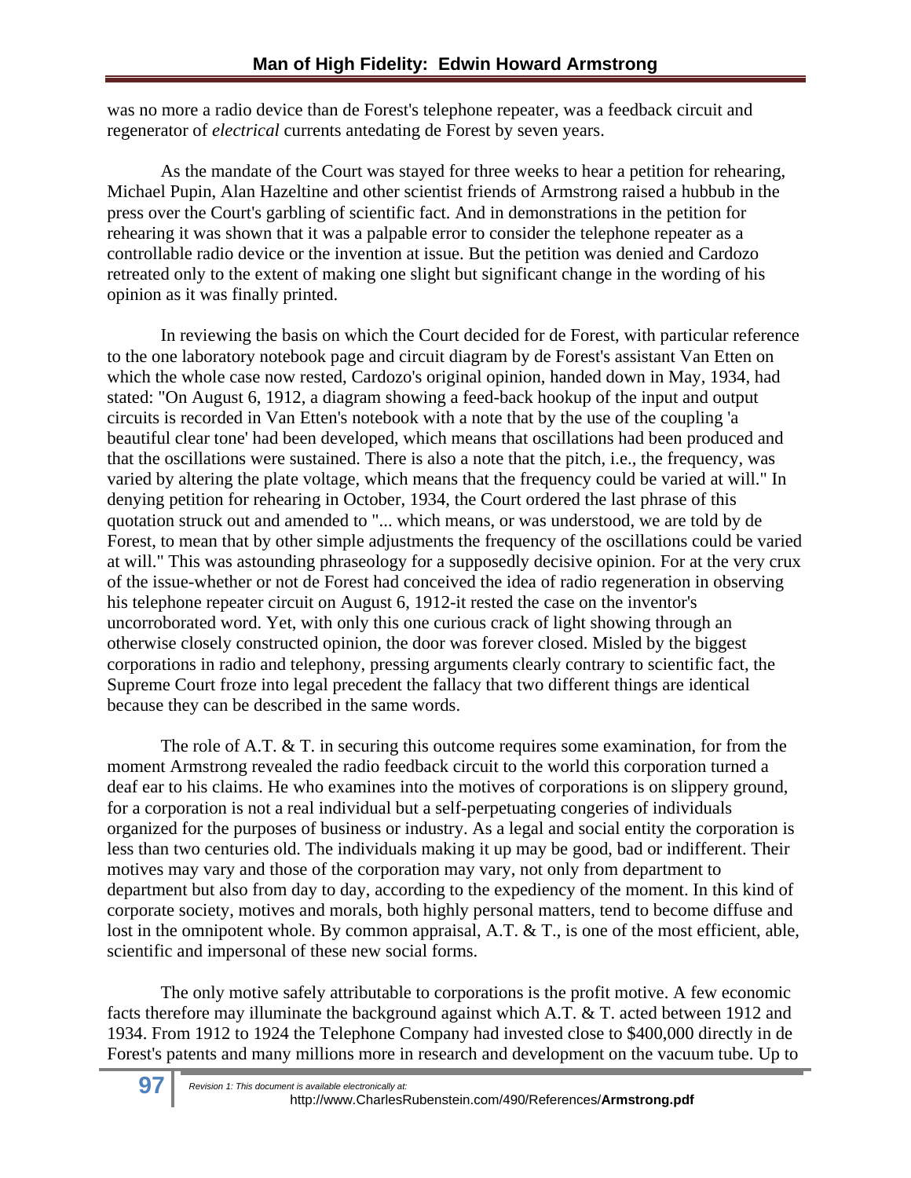was no more a radio device than de Forest's telephone repeater, was a feedback circuit and regenerator of *electrical* currents antedating de Forest by seven years.

As the mandate of the Court was stayed for three weeks to hear a petition for rehearing, Michael Pupin, Alan Hazeltine and other scientist friends of Armstrong raised a hubbub in the press over the Court's garbling of scientific fact. And in demonstrations in the petition for rehearing it was shown that it was a palpable error to consider the telephone repeater as a controllable radio device or the invention at issue. But the petition was denied and Cardozo retreated only to the extent of making one slight but significant change in the wording of his opinion as it was finally printed.

In reviewing the basis on which the Court decided for de Forest, with particular reference to the one laboratory notebook page and circuit diagram by de Forest's assistant Van Etten on which the whole case now rested, Cardozo's original opinion, handed down in May, 1934, had stated: "On August 6, 1912, a diagram showing a feed-back hookup of the input and output circuits is recorded in Van Etten's notebook with a note that by the use of the coupling 'a beautiful clear tone' had been developed, which means that oscillations had been produced and that the oscillations were sustained. There is also a note that the pitch, i.e., the frequency, was varied by altering the plate voltage, which means that the frequency could be varied at will." In denying petition for rehearing in October, 1934, the Court ordered the last phrase of this quotation struck out and amended to "... which means, or was understood, we are told by de Forest, to mean that by other simple adjustments the frequency of the oscillations could be varied at will." This was astounding phraseology for a supposedly decisive opinion. For at the very crux of the issue-whether or not de Forest had conceived the idea of radio regeneration in observing his telephone repeater circuit on August 6, 1912-it rested the case on the inventor's uncorroborated word. Yet, with only this one curious crack of light showing through an otherwise closely constructed opinion, the door was forever closed. Misled by the biggest corporations in radio and telephony, pressing arguments clearly contrary to scientific fact, the Supreme Court froze into legal precedent the fallacy that two different things are identical because they can be described in the same words.

The role of A.T. & T. in securing this outcome requires some examination, for from the moment Armstrong revealed the radio feedback circuit to the world this corporation turned a deaf ear to his claims. He who examines into the motives of corporations is on slippery ground, for a corporation is not a real individual but a self-perpetuating congeries of individuals organized for the purposes of business or industry. As a legal and social entity the corporation is less than two centuries old. The individuals making it up may be good, bad or indifferent. Their motives may vary and those of the corporation may vary, not only from department to department but also from day to day, according to the expediency of the moment. In this kind of corporate society, motives and morals, both highly personal matters, tend to become diffuse and lost in the omnipotent whole. By common appraisal, A.T. & T., is one of the most efficient, able, scientific and impersonal of these new social forms.

The only motive safely attributable to corporations is the profit motive. A few economic facts therefore may illuminate the background against which A.T. & T. acted between 1912 and 1934. From 1912 to 1924 the Telephone Company had invested close to $400,000 directly in de Forest's patents and many millions more in research and development on the vacuum tube. Up to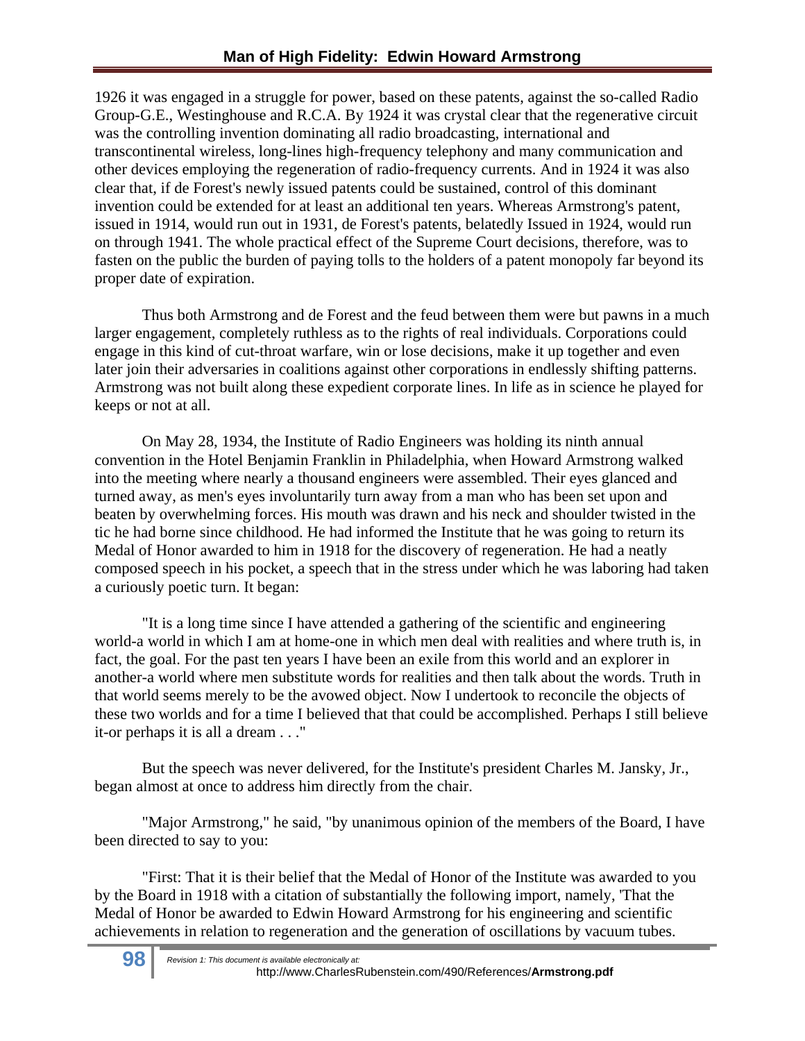1926 it was engaged in a struggle for power, based on these patents, against the so-called Radio Group-G.E., Westinghouse and R.C.A. By 1924 it was crystal clear that the regenerative circuit was the controlling invention dominating all radio broadcasting, international and transcontinental wireless, long-lines high-frequency telephony and many communication and other devices employing the regeneration of radio-frequency currents. And in 1924 it was also clear that, if de Forest's newly issued patents could be sustained, control of this dominant invention could be extended for at least an additional ten years. Whereas Armstrong's patent, issued in 1914, would run out in 1931, de Forest's patents, belatedly Issued in 1924, would run on through 1941. The whole practical effect of the Supreme Court decisions, therefore, was to fasten on the public the burden of paying tolls to the holders of a patent monopoly far beyond its proper date of expiration.

Thus both Armstrong and de Forest and the feud between them were but pawns in a much larger engagement, completely ruthless as to the rights of real individuals. Corporations could engage in this kind of cut-throat warfare, win or lose decisions, make it up together and even later join their adversaries in coalitions against other corporations in endlessly shifting patterns. Armstrong was not built along these expedient corporate lines. In life as in science he played for keeps or not at all.

On May 28, 1934, the Institute of Radio Engineers was holding its ninth annual convention in the Hotel Benjamin Franklin in Philadelphia, when Howard Armstrong walked into the meeting where nearly a thousand engineers were assembled. Their eyes glanced and turned away, as men's eyes involuntarily turn away from a man who has been set upon and beaten by overwhelming forces. His mouth was drawn and his neck and shoulder twisted in the tic he had borne since childhood. He had informed the Institute that he was going to return its Medal of Honor awarded to him in 1918 for the discovery of regeneration. He had a neatly composed speech in his pocket, a speech that in the stress under which he was laboring had taken a curiously poetic turn. It began:

"It is a long time since I have attended a gathering of the scientific and engineering world-a world in which I am at home-one in which men deal with realities and where truth is, in fact, the goal. For the past ten years I have been an exile from this world and an explorer in another-a world where men substitute words for realities and then talk about the words. Truth in that world seems merely to be the avowed object. Now I undertook to reconcile the objects of these two worlds and for a time I believed that that could be accomplished. Perhaps I still believe it-or perhaps it is all a dream . . ."

But the speech was never delivered, for the Institute's president Charles M. Jansky, Jr., began almost at once to address him directly from the chair.

"Major Armstrong," he said, "by unanimous opinion of the members of the Board, I have been directed to say to you:

"First: That it is their belief that the Medal of Honor of the Institute was awarded to you by the Board in 1918 with a citation of substantially the following import, namely, 'That the Medal of Honor be awarded to Edwin Howard Armstrong for his engineering and scientific achievements in relation to regeneration and the generation of oscillations by vacuum tubes.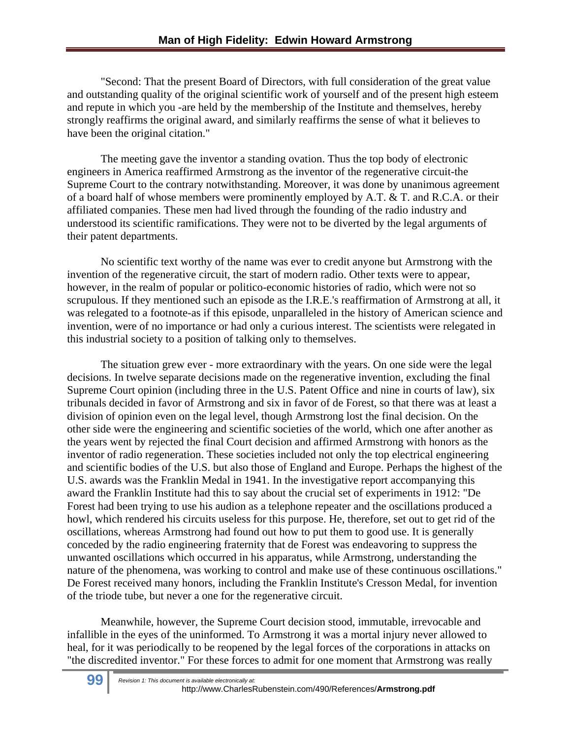"Second: That the present Board of Directors, with full consideration of the great value and outstanding quality of the original scientific work of yourself and of the present high esteem and repute in which you -are held by the membership of the Institute and themselves, hereby strongly reaffirms the original award, and similarly reaffirms the sense of what it believes to have been the original citation."

The meeting gave the inventor a standing ovation. Thus the top body of electronic engineers in America reaffirmed Armstrong as the inventor of the regenerative circuit-the Supreme Court to the contrary notwithstanding. Moreover, it was done by unanimous agreement of a board half of whose members were prominently employed by A.T. & T. and R.C.A. or their affiliated companies. These men had lived through the founding of the radio industry and understood its scientific ramifications. They were not to be diverted by the legal arguments of their patent departments.

No scientific text worthy of the name was ever to credit anyone but Armstrong with the invention of the regenerative circuit, the start of modern radio. Other texts were to appear, however, in the realm of popular or politico-economic histories of radio, which were not so scrupulous. If they mentioned such an episode as the I.R.E.'s reaffirmation of Armstrong at all, it was relegated to a footnote-as if this episode, unparalleled in the history of American science and invention, were of no importance or had only a curious interest. The scientists were relegated in this industrial society to a position of talking only to themselves.

The situation grew ever - more extraordinary with the years. On one side were the legal decisions. In twelve separate decisions made on the regenerative invention, excluding the final Supreme Court opinion (including three in the U.S. Patent Office and nine in courts of law), six tribunals decided in favor of Armstrong and six in favor of de Forest, so that there was at least a division of opinion even on the legal level, though Armstrong lost the final decision. On the other side were the engineering and scientific societies of the world, which one after another as the years went by rejected the final Court decision and affirmed Armstrong with honors as the inventor of radio regeneration. These societies included not only the top electrical engineering and scientific bodies of the U.S. but also those of England and Europe. Perhaps the highest of the U.S. awards was the Franklin Medal in 1941. In the investigative report accompanying this award the Franklin Institute had this to say about the crucial set of experiments in 1912: "De Forest had been trying to use his audion as a telephone repeater and the oscillations produced a howl, which rendered his circuits useless for this purpose. He, therefore, set out to get rid of the oscillations, whereas Armstrong had found out how to put them to good use. It is generally conceded by the radio engineering fraternity that de Forest was endeavoring to suppress the unwanted oscillations which occurred in his apparatus, while Armstrong, understanding the nature of the phenomena, was working to control and make use of these continuous oscillations." De Forest received many honors, including the Franklin Institute's Cresson Medal, for invention of the triode tube, but never a one for the regenerative circuit.

Meanwhile, however, the Supreme Court decision stood, immutable, irrevocable and infallible in the eyes of the uninformed. To Armstrong it was a mortal injury never allowed to heal, for it was periodically to be reopened by the legal forces of the corporations in attacks on "the discredited inventor." For these forces to admit for one moment that Armstrong was really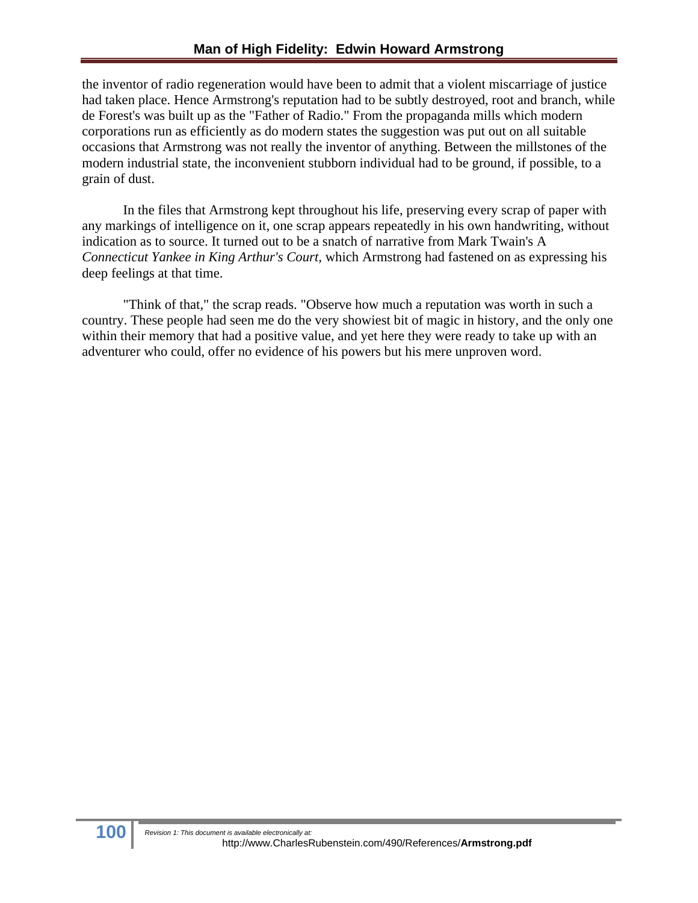the inventor of radio regeneration would have been to admit that a violent miscarriage of justice had taken place. Hence Armstrong's reputation had to be subtly destroyed, root and branch, while de Forest's was built up as the "Father of Radio." From the propaganda mills which modern corporations run as efficiently as do modern states the suggestion was put out on all suitable occasions that Armstrong was not really the inventor of anything. Between the millstones of the modern industrial state, the inconvenient stubborn individual had to be ground, if possible, to a grain of dust.

In the files that Armstrong kept throughout his life, preserving every scrap of paper with any markings of intelligence on it, one scrap appears repeatedly in his own handwriting, without indication as to source. It turned out to be a snatch of narrative from Mark Twain's A *Connecticut Yankee in King Arthur's Court*, which Armstrong had fastened on as expressing his deep feelings at that time.

"Think of that," the scrap reads. "Observe how much a reputation was worth in such a country. These people had seen me do the very showiest bit of magic in history, and the only one within their memory that had a positive value, and yet here they were ready to take up with an adventurer who could, offer no evidence of his powers but his mere unproven word.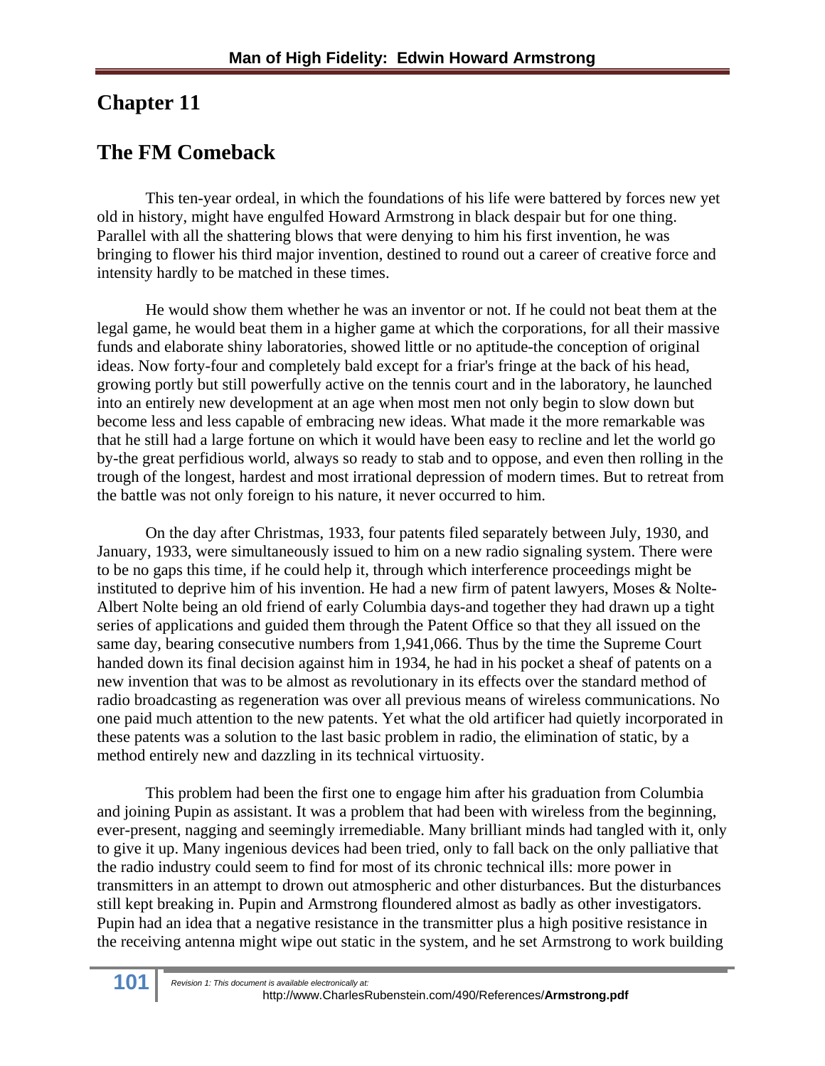## Chapter 11

## The FM Comeback

This ten-year ordeal, in which the foundations of his life were battered by forces new yet old in history, might have engulfed Howard Armstrong in black despair but for one thing. Parallel with all the shattering blows that were denying to him his first invention, he was bringing to flower his third major invention, destined to round out a career of creative force and intensity hardly to be matched in these times.

He would show them whether he was an inventor or not. If he could not beat them at the legal game, he would beat them in a higher game at which the corporations, for all their massive funds and elaborate shiny laboratories, showed little or no aptitude-the conception of original ideas. Now forty-four and completely bald except for a friar's fringe at the back of his head, growing portly but still powerfully active on the tennis court and in the laboratory, he launched into an entirely new development at an age when most men not only begin to slow down but become less and less capable of embracing new ideas. What made it the more remarkable was that he still had a large fortune on which it would have been easy to recline and let the world go by-the great perfidious world, always so ready to stab and to oppose, and even then rolling in the trough of the longest, hardest and most irrational depression of modern times. But to retreat from the battle was not only foreign to his nature, it never occurred to him.

On the day after Christmas, 1933, four patents filed separately between July, 1930, and January, 1933, were simultaneously issued to him on a new radio signaling system. There were to be no gaps this time, if he could help it, through which interference proceedings might be instituted to deprive him of his invention. He had a new firm of patent lawyers, Moses & Nolte-Albert Nolte being an old friend of early Columbia days-and together they had drawn up a tight series of applications and guided them through the Patent Office so that they all issued on the same day, bearing consecutive numbers from 1,941,066. Thus by the time the Supreme Court handed down its final decision against him in 1934, he had in his pocket a sheaf of patents on a new invention that was to be almost as revolutionary in its effects over the standard method of radio broadcasting as regeneration was over all previous means of wireless communications. No one paid much attention to the new patents. Yet what the old artificer had quietly incorporated in these patents was a solution to the last basic problem in radio, the elimination of static, by a method entirely new and dazzling in its technical virtuosity.

This problem had been the first one to engage him after his graduation from Columbia and joining Pupin as assistant. It was a problem that had been with wireless from the beginning, ever-present, nagging and seemingly irremediable. Many brilliant minds had tangled with it, only to give it up. Many ingenious devices had been tried, only to fall back on the only palliative that the radio industry could seem to find for most of its chronic technical ills: more power in transmitters in an attempt to drown out atmospheric and other disturbances. But the disturbances still kept breaking in. Pupin and Armstrong floundered almost as badly as other investigators. Pupin had an idea that a negative resistance in the transmitter plus a high positive resistance in the receiving antenna might wipe out static in the system, and he set Armstrong to work building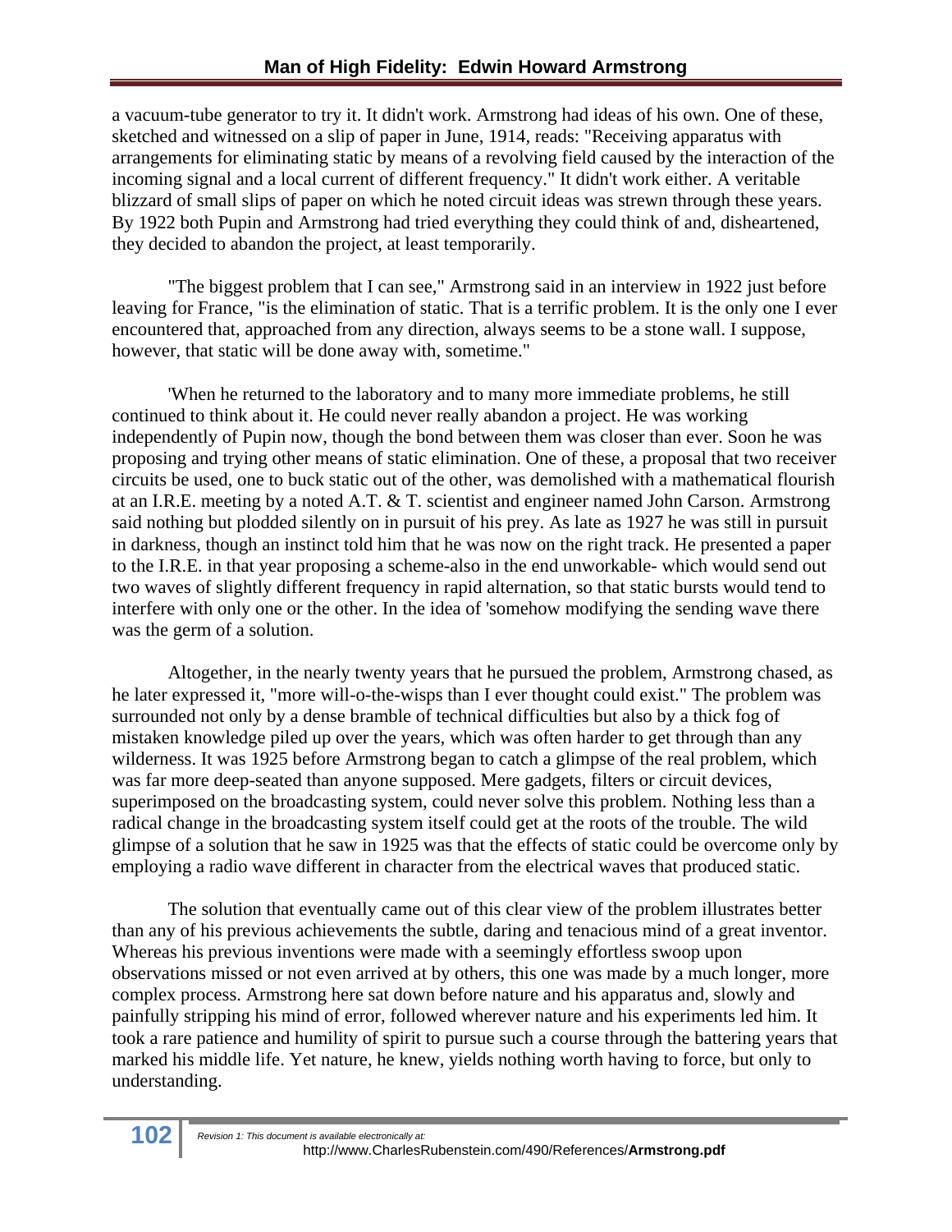a vacuum-tube generator to try it. It didn't work. Armstrong had ideas of his own. One of these, sketched and witnessed on a slip of paper in June, 1914, reads: "Receiving apparatus with arrangements for eliminating static by means of a revolving field caused by the interaction of the incoming signal and a local current of different frequency." It didn't work either. A veritable blizzard of small slips of paper on which he noted circuit ideas was strewn through these years. By 1922 both Pupin and Armstrong had tried everything they could think of and, disheartened, they decided to abandon the project, at least temporarily.

"The biggest problem that I can see," Armstrong said in an interview in 1922 just before leaving for France, "is the elimination of static. That is a terrific problem. It is the only one I ever encountered that, approached from any direction, always seems to be a stone wall. I suppose, however, that static will be done away with, sometime."

'When he returned to the laboratory and to many more immediate problems, he still continued to think about it. He could never really abandon a project. He was working independently of Pupin now, though the bond between them was closer than ever. Soon he was proposing and trying other means of static elimination. One of these, a proposal that two receiver circuits be used, one to buck static out of the other, was demolished with a mathematical flourish at an I.R.E. meeting by a noted A.T. & T. scientist and engineer named John Carson. Armstrong said nothing but plodded silently on in pursuit of his prey. As late as 1927 he was still in pursuit in darkness, though an instinct told him that he was now on the right track. He presented a paper to the I.R.E. in that year proposing a scheme-also in the end unworkable- which would send out two waves of slightly different frequency in rapid alternation, so that static bursts would tend to interfere with only one or the other. In the idea of 'somehow modifying the sending wave there was the germ of a solution.

Altogether, in the nearly twenty years that he pursued the problem, Armstrong chased, as he later expressed it, "more will-o-the-wisps than I ever thought could exist." The problem was surrounded not only by a dense bramble of technical difficulties but also by a thick fog of mistaken knowledge piled up over the years, which was often harder to get through than any wilderness. It was 1925 before Armstrong began to catch a glimpse of the real problem, which was far more deep-seated than anyone supposed. Mere gadgets, filters or circuit devices, superimposed on the broadcasting system, could never solve this problem. Nothing less than a radical change in the broadcasting system itself could get at the roots of the trouble. The wild glimpse of a solution that he saw in 1925 was that the effects of static could be overcome only by employing a radio wave different in character from the electrical waves that produced static.

The solution that eventually came out of this clear view of the problem illustrates better than any of his previous achievements the subtle, daring and tenacious mind of a great inventor. Whereas his previous inventions were made with a seemingly effortless swoop upon observations missed or not even arrived at by others, this one was made by a much longer, more complex process. Armstrong here sat down before nature and his apparatus and, slowly and painfully stripping his mind of error, followed wherever nature and his experiments led him. It took a rare patience and humility of spirit to pursue such a course through the battering years that marked his middle life. Yet nature, he knew, yields nothing worth having to force, but only to understanding.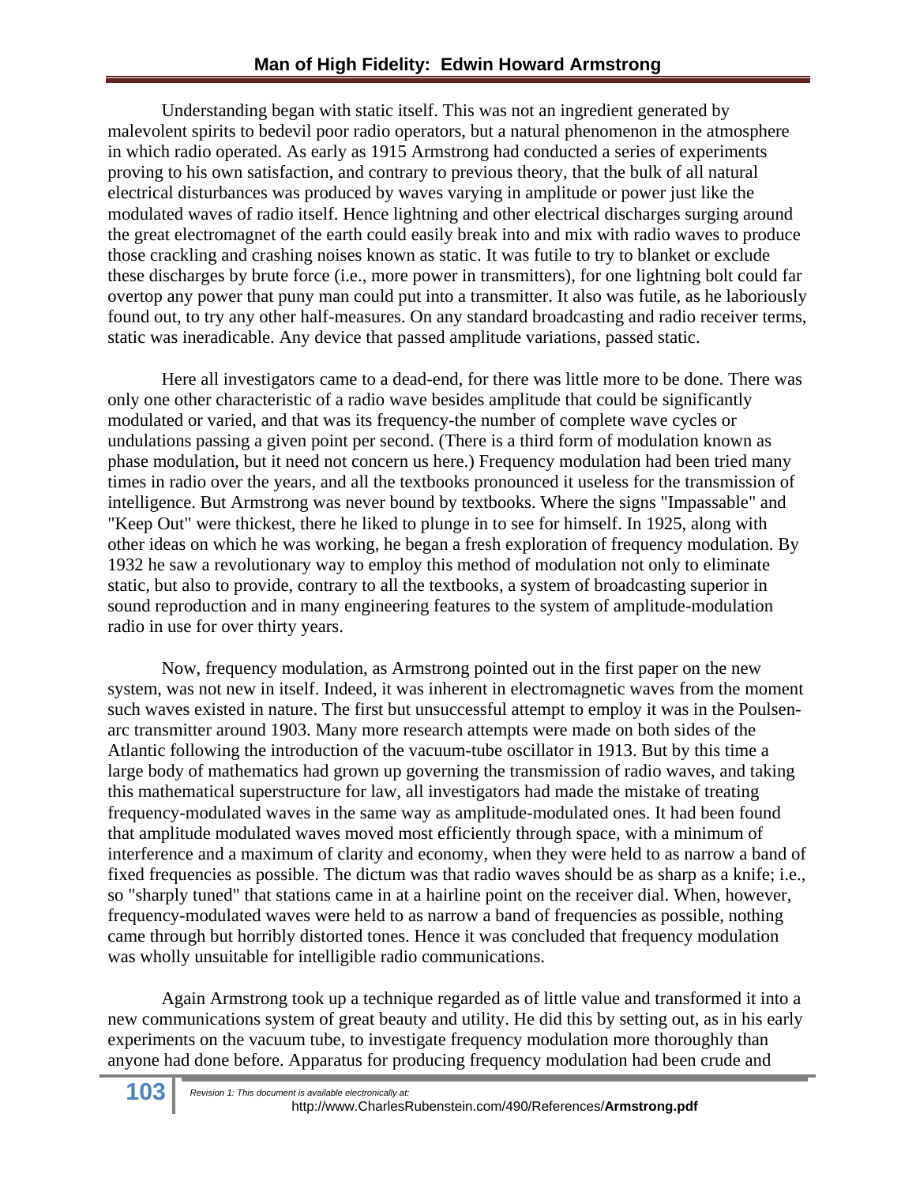Understanding began with static itself. This was not an ingredient generated by malevolent spirits to bedevil poor radio operators, but a natural phenomenon in the atmosphere in which radio operated. As early as 1915 Armstrong had conducted a series of experiments proving to his own satisfaction, and contrary to previous theory, that the bulk of all natural electrical disturbances was produced by waves varying in amplitude or power just like the modulated waves of radio itself. Hence lightning and other electrical discharges surging around the great electromagnet of the earth could easily break into and mix with radio waves to produce those crackling and crashing noises known as static. It was futile to try to blanket or exclude these discharges by brute force (i.e., more power in transmitters), for one lightning bolt could far overtop any power that puny man could put into a transmitter. It also was futile, as he laboriously found out, to try any other half-measures. On any standard broadcasting and radio receiver terms, static was ineradicable. Any device that passed amplitude variations, passed static.

Here all investigators came to a dead-end, for there was little more to be done. There was only one other characteristic of a radio wave besides amplitude that could be significantly modulated or varied, and that was its frequency-the number of complete wave cycles or undulations passing a given point per second. (There is a third form of modulation known as phase modulation, but it need not concern us here.) Frequency modulation had been tried many times in radio over the years, and all the textbooks pronounced it useless for the transmission of intelligence. But Armstrong was never bound by textbooks. Where the signs "Impassable" and "Keep Out" were thickest, there he liked to plunge in to see for himself. In 1925, along with other ideas on which he was working, he began a fresh exploration of frequency modulation. By 1932 he saw a revolutionary way to employ this method of modulation not only to eliminate static, but also to provide, contrary to all the textbooks, a system of broadcasting superior in sound reproduction and in many engineering features to the system of amplitude-modulation radio in use for over thirty years.

Now, frequency modulation, as Armstrong pointed out in the first paper on the new system, was not new in itself. Indeed, it was inherent in electromagnetic waves from the moment such waves existed in nature. The first but unsuccessful attempt to employ it was in the Poulsen-arc transmitter around 1903. Many more research attempts were made on both sides of the Atlantic following the introduction of the vacuum-tube oscillator in 1913. But by this time a large body of mathematics had grown up governing the transmission of radio waves, and taking this mathematical superstructure for law, all investigators had made the mistake of treating frequency-modulated waves in the same way as amplitude-modulated ones. It had been found that amplitude modulated waves moved most efficiently through space, with a minimum of interference and a maximum of clarity and economy, when they were held to as narrow a band of fixed frequencies as possible. The dictum was that radio waves should be as sharp as a knife; i.e., so "sharply tuned" that stations came in at a hairline point on the receiver dial. When, however, frequency-modulated waves were held to as narrow a band of frequencies as possible, nothing came through but horribly distorted tones. Hence it was concluded that frequency modulation was wholly unsuitable for intelligible radio communications.

Again Armstrong took up a technique regarded as of little value and transformed it into a new communications system of great beauty and utility. He did this by setting out, as in his early experiments on the vacuum tube, to investigate frequency modulation more thoroughly than anyone had done before. Apparatus for producing frequency modulation had been crude and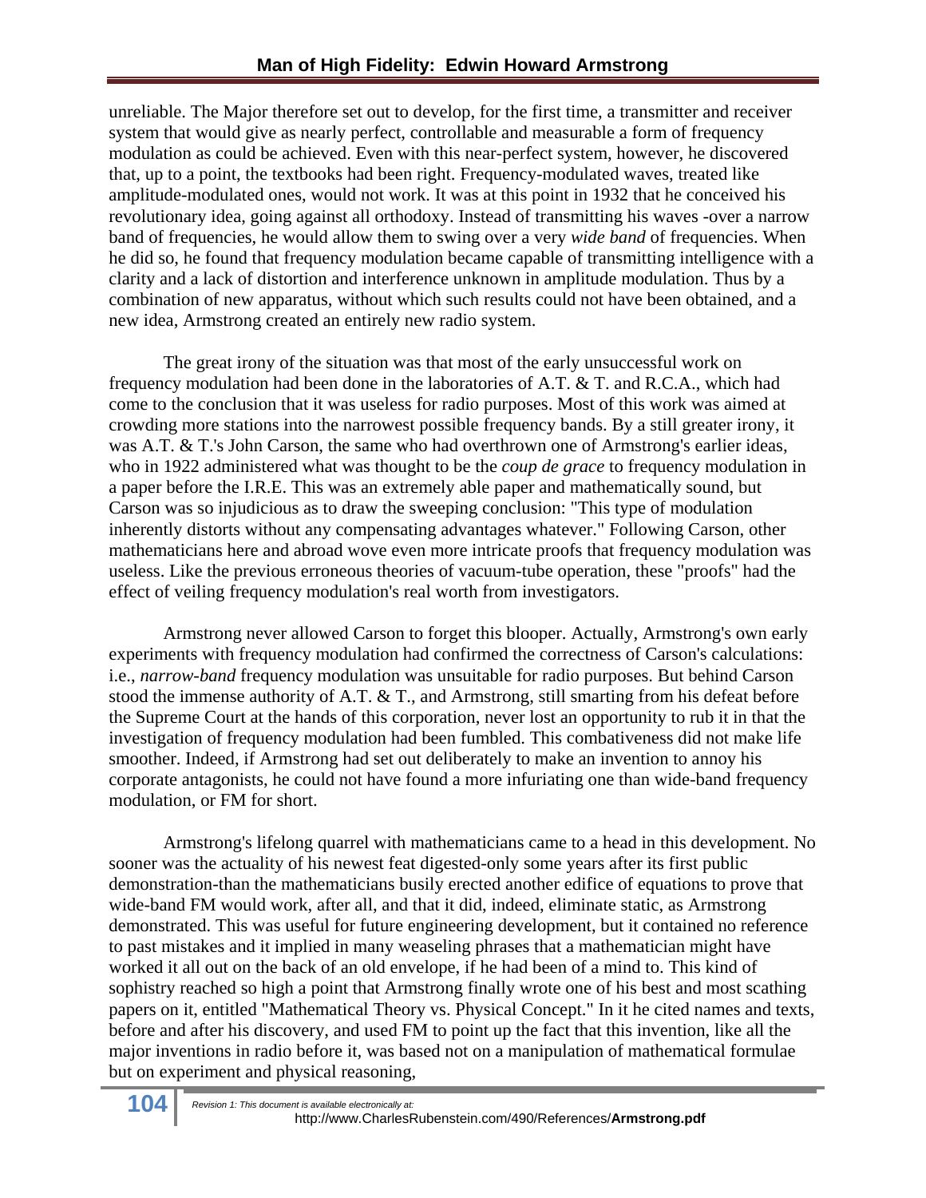unreliable. The Major therefore set out to develop, for the first time, a transmitter and receiver system that would give as nearly perfect, controllable and measurable a form of frequency modulation as could be achieved. Even with this near-perfect system, however, he discovered that, up to a point, the textbooks had been right. Frequency-modulated waves, treated like amplitude-modulated ones, would not work. It was at this point in 1932 that he conceived his revolutionary idea, going against all orthodoxy. Instead of transmitting his waves -over a narrow band of frequencies, he would allow them to swing over a very *wide band* of frequencies. When he did so, he found that frequency modulation became capable of transmitting intelligence with a clarity and a lack of distortion and interference unknown in amplitude modulation. Thus by a combination of new apparatus, without which such results could not have been obtained, and a new idea, Armstrong created an entirely new radio system.

The great irony of the situation was that most of the early unsuccessful work on frequency modulation had been done in the laboratories of A.T. & T. and R.C.A., which had come to the conclusion that it was useless for radio purposes. Most of this work was aimed at crowding more stations into the narrowest possible frequency bands. By a still greater irony, it was A.T. & T.'s John Carson, the same who had overthrown one of Armstrong's earlier ideas, who in 1922 administered what was thought to be the *coup de grace* to frequency modulation in a paper before the I.R.E. This was an extremely able paper and mathematically sound, but Carson was so injudicious as to draw the sweeping conclusion: "This type of modulation inherently distorts without any compensating advantages whatever." Following Carson, other mathematicians here and abroad wove even more intricate proofs that frequency modulation was useless. Like the previous erroneous theories of vacuum-tube operation, these "proofs" had the effect of veiling frequency modulation's real worth from investigators.

Armstrong never allowed Carson to forget this blooper. Actually, Armstrong's own early experiments with frequency modulation had confirmed the correctness of Carson's calculations: i.e., *narrow-band* frequency modulation was unsuitable for radio purposes. But behind Carson stood the immense authority of A.T. & T., and Armstrong, still smarting from his defeat before the Supreme Court at the hands of this corporation, never lost an opportunity to rub it in that the investigation of frequency modulation had been fumbled. This combativeness did not make life smoother. Indeed, if Armstrong had set out deliberately to make an invention to annoy his corporate antagonists, he could not have found a more infuriating one than wide-band frequency modulation, or FM for short.

Armstrong's lifelong quarrel with mathematicians came to a head in this development. No sooner was the actuality of his newest feat digested-only some years after its first public demonstration-than the mathematicians busily erected another edifice of equations to prove that wide-band FM would work, after all, and that it did, indeed, eliminate static, as Armstrong demonstrated. This was useful for future engineering development, but it contained no reference to past mistakes and it implied in many weaseling phrases that a mathematician might have worked it all out on the back of an old envelope, if he had been of a mind to. This kind of sophistry reached so high a point that Armstrong finally wrote one of his best and most scathing papers on it, entitled "Mathematical Theory vs. Physical Concept." In it he cited names and texts, before and after his discovery, and used FM to point up the fact that this invention, like all the major inventions in radio before it, was based not on a manipulation of mathematical formulae but on experiment and physical reasoning,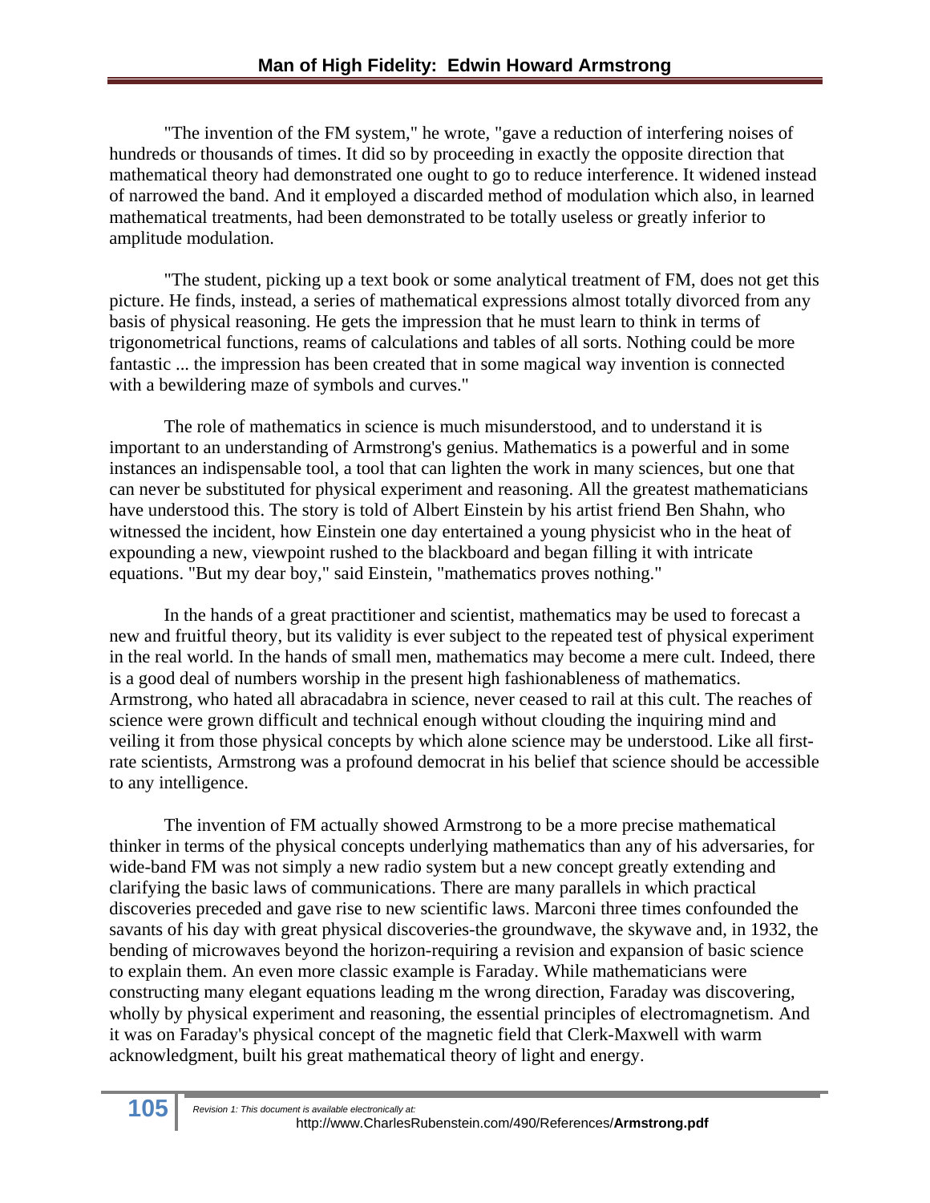"The invention of the FM system," he wrote, "gave a reduction of interfering noises of hundreds or thousands of times. It did so by proceeding in exactly the opposite direction that mathematical theory had demonstrated one ought to go to reduce interference. It widened instead of narrowed the band. And it employed a discarded method of modulation which also, in learned mathematical treatments, had been demonstrated to be totally useless or greatly inferior to amplitude modulation.

"The student, picking up a text book or some analytical treatment of FM, does not get this picture. He finds, instead, a series of mathematical expressions almost totally divorced from any basis of physical reasoning. He gets the impression that he must learn to think in terms of trigonometrical functions, reams of calculations and tables of all sorts. Nothing could be more fantastic ... the impression has been created that in some magical way invention is connected with a bewildering maze of symbols and curves."

The role of mathematics in science is much misunderstood, and to understand it is important to an understanding of Armstrong's genius. Mathematics is a powerful and in some instances an indispensable tool, a tool that can lighten the work in many sciences, but one that can never be substituted for physical experiment and reasoning. All the greatest mathematicians have understood this. The story is told of Albert Einstein by his artist friend Ben Shahn, who witnessed the incident, how Einstein one day entertained a young physicist who in the heat of expounding a new, viewpoint rushed to the blackboard and began filling it with intricate equations. "But my dear boy," said Einstein, "mathematics proves nothing."

In the hands of a great practitioner and scientist, mathematics may be used to forecast a new and fruitful theory, but its validity is ever subject to the repeated test of physical experiment in the real world. In the hands of small men, mathematics may become a mere cult. Indeed, there is a good deal of numbers worship in the present high fashionableness of mathematics. Armstrong, who hated all abracadabra in science, never ceased to rail at this cult. The reaches of science were grown difficult and technical enough without clouding the inquiring mind and veiling it from those physical concepts by which alone science may be understood. Like all first-rate scientists, Armstrong was a profound democrat in his belief that science should be accessible to any intelligence.

The invention of FM actually showed Armstrong to be a more precise mathematical thinker in terms of the physical concepts underlying mathematics than any of his adversaries, for wide-band FM was not simply a new radio system but a new concept greatly extending and clarifying the basic laws of communications. There are many parallels in which practical discoveries preceded and gave rise to new scientific laws. Marconi three times confounded the savants of his day with great physical discoveries-the groundwave, the skywave and, in 1932, the bending of microwaves beyond the horizon-requiring a revision and expansion of basic science to explain them. An even more classic example is Faraday. While mathematicians were constructing many elegant equations leading m the wrong direction, Faraday was discovering, wholly by physical experiment and reasoning, the essential principles of electromagnetism. And it was on Faraday's physical concept of the magnetic field that Clerk-Maxwell with warm acknowledgment, built his great mathematical theory of light and energy.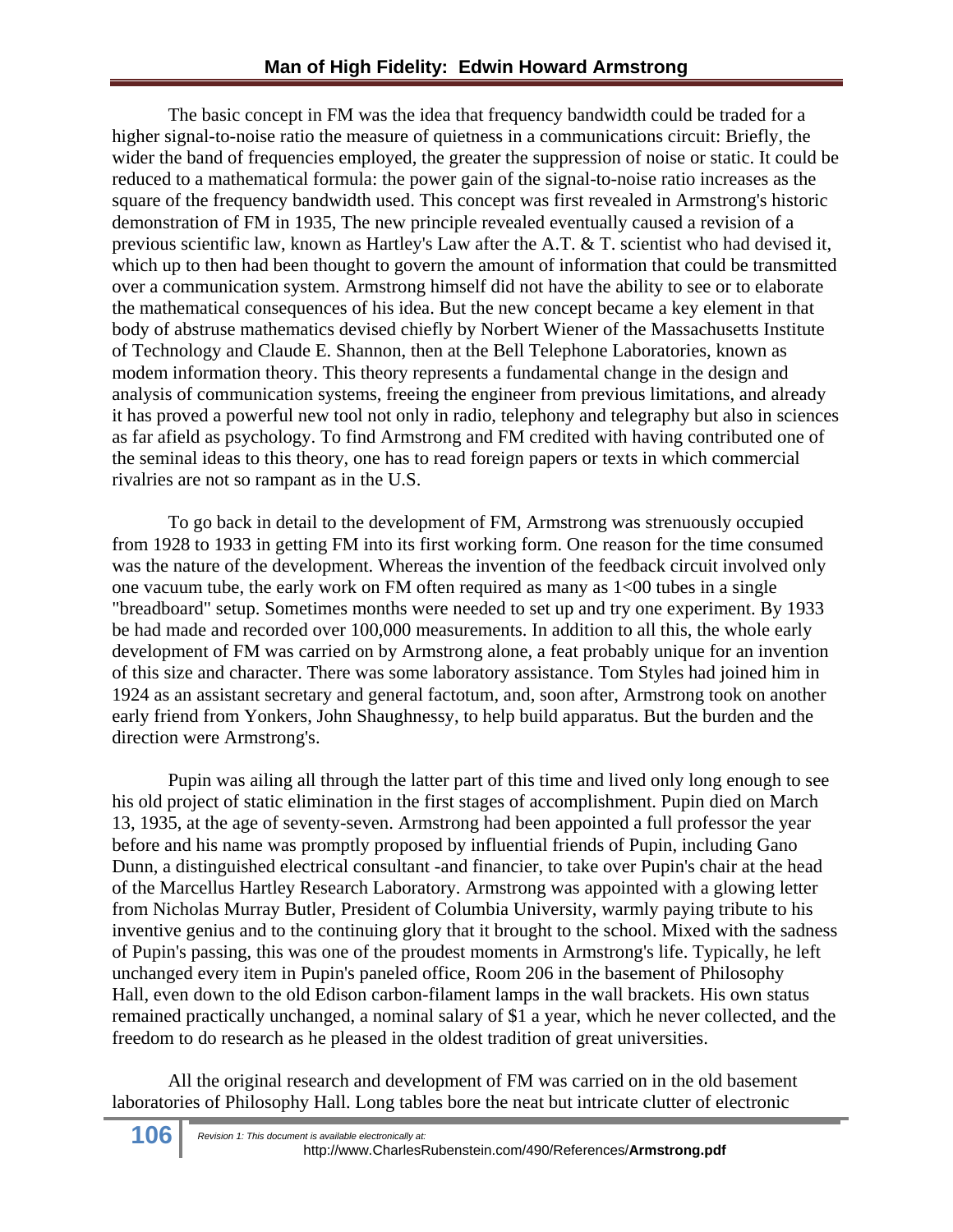The basic concept in FM was the idea that frequency bandwidth could be traded for a higher signal-to-noise ratio the measure of quietness in a communications circuit: Briefly, the wider the band of frequencies employed, the greater the suppression of noise or static. It could be reduced to a mathematical formula: the power gain of the signal-to-noise ratio increases as the square of the frequency bandwidth used. This concept was first revealed in Armstrong's historic demonstration of FM in 1935, The new principle revealed eventually caused a revision of a previous scientific law, known as Hartley's Law after the A.T. & T. scientist who had devised it, which up to then had been thought to govern the amount of information that could be transmitted over a communication system. Armstrong himself did not have the ability to see or to elaborate the mathematical consequences of his idea. But the new concept became a key element in that body of abstruse mathematics devised chiefly by Norbert Wiener of the Massachusetts Institute of Technology and Claude E. Shannon, then at the Bell Telephone Laboratories, known as modem information theory. This theory represents a fundamental change in the design and analysis of communication systems, freeing the engineer from previous limitations, and already it has proved a powerful new tool not only in radio, telephony and telegraphy but also in sciences as far afield as psychology. To find Armstrong and FM credited with having contributed one of the seminal ideas to this theory, one has to read foreign papers or texts in which commercial rivalries are not so rampant as in the U.S.

To go back in detail to the development of FM, Armstrong was strenuously occupied from 1928 to 1933 in getting FM into its first working form. One reason for the time consumed was the nature of the development. Whereas the invention of the feedback circuit involved only one vacuum tube, the early work on FM often required as many as 1<00 tubes in a single "breadboard" setup. Sometimes months were needed to set up and try one experiment. By 1933 be had made and recorded over 100,000 measurements. In addition to all this, the whole early development of FM was carried on by Armstrong alone, a feat probably unique for an invention of this size and character. There was some laboratory assistance. Tom Styles had joined him in 1924 as an assistant secretary and general factotum, and, soon after, Armstrong took on another early friend from Yonkers, John Shaughnessy, to help build apparatus. But the burden and the direction were Armstrong's.

Pupin was ailing all through the latter part of this time and lived only long enough to see his old project of static elimination in the first stages of accomplishment. Pupin died on March 13, 1935, at the age of seventy-seven. Armstrong had been appointed a full professor the year before and his name was promptly proposed by influential friends of Pupin, including Gano Dunn, a distinguished electrical consultant -and financier, to take over Pupin's chair at the head of the Marcellus Hartley Research Laboratory. Armstrong was appointed with a glowing letter from Nicholas Murray Butler, President of Columbia University, warmly paying tribute to his inventive genius and to the continuing glory that it brought to the school. Mixed with the sadness of Pupin's passing, this was one of the proudest moments in Armstrong's life. Typically, he left unchanged every item in Pupin's paneled office, Room 206 in the basement of Philosophy Hall, even down to the old Edison carbon-filament lamps in the wall brackets. His own status remained practically unchanged, a nominal salary of $1 a year, which he never collected, and the freedom to do research as he pleased in the oldest tradition of great universities.

All the original research and development of FM was carried on in the old basement laboratories of Philosophy Hall. Long tables bore the neat but intricate clutter of electronic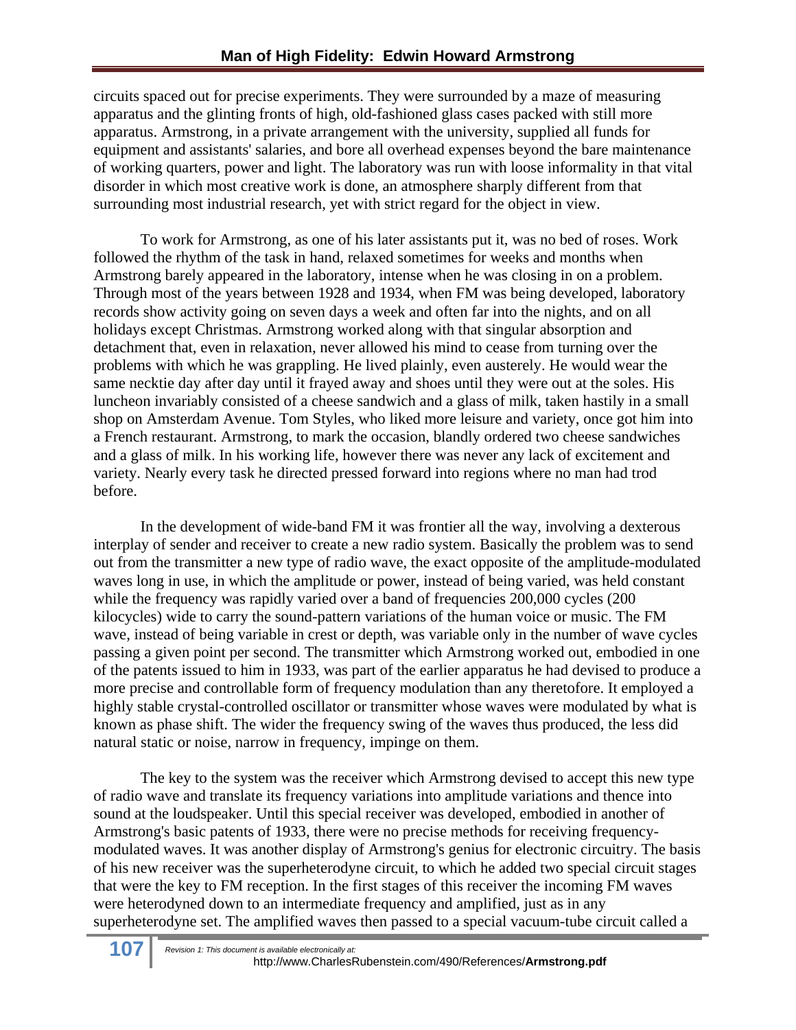circuits spaced out for precise experiments. They were surrounded by a maze of measuring apparatus and the glinting fronts of high, old-fashioned glass cases packed with still more apparatus. Armstrong, in a private arrangement with the university, supplied all funds for equipment and assistants' salaries, and bore all overhead expenses beyond the bare maintenance of working quarters, power and light. The laboratory was run with loose informality in that vital disorder in which most creative work is done, an atmosphere sharply different from that surrounding most industrial research, yet with strict regard for the object in view.

To work for Armstrong, as one of his later assistants put it, was no bed of roses. Work followed the rhythm of the task in hand, relaxed sometimes for weeks and months when Armstrong barely appeared in the laboratory, intense when he was closing in on a problem. Through most of the years between 1928 and 1934, when FM was being developed, laboratory records show activity going on seven days a week and often far into the nights, and on all holidays except Christmas. Armstrong worked along with that singular absorption and detachment that, even in relaxation, never allowed his mind to cease from turning over the problems with which he was grappling. He lived plainly, even austerely. He would wear the same necktie day after day until it frayed away and shoes until they were out at the soles. His luncheon invariably consisted of a cheese sandwich and a glass of milk, taken hastily in a small shop on Amsterdam Avenue. Tom Styles, who liked more leisure and variety, once got him into a French restaurant. Armstrong, to mark the occasion, blandly ordered two cheese sandwiches and a glass of milk. In his working life, however there was never any lack of excitement and variety. Nearly every task he directed pressed forward into regions where no man had trod before.

In the development of wide-band FM it was frontier all the way, involving a dexterous interplay of sender and receiver to create a new radio system. Basically the problem was to send out from the transmitter a new type of radio wave, the exact opposite of the amplitude-modulated waves long in use, in which the amplitude or power, instead of being varied, was held constant while the frequency was rapidly varied over a band of frequencies 200,000 cycles (200 kilocycles) wide to carry the sound-pattern variations of the human voice or music. The FM wave, instead of being variable in crest or depth, was variable only in the number of wave cycles passing a given point per second. The transmitter which Armstrong worked out, embodied in one of the patents issued to him in 1933, was part of the earlier apparatus he had devised to produce a more precise and controllable form of frequency modulation than any theretofore. It employed a highly stable crystal-controlled oscillator or transmitter whose waves were modulated by what is known as phase shift. The wider the frequency swing of the waves thus produced, the less did natural static or noise, narrow in frequency, impinge on them.

The key to the system was the receiver which Armstrong devised to accept this new type of radio wave and translate its frequency variations into amplitude variations and thence into sound at the loudspeaker. Until this special receiver was developed, embodied in another of Armstrong's basic patents of 1933, there were no precise methods for receiving frequency-modulated waves. It was another display of Armstrong's genius for electronic circuitry. The basis of his new receiver was the superheterodyne circuit, to which he added two special circuit stages that were the key to FM reception. In the first stages of this receiver the incoming FM waves were heterodyned down to an intermediate frequency and amplified, just as in any superheterodyne set. The amplified waves then passed to a special vacuum-tube circuit called a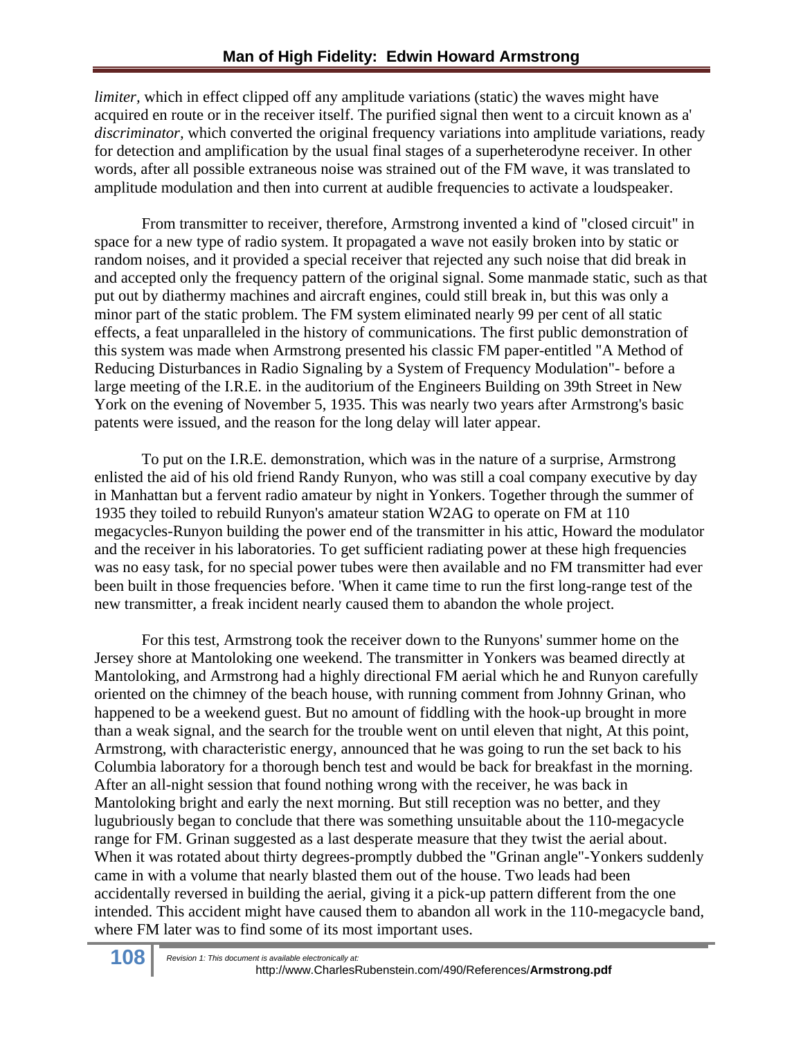*limiter,* which in effect clipped off any amplitude variations (static) the waves might have acquired en route or in the receiver itself. The purified signal then went to a circuit known as a' *discriminator,* which converted the original frequency variations into amplitude variations, ready for detection and amplification by the usual final stages of a superheterodyne receiver. In other words, after all possible extraneous noise was strained out of the FM wave, it was translated to amplitude modulation and then into current at audible frequencies to activate a loudspeaker.

From transmitter to receiver, therefore, Armstrong invented a kind of "closed circuit" in space for a new type of radio system. It propagated a wave not easily broken into by static or random noises, and it provided a special receiver that rejected any such noise that did break in and accepted only the frequency pattern of the original signal. Some manmade static, such as that put out by diathermy machines and aircraft engines, could still break in, but this was only a minor part of the static problem. The FM system eliminated nearly 99 per cent of all static effects, a feat unparalleled in the history of communications. The first public demonstration of this system was made when Armstrong presented his classic FM paper-entitled "A Method of Reducing Disturbances in Radio Signaling by a System of Frequency Modulation"- before a large meeting of the I.R.E. in the auditorium of the Engineers Building on 39th Street in New York on the evening of November 5, 1935. This was nearly two years after Armstrong's basic patents were issued, and the reason for the long delay will later appear.

To put on the I.R.E. demonstration, which was in the nature of a surprise, Armstrong enlisted the aid of his old friend Randy Runyon, who was still a coal company executive by day in Manhattan but a fervent radio amateur by night in Yonkers. Together through the summer of 1935 they toiled to rebuild Runyon's amateur station W2AG to operate on FM at 110 megacycles-Runyon building the power end of the transmitter in his attic, Howard the modulator and the receiver in his laboratories. To get sufficient radiating power at these high frequencies was no easy task, for no special power tubes were then available and no FM transmitter had ever been built in those frequencies before. 'When it came time to run the first long-range test of the new transmitter, a freak incident nearly caused them to abandon the whole project.

For this test, Armstrong took the receiver down to the Runyons' summer home on the Jersey shore at Mantoloking one weekend. The transmitter in Yonkers was beamed directly at Mantoloking, and Armstrong had a highly directional FM aerial which he and Runyon carefully oriented on the chimney of the beach house, with running comment from Johnny Grinan, who happened to be a weekend guest. But no amount of fiddling with the hook-up brought in more than a weak signal, and the search for the trouble went on until eleven that night, At this point, Armstrong, with characteristic energy, announced that he was going to run the set back to his Columbia laboratory for a thorough bench test and would be back for breakfast in the morning. After an all-night session that found nothing wrong with the receiver, he was back in Mantoloking bright and early the next morning. But still reception was no better, and they lugubriously began to conclude that there was something unsuitable about the 110-megacycle range for FM. Grinan suggested as a last desperate measure that they twist the aerial about. When it was rotated about thirty degrees-promptly dubbed the "Grinan angle"-Yonkers suddenly came in with a volume that nearly blasted them out of the house. Two leads had been accidentally reversed in building the aerial, giving it a pick-up pattern different from the one intended. This accident might have caused them to abandon all work in the 110-megacycle band, where FM later was to find some of its most important uses.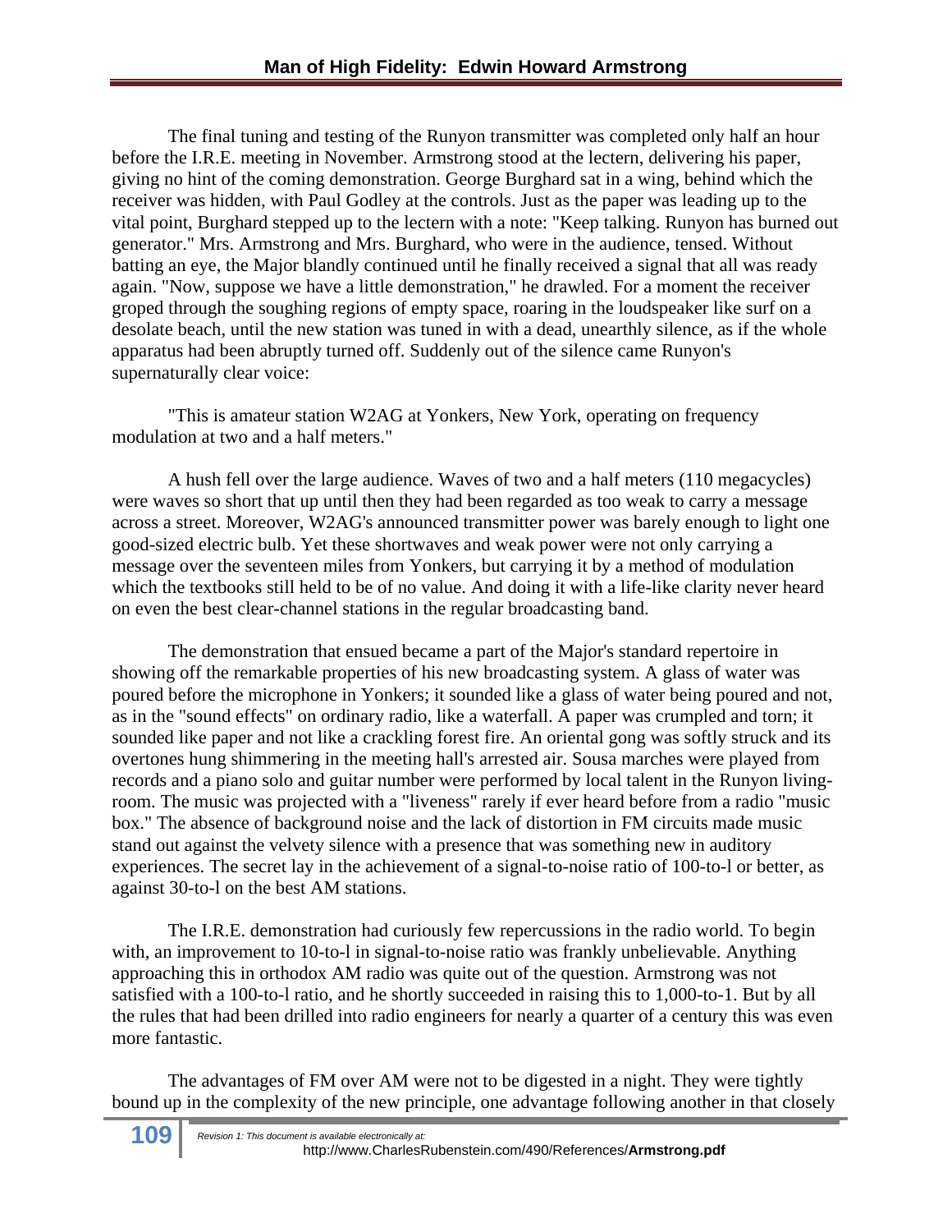The final tuning and testing of the Runyon transmitter was completed only half an hour before the I.R.E. meeting in November. Armstrong stood at the lectern, delivering his paper, giving no hint of the coming demonstration. George Burghard sat in a wing, behind which the receiver was hidden, with Paul Godley at the controls. Just as the paper was leading up to the vital point, Burghard stepped up to the lectern with a note: "Keep talking. Runyon has burned out generator." Mrs. Armstrong and Mrs. Burghard, who were in the audience, tensed. Without batting an eye, the Major blandly continued until he finally received a signal that all was ready again. "Now, suppose we have a little demonstration," he drawled. For a moment the receiver groped through the soughing regions of empty space, roaring in the loudspeaker like surf on a desolate beach, until the new station was tuned in with a dead, unearthly silence, as if the whole apparatus had been abruptly turned off. Suddenly out of the silence came Runyon's supernaturally clear voice:

"This is amateur station W2AG at Yonkers, New York, operating on frequency modulation at two and a half meters."

A hush fell over the large audience. Waves of two and a half meters (110 megacycles) were waves so short that up until then they had been regarded as too weak to carry a message across a street. Moreover, W2AG's announced transmitter power was barely enough to light one good-sized electric bulb. Yet these shortwaves and weak power were not only carrying a message over the seventeen miles from Yonkers, but carrying it by a method of modulation which the textbooks still held to be of no value. And doing it with a life-like clarity never heard on even the best clear-channel stations in the regular broadcasting band.

The demonstration that ensued became a part of the Major's standard repertoire in showing off the remarkable properties of his new broadcasting system. A glass of water was poured before the microphone in Yonkers; it sounded like a glass of water being poured and not, as in the "sound effects" on ordinary radio, like a waterfall. A paper was crumpled and torn; it sounded like paper and not like a crackling forest fire. An oriental gong was softly struck and its overtones hung shimmering in the meeting hall's arrested air. Sousa marches were played from records and a piano solo and guitar number were performed by local talent in the Runyon living-room. The music was projected with a "liveness" rarely if ever heard before from a radio "music box." The absence of background noise and the lack of distortion in FM circuits made music stand out against the velvety silence with a presence that was something new in auditory experiences. The secret lay in the achievement of a signal-to-noise ratio of 100-to-l or better, as against 30-to-l on the best AM stations.

The I.R.E. demonstration had curiously few repercussions in the radio world. To begin with, an improvement to 10-to-l in signal-to-noise ratio was frankly unbelievable. Anything approaching this in orthodox AM radio was quite out of the question. Armstrong was not satisfied with a 100-to-l ratio, and he shortly succeeded in raising this to 1,000-to-1. But by all the rules that had been drilled into radio engineers for nearly a quarter of a century this was even more fantastic.

The advantages of FM over AM were not to be digested in a night. They were tightly bound up in the complexity of the new principle, one advantage following another in that closely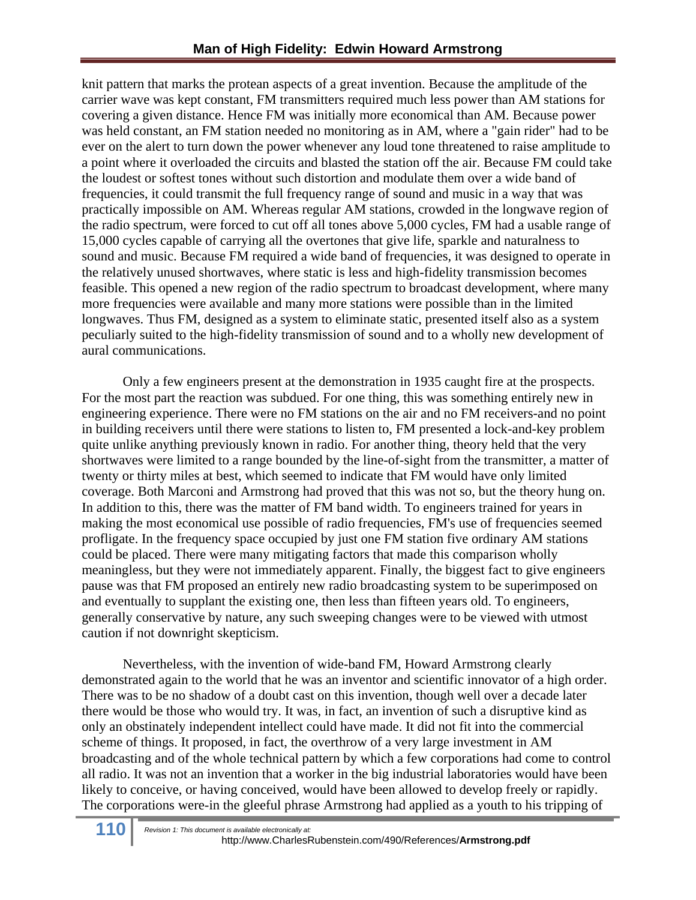knit pattern that marks the protean aspects of a great invention. Because the amplitude of the carrier wave was kept constant, FM transmitters required much less power than AM stations for covering a given distance. Hence FM was initially more economical than AM. Because power was held constant, an FM station needed no monitoring as in AM, where a "gain rider" had to be ever on the alert to turn down the power whenever any loud tone threatened to raise amplitude to a point where it overloaded the circuits and blasted the station off the air. Because FM could take the loudest or softest tones without such distortion and modulate them over a wide band of frequencies, it could transmit the full frequency range of sound and music in a way that was practically impossible on AM. Whereas regular AM stations, crowded in the longwave region of the radio spectrum, were forced to cut off all tones above 5,000 cycles, FM had a usable range of 15,000 cycles capable of carrying all the overtones that give life, sparkle and naturalness to sound and music. Because FM required a wide band of frequencies, it was designed to operate in the relatively unused shortwaves, where static is less and high-fidelity transmission becomes feasible. This opened a new region of the radio spectrum to broadcast development, where many more frequencies were available and many more stations were possible than in the limited longwaves. Thus FM, designed as a system to eliminate static, presented itself also as a system peculiarly suited to the high-fidelity transmission of sound and to a wholly new development of aural communications.

Only a few engineers present at the demonstration in 1935 caught fire at the prospects. For the most part the reaction was subdued. For one thing, this was something entirely new in engineering experience. There were no FM stations on the air and no FM receivers-and no point in building receivers until there were stations to listen to, FM presented a lock-and-key problem quite unlike anything previously known in radio. For another thing, theory held that the very shortwaves were limited to a range bounded by the line-of-sight from the transmitter, a matter of twenty or thirty miles at best, which seemed to indicate that FM would have only limited coverage. Both Marconi and Armstrong had proved that this was not so, but the theory hung on. In addition to this, there was the matter of FM band width. To engineers trained for years in making the most economical use possible of radio frequencies, FM's use of frequencies seemed profligate. In the frequency space occupied by just one FM station five ordinary AM stations could be placed. There were many mitigating factors that made this comparison wholly meaningless, but they were not immediately apparent. Finally, the biggest fact to give engineers pause was that FM proposed an entirely new radio broadcasting system to be superimposed on and eventually to supplant the existing one, then less than fifteen years old. To engineers, generally conservative by nature, any such sweeping changes were to be viewed with utmost caution if not downright skepticism.

Nevertheless, with the invention of wide-band FM, Howard Armstrong clearly demonstrated again to the world that he was an inventor and scientific innovator of a high order. There was to be no shadow of a doubt cast on this invention, though well over a decade later there would be those who would try. It was, in fact, an invention of such a disruptive kind as only an obstinately independent intellect could have made. It did not fit into the commercial scheme of things. It proposed, in fact, the overthrow of a very large investment in AM broadcasting and of the whole technical pattern by which a few corporations had come to control all radio. It was not an invention that a worker in the big industrial laboratories would have been likely to conceive, or having conceived, would have been allowed to develop freely or rapidly. The corporations were-in the gleeful phrase Armstrong had applied as a youth to his tripping of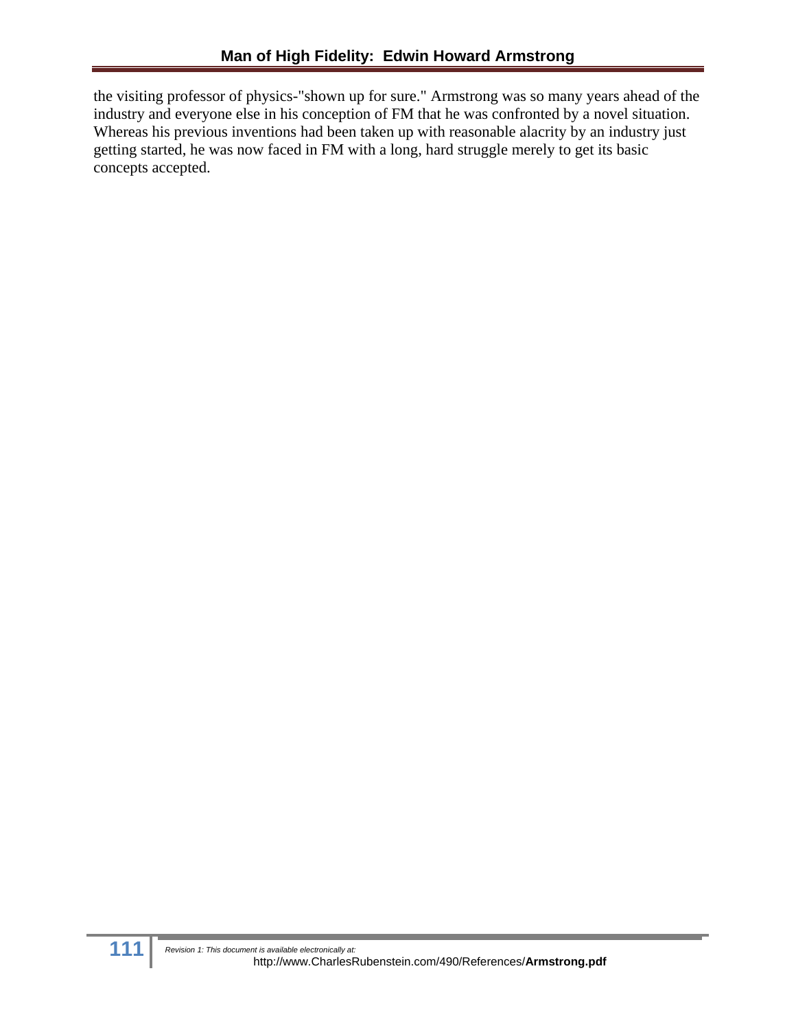the visiting professor of physics-"shown up for sure." Armstrong was so many years ahead of the industry and everyone else in his conception of FM that he was confronted by a novel situation. Whereas his previous inventions had been taken up with reasonable alacrity by an industry just getting started, he was now faced in FM with a long, hard struggle merely to get its basic concepts accepted.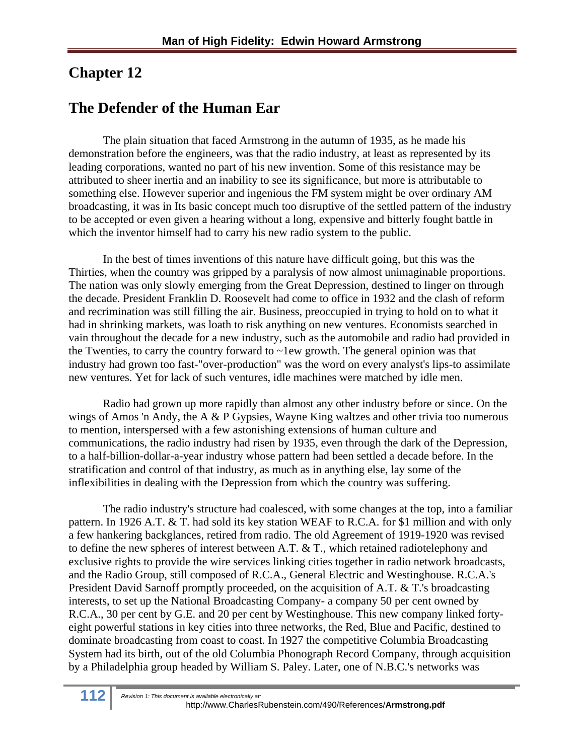## Chapter 12

## The Defender of the Human Ear

The plain situation that faced Armstrong in the autumn of 1935, as he made his demonstration before the engineers, was that the radio industry, at least as represented by its leading corporations, wanted no part of his new invention. Some of this resistance may be attributed to sheer inertia and an inability to see its significance, but more is attributable to something else. However superior and ingenious the FM system might be over ordinary AM broadcasting, it was in Its basic concept much too disruptive of the settled pattern of the industry to be accepted or even given a hearing without a long, expensive and bitterly fought battle in which the inventor himself had to carry his new radio system to the public.

In the best of times inventions of this nature have difficult going, but this was the Thirties, when the country was gripped by a paralysis of now almost unimaginable proportions. The nation was only slowly emerging from the Great Depression, destined to linger on through the decade. President Franklin D. Roosevelt had come to office in 1932 and the clash of reform and recrimination was still filling the air. Business, preoccupied in trying to hold on to what it had in shrinking markets, was loath to risk anything on new ventures. Economists searched in vain throughout the decade for a new industry, such as the automobile and radio had provided in the Twenties, to carry the country forward to ~1ew growth. The general opinion was that industry had grown too fast-"over-production" was the word on every analyst's lips-to assimilate new ventures. Yet for lack of such ventures, idle machines were matched by idle men.

Radio had grown up more rapidly than almost any other industry before or since. On the wings of Amos 'n Andy, the A & P Gypsies, Wayne King waltzes and other trivia too numerous to mention, interspersed with a few astonishing extensions of human culture and communications, the radio industry had risen by 1935, even through the dark of the Depression, to a half-billion-dollar-a-year industry whose pattern had been settled a decade before. In the stratification and control of that industry, as much as in anything else, lay some of the inflexibilities in dealing with the Depression from which the country was suffering.

The radio industry's structure had coalesced, with some changes at the top, into a familiar pattern. In 1926 A.T. & T. had sold its key station WEAF to R.C.A. for $1 million and with only a few hankering backglances, retired from radio. The old Agreement of 1919-1920 was revised to define the new spheres of interest between A.T. & T., which retained radiotelephony and exclusive rights to provide the wire services linking cities together in radio network broadcasts, and the Radio Group, still composed of R.C.A., General Electric and Westinghouse. R.C.A.'s President David Sarnoff promptly proceeded, on the acquisition of A.T. & T.'s broadcasting interests, to set up the National Broadcasting Company- a company 50 per cent owned by R.C.A., 30 per cent by G.E. and 20 per cent by Westinghouse. This new company linked forty-eight powerful stations in key cities into three networks, the Red, Blue and Pacific, destined to dominate broadcasting from coast to coast. In 1927 the competitive Columbia Broadcasting System had its birth, out of the old Columbia Phonograph Record Company, through acquisition by a Philadelphia group headed by William S. Paley. Later, one of N.B.C.'s networks was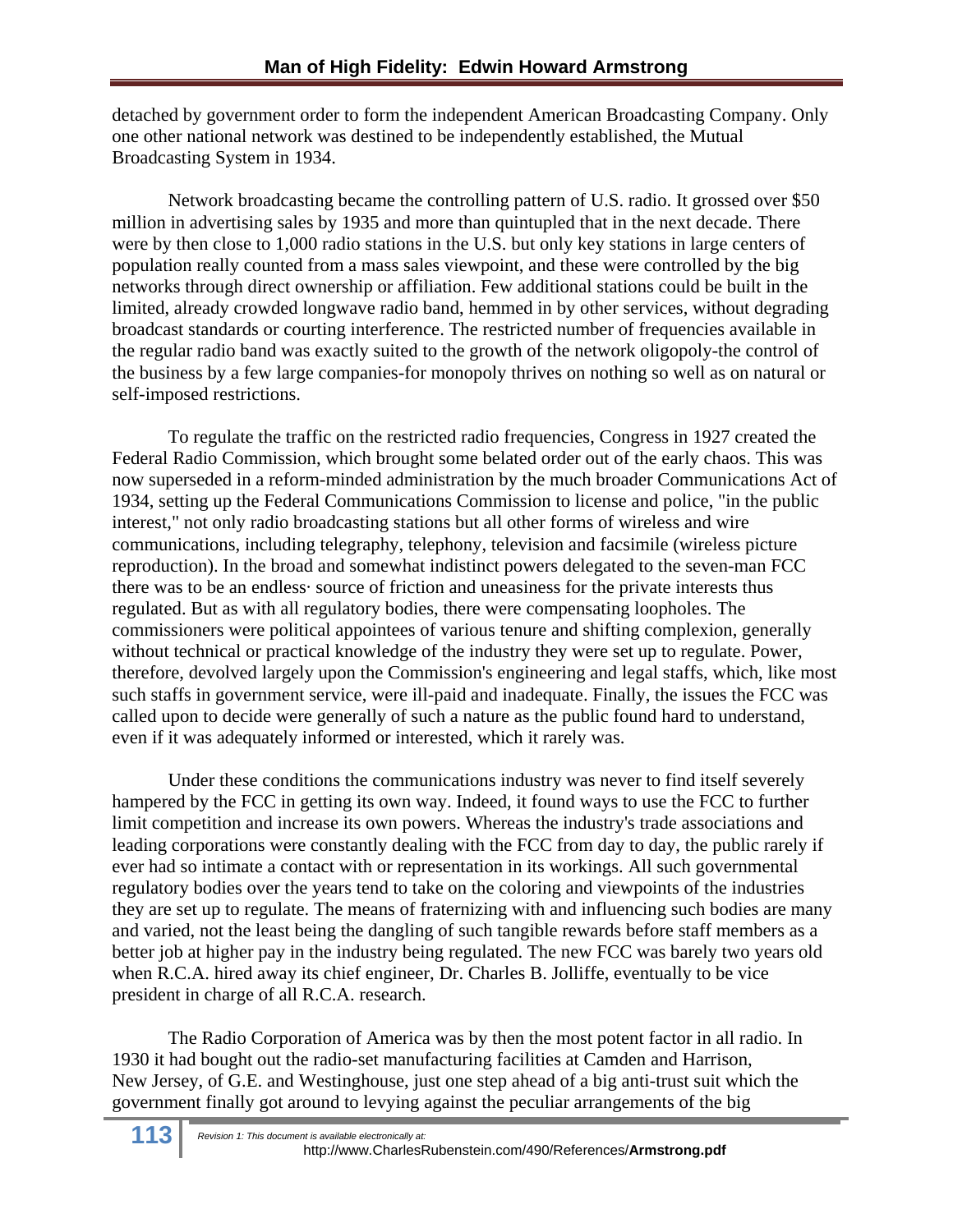detached by government order to form the independent American Broadcasting Company. Only one other national network was destined to be independently established, the Mutual Broadcasting System in 1934.

Network broadcasting became the controlling pattern of U.S. radio. It grossed over $50 million in advertising sales by 1935 and more than quintupled that in the next decade. There were by then close to 1,000 radio stations in the U.S. but only key stations in large centers of population really counted from a mass sales viewpoint, and these were controlled by the big networks through direct ownership or affiliation. Few additional stations could be built in the limited, already crowded longwave radio band, hemmed in by other services, without degrading broadcast standards or courting interference. The restricted number of frequencies available in the regular radio band was exactly suited to the growth of the network oligopoly-the control of the business by a few large companies-for monopoly thrives on nothing so well as on natural or self-imposed restrictions.

To regulate the traffic on the restricted radio frequencies, Congress in 1927 created the Federal Radio Commission, which brought some belated order out of the early chaos. This was now superseded in a reform-minded administration by the much broader Communications Act of 1934, setting up the Federal Communications Commission to license and police, "in the public interest," not only radio broadcasting stations but all other forms of wireless and wire communications, including telegraphy, telephony, television and facsimile (wireless picture reproduction). In the broad and somewhat indistinct powers delegated to the seven-man FCC there was to be an endless· source of friction and uneasiness for the private interests thus regulated. But as with all regulatory bodies, there were compensating loopholes. The commissioners were political appointees of various tenure and shifting complexion, generally without technical or practical knowledge of the industry they were set up to regulate. Power, therefore, devolved largely upon the Commission's engineering and legal staffs, which, like most such staffs in government service, were ill-paid and inadequate. Finally, the issues the FCC was called upon to decide were generally of such a nature as the public found hard to understand, even if it was adequately informed or interested, which it rarely was.

Under these conditions the communications industry was never to find itself severely hampered by the FCC in getting its own way. Indeed, it found ways to use the FCC to further limit competition and increase its own powers. Whereas the industry's trade associations and leading corporations were constantly dealing with the FCC from day to day, the public rarely if ever had so intimate a contact with or representation in its workings. All such governmental regulatory bodies over the years tend to take on the coloring and viewpoints of the industries they are set up to regulate. The means of fraternizing with and influencing such bodies are many and varied, not the least being the dangling of such tangible rewards before staff members as a better job at higher pay in the industry being regulated. The new FCC was barely two years old when R.C.A. hired away its chief engineer, Dr. Charles B. Jolliffe, eventually to be vice president in charge of all R.C.A. research.

The Radio Corporation of America was by then the most potent factor in all radio. In 1930 it had bought out the radio-set manufacturing facilities at Camden and Harrison, New Jersey, of G.E. and Westinghouse, just one step ahead of a big anti-trust suit which the government finally got around to levying against the peculiar arrangements of the big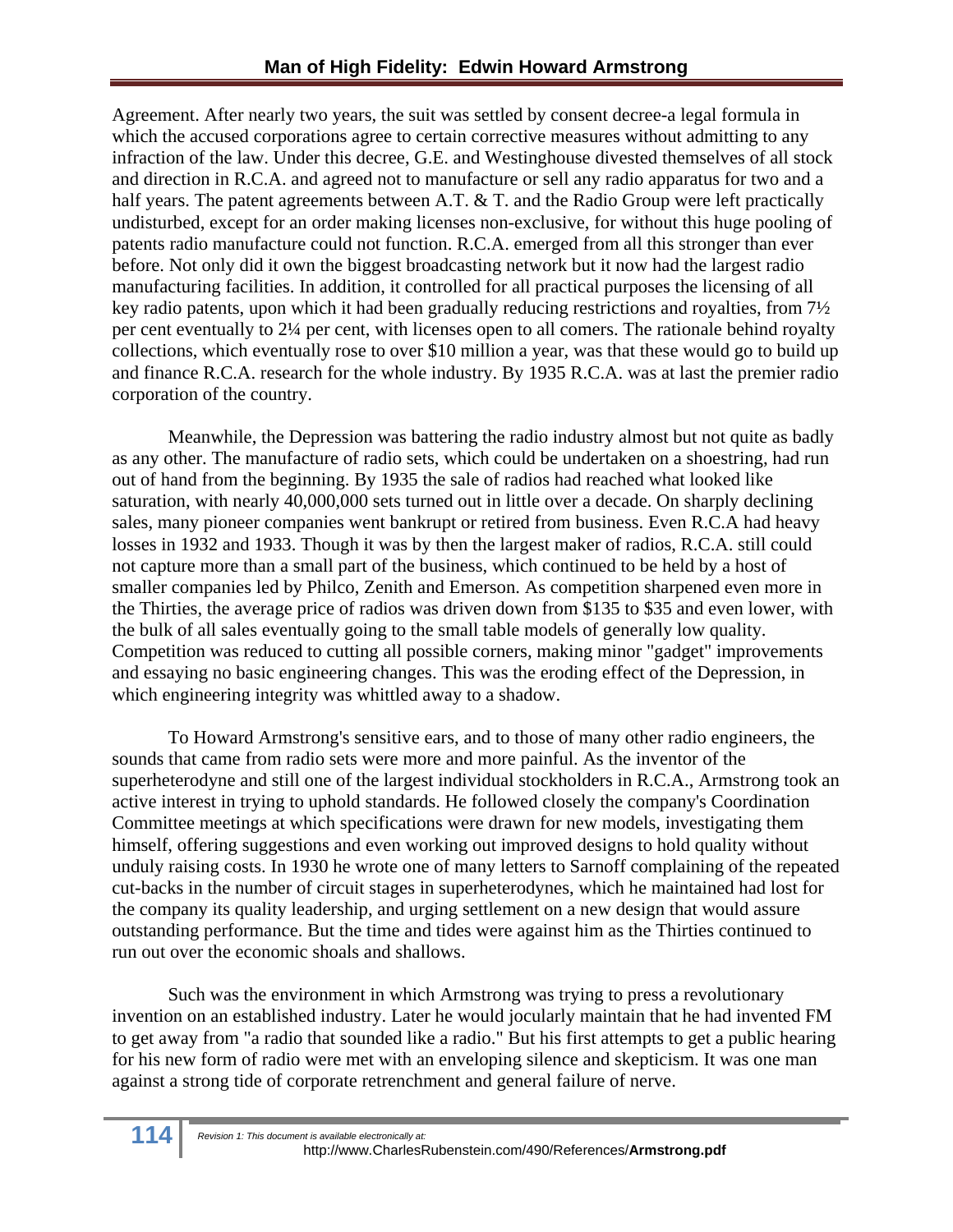Agreement. After nearly two years, the suit was settled by consent decree-a legal formula in which the accused corporations agree to certain corrective measures without admitting to any infraction of the law. Under this decree, G.E. and Westinghouse divested themselves of all stock and direction in R.C.A. and agreed not to manufacture or sell any radio apparatus for two and a half years. The patent agreements between A.T. & T. and the Radio Group were left practically undisturbed, except for an order making licenses non-exclusive, for without this huge pooling of patents radio manufacture could not function. R.C.A. emerged from all this stronger than ever before. Not only did it own the biggest broadcasting network but it now had the largest radio manufacturing facilities. In addition, it controlled for all practical purposes the licensing of all key radio patents, upon which it had been gradually reducing restrictions and royalties, from 7½ per cent eventually to 2¼ per cent, with licenses open to all comers. The rationale behind royalty collections, which eventually rose to over $10 million a year, was that these would go to build up and finance R.C.A. research for the whole industry. By 1935 R.C.A. was at last the premier radio corporation of the country.

Meanwhile, the Depression was battering the radio industry almost but not quite as badly as any other. The manufacture of radio sets, which could be undertaken on a shoestring, had run out of hand from the beginning. By 1935 the sale of radios had reached what looked like saturation, with nearly 40,000,000 sets turned out in little over a decade. On sharply declining sales, many pioneer companies went bankrupt or retired from business. Even R.C.A had heavy losses in 1932 and 1933. Though it was by then the largest maker of radios, R.C.A. still could not capture more than a small part of the business, which continued to be held by a host of smaller companies led by Philco, Zenith and Emerson. As competition sharpened even more in the Thirties, the average price of radios was driven down from $135 to $35 and even lower, with the bulk of all sales eventually going to the small table models of generally low quality. Competition was reduced to cutting all possible corners, making minor "gadget" improvements and essaying no basic engineering changes. This was the eroding effect of the Depression, in which engineering integrity was whittled away to a shadow.

To Howard Armstrong's sensitive ears, and to those of many other radio engineers, the sounds that came from radio sets were more and more painful. As the inventor of the superheterodyne and still one of the largest individual stockholders in R.C.A., Armstrong took an active interest in trying to uphold standards. He followed closely the company's Coordination Committee meetings at which specifications were drawn for new models, investigating them himself, offering suggestions and even working out improved designs to hold quality without unduly raising costs. In 1930 he wrote one of many letters to Sarnoff complaining of the repeated cut-backs in the number of circuit stages in superheterodynes, which he maintained had lost for the company its quality leadership, and urging settlement on a new design that would assure outstanding performance. But the time and tides were against him as the Thirties continued to run out over the economic shoals and shallows.

Such was the environment in which Armstrong was trying to press a revolutionary invention on an established industry. Later he would jocularly maintain that he had invented FM to get away from "a radio that sounded like a radio." But his first attempts to get a public hearing for his new form of radio were met with an enveloping silence and skepticism. It was one man against a strong tide of corporate retrenchment and general failure of nerve.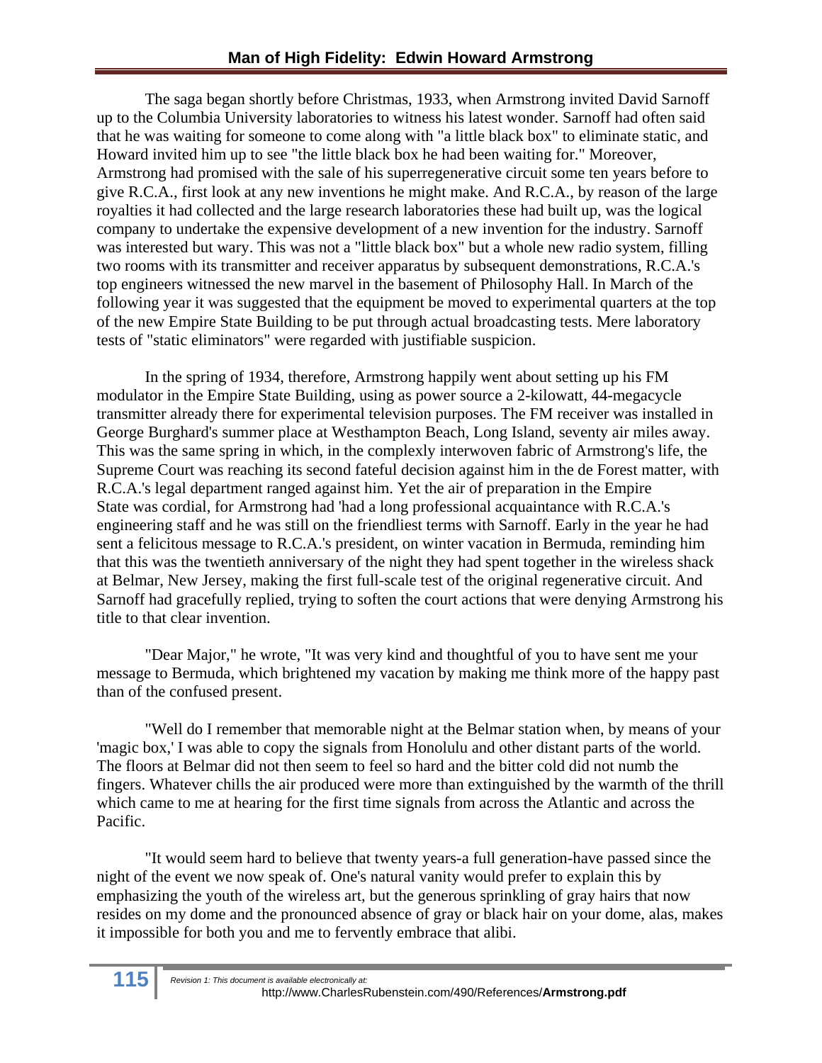The saga began shortly before Christmas, 1933, when Armstrong invited David Sarnoff up to the Columbia University laboratories to witness his latest wonder. Sarnoff had often said that he was waiting for someone to come along with "a little black box" to eliminate static, and Howard invited him up to see "the little black box he had been waiting for." Moreover, Armstrong had promised with the sale of his superregenerative circuit some ten years before to give R.C.A., first look at any new inventions he might make. And R.C.A., by reason of the large royalties it had collected and the large research laboratories these had built up, was the logical company to undertake the expensive development of a new invention for the industry. Sarnoff was interested but wary. This was not a "little black box" but a whole new radio system, filling two rooms with its transmitter and receiver apparatus by subsequent demonstrations, R.C.A.'s top engineers witnessed the new marvel in the basement of Philosophy Hall. In March of the following year it was suggested that the equipment be moved to experimental quarters at the top of the new Empire State Building to be put through actual broadcasting tests. Mere laboratory tests of "static eliminators" were regarded with justifiable suspicion.

In the spring of 1934, therefore, Armstrong happily went about setting up his FM modulator in the Empire State Building, using as power source a 2-kilowatt, 44-megacycle transmitter already there for experimental television purposes. The FM receiver was installed in George Burghard's summer place at Westhampton Beach, Long Island, seventy air miles away. This was the same spring in which, in the complexly interwoven fabric of Armstrong's life, the Supreme Court was reaching its second fateful decision against him in the de Forest matter, with R.C.A.'s legal department ranged against him. Yet the air of preparation in the Empire State was cordial, for Armstrong had 'had a long professional acquaintance with R.C.A.'s engineering staff and he was still on the friendliest terms with Sarnoff. Early in the year he had sent a felicitous message to R.C.A.'s president, on winter vacation in Bermuda, reminding him that this was the twentieth anniversary of the night they had spent together in the wireless shack at Belmar, New Jersey, making the first full-scale test of the original regenerative circuit. And Sarnoff had gracefully replied, trying to soften the court actions that were denying Armstrong his title to that clear invention.

"Dear Major," he wrote, "It was very kind and thoughtful of you to have sent me your message to Bermuda, which brightened my vacation by making me think more of the happy past than of the confused present.

"Well do I remember that memorable night at the Belmar station when, by means of your 'magic box,' I was able to copy the signals from Honolulu and other distant parts of the world. The floors at Belmar did not then seem to feel so hard and the bitter cold did not numb the fingers. Whatever chills the air produced were more than extinguished by the warmth of the thrill which came to me at hearing for the first time signals from across the Atlantic and across the Pacific.

"It would seem hard to believe that twenty years-a full generation-have passed since the night of the event we now speak of. One's natural vanity would prefer to explain this by emphasizing the youth of the wireless art, but the generous sprinkling of gray hairs that now resides on my dome and the pronounced absence of gray or black hair on your dome, alas, makes it impossible for both you and me to fervently embrace that alibi.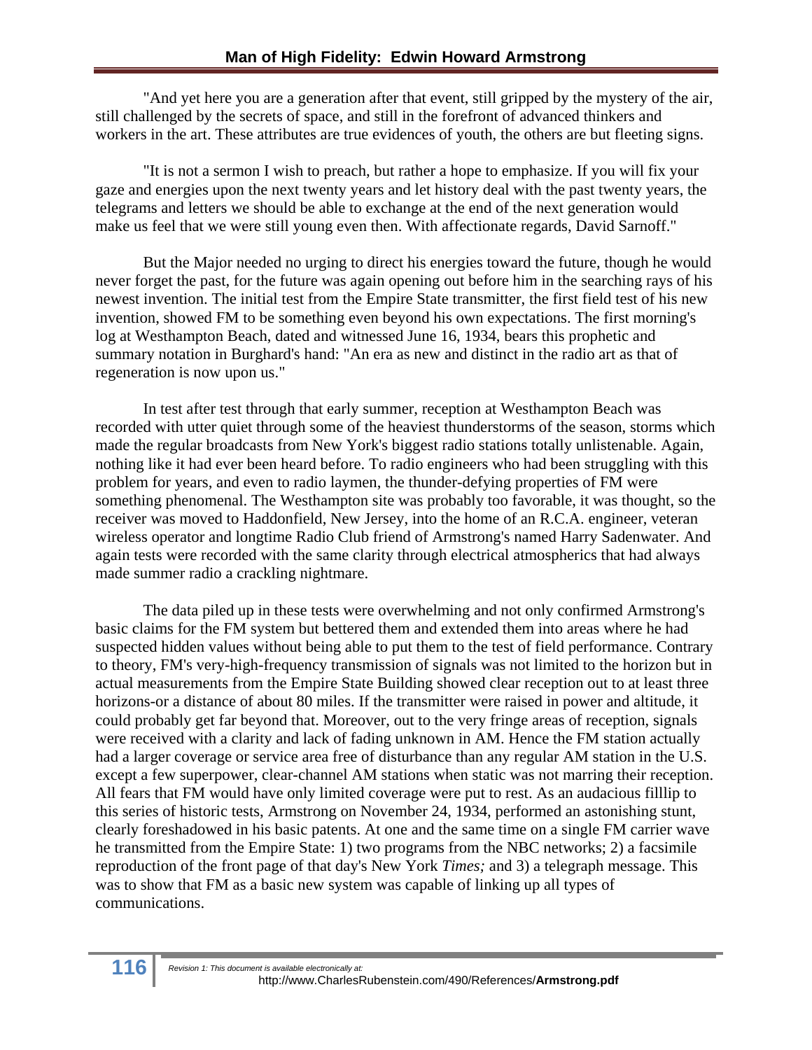"And yet here you are a generation after that event, still gripped by the mystery of the air, still challenged by the secrets of space, and still in the forefront of advanced thinkers and workers in the art. These attributes are true evidences of youth, the others are but fleeting signs.

"It is not a sermon I wish to preach, but rather a hope to emphasize. If you will fix your gaze and energies upon the next twenty years and let history deal with the past twenty years, the telegrams and letters we should be able to exchange at the end of the next generation would make us feel that we were still young even then. With affectionate regards, David Sarnoff."

But the Major needed no urging to direct his energies toward the future, though he would never forget the past, for the future was again opening out before him in the searching rays of his newest invention. The initial test from the Empire State transmitter, the first field test of his new invention, showed FM to be something even beyond his own expectations. The first morning's log at Westhampton Beach, dated and witnessed June 16, 1934, bears this prophetic and summary notation in Burghard's hand: "An era as new and distinct in the radio art as that of regeneration is now upon us."

In test after test through that early summer, reception at Westhampton Beach was recorded with utter quiet through some of the heaviest thunderstorms of the season, storms which made the regular broadcasts from New York's biggest radio stations totally unlistenable. Again, nothing like it had ever been heard before. To radio engineers who had been struggling with this problem for years, and even to radio laymen, the thunder-defying properties of FM were something phenomenal. The Westhampton site was probably too favorable, it was thought, so the receiver was moved to Haddonfield, New Jersey, into the home of an R.C.A. engineer, veteran wireless operator and longtime Radio Club friend of Armstrong's named Harry Sadenwater. And again tests were recorded with the same clarity through electrical atmospherics that had always made summer radio a crackling nightmare.

The data piled up in these tests were overwhelming and not only confirmed Armstrong's basic claims for the FM system but bettered them and extended them into areas where he had suspected hidden values without being able to put them to the test of field performance. Contrary to theory, FM's very-high-frequency transmission of signals was not limited to the horizon but in actual measurements from the Empire State Building showed clear reception out to at least three horizons-or a distance of about 80 miles. If the transmitter were raised in power and altitude, it could probably get far beyond that. Moreover, out to the very fringe areas of reception, signals were received with a clarity and lack of fading unknown in AM. Hence the FM station actually had a larger coverage or service area free of disturbance than any regular AM station in the U.S. except a few superpower, clear-channel AM stations when static was not marring their reception. All fears that FM would have only limited coverage were put to rest. As an audacious filllip to this series of historic tests, Armstrong on November 24, 1934, performed an astonishing stunt, clearly foreshadowed in his basic patents. At one and the same time on a single FM carrier wave he transmitted from the Empire State: 1) two programs from the NBC networks; 2) a facsimile reproduction of the front page of that day's New York *Times;* and 3) a telegraph message. This was to show that FM as a basic new system was capable of linking up all types of communications.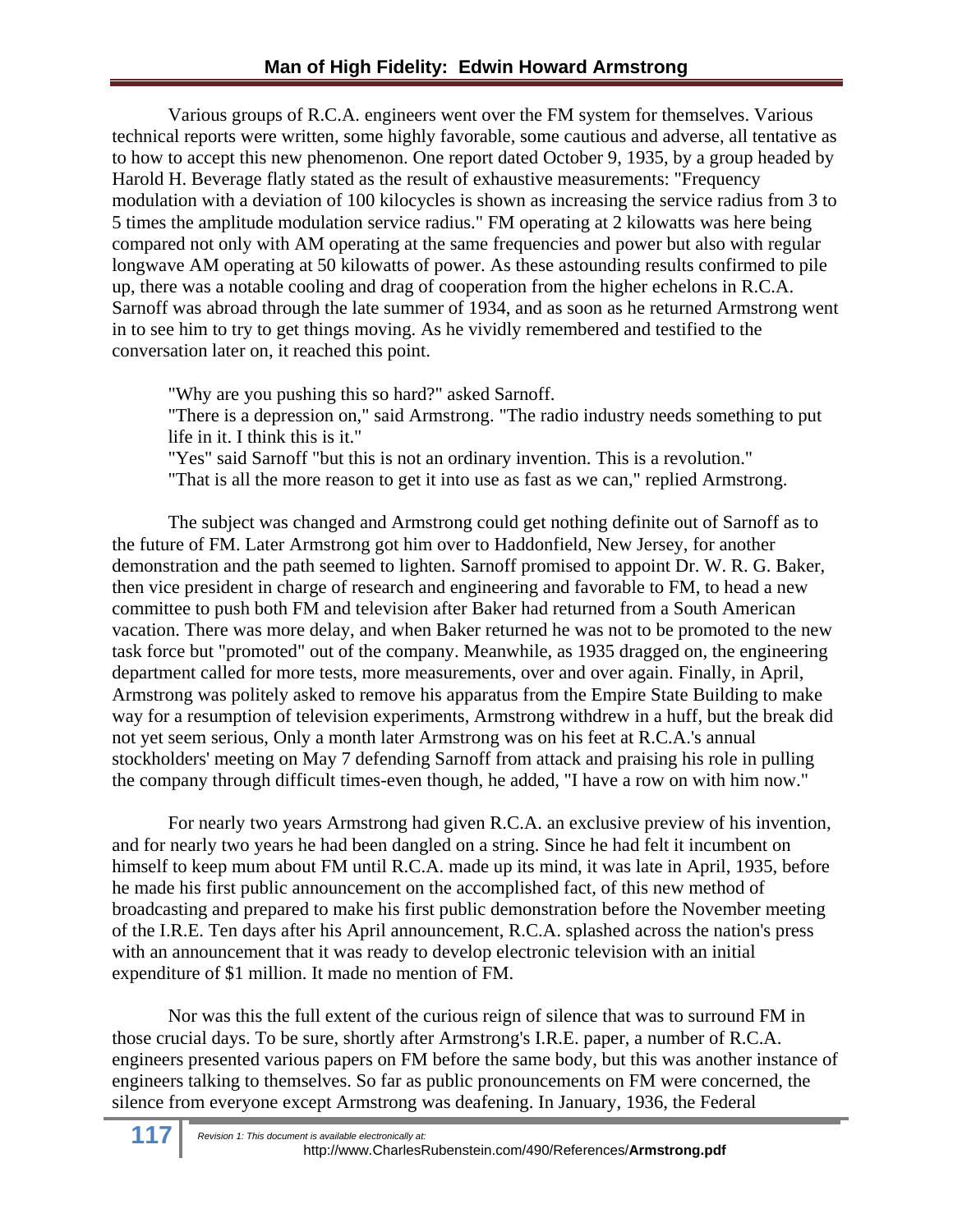Various groups of R.C.A. engineers went over the FM system for themselves. Various technical reports were written, some highly favorable, some cautious and adverse, all tentative as to how to accept this new phenomenon. One report dated October 9, 1935, by a group headed by Harold H. Beverage flatly stated as the result of exhaustive measurements: "Frequency modulation with a deviation of 100 kilocycles is shown as increasing the service radius from 3 to 5 times the amplitude modulation service radius." FM operating at 2 kilowatts was here being compared not only with AM operating at the same frequencies and power but also with regular longwave AM operating at 50 kilowatts of power. As these astounding results confirmed to pile up, there was a notable cooling and drag of cooperation from the higher echelons in R.C.A. Sarnoff was abroad through the late summer of 1934, and as soon as he returned Armstrong went in to see him to try to get things moving. As he vividly remembered and testified to the conversation later on, it reached this point.

> "Why are you pushing this so hard?" asked Sarnoff.
> "There is a depression on," said Armstrong. "The radio industry needs something to put life in it. I think this is it."
> "Yes" said Sarnoff "but this is not an ordinary invention. This is a revolution."
> "That is all the more reason to get it into use as fast as we can," replied Armstrong.

The subject was changed and Armstrong could get nothing definite out of Sarnoff as to the future of FM. Later Armstrong got him over to Haddonfield, New Jersey, for another demonstration and the path seemed to lighten. Sarnoff promised to appoint Dr. W. R. G. Baker, then vice president in charge of research and engineering and favorable to FM, to head a new committee to push both FM and television after Baker had returned from a South American vacation. There was more delay, and when Baker returned he was not to be promoted to the new task force but "promoted" out of the company. Meanwhile, as 1935 dragged on, the engineering department called for more tests, more measurements, over and over again. Finally, in April, Armstrong was politely asked to remove his apparatus from the Empire State Building to make way for a resumption of television experiments, Armstrong withdrew in a huff, but the break did not yet seem serious, Only a month later Armstrong was on his feet at R.C.A.'s annual stockholders' meeting on May 7 defending Sarnoff from attack and praising his role in pulling the company through difficult times-even though, he added, "I have a row on with him now."

For nearly two years Armstrong had given R.C.A. an exclusive preview of his invention, and for nearly two years he had been dangled on a string. Since he had felt it incumbent on himself to keep mum about FM until R.C.A. made up its mind, it was late in April, 1935, before he made his first public announcement on the accomplished fact, of this new method of broadcasting and prepared to make his first public demonstration before the November meeting of the I.R.E. Ten days after his April announcement, R.C.A. splashed across the nation's press with an announcement that it was ready to develop electronic television with an initial expenditure of $1 million. It made no mention of FM.

Nor was this the full extent of the curious reign of silence that was to surround FM in those crucial days. To be sure, shortly after Armstrong's I.R.E. paper, a number of R.C.A. engineers presented various papers on FM before the same body, but this was another instance of engineers talking to themselves. So far as public pronouncements on FM were concerned, the silence from everyone except Armstrong was deafening. In January, 1936, the Federal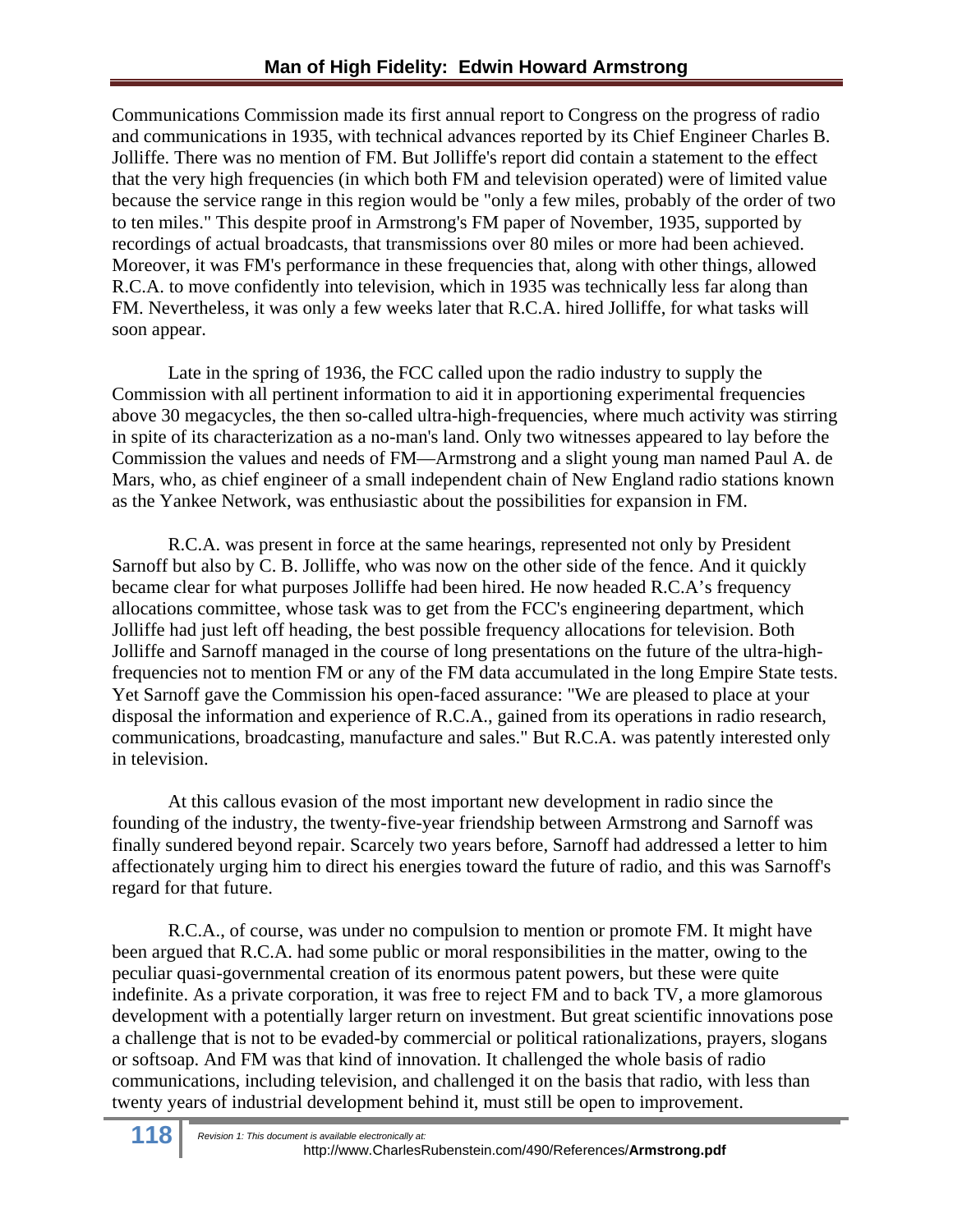Communications Commission made its first annual report to Congress on the progress of radio and communications in 1935, with technical advances reported by its Chief Engineer Charles B. Jolliffe. There was no mention of FM. But Jolliffe's report did contain a statement to the effect that the very high frequencies (in which both FM and television operated) were of limited value because the service range in this region would be "only a few miles, probably of the order of two to ten miles." This despite proof in Armstrong's FM paper of November, 1935, supported by recordings of actual broadcasts, that transmissions over 80 miles or more had been achieved. Moreover, it was FM's performance in these frequencies that, along with other things, allowed R.C.A. to move confidently into television, which in 1935 was technically less far along than FM. Nevertheless, it was only a few weeks later that R.C.A. hired Jolliffe, for what tasks will soon appear.

Late in the spring of 1936, the FCC called upon the radio industry to supply the Commission with all pertinent information to aid it in apportioning experimental frequencies above 30 megacycles, the then so-called ultra-high-frequencies, where much activity was stirring in spite of its characterization as a no-man's land. Only two witnesses appeared to lay before the Commission the values and needs of FM—Armstrong and a slight young man named Paul A. de Mars, who, as chief engineer of a small independent chain of New England radio stations known as the Yankee Network, was enthusiastic about the possibilities for expansion in FM.

R.C.A. was present in force at the same hearings, represented not only by President Sarnoff but also by C. B. Jolliffe, who was now on the other side of the fence. And it quickly became clear for what purposes Jolliffe had been hired. He now headed R.C.A's frequency allocations committee, whose task was to get from the FCC's engineering department, which Jolliffe had just left off heading, the best possible frequency allocations for television. Both Jolliffe and Sarnoff managed in the course of long presentations on the future of the ultra-high-frequencies not to mention FM or any of the FM data accumulated in the long Empire State tests. Yet Sarnoff gave the Commission his open-faced assurance: "We are pleased to place at your disposal the information and experience of R.C.A., gained from its operations in radio research, communications, broadcasting, manufacture and sales." But R.C.A. was patently interested only in television.

At this callous evasion of the most important new development in radio since the founding of the industry, the twenty-five-year friendship between Armstrong and Sarnoff was finally sundered beyond repair. Scarcely two years before, Sarnoff had addressed a letter to him affectionately urging him to direct his energies toward the future of radio, and this was Sarnoff's regard for that future.

R.C.A., of course, was under no compulsion to mention or promote FM. It might have been argued that R.C.A. had some public or moral responsibilities in the matter, owing to the peculiar quasi-governmental creation of its enormous patent powers, but these were quite indefinite. As a private corporation, it was free to reject FM and to back TV, a more glamorous development with a potentially larger return on investment. But great scientific innovations pose a challenge that is not to be evaded-by commercial or political rationalizations, prayers, slogans or softsoap. And FM was that kind of innovation. It challenged the whole basis of radio communications, including television, and challenged it on the basis that radio, with less than twenty years of industrial development behind it, must still be open to improvement.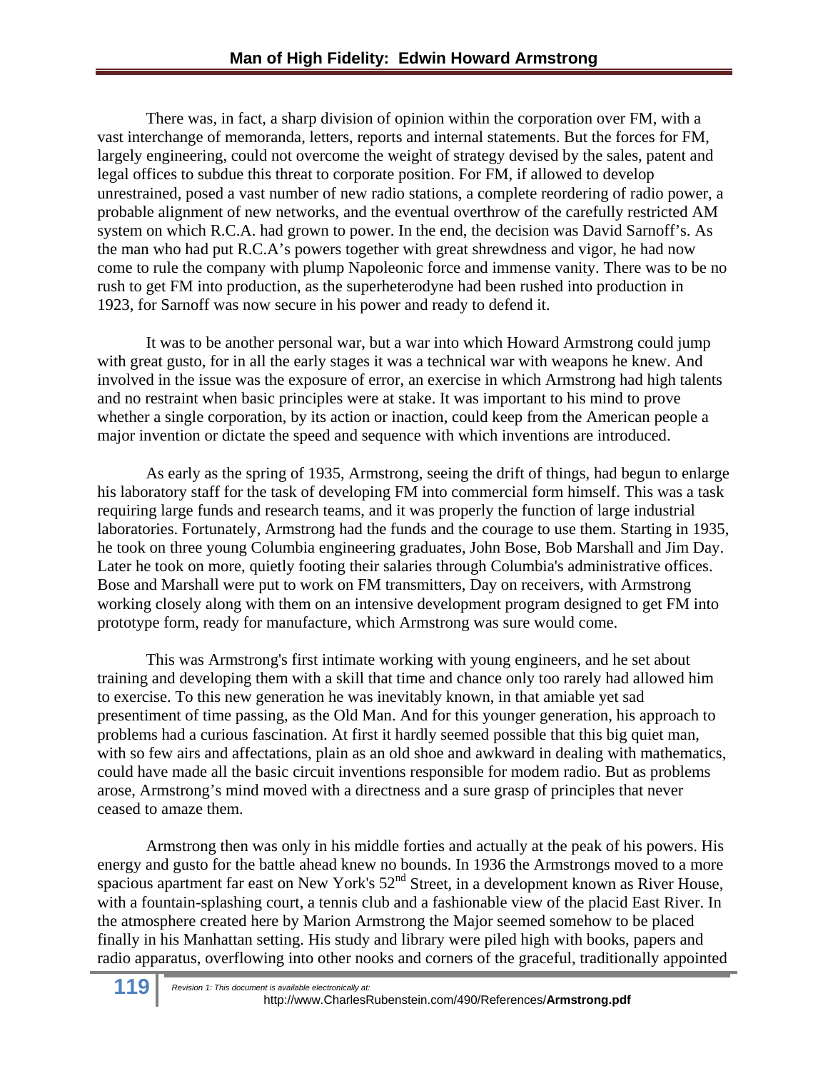There was, in fact, a sharp division of opinion within the corporation over FM, with a vast interchange of memoranda, letters, reports and internal statements. But the forces for FM, largely engineering, could not overcome the weight of strategy devised by the sales, patent and legal offices to subdue this threat to corporate position. For FM, if allowed to develop unrestrained, posed a vast number of new radio stations, a complete reordering of radio power, a probable alignment of new networks, and the eventual overthrow of the carefully restricted AM system on which R.C.A. had grown to power. In the end, the decision was David Sarnoff's. As the man who had put R.C.A's powers together with great shrewdness and vigor, he had now come to rule the company with plump Napoleonic force and immense vanity. There was to be no rush to get FM into production, as the superheterodyne had been rushed into production in 1923, for Sarnoff was now secure in his power and ready to defend it.

It was to be another personal war, but a war into which Howard Armstrong could jump with great gusto, for in all the early stages it was a technical war with weapons he knew. And involved in the issue was the exposure of error, an exercise in which Armstrong had high talents and no restraint when basic principles were at stake. It was important to his mind to prove whether a single corporation, by its action or inaction, could keep from the American people a major invention or dictate the speed and sequence with which inventions are introduced.

As early as the spring of 1935, Armstrong, seeing the drift of things, had begun to enlarge his laboratory staff for the task of developing FM into commercial form himself. This was a task requiring large funds and research teams, and it was properly the function of large industrial laboratories. Fortunately, Armstrong had the funds and the courage to use them. Starting in 1935, he took on three young Columbia engineering graduates, John Bose, Bob Marshall and Jim Day. Later he took on more, quietly footing their salaries through Columbia's administrative offices. Bose and Marshall were put to work on FM transmitters, Day on receivers, with Armstrong working closely along with them on an intensive development program designed to get FM into prototype form, ready for manufacture, which Armstrong was sure would come.

This was Armstrong's first intimate working with young engineers, and he set about training and developing them with a skill that time and chance only too rarely had allowed him to exercise. To this new generation he was inevitably known, in that amiable yet sad presentiment of time passing, as the Old Man. And for this younger generation, his approach to problems had a curious fascination. At first it hardly seemed possible that this big quiet man, with so few airs and affectations, plain as an old shoe and awkward in dealing with mathematics, could have made all the basic circuit inventions responsible for modem radio. But as problems arose, Armstrong's mind moved with a directness and a sure grasp of principles that never ceased to amaze them.

Armstrong then was only in his middle forties and actually at the peak of his powers. His energy and gusto for the battle ahead knew no bounds. In 1936 the Armstrongs moved to a more spacious apartment far east on New York's 52nd Street, in a development known as River House, with a fountain-splashing court, a tennis club and a fashionable view of the placid East River. In the atmosphere created here by Marion Armstrong the Major seemed somehow to be placed finally in his Manhattan setting. His study and library were piled high with books, papers and radio apparatus, overflowing into other nooks and corners of the graceful, traditionally appointed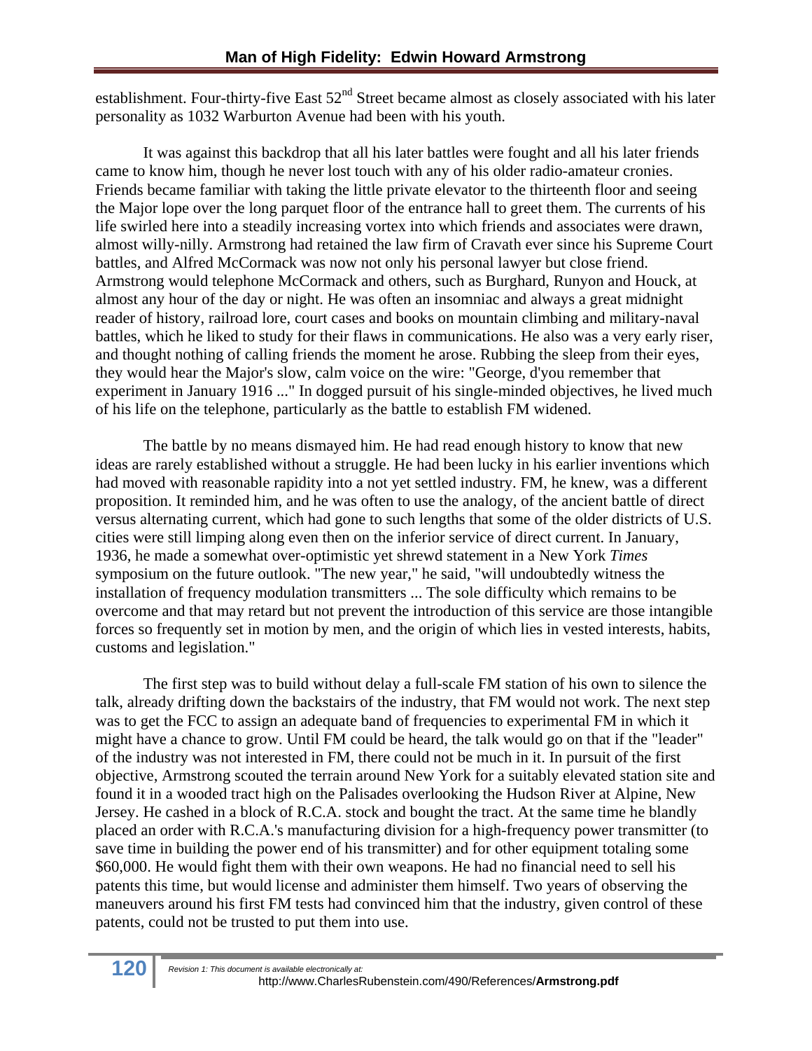establishment. Four-thirty-five East 52nd Street became almost as closely associated with his later personality as 1032 Warburton Avenue had been with his youth.

It was against this backdrop that all his later battles were fought and all his later friends came to know him, though he never lost touch with any of his older radio-amateur cronies. Friends became familiar with taking the little private elevator to the thirteenth floor and seeing the Major lope over the long parquet floor of the entrance hall to greet them. The currents of his life swirled here into a steadily increasing vortex into which friends and associates were drawn, almost willy-nilly. Armstrong had retained the law firm of Cravath ever since his Supreme Court battles, and Alfred McCormack was now not only his personal lawyer but close friend. Armstrong would telephone McCormack and others, such as Burghard, Runyon and Houck, at almost any hour of the day or night. He was often an insomniac and always a great midnight reader of history, railroad lore, court cases and books on mountain climbing and military-naval battles, which he liked to study for their flaws in communications. He also was a very early riser, and thought nothing of calling friends the moment he arose. Rubbing the sleep from their eyes, they would hear the Major's slow, calm voice on the wire: "George, d'you remember that experiment in January 1916 ..." In dogged pursuit of his single-minded objectives, he lived much of his life on the telephone, particularly as the battle to establish FM widened.

The battle by no means dismayed him. He had read enough history to know that new ideas are rarely established without a struggle. He had been lucky in his earlier inventions which had moved with reasonable rapidity into a not yet settled industry. FM, he knew, was a different proposition. It reminded him, and he was often to use the analogy, of the ancient battle of direct versus alternating current, which had gone to such lengths that some of the older districts of U.S. cities were still limping along even then on the inferior service of direct current. In January, 1936, he made a somewhat over-optimistic yet shrewd statement in a New York *Times* symposium on the future outlook. "The new year," he said, "will undoubtedly witness the installation of frequency modulation transmitters ... The sole difficulty which remains to be overcome and that may retard but not prevent the introduction of this service are those intangible forces so frequently set in motion by men, and the origin of which lies in vested interests, habits, customs and legislation."

The first step was to build without delay a full-scale FM station of his own to silence the talk, already drifting down the backstairs of the industry, that FM would not work. The next step was to get the FCC to assign an adequate band of frequencies to experimental FM in which it might have a chance to grow. Until FM could be heard, the talk would go on that if the "leader" of the industry was not interested in FM, there could not be much in it. In pursuit of the first objective, Armstrong scouted the terrain around New York for a suitably elevated station site and found it in a wooded tract high on the Palisades overlooking the Hudson River at Alpine, New Jersey. He cashed in a block of R.C.A. stock and bought the tract. At the same time he blandly placed an order with R.C.A.'s manufacturing division for a high-frequency power transmitter (to save time in building the power end of his transmitter) and for other equipment totaling some $60,000. He would fight them with their own weapons. He had no financial need to sell his patents this time, but would license and administer them himself. Two years of observing the maneuvers around his first FM tests had convinced him that the industry, given control of these patents, could not be trusted to put them into use.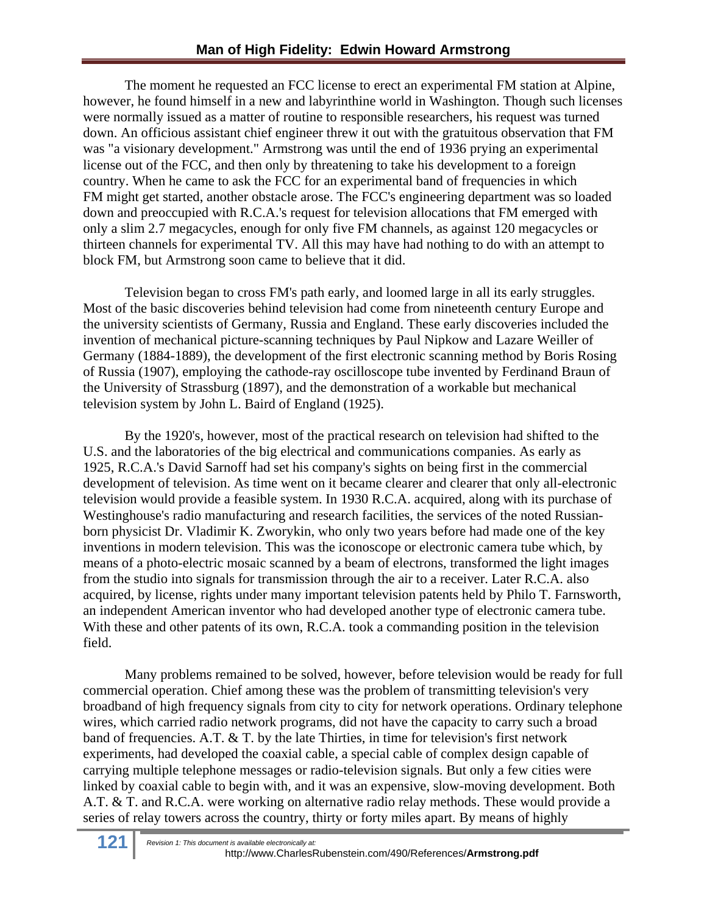The moment he requested an FCC license to erect an experimental FM station at Alpine, however, he found himself in a new and labyrinthine world in Washington. Though such licenses were normally issued as a matter of routine to responsible researchers, his request was turned down. An officious assistant chief engineer threw it out with the gratuitous observation that FM was "a visionary development." Armstrong was until the end of 1936 prying an experimental license out of the FCC, and then only by threatening to take his development to a foreign country. When he came to ask the FCC for an experimental band of frequencies in which FM might get started, another obstacle arose. The FCC's engineering department was so loaded down and preoccupied with R.C.A.'s request for television allocations that FM emerged with only a slim 2.7 megacycles, enough for only five FM channels, as against 120 megacycles or thirteen channels for experimental TV. All this may have had nothing to do with an attempt to block FM, but Armstrong soon came to believe that it did.

Television began to cross FM's path early, and loomed large in all its early struggles. Most of the basic discoveries behind television had come from nineteenth century Europe and the university scientists of Germany, Russia and England. These early discoveries included the invention of mechanical picture-scanning techniques by Paul Nipkow and Lazare Weiller of Germany (1884-1889), the development of the first electronic scanning method by Boris Rosing of Russia (1907), employing the cathode-ray oscilloscope tube invented by Ferdinand Braun of the University of Strassburg (1897), and the demonstration of a workable but mechanical television system by John L. Baird of England (1925).

By the 1920's, however, most of the practical research on television had shifted to the U.S. and the laboratories of the big electrical and communications companies. As early as 1925, R.C.A.'s David Sarnoff had set his company's sights on being first in the commercial development of television. As time went on it became clearer and clearer that only all-electronic television would provide a feasible system. In 1930 R.C.A. acquired, along with its purchase of Westinghouse's radio manufacturing and research facilities, the services of the noted Russian-born physicist Dr. Vladimir K. Zworykin, who only two years before had made one of the key inventions in modern television. This was the iconoscope or electronic camera tube which, by means of a photo-electric mosaic scanned by a beam of electrons, transformed the light images from the studio into signals for transmission through the air to a receiver. Later R.C.A. also acquired, by license, rights under many important television patents held by Philo T. Farnsworth, an independent American inventor who had developed another type of electronic camera tube. With these and other patents of its own, R.C.A. took a commanding position in the television field.

Many problems remained to be solved, however, before television would be ready for full commercial operation. Chief among these was the problem of transmitting television's very broadband of high frequency signals from city to city for network operations. Ordinary telephone wires, which carried radio network programs, did not have the capacity to carry such a broad band of frequencies. A.T. & T. by the late Thirties, in time for television's first network experiments, had developed the coaxial cable, a special cable of complex design capable of carrying multiple telephone messages or radio-television signals. But only a few cities were linked by coaxial cable to begin with, and it was an expensive, slow-moving development. Both A.T. & T. and R.C.A. were working on alternative radio relay methods. These would provide a series of relay towers across the country, thirty or forty miles apart. By means of highly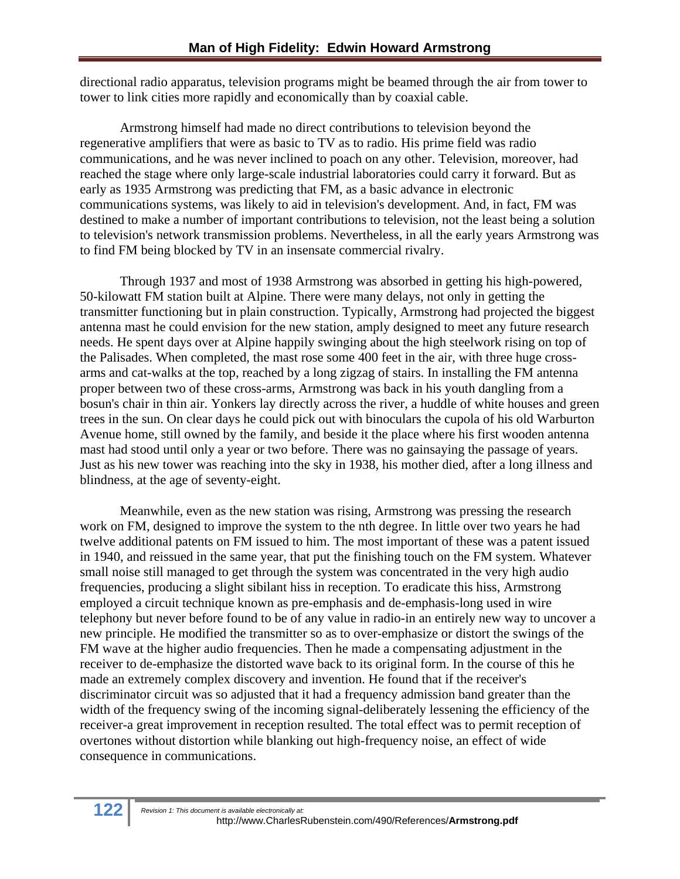directional radio apparatus, television programs might be beamed through the air from tower to tower to link cities more rapidly and economically than by coaxial cable.

Armstrong himself had made no direct contributions to television beyond the regenerative amplifiers that were as basic to TV as to radio. His prime field was radio communications, and he was never inclined to poach on any other. Television, moreover, had reached the stage where only large-scale industrial laboratories could carry it forward. But as early as 1935 Armstrong was predicting that FM, as a basic advance in electronic communications systems, was likely to aid in television's development. And, in fact, FM was destined to make a number of important contributions to television, not the least being a solution to television's network transmission problems. Nevertheless, in all the early years Armstrong was to find FM being blocked by TV in an insensate commercial rivalry.

Through 1937 and most of 1938 Armstrong was absorbed in getting his high-powered, 50-kilowatt FM station built at Alpine. There were many delays, not only in getting the transmitter functioning but in plain construction. Typically, Armstrong had projected the biggest antenna mast he could envision for the new station, amply designed to meet any future research needs. He spent days over at Alpine happily swinging about the high steelwork rising on top of the Palisades. When completed, the mast rose some 400 feet in the air, with three huge cross-arms and cat-walks at the top, reached by a long zigzag of stairs. In installing the FM antenna proper between two of these cross-arms, Armstrong was back in his youth dangling from a bosun's chair in thin air. Yonkers lay directly across the river, a huddle of white houses and green trees in the sun. On clear days he could pick out with binoculars the cupola of his old Warburton Avenue home, still owned by the family, and beside it the place where his first wooden antenna mast had stood until only a year or two before. There was no gainsaying the passage of years. Just as his new tower was reaching into the sky in 1938, his mother died, after a long illness and blindness, at the age of seventy-eight.

Meanwhile, even as the new station was rising, Armstrong was pressing the research work on FM, designed to improve the system to the nth degree. In little over two years he had twelve additional patents on FM issued to him. The most important of these was a patent issued in 1940, and reissued in the same year, that put the finishing touch on the FM system. Whatever small noise still managed to get through the system was concentrated in the very high audio frequencies, producing a slight sibilant hiss in reception. To eradicate this hiss, Armstrong employed a circuit technique known as pre-emphasis and de-emphasis-long used in wire telephony but never before found to be of any value in radio-in an entirely new way to uncover a new principle. He modified the transmitter so as to over-emphasize or distort the swings of the FM wave at the higher audio frequencies. Then he made a compensating adjustment in the receiver to de-emphasize the distorted wave back to its original form. In the course of this he made an extremely complex discovery and invention. He found that if the receiver's discriminator circuit was so adjusted that it had a frequency admission band greater than the width of the frequency swing of the incoming signal-deliberately lessening the efficiency of the receiver-a great improvement in reception resulted. The total effect was to permit reception of overtones without distortion while blanking out high-frequency noise, an effect of wide consequence in communications.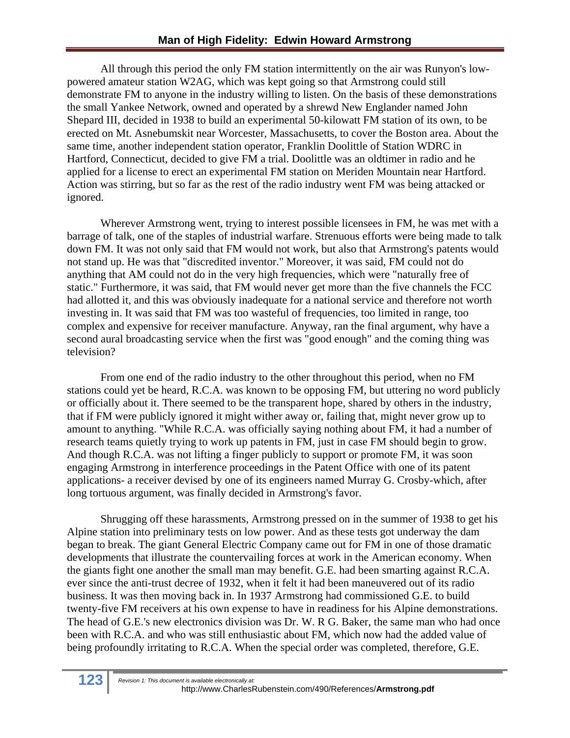All through this period the only FM station intermittently on the air was Runyon's low-powered amateur station W2AG, which was kept going so that Armstrong could still demonstrate FM to anyone in the industry willing to listen. On the basis of these demonstrations the small Yankee Network, owned and operated by a shrewd New Englander named John Shepard III, decided in 1938 to build an experimental 50-kilowatt FM station of its own, to be erected on Mt. Asnebumskit near Worcester, Massachusetts, to cover the Boston area. About the same time, another independent station operator, Franklin Doolittle of Station WDRC in Hartford, Connecticut, decided to give FM a trial. Doolittle was an oldtimer in radio and he applied for a license to erect an experimental FM station on Meriden Mountain near Hartford. Action was stirring, but so far as the rest of the radio industry went FM was being attacked or ignored.

Wherever Armstrong went, trying to interest possible licensees in FM, he was met with a barrage of talk, one of the staples of industrial warfare. Strenuous efforts were being made to talk down FM. It was not only said that FM would not work, but also that Armstrong's patents would not stand up. He was that "discredited inventor." Moreover, it was said, FM could not do anything that AM could not do in the very high frequencies, which were "naturally free of static." Furthermore, it was said, that FM would never get more than the five channels the FCC had allotted it, and this was obviously inadequate for a national service and therefore not worth investing in. It was said that FM was too wasteful of frequencies, too limited in range, too complex and expensive for receiver manufacture. Anyway, ran the final argument, why have a second aural broadcasting service when the first was "good enough" and the coming thing was television?

From one end of the radio industry to the other throughout this period, when no FM stations could yet be heard, R.C.A. was known to be opposing FM, but uttering no word publicly or officially about it. There seemed to be the transparent hope, shared by others in the industry, that if FM were publicly ignored it might wither away or, failing that, might never grow up to amount to anything. "While R.C.A. was officially saying nothing about FM, it had a number of research teams quietly trying to work up patents in FM, just in case FM should begin to grow. And though R.C.A. was not lifting a finger publicly to support or promote FM, it was soon engaging Armstrong in interference proceedings in the Patent Office with one of its patent applications- a receiver devised by one of its engineers named Murray G. Crosby-which, after long tortuous argument, was finally decided in Armstrong's favor.

Shrugging off these harassments, Armstrong pressed on in the summer of 1938 to get his Alpine station into preliminary tests on low power. And as these tests got underway the dam began to break. The giant General Electric Company came out for FM in one of those dramatic developments that illustrate the countervailing forces at work in the American economy. When the giants fight one another the small man may benefit. G.E. had been smarting against R.C.A. ever since the anti-trust decree of 1932, when it felt it had been maneuvered out of its radio business. It was then moving back in. In 1937 Armstrong had commissioned G.E. to build twenty-five FM receivers at his own expense to have in readiness for his Alpine demonstrations. The head of G.E.'s new electronics division was Dr. W. R G. Baker, the same man who had once been with R.C.A. and who was still enthusiastic about FM, which now had the added value of being profoundly irritating to R.C.A. When the special order was completed, therefore, G.E.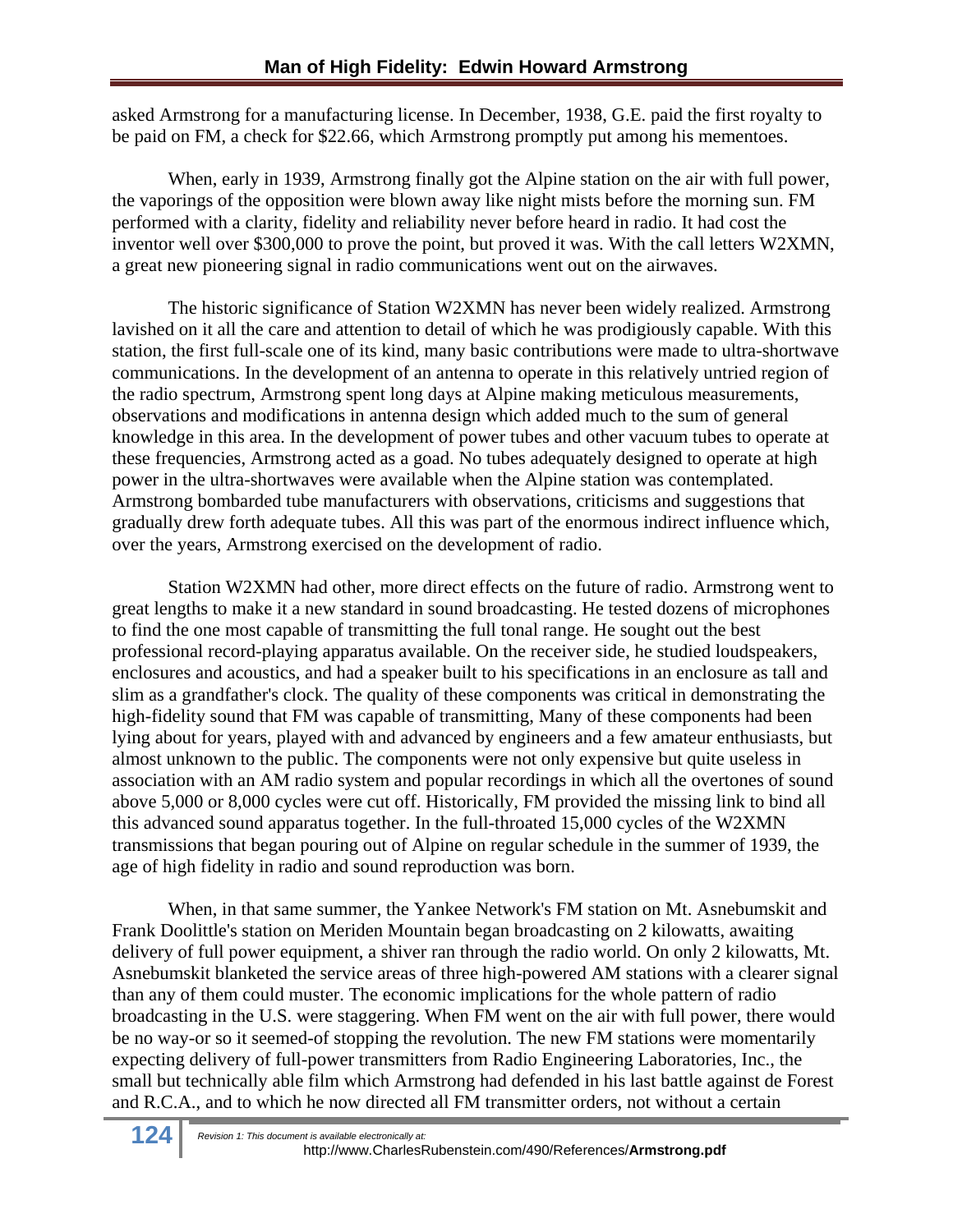asked Armstrong for a manufacturing license. In December, 1938, G.E. paid the first royalty to be paid on FM, a check for $22.66, which Armstrong promptly put among his mementoes.

When, early in 1939, Armstrong finally got the Alpine station on the air with full power, the vaporings of the opposition were blown away like night mists before the morning sun. FM performed with a clarity, fidelity and reliability never before heard in radio. It had cost the inventor well over $300,000 to prove the point, but proved it was. With the call letters W2XMN, a great new pioneering signal in radio communications went out on the airwaves.

The historic significance of Station W2XMN has never been widely realized. Armstrong lavished on it all the care and attention to detail of which he was prodigiously capable. With this station, the first full-scale one of its kind, many basic contributions were made to ultra-shortwave communications. In the development of an antenna to operate in this relatively untried region of the radio spectrum, Armstrong spent long days at Alpine making meticulous measurements, observations and modifications in antenna design which added much to the sum of general knowledge in this area. In the development of power tubes and other vacuum tubes to operate at these frequencies, Armstrong acted as a goad. No tubes adequately designed to operate at high power in the ultra-shortwaves were available when the Alpine station was contemplated. Armstrong bombarded tube manufacturers with observations, criticisms and suggestions that gradually drew forth adequate tubes. All this was part of the enormous indirect influence which, over the years, Armstrong exercised on the development of radio.

Station W2XMN had other, more direct effects on the future of radio. Armstrong went to great lengths to make it a new standard in sound broadcasting. He tested dozens of microphones to find the one most capable of transmitting the full tonal range. He sought out the best professional record-playing apparatus available. On the receiver side, he studied loudspeakers, enclosures and acoustics, and had a speaker built to his specifications in an enclosure as tall and slim as a grandfather's clock. The quality of these components was critical in demonstrating the high-fidelity sound that FM was capable of transmitting, Many of these components had been lying about for years, played with and advanced by engineers and a few amateur enthusiasts, but almost unknown to the public. The components were not only expensive but quite useless in association with an AM radio system and popular recordings in which all the overtones of sound above 5,000 or 8,000 cycles were cut off. Historically, FM provided the missing link to bind all this advanced sound apparatus together. In the full-throated 15,000 cycles of the W2XMN transmissions that began pouring out of Alpine on regular schedule in the summer of 1939, the age of high fidelity in radio and sound reproduction was born.

When, in that same summer, the Yankee Network's FM station on Mt. Asnebumskit and Frank Doolittle's station on Meriden Mountain began broadcasting on 2 kilowatts, awaiting delivery of full power equipment, a shiver ran through the radio world. On only 2 kilowatts, Mt. Asnebumskit blanketed the service areas of three high-powered AM stations with a clearer signal than any of them could muster. The economic implications for the whole pattern of radio broadcasting in the U.S. were staggering. When FM went on the air with full power, there would be no way-or so it seemed-of stopping the revolution. The new FM stations were momentarily expecting delivery of full-power transmitters from Radio Engineering Laboratories, Inc., the small but technically able film which Armstrong had defended in his last battle against de Forest and R.C.A., and to which he now directed all FM transmitter orders, not without a certain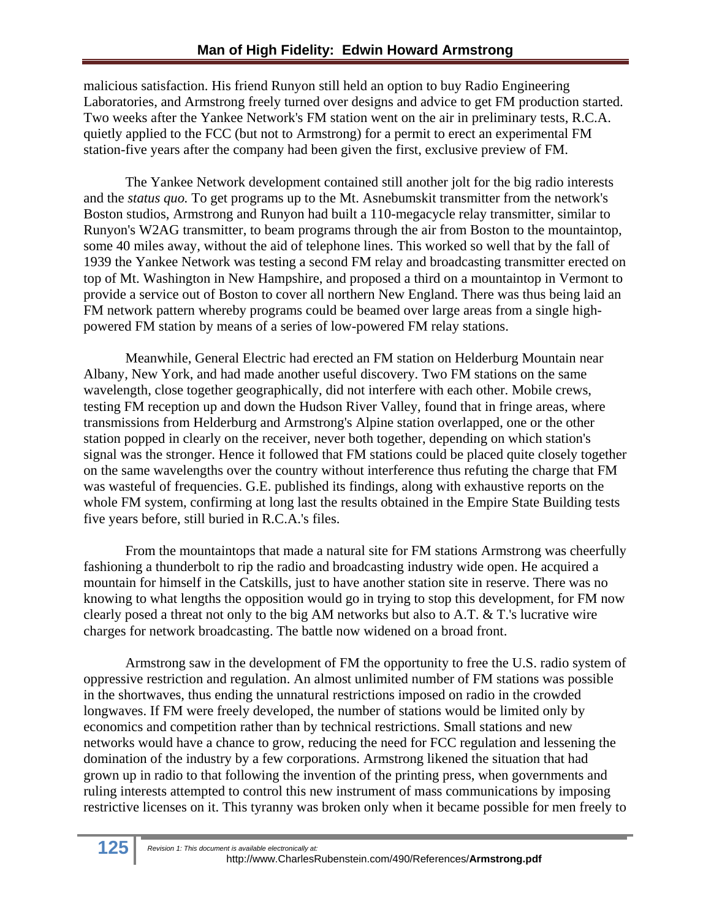malicious satisfaction. His friend Runyon still held an option to buy Radio Engineering Laboratories, and Armstrong freely turned over designs and advice to get FM production started. Two weeks after the Yankee Network's FM station went on the air in preliminary tests, R.C.A. quietly applied to the FCC (but not to Armstrong) for a permit to erect an experimental FM station-five years after the company had been given the first, exclusive preview of FM.

The Yankee Network development contained still another jolt for the big radio interests and the *status quo.* To get programs up to the Mt. Asnebumskit transmitter from the network's Boston studios, Armstrong and Runyon had built a 110-megacycle relay transmitter, similar to Runyon's W2AG transmitter, to beam programs through the air from Boston to the mountaintop, some 40 miles away, without the aid of telephone lines. This worked so well that by the fall of 1939 the Yankee Network was testing a second FM relay and broadcasting transmitter erected on top of Mt. Washington in New Hampshire, and proposed a third on a mountaintop in Vermont to provide a service out of Boston to cover all northern New England. There was thus being laid an FM network pattern whereby programs could be beamed over large areas from a single high-powered FM station by means of a series of low-powered FM relay stations.

Meanwhile, General Electric had erected an FM station on Helderburg Mountain near Albany, New York, and had made another useful discovery. Two FM stations on the same wavelength, close together geographically, did not interfere with each other. Mobile crews, testing FM reception up and down the Hudson River Valley, found that in fringe areas, where transmissions from Helderburg and Armstrong's Alpine station overlapped, one or the other station popped in clearly on the receiver, never both together, depending on which station's signal was the stronger. Hence it followed that FM stations could be placed quite closely together on the same wavelengths over the country without interference thus refuting the charge that FM was wasteful of frequencies. G.E. published its findings, along with exhaustive reports on the whole FM system, confirming at long last the results obtained in the Empire State Building tests five years before, still buried in R.C.A.'s files.

From the mountaintops that made a natural site for FM stations Armstrong was cheerfully fashioning a thunderbolt to rip the radio and broadcasting industry wide open. He acquired a mountain for himself in the Catskills, just to have another station site in reserve. There was no knowing to what lengths the opposition would go in trying to stop this development, for FM now clearly posed a threat not only to the big AM networks but also to A.T. & T.'s lucrative wire charges for network broadcasting. The battle now widened on a broad front.

Armstrong saw in the development of FM the opportunity to free the U.S. radio system of oppressive restriction and regulation. An almost unlimited number of FM stations was possible in the shortwaves, thus ending the unnatural restrictions imposed on radio in the crowded longwaves. If FM were freely developed, the number of stations would be limited only by economics and competition rather than by technical restrictions. Small stations and new networks would have a chance to grow, reducing the need for FCC regulation and lessening the domination of the industry by a few corporations. Armstrong likened the situation that had grown up in radio to that following the invention of the printing press, when governments and ruling interests attempted to control this new instrument of mass communications by imposing restrictive licenses on it. This tyranny was broken only when it became possible for men freely to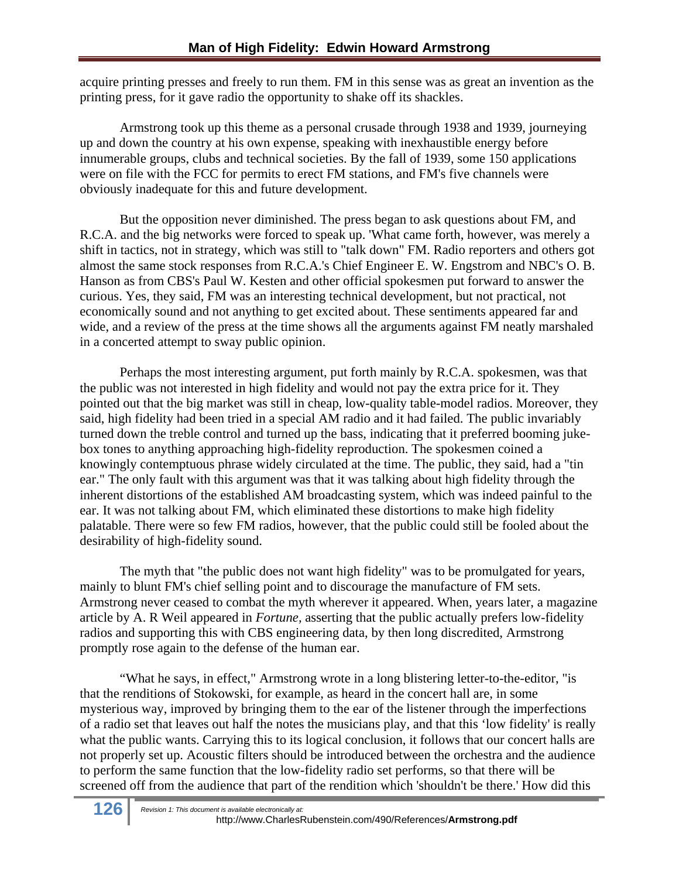acquire printing presses and freely to run them. FM in this sense was as great an invention as the printing press, for it gave radio the opportunity to shake off its shackles.

Armstrong took up this theme as a personal crusade through 1938 and 1939, journeying up and down the country at his own expense, speaking with inexhaustible energy before innumerable groups, clubs and technical societies. By the fall of 1939, some 150 applications were on file with the FCC for permits to erect FM stations, and FM's five channels were obviously inadequate for this and future development.

But the opposition never diminished. The press began to ask questions about FM, and R.C.A. and the big networks were forced to speak up. 'What came forth, however, was merely a shift in tactics, not in strategy, which was still to "talk down" FM. Radio reporters and others got almost the same stock responses from R.C.A.'s Chief Engineer E. W. Engstrom and NBC's O. B. Hanson as from CBS's Paul W. Kesten and other official spokesmen put forward to answer the curious. Yes, they said, FM was an interesting technical development, but not practical, not economically sound and not anything to get excited about. These sentiments appeared far and wide, and a review of the press at the time shows all the arguments against FM neatly marshaled in a concerted attempt to sway public opinion.

Perhaps the most interesting argument, put forth mainly by R.C.A. spokesmen, was that the public was not interested in high fidelity and would not pay the extra price for it. They pointed out that the big market was still in cheap, low-quality table-model radios. Moreover, they said, high fidelity had been tried in a special AM radio and it had failed. The public invariably turned down the treble control and turned up the bass, indicating that it preferred booming juke-box tones to anything approaching high-fidelity reproduction. The spokesmen coined a knowingly contemptuous phrase widely circulated at the time. The public, they said, had a "tin ear." The only fault with this argument was that it was talking about high fidelity through the inherent distortions of the established AM broadcasting system, which was indeed painful to the ear. It was not talking about FM, which eliminated these distortions to make high fidelity palatable. There were so few FM radios, however, that the public could still be fooled about the desirability of high-fidelity sound.

The myth that "the public does not want high fidelity" was to be promulgated for years, mainly to blunt FM's chief selling point and to discourage the manufacture of FM sets. Armstrong never ceased to combat the myth wherever it appeared. When, years later, a magazine article by A. R Weil appeared in *Fortune*, asserting that the public actually prefers low-fidelity radios and supporting this with CBS engineering data, by then long discredited, Armstrong promptly rose again to the defense of the human ear.

"What he says, in effect," Armstrong wrote in a long blistering letter-to-the-editor, "is that the renditions of Stokowski, for example, as heard in the concert hall are, in some mysterious way, improved by bringing them to the ear of the listener through the imperfections of a radio set that leaves out half the notes the musicians play, and that this 'low fidelity' is really what the public wants. Carrying this to its logical conclusion, it follows that our concert halls are not properly set up. Acoustic filters should be introduced between the orchestra and the audience to perform the same function that the low-fidelity radio set performs, so that there will be screened off from the audience that part of the rendition which 'shouldn't be there.' How did this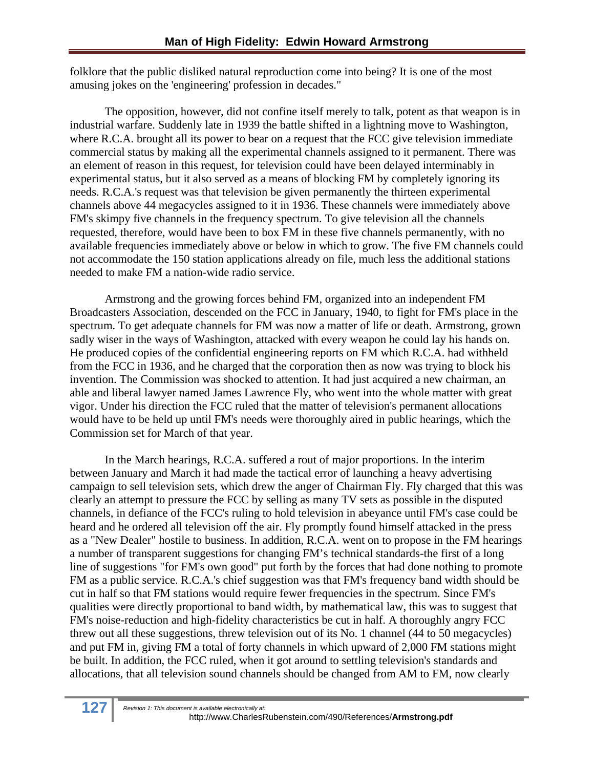folklore that the public disliked natural reproduction come into being? It is one of the most amusing jokes on the 'engineering' profession in decades."

The opposition, however, did not confine itself merely to talk, potent as that weapon is in industrial warfare. Suddenly late in 1939 the battle shifted in a lightning move to Washington, where R.C.A. brought all its power to bear on a request that the FCC give television immediate commercial status by making all the experimental channels assigned to it permanent. There was an element of reason in this request, for television could have been delayed interminably in experimental status, but it also served as a means of blocking FM by completely ignoring its needs. R.C.A.'s request was that television be given permanently the thirteen experimental channels above 44 megacycles assigned to it in 1936. These channels were immediately above FM's skimpy five channels in the frequency spectrum. To give television all the channels requested, therefore, would have been to box FM in these five channels permanently, with no available frequencies immediately above or below in which to grow. The five FM channels could not accommodate the 150 station applications already on file, much less the additional stations needed to make FM a nation-wide radio service.

Armstrong and the growing forces behind FM, organized into an independent FM Broadcasters Association, descended on the FCC in January, 1940, to fight for FM's place in the spectrum. To get adequate channels for FM was now a matter of life or death. Armstrong, grown sadly wiser in the ways of Washington, attacked with every weapon he could lay his hands on. He produced copies of the confidential engineering reports on FM which R.C.A. had withheld from the FCC in 1936, and he charged that the corporation then as now was trying to block his invention. The Commission was shocked to attention. It had just acquired a new chairman, an able and liberal lawyer named James Lawrence Fly, who went into the whole matter with great vigor. Under his direction the FCC ruled that the matter of television's permanent allocations would have to be held up until FM's needs were thoroughly aired in public hearings, which the Commission set for March of that year.

In the March hearings, R.C.A. suffered a rout of major proportions. In the interim between January and March it had made the tactical error of launching a heavy advertising campaign to sell television sets, which drew the anger of Chairman Fly. Fly charged that this was clearly an attempt to pressure the FCC by selling as many TV sets as possible in the disputed channels, in defiance of the FCC's ruling to hold television in abeyance until FM's case could be heard and he ordered all television off the air. Fly promptly found himself attacked in the press as a "New Dealer" hostile to business. In addition, R.C.A. went on to propose in the FM hearings a number of transparent suggestions for changing FM's technical standards-the first of a long line of suggestions "for FM's own good" put forth by the forces that had done nothing to promote FM as a public service. R.C.A.'s chief suggestion was that FM's frequency band width should be cut in half so that FM stations would require fewer frequencies in the spectrum. Since FM's qualities were directly proportional to band width, by mathematical law, this was to suggest that FM's noise-reduction and high-fidelity characteristics be cut in half. A thoroughly angry FCC threw out all these suggestions, threw television out of its No. 1 channel (44 to 50 megacycles) and put FM in, giving FM a total of forty channels in which upward of 2,000 FM stations might be built. In addition, the FCC ruled, when it got around to settling television's standards and allocations, that all television sound channels should be changed from AM to FM, now clearly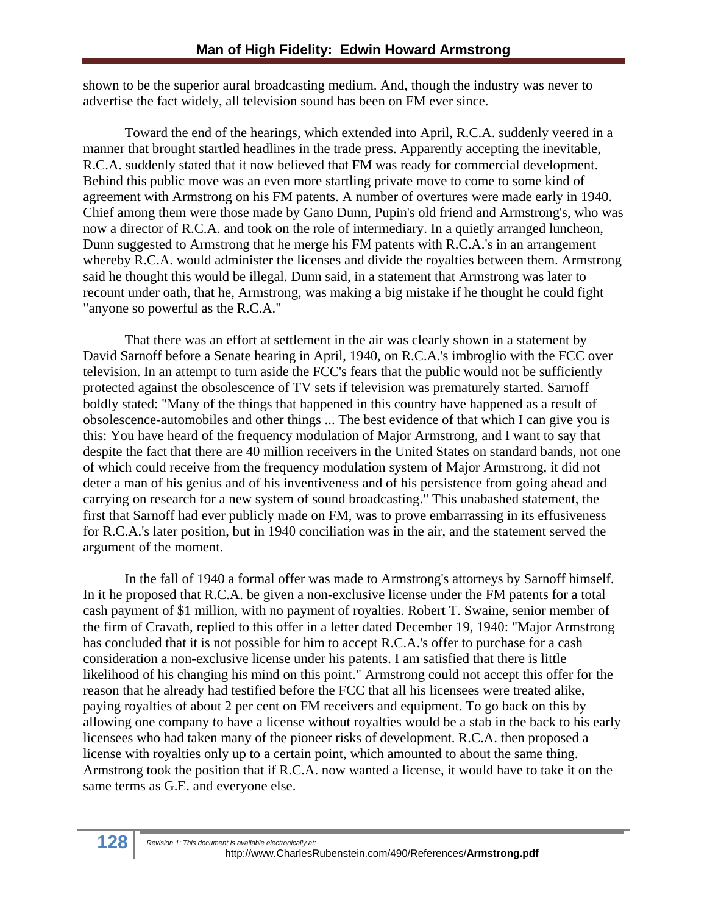shown to be the superior aural broadcasting medium. And, though the industry was never to advertise the fact widely, all television sound has been on FM ever since.

Toward the end of the hearings, which extended into April, R.C.A. suddenly veered in a manner that brought startled headlines in the trade press. Apparently accepting the inevitable, R.C.A. suddenly stated that it now believed that FM was ready for commercial development. Behind this public move was an even more startling private move to come to some kind of agreement with Armstrong on his FM patents. A number of overtures were made early in 1940. Chief among them were those made by Gano Dunn, Pupin's old friend and Armstrong's, who was now a director of R.C.A. and took on the role of intermediary. In a quietly arranged luncheon, Dunn suggested to Armstrong that he merge his FM patents with R.C.A.'s in an arrangement whereby R.C.A. would administer the licenses and divide the royalties between them. Armstrong said he thought this would be illegal. Dunn said, in a statement that Armstrong was later to recount under oath, that he, Armstrong, was making a big mistake if he thought he could fight "anyone so powerful as the R.C.A."

That there was an effort at settlement in the air was clearly shown in a statement by David Sarnoff before a Senate hearing in April, 1940, on R.C.A.'s imbroglio with the FCC over television. In an attempt to turn aside the FCC's fears that the public would not be sufficiently protected against the obsolescence of TV sets if television was prematurely started. Sarnoff boldly stated: "Many of the things that happened in this country have happened as a result of obsolescence-automobiles and other things ... The best evidence of that which I can give you is this: You have heard of the frequency modulation of Major Armstrong, and I want to say that despite the fact that there are 40 million receivers in the United States on standard bands, not one of which could receive from the frequency modulation system of Major Armstrong, it did not deter a man of his genius and of his inventiveness and of his persistence from going ahead and carrying on research for a new system of sound broadcasting." This unabashed statement, the first that Sarnoff had ever publicly made on FM, was to prove embarrassing in its effusiveness for R.C.A.'s later position, but in 1940 conciliation was in the air, and the statement served the argument of the moment.

In the fall of 1940 a formal offer was made to Armstrong's attorneys by Sarnoff himself. In it he proposed that R.C.A. be given a non-exclusive license under the FM patents for a total cash payment of $1 million, with no payment of royalties. Robert T. Swaine, senior member of the firm of Cravath, replied to this offer in a letter dated December 19, 1940: "Major Armstrong has concluded that it is not possible for him to accept R.C.A.'s offer to purchase for a cash consideration a non-exclusive license under his patents. I am satisfied that there is little likelihood of his changing his mind on this point." Armstrong could not accept this offer for the reason that he already had testified before the FCC that all his licensees were treated alike, paying royalties of about 2 per cent on FM receivers and equipment. To go back on this by allowing one company to have a license without royalties would be a stab in the back to his early licensees who had taken many of the pioneer risks of development. R.C.A. then proposed a license with royalties only up to a certain point, which amounted to about the same thing. Armstrong took the position that if R.C.A. now wanted a license, it would have to take it on the same terms as G.E. and everyone else.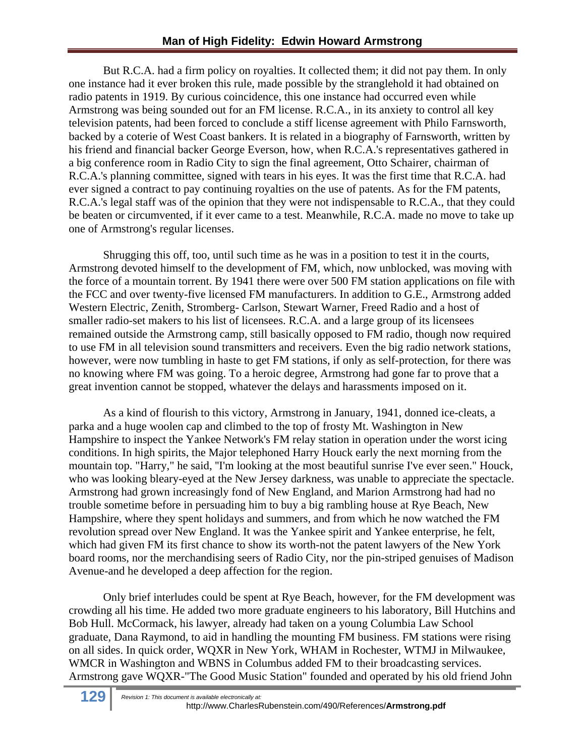But R.C.A. had a firm policy on royalties. It collected them; it did not pay them. In only one instance had it ever broken this rule, made possible by the stranglehold it had obtained on radio patents in 1919. By curious coincidence, this one instance had occurred even while Armstrong was being sounded out for an FM license. R.C.A., in its anxiety to control all key television patents, had been forced to conclude a stiff license agreement with Philo Farnsworth, backed by a coterie of West Coast bankers. It is related in a biography of Farnsworth, written by his friend and financial backer George Everson, how, when R.C.A.'s representatives gathered in a big conference room in Radio City to sign the final agreement, Otto Schairer, chairman of R.C.A.'s planning committee, signed with tears in his eyes. It was the first time that R.C.A. had ever signed a contract to pay continuing royalties on the use of patents. As for the FM patents, R.C.A.'s legal staff was of the opinion that they were not indispensable to R.C.A., that they could be beaten or circumvented, if it ever came to a test. Meanwhile, R.C.A. made no move to take up one of Armstrong's regular licenses.

Shrugging this off, too, until such time as he was in a position to test it in the courts, Armstrong devoted himself to the development of FM, which, now unblocked, was moving with the force of a mountain torrent. By 1941 there were over 500 FM station applications on file with the FCC and over twenty-five licensed FM manufacturers. In addition to G.E., Armstrong added Western Electric, Zenith, Stromberg- Carlson, Stewart Warner, Freed Radio and a host of smaller radio-set makers to his list of licensees. R.C.A. and a large group of its licensees remained outside the Armstrong camp, still basically opposed to FM radio, though now required to use FM in all television sound transmitters and receivers. Even the big radio network stations, however, were now tumbling in haste to get FM stations, if only as self-protection, for there was no knowing where FM was going. To a heroic degree, Armstrong had gone far to prove that a great invention cannot be stopped, whatever the delays and harassments imposed on it.

As a kind of flourish to this victory, Armstrong in January, 1941, donned ice-cleats, a parka and a huge woolen cap and climbed to the top of frosty Mt. Washington in New Hampshire to inspect the Yankee Network's FM relay station in operation under the worst icing conditions. In high spirits, the Major telephoned Harry Houck early the next morning from the mountain top. "Harry," he said, "I'm looking at the most beautiful sunrise I've ever seen." Houck, who was looking bleary-eyed at the New Jersey darkness, was unable to appreciate the spectacle. Armstrong had grown increasingly fond of New England, and Marion Armstrong had had no trouble sometime before in persuading him to buy a big rambling house at Rye Beach, New Hampshire, where they spent holidays and summers, and from which he now watched the FM revolution spread over New England. It was the Yankee spirit and Yankee enterprise, he felt, which had given FM its first chance to show its worth-not the patent lawyers of the New York board rooms, nor the merchandising seers of Radio City, nor the pin-striped genuises of Madison Avenue-and he developed a deep affection for the region.

Only brief interludes could be spent at Rye Beach, however, for the FM development was crowding all his time. He added two more graduate engineers to his laboratory, Bill Hutchins and Bob Hull. McCormack, his lawyer, already had taken on a young Columbia Law School graduate, Dana Raymond, to aid in handling the mounting FM business. FM stations were rising on all sides. In quick order, WQXR in New York, WHAM in Rochester, WTMJ in Milwaukee, WMCR in Washington and WBNS in Columbus added FM to their broadcasting services. Armstrong gave WQXR-"The Good Music Station" founded and operated by his old friend John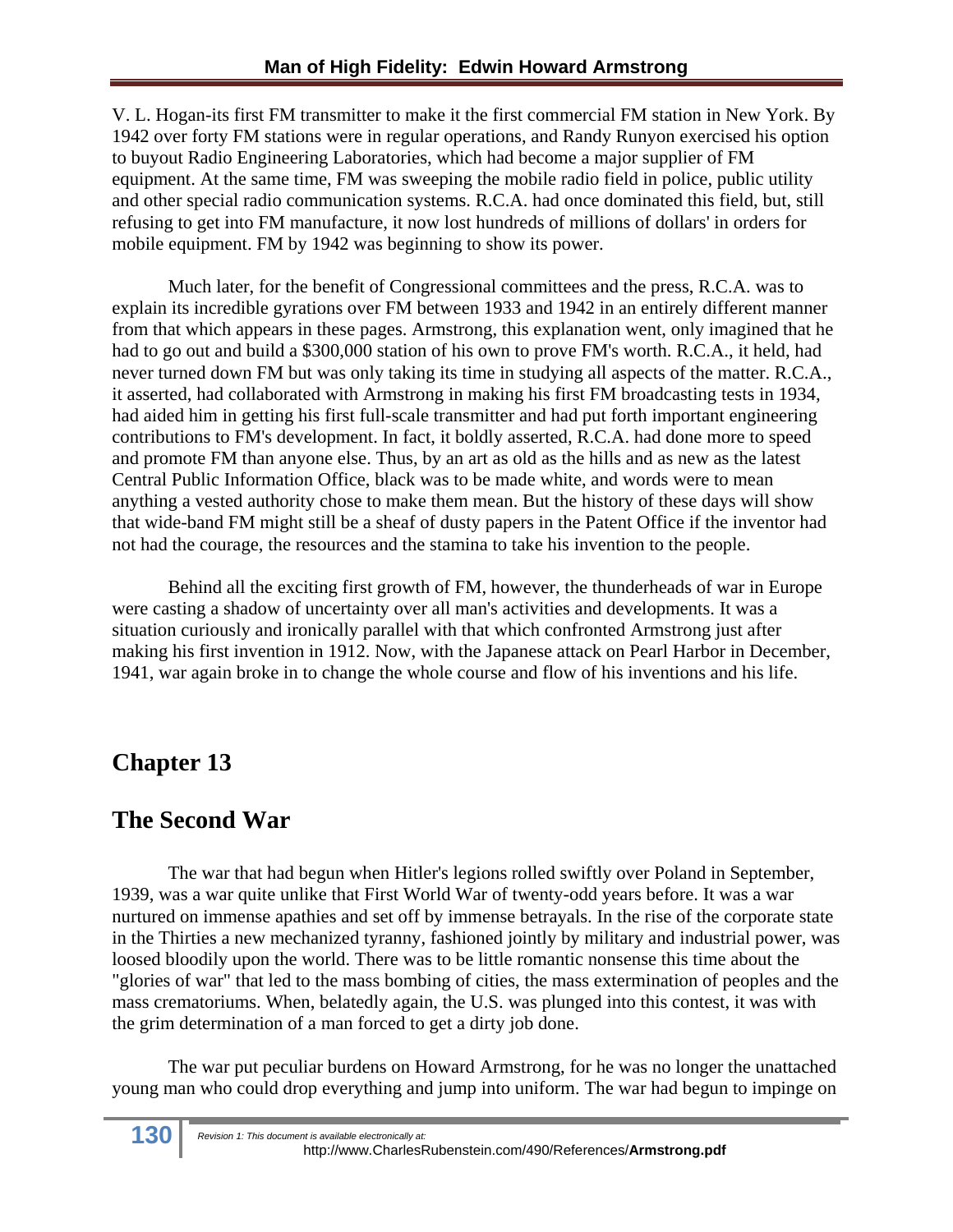V. L. Hogan-its first FM transmitter to make it the first commercial FM station in New York. By 1942 over forty FM stations were in regular operations, and Randy Runyon exercised his option to buyout Radio Engineering Laboratories, which had become a major supplier of FM equipment. At the same time, FM was sweeping the mobile radio field in police, public utility and other special radio communication systems. R.C.A. had once dominated this field, but, still refusing to get into FM manufacture, it now lost hundreds of millions of dollars' in orders for mobile equipment. FM by 1942 was beginning to show its power.

Much later, for the benefit of Congressional committees and the press, R.C.A. was to explain its incredible gyrations over FM between 1933 and 1942 in an entirely different manner from that which appears in these pages. Armstrong, this explanation went, only imagined that he had to go out and build a $300,000 station of his own to prove FM's worth. R.C.A., it held, had never turned down FM but was only taking its time in studying all aspects of the matter. R.C.A., it asserted, had collaborated with Armstrong in making his first FM broadcasting tests in 1934, had aided him in getting his first full-scale transmitter and had put forth important engineering contributions to FM's development. In fact, it boldly asserted, R.C.A. had done more to speed and promote FM than anyone else. Thus, by an art as old as the hills and as new as the latest Central Public Information Office, black was to be made white, and words were to mean anything a vested authority chose to make them mean. But the history of these days will show that wide-band FM might still be a sheaf of dusty papers in the Patent Office if the inventor had not had the courage, the resources and the stamina to take his invention to the people.

Behind all the exciting first growth of FM, however, the thunderheads of war in Europe were casting a shadow of uncertainty over all man's activities and developments. It was a situation curiously and ironically parallel with that which confronted Armstrong just after making his first invention in 1912. Now, with the Japanese attack on Pearl Harbor in December, 1941, war again broke in to change the whole course and flow of his inventions and his life.

# Chapter 13

# The Second War

The war that had begun when Hitler's legions rolled swiftly over Poland in September, 1939, was a war quite unlike that First World War of twenty-odd years before. It was a war nurtured on immense apathies and set off by immense betrayals. In the rise of the corporate state in the Thirties a new mechanized tyranny, fashioned jointly by military and industrial power, was loosed bloodily upon the world. There was to be little romantic nonsense this time about the "glories of war" that led to the mass bombing of cities, the mass extermination of peoples and the mass crematoriums. When, belatedly again, the U.S. was plunged into this contest, it was with the grim determination of a man forced to get a dirty job done.

The war put peculiar burdens on Howard Armstrong, for he was no longer the unattached young man who could drop everything and jump into uniform. The war had begun to impinge on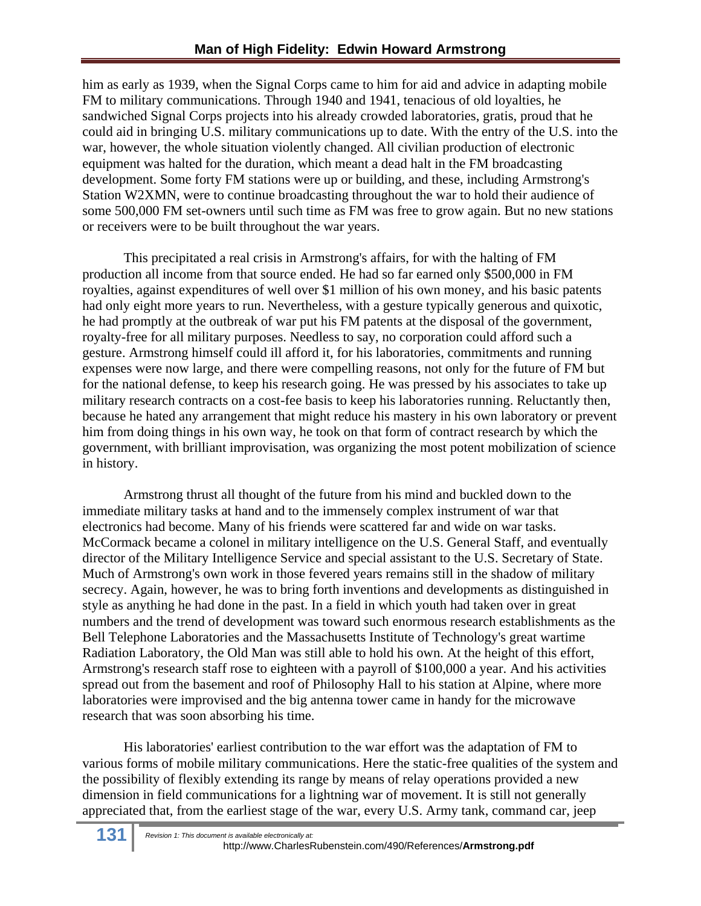him as early as 1939, when the Signal Corps came to him for aid and advice in adapting mobile FM to military communications. Through 1940 and 1941, tenacious of old loyalties, he sandwiched Signal Corps projects into his already crowded laboratories, gratis, proud that he could aid in bringing U.S. military communications up to date. With the entry of the U.S. into the war, however, the whole situation violently changed. All civilian production of electronic equipment was halted for the duration, which meant a dead halt in the FM broadcasting development. Some forty FM stations were up or building, and these, including Armstrong's Station W2XMN, were to continue broadcasting throughout the war to hold their audience of some 500,000 FM set-owners until such time as FM was free to grow again. But no new stations or receivers were to be built throughout the war years.

This precipitated a real crisis in Armstrong's affairs, for with the halting of FM production all income from that source ended. He had so far earned only $500,000 in FM royalties, against expenditures of well over $1 million of his own money, and his basic patents had only eight more years to run. Nevertheless, with a gesture typically generous and quixotic, he had promptly at the outbreak of war put his FM patents at the disposal of the government, royalty-free for all military purposes. Needless to say, no corporation could afford such a gesture. Armstrong himself could ill afford it, for his laboratories, commitments and running expenses were now large, and there were compelling reasons, not only for the future of FM but for the national defense, to keep his research going. He was pressed by his associates to take up military research contracts on a cost-fee basis to keep his laboratories running. Reluctantly then, because he hated any arrangement that might reduce his mastery in his own laboratory or prevent him from doing things in his own way, he took on that form of contract research by which the government, with brilliant improvisation, was organizing the most potent mobilization of science in history.

Armstrong thrust all thought of the future from his mind and buckled down to the immediate military tasks at hand and to the immensely complex instrument of war that electronics had become. Many of his friends were scattered far and wide on war tasks. McCormack became a colonel in military intelligence on the U.S. General Staff, and eventually director of the Military Intelligence Service and special assistant to the U.S. Secretary of State. Much of Armstrong's own work in those fevered years remains still in the shadow of military secrecy. Again, however, he was to bring forth inventions and developments as distinguished in style as anything he had done in the past. In a field in which youth had taken over in great numbers and the trend of development was toward such enormous research establishments as the Bell Telephone Laboratories and the Massachusetts Institute of Technology's great wartime Radiation Laboratory, the Old Man was still able to hold his own. At the height of this effort, Armstrong's research staff rose to eighteen with a payroll of $100,000 a year. And his activities spread out from the basement and roof of Philosophy Hall to his station at Alpine, where more laboratories were improvised and the big antenna tower came in handy for the microwave research that was soon absorbing his time.

His laboratories' earliest contribution to the war effort was the adaptation of FM to various forms of mobile military communications. Here the static-free qualities of the system and the possibility of flexibly extending its range by means of relay operations provided a new dimension in field communications for a lightning war of movement. It is still not generally appreciated that, from the earliest stage of the war, every U.S. Army tank, command car, jeep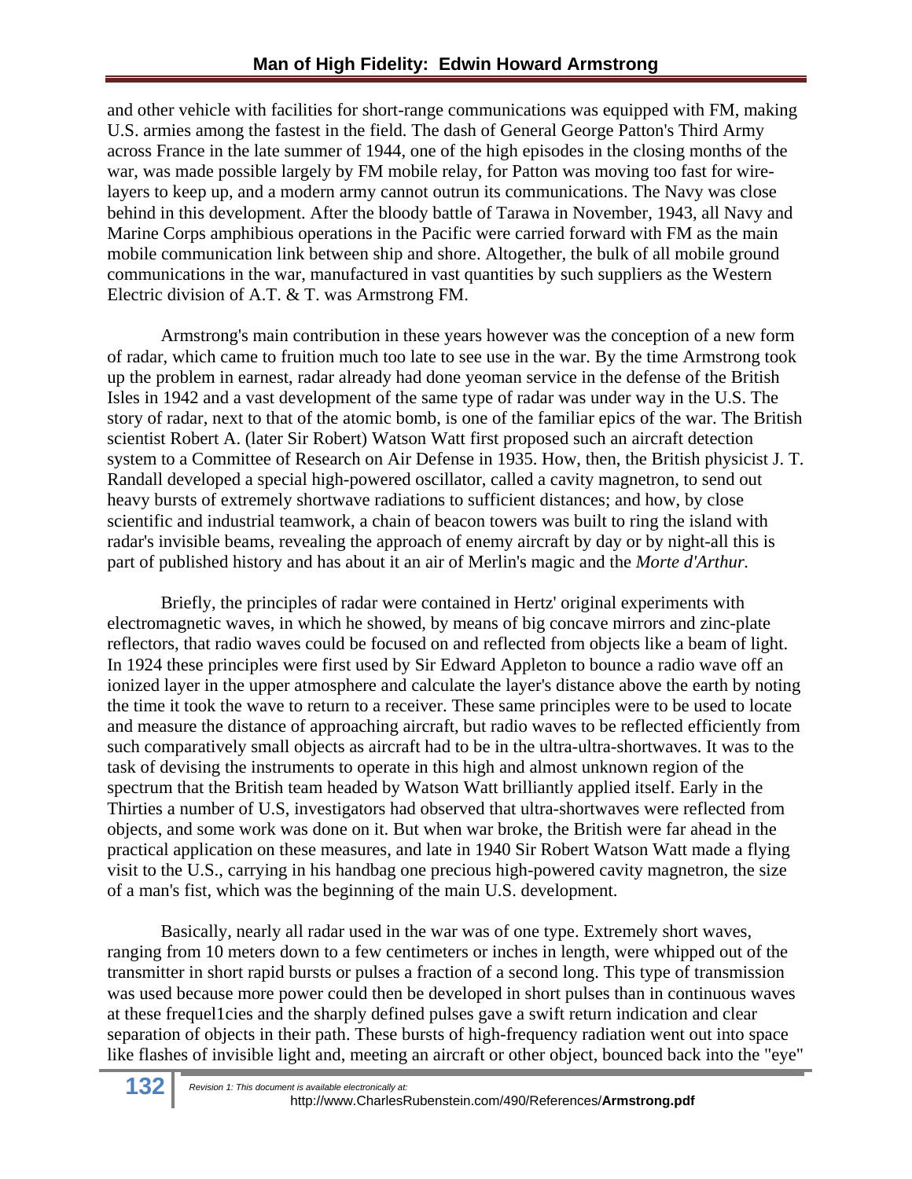and other vehicle with facilities for short-range communications was equipped with FM, making U.S. armies among the fastest in the field. The dash of General George Patton's Third Army across France in the late summer of 1944, one of the high episodes in the closing months of the war, was made possible largely by FM mobile relay, for Patton was moving too fast for wire-layers to keep up, and a modern army cannot outrun its communications. The Navy was close behind in this development. After the bloody battle of Tarawa in November, 1943, all Navy and Marine Corps amphibious operations in the Pacific were carried forward with FM as the main mobile communication link between ship and shore. Altogether, the bulk of all mobile ground communications in the war, manufactured in vast quantities by such suppliers as the Western Electric division of A.T. & T. was Armstrong FM.

Armstrong's main contribution in these years however was the conception of a new form of radar, which came to fruition much too late to see use in the war. By the time Armstrong took up the problem in earnest, radar already had done yeoman service in the defense of the British Isles in 1942 and a vast development of the same type of radar was under way in the U.S. The story of radar, next to that of the atomic bomb, is one of the familiar epics of the war. The British scientist Robert A. (later Sir Robert) Watson Watt first proposed such an aircraft detection system to a Committee of Research on Air Defense in 1935. How, then, the British physicist J. T. Randall developed a special high-powered oscillator, called a cavity magnetron, to send out heavy bursts of extremely shortwave radiations to sufficient distances; and how, by close scientific and industrial teamwork, a chain of beacon towers was built to ring the island with radar's invisible beams, revealing the approach of enemy aircraft by day or by night-all this is part of published history and has about it an air of Merlin's magic and the *Morte d'Arthur.*

Briefly, the principles of radar were contained in Hertz' original experiments with electromagnetic waves, in which he showed, by means of big concave mirrors and zinc-plate reflectors, that radio waves could be focused on and reflected from objects like a beam of light. In 1924 these principles were first used by Sir Edward Appleton to bounce a radio wave off an ionized layer in the upper atmosphere and calculate the layer's distance above the earth by noting the time it took the wave to return to a receiver. These same principles were to be used to locate and measure the distance of approaching aircraft, but radio waves to be reflected efficiently from such comparatively small objects as aircraft had to be in the ultra-ultra-shortwaves. It was to the task of devising the instruments to operate in this high and almost unknown region of the spectrum that the British team headed by Watson Watt brilliantly applied itself. Early in the Thirties a number of U.S, investigators had observed that ultra-shortwaves were reflected from objects, and some work was done on it. But when war broke, the British were far ahead in the practical application on these measures, and late in 1940 Sir Robert Watson Watt made a flying visit to the U.S., carrying in his handbag one precious high-powered cavity magnetron, the size of a man's fist, which was the beginning of the main U.S. development.

Basically, nearly all radar used in the war was of one type. Extremely short waves, ranging from 10 meters down to a few centimeters or inches in length, were whipped out of the transmitter in short rapid bursts or pulses a fraction of a second long. This type of transmission was used because more power could then be developed in short pulses than in continuous waves at these frequel1cies and the sharply defined pulses gave a swift return indication and clear separation of objects in their path. These bursts of high-frequency radiation went out into space like flashes of invisible light and, meeting an aircraft or other object, bounced back into the "eye"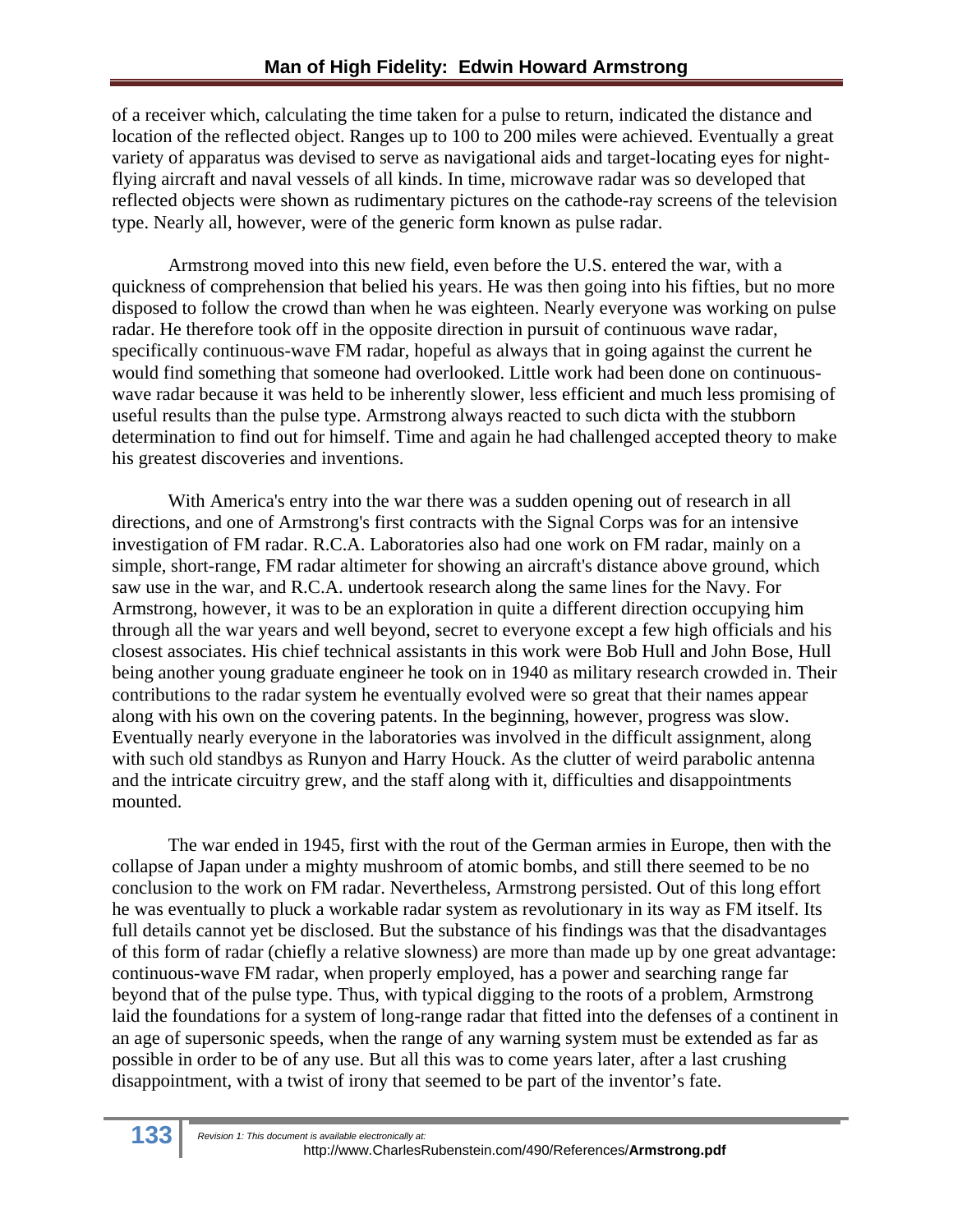of a receiver which, calculating the time taken for a pulse to return, indicated the distance and location of the reflected object. Ranges up to 100 to 200 miles were achieved. Eventually a great variety of apparatus was devised to serve as navigational aids and target-locating eyes for night-flying aircraft and naval vessels of all kinds. In time, microwave radar was so developed that reflected objects were shown as rudimentary pictures on the cathode-ray screens of the television type. Nearly all, however, were of the generic form known as pulse radar.

Armstrong moved into this new field, even before the U.S. entered the war, with a quickness of comprehension that belied his years. He was then going into his fifties, but no more disposed to follow the crowd than when he was eighteen. Nearly everyone was working on pulse radar. He therefore took off in the opposite direction in pursuit of continuous wave radar, specifically continuous-wave FM radar, hopeful as always that in going against the current he would find something that someone had overlooked. Little work had been done on continuous-wave radar because it was held to be inherently slower, less efficient and much less promising of useful results than the pulse type. Armstrong always reacted to such dicta with the stubborn determination to find out for himself. Time and again he had challenged accepted theory to make his greatest discoveries and inventions.

With America's entry into the war there was a sudden opening out of research in all directions, and one of Armstrong's first contracts with the Signal Corps was for an intensive investigation of FM radar. R.C.A. Laboratories also had one work on FM radar, mainly on a simple, short-range, FM radar altimeter for showing an aircraft's distance above ground, which saw use in the war, and R.C.A. undertook research along the same lines for the Navy. For Armstrong, however, it was to be an exploration in quite a different direction occupying him through all the war years and well beyond, secret to everyone except a few high officials and his closest associates. His chief technical assistants in this work were Bob Hull and John Bose, Hull being another young graduate engineer he took on in 1940 as military research crowded in. Their contributions to the radar system he eventually evolved were so great that their names appear along with his own on the covering patents. In the beginning, however, progress was slow. Eventually nearly everyone in the laboratories was involved in the difficult assignment, along with such old standbys as Runyon and Harry Houck. As the clutter of weird parabolic antenna and the intricate circuitry grew, and the staff along with it, difficulties and disappointments mounted.

The war ended in 1945, first with the rout of the German armies in Europe, then with the collapse of Japan under a mighty mushroom of atomic bombs, and still there seemed to be no conclusion to the work on FM radar. Nevertheless, Armstrong persisted. Out of this long effort he was eventually to pluck a workable radar system as revolutionary in its way as FM itself. Its full details cannot yet be disclosed. But the substance of his findings was that the disadvantages of this form of radar (chiefly a relative slowness) are more than made up by one great advantage: continuous-wave FM radar, when properly employed, has a power and searching range far beyond that of the pulse type. Thus, with typical digging to the roots of a problem, Armstrong laid the foundations for a system of long-range radar that fitted into the defenses of a continent in an age of supersonic speeds, when the range of any warning system must be extended as far as possible in order to be of any use. But all this was to come years later, after a last crushing disappointment, with a twist of irony that seemed to be part of the inventor's fate.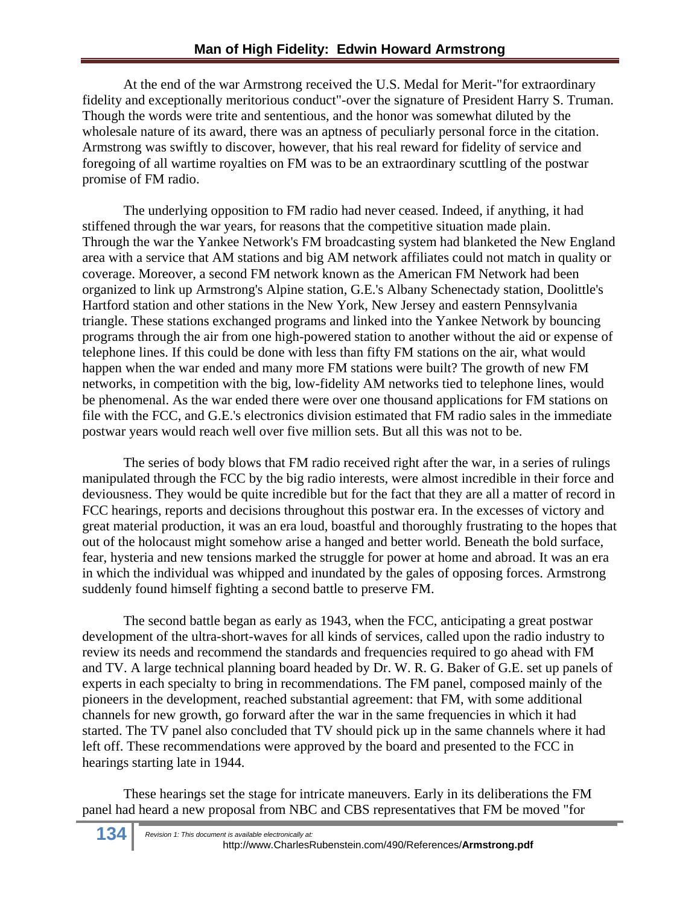At the end of the war Armstrong received the U.S. Medal for Merit-"for extraordinary fidelity and exceptionally meritorious conduct"-over the signature of President Harry S. Truman. Though the words were trite and sententious, and the honor was somewhat diluted by the wholesale nature of its award, there was an aptness of peculiarly personal force in the citation. Armstrong was swiftly to discover, however, that his real reward for fidelity of service and foregoing of all wartime royalties on FM was to be an extraordinary scuttling of the postwar promise of FM radio.

The underlying opposition to FM radio had never ceased. Indeed, if anything, it had stiffened through the war years, for reasons that the competitive situation made plain. Through the war the Yankee Network's FM broadcasting system had blanketed the New England area with a service that AM stations and big AM network affiliates could not match in quality or coverage. Moreover, a second FM network known as the American FM Network had been organized to link up Armstrong's Alpine station, G.E.'s Albany Schenectady station, Doolittle's Hartford station and other stations in the New York, New Jersey and eastern Pennsylvania triangle. These stations exchanged programs and linked into the Yankee Network by bouncing programs through the air from one high-powered station to another without the aid or expense of telephone lines. If this could be done with less than fifty FM stations on the air, what would happen when the war ended and many more FM stations were built? The growth of new FM networks, in competition with the big, low-fidelity AM networks tied to telephone lines, would be phenomenal. As the war ended there were over one thousand applications for FM stations on file with the FCC, and G.E.'s electronics division estimated that FM radio sales in the immediate postwar years would reach well over five million sets. But all this was not to be.

The series of body blows that FM radio received right after the war, in a series of rulings manipulated through the FCC by the big radio interests, were almost incredible in their force and deviousness. They would be quite incredible but for the fact that they are all a matter of record in FCC hearings, reports and decisions throughout this postwar era. In the excesses of victory and great material production, it was an era loud, boastful and thoroughly frustrating to the hopes that out of the holocaust might somehow arise a hanged and better world. Beneath the bold surface, fear, hysteria and new tensions marked the struggle for power at home and abroad. It was an era in which the individual was whipped and inundated by the gales of opposing forces. Armstrong suddenly found himself fighting a second battle to preserve FM.

The second battle began as early as 1943, when the FCC, anticipating a great postwar development of the ultra-short-waves for all kinds of services, called upon the radio industry to review its needs and recommend the standards and frequencies required to go ahead with FM and TV. A large technical planning board headed by Dr. W. R. G. Baker of G.E. set up panels of experts in each specialty to bring in recommendations. The FM panel, composed mainly of the pioneers in the development, reached substantial agreement: that FM, with some additional channels for new growth, go forward after the war in the same frequencies in which it had started. The TV panel also concluded that TV should pick up in the same channels where it had left off. These recommendations were approved by the board and presented to the FCC in hearings starting late in 1944.

These hearings set the stage for intricate maneuvers. Early in its deliberations the FM panel had heard a new proposal from NBC and CBS representatives that FM be moved "for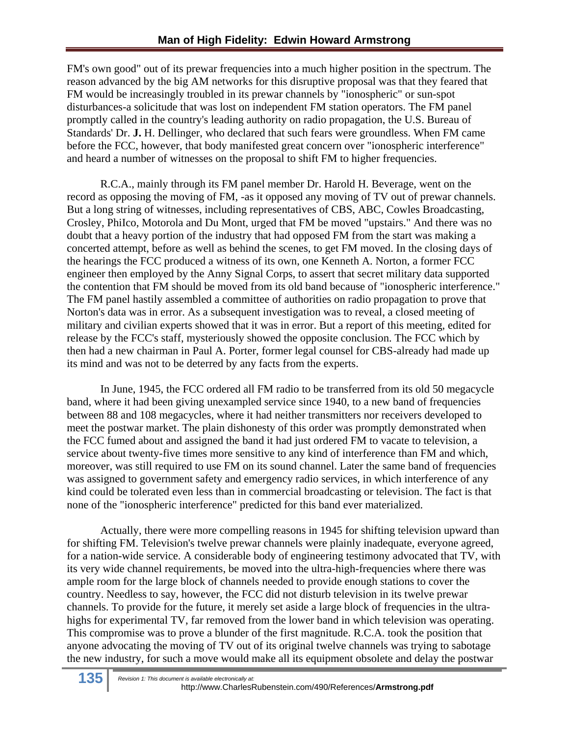FM's own good" out of its prewar frequencies into a much higher position in the spectrum. The reason advanced by the big AM networks for this disruptive proposal was that they feared that FM would be increasingly troubled in its prewar channels by "ionospheric" or sun-spot disturbances-a solicitude that was lost on independent FM station operators. The FM panel promptly called in the country's leading authority on radio propagation, the U.S. Bureau of Standards' Dr. **J.** H. Dellinger, who declared that such fears were groundless. When FM came before the FCC, however, that body manifested great concern over "ionospheric interference" and heard a number of witnesses on the proposal to shift FM to higher frequencies.

R.C.A., mainly through its FM panel member Dr. Harold H. Beverage, went on the record as opposing the moving of FM, -as it opposed any moving of TV out of prewar channels. But a long string of witnesses, including representatives of CBS, ABC, Cowles Broadcasting, Crosley, PhiIco, Motorola and Du Mont, urged that FM be moved "upstairs." And there was no doubt that a heavy portion of the industry that had opposed FM from the start was making a concerted attempt, before as well as behind the scenes, to get FM moved. In the closing days of the hearings the FCC produced a witness of its own, one Kenneth A. Norton, a former FCC engineer then employed by the Anny Signal Corps, to assert that secret military data supported the contention that FM should be moved from its old band because of "ionospheric interference." The FM panel hastily assembled a committee of authorities on radio propagation to prove that Norton's data was in error. As a subsequent investigation was to reveal, a closed meeting of military and civilian experts showed that it was in error. But a report of this meeting, edited for release by the FCC's staff, mysteriously showed the opposite conclusion. The FCC which by then had a new chairman in Paul A. Porter, former legal counsel for CBS-already had made up its mind and was not to be deterred by any facts from the experts.

In June, 1945, the FCC ordered all FM radio to be transferred from its old 50 megacycle band, where it had been giving unexampled service since 1940, to a new band of frequencies between 88 and 108 megacycles, where it had neither transmitters nor receivers developed to meet the postwar market. The plain dishonesty of this order was promptly demonstrated when the FCC fumed about and assigned the band it had just ordered FM to vacate to television, a service about twenty-five times more sensitive to any kind of interference than FM and which, moreover, was still required to use FM on its sound channel. Later the same band of frequencies was assigned to government safety and emergency radio services, in which interference of any kind could be tolerated even less than in commercial broadcasting or television. The fact is that none of the "ionospheric interference" predicted for this band ever materialized.

Actually, there were more compelling reasons in 1945 for shifting television upward than for shifting FM. Television's twelve prewar channels were plainly inadequate, everyone agreed, for a nation-wide service. A considerable body of engineering testimony advocated that TV, with its very wide channel requirements, be moved into the ultra-high-frequencies where there was ample room for the large block of channels needed to provide enough stations to cover the country. Needless to say, however, the FCC did not disturb television in its twelve prewar channels. To provide for the future, it merely set aside a large block of frequencies in the ultra-highs for experimental TV, far removed from the lower band in which television was operating. This compromise was to prove a blunder of the first magnitude. R.C.A. took the position that anyone advocating the moving of TV out of its original twelve channels was trying to sabotage the new industry, for such a move would make all its equipment obsolete and delay the postwar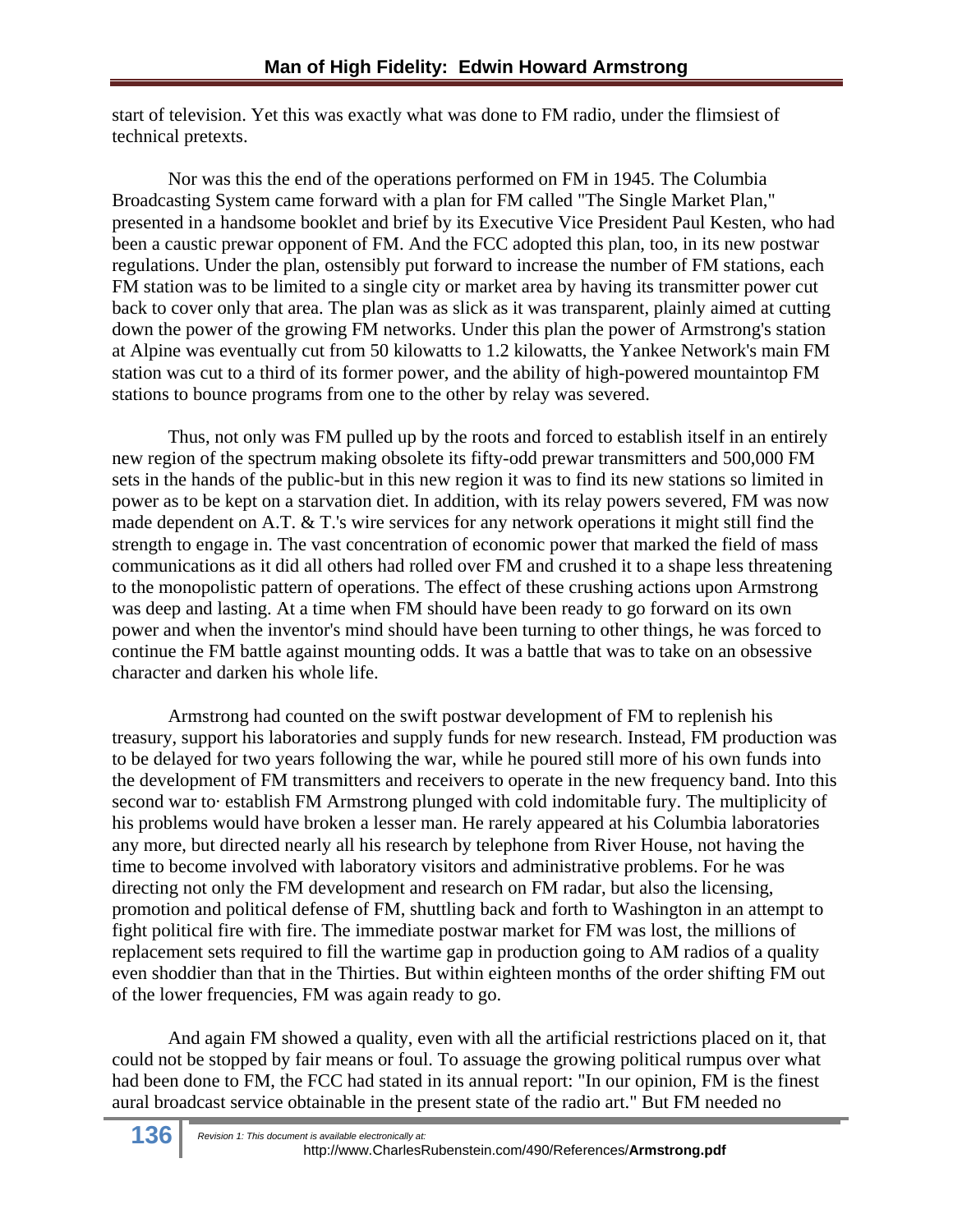start of television. Yet this was exactly what was done to FM radio, under the flimsiest of technical pretexts.

Nor was this the end of the operations performed on FM in 1945. The Columbia Broadcasting System came forward with a plan for FM called "The Single Market Plan," presented in a handsome booklet and brief by its Executive Vice President Paul Kesten, who had been a caustic prewar opponent of FM. And the FCC adopted this plan, too, in its new postwar regulations. Under the plan, ostensibly put forward to increase the number of FM stations, each FM station was to be limited to a single city or market area by having its transmitter power cut back to cover only that area. The plan was as slick as it was transparent, plainly aimed at cutting down the power of the growing FM networks. Under this plan the power of Armstrong's station at Alpine was eventually cut from 50 kilowatts to 1.2 kilowatts, the Yankee Network's main FM station was cut to a third of its former power, and the ability of high-powered mountaintop FM stations to bounce programs from one to the other by relay was severed.

Thus, not only was FM pulled up by the roots and forced to establish itself in an entirely new region of the spectrum making obsolete its fifty-odd prewar transmitters and 500,000 FM sets in the hands of the public-but in this new region it was to find its new stations so limited in power as to be kept on a starvation diet. In addition, with its relay powers severed, FM was now made dependent on A.T. & T.'s wire services for any network operations it might still find the strength to engage in. The vast concentration of economic power that marked the field of mass communications as it did all others had rolled over FM and crushed it to a shape less threatening to the monopolistic pattern of operations. The effect of these crushing actions upon Armstrong was deep and lasting. At a time when FM should have been ready to go forward on its own power and when the inventor's mind should have been turning to other things, he was forced to continue the FM battle against mounting odds. It was a battle that was to take on an obsessive character and darken his whole life.

Armstrong had counted on the swift postwar development of FM to replenish his treasury, support his laboratories and supply funds for new research. Instead, FM production was to be delayed for two years following the war, while he poured still more of his own funds into the development of FM transmitters and receivers to operate in the new frequency band. Into this second war to· establish FM Armstrong plunged with cold indomitable fury. The multiplicity of his problems would have broken a lesser man. He rarely appeared at his Columbia laboratories any more, but directed nearly all his research by telephone from River House, not having the time to become involved with laboratory visitors and administrative problems. For he was directing not only the FM development and research on FM radar, but also the licensing, promotion and political defense of FM, shuttling back and forth to Washington in an attempt to fight political fire with fire. The immediate postwar market for FM was lost, the millions of replacement sets required to fill the wartime gap in production going to AM radios of a quality even shoddier than that in the Thirties. But within eighteen months of the order shifting FM out of the lower frequencies, FM was again ready to go.

And again FM showed a quality, even with all the artificial restrictions placed on it, that could not be stopped by fair means or foul. To assuage the growing political rumpus over what had been done to FM, the FCC had stated in its annual report: "In our opinion, FM is the finest aural broadcast service obtainable in the present state of the radio art." But FM needed no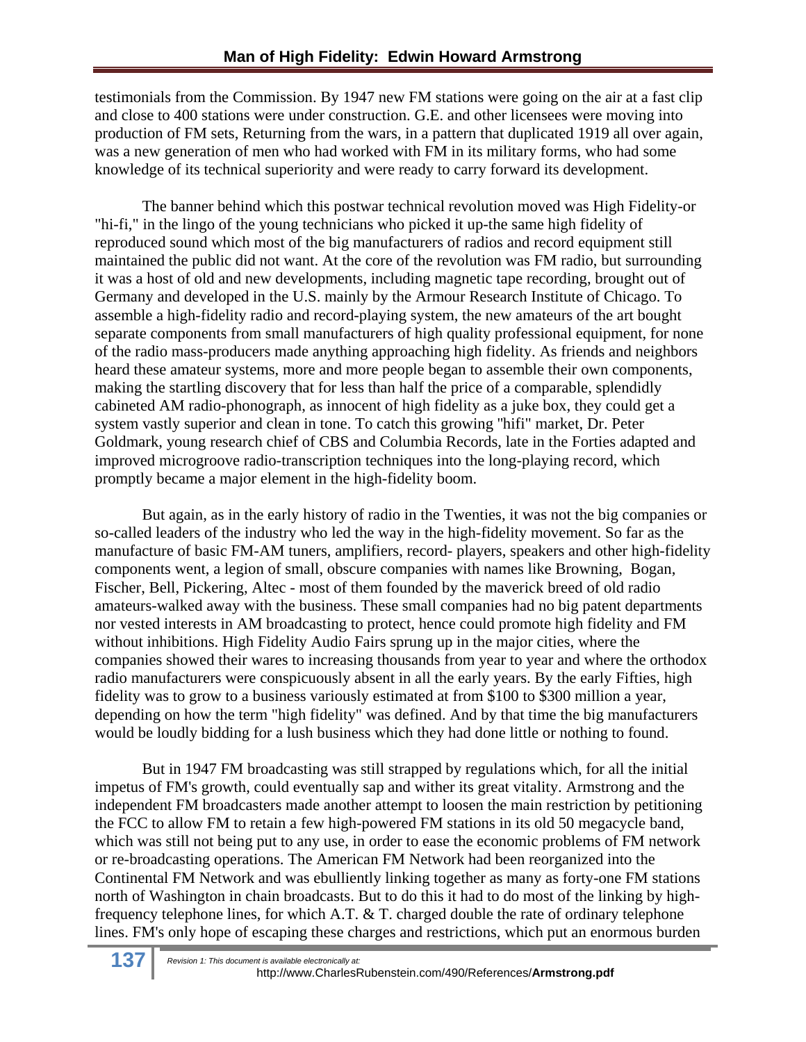testimonials from the Commission. By 1947 new FM stations were going on the air at a fast clip and close to 400 stations were under construction. G.E. and other licensees were moving into production of FM sets, Returning from the wars, in a pattern that duplicated 1919 all over again, was a new generation of men who had worked with FM in its military forms, who had some knowledge of its technical superiority and were ready to carry forward its development.

The banner behind which this postwar technical revolution moved was High Fidelity-or "hi-fi," in the lingo of the young technicians who picked it up-the same high fidelity of reproduced sound which most of the big manufacturers of radios and record equipment still maintained the public did not want. At the core of the revolution was FM radio, but surrounding it was a host of old and new developments, including magnetic tape recording, brought out of Germany and developed in the U.S. mainly by the Armour Research Institute of Chicago. To assemble a high-fidelity radio and record-playing system, the new amateurs of the art bought separate components from small manufacturers of high quality professional equipment, for none of the radio mass-producers made anything approaching high fidelity. As friends and neighbors heard these amateur systems, more and more people began to assemble their own components, making the startling discovery that for less than half the price of a comparable, splendidly cabineted AM radio-phonograph, as innocent of high fidelity as a juke box, they could get a system vastly superior and clean in tone. To catch this growing "hifi" market, Dr. Peter Goldmark, young research chief of CBS and Columbia Records, late in the Forties adapted and improved microgroove radio-transcription techniques into the long-playing record, which promptly became a major element in the high-fidelity boom.

But again, as in the early history of radio in the Twenties, it was not the big companies or so-called leaders of the industry who led the way in the high-fidelity movement. So far as the manufacture of basic FM-AM tuners, amplifiers, record- players, speakers and other high-fidelity components went, a legion of small, obscure companies with names like Browning, Bogan, Fischer, Bell, Pickering, Altec - most of them founded by the maverick breed of old radio amateurs-walked away with the business. These small companies had no big patent departments nor vested interests in AM broadcasting to protect, hence could promote high fidelity and FM without inhibitions. High Fidelity Audio Fairs sprung up in the major cities, where the companies showed their wares to increasing thousands from year to year and where the orthodox radio manufacturers were conspicuously absent in all the early years. By the early Fifties, high fidelity was to grow to a business variously estimated at from $100 to $300 million a year, depending on how the term "high fidelity" was defined. And by that time the big manufacturers would be loudly bidding for a lush business which they had done little or nothing to found.

But in 1947 FM broadcasting was still strapped by regulations which, for all the initial impetus of FM's growth, could eventually sap and wither its great vitality. Armstrong and the independent FM broadcasters made another attempt to loosen the main restriction by petitioning the FCC to allow FM to retain a few high-powered FM stations in its old 50 megacycle band, which was still not being put to any use, in order to ease the economic problems of FM network or re-broadcasting operations. The American FM Network had been reorganized into the Continental FM Network and was ebulliently linking together as many as forty-one FM stations north of Washington in chain broadcasts. But to do this it had to do most of the linking by high-frequency telephone lines, for which A.T. & T. charged double the rate of ordinary telephone lines. FM's only hope of escaping these charges and restrictions, which put an enormous burden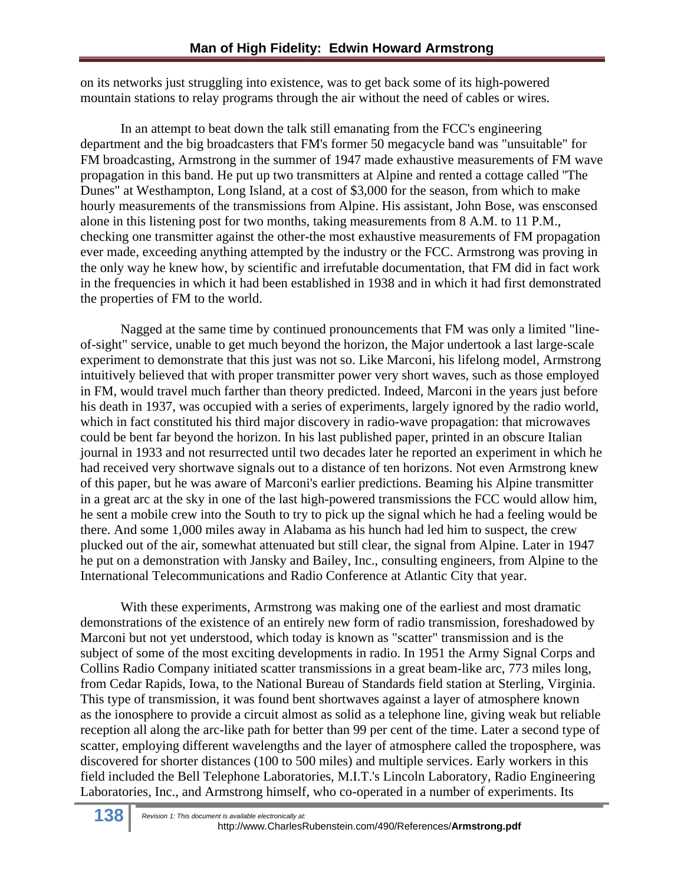on its networks just struggling into existence, was to get back some of its high-powered mountain stations to relay programs through the air without the need of cables or wires.

In an attempt to beat down the talk still emanating from the FCC's engineering department and the big broadcasters that FM's former 50 megacycle band was "unsuitable" for FM broadcasting, Armstrong in the summer of 1947 made exhaustive measurements of FM wave propagation in this band. He put up two transmitters at Alpine and rented a cottage called "The Dunes" at Westhampton, Long Island, at a cost of $3,000 for the season, from which to make hourly measurements of the transmissions from Alpine. His assistant, John Bose, was ensconsed alone in this listening post for two months, taking measurements from 8 A.M. to 11 P.M., checking one transmitter against the other-the most exhaustive measurements of FM propagation ever made, exceeding anything attempted by the industry or the FCC. Armstrong was proving in the only way he knew how, by scientific and irrefutable documentation, that FM did in fact work in the frequencies in which it had been established in 1938 and in which it had first demonstrated the properties of FM to the world.

Nagged at the same time by continued pronouncements that FM was only a limited "line-of-sight" service, unable to get much beyond the horizon, the Major undertook a last large-scale experiment to demonstrate that this just was not so. Like Marconi, his lifelong model, Armstrong intuitively believed that with proper transmitter power very short waves, such as those employed in FM, would travel much farther than theory predicted. Indeed, Marconi in the years just before his death in 1937, was occupied with a series of experiments, largely ignored by the radio world, which in fact constituted his third major discovery in radio-wave propagation: that microwaves could be bent far beyond the horizon. In his last published paper, printed in an obscure Italian journal in 1933 and not resurrected until two decades later he reported an experiment in which he had received very shortwave signals out to a distance of ten horizons. Not even Armstrong knew of this paper, but he was aware of Marconi's earlier predictions. Beaming his Alpine transmitter in a great arc at the sky in one of the last high-powered transmissions the FCC would allow him, he sent a mobile crew into the South to try to pick up the signal which he had a feeling would be there. And some 1,000 miles away in Alabama as his hunch had led him to suspect, the crew plucked out of the air, somewhat attenuated but still clear, the signal from Alpine. Later in 1947 he put on a demonstration with Jansky and Bailey, Inc., consulting engineers, from Alpine to the International Telecommunications and Radio Conference at Atlantic City that year.

With these experiments, Armstrong was making one of the earliest and most dramatic demonstrations of the existence of an entirely new form of radio transmission, foreshadowed by Marconi but not yet understood, which today is known as "scatter" transmission and is the subject of some of the most exciting developments in radio. In 1951 the Army Signal Corps and Collins Radio Company initiated scatter transmissions in a great beam-like arc, 773 miles long, from Cedar Rapids, Iowa, to the National Bureau of Standards field station at Sterling, Virginia. This type of transmission, it was found bent shortwaves against a layer of atmosphere known as the ionosphere to provide a circuit almost as solid as a telephone line, giving weak but reliable reception all along the arc-like path for better than 99 per cent of the time. Later a second type of scatter, employing different wavelengths and the layer of atmosphere called the troposphere, was discovered for shorter distances (100 to 500 miles) and multiple services. Early workers in this field included the Bell Telephone Laboratories, M.I.T.'s Lincoln Laboratory, Radio Engineering Laboratories, Inc., and Armstrong himself, who co-operated in a number of experiments. Its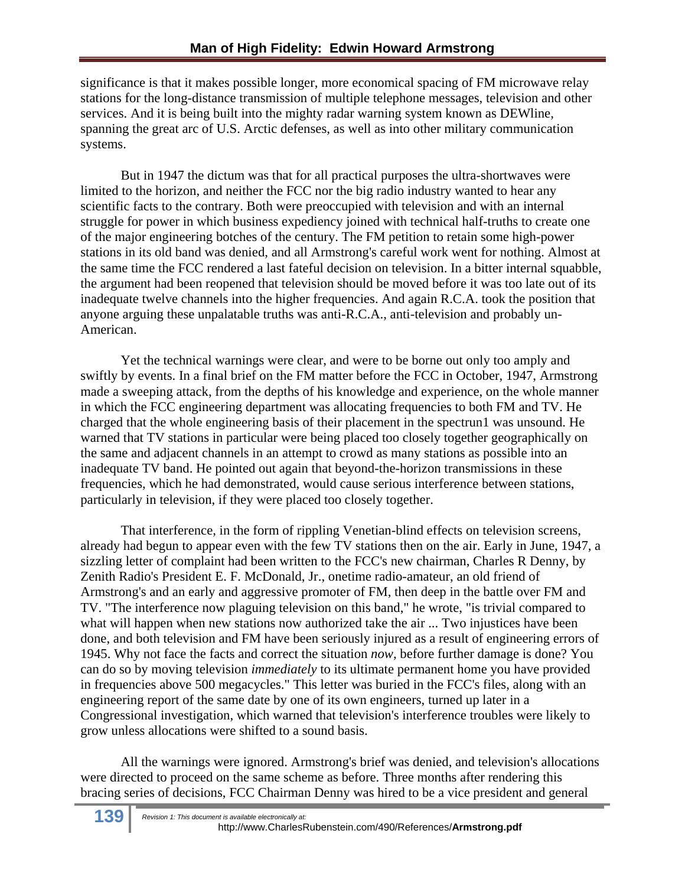significance is that it makes possible longer, more economical spacing of FM microwave relay stations for the long-distance transmission of multiple telephone messages, television and other services. And it is being built into the mighty radar warning system known as DEWline, spanning the great arc of U.S. Arctic defenses, as well as into other military communication systems.

But in 1947 the dictum was that for all practical purposes the ultra-shortwaves were limited to the horizon, and neither the FCC nor the big radio industry wanted to hear any scientific facts to the contrary. Both were preoccupied with television and with an internal struggle for power in which business expediency joined with technical half-truths to create one of the major engineering botches of the century. The FM petition to retain some high-power stations in its old band was denied, and all Armstrong's careful work went for nothing. Almost at the same time the FCC rendered a last fateful decision on television. In a bitter internal squabble, the argument had been reopened that television should be moved before it was too late out of its inadequate twelve channels into the higher frequencies. And again R.C.A. took the position that anyone arguing these unpalatable truths was anti-R.C.A., anti-television and probably un-American.

Yet the technical warnings were clear, and were to be borne out only too amply and swiftly by events. In a final brief on the FM matter before the FCC in October, 1947, Armstrong made a sweeping attack, from the depths of his knowledge and experience, on the whole manner in which the FCC engineering department was allocating frequencies to both FM and TV. He charged that the whole engineering basis of their placement in the spectrun1 was unsound. He warned that TV stations in particular were being placed too closely together geographically on the same and adjacent channels in an attempt to crowd as many stations as possible into an inadequate TV band. He pointed out again that beyond-the-horizon transmissions in these frequencies, which he had demonstrated, would cause serious interference between stations, particularly in television, if they were placed too closely together.

That interference, in the form of rippling Venetian-blind effects on television screens, already had begun to appear even with the few TV stations then on the air. Early in June, 1947, a sizzling letter of complaint had been written to the FCC's new chairman, Charles R Denny, by Zenith Radio's President E. F. McDonald, Jr., onetime radio-amateur, an old friend of Armstrong's and an early and aggressive promoter of FM, then deep in the battle over FM and TV. "The interference now plaguing television on this band," he wrote, "is trivial compared to what will happen when new stations now authorized take the air ... Two injustices have been done, and both television and FM have been seriously injured as a result of engineering errors of 1945. Why not face the facts and correct the situation *now*, before further damage is done? You can do so by moving television *immediately* to its ultimate permanent home you have provided in frequencies above 500 megacycles." This letter was buried in the FCC's files, along with an engineering report of the same date by one of its own engineers, turned up later in a Congressional investigation, which warned that television's interference troubles were likely to grow unless allocations were shifted to a sound basis.

All the warnings were ignored. Armstrong's brief was denied, and television's allocations were directed to proceed on the same scheme as before. Three months after rendering this bracing series of decisions, FCC Chairman Denny was hired to be a vice president and general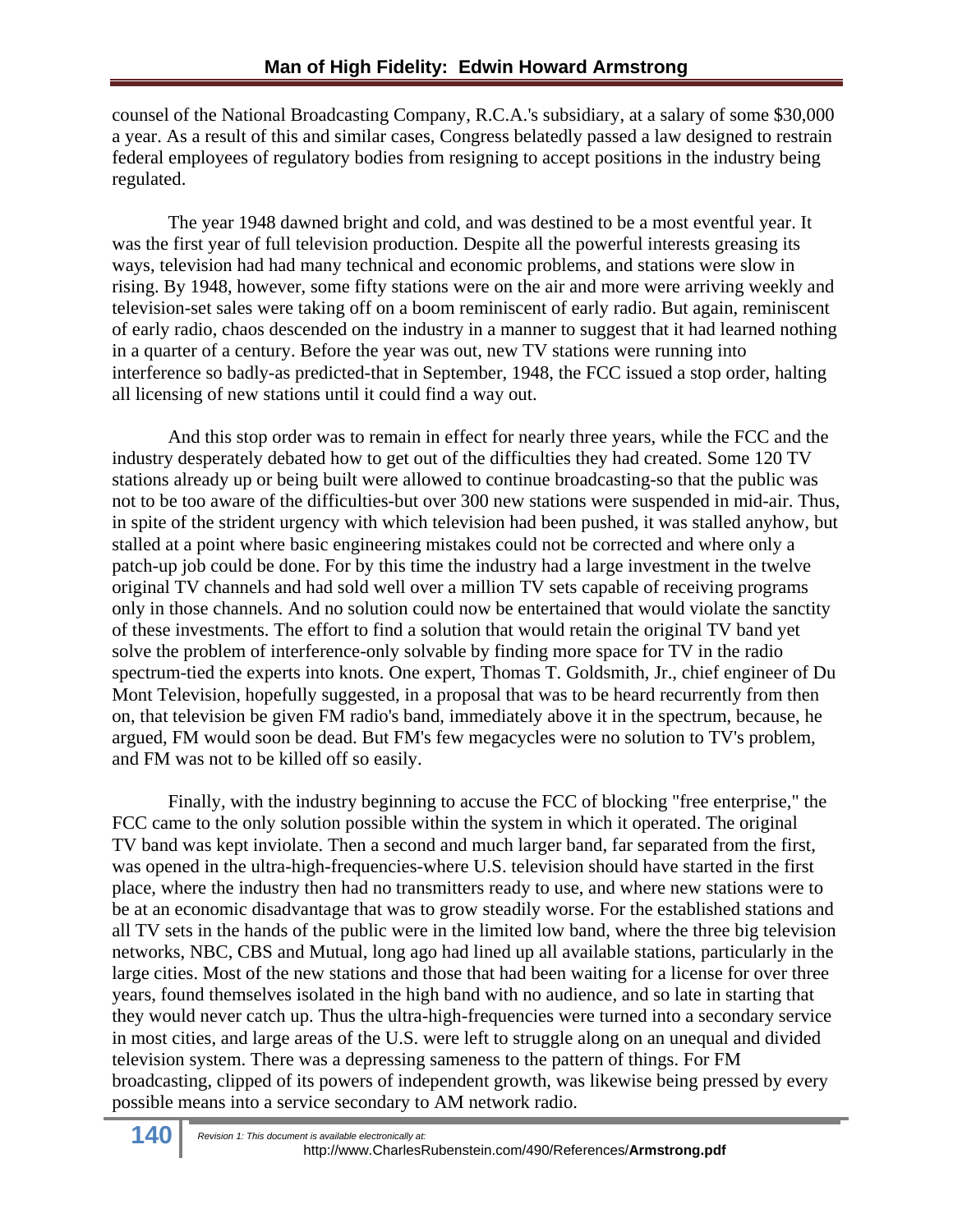counsel of the National Broadcasting Company, R.C.A.'s subsidiary, at a salary of some $30,000 a year. As a result of this and similar cases, Congress belatedly passed a law designed to restrain federal employees of regulatory bodies from resigning to accept positions in the industry being regulated.

The year 1948 dawned bright and cold, and was destined to be a most eventful year. It was the first year of full television production. Despite all the powerful interests greasing its ways, television had had many technical and economic problems, and stations were slow in rising. By 1948, however, some fifty stations were on the air and more were arriving weekly and television-set sales were taking off on a boom reminiscent of early radio. But again, reminiscent of early radio, chaos descended on the industry in a manner to suggest that it had learned nothing in a quarter of a century. Before the year was out, new TV stations were running into interference so badly-as predicted-that in September, 1948, the FCC issued a stop order, halting all licensing of new stations until it could find a way out.

And this stop order was to remain in effect for nearly three years, while the FCC and the industry desperately debated how to get out of the difficulties they had created. Some 120 TV stations already up or being built were allowed to continue broadcasting-so that the public was not to be too aware of the difficulties-but over 300 new stations were suspended in mid-air. Thus, in spite of the strident urgency with which television had been pushed, it was stalled anyhow, but stalled at a point where basic engineering mistakes could not be corrected and where only a patch-up job could be done. For by this time the industry had a large investment in the twelve original TV channels and had sold well over a million TV sets capable of receiving programs only in those channels. And no solution could now be entertained that would violate the sanctity of these investments. The effort to find a solution that would retain the original TV band yet solve the problem of interference-only solvable by finding more space for TV in the radio spectrum-tied the experts into knots. One expert, Thomas T. Goldsmith, Jr., chief engineer of Du Mont Television, hopefully suggested, in a proposal that was to be heard recurrently from then on, that television be given FM radio's band, immediately above it in the spectrum, because, he argued, FM would soon be dead. But FM's few megacycles were no solution to TV's problem, and FM was not to be killed off so easily.

Finally, with the industry beginning to accuse the FCC of blocking "free enterprise," the FCC came to the only solution possible within the system in which it operated. The original TV band was kept inviolate. Then a second and much larger band, far separated from the first, was opened in the ultra-high-frequencies-where U.S. television should have started in the first place, where the industry then had no transmitters ready to use, and where new stations were to be at an economic disadvantage that was to grow steadily worse. For the established stations and all TV sets in the hands of the public were in the limited low band, where the three big television networks, NBC, CBS and Mutual, long ago had lined up all available stations, particularly in the large cities. Most of the new stations and those that had been waiting for a license for over three years, found themselves isolated in the high band with no audience, and so late in starting that they would never catch up. Thus the ultra-high-frequencies were turned into a secondary service in most cities, and large areas of the U.S. were left to struggle along on an unequal and divided television system. There was a depressing sameness to the pattern of things. For FM broadcasting, clipped of its powers of independent growth, was likewise being pressed by every possible means into a service secondary to AM network radio.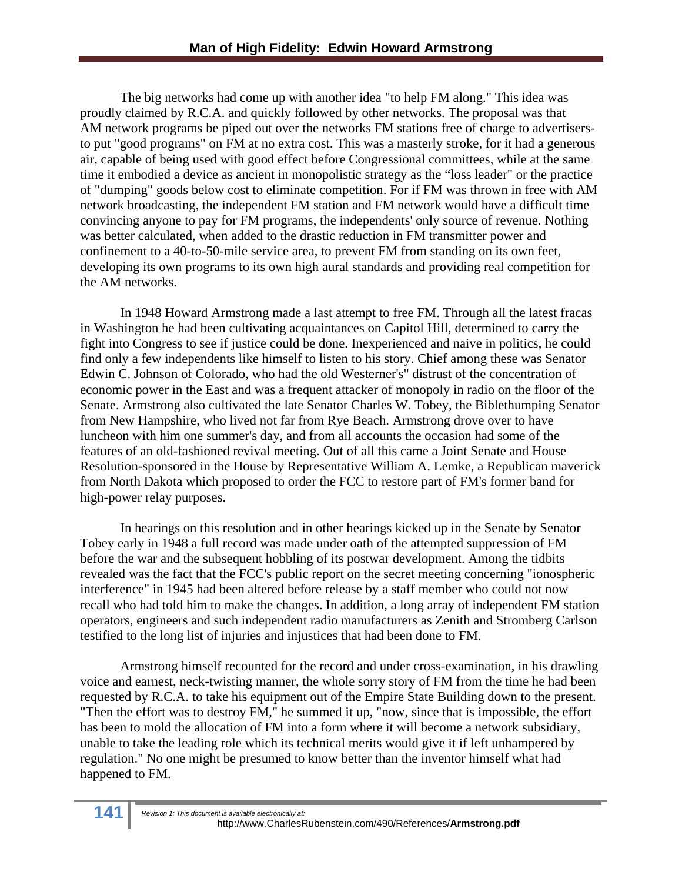The big networks had come up with another idea "to help FM along." This idea was proudly claimed by R.C.A. and quickly followed by other networks. The proposal was that AM network programs be piped out over the networks FM stations free of charge to advertisers-to put "good programs" on FM at no extra cost. This was a masterly stroke, for it had a generous air, capable of being used with good effect before Congressional committees, while at the same time it embodied a device as ancient in monopolistic strategy as the "loss leader" or the practice of "dumping" goods below cost to eliminate competition. For if FM was thrown in free with AM network broadcasting, the independent FM station and FM network would have a difficult time convincing anyone to pay for FM programs, the independents' only source of revenue. Nothing was better calculated, when added to the drastic reduction in FM transmitter power and confinement to a 40-to-50-mile service area, to prevent FM from standing on its own feet, developing its own programs to its own high aural standards and providing real competition for the AM networks.

In 1948 Howard Armstrong made a last attempt to free FM. Through all the latest fracas in Washington he had been cultivating acquaintances on Capitol Hill, determined to carry the fight into Congress to see if justice could be done. Inexperienced and naive in politics, he could find only a few independents like himself to listen to his story. Chief among these was Senator Edwin C. Johnson of Colorado, who had the old Westerner's" distrust of the concentration of economic power in the East and was a frequent attacker of monopoly in radio on the floor of the Senate. Armstrong also cultivated the late Senator Charles W. Tobey, the Biblethumping Senator from New Hampshire, who lived not far from Rye Beach. Armstrong drove over to have luncheon with him one summer's day, and from all accounts the occasion had some of the features of an old-fashioned revival meeting. Out of all this came a Joint Senate and House Resolution-sponsored in the House by Representative William A. Lemke, a Republican maverick from North Dakota which proposed to order the FCC to restore part of FM's former band for high-power relay purposes.

In hearings on this resolution and in other hearings kicked up in the Senate by Senator Tobey early in 1948 a full record was made under oath of the attempted suppression of FM before the war and the subsequent hobbling of its postwar development. Among the tidbits revealed was the fact that the FCC's public report on the secret meeting concerning "ionospheric interference" in 1945 had been altered before release by a staff member who could not now recall who had told him to make the changes. In addition, a long array of independent FM station operators, engineers and such independent radio manufacturers as Zenith and Stromberg Carlson testified to the long list of injuries and injustices that had been done to FM.

Armstrong himself recounted for the record and under cross-examination, in his drawling voice and earnest, neck-twisting manner, the whole sorry story of FM from the time he had been requested by R.C.A. to take his equipment out of the Empire State Building down to the present. "Then the effort was to destroy FM," he summed it up, "now, since that is impossible, the effort has been to mold the allocation of FM into a form where it will become a network subsidiary, unable to take the leading role which its technical merits would give it if left unhampered by regulation." No one might be presumed to know better than the inventor himself what had happened to FM.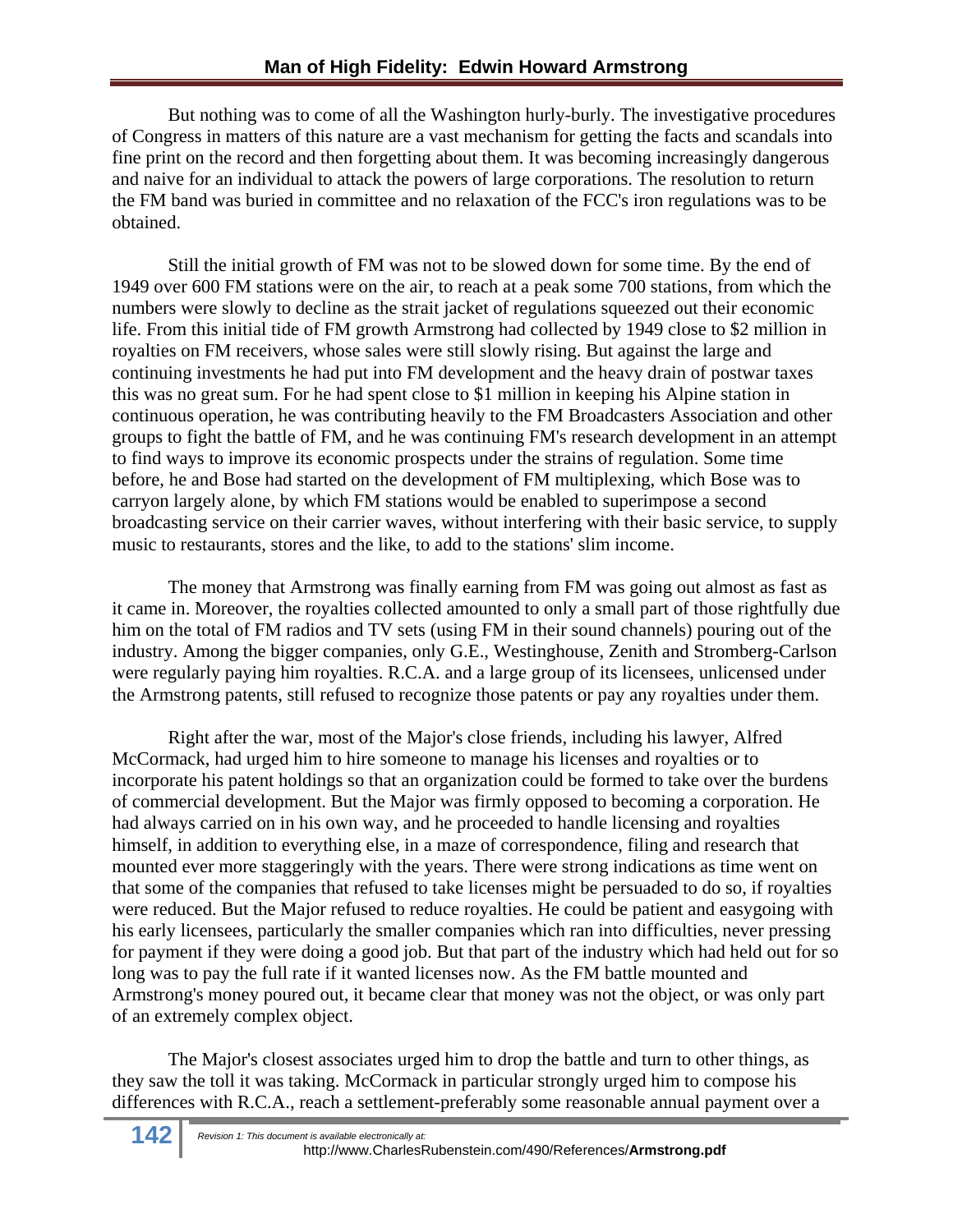But nothing was to come of all the Washington hurly-burly. The investigative procedures of Congress in matters of this nature are a vast mechanism for getting the facts and scandals into fine print on the record and then forgetting about them. It was becoming increasingly dangerous and naive for an individual to attack the powers of large corporations. The resolution to return the FM band was buried in committee and no relaxation of the FCC's iron regulations was to be obtained.

Still the initial growth of FM was not to be slowed down for some time. By the end of 1949 over 600 FM stations were on the air, to reach at a peak some 700 stations, from which the numbers were slowly to decline as the strait jacket of regulations squeezed out their economic life. From this initial tide of FM growth Armstrong had collected by 1949 close to $2 million in royalties on FM receivers, whose sales were still slowly rising. But against the large and continuing investments he had put into FM development and the heavy drain of postwar taxes this was no great sum. For he had spent close to $1 million in keeping his Alpine station in continuous operation, he was contributing heavily to the FM Broadcasters Association and other groups to fight the battle of FM, and he was continuing FM's research development in an attempt to find ways to improve its economic prospects under the strains of regulation. Some time before, he and Bose had started on the development of FM multiplexing, which Bose was to carryon largely alone, by which FM stations would be enabled to superimpose a second broadcasting service on their carrier waves, without interfering with their basic service, to supply music to restaurants, stores and the like, to add to the stations' slim income.

The money that Armstrong was finally earning from FM was going out almost as fast as it came in. Moreover, the royalties collected amounted to only a small part of those rightfully due him on the total of FM radios and TV sets (using FM in their sound channels) pouring out of the industry. Among the bigger companies, only G.E., Westinghouse, Zenith and Stromberg-Carlson were regularly paying him royalties. R.C.A. and a large group of its licensees, unlicensed under the Armstrong patents, still refused to recognize those patents or pay any royalties under them.

Right after the war, most of the Major's close friends, including his lawyer, Alfred McCormack, had urged him to hire someone to manage his licenses and royalties or to incorporate his patent holdings so that an organization could be formed to take over the burdens of commercial development. But the Major was firmly opposed to becoming a corporation. He had always carried on in his own way, and he proceeded to handle licensing and royalties himself, in addition to everything else, in a maze of correspondence, filing and research that mounted ever more staggeringly with the years. There were strong indications as time went on that some of the companies that refused to take licenses might be persuaded to do so, if royalties were reduced. But the Major refused to reduce royalties. He could be patient and easygoing with his early licensees, particularly the smaller companies which ran into difficulties, never pressing for payment if they were doing a good job. But that part of the industry which had held out for so long was to pay the full rate if it wanted licenses now. As the FM battle mounted and Armstrong's money poured out, it became clear that money was not the object, or was only part of an extremely complex object.

The Major's closest associates urged him to drop the battle and turn to other things, as they saw the toll it was taking. McCormack in particular strongly urged him to compose his differences with R.C.A., reach a settlement-preferably some reasonable annual payment over a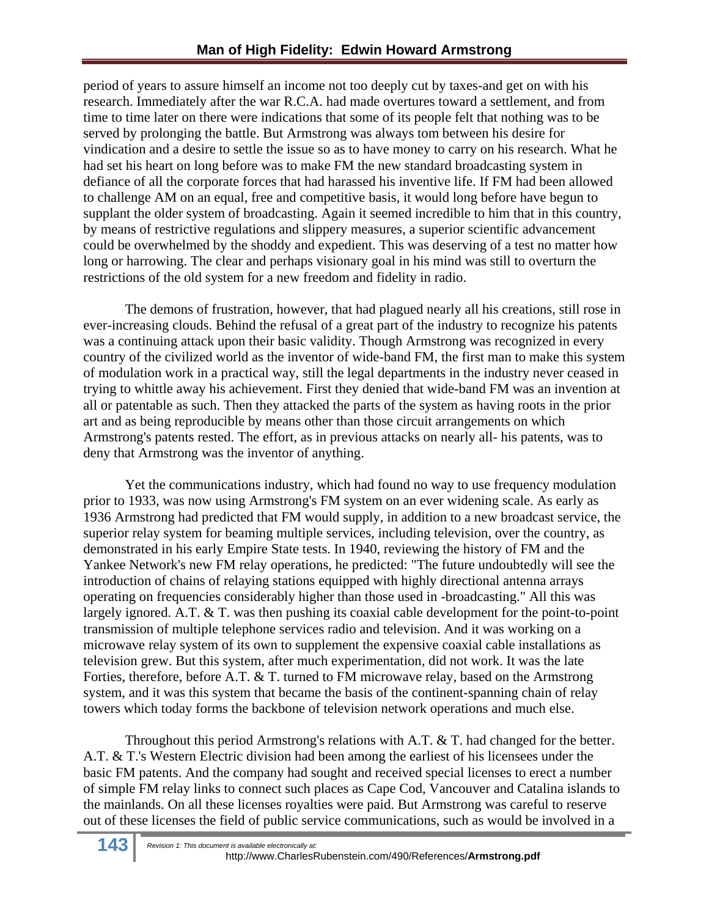period of years to assure himself an income not too deeply cut by taxes-and get on with his research. Immediately after the war R.C.A. had made overtures toward a settlement, and from time to time later on there were indications that some of its people felt that nothing was to be served by prolonging the battle. But Armstrong was always tom between his desire for vindication and a desire to settle the issue so as to have money to carry on his research. What he had set his heart on long before was to make FM the new standard broadcasting system in defiance of all the corporate forces that had harassed his inventive life. If FM had been allowed to challenge AM on an equal, free and competitive basis, it would long before have begun to supplant the older system of broadcasting. Again it seemed incredible to him that in this country, by means of restrictive regulations and slippery measures, a superior scientific advancement could be overwhelmed by the shoddy and expedient. This was deserving of a test no matter how long or harrowing. The clear and perhaps visionary goal in his mind was still to overturn the restrictions of the old system for a new freedom and fidelity in radio.

The demons of frustration, however, that had plagued nearly all his creations, still rose in ever-increasing clouds. Behind the refusal of a great part of the industry to recognize his patents was a continuing attack upon their basic validity. Though Armstrong was recognized in every country of the civilized world as the inventor of wide-band FM, the first man to make this system of modulation work in a practical way, still the legal departments in the industry never ceased in trying to whittle away his achievement. First they denied that wide-band FM was an invention at all or patentable as such. Then they attacked the parts of the system as having roots in the prior art and as being reproducible by means other than those circuit arrangements on which Armstrong's patents rested. The effort, as in previous attacks on nearly all- his patents, was to deny that Armstrong was the inventor of anything.

Yet the communications industry, which had found no way to use frequency modulation prior to 1933, was now using Armstrong's FM system on an ever widening scale. As early as 1936 Armstrong had predicted that FM would supply, in addition to a new broadcast service, the superior relay system for beaming multiple services, including television, over the country, as demonstrated in his early Empire State tests. In 1940, reviewing the history of FM and the Yankee Network's new FM relay operations, he predicted: "The future undoubtedly will see the introduction of chains of relaying stations equipped with highly directional antenna arrays operating on frequencies considerably higher than those used in -broadcasting." All this was largely ignored. A.T. & T. was then pushing its coaxial cable development for the point-to-point transmission of multiple telephone services radio and television. And it was working on a microwave relay system of its own to supplement the expensive coaxial cable installations as television grew. But this system, after much experimentation, did not work. It was the late Forties, therefore, before A.T. & T. turned to FM microwave relay, based on the Armstrong system, and it was this system that became the basis of the continent-spanning chain of relay towers which today forms the backbone of television network operations and much else.

Throughout this period Armstrong's relations with A.T. & T. had changed for the better. A.T. & T.'s Western Electric division had been among the earliest of his licensees under the basic FM patents. And the company had sought and received special licenses to erect a number of simple FM relay links to connect such places as Cape Cod, Vancouver and Catalina islands to the mainlands. On all these licenses royalties were paid. But Armstrong was careful to reserve out of these licenses the field of public service communications, such as would be involved in a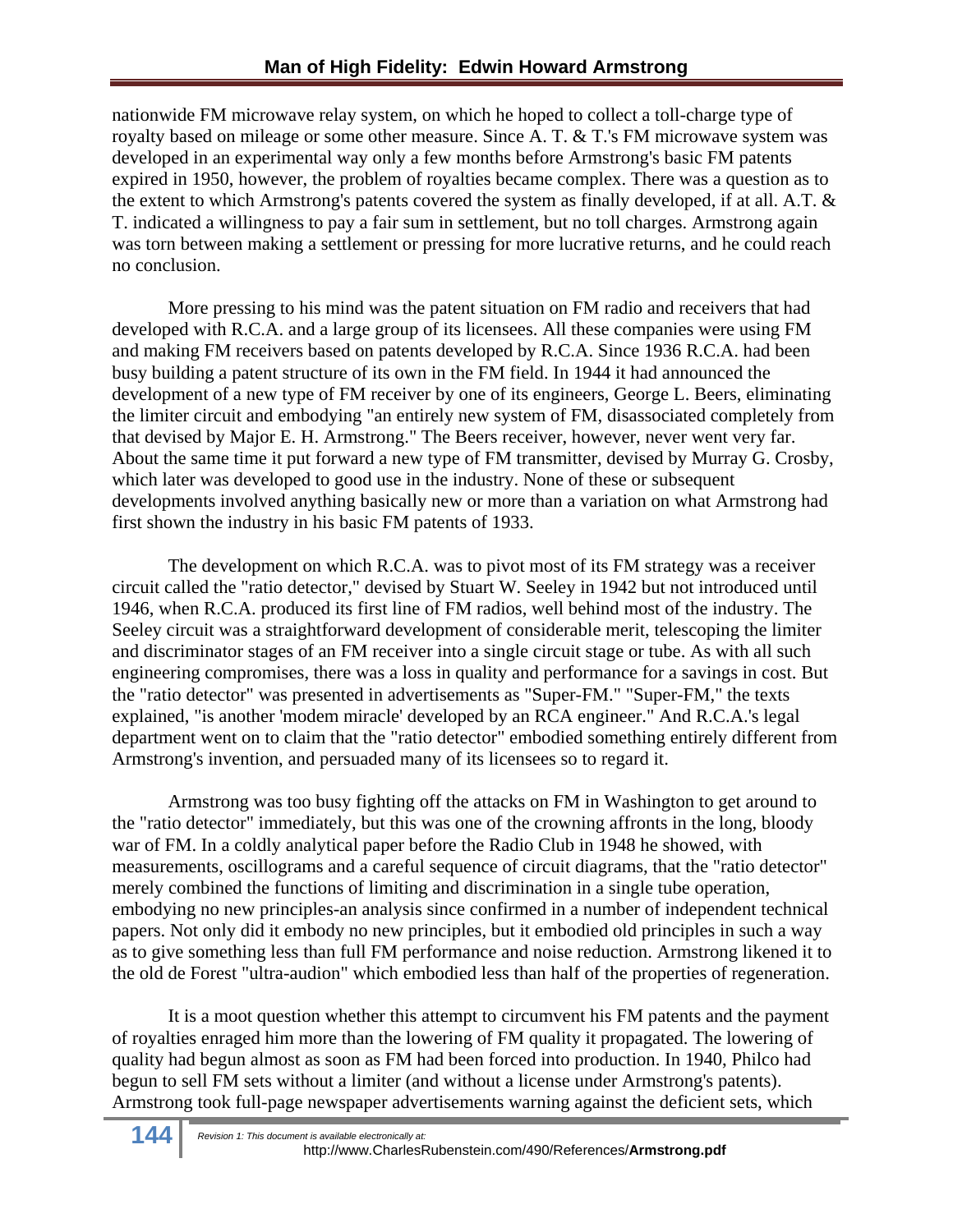nationwide FM microwave relay system, on which he hoped to collect a toll-charge type of royalty based on mileage or some other measure. Since A. T. & T.'s FM microwave system was developed in an experimental way only a few months before Armstrong's basic FM patents expired in 1950, however, the problem of royalties became complex. There was a question as to the extent to which Armstrong's patents covered the system as finally developed, if at all. A.T. & T. indicated a willingness to pay a fair sum in settlement, but no toll charges. Armstrong again was torn between making a settlement or pressing for more lucrative returns, and he could reach no conclusion.

More pressing to his mind was the patent situation on FM radio and receivers that had developed with R.C.A. and a large group of its licensees. All these companies were using FM and making FM receivers based on patents developed by R.C.A. Since 1936 R.C.A. had been busy building a patent structure of its own in the FM field. In 1944 it had announced the development of a new type of FM receiver by one of its engineers, George L. Beers, eliminating the limiter circuit and embodying "an entirely new system of FM, disassociated completely from that devised by Major E. H. Armstrong." The Beers receiver, however, never went very far. About the same time it put forward a new type of FM transmitter, devised by Murray G. Crosby, which later was developed to good use in the industry. None of these or subsequent developments involved anything basically new or more than a variation on what Armstrong had first shown the industry in his basic FM patents of 1933.

The development on which R.C.A. was to pivot most of its FM strategy was a receiver circuit called the "ratio detector," devised by Stuart W. Seeley in 1942 but not introduced until 1946, when R.C.A. produced its first line of FM radios, well behind most of the industry. The Seeley circuit was a straightforward development of considerable merit, telescoping the limiter and discriminator stages of an FM receiver into a single circuit stage or tube. As with all such engineering compromises, there was a loss in quality and performance for a savings in cost. But the "ratio detector" was presented in advertisements as "Super-FM." "Super-FM," the texts explained, "is another 'modem miracle' developed by an RCA engineer." And R.C.A.'s legal department went on to claim that the "ratio detector" embodied something entirely different from Armstrong's invention, and persuaded many of its licensees so to regard it.

Armstrong was too busy fighting off the attacks on FM in Washington to get around to the "ratio detector" immediately, but this was one of the crowning affronts in the long, bloody war of FM. In a coldly analytical paper before the Radio Club in 1948 he showed, with measurements, oscillograms and a careful sequence of circuit diagrams, that the "ratio detector" merely combined the functions of limiting and discrimination in a single tube operation, embodying no new principles-an analysis since confirmed in a number of independent technical papers. Not only did it embody no new principles, but it embodied old principles in such a way as to give something less than full FM performance and noise reduction. Armstrong likened it to the old de Forest "ultra-audion" which embodied less than half of the properties of regeneration.

It is a moot question whether this attempt to circumvent his FM patents and the payment of royalties enraged him more than the lowering of FM quality it propagated. The lowering of quality had begun almost as soon as FM had been forced into production. In 1940, Philco had begun to sell FM sets without a limiter (and without a license under Armstrong's patents). Armstrong took full-page newspaper advertisements warning against the deficient sets, which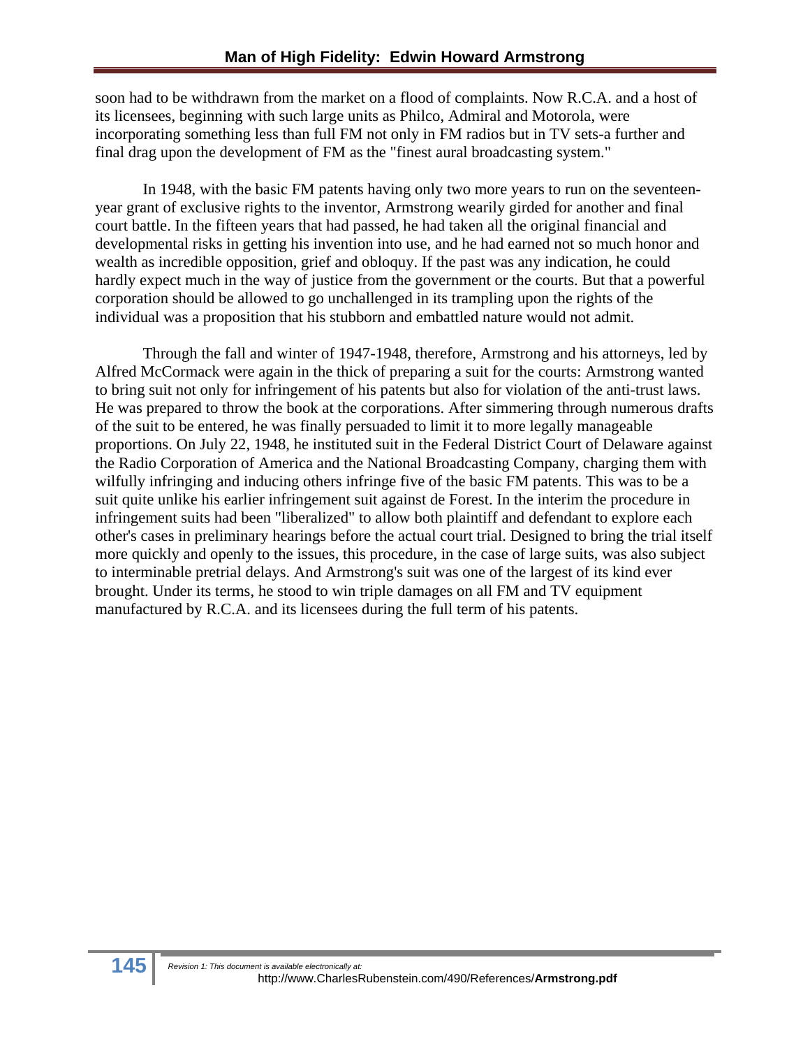soon had to be withdrawn from the market on a flood of complaints. Now R.C.A. and a host of its licensees, beginning with such large units as Philco, Admiral and Motorola, were incorporating something less than full FM not only in FM radios but in TV sets-a further and final drag upon the development of FM as the "finest aural broadcasting system."

In 1948, with the basic FM patents having only two more years to run on the seventeen-year grant of exclusive rights to the inventor, Armstrong wearily girded for another and final court battle. In the fifteen years that had passed, he had taken all the original financial and developmental risks in getting his invention into use, and he had earned not so much honor and wealth as incredible opposition, grief and obloquy. If the past was any indication, he could hardly expect much in the way of justice from the government or the courts. But that a powerful corporation should be allowed to go unchallenged in its trampling upon the rights of the individual was a proposition that his stubborn and embattled nature would not admit.

Through the fall and winter of 1947-1948, therefore, Armstrong and his attorneys, led by Alfred McCormack were again in the thick of preparing a suit for the courts: Armstrong wanted to bring suit not only for infringement of his patents but also for violation of the anti-trust laws. He was prepared to throw the book at the corporations. After simmering through numerous drafts of the suit to be entered, he was finally persuaded to limit it to more legally manageable proportions. On July 22, 1948, he instituted suit in the Federal District Court of Delaware against the Radio Corporation of America and the National Broadcasting Company, charging them with wilfully infringing and inducing others infringe five of the basic FM patents. This was to be a suit quite unlike his earlier infringement suit against de Forest. In the interim the procedure in infringement suits had been "liberalized" to allow both plaintiff and defendant to explore each other's cases in preliminary hearings before the actual court trial. Designed to bring the trial itself more quickly and openly to the issues, this procedure, in the case of large suits, was also subject to interminable pretrial delays. And Armstrong's suit was one of the largest of its kind ever brought. Under its terms, he stood to win triple damages on all FM and TV equipment manufactured by R.C.A. and its licensees during the full term of his patents.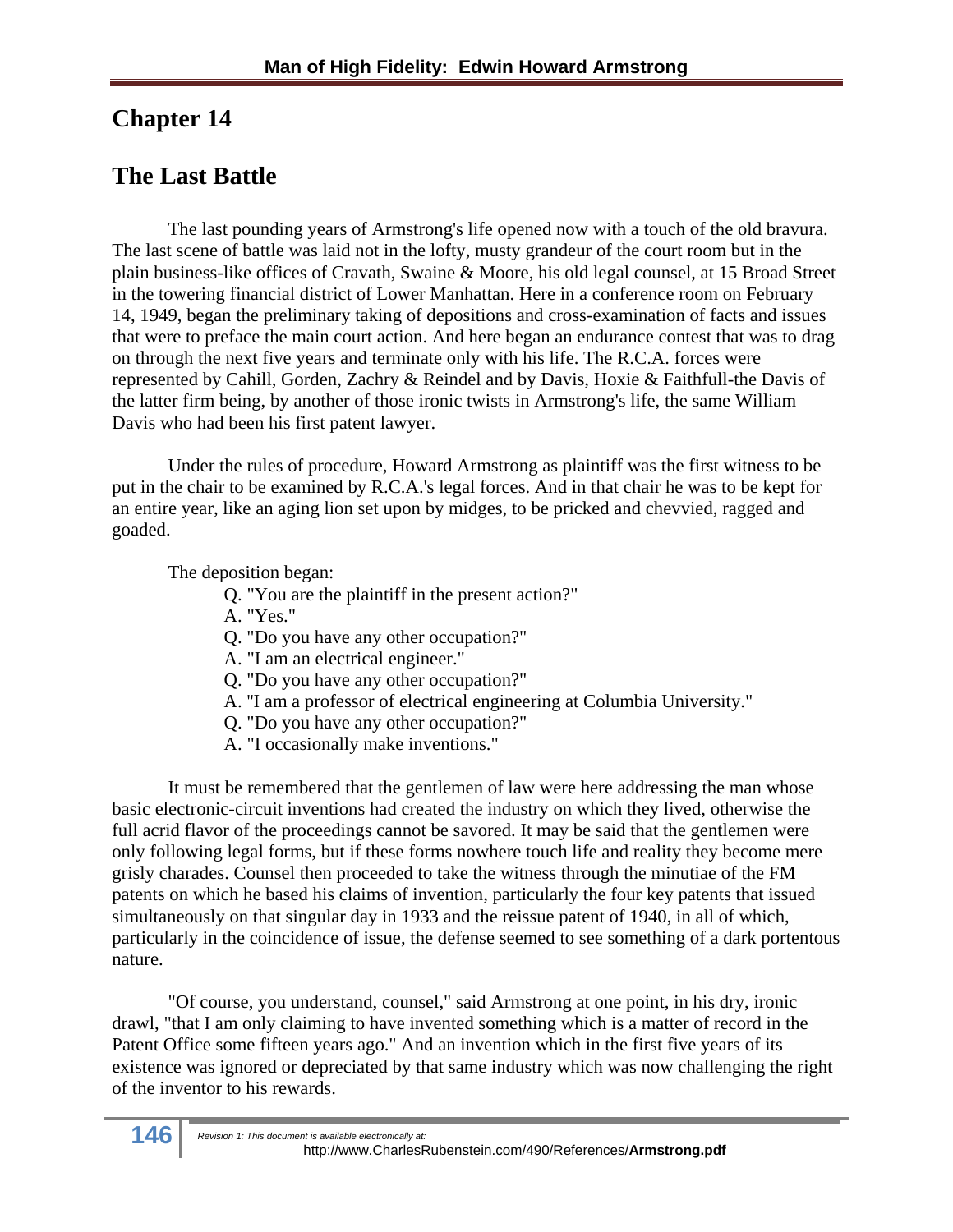## Chapter 14

## The Last Battle

The last pounding years of Armstrong's life opened now with a touch of the old bravura. The last scene of battle was laid not in the lofty, musty grandeur of the court room but in the plain business-like offices of Cravath, Swaine & Moore, his old legal counsel, at 15 Broad Street in the towering financial district of Lower Manhattan. Here in a conference room on February 14, 1949, began the preliminary taking of depositions and cross-examination of facts and issues that were to preface the main court action. And here began an endurance contest that was to drag on through the next five years and terminate only with his life. The R.C.A. forces were represented by Cahill, Gorden, Zachry & Reindel and by Davis, Hoxie & Faithfull-the Davis of the latter firm being, by another of those ironic twists in Armstrong's life, the same William Davis who had been his first patent lawyer.

Under the rules of procedure, Howard Armstrong as plaintiff was the first witness to be put in the chair to be examined by R.C.A.'s legal forces. And in that chair he was to be kept for an entire year, like an aging lion set upon by midges, to be pricked and chevvied, ragged and goaded.

The deposition began:

> Q. "You are the plaintiff in the present action?"
> A. "Yes."
> Q. "Do you have any other occupation?"
> A. "I am an electrical engineer."
> Q. "Do you have any other occupation?"
> A. "I am a professor of electrical engineering at Columbia University."
> Q. "Do you have any other occupation?"
> A. "I occasionally make inventions."

It must be remembered that the gentlemen of law were here addressing the man whose basic electronic-circuit inventions had created the industry on which they lived, otherwise the full acrid flavor of the proceedings cannot be savored. It may be said that the gentlemen were only following legal forms, but if these forms nowhere touch life and reality they become mere grisly charades. Counsel then proceeded to take the witness through the minutiae of the FM patents on which he based his claims of invention, particularly the four key patents that issued simultaneously on that singular day in 1933 and the reissue patent of 1940, in all of which, particularly in the coincidence of issue, the defense seemed to see something of a dark portentous nature.

"Of course, you understand, counsel," said Armstrong at one point, in his dry, ironic drawl, "that I am only claiming to have invented something which is a matter of record in the Patent Office some fifteen years ago." And an invention which in the first five years of its existence was ignored or depreciated by that same industry which was now challenging the right of the inventor to his rewards.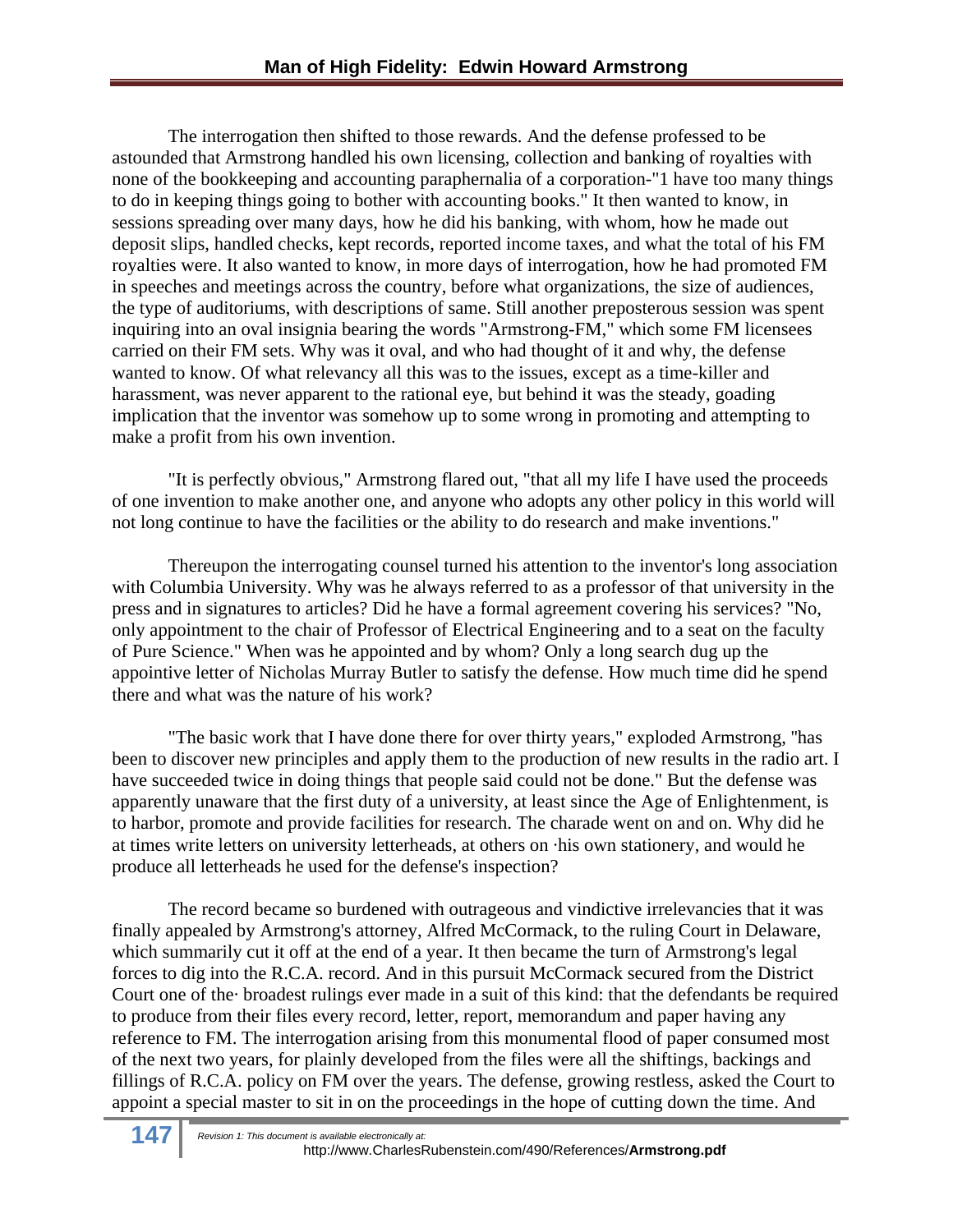The interrogation then shifted to those rewards. And the defense professed to be astounded that Armstrong handled his own licensing, collection and banking of royalties with none of the bookkeeping and accounting paraphernalia of a corporation-"1 have too many things to do in keeping things going to bother with accounting books." It then wanted to know, in sessions spreading over many days, how he did his banking, with whom, how he made out deposit slips, handled checks, kept records, reported income taxes, and what the total of his FM royalties were. It also wanted to know, in more days of interrogation, how he had promoted FM in speeches and meetings across the country, before what organizations, the size of audiences, the type of auditoriums, with descriptions of same. Still another preposterous session was spent inquiring into an oval insignia bearing the words "Armstrong-FM," which some FM licensees carried on their FM sets. Why was it oval, and who had thought of it and why, the defense wanted to know. Of what relevancy all this was to the issues, except as a time-killer and harassment, was never apparent to the rational eye, but behind it was the steady, goading implication that the inventor was somehow up to some wrong in promoting and attempting to make a profit from his own invention.

"It is perfectly obvious," Armstrong flared out, "that all my life I have used the proceeds of one invention to make another one, and anyone who adopts any other policy in this world will not long continue to have the facilities or the ability to do research and make inventions."

Thereupon the interrogating counsel turned his attention to the inventor's long association with Columbia University. Why was he always referred to as a professor of that university in the press and in signatures to articles? Did he have a formal agreement covering his services? "No, only appointment to the chair of Professor of Electrical Engineering and to a seat on the faculty of Pure Science." When was he appointed and by whom? Only a long search dug up the appointive letter of Nicholas Murray Butler to satisfy the defense. How much time did he spend there and what was the nature of his work?

"The basic work that I have done there for over thirty years," exploded Armstrong, "has been to discover new principles and apply them to the production of new results in the radio art. I have succeeded twice in doing things that people said could not be done." But the defense was apparently unaware that the first duty of a university, at least since the Age of Enlightenment, is to harbor, promote and provide facilities for research. The charade went on and on. Why did he at times write letters on university letterheads, at others on ·his own stationery, and would he produce all letterheads he used for the defense's inspection?

The record became so burdened with outrageous and vindictive irrelevancies that it was finally appealed by Armstrong's attorney, Alfred McCormack, to the ruling Court in Delaware, which summarily cut it off at the end of a year. It then became the turn of Armstrong's legal forces to dig into the R.C.A. record. And in this pursuit McCormack secured from the District Court one of the· broadest rulings ever made in a suit of this kind: that the defendants be required to produce from their files every record, letter, report, memorandum and paper having any reference to FM. The interrogation arising from this monumental flood of paper consumed most of the next two years, for plainly developed from the files were all the shiftings, backings and fillings of R.C.A. policy on FM over the years. The defense, growing restless, asked the Court to appoint a special master to sit in on the proceedings in the hope of cutting down the time. And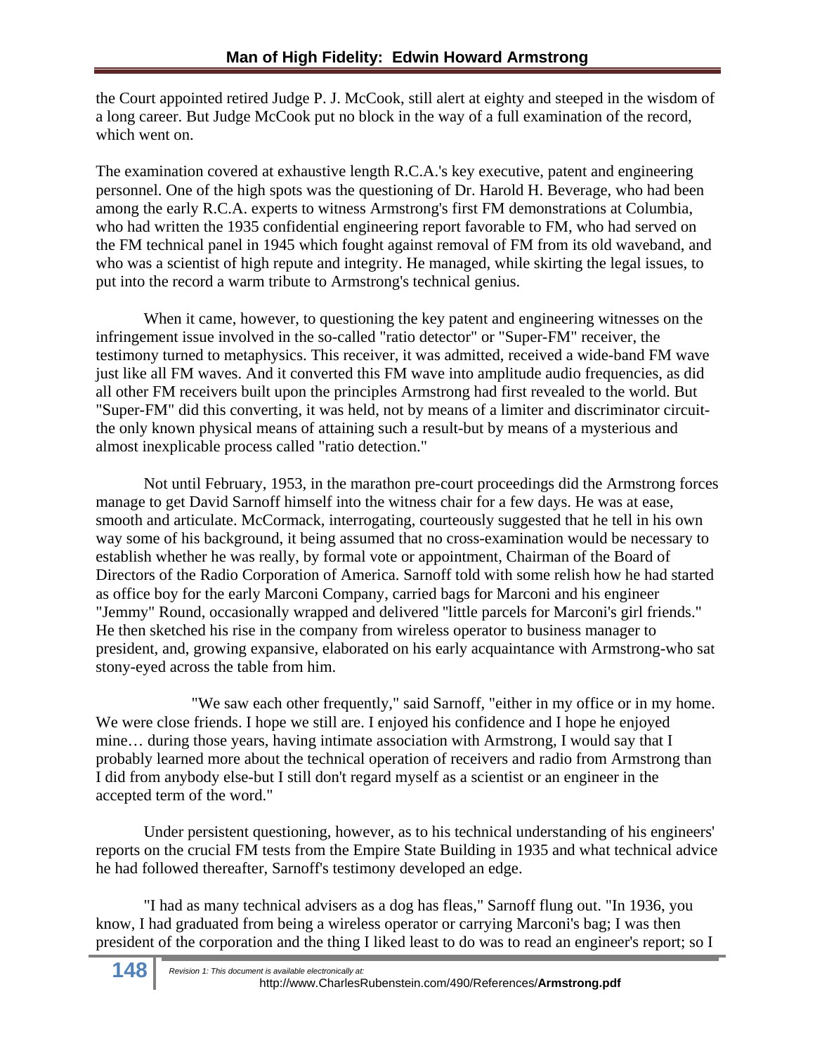the Court appointed retired Judge P. J. McCook, still alert at eighty and steeped in the wisdom of a long career. But Judge McCook put no block in the way of a full examination of the record, which went on.

The examination covered at exhaustive length R.C.A.'s key executive, patent and engineering personnel. One of the high spots was the questioning of Dr. Harold H. Beverage, who had been among the early R.C.A. experts to witness Armstrong's first FM demonstrations at Columbia, who had written the 1935 confidential engineering report favorable to FM, who had served on the FM technical panel in 1945 which fought against removal of FM from its old waveband, and who was a scientist of high repute and integrity. He managed, while skirting the legal issues, to put into the record a warm tribute to Armstrong's technical genius.

When it came, however, to questioning the key patent and engineering witnesses on the infringement issue involved in the so-called "ratio detector" or "Super-FM" receiver, the testimony turned to metaphysics. This receiver, it was admitted, received a wide-band FM wave just like all FM waves. And it converted this FM wave into amplitude audio frequencies, as did all other FM receivers built upon the principles Armstrong had first revealed to the world. But "Super-FM" did this converting, it was held, not by means of a limiter and discriminator circuit-the only known physical means of attaining such a result-but by means of a mysterious and almost inexplicable process called "ratio detection."

Not until February, 1953, in the marathon pre-court proceedings did the Armstrong forces manage to get David Sarnoff himself into the witness chair for a few days. He was at ease, smooth and articulate. McCormack, interrogating, courteously suggested that he tell in his own way some of his background, it being assumed that no cross-examination would be necessary to establish whether he was really, by formal vote or appointment, Chairman of the Board of Directors of the Radio Corporation of America. Sarnoff told with some relish how he had started as office boy for the early Marconi Company, carried bags for Marconi and his engineer "Jemmy" Round, occasionally wrapped and delivered "little parcels for Marconi's girl friends." He then sketched his rise in the company from wireless operator to business manager to president, and, growing expansive, elaborated on his early acquaintance with Armstrong-who sat stony-eyed across the table from him.

"We saw each other frequently," said Sarnoff, "either in my office or in my home. We were close friends. I hope we still are. I enjoyed his confidence and I hope he enjoyed mine… during those years, having intimate association with Armstrong, I would say that I probably learned more about the technical operation of receivers and radio from Armstrong than I did from anybody else-but I still don't regard myself as a scientist or an engineer in the accepted term of the word."

Under persistent questioning, however, as to his technical understanding of his engineers' reports on the crucial FM tests from the Empire State Building in 1935 and what technical advice he had followed thereafter, Sarnoff's testimony developed an edge.

"I had as many technical advisers as a dog has fleas," Sarnoff flung out. "In 1936, you know, I had graduated from being a wireless operator or carrying Marconi's bag; I was then president of the corporation and the thing I liked least to do was to read an engineer's report; so I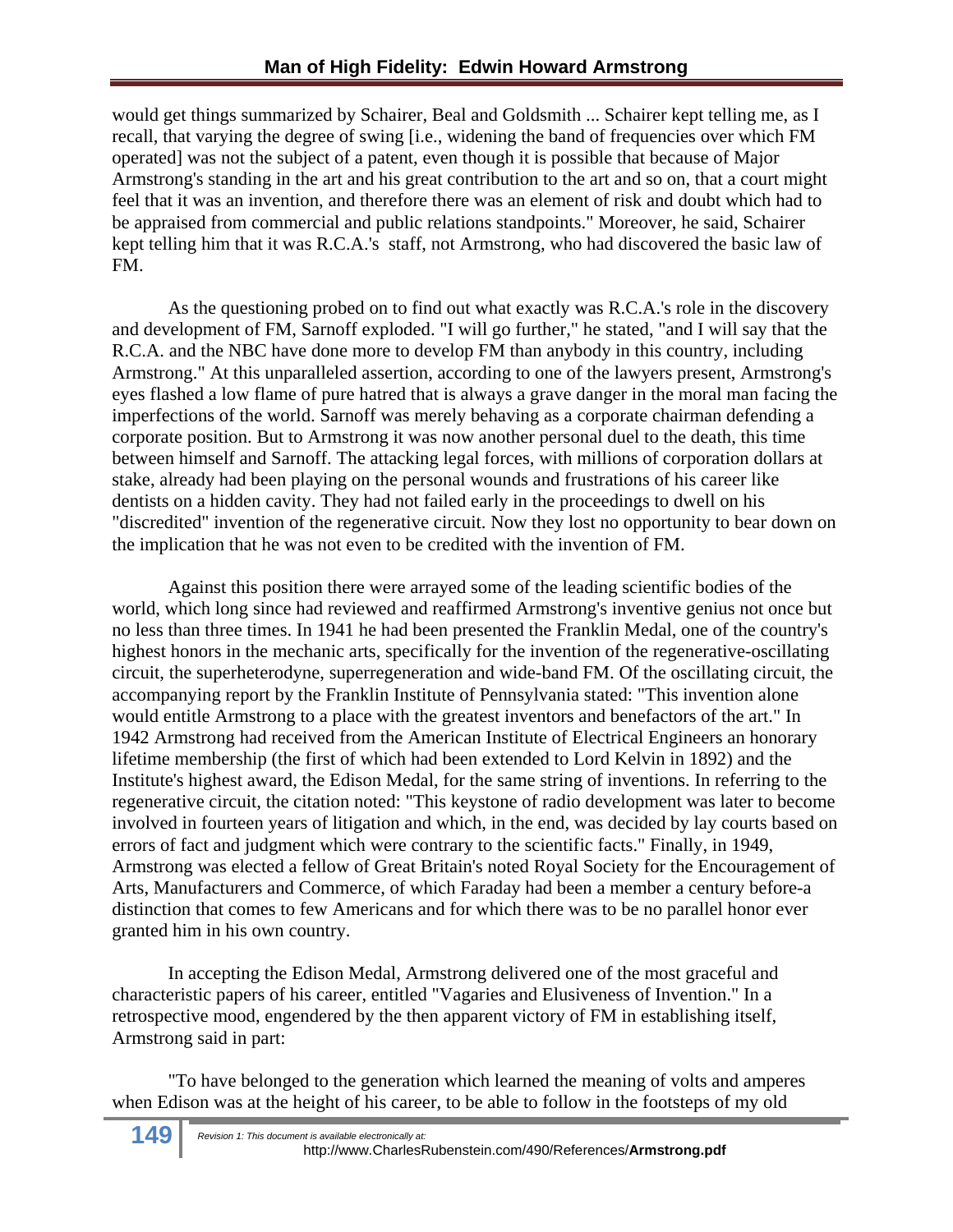would get things summarized by Schairer, Beal and Goldsmith ... Schairer kept telling me, as I recall, that varying the degree of swing [i.e., widening the band of frequencies over which FM operated] was not the subject of a patent, even though it is possible that because of Major Armstrong's standing in the art and his great contribution to the art and so on, that a court might feel that it was an invention, and therefore there was an element of risk and doubt which had to be appraised from commercial and public relations standpoints." Moreover, he said, Schairer kept telling him that it was R.C.A.'s staff, not Armstrong, who had discovered the basic law of FM.

As the questioning probed on to find out what exactly was R.C.A.'s role in the discovery and development of FM, Sarnoff exploded. "I will go further," he stated, "and I will say that the R.C.A. and the NBC have done more to develop FM than anybody in this country, including Armstrong." At this unparalleled assertion, according to one of the lawyers present, Armstrong's eyes flashed a low flame of pure hatred that is always a grave danger in the moral man facing the imperfections of the world. Sarnoff was merely behaving as a corporate chairman defending a corporate position. But to Armstrong it was now another personal duel to the death, this time between himself and Sarnoff. The attacking legal forces, with millions of corporation dollars at stake, already had been playing on the personal wounds and frustrations of his career like dentists on a hidden cavity. They had not failed early in the proceedings to dwell on his "discredited" invention of the regenerative circuit. Now they lost no opportunity to bear down on the implication that he was not even to be credited with the invention of FM.

Against this position there were arrayed some of the leading scientific bodies of the world, which long since had reviewed and reaffirmed Armstrong's inventive genius not once but no less than three times. In 1941 he had been presented the Franklin Medal, one of the country's highest honors in the mechanic arts, specifically for the invention of the regenerative-oscillating circuit, the superheterodyne, superregeneration and wide-band FM. Of the oscillating circuit, the accompanying report by the Franklin Institute of Pennsylvania stated: "This invention alone would entitle Armstrong to a place with the greatest inventors and benefactors of the art." In 1942 Armstrong had received from the American Institute of Electrical Engineers an honorary lifetime membership (the first of which had been extended to Lord Kelvin in 1892) and the Institute's highest award, the Edison Medal, for the same string of inventions. In referring to the regenerative circuit, the citation noted: "This keystone of radio development was later to become involved in fourteen years of litigation and which, in the end, was decided by lay courts based on errors of fact and judgment which were contrary to the scientific facts." Finally, in 1949, Armstrong was elected a fellow of Great Britain's noted Royal Society for the Encouragement of Arts, Manufacturers and Commerce, of which Faraday had been a member a century before-a distinction that comes to few Americans and for which there was to be no parallel honor ever granted him in his own country.

In accepting the Edison Medal, Armstrong delivered one of the most graceful and characteristic papers of his career, entitled "Vagaries and Elusiveness of Invention." In a retrospective mood, engendered by the then apparent victory of FM in establishing itself, Armstrong said in part:

"To have belonged to the generation which learned the meaning of volts and amperes when Edison was at the height of his career, to be able to follow in the footsteps of my old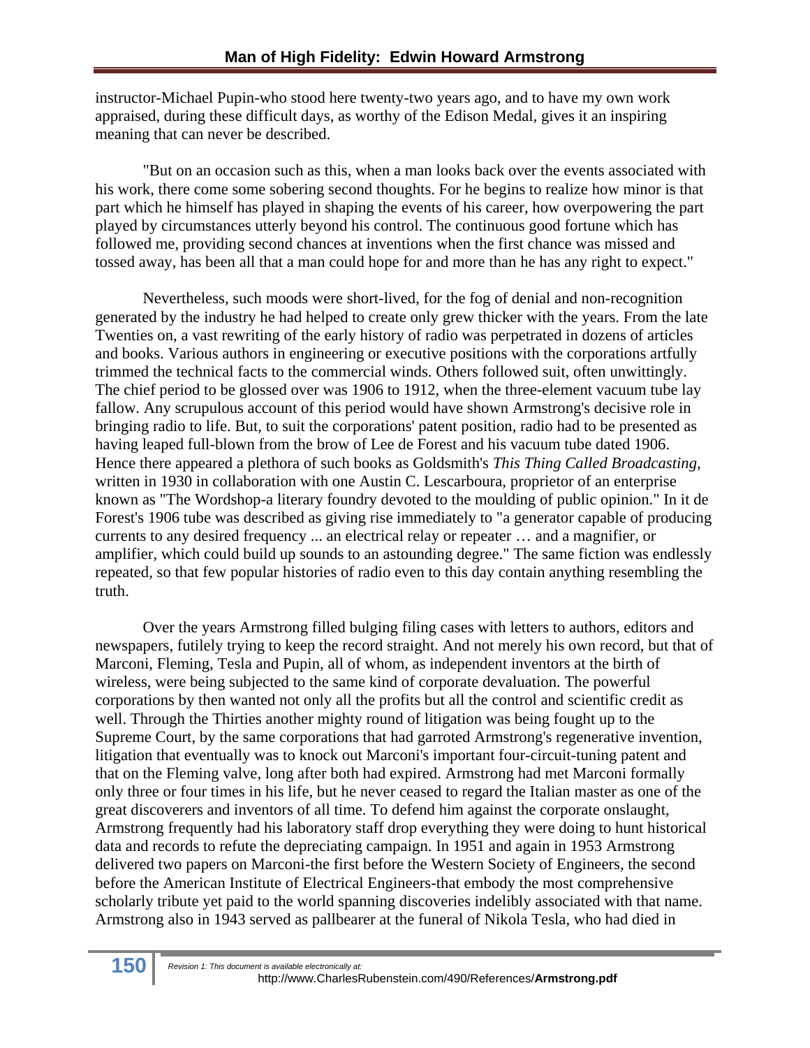instructor-Michael Pupin-who stood here twenty-two years ago, and to have my own work appraised, during these difficult days, as worthy of the Edison Medal, gives it an inspiring meaning that can never be described.

"But on an occasion such as this, when a man looks back over the events associated with his work, there come some sobering second thoughts. For he begins to realize how minor is that part which he himself has played in shaping the events of his career, how overpowering the part played by circumstances utterly beyond his control. The continuous good fortune which has followed me, providing second chances at inventions when the first chance was missed and tossed away, has been all that a man could hope for and more than he has any right to expect."

Nevertheless, such moods were short-lived, for the fog of denial and non-recognition generated by the industry he had helped to create only grew thicker with the years. From the late Twenties on, a vast rewriting of the early history of radio was perpetrated in dozens of articles and books. Various authors in engineering or executive positions with the corporations artfully trimmed the technical facts to the commercial winds. Others followed suit, often unwittingly. The chief period to be glossed over was 1906 to 1912, when the three-element vacuum tube lay fallow. Any scrupulous account of this period would have shown Armstrong's decisive role in bringing radio to life. But, to suit the corporations' patent position, radio had to be presented as having leaped full-blown from the brow of Lee de Forest and his vacuum tube dated 1906. Hence there appeared a plethora of such books as Goldsmith's *This Thing Called Broadcasting,* written in 1930 in collaboration with one Austin C. Lescarboura, proprietor of an enterprise known as "The Wordshop-a literary foundry devoted to the moulding of public opinion." In it de Forest's 1906 tube was described as giving rise immediately to "a generator capable of producing currents to any desired frequency ... an electrical relay or repeater … and a magnifier, or amplifier, which could build up sounds to an astounding degree." The same fiction was endlessly repeated, so that few popular histories of radio even to this day contain anything resembling the truth.

Over the years Armstrong filled bulging filing cases with letters to authors, editors and newspapers, futilely trying to keep the record straight. And not merely his own record, but that of Marconi, Fleming, Tesla and Pupin, all of whom, as independent inventors at the birth of wireless, were being subjected to the same kind of corporate devaluation. The powerful corporations by then wanted not only all the profits but all the control and scientific credit as well. Through the Thirties another mighty round of litigation was being fought up to the Supreme Court, by the same corporations that had garroted Armstrong's regenerative invention, litigation that eventually was to knock out Marconi's important four-circuit-tuning patent and that on the Fleming valve, long after both had expired. Armstrong had met Marconi formally only three or four times in his life, but he never ceased to regard the Italian master as one of the great discoverers and inventors of all time. To defend him against the corporate onslaught, Armstrong frequently had his laboratory staff drop everything they were doing to hunt historical data and records to refute the depreciating campaign. In 1951 and again in 1953 Armstrong delivered two papers on Marconi-the first before the Western Society of Engineers, the second before the American Institute of Electrical Engineers-that embody the most comprehensive scholarly tribute yet paid to the world spanning discoveries indelibly associated with that name. Armstrong also in 1943 served as pallbearer at the funeral of Nikola Tesla, who had died in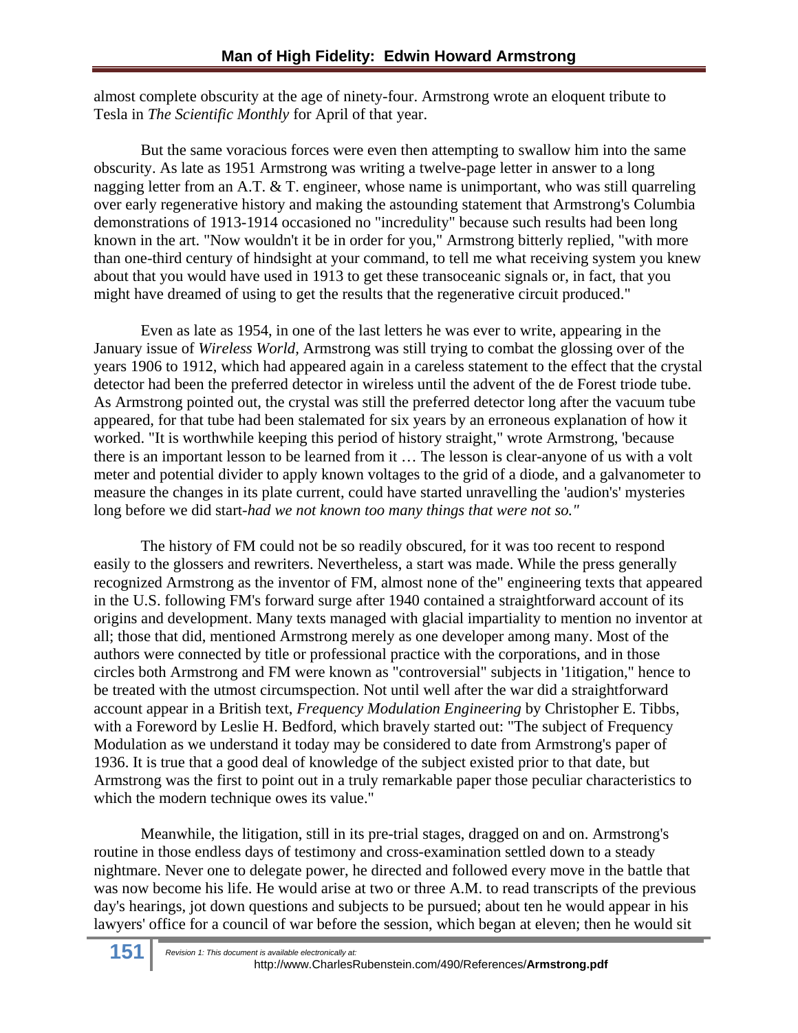almost complete obscurity at the age of ninety-four. Armstrong wrote an eloquent tribute to Tesla in *The Scientific Monthly* for April of that year.

But the same voracious forces were even then attempting to swallow him into the same obscurity. As late as 1951 Armstrong was writing a twelve-page letter in answer to a long nagging letter from an A.T. & T. engineer, whose name is unimportant, who was still quarreling over early regenerative history and making the astounding statement that Armstrong's Columbia demonstrations of 1913-1914 occasioned no "incredulity" because such results had been long known in the art. "Now wouldn't it be in order for you," Armstrong bitterly replied, "with more than one-third century of hindsight at your command, to tell me what receiving system you knew about that you would have used in 1913 to get these transoceanic signals or, in fact, that you might have dreamed of using to get the results that the regenerative circuit produced."

Even as late as 1954, in one of the last letters he was ever to write, appearing in the January issue of *Wireless World,* Armstrong was still trying to combat the glossing over of the years 1906 to 1912, which had appeared again in a careless statement to the effect that the crystal detector had been the preferred detector in wireless until the advent of the de Forest triode tube. As Armstrong pointed out, the crystal was still the preferred detector long after the vacuum tube appeared, for that tube had been stalemated for six years by an erroneous explanation of how it worked. "It is worthwhile keeping this period of history straight," wrote Armstrong, 'because there is an important lesson to be learned from it … The lesson is clear-anyone of us with a volt meter and potential divider to apply known voltages to the grid of a diode, and a galvanometer to measure the changes in its plate current, could have started unravelling the 'audion's' mysteries long before we did start-*had we not known too many things that were not so."*

The history of FM could not be so readily obscured, for it was too recent to respond easily to the glossers and rewriters. Nevertheless, a start was made. While the press generally recognized Armstrong as the inventor of FM, almost none of the" engineering texts that appeared in the U.S. following FM's forward surge after 1940 contained a straightforward account of its origins and development. Many texts managed with glacial impartiality to mention no inventor at all; those that did, mentioned Armstrong merely as one developer among many. Most of the authors were connected by title or professional practice with the corporations, and in those circles both Armstrong and FM were known as "controversial" subjects in '1itigation," hence to be treated with the utmost circumspection. Not until well after the war did a straightforward account appear in a British text, *Frequency Modulation Engineering* by Christopher E. Tibbs, with a Foreword by Leslie H. Bedford, which bravely started out: "The subject of Frequency Modulation as we understand it today may be considered to date from Armstrong's paper of 1936. It is true that a good deal of knowledge of the subject existed prior to that date, but Armstrong was the first to point out in a truly remarkable paper those peculiar characteristics to which the modern technique owes its value."

Meanwhile, the litigation, still in its pre-trial stages, dragged on and on. Armstrong's routine in those endless days of testimony and cross-examination settled down to a steady nightmare. Never one to delegate power, he directed and followed every move in the battle that was now become his life. He would arise at two or three A.M. to read transcripts of the previous day's hearings, jot down questions and subjects to be pursued; about ten he would appear in his lawyers' office for a council of war before the session, which began at eleven; then he would sit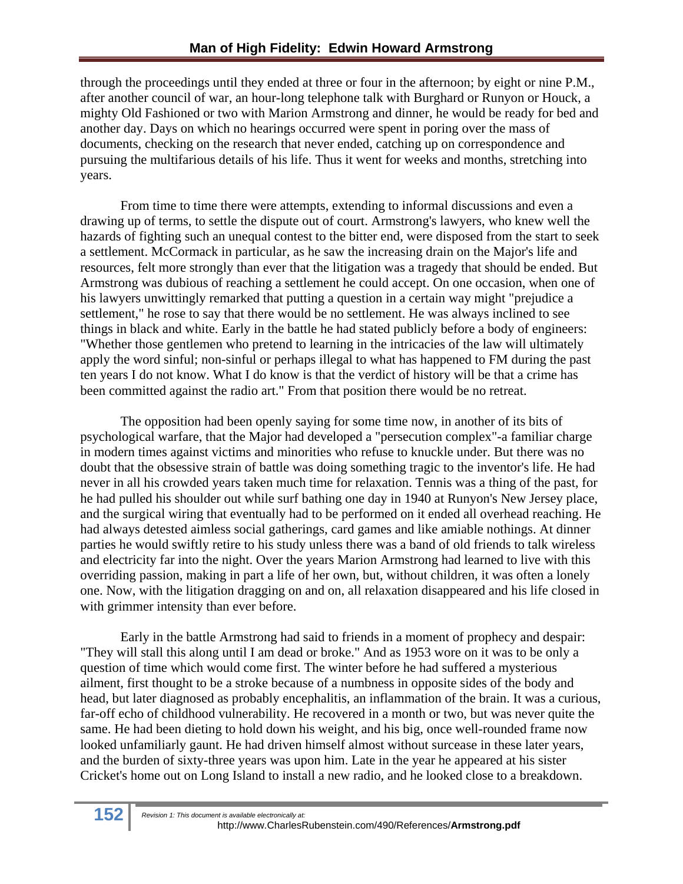through the proceedings until they ended at three or four in the afternoon; by eight or nine P.M., after another council of war, an hour-long telephone talk with Burghard or Runyon or Houck, a mighty Old Fashioned or two with Marion Armstrong and dinner, he would be ready for bed and another day. Days on which no hearings occurred were spent in poring over the mass of documents, checking on the research that never ended, catching up on correspondence and pursuing the multifarious details of his life. Thus it went for weeks and months, stretching into years.

From time to time there were attempts, extending to informal discussions and even a drawing up of terms, to settle the dispute out of court. Armstrong's lawyers, who knew well the hazards of fighting such an unequal contest to the bitter end, were disposed from the start to seek a settlement. McCormack in particular, as he saw the increasing drain on the Major's life and resources, felt more strongly than ever that the litigation was a tragedy that should be ended. But Armstrong was dubious of reaching a settlement he could accept. On one occasion, when one of his lawyers unwittingly remarked that putting a question in a certain way might "prejudice a settlement," he rose to say that there would be no settlement. He was always inclined to see things in black and white. Early in the battle he had stated publicly before a body of engineers: "Whether those gentlemen who pretend to learning in the intricacies of the law will ultimately apply the word sinful; non-sinful or perhaps illegal to what has happened to FM during the past ten years I do not know. What I do know is that the verdict of history will be that a crime has been committed against the radio art." From that position there would be no retreat.

The opposition had been openly saying for some time now, in another of its bits of psychological warfare, that the Major had developed a "persecution complex"-a familiar charge in modern times against victims and minorities who refuse to knuckle under. But there was no doubt that the obsessive strain of battle was doing something tragic to the inventor's life. He had never in all his crowded years taken much time for relaxation. Tennis was a thing of the past, for he had pulled his shoulder out while surf bathing one day in 1940 at Runyon's New Jersey place, and the surgical wiring that eventually had to be performed on it ended all overhead reaching. He had always detested aimless social gatherings, card games and like amiable nothings. At dinner parties he would swiftly retire to his study unless there was a band of old friends to talk wireless and electricity far into the night. Over the years Marion Armstrong had learned to live with this overriding passion, making in part a life of her own, but, without children, it was often a lonely one. Now, with the litigation dragging on and on, all relaxation disappeared and his life closed in with grimmer intensity than ever before.

Early in the battle Armstrong had said to friends in a moment of prophecy and despair: "They will stall this along until I am dead or broke." And as 1953 wore on it was to be only a question of time which would come first. The winter before he had suffered a mysterious ailment, first thought to be a stroke because of a numbness in opposite sides of the body and head, but later diagnosed as probably encephalitis, an inflammation of the brain. It was a curious, far-off echo of childhood vulnerability. He recovered in a month or two, but was never quite the same. He had been dieting to hold down his weight, and his big, once well-rounded frame now looked unfamiliarly gaunt. He had driven himself almost without surcease in these later years, and the burden of sixty-three years was upon him. Late in the year he appeared at his sister Cricket's home out on Long Island to install a new radio, and he looked close to a breakdown.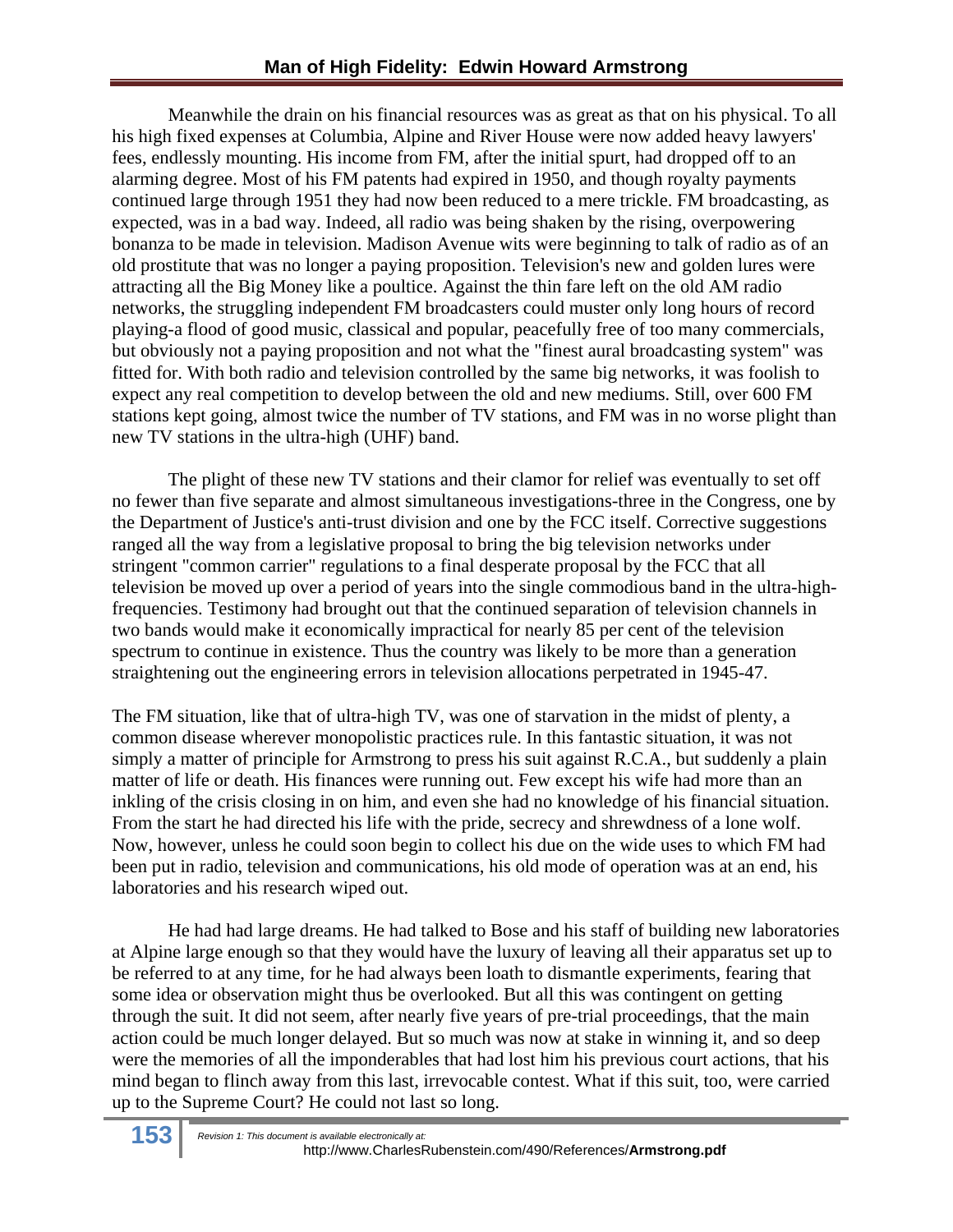Meanwhile the drain on his financial resources was as great as that on his physical. To all his high fixed expenses at Columbia, Alpine and River House were now added heavy lawyers' fees, endlessly mounting. His income from FM, after the initial spurt, had dropped off to an alarming degree. Most of his FM patents had expired in 1950, and though royalty payments continued large through 1951 they had now been reduced to a mere trickle. FM broadcasting, as expected, was in a bad way. Indeed, all radio was being shaken by the rising, overpowering bonanza to be made in television. Madison Avenue wits were beginning to talk of radio as of an old prostitute that was no longer a paying proposition. Television's new and golden lures were attracting all the Big Money like a poultice. Against the thin fare left on the old AM radio networks, the struggling independent FM broadcasters could muster only long hours of record playing-a flood of good music, classical and popular, peacefully free of too many commercials, but obviously not a paying proposition and not what the "finest aural broadcasting system" was fitted for. With both radio and television controlled by the same big networks, it was foolish to expect any real competition to develop between the old and new mediums. Still, over 600 FM stations kept going, almost twice the number of TV stations, and FM was in no worse plight than new TV stations in the ultra-high (UHF) band.

The plight of these new TV stations and their clamor for relief was eventually to set off no fewer than five separate and almost simultaneous investigations-three in the Congress, one by the Department of Justice's anti-trust division and one by the FCC itself. Corrective suggestions ranged all the way from a legislative proposal to bring the big television networks under stringent "common carrier" regulations to a final desperate proposal by the FCC that all television be moved up over a period of years into the single commodious band in the ultra-high-frequencies. Testimony had brought out that the continued separation of television channels in two bands would make it economically impractical for nearly 85 per cent of the television spectrum to continue in existence. Thus the country was likely to be more than a generation straightening out the engineering errors in television allocations perpetrated in 1945-47.

The FM situation, like that of ultra-high TV, was one of starvation in the midst of plenty, a common disease wherever monopolistic practices rule. In this fantastic situation, it was not simply a matter of principle for Armstrong to press his suit against R.C.A., but suddenly a plain matter of life or death. His finances were running out. Few except his wife had more than an inkling of the crisis closing in on him, and even she had no knowledge of his financial situation. From the start he had directed his life with the pride, secrecy and shrewdness of a lone wolf. Now, however, unless he could soon begin to collect his due on the wide uses to which FM had been put in radio, television and communications, his old mode of operation was at an end, his laboratories and his research wiped out.

He had had large dreams. He had talked to Bose and his staff of building new laboratories at Alpine large enough so that they would have the luxury of leaving all their apparatus set up to be referred to at any time, for he had always been loath to dismantle experiments, fearing that some idea or observation might thus be overlooked. But all this was contingent on getting through the suit. It did not seem, after nearly five years of pre-trial proceedings, that the main action could be much longer delayed. But so much was now at stake in winning it, and so deep were the memories of all the imponderables that had lost him his previous court actions, that his mind began to flinch away from this last, irrevocable contest. What if this suit, too, were carried up to the Supreme Court? He could not last so long.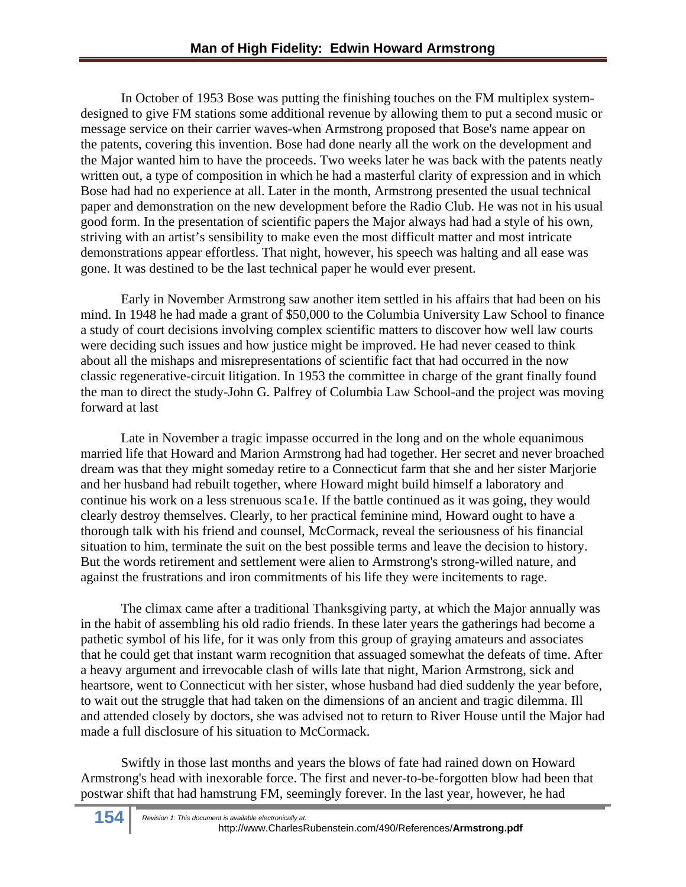In October of 1953 Bose was putting the finishing touches on the FM multiplex system-designed to give FM stations some additional revenue by allowing them to put a second music or message service on their carrier waves-when Armstrong proposed that Bose's name appear on the patents, covering this invention. Bose had done nearly all the work on the development and the Major wanted him to have the proceeds. Two weeks later he was back with the patents neatly written out, a type of composition in which he had a masterful clarity of expression and in which Bose had had no experience at all. Later in the month, Armstrong presented the usual technical paper and demonstration on the new development before the Radio Club. He was not in his usual good form. In the presentation of scientific papers the Major always had had a style of his own, striving with an artist's sensibility to make even the most difficult matter and most intricate demonstrations appear effortless. That night, however, his speech was halting and all ease was gone. It was destined to be the last technical paper he would ever present.

Early in November Armstrong saw another item settled in his affairs that had been on his mind. In 1948 he had made a grant of $50,000 to the Columbia University Law School to finance a study of court decisions involving complex scientific matters to discover how well law courts were deciding such issues and how justice might be improved. He had never ceased to think about all the mishaps and misrepresentations of scientific fact that had occurred in the now classic regenerative-circuit litigation. In 1953 the committee in charge of the grant finally found the man to direct the study-John G. Palfrey of Columbia Law School-and the project was moving forward at last

Late in November a tragic impasse occurred in the long and on the whole equanimous married life that Howard and Marion Armstrong had had together. Her secret and never broached dream was that they might someday retire to a Connecticut farm that she and her sister Marjorie and her husband had rebuilt together, where Howard might build himself a laboratory and continue his work on a less strenuous sca1e. If the battle continued as it was going, they would clearly destroy themselves. Clearly, to her practical feminine mind, Howard ought to have a thorough talk with his friend and counsel, McCormack, reveal the seriousness of his financial situation to him, terminate the suit on the best possible terms and leave the decision to history. But the words retirement and settlement were alien to Armstrong's strong-willed nature, and against the frustrations and iron commitments of his life they were incitements to rage.

The climax came after a traditional Thanksgiving party, at which the Major annually was in the habit of assembling his old radio friends. In these later years the gatherings had become a pathetic symbol of his life, for it was only from this group of graying amateurs and associates that he could get that instant warm recognition that assuaged somewhat the defeats of time. After a heavy argument and irrevocable clash of wills late that night, Marion Armstrong, sick and heartsore, went to Connecticut with her sister, whose husband had died suddenly the year before, to wait out the struggle that had taken on the dimensions of an ancient and tragic dilemma. Ill and attended closely by doctors, she was advised not to return to River House until the Major had made a full disclosure of his situation to McCormack.

Swiftly in those last months and years the blows of fate had rained down on Howard Armstrong's head with inexorable force. The first and never-to-be-forgotten blow had been that postwar shift that had hamstrung FM, seemingly forever. In the last year, however, he had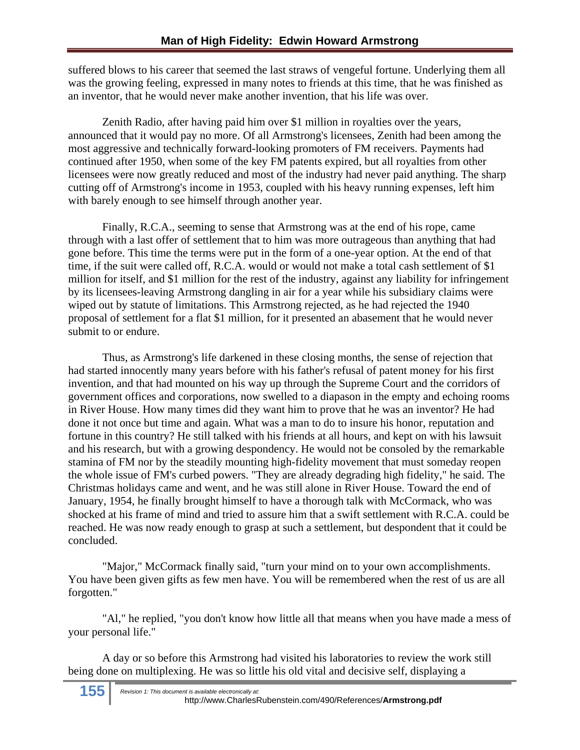suffered blows to his career that seemed the last straws of vengeful fortune. Underlying them all was the growing feeling, expressed in many notes to friends at this time, that he was finished as an inventor, that he would never make another invention, that his life was over.

Zenith Radio, after having paid him over $1 million in royalties over the years, announced that it would pay no more. Of all Armstrong's licensees, Zenith had been among the most aggressive and technically forward-looking promoters of FM receivers. Payments had continued after 1950, when some of the key FM patents expired, but all royalties from other licensees were now greatly reduced and most of the industry had never paid anything. The sharp cutting off of Armstrong's income in 1953, coupled with his heavy running expenses, left him with barely enough to see himself through another year.

Finally, R.C.A., seeming to sense that Armstrong was at the end of his rope, came through with a last offer of settlement that to him was more outrageous than anything that had gone before. This time the terms were put in the form of a one-year option. At the end of that time, if the suit were called off, R.C.A. would or would not make a total cash settlement of $1 million for itself, and $1 million for the rest of the industry, against any liability for infringement by its licensees-leaving Armstrong dangling in air for a year while his subsidiary claims were wiped out by statute of limitations. This Armstrong rejected, as he had rejected the 1940 proposal of settlement for a flat $1 million, for it presented an abasement that he would never submit to or endure.

Thus, as Armstrong's life darkened in these closing months, the sense of rejection that had started innocently many years before with his father's refusal of patent money for his first invention, and that had mounted on his way up through the Supreme Court and the corridors of government offices and corporations, now swelled to a diapason in the empty and echoing rooms in River House. How many times did they want him to prove that he was an inventor? He had done it not once but time and again. What was a man to do to insure his honor, reputation and fortune in this country? He still talked with his friends at all hours, and kept on with his lawsuit and his research, but with a growing despondency. He would not be consoled by the remarkable stamina of FM nor by the steadily mounting high-fidelity movement that must someday reopen the whole issue of FM's curbed powers. "They are already degrading high fidelity," he said. The Christmas holidays came and went, and he was still alone in River House. Toward the end of January, 1954, he finally brought himself to have a thorough talk with McCormack, who was shocked at his frame of mind and tried to assure him that a swift settlement with R.C.A. could be reached. He was now ready enough to grasp at such a settlement, but despondent that it could be concluded.

"Major," McCormack finally said, "turn your mind on to your own accomplishments. You have been given gifts as few men have. You will be remembered when the rest of us are all forgotten."

"Al," he replied, "you don't know how little all that means when you have made a mess of your personal life."

A day or so before this Armstrong had visited his laboratories to review the work still being done on multiplexing. He was so little his old vital and decisive self, displaying a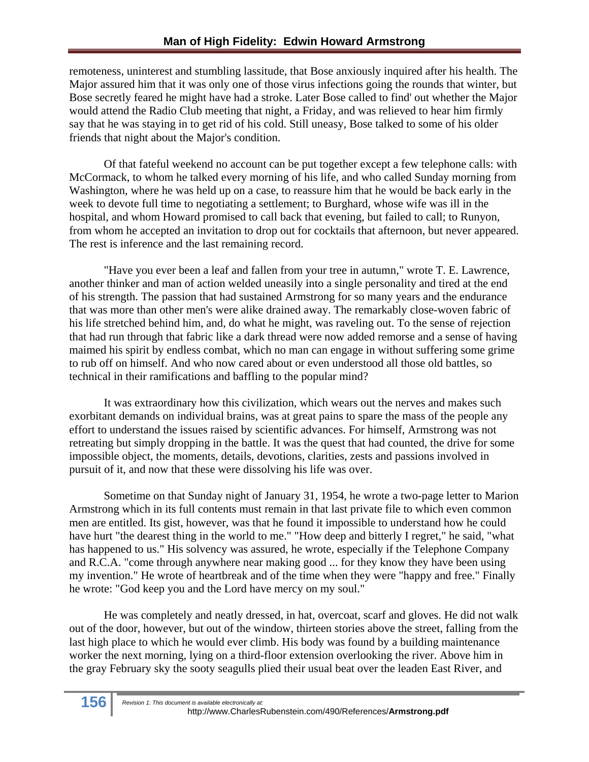remoteness, uninterest and stumbling lassitude, that Bose anxiously inquired after his health. The Major assured him that it was only one of those virus infections going the rounds that winter, but Bose secretly feared he might have had a stroke. Later Bose called to find' out whether the Major would attend the Radio Club meeting that night, a Friday, and was relieved to hear him firmly say that he was staying in to get rid of his cold. Still uneasy, Bose talked to some of his older friends that night about the Major's condition.

Of that fateful weekend no account can be put together except a few telephone calls: with McCormack, to whom he talked every morning of his life, and who called Sunday morning from Washington, where he was held up on a case, to reassure him that he would be back early in the week to devote full time to negotiating a settlement; to Burghard, whose wife was ill in the hospital, and whom Howard promised to call back that evening, but failed to call; to Runyon, from whom he accepted an invitation to drop out for cocktails that afternoon, but never appeared. The rest is inference and the last remaining record.

"Have you ever been a leaf and fallen from your tree in autumn," wrote T. E. Lawrence, another thinker and man of action welded uneasily into a single personality and tired at the end of his strength. The passion that had sustained Armstrong for so many years and the endurance that was more than other men's were alike drained away. The remarkably close-woven fabric of his life stretched behind him, and, do what he might, was raveling out. To the sense of rejection that had run through that fabric like a dark thread were now added remorse and a sense of having maimed his spirit by endless combat, which no man can engage in without suffering some grime to rub off on himself. And who now cared about or even understood all those old battles, so technical in their ramifications and baffling to the popular mind?

It was extraordinary how this civilization, which wears out the nerves and makes such exorbitant demands on individual brains, was at great pains to spare the mass of the people any effort to understand the issues raised by scientific advances. For himself, Armstrong was not retreating but simply dropping in the battle. It was the quest that had counted, the drive for some impossible object, the moments, details, devotions, clarities, zests and passions involved in pursuit of it, and now that these were dissolving his life was over.

Sometime on that Sunday night of January 31, 1954, he wrote a two-page letter to Marion Armstrong which in its full contents must remain in that last private file to which even common men are entitled. Its gist, however, was that he found it impossible to understand how he could have hurt "the dearest thing in the world to me." "How deep and bitterly I regret," he said, "what has happened to us." His solvency was assured, he wrote, especially if the Telephone Company and R.C.A. "come through anywhere near making good ... for they know they have been using my invention." He wrote of heartbreak and of the time when they were "happy and free." Finally he wrote: "God keep you and the Lord have mercy on my soul."

He was completely and neatly dressed, in hat, overcoat, scarf and gloves. He did not walk out of the door, however, but out of the window, thirteen stories above the street, falling from the last high place to which he would ever climb. His body was found by a building maintenance worker the next morning, lying on a third-floor extension overlooking the river. Above him in the gray February sky the sooty seagulls plied their usual beat over the leaden East River, and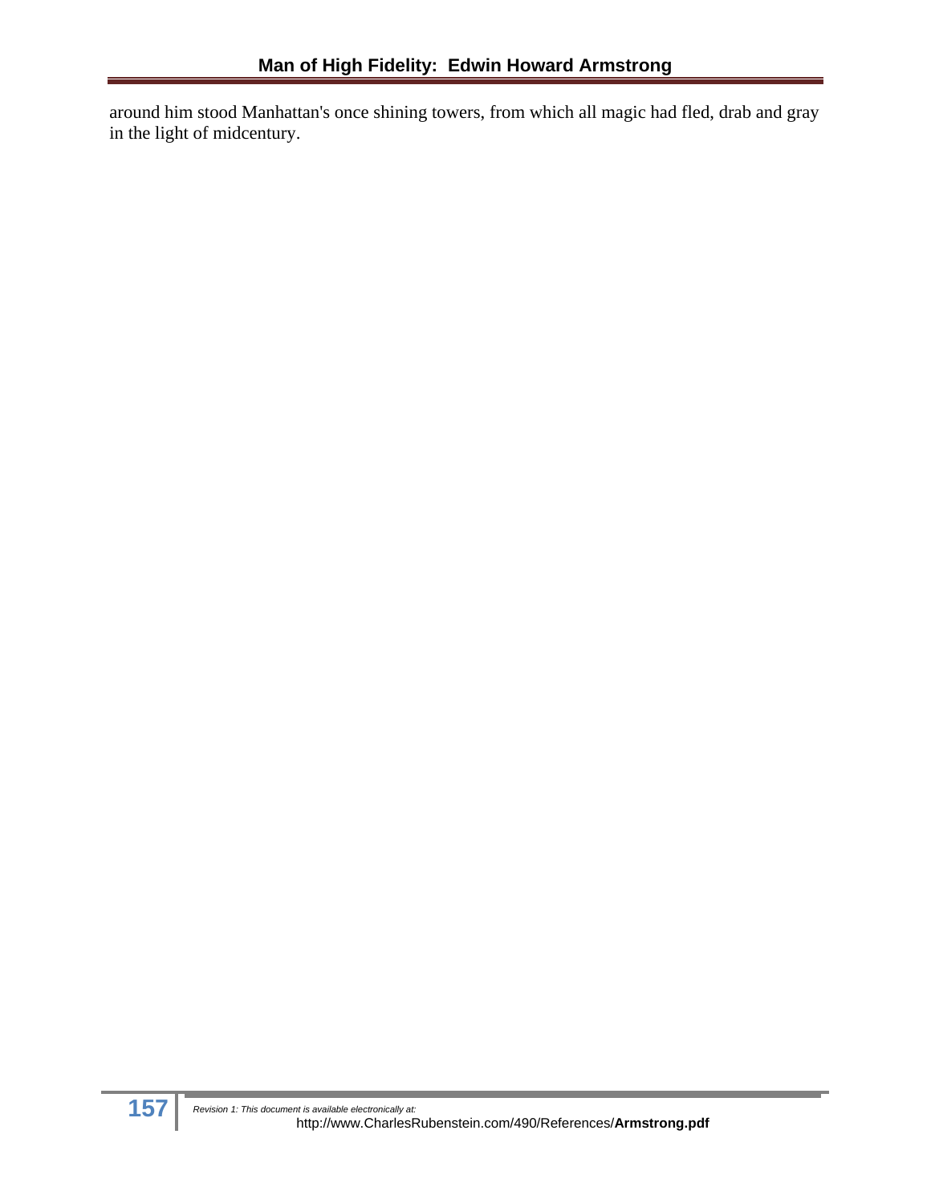around him stood Manhattan's once shining towers, from which all magic had fled, drab and gray in the light of midcentury.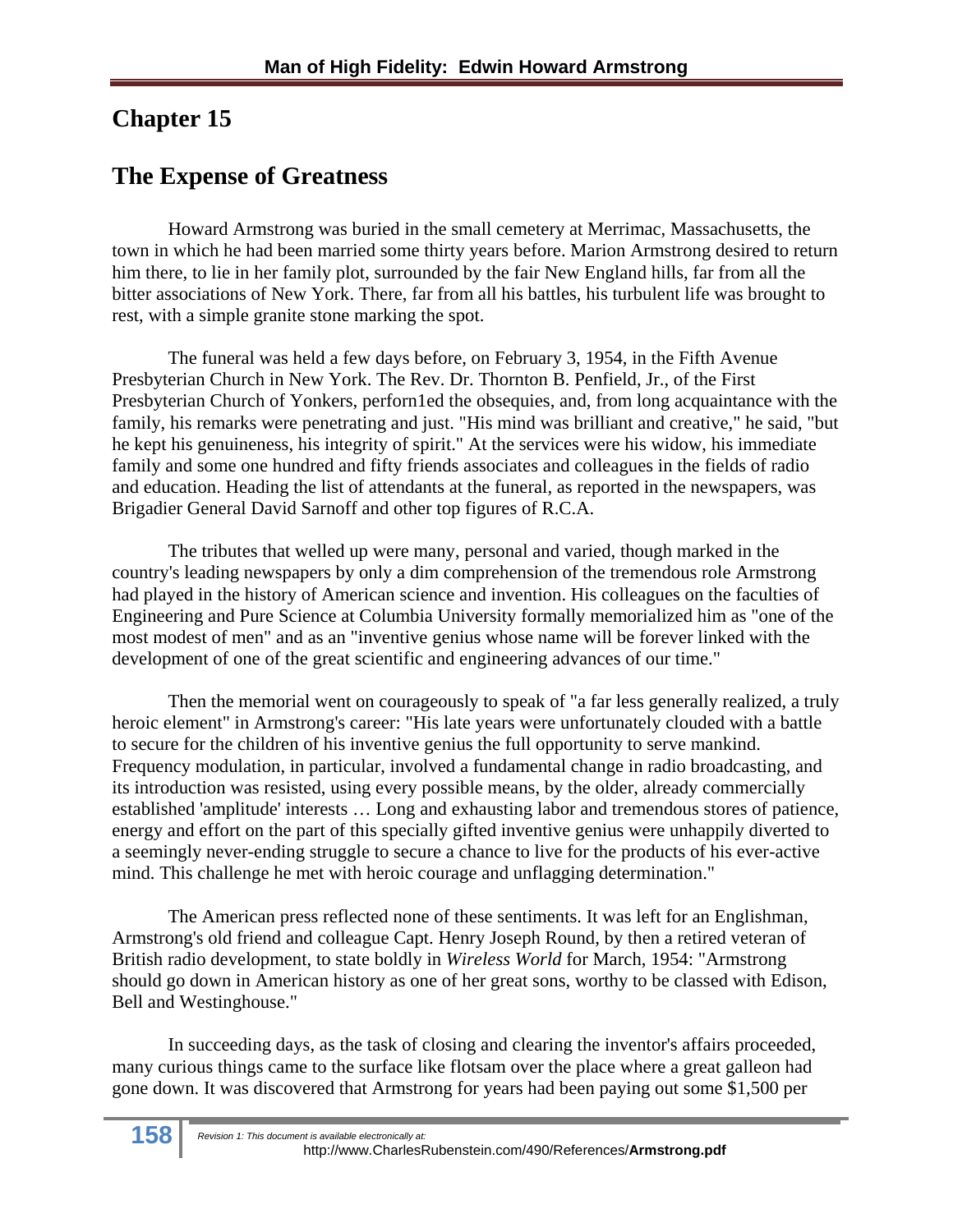## Chapter 15

## The Expense of Greatness

Howard Armstrong was buried in the small cemetery at Merrimac, Massachusetts, the town in which he had been married some thirty years before. Marion Armstrong desired to return him there, to lie in her family plot, surrounded by the fair New England hills, far from all the bitter associations of New York. There, far from all his battles, his turbulent life was brought to rest, with a simple granite stone marking the spot.

The funeral was held a few days before, on February 3, 1954, in the Fifth Avenue Presbyterian Church in New York. The Rev. Dr. Thornton B. Penfield, Jr., of the First Presbyterian Church of Yonkers, perforn1ed the obsequies, and, from long acquaintance with the family, his remarks were penetrating and just. "His mind was brilliant and creative," he said, "but he kept his genuineness, his integrity of spirit." At the services were his widow, his immediate family and some one hundred and fifty friends associates and colleagues in the fields of radio and education. Heading the list of attendants at the funeral, as reported in the newspapers, was Brigadier General David Sarnoff and other top figures of R.C.A.

The tributes that welled up were many, personal and varied, though marked in the country's leading newspapers by only a dim comprehension of the tremendous role Armstrong had played in the history of American science and invention. His colleagues on the faculties of Engineering and Pure Science at Columbia University formally memorialized him as "one of the most modest of men" and as an "inventive genius whose name will be forever linked with the development of one of the great scientific and engineering advances of our time."

Then the memorial went on courageously to speak of "a far less generally realized, a truly heroic element" in Armstrong's career: "His late years were unfortunately clouded with a battle to secure for the children of his inventive genius the full opportunity to serve mankind. Frequency modulation, in particular, involved a fundamental change in radio broadcasting, and its introduction was resisted, using every possible means, by the older, already commercially established 'amplitude' interests … Long and exhausting labor and tremendous stores of patience, energy and effort on the part of this specially gifted inventive genius were unhappily diverted to a seemingly never-ending struggle to secure a chance to live for the products of his ever-active mind. This challenge he met with heroic courage and unflagging determination."

The American press reflected none of these sentiments. It was left for an Englishman, Armstrong's old friend and colleague Capt. Henry Joseph Round, by then a retired veteran of British radio development, to state boldly in *Wireless World* for March, 1954: "Armstrong should go down in American history as one of her great sons, worthy to be classed with Edison, Bell and Westinghouse."

In succeeding days, as the task of closing and clearing the inventor's affairs proceeded, many curious things came to the surface like flotsam over the place where a great galleon had gone down. It was discovered that Armstrong for years had been paying out some $1,500 per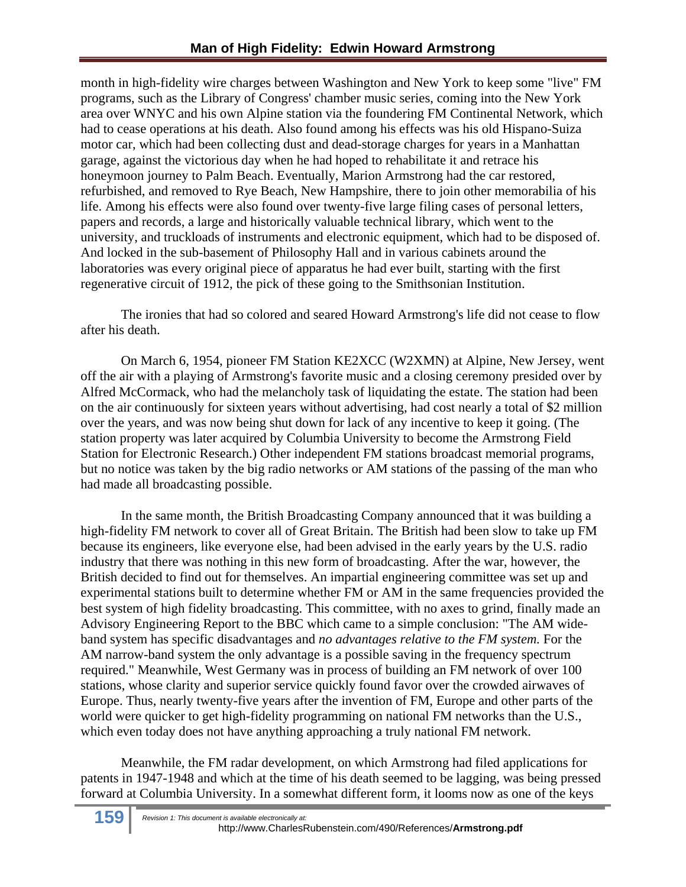month in high-fidelity wire charges between Washington and New York to keep some "live" FM programs, such as the Library of Congress' chamber music series, coming into the New York area over WNYC and his own Alpine station via the foundering FM Continental Network, which had to cease operations at his death. Also found among his effects was his old Hispano-Suiza motor car, which had been collecting dust and dead-storage charges for years in a Manhattan garage, against the victorious day when he had hoped to rehabilitate it and retrace his honeymoon journey to Palm Beach. Eventually, Marion Armstrong had the car restored, refurbished, and removed to Rye Beach, New Hampshire, there to join other memorabilia of his life. Among his effects were also found over twenty-five large filing cases of personal letters, papers and records, a large and historically valuable technical library, which went to the university, and truckloads of instruments and electronic equipment, which had to be disposed of. And locked in the sub-basement of Philosophy Hall and in various cabinets around the laboratories was every original piece of apparatus he had ever built, starting with the first regenerative circuit of 1912, the pick of these going to the Smithsonian Institution.

The ironies that had so colored and seared Howard Armstrong's life did not cease to flow after his death.

On March 6, 1954, pioneer FM Station KE2XCC (W2XMN) at Alpine, New Jersey, went off the air with a playing of Armstrong's favorite music and a closing ceremony presided over by Alfred McCormack, who had the melancholy task of liquidating the estate. The station had been on the air continuously for sixteen years without advertising, had cost nearly a total of $2 million over the years, and was now being shut down for lack of any incentive to keep it going. (The station property was later acquired by Columbia University to become the Armstrong Field Station for Electronic Research.) Other independent FM stations broadcast memorial programs, but no notice was taken by the big radio networks or AM stations of the passing of the man who had made all broadcasting possible.

In the same month, the British Broadcasting Company announced that it was building a high-fidelity FM network to cover all of Great Britain. The British had been slow to take up FM because its engineers, like everyone else, had been advised in the early years by the U.S. radio industry that there was nothing in this new form of broadcasting. After the war, however, the British decided to find out for themselves. An impartial engineering committee was set up and experimental stations built to determine whether FM or AM in the same frequencies provided the best system of high fidelity broadcasting. This committee, with no axes to grind, finally made an Advisory Engineering Report to the BBC which came to a simple conclusion: "The AM wide-band system has specific disadvantages and *no advantages relative to the FM system.* For the AM narrow-band system the only advantage is a possible saving in the frequency spectrum required." Meanwhile, West Germany was in process of building an FM network of over 100 stations, whose clarity and superior service quickly found favor over the crowded airwaves of Europe. Thus, nearly twenty-five years after the invention of FM, Europe and other parts of the world were quicker to get high-fidelity programming on national FM networks than the U.S., which even today does not have anything approaching a truly national FM network.

Meanwhile, the FM radar development, on which Armstrong had filed applications for patents in 1947-1948 and which at the time of his death seemed to be lagging, was being pressed forward at Columbia University. In a somewhat different form, it looms now as one of the keys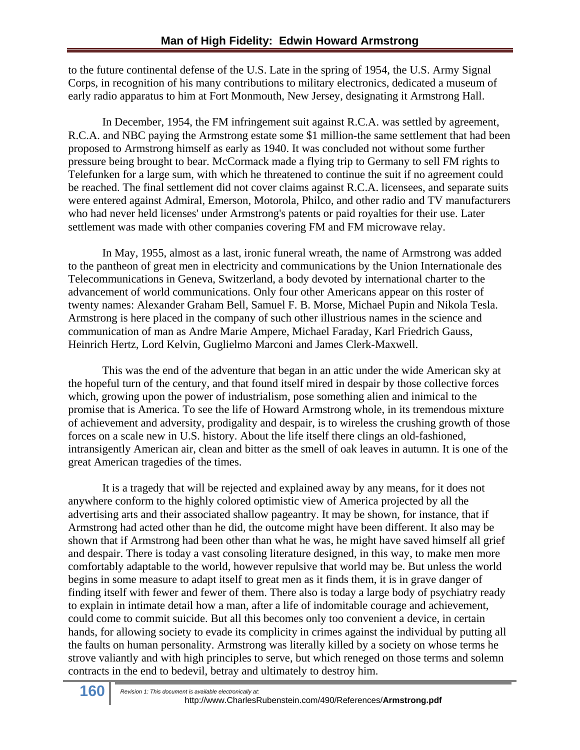to the future continental defense of the U.S. Late in the spring of 1954, the U.S. Army Signal Corps, in recognition of his many contributions to military electronics, dedicated a museum of early radio apparatus to him at Fort Monmouth, New Jersey, designating it Armstrong Hall.

In December, 1954, the FM infringement suit against R.C.A. was settled by agreement, R.C.A. and NBC paying the Armstrong estate some $1 million-the same settlement that had been proposed to Armstrong himself as early as 1940. It was concluded not without some further pressure being brought to bear. McCormack made a flying trip to Germany to sell FM rights to Telefunken for a large sum, with which he threatened to continue the suit if no agreement could be reached. The final settlement did not cover claims against R.C.A. licensees, and separate suits were entered against Admiral, Emerson, Motorola, Philco, and other radio and TV manufacturers who had never held licenses' under Armstrong's patents or paid royalties for their use. Later settlement was made with other companies covering FM and FM microwave relay.

In May, 1955, almost as a last, ironic funeral wreath, the name of Armstrong was added to the pantheon of great men in electricity and communications by the Union Internationale des Telecommunications in Geneva, Switzerland, a body devoted by international charter to the advancement of world communications. Only four other Americans appear on this roster of twenty names: Alexander Graham Bell, Samuel F. B. Morse, Michael Pupin and Nikola Tesla. Armstrong is here placed in the company of such other illustrious names in the science and communication of man as Andre Marie Ampere, Michael Faraday, Karl Friedrich Gauss, Heinrich Hertz, Lord Kelvin, Guglielmo Marconi and James Clerk-Maxwell.

This was the end of the adventure that began in an attic under the wide American sky at the hopeful turn of the century, and that found itself mired in despair by those collective forces which, growing upon the power of industrialism, pose something alien and inimical to the promise that is America. To see the life of Howard Armstrong whole, in its tremendous mixture of achievement and adversity, prodigality and despair, is to wireless the crushing growth of those forces on a scale new in U.S. history. About the life itself there clings an old-fashioned, intransigently American air, clean and bitter as the smell of oak leaves in autumn. It is one of the great American tragedies of the times.

It is a tragedy that will be rejected and explained away by any means, for it does not anywhere conform to the highly colored optimistic view of America projected by all the advertising arts and their associated shallow pageantry. It may be shown, for instance, that if Armstrong had acted other than he did, the outcome might have been different. It also may be shown that if Armstrong had been other than what he was, he might have saved himself all grief and despair. There is today a vast consoling literature designed, in this way, to make men more comfortably adaptable to the world, however repulsive that world may be. But unless the world begins in some measure to adapt itself to great men as it finds them, it is in grave danger of finding itself with fewer and fewer of them. There also is today a large body of psychiatry ready to explain in intimate detail how a man, after a life of indomitable courage and achievement, could come to commit suicide. But all this becomes only too convenient a device, in certain hands, for allowing society to evade its complicity in crimes against the individual by putting all the faults on human personality. Armstrong was literally killed by a society on whose terms he strove valiantly and with high principles to serve, but which reneged on those terms and solemn contracts in the end to bedevil, betray and ultimately to destroy him.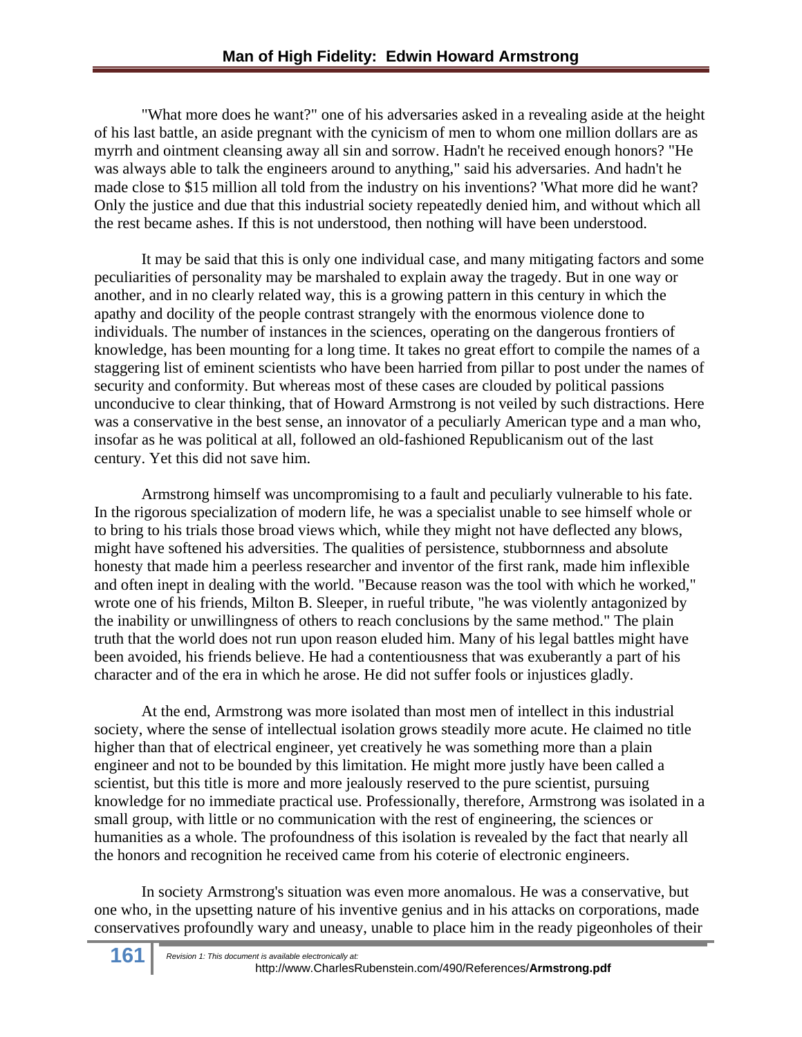"What more does he want?" one of his adversaries asked in a revealing aside at the height of his last battle, an aside pregnant with the cynicism of men to whom one million dollars are as myrrh and ointment cleansing away all sin and sorrow. Hadn't he received enough honors? "He was always able to talk the engineers around to anything," said his adversaries. And hadn't he made close to $15 million all told from the industry on his inventions? 'What more did he want? Only the justice and due that this industrial society repeatedly denied him, and without which all the rest became ashes. If this is not understood, then nothing will have been understood.

It may be said that this is only one individual case, and many mitigating factors and some peculiarities of personality may be marshaled to explain away the tragedy. But in one way or another, and in no clearly related way, this is a growing pattern in this century in which the apathy and docility of the people contrast strangely with the enormous violence done to individuals. The number of instances in the sciences, operating on the dangerous frontiers of knowledge, has been mounting for a long time. It takes no great effort to compile the names of a staggering list of eminent scientists who have been harried from pillar to post under the names of security and conformity. But whereas most of these cases are clouded by political passions unconducive to clear thinking, that of Howard Armstrong is not veiled by such distractions. Here was a conservative in the best sense, an innovator of a peculiarly American type and a man who, insofar as he was political at all, followed an old-fashioned Republicanism out of the last century. Yet this did not save him.

Armstrong himself was uncompromising to a fault and peculiarly vulnerable to his fate. In the rigorous specialization of modern life, he was a specialist unable to see himself whole or to bring to his trials those broad views which, while they might not have deflected any blows, might have softened his adversities. The qualities of persistence, stubbornness and absolute honesty that made him a peerless researcher and inventor of the first rank, made him inflexible and often inept in dealing with the world. "Because reason was the tool with which he worked," wrote one of his friends, Milton B. Sleeper, in rueful tribute, "he was violently antagonized by the inability or unwillingness of others to reach conclusions by the same method." The plain truth that the world does not run upon reason eluded him. Many of his legal battles might have been avoided, his friends believe. He had a contentiousness that was exuberantly a part of his character and of the era in which he arose. He did not suffer fools or injustices gladly.

At the end, Armstrong was more isolated than most men of intellect in this industrial society, where the sense of intellectual isolation grows steadily more acute. He claimed no title higher than that of electrical engineer, yet creatively he was something more than a plain engineer and not to be bounded by this limitation. He might more justly have been called a scientist, but this title is more and more jealously reserved to the pure scientist, pursuing knowledge for no immediate practical use. Professionally, therefore, Armstrong was isolated in a small group, with little or no communication with the rest of engineering, the sciences or humanities as a whole. The profoundness of this isolation is revealed by the fact that nearly all the honors and recognition he received came from his coterie of electronic engineers.

In society Armstrong's situation was even more anomalous. He was a conservative, but one who, in the upsetting nature of his inventive genius and in his attacks on corporations, made conservatives profoundly wary and uneasy, unable to place him in the ready pigeonholes of their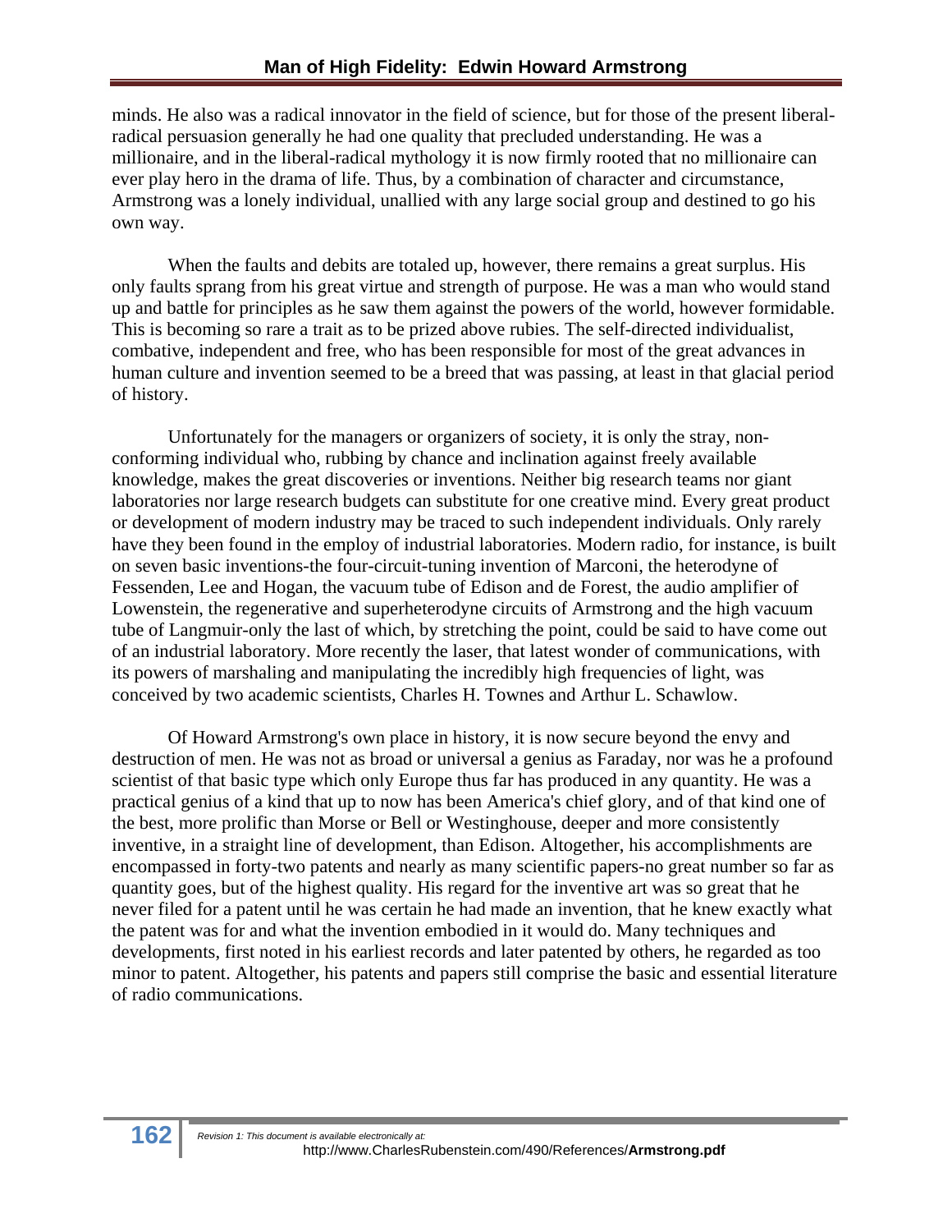minds. He also was a radical innovator in the field of science, but for those of the present liberal-radical persuasion generally he had one quality that precluded understanding. He was a millionaire, and in the liberal-radical mythology it is now firmly rooted that no millionaire can ever play hero in the drama of life. Thus, by a combination of character and circumstance, Armstrong was a lonely individual, unallied with any large social group and destined to go his own way.

When the faults and debits are totaled up, however, there remains a great surplus. His only faults sprang from his great virtue and strength of purpose. He was a man who would stand up and battle for principles as he saw them against the powers of the world, however formidable. This is becoming so rare a trait as to be prized above rubies. The self-directed individualist, combative, independent and free, who has been responsible for most of the great advances in human culture and invention seemed to be a breed that was passing, at least in that glacial period of history.

Unfortunately for the managers or organizers of society, it is only the stray, non-conforming individual who, rubbing by chance and inclination against freely available knowledge, makes the great discoveries or inventions. Neither big research teams nor giant laboratories nor large research budgets can substitute for one creative mind. Every great product or development of modern industry may be traced to such independent individuals. Only rarely have they been found in the employ of industrial laboratories. Modern radio, for instance, is built on seven basic inventions-the four-circuit-tuning invention of Marconi, the heterodyne of Fessenden, Lee and Hogan, the vacuum tube of Edison and de Forest, the audio amplifier of Lowenstein, the regenerative and superheterodyne circuits of Armstrong and the high vacuum tube of Langmuir-only the last of which, by stretching the point, could be said to have come out of an industrial laboratory. More recently the laser, that latest wonder of communications, with its powers of marshaling and manipulating the incredibly high frequencies of light, was conceived by two academic scientists, Charles H. Townes and Arthur L. Schawlow.

Of Howard Armstrong's own place in history, it is now secure beyond the envy and destruction of men. He was not as broad or universal a genius as Faraday, nor was he a profound scientist of that basic type which only Europe thus far has produced in any quantity. He was a practical genius of a kind that up to now has been America's chief glory, and of that kind one of the best, more prolific than Morse or Bell or Westinghouse, deeper and more consistently inventive, in a straight line of development, than Edison. Altogether, his accomplishments are encompassed in forty-two patents and nearly as many scientific papers-no great number so far as quantity goes, but of the highest quality. His regard for the inventive art was so great that he never filed for a patent until he was certain he had made an invention, that he knew exactly what the patent was for and what the invention embodied in it would do. Many techniques and developments, first noted in his earliest records and later patented by others, he regarded as too minor to patent. Altogether, his patents and papers still comprise the basic and essential literature of radio communications.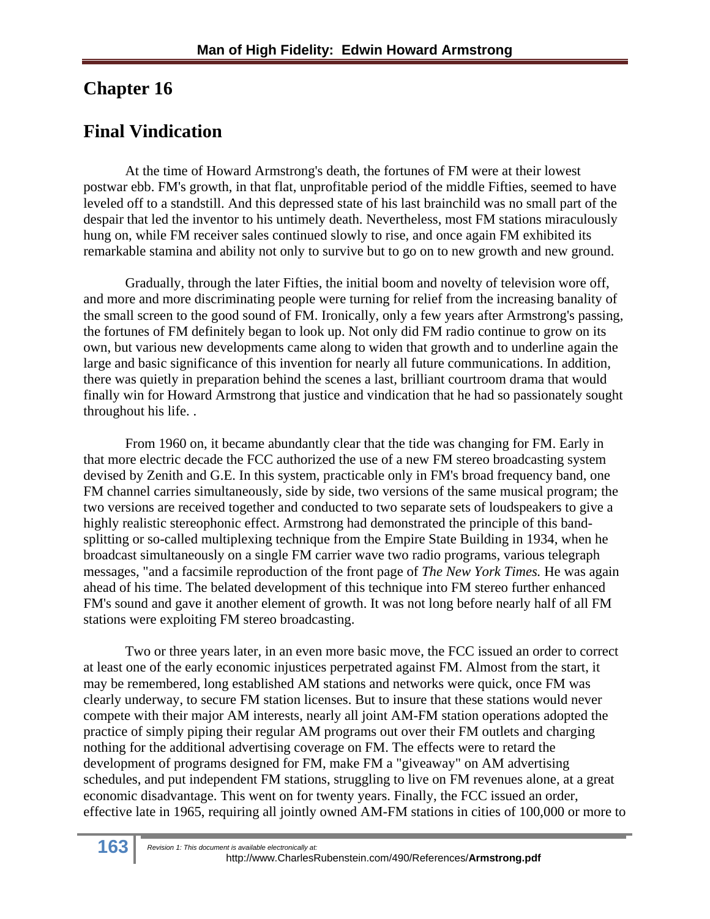# Chapter 16

# Final Vindication

At the time of Howard Armstrong's death, the fortunes of FM were at their lowest postwar ebb. FM's growth, in that flat, unprofitable period of the middle Fifties, seemed to have leveled off to a standstill. And this depressed state of his last brainchild was no small part of the despair that led the inventor to his untimely death. Nevertheless, most FM stations miraculously hung on, while FM receiver sales continued slowly to rise, and once again FM exhibited its remarkable stamina and ability not only to survive but to go on to new growth and new ground.

Gradually, through the later Fifties, the initial boom and novelty of television wore off, and more and more discriminating people were turning for relief from the increasing banality of the small screen to the good sound of FM. Ironically, only a few years after Armstrong's passing, the fortunes of FM definitely began to look up. Not only did FM radio continue to grow on its own, but various new developments came along to widen that growth and to underline again the large and basic significance of this invention for nearly all future communications. In addition, there was quietly in preparation behind the scenes a last, brilliant courtroom drama that would finally win for Howard Armstrong that justice and vindication that he had so passionately sought throughout his life. .

From 1960 on, it became abundantly clear that the tide was changing for FM. Early in that more electric decade the FCC authorized the use of a new FM stereo broadcasting system devised by Zenith and G.E. In this system, practicable only in FM's broad frequency band, one FM channel carries simultaneously, side by side, two versions of the same musical program; the two versions are received together and conducted to two separate sets of loudspeakers to give a highly realistic stereophonic effect. Armstrong had demonstrated the principle of this band-splitting or so-called multiplexing technique from the Empire State Building in 1934, when he broadcast simultaneously on a single FM carrier wave two radio programs, various telegraph messages, "and a facsimile reproduction of the front page of *The New York Times.* He was again ahead of his time. The belated development of this technique into FM stereo further enhanced FM's sound and gave it another element of growth. It was not long before nearly half of all FM stations were exploiting FM stereo broadcasting.

Two or three years later, in an even more basic move, the FCC issued an order to correct at least one of the early economic injustices perpetrated against FM. Almost from the start, it may be remembered, long established AM stations and networks were quick, once FM was clearly underway, to secure FM station licenses. But to insure that these stations would never compete with their major AM interests, nearly all joint AM-FM station operations adopted the practice of simply piping their regular AM programs out over their FM outlets and charging nothing for the additional advertising coverage on FM. The effects were to retard the development of programs designed for FM, make FM a "giveaway" on AM advertising schedules, and put independent FM stations, struggling to live on FM revenues alone, at a great economic disadvantage. This went on for twenty years. Finally, the FCC issued an order, effective late in 1965, requiring all jointly owned AM-FM stations in cities of 100,000 or more to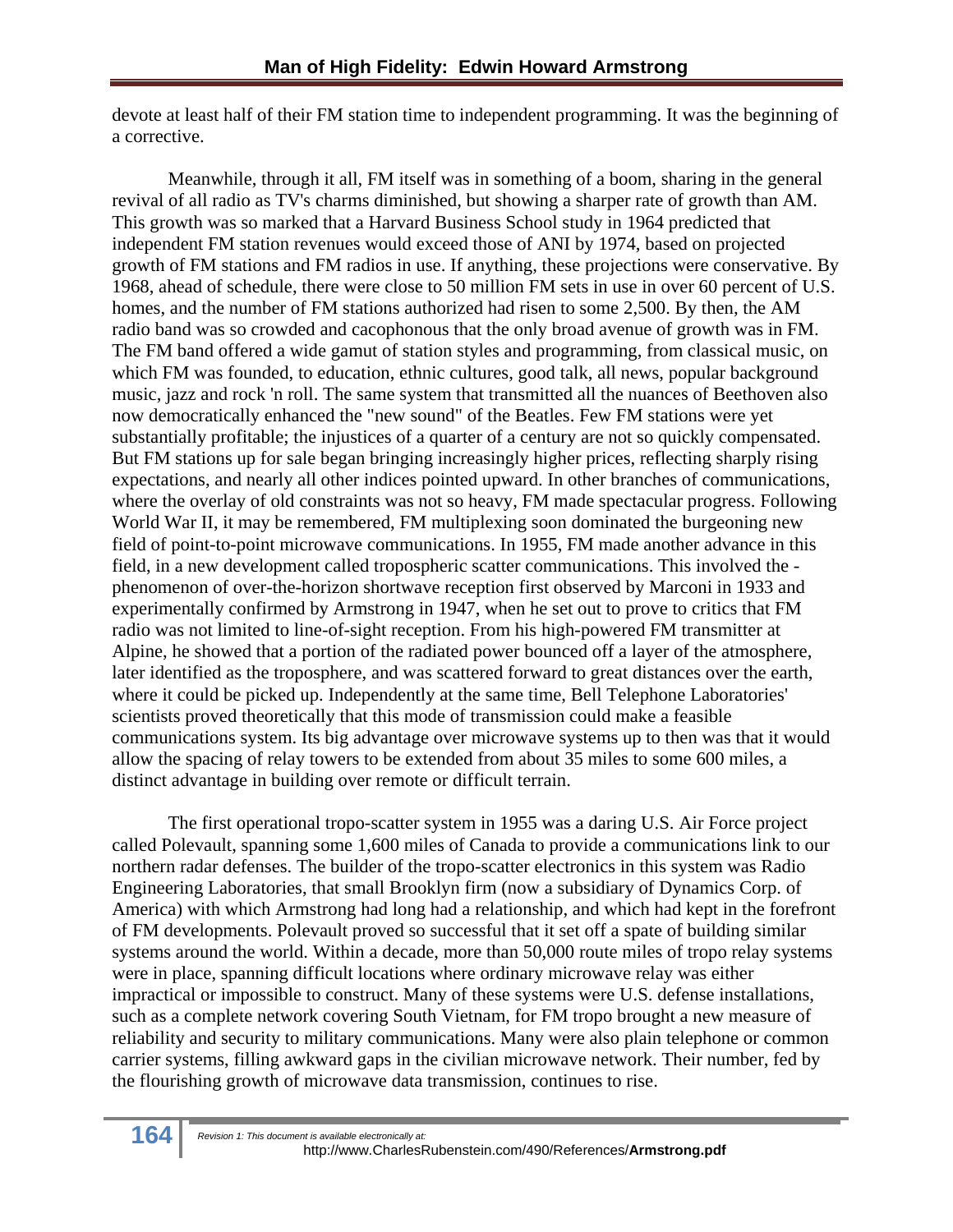devote at least half of their FM station time to independent programming. It was the beginning of a corrective.

Meanwhile, through it all, FM itself was in something of a boom, sharing in the general revival of all radio as TV's charms diminished, but showing a sharper rate of growth than AM. This growth was so marked that a Harvard Business School study in 1964 predicted that independent FM station revenues would exceed those of ANI by 1974, based on projected growth of FM stations and FM radios in use. If anything, these projections were conservative. By 1968, ahead of schedule, there were close to 50 million FM sets in use in over 60 percent of U.S. homes, and the number of FM stations authorized had risen to some 2,500. By then, the AM radio band was so crowded and cacophonous that the only broad avenue of growth was in FM. The FM band offered a wide gamut of station styles and programming, from classical music, on which FM was founded, to education, ethnic cultures, good talk, all news, popular background music, jazz and rock 'n roll. The same system that transmitted all the nuances of Beethoven also now democratically enhanced the "new sound" of the Beatles. Few FM stations were yet substantially profitable; the injustices of a quarter of a century are not so quickly compensated. But FM stations up for sale began bringing increasingly higher prices, reflecting sharply rising expectations, and nearly all other indices pointed upward. In other branches of communications, where the overlay of old constraints was not so heavy, FM made spectacular progress. Following World War II, it may be remembered, FM multiplexing soon dominated the burgeoning new field of point-to-point microwave communications. In 1955, FM made another advance in this field, in a new development called tropospheric scatter communications. This involved the -phenomenon of over-the-horizon shortwave reception first observed by Marconi in 1933 and experimentally confirmed by Armstrong in 1947, when he set out to prove to critics that FM radio was not limited to line-of-sight reception. From his high-powered FM transmitter at Alpine, he showed that a portion of the radiated power bounced off a layer of the atmosphere, later identified as the troposphere, and was scattered forward to great distances over the earth, where it could be picked up. Independently at the same time, Bell Telephone Laboratories' scientists proved theoretically that this mode of transmission could make a feasible communications system. Its big advantage over microwave systems up to then was that it would allow the spacing of relay towers to be extended from about 35 miles to some 600 miles, a distinct advantage in building over remote or difficult terrain.

The first operational tropo-scatter system in 1955 was a daring U.S. Air Force project called Polevault, spanning some 1,600 miles of Canada to provide a communications link to our northern radar defenses. The builder of the tropo-scatter electronics in this system was Radio Engineering Laboratories, that small Brooklyn firm (now a subsidiary of Dynamics Corp. of America) with which Armstrong had long had a relationship, and which had kept in the forefront of FM developments. Polevault proved so successful that it set off a spate of building similar systems around the world. Within a decade, more than 50,000 route miles of tropo relay systems were in place, spanning difficult locations where ordinary microwave relay was either impractical or impossible to construct. Many of these systems were U.S. defense installations, such as a complete network covering South Vietnam, for FM tropo brought a new measure of reliability and security to military communications. Many were also plain telephone or common carrier systems, filling awkward gaps in the civilian microwave network. Their number, fed by the flourishing growth of microwave data transmission, continues to rise.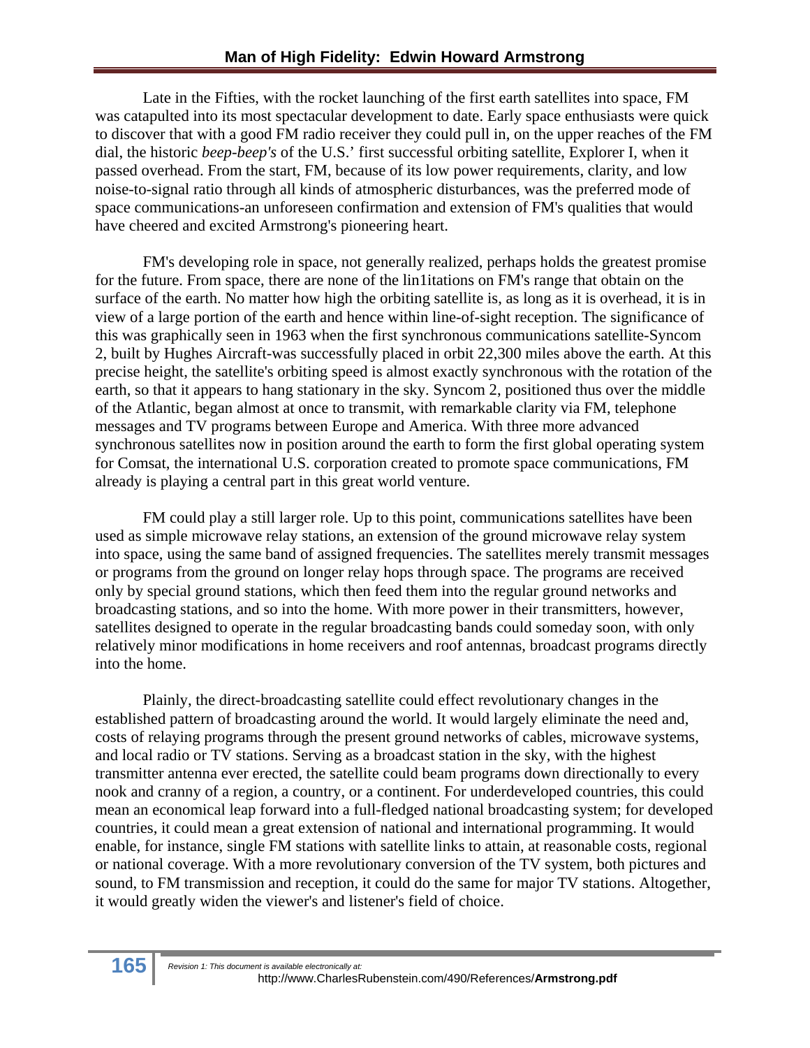Late in the Fifties, with the rocket launching of the first earth satellites into space, FM was catapulted into its most spectacular development to date. Early space enthusiasts were quick to discover that with a good FM radio receiver they could pull in, on the upper reaches of the FM dial, the historic *beep-beep's* of the U.S.' first successful orbiting satellite, Explorer I, when it passed overhead. From the start, FM, because of its low power requirements, clarity, and low noise-to-signal ratio through all kinds of atmospheric disturbances, was the preferred mode of space communications-an unforeseen confirmation and extension of FM's qualities that would have cheered and excited Armstrong's pioneering heart.

FM's developing role in space, not generally realized, perhaps holds the greatest promise for the future. From space, there are none of the lin1itations on FM's range that obtain on the surface of the earth. No matter how high the orbiting satellite is, as long as it is overhead, it is in view of a large portion of the earth and hence within line-of-sight reception. The significance of this was graphically seen in 1963 when the first synchronous communications satellite-Syncom 2, built by Hughes Aircraft-was successfully placed in orbit 22,300 miles above the earth. At this precise height, the satellite's orbiting speed is almost exactly synchronous with the rotation of the earth, so that it appears to hang stationary in the sky. Syncom 2, positioned thus over the middle of the Atlantic, began almost at once to transmit, with remarkable clarity via FM, telephone messages and TV programs between Europe and America. With three more advanced synchronous satellites now in position around the earth to form the first global operating system for Comsat, the international U.S. corporation created to promote space communications, FM already is playing a central part in this great world venture.

FM could play a still larger role. Up to this point, communications satellites have been used as simple microwave relay stations, an extension of the ground microwave relay system into space, using the same band of assigned frequencies. The satellites merely transmit messages or programs from the ground on longer relay hops through space. The programs are received only by special ground stations, which then feed them into the regular ground networks and broadcasting stations, and so into the home. With more power in their transmitters, however, satellites designed to operate in the regular broadcasting bands could someday soon, with only relatively minor modifications in home receivers and roof antennas, broadcast programs directly into the home.

Plainly, the direct-broadcasting satellite could effect revolutionary changes in the established pattern of broadcasting around the world. It would largely eliminate the need and, costs of relaying programs through the present ground networks of cables, microwave systems, and local radio or TV stations. Serving as a broadcast station in the sky, with the highest transmitter antenna ever erected, the satellite could beam programs down directionally to every nook and cranny of a region, a country, or a continent. For underdeveloped countries, this could mean an economical leap forward into a full-fledged national broadcasting system; for developed countries, it could mean a great extension of national and international programming. It would enable, for instance, single FM stations with satellite links to attain, at reasonable costs, regional or national coverage. With a more revolutionary conversion of the TV system, both pictures and sound, to FM transmission and reception, it could do the same for major TV stations. Altogether, it would greatly widen the viewer's and listener's field of choice.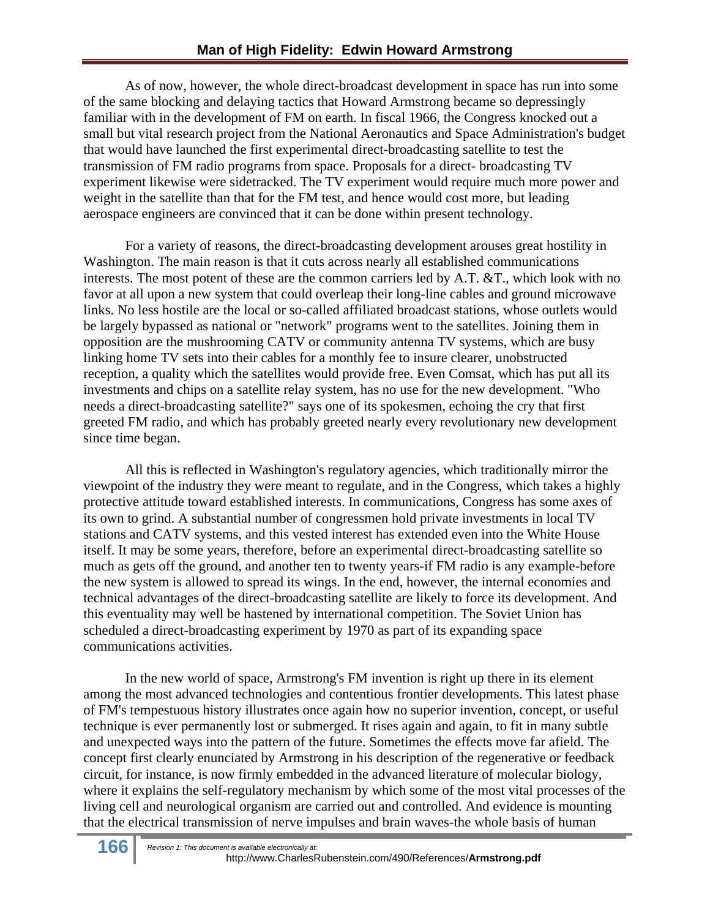As of now, however, the whole direct-broadcast development in space has run into some of the same blocking and delaying tactics that Howard Armstrong became so depressingly familiar with in the development of FM on earth. In fiscal 1966, the Congress knocked out a small but vital research project from the National Aeronautics and Space Administration's budget that would have launched the first experimental direct-broadcasting satellite to test the transmission of FM radio programs from space. Proposals for a direct- broadcasting TV experiment likewise were sidetracked. The TV experiment would require much more power and weight in the satellite than that for the FM test, and hence would cost more, but leading aerospace engineers are convinced that it can be done within present technology.

For a variety of reasons, the direct-broadcasting development arouses great hostility in Washington. The main reason is that it cuts across nearly all established communications interests. The most potent of these are the common carriers led by A.T. &T., which look with no favor at all upon a new system that could overleap their long-line cables and ground microwave links. No less hostile are the local or so-called affiliated broadcast stations, whose outlets would be largely bypassed as national or "network" programs went to the satellites. Joining them in opposition are the mushrooming CATV or community antenna TV systems, which are busy linking home TV sets into their cables for a monthly fee to insure clearer, unobstructed reception, a quality which the satellites would provide free. Even Comsat, which has put all its investments and chips on a satellite relay system, has no use for the new development. "Who needs a direct-broadcasting satellite?" says one of its spokesmen, echoing the cry that first greeted FM radio, and which has probably greeted nearly every revolutionary new development since time began.

All this is reflected in Washington's regulatory agencies, which traditionally mirror the viewpoint of the industry they were meant to regulate, and in the Congress, which takes a highly protective attitude toward established interests. In communications, Congress has some axes of its own to grind. A substantial number of congressmen hold private investments in local TV stations and CATV systems, and this vested interest has extended even into the White House itself. It may be some years, therefore, before an experimental direct-broadcasting satellite so much as gets off the ground, and another ten to twenty years-if FM radio is any example-before the new system is allowed to spread its wings. In the end, however, the internal economies and technical advantages of the direct-broadcasting satellite are likely to force its development. And this eventuality may well be hastened by international competition. The Soviet Union has scheduled a direct-broadcasting experiment by 1970 as part of its expanding space communications activities.

In the new world of space, Armstrong's FM invention is right up there in its element among the most advanced technologies and contentious frontier developments. This latest phase of FM's tempestuous history illustrates once again how no superior invention, concept, or useful technique is ever permanently lost or submerged. It rises again and again, to fit in many subtle and unexpected ways into the pattern of the future. Sometimes the effects move far afield. The concept first clearly enunciated by Armstrong in his description of the regenerative or feedback circuit, for instance, is now firmly embedded in the advanced literature of molecular biology, where it explains the self-regulatory mechanism by which some of the most vital processes of the living cell and neurological organism are carried out and controlled. And evidence is mounting that the electrical transmission of nerve impulses and brain waves-the whole basis of human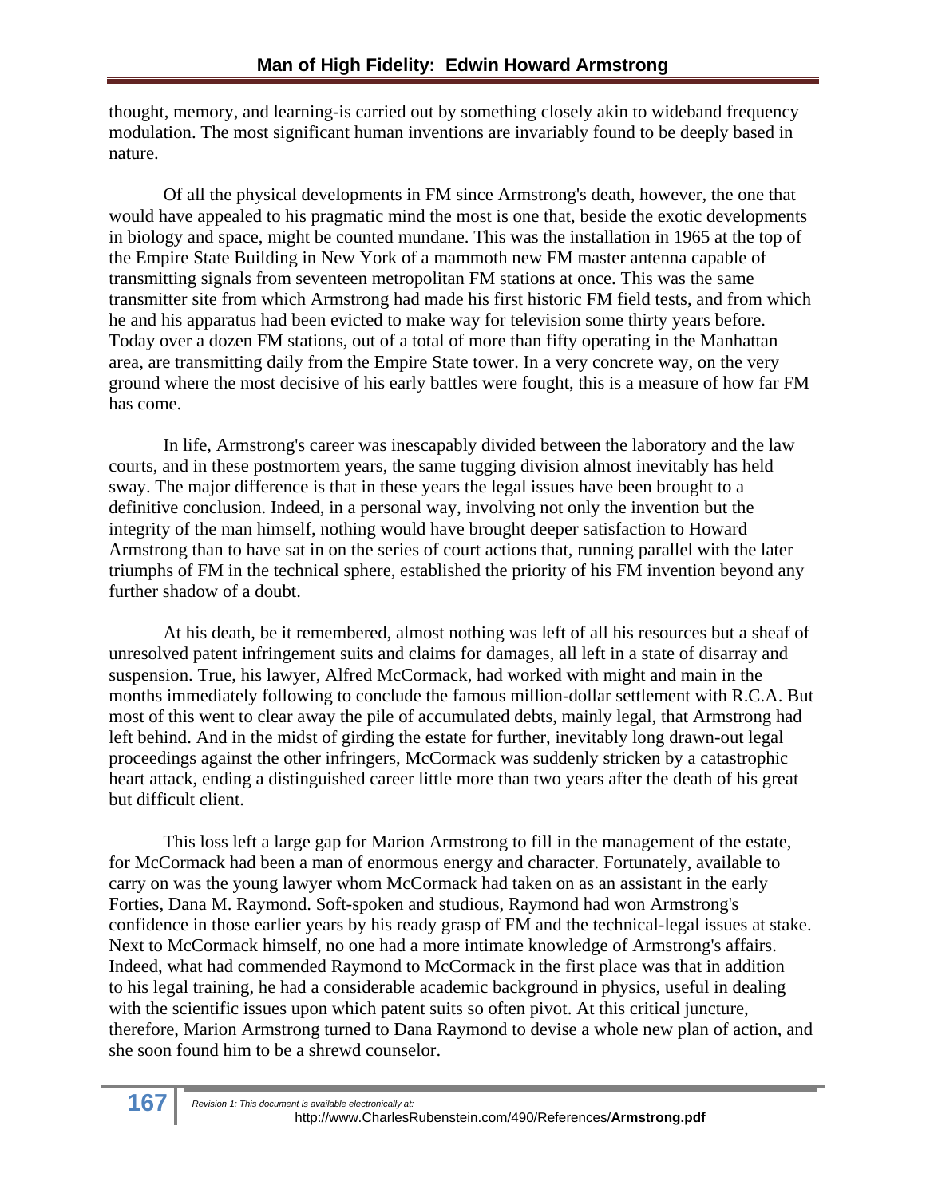thought, memory, and learning-is carried out by something closely akin to wideband frequency modulation. The most significant human inventions are invariably found to be deeply based in nature.

Of all the physical developments in FM since Armstrong's death, however, the one that would have appealed to his pragmatic mind the most is one that, beside the exotic developments in biology and space, might be counted mundane. This was the installation in 1965 at the top of the Empire State Building in New York of a mammoth new FM master antenna capable of transmitting signals from seventeen metropolitan FM stations at once. This was the same transmitter site from which Armstrong had made his first historic FM field tests, and from which he and his apparatus had been evicted to make way for television some thirty years before. Today over a dozen FM stations, out of a total of more than fifty operating in the Manhattan area, are transmitting daily from the Empire State tower. In a very concrete way, on the very ground where the most decisive of his early battles were fought, this is a measure of how far FM has come.

In life, Armstrong's career was inescapably divided between the laboratory and the law courts, and in these postmortem years, the same tugging division almost inevitably has held sway. The major difference is that in these years the legal issues have been brought to a definitive conclusion. Indeed, in a personal way, involving not only the invention but the integrity of the man himself, nothing would have brought deeper satisfaction to Howard Armstrong than to have sat in on the series of court actions that, running parallel with the later triumphs of FM in the technical sphere, established the priority of his FM invention beyond any further shadow of a doubt.

At his death, be it remembered, almost nothing was left of all his resources but a sheaf of unresolved patent infringement suits and claims for damages, all left in a state of disarray and suspension. True, his lawyer, Alfred McCormack, had worked with might and main in the months immediately following to conclude the famous million-dollar settlement with R.C.A. But most of this went to clear away the pile of accumulated debts, mainly legal, that Armstrong had left behind. And in the midst of girding the estate for further, inevitably long drawn-out legal proceedings against the other infringers, McCormack was suddenly stricken by a catastrophic heart attack, ending a distinguished career little more than two years after the death of his great but difficult client.

This loss left a large gap for Marion Armstrong to fill in the management of the estate, for McCormack had been a man of enormous energy and character. Fortunately, available to carry on was the young lawyer whom McCormack had taken on as an assistant in the early Forties, Dana M. Raymond. Soft-spoken and studious, Raymond had won Armstrong's confidence in those earlier years by his ready grasp of FM and the technical-legal issues at stake. Next to McCormack himself, no one had a more intimate knowledge of Armstrong's affairs. Indeed, what had commended Raymond to McCormack in the first place was that in addition to his legal training, he had a considerable academic background in physics, useful in dealing with the scientific issues upon which patent suits so often pivot. At this critical juncture, therefore, Marion Armstrong turned to Dana Raymond to devise a whole new plan of action, and she soon found him to be a shrewd counselor.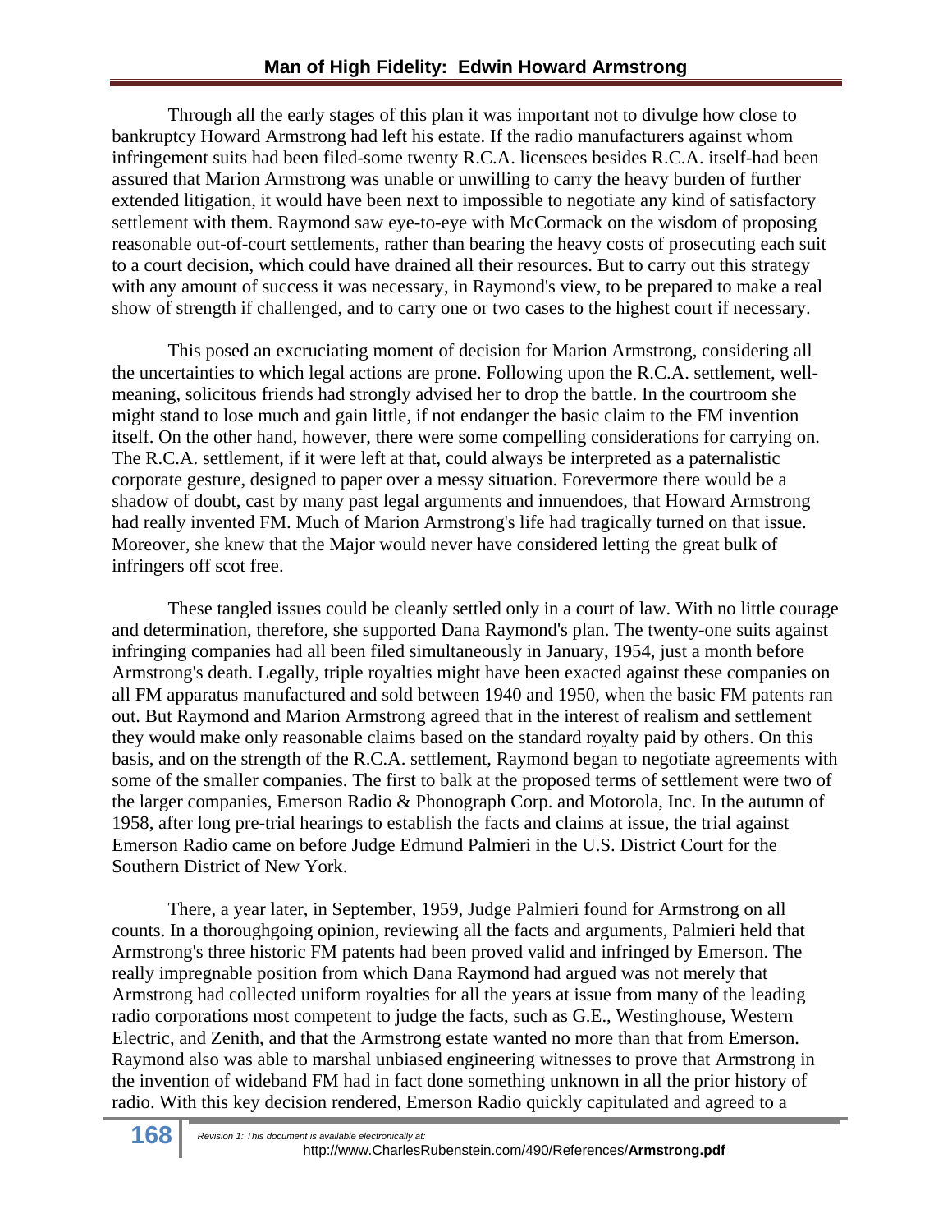Through all the early stages of this plan it was important not to divulge how close to bankruptcy Howard Armstrong had left his estate. If the radio manufacturers against whom infringement suits had been filed-some twenty R.C.A. licensees besides R.C.A. itself-had been assured that Marion Armstrong was unable or unwilling to carry the heavy burden of further extended litigation, it would have been next to impossible to negotiate any kind of satisfactory settlement with them. Raymond saw eye-to-eye with McCormack on the wisdom of proposing reasonable out-of-court settlements, rather than bearing the heavy costs of prosecuting each suit to a court decision, which could have drained all their resources. But to carry out this strategy with any amount of success it was necessary, in Raymond's view, to be prepared to make a real show of strength if challenged, and to carry one or two cases to the highest court if necessary.

This posed an excruciating moment of decision for Marion Armstrong, considering all the uncertainties to which legal actions are prone. Following upon the R.C.A. settlement, well-meaning, solicitous friends had strongly advised her to drop the battle. In the courtroom she might stand to lose much and gain little, if not endanger the basic claim to the FM invention itself. On the other hand, however, there were some compelling considerations for carrying on. The R.C.A. settlement, if it were left at that, could always be interpreted as a paternalistic corporate gesture, designed to paper over a messy situation. Forevermore there would be a shadow of doubt, cast by many past legal arguments and innuendoes, that Howard Armstrong had really invented FM. Much of Marion Armstrong's life had tragically turned on that issue. Moreover, she knew that the Major would never have considered letting the great bulk of infringers off scot free.

These tangled issues could be cleanly settled only in a court of law. With no little courage and determination, therefore, she supported Dana Raymond's plan. The twenty-one suits against infringing companies had all been filed simultaneously in January, 1954, just a month before Armstrong's death. Legally, triple royalties might have been exacted against these companies on all FM apparatus manufactured and sold between 1940 and 1950, when the basic FM patents ran out. But Raymond and Marion Armstrong agreed that in the interest of realism and settlement they would make only reasonable claims based on the standard royalty paid by others. On this basis, and on the strength of the R.C.A. settlement, Raymond began to negotiate agreements with some of the smaller companies. The first to balk at the proposed terms of settlement were two of the larger companies, Emerson Radio & Phonograph Corp. and Motorola, Inc. In the autumn of 1958, after long pre-trial hearings to establish the facts and claims at issue, the trial against Emerson Radio came on before Judge Edmund Palmieri in the U.S. District Court for the Southern District of New York.

There, a year later, in September, 1959, Judge Palmieri found for Armstrong on all counts. In a thoroughgoing opinion, reviewing all the facts and arguments, Palmieri held that Armstrong's three historic FM patents had been proved valid and infringed by Emerson. The really impregnable position from which Dana Raymond had argued was not merely that Armstrong had collected uniform royalties for all the years at issue from many of the leading radio corporations most competent to judge the facts, such as G.E., Westinghouse, Western Electric, and Zenith, and that the Armstrong estate wanted no more than that from Emerson. Raymond also was able to marshal unbiased engineering witnesses to prove that Armstrong in the invention of wideband FM had in fact done something unknown in all the prior history of radio. With this key decision rendered, Emerson Radio quickly capitulated and agreed to a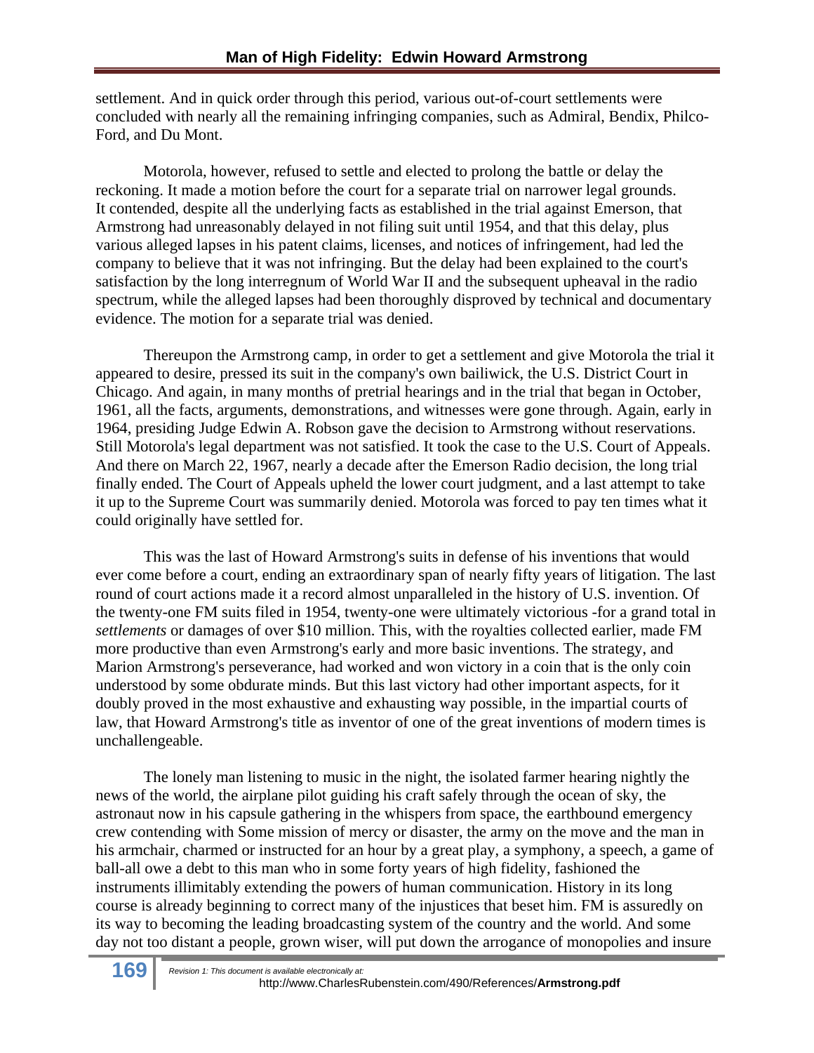settlement. And in quick order through this period, various out-of-court settlements were concluded with nearly all the remaining infringing companies, such as Admiral, Bendix, Philco-Ford, and Du Mont.

Motorola, however, refused to settle and elected to prolong the battle or delay the reckoning. It made a motion before the court for a separate trial on narrower legal grounds. It contended, despite all the underlying facts as established in the trial against Emerson, that Armstrong had unreasonably delayed in not filing suit until 1954, and that this delay, plus various alleged lapses in his patent claims, licenses, and notices of infringement, had led the company to believe that it was not infringing. But the delay had been explained to the court's satisfaction by the long interregnum of World War II and the subsequent upheaval in the radio spectrum, while the alleged lapses had been thoroughly disproved by technical and documentary evidence. The motion for a separate trial was denied.

Thereupon the Armstrong camp, in order to get a settlement and give Motorola the trial it appeared to desire, pressed its suit in the company's own bailiwick, the U.S. District Court in Chicago. And again, in many months of pretrial hearings and in the trial that began in October, 1961, all the facts, arguments, demonstrations, and witnesses were gone through. Again, early in 1964, presiding Judge Edwin A. Robson gave the decision to Armstrong without reservations. Still Motorola's legal department was not satisfied. It took the case to the U.S. Court of Appeals. And there on March 22, 1967, nearly a decade after the Emerson Radio decision, the long trial finally ended. The Court of Appeals upheld the lower court judgment, and a last attempt to take it up to the Supreme Court was summarily denied. Motorola was forced to pay ten times what it could originally have settled for.

This was the last of Howard Armstrong's suits in defense of his inventions that would ever come before a court, ending an extraordinary span of nearly fifty years of litigation. The last round of court actions made it a record almost unparalleled in the history of U.S. invention. Of the twenty-one FM suits filed in 1954, twenty-one were ultimately victorious -for a grand total in *settlements* or damages of over $10 million. This, with the royalties collected earlier, made FM more productive than even Armstrong's early and more basic inventions. The strategy, and Marion Armstrong's perseverance, had worked and won victory in a coin that is the only coin understood by some obdurate minds. But this last victory had other important aspects, for it doubly proved in the most exhaustive and exhausting way possible, in the impartial courts of law, that Howard Armstrong's title as inventor of one of the great inventions of modern times is unchallengeable.

The lonely man listening to music in the night, the isolated farmer hearing nightly the news of the world, the airplane pilot guiding his craft safely through the ocean of sky, the astronaut now in his capsule gathering in the whispers from space, the earthbound emergency crew contending with Some mission of mercy or disaster, the army on the move and the man in his armchair, charmed or instructed for an hour by a great play, a symphony, a speech, a game of ball-all owe a debt to this man who in some forty years of high fidelity, fashioned the instruments illimitably extending the powers of human communication. History in its long course is already beginning to correct many of the injustices that beset him. FM is assuredly on its way to becoming the leading broadcasting system of the country and the world. And some day not too distant a people, grown wiser, will put down the arrogance of monopolies and insure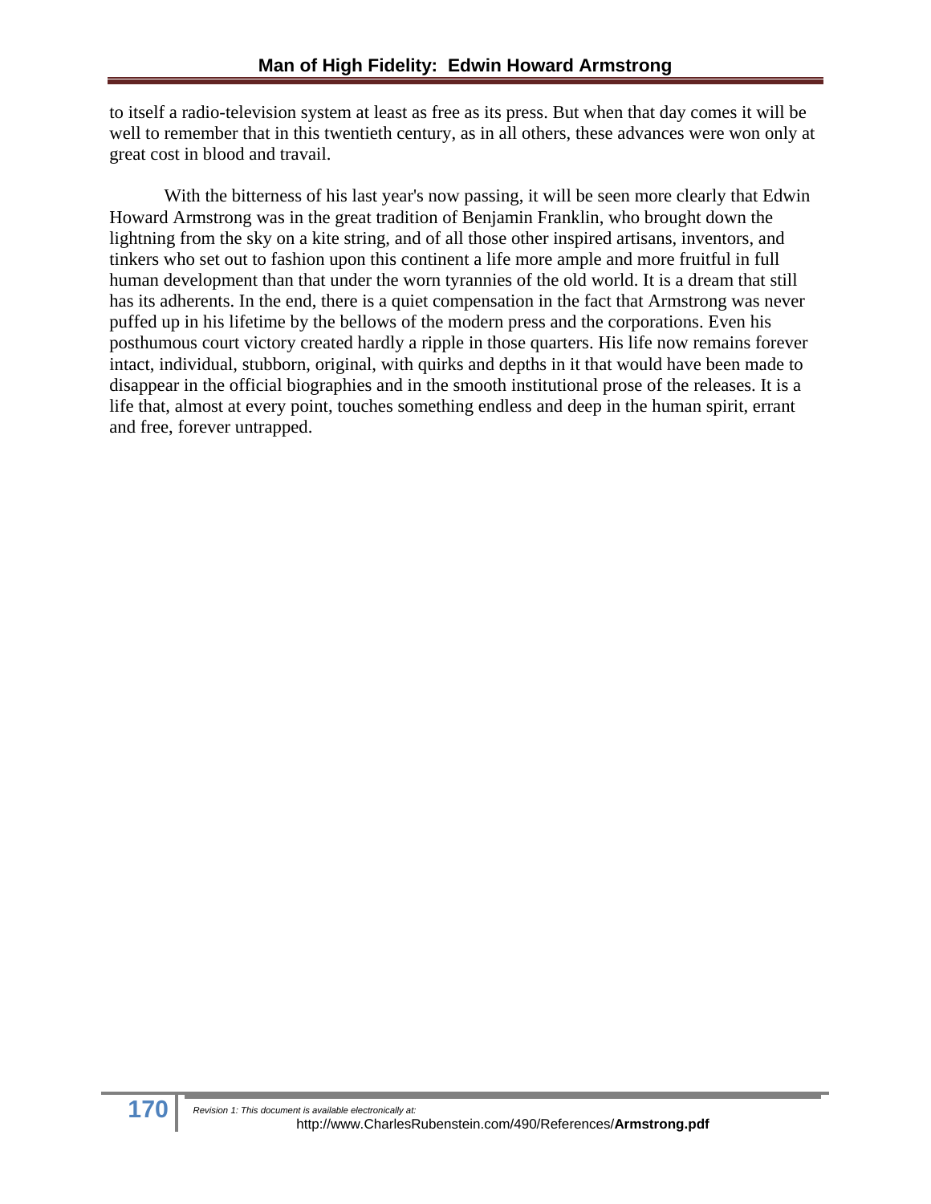to itself a radio-television system at least as free as its press. But when that day comes it will be well to remember that in this twentieth century, as in all others, these advances were won only at great cost in blood and travail.

With the bitterness of his last year's now passing, it will be seen more clearly that Edwin Howard Armstrong was in the great tradition of Benjamin Franklin, who brought down the lightning from the sky on a kite string, and of all those other inspired artisans, inventors, and tinkers who set out to fashion upon this continent a life more ample and more fruitful in full human development than that under the worn tyrannies of the old world. It is a dream that still has its adherents. In the end, there is a quiet compensation in the fact that Armstrong was never puffed up in his lifetime by the bellows of the modern press and the corporations. Even his posthumous court victory created hardly a ripple in those quarters. His life now remains forever intact, individual, stubborn, original, with quirks and depths in it that would have been made to disappear in the official biographies and in the smooth institutional prose of the releases. It is a life that, almost at every point, touches something endless and deep in the human spirit, errant and free, forever untrapped.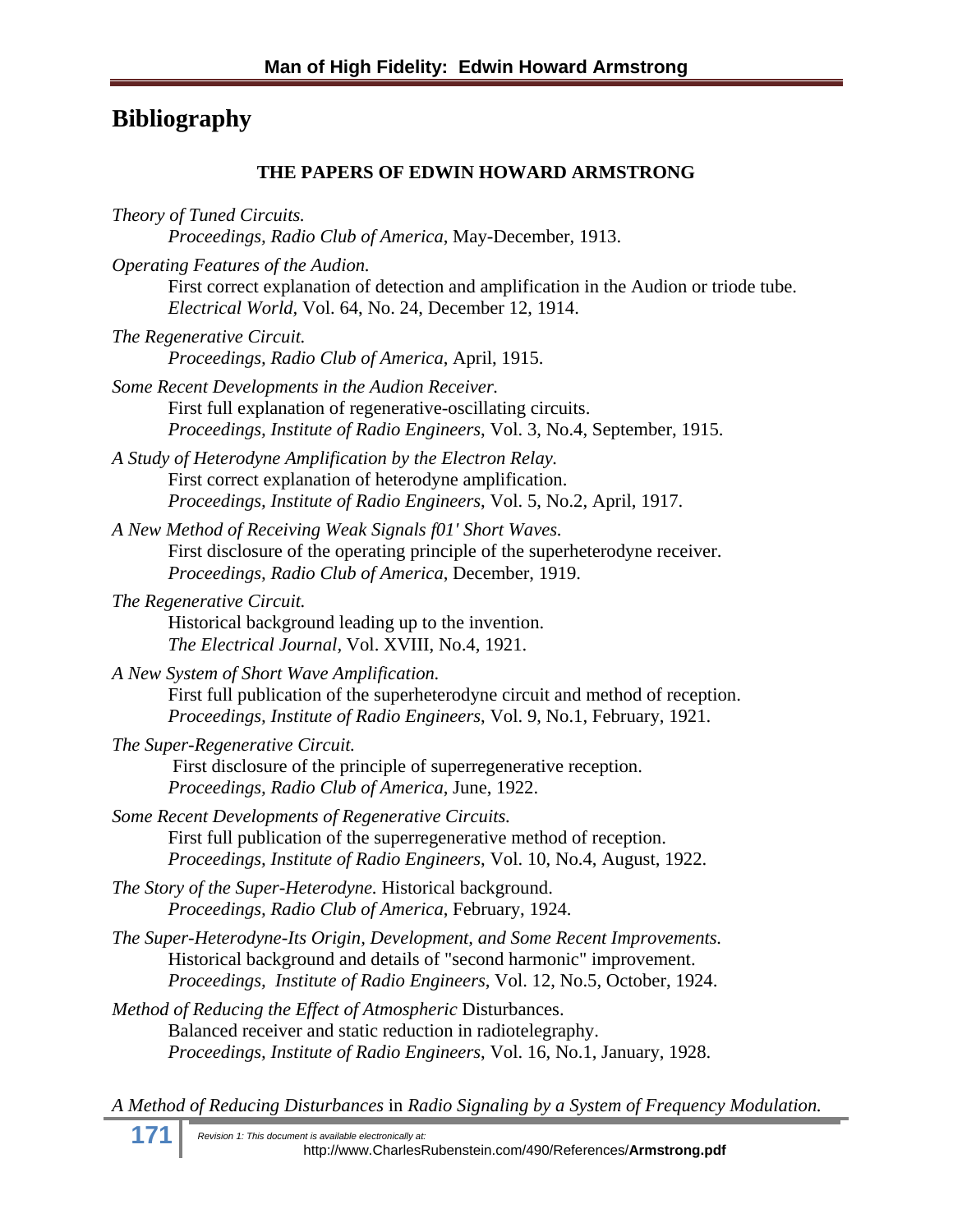# Bibliography

### THE PAPERS OF EDWIN HOWARD ARMSTRONG

*Theory of Tuned Circuits.*
*Proceedings, Radio Club of America*, May-December, 1913.

*Operating Features of the Audion.*
First correct explanation of detection and amplification in the Audion or triode tube.
*Electrical World,* Vol. 64, No. 24, December 12, 1914.

*The Regenerative Circuit.*
*Proceedings, Radio Club of America*, April, 1915.

*Some Recent Developments in the Audion Receiver.*
First full explanation of regenerative-oscillating circuits.
*Proceedings, Institute of Radio Engineers*, Vol. 3, No.4, September, 1915.

*A Study of Heterodyne Amplification by the Electron Relay.*
First correct explanation of heterodyne amplification.
*Proceedings, Institute of Radio Engineers*, Vol. 5, No.2, April, 1917.

*A New Method of Receiving Weak Signals f01' Short Waves.*
First disclosure of the operating principle of the superheterodyne receiver.
*Proceedings, Radio Club of America*, December, 1919.

*The Regenerative Circuit.*
Historical background leading up to the invention.
*The Electrical Journal*, Vol. XVIII, No.4, 1921.

*A New System of Short Wave Amplification.*
First full publication of the superheterodyne circuit and method of reception.
*Proceedings, Institute of Radio Engineers*, Vol. 9, No.1, February, 1921.

*The Super-Regenerative Circuit.*
First disclosure of the principle of superregenerative reception.
*Proceedings, Radio Club of America*, June, 1922.

*Some Recent Developments of Regenerative Circuits.*
First full publication of the superregenerative method of reception.
*Proceedings, Institute of Radio Engineers*, Vol. 10, No.4, August, 1922.

*The Story of the Super-Heterodyne.* Historical background.
*Proceedings, Radio Club of America*, February, 1924.

*The Super-Heterodyne-Its Origin, Development, and Some Recent Improvements.*
Historical background and details of "second harmonic" improvement.
*Proceedings, Institute of Radio Engineers*, Vol. 12, No.5, October, 1924.

*Method of Reducing the Effect of Atmospheric* Disturbances.
Balanced receiver and static reduction in radiotelegraphy.
*Proceedings, Institute of Radio Engineers*, Vol. 16, No.1, January, 1928.

*A Method of Reducing Disturbances* in *Radio Signaling by a System of Frequency Modulation.*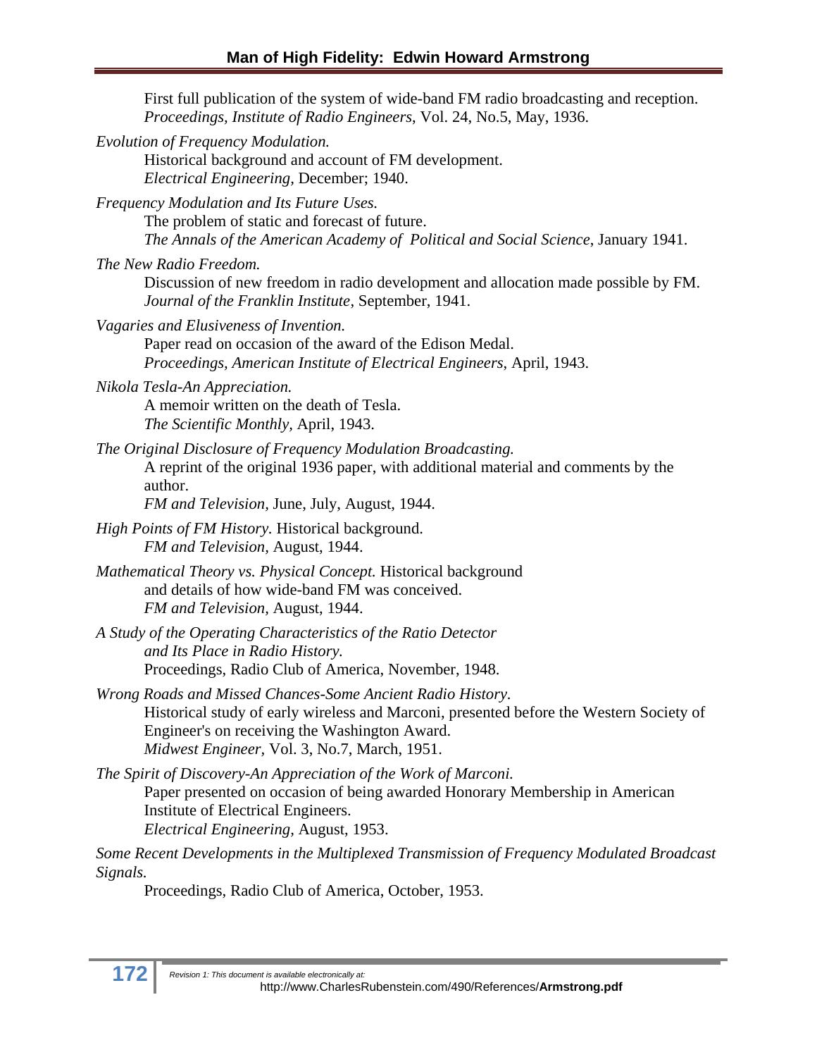First full publication of the system of wide-band FM radio broadcasting and reception. *Proceedings, Institute of Radio Engineers*, Vol. 24, No.5, May, 1936.

*Evolution of Frequency Modulation.*
Historical background and account of FM development.
*Electrical Engineering,* December; 1940.

*Frequency Modulation and Its Future Uses.*
The problem of static and forecast of future.
*The Annals of the American Academy of Political and Social Science*, January 1941.

*The New Radio Freedom.*
Discussion of new freedom in radio development and allocation made possible by FM.
*Journal of the Franklin Institute*, September, 1941.

*Vagaries and Elusiveness of Invention.*
Paper read on occasion of the award of the Edison Medal.
*Proceedings, American Institute of Electrical Engineers*, April, 1943.

*Nikola Tesla-An Appreciation.*
A memoir written on the death of Tesla.
*The Scientific Monthly,* April, 1943.

*The Original Disclosure of Frequency Modulation Broadcasting.*
A reprint of the original 1936 paper, with additional material and comments by the author.
*FM and Television,* June, July, August, 1944.

*High Points of FM History.* Historical background.
*FM and Television,* August, 1944.

*Mathematical Theory vs. Physical Concept.* Historical background and details of how wide-band FM was conceived.
*FM and Television,* August, 1944.

*A Study of the Operating Characteristics of the Ratio Detector and Its Place in Radio History.*
Proceedings, Radio Club of America, November, 1948.

*Wrong Roads and Missed Chances-Some Ancient Radio History.*
Historical study of early wireless and Marconi, presented before the Western Society of Engineer's on receiving the Washington Award.
*Midwest Engineer,* Vol. 3, No.7, March, 1951.

*The Spirit of Discovery-An Appreciation of the Work of Marconi.*
Paper presented on occasion of being awarded Honorary Membership in American Institute of Electrical Engineers.
*Electrical Engineering,* August, 1953.

*Some Recent Developments in the Multiplexed Transmission of Frequency Modulated Broadcast Signals.*
Proceedings, Radio Club of America, October, 1953.